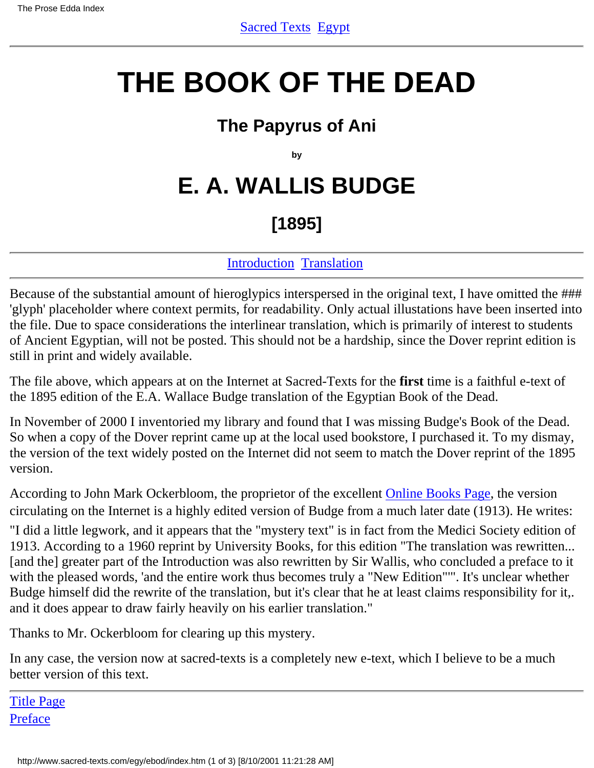Sacred Texts  Egypt

# THE BOOK OF THE DEAD

## The Papyrus of Ani

by

# E. A. WALLIS BUDGE

## [1895]

Introduction  Translation

Because of the substantial amount of hieroglypics interspersed in the original text, I have omitted the ### 'glyph' placeholder where context permits, for readability. Only actual illustations have been inserted into the file. Due to space considerations the interlinear translation, which is primarily of interest to students of Ancient Egyptian, will not be posted. This should not be a hardship, since the Dover reprint edition is still in print and widely available.

The file above, which appears at on the Internet at Sacred-Texts for the **first** time is a faithful e-text of the 1895 edition of the E.A. Wallace Budge translation of the Egyptian Book of the Dead.

In November of 2000 I inventoried my library and found that I was missing Budge's Book of the Dead. So when a copy of the Dover reprint came up at the local used bookstore, I purchased it. To my dismay, the version of the text widely posted on the Internet did not seem to match the Dover reprint of the 1895 version.

According to John Mark Ockerbloom, the proprietor of the excellent Online Books Page, the version circulating on the Internet is a highly edited version of Budge from a much later date (1913). He writes: "I did a little legwork, and it appears that the "mystery text" is in fact from the Medici Society edition of 1913. According to a 1960 reprint by University Books, for this edition "The translation was rewritten... [and the] greater part of the Introduction was also rewritten by Sir Wallis, who concluded a preface to it with the pleased words, 'and the entire work thus becomes truly a "New Edition"'". It's unclear whether Budge himself did the rewrite of the translation, but it's clear that he at least claims responsibility for it,. and it does appear to draw fairly heavily on his earlier translation."

Thanks to Mr. Ockerbloom for clearing up this mystery.

In any case, the version now at sacred-texts is a completely new e-text, which I believe to be a much better version of this text.

Title Page
Preface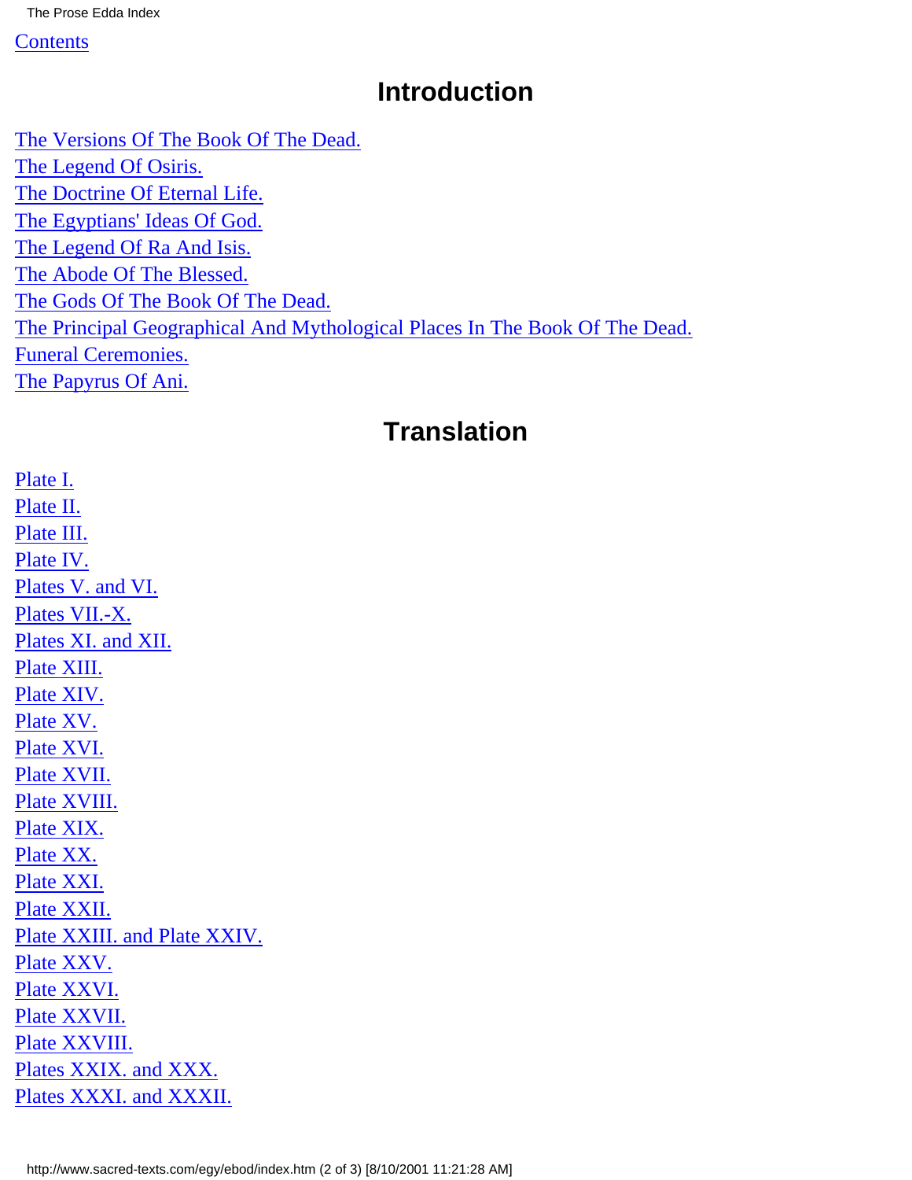Contents

# Introduction

The Versions Of The Book Of The Dead.
The Legend Of Osiris.
The Doctrine Of Eternal Life.
The Egyptians' Ideas Of God.
The Legend Of Ra And Isis.
The Abode Of The Blessed.
The Gods Of The Book Of The Dead.
The Principal Geographical And Mythological Places In The Book Of The Dead.
Funeral Ceremonies.
The Papyrus Of Ani.

# Translation

Plate I.
Plate II.
Plate III.
Plate IV.
Plates V. and VI.
Plates VII.-X.
Plates XI. and XII.
Plate XIII.
Plate XIV.
Plate XV.
Plate XVI.
Plate XVII.
Plate XVIII.
Plate XIX.
Plate XX.
Plate XXI.
Plate XXII.
Plate XXIII. and Plate XXIV.
Plate XXV.
Plate XXVI.
Plate XXVII.
Plate XXVIII.
Plates XXIX. and XXX.
Plates XXXI. and XXXII.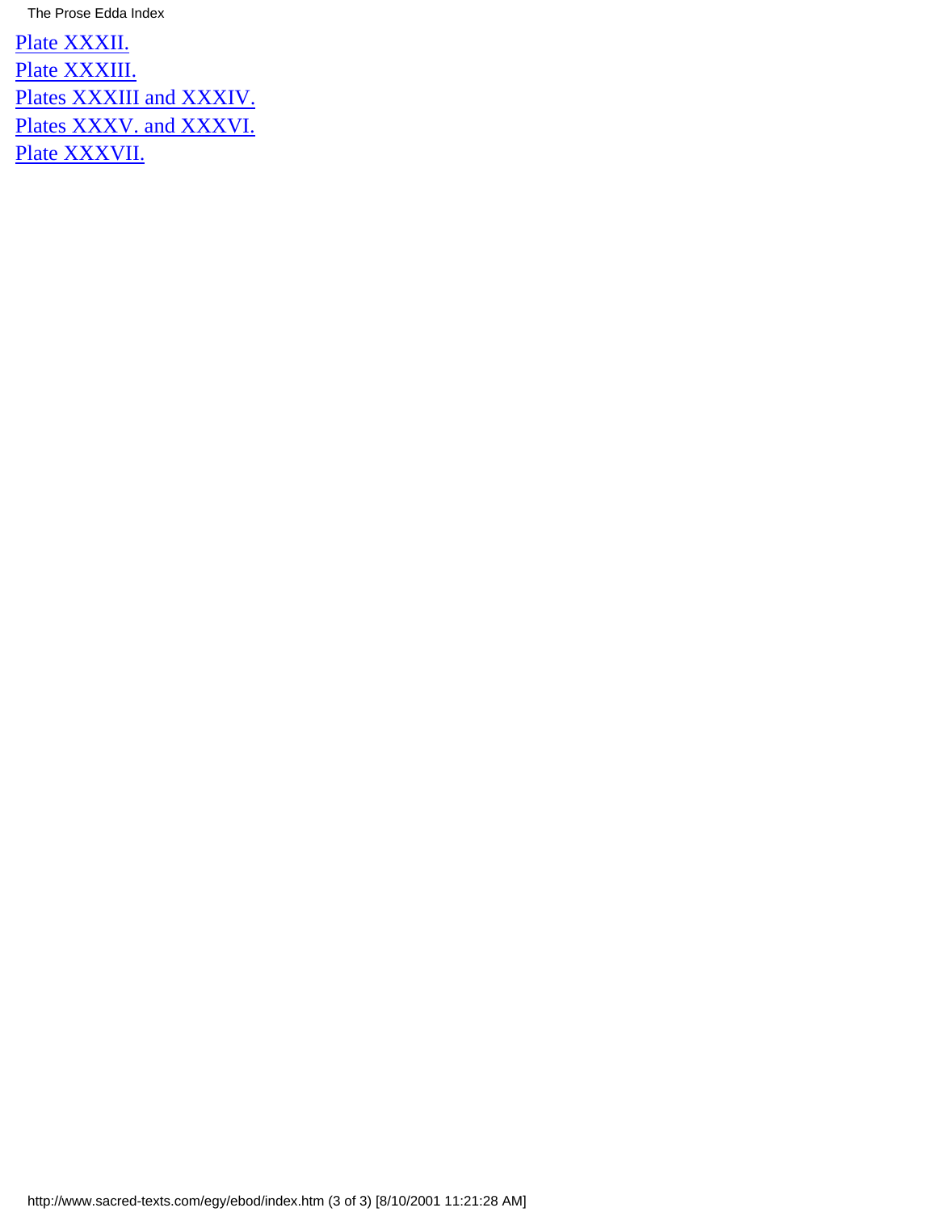Plate XXXII.
Plate XXXIII.
Plates XXXIII and XXXIV.
Plates XXXV. and XXXVI.
Plate XXXVII.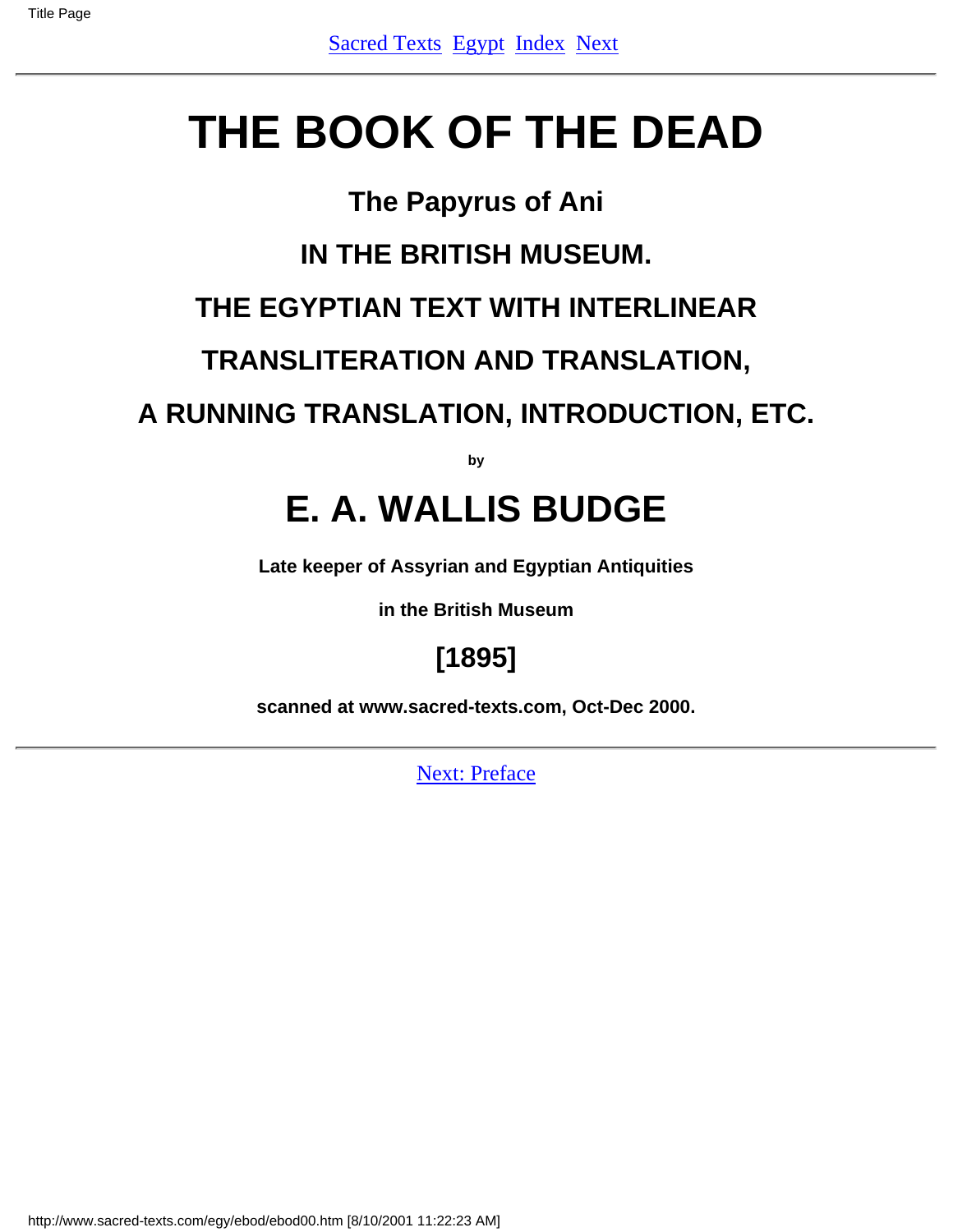[Sacred Texts](#) [Egypt](#) [Index](#) [Next](#)

---

# THE BOOK OF THE DEAD

## The Papyrus of Ani

## IN THE BRITISH MUSEUM.

## THE EGYPTIAN TEXT WITH INTERLINEAR

## TRANSLITERATION AND TRANSLATION,

## A RUNNING TRANSLATION, INTRODUCTION, ETC.

**by**

# E. A. WALLIS BUDGE

**Late keeper of Assyrian and Egyptian Antiquities**

**in the British Museum**

## [1895]

**scanned at www.sacred-texts.com, Oct-Dec 2000.**

---

[Next: Preface](#)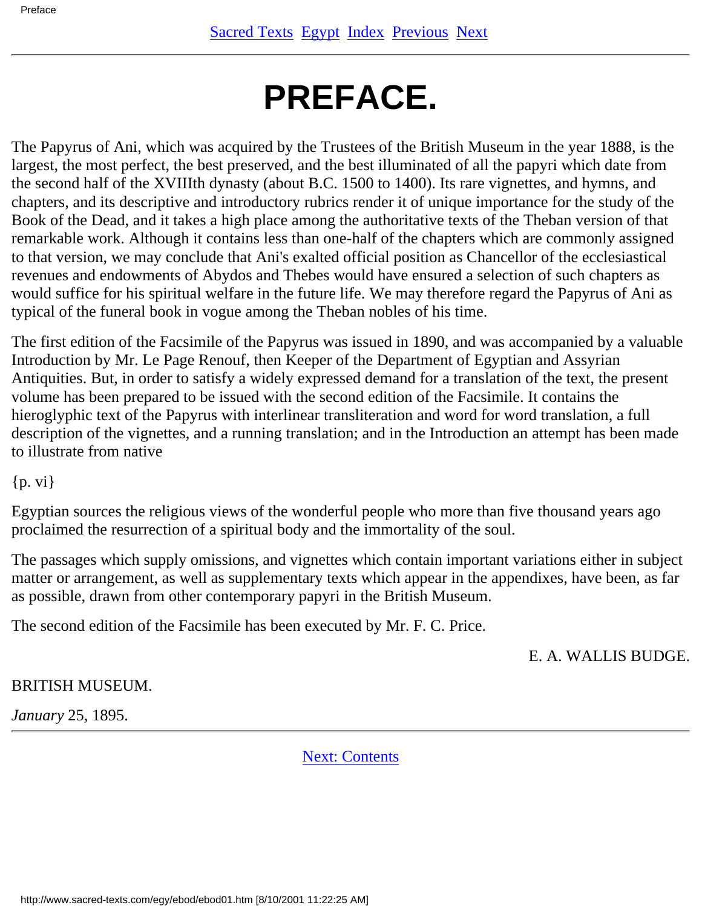# PREFACE.

The Papyrus of Ani, which was acquired by the Trustees of the British Museum in the year 1888, is the largest, the most perfect, the best preserved, and the best illuminated of all the papyri which date from the second half of the XVIIIth dynasty (about B.C. 1500 to 1400). Its rare vignettes, and hymns, and chapters, and its descriptive and introductory rubrics render it of unique importance for the study of the Book of the Dead, and it takes a high place among the authoritative texts of the Theban version of that remarkable work. Although it contains less than one-half of the chapters which are commonly assigned to that version, we may conclude that Ani's exalted official position as Chancellor of the ecclesiastical revenues and endowments of Abydos and Thebes would have ensured a selection of such chapters as would suffice for his spiritual welfare in the future life. We may therefore regard the Papyrus of Ani as typical of the funeral book in vogue among the Theban nobles of his time.

The first edition of the Facsimile of the Papyrus was issued in 1890, and was accompanied by a valuable Introduction by Mr. Le Page Renouf, then Keeper of the Department of Egyptian and Assyrian Antiquities. But, in order to satisfy a widely expressed demand for a translation of the text, the present volume has been prepared to be issued with the second edition of the Facsimile. It contains the hieroglyphic text of the Papyrus with interlinear transliteration and word for word translation, a full description of the vignettes, and a running translation; and in the Introduction an attempt has been made to illustrate from native

{p. vi}

Egyptian sources the religious views of the wonderful people who more than five thousand years ago proclaimed the resurrection of a spiritual body and the immortality of the soul.

The passages which supply omissions, and vignettes which contain important variations either in subject matter or arrangement, as well as supplementary texts which appear in the appendixes, have been, as far as possible, drawn from other contemporary papyri in the British Museum.

The second edition of the Facsimile has been executed by Mr. F. C. Price.

E. A. WALLIS BUDGE.

BRITISH MUSEUM.

*January* 25, 1895.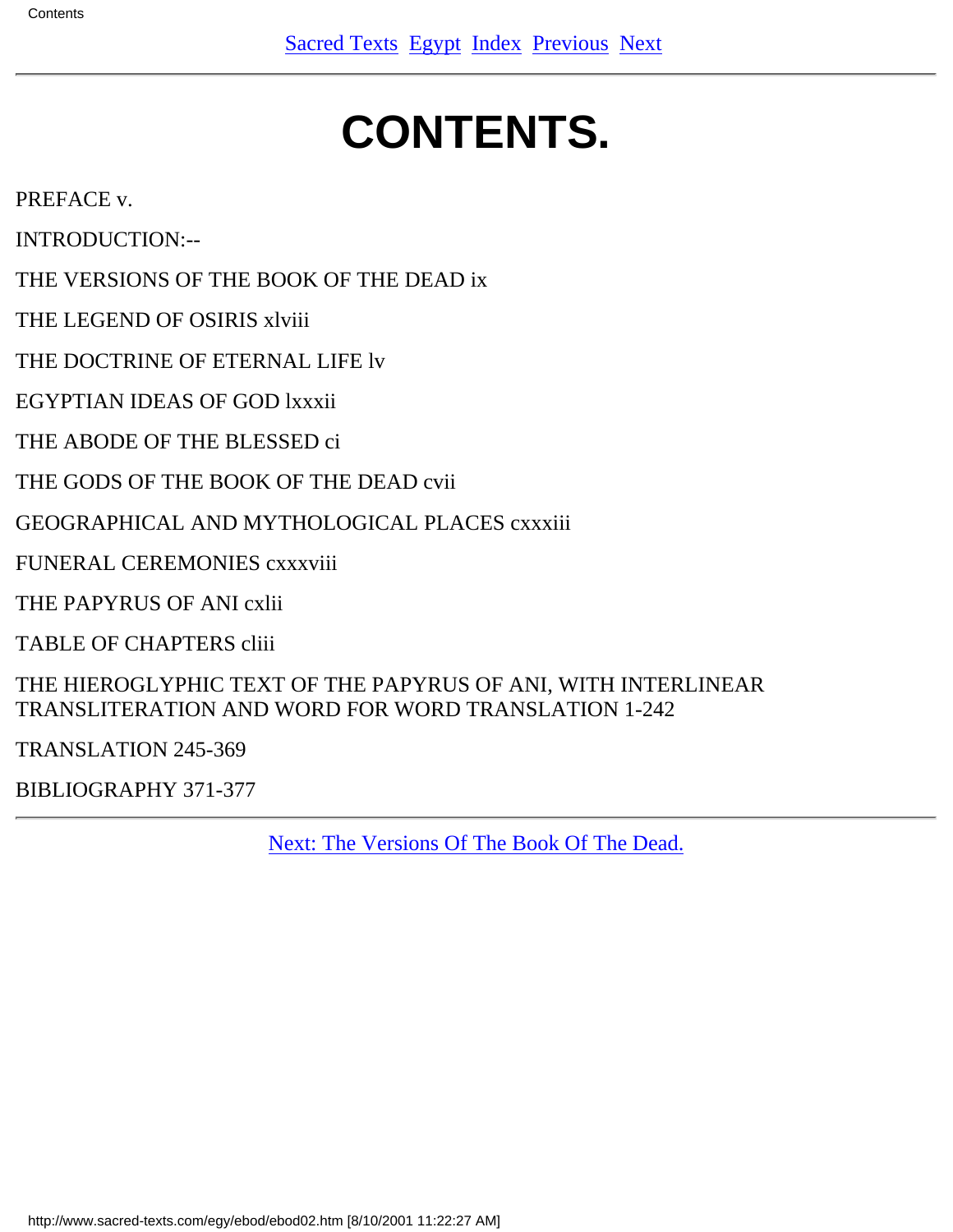# CONTENTS.

PREFACE v.

INTRODUCTION:--

THE VERSIONS OF THE BOOK OF THE DEAD ix

THE LEGEND OF OSIRIS xlviii

THE DOCTRINE OF ETERNAL LIFE lv

EGYPTIAN IDEAS OF GOD lxxxii

THE ABODE OF THE BLESSED ci

THE GODS OF THE BOOK OF THE DEAD cvii

GEOGRAPHICAL AND MYTHOLOGICAL PLACES cxxxiii

FUNERAL CEREMONIES cxxxviii

THE PAPYRUS OF ANI cxlii

TABLE OF CHAPTERS cliii

THE HIEROGLYPHIC TEXT OF THE PAPYRUS OF ANI, WITH INTERLINEAR TRANSLITERATION AND WORD FOR WORD TRANSLATION 1-242

TRANSLATION 245-369

BIBLIOGRAPHY 371-377

Next: The Versions Of The Book Of The Dead.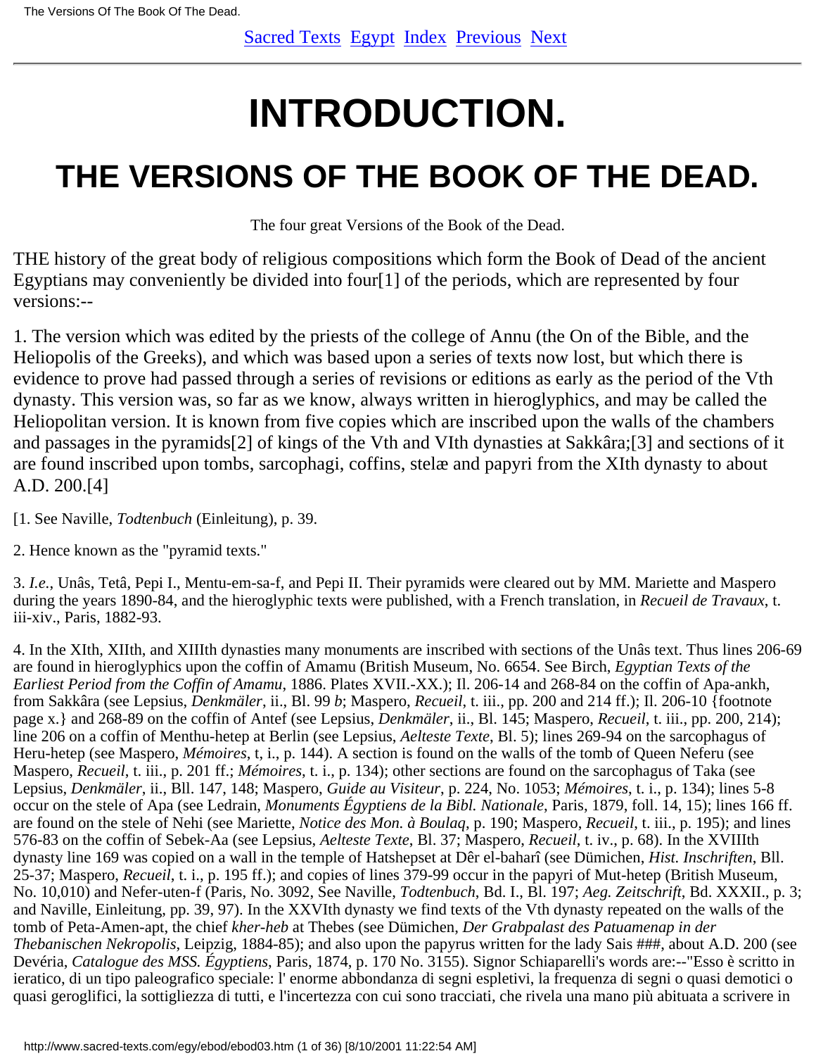Sacred Texts Egypt Index Previous Next

# INTRODUCTION.

## THE VERSIONS OF THE BOOK OF THE DEAD.

The four great Versions of the Book of the Dead.

THE history of the great body of religious compositions which form the Book of Dead of the ancient Egyptians may conveniently be divided into four[1] of the periods, which are represented by four versions:--

1. The version which was edited by the priests of the college of Annu (the On of the Bible, and the Heliopolis of the Greeks), and which was based upon a series of texts now lost, but which there is evidence to prove had passed through a series of revisions or editions as early as the period of the Vth dynasty. This version was, so far as we know, always written in hieroglyphics, and may be called the Heliopolitan version. It is known from five copies which are inscribed upon the walls of the chambers and passages in the pyramids[2] of kings of the Vth and VIth dynasties at Sakkâra;[3] and sections of it are found inscribed upon tombs, sarcophagi, coffins, stelæ and papyri from the XIth dynasty to about A.D. 200.[4]

[1. See Naville, *Todtenbuch* (Einleitung), p. 39.

2. Hence known as the "pyramid texts."

3. *I.e.*, Unâs, Tetâ, Pepi I., Mentu-em-sa-f, and Pepi II. Their pyramids were cleared out by MM. Mariette and Maspero during the years 1890-84, and the hieroglyphic texts were published, with a French translation, in *Recueil de Travaux*, t. iii-xiv., Paris, 1882-93.

4. In the XIth, XIIth, and XIIIth dynasties many monuments are inscribed with sections of the Unâs text. Thus lines 206-69 are found in hieroglyphics upon the coffin of Amamu (British Museum, No. 6654. See Birch, *Egyptian Texts of the Earliest Period from the Coffin of Amamu*, 1886. Plates XVII.-XX.); Il. 206-14 and 268-84 on the coffin of Apa-ankh, from Sakkâra (see Lepsius, *Denkmäler*, ii., Bl. 99 *b*; Maspero, *Recueil*, t. iii., pp. 200 and 214 ff.); Il. 206-10 {footnote page x.} and 268-89 on the coffin of Antef (see Lepsius, *Denkmäler*, ii., Bl. 145; Maspero, *Recueil*, t. iii., pp. 200, 214); line 206 on a coffin of Menthu-hetep at Berlin (see Lepsius, *Aelteste Texte*, Bl. 5); lines 269-94 on the sarcophagus of Heru-hetep (see Maspero, *Mémoires*, t, i., p. 144). A section is found on the walls of the tomb of Queen Neferu (see Maspero, *Recueil*, t. iii., p. 201 ff.; *Mémoires*, t. i., p. 134); other sections are found on the sarcophagus of Taka (see Lepsius, *Denkmäler*, ii., Bll. 147, 148; Maspero, *Guide au Visiteur*, p. 224, No. 1053; *Mémoires*, t. i., p. 134); lines 5-8 occur on the stele of Apa (see Ledrain, *Monuments Égyptiens de la Bibl. Nationale*, Paris, 1879, foll. 14, 15); lines 166 ff. are found on the stele of Nehi (see Mariette, *Notice des Mon. à Boulaq*, p. 190; Maspero, *Recueil*, t. iii., p. 195); and lines 576-83 on the coffin of Sebek-Aa (see Lepsius, *Aelteste Texte*, Bl. 37; Maspero, *Recueil*, t. iv., p. 68). In the XVIIIth dynasty line 169 was copied on a wall in the temple of Hatshepset at Dêr el-baharî (see Dümichen, *Hist. Inschriften*, Bll. 25-37; Maspero, *Recueil*, t. i., p. 195 ff.); and copies of lines 379-99 occur in the papyri of Mut-hetep (British Museum, No. 10,010) and Nefer-uten-f (Paris, No. 3092, See Naville, *Todtenbuch*, Bd. I., Bl. 197; *Aeg. Zeitschrift*, Bd. XXXII., p. 3; and Naville, Einleitung, pp. 39, 97). In the XXVIth dynasty we find texts of the Vth dynasty repeated on the walls of the tomb of Peta-Amen-apt, the chief *kher-heb* at Thebes (see Dümichen, *Der Grabpalast des Patuamenap in der Thebanischen Nekropolis*, Leipzig, 1884-85); and also upon the papyrus written for the lady Sais ###, about A.D. 200 (see Devéria, *Catalogue des MSS. Égyptiens*, Paris, 1874, p. 170 No. 3155). Signor Schiaparelli's words are:--"Esso è scritto in ieratico, di un tipo paleografico speciale: l' enorme abbondanza di segni espletivi, la frequenza di segni o quasi demotici o quasi geroglifici, la sottigliezza di tutti, e l'incertezza con cui sono tracciati, che rivela una mano più abituata a scrivere in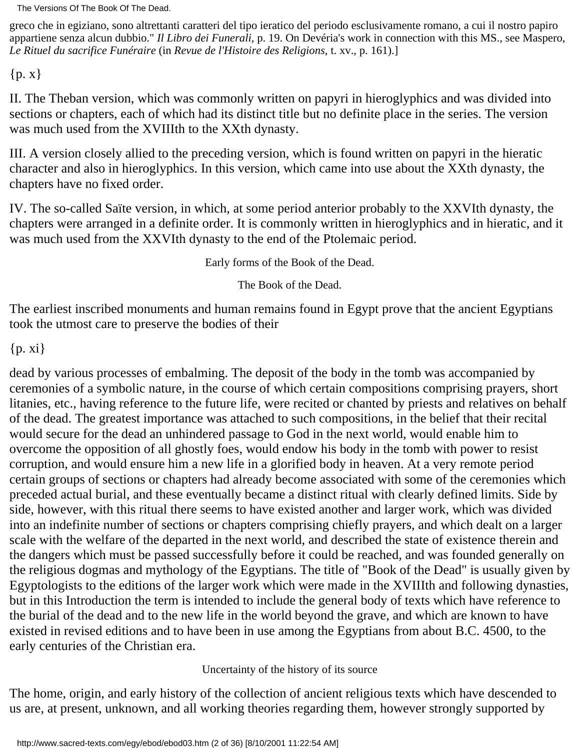greco che in egiziano, sono altrettanti caratteri del tipo ieratico del periodo esclusivamente romano, a cui il nostro papiro appartiene senza alcun dubbio." *Il Libro dei Funerali*, p. 19. On Devéria's work in connection with this MS., see Maspero, *Le Rituel du sacrifice Funéraire* (in *Revue de l'Histoire des Religions*, t. xv., p. 161).]

{p. x}

II. The Theban version, which was commonly written on papyri in hieroglyphics and was divided into sections or chapters, each of which had its distinct title but no definite place in the series. The version was much used from the XVIIIth to the XXth dynasty.

III. A version closely allied to the preceding version, which is found written on papyri in the hieratic character and also in hieroglyphics. In this version, which came into use about the XXth dynasty, the chapters have no fixed order.

IV. The so-called Saïte version, in which, at some period anterior probably to the XXVIth dynasty, the chapters were arranged in a definite order. It is commonly written in hieroglyphics and in hieratic, and it was much used from the XXVIth dynasty to the end of the Ptolemaic period.

Early forms of the Book of the Dead.

The Book of the Dead.

The earliest inscribed monuments and human remains found in Egypt prove that the ancient Egyptians took the utmost care to preserve the bodies of their

{p. xi}

dead by various processes of embalming. The deposit of the body in the tomb was accompanied by ceremonies of a symbolic nature, in the course of which certain compositions comprising prayers, short litanies, etc., having reference to the future life, were recited or chanted by priests and relatives on behalf of the dead. The greatest importance was attached to such compositions, in the belief that their recital would secure for the dead an unhindered passage to God in the next world, would enable him to overcome the opposition of all ghostly foes, would endow his body in the tomb with power to resist corruption, and would ensure him a new life in a glorified body in heaven. At a very remote period certain groups of sections or chapters had already become associated with some of the ceremonies which preceded actual burial, and these eventually became a distinct ritual with clearly defined limits. Side by side, however, with this ritual there seems to have existed another and larger work, which was divided into an indefinite number of sections or chapters comprising chiefly prayers, and which dealt on a larger scale with the welfare of the departed in the next world, and described the state of existence therein and the dangers which must be passed successfully before it could be reached, and was founded generally on the religious dogmas and mythology of the Egyptians. The title of "Book of the Dead" is usually given by Egyptologists to the editions of the larger work which were made in the XVIIIth and following dynasties, but in this Introduction the term is intended to include the general body of texts which have reference to the burial of the dead and to the new life in the world beyond the grave, and which are known to have existed in revised editions and to have been in use among the Egyptians from about B.C. 4500, to the early centuries of the Christian era.

Uncertainty of the history of its source

The home, origin, and early history of the collection of ancient religious texts which have descended to us are, at present, unknown, and all working theories regarding them, however strongly supported by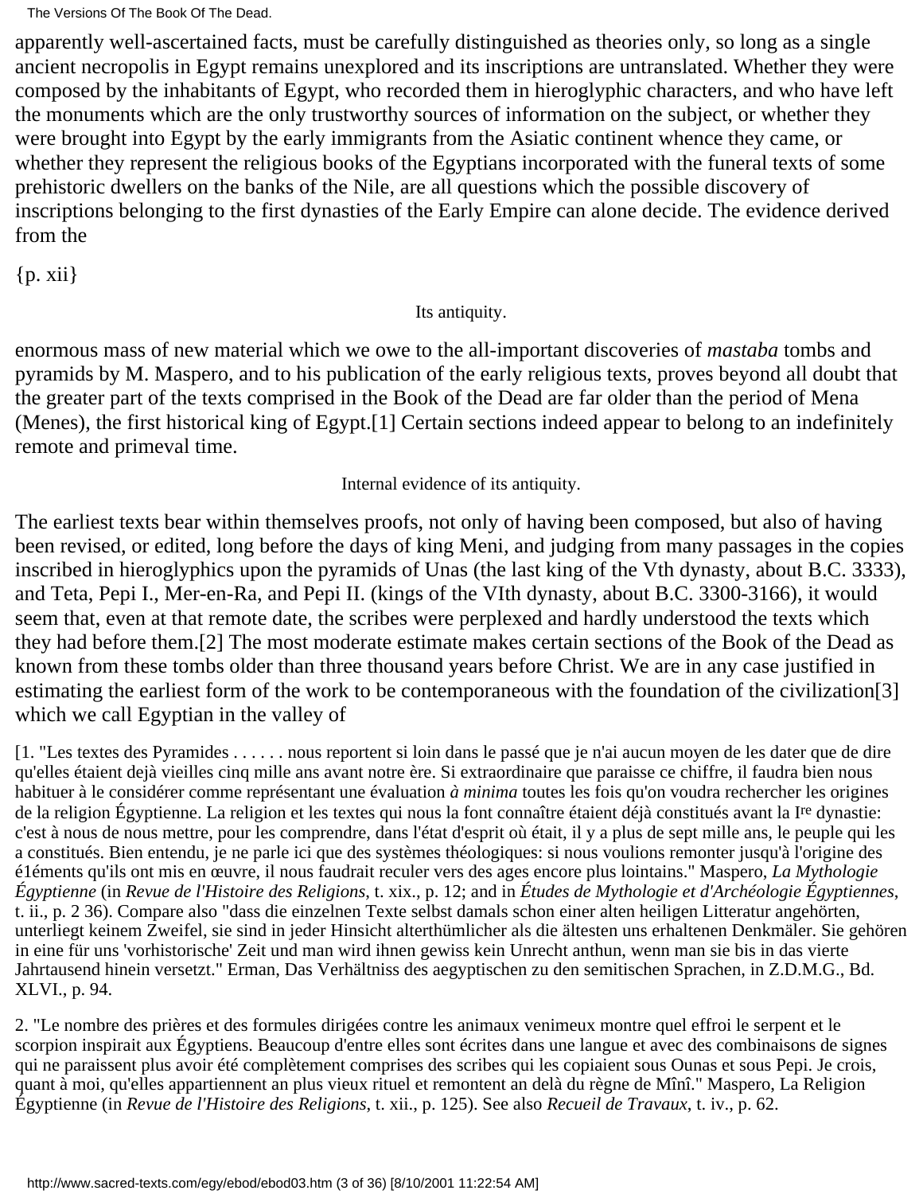apparently well-ascertained facts, must be carefully distinguished as theories only, so long as a single ancient necropolis in Egypt remains unexplored and its inscriptions are untranslated. Whether they were composed by the inhabitants of Egypt, who recorded them in hieroglyphic characters, and who have left the monuments which are the only trustworthy sources of information on the subject, or whether they were brought into Egypt by the early immigrants from the Asiatic continent whence they came, or whether they represent the religious books of the Egyptians incorporated with the funeral texts of some prehistoric dwellers on the banks of the Nile, are all questions which the possible discovery of inscriptions belonging to the first dynasties of the Early Empire can alone decide. The evidence derived from the

{p. xii}

Its antiquity.

enormous mass of new material which we owe to the all-important discoveries of *mastaba* tombs and pyramids by M. Maspero, and to his publication of the early religious texts, proves beyond all doubt that the greater part of the texts comprised in the Book of the Dead are far older than the period of Mena (Menes), the first historical king of Egypt.[1] Certain sections indeed appear to belong to an indefinitely remote and primeval time.

Internal evidence of its antiquity.

The earliest texts bear within themselves proofs, not only of having been composed, but also of having been revised, or edited, long before the days of king Meni, and judging from many passages in the copies inscribed in hieroglyphics upon the pyramids of Unas (the last king of the Vth dynasty, about B.C. 3333), and Teta, Pepi I., Mer-en-Ra, and Pepi II. (kings of the VIth dynasty, about B.C. 3300-3166), it would seem that, even at that remote date, the scribes were perplexed and hardly understood the texts which they had before them.[2] The most moderate estimate makes certain sections of the Book of the Dead as known from these tombs older than three thousand years before Christ. We are in any case justified in estimating the earliest form of the work to be contemporaneous with the foundation of the civilization[3] which we call Egyptian in the valley of

[1. "Les textes des Pyramides . . . . . . nous reportent si loin dans le passé que je n'ai aucun moyen de les dater que de dire qu'elles étaient dejà vieilles cinq mille ans avant notre ère. Si extraordinaire que paraisse ce chiffre, il faudra bien nous habituer à le considérer comme représentant une évaluation *à minima* toutes les fois qu'on voudra rechercher les origines de la religion Égyptienne. La religion et les textes qui nous la font connaître étaient déjà constitués avant la I[re] dynastie: c'est à nous de nous mettre, pour les comprendre, dans l'état d'esprit où était, il y a plus de sept mille ans, le peuple qui les a constitués. Bien entendu, je ne parle ici que des systèmes théologiques: si nous voulions remonter jusqu'à l'origine des é1éments qu'ils ont mis en œuvre, il nous faudrait reculer vers des ages encore plus lointains." Maspero, *La Mythologie Égyptienne* (in *Revue de l'Histoire des Religions*, t. xix., p. 12; and in *Études de Mythologie et d'Archéologie Égyptiennes*, t. ii., p. 2 36). Compare also "dass die einzelnen Texte selbst damals schon einer alten heiligen Litteratur angehörten, unterliegt keinem Zweifel, sie sind in jeder Hinsicht alterthümlicher als die ältesten uns erhaltenen Denkmäler. Sie gehören in eine für uns 'vorhistorische' Zeit und man wird ihnen gewiss kein Unrecht anthun, wenn man sie bis in das vierte Jahrtausend hinein versetzt." Erman, Das Verhältniss des aegyptischen zu den semitischen Sprachen, in Z.D.M.G., Bd. XLVI., p. 94.

2. "Le nombre des prières et des formules dirigées contre les animaux venimeux montre quel effroi le serpent et le scorpion inspirait aux Égyptiens. Beaucoup d'entre elles sont écrites dans une langue et avec des combinaisons de signes qui ne paraissent plus avoir été complètement comprises des scribes qui les copiaient sous Ounas et sous Pepi. Je crois, quant à moi, qu'elles appartiennent an plus vieux rituel et remontent an delà du règne de Mînî." Maspero, La Religion Égyptienne (in *Revue de l'Histoire des Religions*, t. xii., p. 125). See also *Recueil de Travaux*, t. iv., p. 62.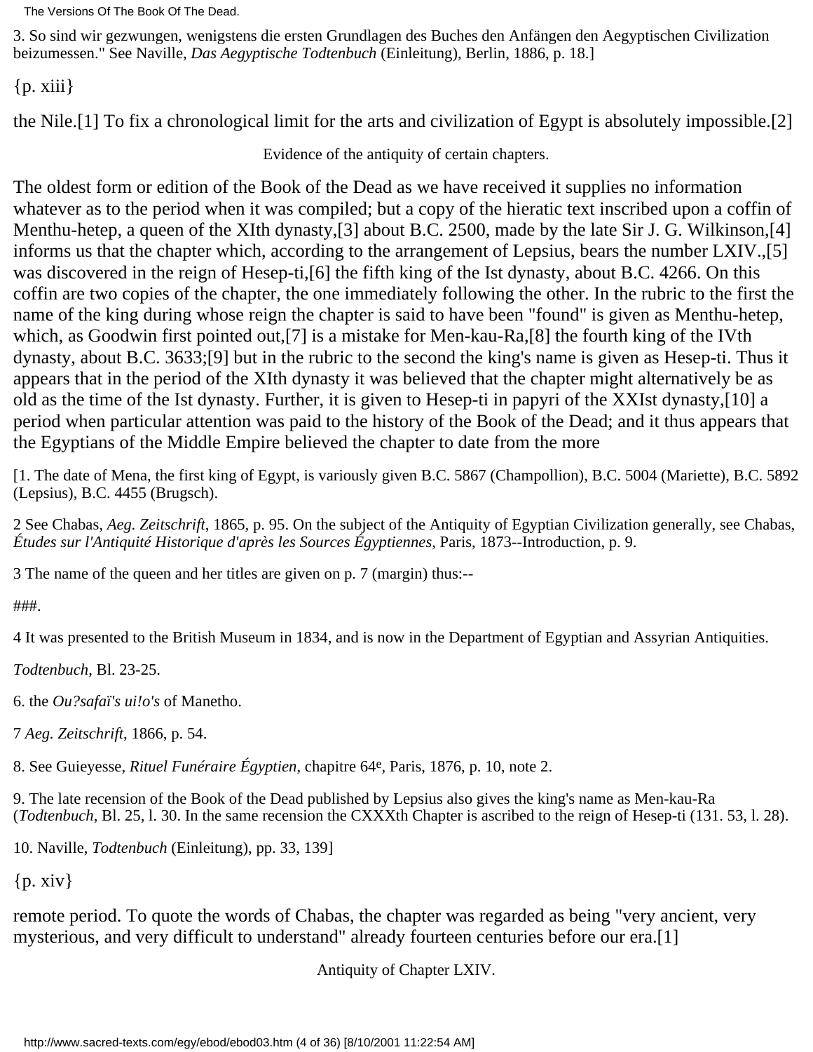3. So sind wir gezwungen, wenigstens die ersten Grundlagen des Buches den Anfängen den Aegyptischen Civilization beizumessen." See Naville, *Das Aegyptische Todtenbuch* (Einleitung), Berlin, 1886, p. 18.]

{p. xiii}

the Nile.[1] To fix a chronological limit for the arts and civilization of Egypt is absolutely impossible.[2]

Evidence of the antiquity of certain chapters.

The oldest form or edition of the Book of the Dead as we have received it supplies no information whatever as to the period when it was compiled; but a copy of the hieratic text inscribed upon a coffin of Menthu-hetep, a queen of the XIth dynasty,[3] about B.C. 2500, made by the late Sir J. G. Wilkinson,[4] informs us that the chapter which, according to the arrangement of Lepsius, bears the number LXIV.,[5] was discovered in the reign of Hesep-ti,[6] the fifth king of the Ist dynasty, about B.C. 4266. On this coffin are two copies of the chapter, the one immediately following the other. In the rubric to the first the name of the king during whose reign the chapter is said to have been "found" is given as Menthu-hetep, which, as Goodwin first pointed out,[7] is a mistake for Men-kau-Ra,[8] the fourth king of the IVth dynasty, about B.C. 3633;[9] but in the rubric to the second the king's name is given as Hesep-ti. Thus it appears that in the period of the XIth dynasty it was believed that the chapter might alternatively be as old as the time of the Ist dynasty. Further, it is given to Hesep-ti in papyri of the XXIst dynasty,[10] a period when particular attention was paid to the history of the Book of the Dead; and it thus appears that the Egyptians of the Middle Empire believed the chapter to date from the more

[1. The date of Mena, the first king of Egypt, is variously given B.C. 5867 (Champollion), B.C. 5004 (Mariette), B.C. 5892 (Lepsius), B.C. 4455 (Brugsch).

2 See Chabas, *Aeg. Zeitschrift*, 1865, p. 95. On the subject of the Antiquity of Egyptian Civilization generally, see Chabas, *Études sur l'Antiquité Historique d'après les Sources Égyptiennes*, Paris, 1873--Introduction, p. 9.

3 The name of the queen and her titles are given on p. 7 (margin) thus:--

###.

4 It was presented to the British Museum in 1834, and is now in the Department of Egyptian and Assyrian Antiquities.

*Todtenbuch*, Bl. 23-25.

6. the *Ou?safaï's ui!o's* of Manetho.

7 *Aeg. Zeitschrift*, 1866, p. 54.

8. See Guieyesse, *Rituel Funéraire Égyptien*, chapitre 64[e], Paris, 1876, p. 10, note 2.

9. The late recension of the Book of the Dead published by Lepsius also gives the king's name as Men-kau-Ra (*Todtenbuch*, Bl. 25, l. 30. In the same recension the CXXXth Chapter is ascribed to the reign of Hesep-ti (131. 53, l. 28).

10. Naville, *Todtenbuch* (Einleitung), pp. 33, 139]

{p. xiv}

remote period. To quote the words of Chabas, the chapter was regarded as being "very ancient, very mysterious, and very difficult to understand" already fourteen centuries before our era.[1]

Antiquity of Chapter LXIV.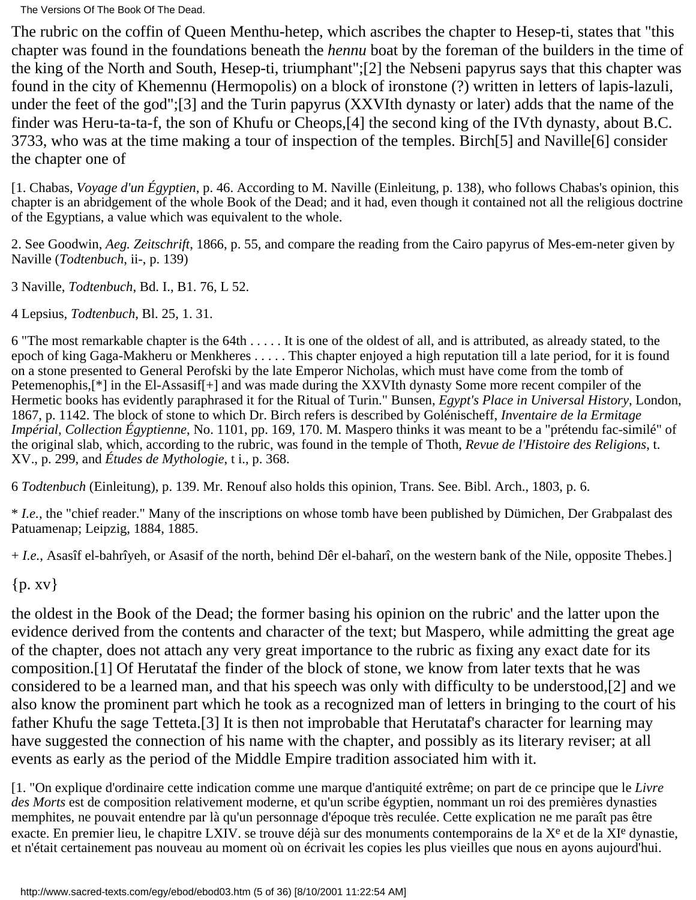The rubric on the coffin of Queen Menthu-hetep, which ascribes the chapter to Hesep-ti, states that "this chapter was found in the foundations beneath the *hennu* boat by the foreman of the builders in the time of the king of the North and South, Hesep-ti, triumphant";[2] the Nebseni papyrus says that this chapter was found in the city of Khemennu (Hermopolis) on a block of ironstone (?) written in letters of lapis-lazuli, under the feet of the god";[3] and the Turin papyrus (XXVIth dynasty or later) adds that the name of the finder was Heru-ta-ta-f, the son of Khufu or Cheops,[4] the second king of the IVth dynasty, about B.C. 3733, who was at the time making a tour of inspection of the temples. Birch[5] and Naville[6] consider the chapter one of

[1. Chabas, *Voyage d'un Égyptien*, p. 46. According to M. Naville (Einleitung, p. 138), who follows Chabas's opinion, this chapter is an abridgement of the whole Book of the Dead; and it had, even though it contained not all the religious doctrine of the Egyptians, a value which was equivalent to the whole.

2. See Goodwin, *Aeg. Zeitschrift*, 1866, p. 55, and compare the reading from the Cairo papyrus of Mes-em-neter given by Naville (*Todtenbuch*, ii-, p. 139)

3 Naville, *Todtenbuch*, Bd. I., B1. 76, L 52.

4 Lepsius, *Todtenbuch*, Bl. 25, 1. 31.

6 "The most remarkable chapter is the 64th . . . . . It is one of the oldest of all, and is attributed, as already stated, to the epoch of king Gaga-Makheru or Menkheres . . . . . This chapter enjoyed a high reputation till a late period, for it is found on a stone presented to General Perofski by the late Emperor Nicholas, which must have come from the tomb of Petemenophis,[*] in the El-Assasif[+] and was made during the XXVIth dynasty Some more recent compiler of the Hermetic books has evidently paraphrased it for the Ritual of Turin." Bunsen, *Egypt's Place in Universal History*, London, 1867, p. 1142. The block of stone to which Dr. Birch refers is described by Golénischeff, *Inventaire de la Ermitage Impérial, Collection Égyptienne*, No. 1101, pp. 169, 170. M. Maspero thinks it was meant to be a "prétendu fac-similé" of the original slab, which, according to the rubric, was found in the temple of Thoth, *Revue de l'Histoire des Religions*, t. XV., p. 299, and *Études de Mythologie*, t i., p. 368.

6 *Todtenbuch* (Einleitung), p. 139. Mr. Renouf also holds this opinion, Trans. See. Bibl. Arch., 1803, p. 6.

\* *I.e.*, the "chief reader." Many of the inscriptions on whose tomb have been published by Dümichen, Der Grabpalast des Patuamenap; Leipzig, 1884, 1885.

\+ *I.e.*, Asasîf el-bahrîyeh, or Asasif of the north, behind Dêr el-baharî, on the western bank of the Nile, opposite Thebes.]

{p. xv}

the oldest in the Book of the Dead; the former basing his opinion on the rubric' and the latter upon the evidence derived from the contents and character of the text; but Maspero, while admitting the great age of the chapter, does not attach any very great importance to the rubric as fixing any exact date for its composition.[1] Of Herutataf the finder of the block of stone, we know from later texts that he was considered to be a learned man, and that his speech was only with difficulty to be understood,[2] and we also know the prominent part which he took as a recognized man of letters in bringing to the court of his father Khufu the sage Tetteta.[3] It is then not improbable that Herutataf's character for learning may have suggested the connection of his name with the chapter, and possibly as its literary reviser; at all events as early as the period of the Middle Empire tradition associated him with it.

[1. "On explique d'ordinaire cette indication comme une marque d'antiquité extrême; on part de ce principe que le *Livre des Morts* est de composition relativement moderne, et qu'un scribe égyptien, nommant un roi des premières dynasties memphites, ne pouvait entendre par là qu'un personnage d'époque très reculée. Cette explication ne me paraît pas être exacte. En premier lieu, le chapitre LXIV. se trouve déjà sur des monuments contemporains de la X[e] et de la XI[e] dynastie, et n'était certainement pas nouveau au moment où on écrivait les copies les plus vieilles que nous en ayons aujourd'hui.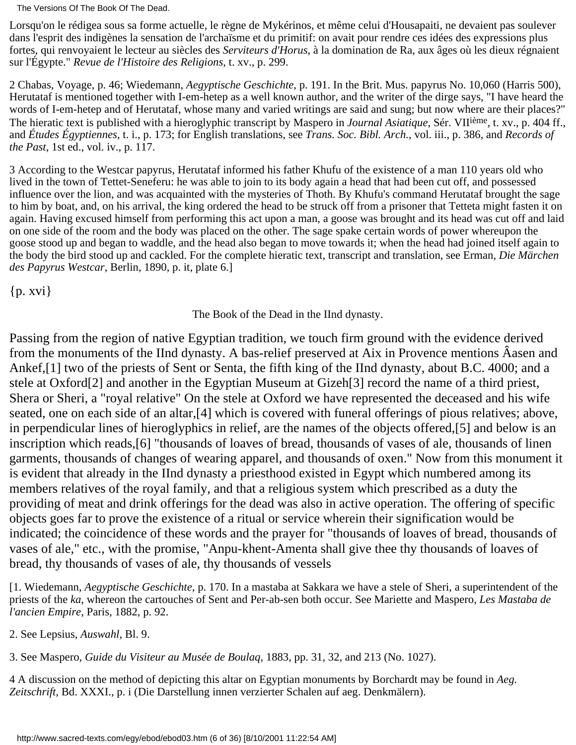Lorsqu'on le rédigea sous sa forme actuelle, le règne de Mykérinos, et même celui d'Housapaiti, ne devaient pas soulever dans l'esprit des indigènes la sensation de l'archaïsme et du primitif: on avait pour rendre ces idées des expressions plus fortes, qui renvoyaient le lecteur au siècles des *Serviteurs d'Horus*, à la domination de Ra, aux âges où les dieux régnaient sur l'Égypte." *Revue de l'Histoire des Religions*, t. xv., p. 299.

2 Chabas, Voyage, p. 46; Wiedemann, *Aegyptische Geschichte*, p. 191. In the Brit. Mus. papyrus No. 10,060 (Harris 500), Herutataf is mentioned together with I-em-hetep as a well known author, and the writer of the dirge says, "I have heard the words of I-em-hetep and of Herutataf, whose many and varied writings are said and sung; but now where are their places?" The hieratic text is published with a hieroglyphic transcript by Maspero in *Journal Asiatique*, Sér. VIIième, t. xv., p. 404 ff., and *Études Égyptiennes*, t. i., p. 173; for English translations, see *Trans. Soc. Bibl. Arch.*, vol. iii., p. 386, and *Records of the Past*, 1st ed., vol. iv., p. 117.

3 According to the Westcar papyrus, Herutataf informed his father Khufu of the existence of a man 110 years old who lived in the town of Tettet-Seneferu: he was able to join to its body again a head that had been cut off, and possessed influence over the lion, and was acquainted with the mysteries of Thoth. By Khufu's command Herutataf brought the sage to him by boat, and, on his arrival, the king ordered the head to be struck off from a prisoner that Tetteta might fasten it on again. Having excused himself from performing this act upon a man, a goose was brought and its head was cut off and laid on one side of the room and the body was placed on the other. The sage spake certain words of power whereupon the goose stood up and began to waddle, and the head also began to move towards it; when the head had joined itself again to the body the bird stood up and cackled. For the complete hieratic text, transcript and translation, see Erman, *Die Märchen des Papyrus Westcar*, Berlin, 1890, p. it, plate 6.]

{p. xvi}

### The Book of the Dead in the IInd dynasty.

Passing from the region of native Egyptian tradition, we touch firm ground with the evidence derived from the monuments of the IInd dynasty. A bas-relief preserved at Aix in Provence mentions Âasen and Ankef,[1] two of the priests of Sent or Senta, the fifth king of the IInd dynasty, about B.C. 4000; and a stele at Oxford[2] and another in the Egyptian Museum at Gizeh[3] record the name of a third priest, Shera or Sheri, a "royal relative" On the stele at Oxford we have represented the deceased and his wife seated, one on each side of an altar,[4] which is covered with funeral offerings of pious relatives; above, in perpendicular lines of hieroglyphics in relief, are the names of the objects offered,[5] and below is an inscription which reads,[6] "thousands of loaves of bread, thousands of vases of ale, thousands of linen garments, thousands of changes of wearing apparel, and thousands of oxen." Now from this monument it is evident that already in the IInd dynasty a priesthood existed in Egypt which numbered among its members relatives of the royal family, and that a religious system which prescribed as a duty the providing of meat and drink offerings for the dead was also in active operation. The offering of specific objects goes far to prove the existence of a ritual or service wherein their signification would be indicated; the coincidence of these words and the prayer for "thousands of loaves of bread, thousands of vases of ale," etc., with the promise, "Anpu-khent-Amenta shall give thee thy thousands of loaves of bread, thy thousands of vases of ale, thy thousands of vessels

[1. Wiedemann, *Aegyptische Geschichte*, p. 170. In a mastaba at Sakkara we have a stele of Sheri, a superintendent of the priests of the *ka*, whereon the cartouches of Sent and Per-ab-sen both occur. See Mariette and Maspero, *Les Mastaba de l'ancien Empire*, Paris, 1882, p. 92.

2. See Lepsius, *Auswahl*, Bl. 9.

3. See Maspero, *Guide du Visiteur au Musée de Boulaq*, 1883, pp. 31, 32, and 213 (No. 1027).

4 A discussion on the method of depicting this altar on Egyptian monuments by Borchardt may be found in *Aeg. Zeitschrift*, Bd. XXXI., p. i (Die Darstellung innen verzierter Schalen auf aeg. Denkmälern).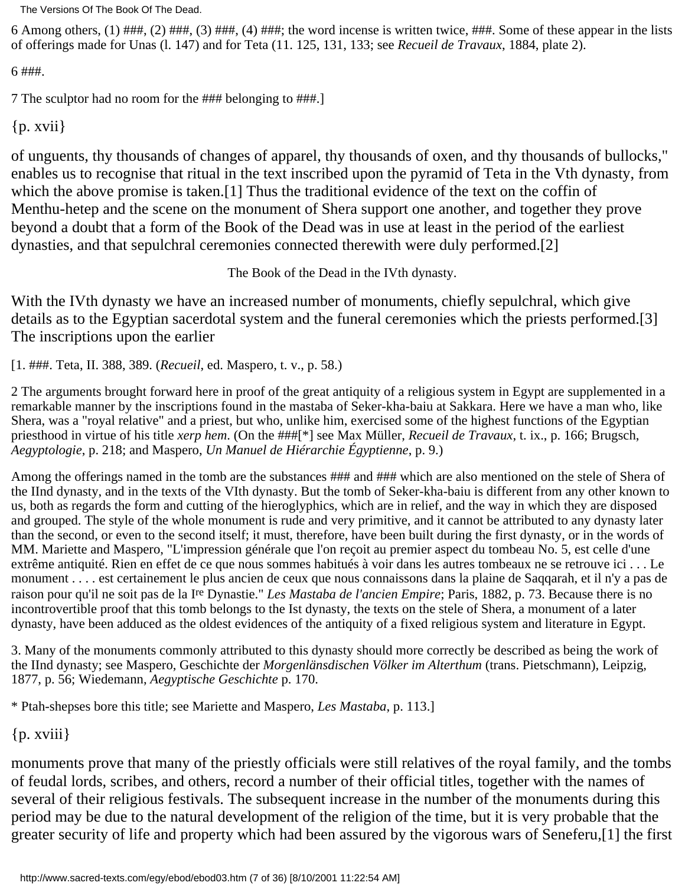6 Among others, (1) ###, (2) ###, (3) ###, (4) ###; the word incense is written twice, ###. Some of these appear in the lists of offerings made for Unas (l. 147) and for Teta (11. 125, 131, 133; see *Recueil de Travaux*, 1884, plate 2).

6 ###.

7 The sculptor had no room for the ### belonging to ###.]

{p. xvii}

of unguents, thy thousands of changes of apparel, thy thousands of oxen, and thy thousands of bullocks," enables us to recognise that ritual in the text inscribed upon the pyramid of Teta in the Vth dynasty, from which the above promise is taken.[1] Thus the traditional evidence of the text on the coffin of Menthu-hetep and the scene on the monument of Shera support one another, and together they prove beyond a doubt that a form of the Book of the Dead was in use at least in the period of the earliest dynasties, and that sepulchral ceremonies connected therewith were duly performed.[2]

## The Book of the Dead in the IVth dynasty.

With the IVth dynasty we have an increased number of monuments, chiefly sepulchral, which give details as to the Egyptian sacerdotal system and the funeral ceremonies which the priests performed.[3] The inscriptions upon the earlier

[1. ###. Teta, II. 388, 389. (*Recueil*, ed. Maspero, t. v., p. 58.)

2 The arguments brought forward here in proof of the great antiquity of a religious system in Egypt are supplemented in a remarkable manner by the inscriptions found in the mastaba of Seker-kha-baiu at Sakkara. Here we have a man who, like Shera, was a "royal relative" and a priest, but who, unlike him, exercised some of the highest functions of the Egyptian priesthood in virtue of his title *xerp hem*. (On the ###[*] see Max Müller, *Recueil de Travaux*, t. ix., p. 166; Brugsch, *Aegyptologie*, p. 218; and Maspero, *Un Manuel de Hiérarchie Égyptienne*, p. 9.)

Among the offerings named in the tomb are the substances ### and ### which are also mentioned on the stele of Shera of the IInd dynasty, and in the texts of the VIth dynasty. But the tomb of Seker-kha-baiu is different from any other known to us, both as regards the form and cutting of the hieroglyphics, which are in relief, and the way in which they are disposed and grouped. The style of the whole monument is rude and very primitive, and it cannot be attributed to any dynasty later than the second, or even to the second itself; it must, therefore, have been built during the first dynasty, or in the words of MM. Mariette and Maspero, "L'impression générale que l'on reçoit au premier aspect du tombeau No. 5, est celle d'une extrême antiquité. Rien en effet de ce que nous sommes habitués à voir dans les autres tombeaux ne se retrouve ici . . . Le monument . . . . est certainement le plus ancien de ceux que nous connaissons dans la plaine de Saqqarah, et il n'y a pas de raison pour qu'il ne soit pas de la Ire Dynastie." *Les Mastaba de l'ancien Empire*; Paris, 1882, p. 73. Because there is no incontrovertible proof that this tomb belongs to the Ist dynasty, the texts on the stele of Shera, a monument of a later dynasty, have been adduced as the oldest evidences of the antiquity of a fixed religious system and literature in Egypt.

3. Many of the monuments commonly attributed to this dynasty should more correctly be described as being the work of the IInd dynasty; see Maspero, Geschichte der *Morgenländsdischen Völker im Alterthum* (trans. Pietschmann), Leipzig, 1877, p. 56; Wiedemann, *Aegyptische Geschichte* p. 170.

* Ptah-shepses bore this title; see Mariette and Maspero, *Les Mastaba*, p. 113.]

{p. xviii}

monuments prove that many of the priestly officials were still relatives of the royal family, and the tombs of feudal lords, scribes, and others, record a number of their official titles, together with the names of several of their religious festivals. The subsequent increase in the number of the monuments during this period may be due to the natural development of the religion of the time, but it is very probable that the greater security of life and property which had been assured by the vigorous wars of Seneferu,[1] the first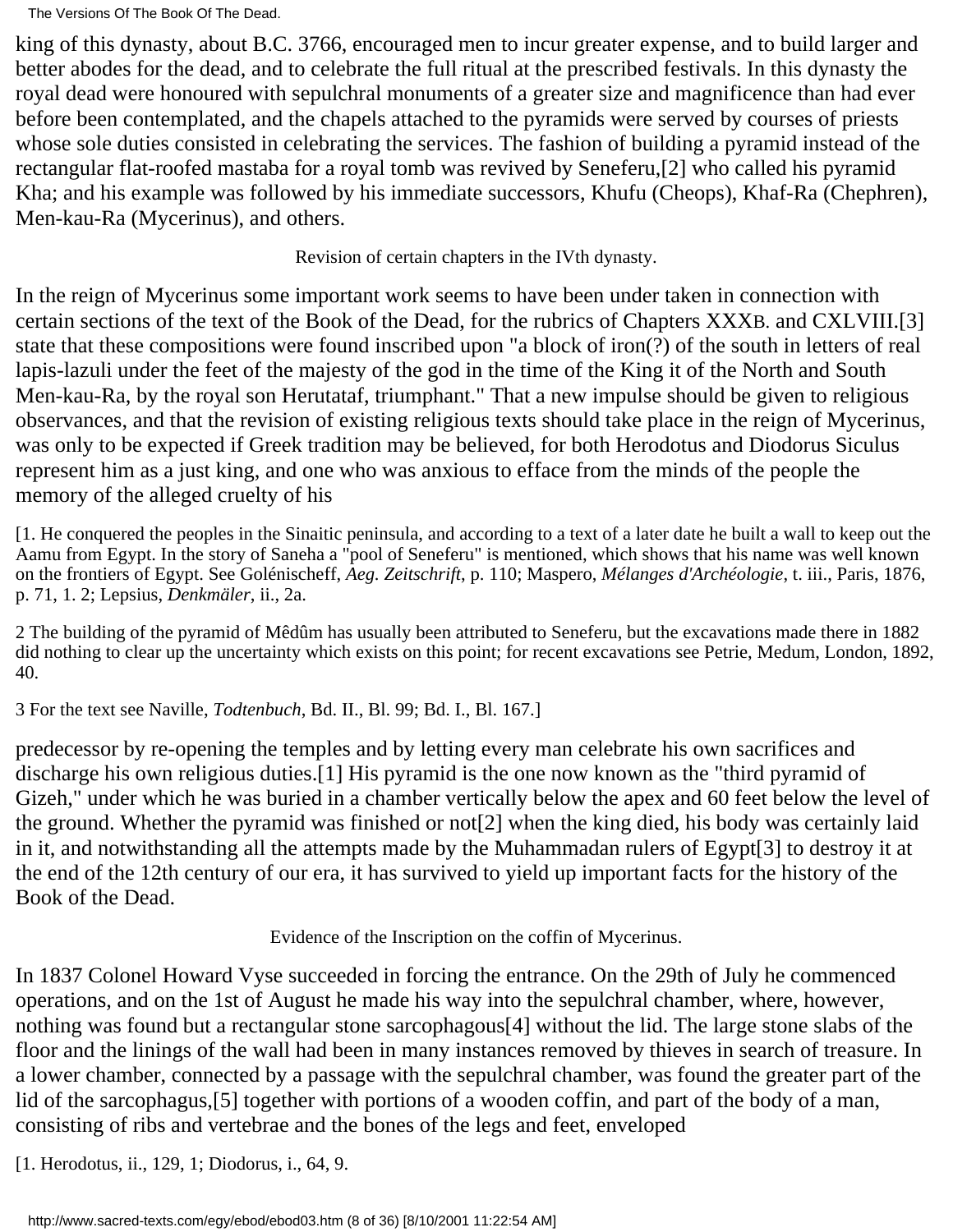king of this dynasty, about B.C. 3766, encouraged men to incur greater expense, and to build larger and better abodes for the dead, and to celebrate the full ritual at the prescribed festivals. In this dynasty the royal dead were honoured with sepulchral monuments of a greater size and magnificence than had ever before been contemplated, and the chapels attached to the pyramids were served by courses of priests whose sole duties consisted in celebrating the services. The fashion of building a pyramid instead of the rectangular flat-roofed mastaba for a royal tomb was revived by Seneferu,[2] who called his pyramid Kha; and his example was followed by his immediate successors, Khufu (Cheops), Khaf-Ra (Chephren), Men-kau-Ra (Mycerinus), and others.

Revision of certain chapters in the IVth dynasty.

In the reign of Mycerinus some important work seems to have been under taken in connection with certain sections of the text of the Book of the Dead, for the rubrics of Chapters XXXB. and CXLVIII.[3] state that these compositions were found inscribed upon "a block of iron(?) of the south in letters of real lapis-lazuli under the feet of the majesty of the god in the time of the King it of the North and South Men-kau-Ra, by the royal son Herutataf, triumphant." That a new impulse should be given to religious observances, and that the revision of existing religious texts should take place in the reign of Mycerinus, was only to be expected if Greek tradition may be believed, for both Herodotus and Diodorus Siculus represent him as a just king, and one who was anxious to efface from the minds of the people the memory of the alleged cruelty of his

[1. He conquered the peoples in the Sinaitic peninsula, and according to a text of a later date he built a wall to keep out the Aamu from Egypt. In the story of Saneha a "pool of Seneferu" is mentioned, which shows that his name was well known on the frontiers of Egypt. See Golénischeff, *Aeg. Zeitschrift*, p. 110; Maspero, *Mélanges d'Archéologie*, t. iii., Paris, 1876, p. 71, 1. 2; Lepsius, *Denkmäler*, ii., 2a.

2 The building of the pyramid of Mêdûm has usually been attributed to Seneferu, but the excavations made there in 1882 did nothing to clear up the uncertainty which exists on this point; for recent excavations see Petrie, Medum, London, 1892, 40.

3 For the text see Naville, *Todtenbuch*, Bd. II., Bl. 99; Bd. I., Bl. 167.]

predecessor by re-opening the temples and by letting every man celebrate his own sacrifices and discharge his own religious duties.[1] His pyramid is the one now known as the "third pyramid of Gizeh," under which he was buried in a chamber vertically below the apex and 60 feet below the level of the ground. Whether the pyramid was finished or not[2] when the king died, his body was certainly laid in it, and notwithstanding all the attempts made by the Muhammadan rulers of Egypt[3] to destroy it at the end of the 12th century of our era, it has survived to yield up important facts for the history of the Book of the Dead.

Evidence of the Inscription on the coffin of Mycerinus.

In 1837 Colonel Howard Vyse succeeded in forcing the entrance. On the 29th of July he commenced operations, and on the 1st of August he made his way into the sepulchral chamber, where, however, nothing was found but a rectangular stone sarcophagous[4] without the lid. The large stone slabs of the floor and the linings of the wall had been in many instances removed by thieves in search of treasure. In a lower chamber, connected by a passage with the sepulchral chamber, was found the greater part of the lid of the sarcophagus,[5] together with portions of a wooden coffin, and part of the body of a man, consisting of ribs and vertebrae and the bones of the legs and feet, enveloped

[1. Herodotus, ii., 129, 1; Diodorus, i., 64, 9.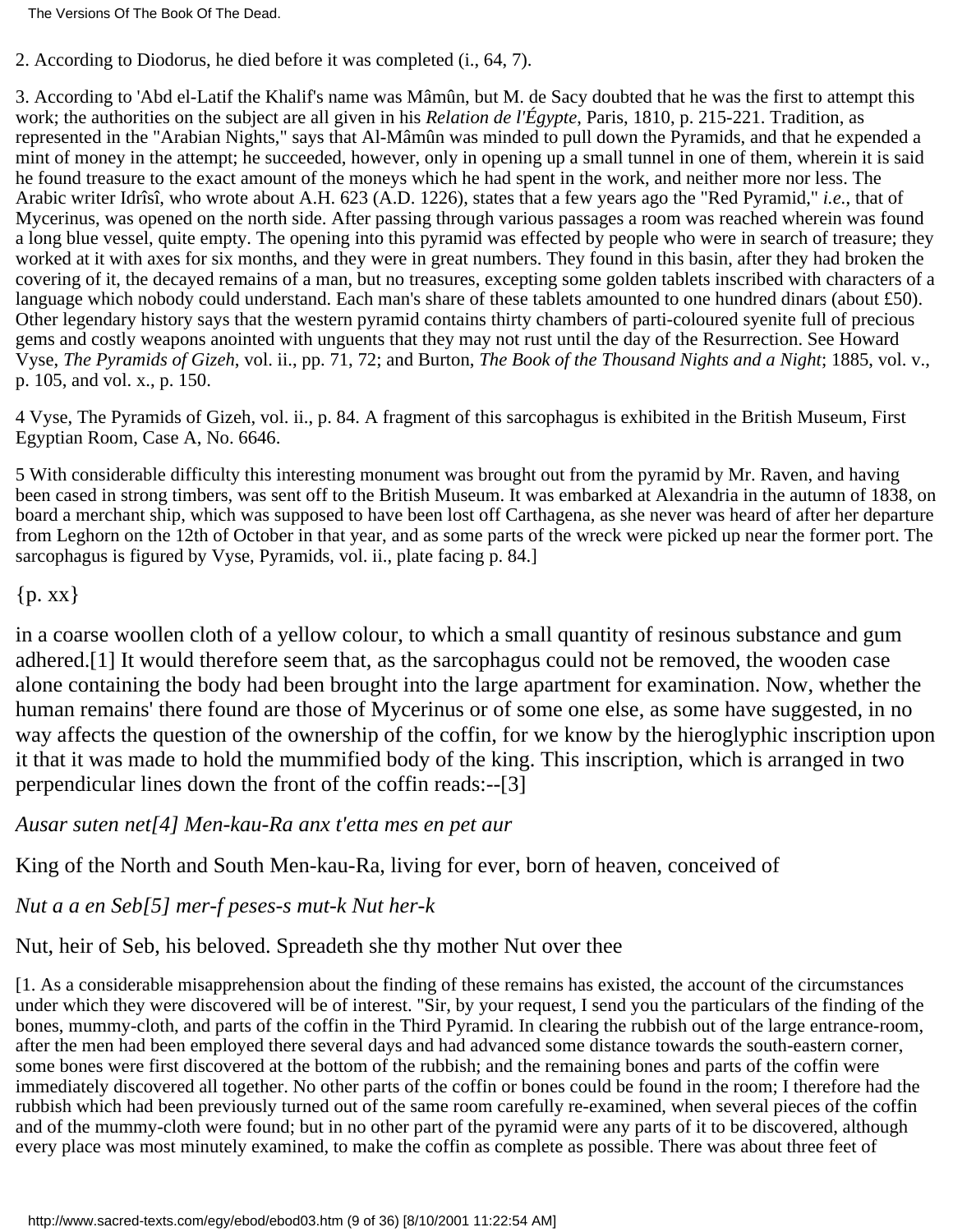2. According to Diodorus, he died before it was completed (i., 64, 7).

3. According to 'Abd el-Latif the Khalif's name was Mâmûn, but M. de Sacy doubted that he was the first to attempt this work; the authorities on the subject are all given in his *Relation de l'Égypte*, Paris, 1810, p. 215-221. Tradition, as represented in the "Arabian Nights," says that Al-Mâmûn was minded to pull down the Pyramids, and that he expended a mint of money in the attempt; he succeeded, however, only in opening up a small tunnel in one of them, wherein it is said he found treasure to the exact amount of the moneys which he had spent in the work, and neither more nor less. The Arabic writer Idrîsî, who wrote about A.H. 623 (A.D. 1226), states that a few years ago the "Red Pyramid," *i.e.*, that of Mycerinus, was opened on the north side. After passing through various passages a room was reached wherein was found a long blue vessel, quite empty. The opening into this pyramid was effected by people who were in search of treasure; they worked at it with axes for six months, and they were in great numbers. They found in this basin, after they had broken the covering of it, the decayed remains of a man, but no treasures, excepting some golden tablets inscribed with characters of a language which nobody could understand. Each man's share of these tablets amounted to one hundred dinars (about £50). Other legendary history says that the western pyramid contains thirty chambers of parti-coloured syenite full of precious gems and costly weapons anointed with unguents that they may not rust until the day of the Resurrection. See Howard Vyse, *The Pyramids of Gizeh*, vol. ii., pp. 71, 72; and Burton, *The Book of the Thousand Nights and a Night*; 1885, vol. v., p. 105, and vol. x., p. 150.

4 Vyse, The Pyramids of Gizeh, vol. ii., p. 84. A fragment of this sarcophagus is exhibited in the British Museum, First Egyptian Room, Case A, No. 6646.

5 With considerable difficulty this interesting monument was brought out from the pyramid by Mr. Raven, and having been cased in strong timbers, was sent off to the British Museum. It was embarked at Alexandria in the autumn of 1838, on board a merchant ship, which was supposed to have been lost off Carthagena, as she never was heard of after her departure from Leghorn on the 12th of October in that year, and as some parts of the wreck were picked up near the former port. The sarcophagus is figured by Vyse, Pyramids, vol. ii., plate facing p. 84.]

{p. xx}

in a coarse woollen cloth of a yellow colour, to which a small quantity of resinous substance and gum adhered.[1] It would therefore seem that, as the sarcophagus could not be removed, the wooden case alone containing the body had been brought into the large apartment for examination. Now, whether the human remains' there found are those of Mycerinus or of some one else, as some have suggested, in no way affects the question of the ownership of the coffin, for we know by the hieroglyphic inscription upon it that it was made to hold the mummified body of the king. This inscription, which is arranged in two perpendicular lines down the front of the coffin reads:--[3]

*Ausar suten net[4] Men-kau-Ra anx t'etta mes en pet aur*

King of the North and South Men-kau-Ra, living for ever, born of heaven, conceived of

*Nut a a en Seb[5] mer-f peses-s mut-k Nut her-k*

Nut, heir of Seb, his beloved. Spreadeth she thy mother Nut over thee

[1. As a considerable misapprehension about the finding of these remains has existed, the account of the circumstances under which they were discovered will be of interest. "Sir, by your request, I send you the particulars of the finding of the bones, mummy-cloth, and parts of the coffin in the Third Pyramid. In clearing the rubbish out of the large entrance-room, after the men had been employed there several days and had advanced some distance towards the south-eastern corner, some bones were first discovered at the bottom of the rubbish; and the remaining bones and parts of the coffin were immediately discovered all together. No other parts of the coffin or bones could be found in the room; I therefore had the rubbish which had been previously turned out of the same room carefully re-examined, when several pieces of the coffin and of the mummy-cloth were found; but in no other part of the pyramid were any parts of it to be discovered, although every place was most minutely examined, to make the coffin as complete as possible. There was about three feet of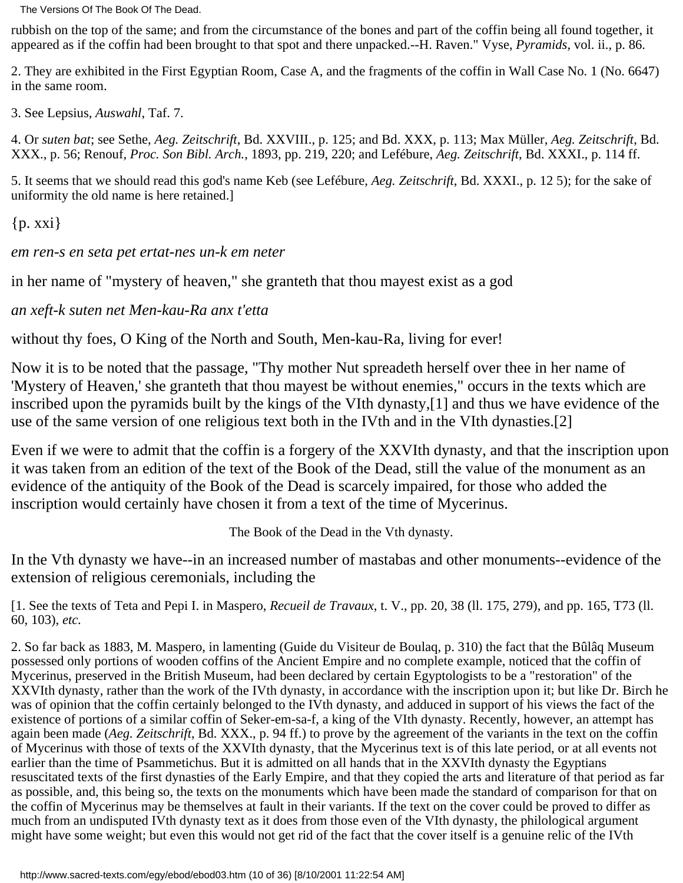rubbish on the top of the same; and from the circumstance of the bones and part of the coffin being all found together, it appeared as if the coffin had been brought to that spot and there unpacked.--H. Raven." Vyse, *Pyramids*, vol. ii., p. 86.

2. They are exhibited in the First Egyptian Room, Case A, and the fragments of the coffin in Wall Case No. 1 (No. 6647) in the same room.

3. See Lepsius, *Auswahl*, Taf. 7.

4. Or *suten bat*; see Sethe, *Aeg. Zeitschrift*, Bd. XXVIII., p. 125; and Bd. XXX, p. 113; Max Müller, *Aeg. Zeitschrift*, Bd. XXX., p. 56; Renouf, *Proc. Son Bibl. Arch.*, 1893, pp. 219, 220; and Lefébure, *Aeg. Zeitschrift*, Bd. XXXI., p. 114 ff.

5. It seems that we should read this god's name Keb (see Lefébure, *Aeg. Zeitschrift*, Bd. XXXI., p. 12 5); for the sake of uniformity the old name is here retained.]

{p. xxi}

*em ren-s en seta pet ertat-nes un-k em neter*

in her name of "mystery of heaven," she granteth that thou mayest exist as a god

*an xeft-k suten net Men-kau-Ra anx t'etta*

without thy foes, O King of the North and South, Men-kau-Ra, living for ever!

Now it is to be noted that the passage, "Thy mother Nut spreadeth herself over thee in her name of 'Mystery of Heaven,' she granteth that thou mayest be without enemies," occurs in the texts which are inscribed upon the pyramids built by the kings of the VIth dynasty,[1] and thus we have evidence of the use of the same version of one religious text both in the IVth and in the VIth dynasties.[2]

Even if we were to admit that the coffin is a forgery of the XXVIth dynasty, and that the inscription upon it was taken from an edition of the text of the Book of the Dead, still the value of the monument as an evidence of the antiquity of the Book of the Dead is scarcely impaired, for those who added the inscription would certainly have chosen it from a text of the time of Mycerinus.

### The Book of the Dead in the Vth dynasty.

In the Vth dynasty we have--in an increased number of mastabas and other monuments--evidence of the extension of religious ceremonials, including the

[1. See the texts of Teta and Pepi I. in Maspero, *Recueil de Travaux*, t. V., pp. 20, 38 (ll. 175, 279), and pp. 165, T73 (ll. 60, 103), *etc.*

2. So far back as 1883, M. Maspero, in lamenting (Guide du Visiteur de Boulaq, p. 310) the fact that the Bûlâq Museum possessed only portions of wooden coffins of the Ancient Empire and no complete example, noticed that the coffin of Mycerinus, preserved in the British Museum, had been declared by certain Egyptologists to be a "restoration" of the XXVIth dynasty, rather than the work of the IVth dynasty, in accordance with the inscription upon it; but like Dr. Birch he was of opinion that the coffin certainly belonged to the IVth dynasty, and adduced in support of his views the fact of the existence of portions of a similar coffin of Seker-em-sa-f, a king of the VIth dynasty. Recently, however, an attempt has again been made (*Aeg. Zeitschrift*, Bd. XXX., p. 94 ff.) to prove by the agreement of the variants in the text on the coffin of Mycerinus with those of texts of the XXVIth dynasty, that the Mycerinus text is of this late period, or at all events not earlier than the time of Psammetichus. But it is admitted on all hands that in the XXVIth dynasty the Egyptians resuscitated texts of the first dynasties of the Early Empire, and that they copied the arts and literature of that period as far as possible, and, this being so, the texts on the monuments which have been made the standard of comparison for that on the coffin of Mycerinus may be themselves at fault in their variants. If the text on the cover could be proved to differ as much from an undisputed IVth dynasty text as it does from those even of the VIth dynasty, the philological argument might have some weight; but even this would not get rid of the fact that the cover itself is a genuine relic of the IVth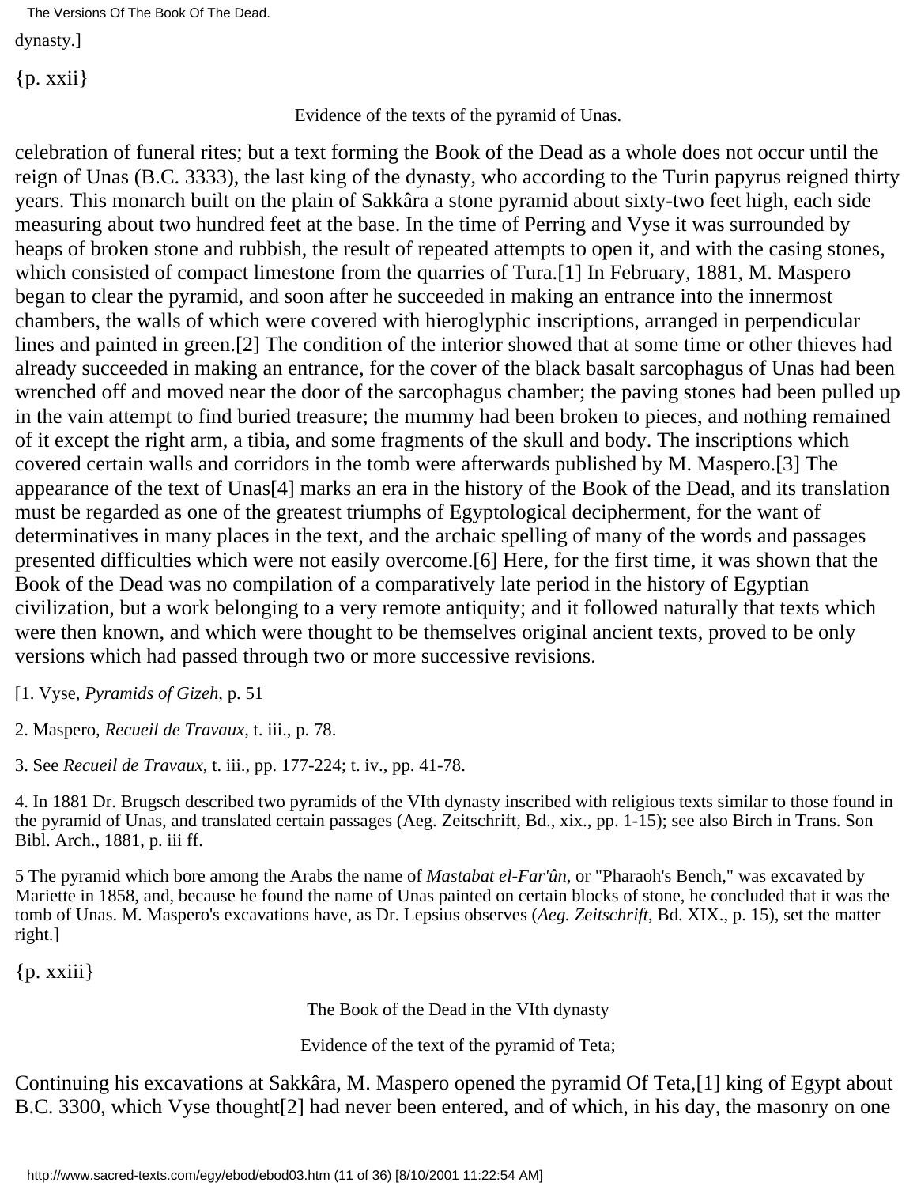dynasty.]

{p. xxii}

Evidence of the texts of the pyramid of Unas.

celebration of funeral rites; but a text forming the Book of the Dead as a whole does not occur until the reign of Unas (B.C. 3333), the last king of the dynasty, who according to the Turin papyrus reigned thirty years. This monarch built on the plain of Sakkâra a stone pyramid about sixty-two feet high, each side measuring about two hundred feet at the base. In the time of Perring and Vyse it was surrounded by heaps of broken stone and rubbish, the result of repeated attempts to open it, and with the casing stones, which consisted of compact limestone from the quarries of Tura.[1] In February, 1881, M. Maspero began to clear the pyramid, and soon after he succeeded in making an entrance into the innermost chambers, the walls of which were covered with hieroglyphic inscriptions, arranged in perpendicular lines and painted in green.[2] The condition of the interior showed that at some time or other thieves had already succeeded in making an entrance, for the cover of the black basalt sarcophagus of Unas had been wrenched off and moved near the door of the sarcophagus chamber; the paving stones had been pulled up in the vain attempt to find buried treasure; the mummy had been broken to pieces, and nothing remained of it except the right arm, a tibia, and some fragments of the skull and body. The inscriptions which covered certain walls and corridors in the tomb were afterwards published by M. Maspero.[3] The appearance of the text of Unas[4] marks an era in the history of the Book of the Dead, and its translation must be regarded as one of the greatest triumphs of Egyptological decipherment, for the want of determinatives in many places in the text, and the archaic spelling of many of the words and passages presented difficulties which were not easily overcome.[6] Here, for the first time, it was shown that the Book of the Dead was no compilation of a comparatively late period in the history of Egyptian civilization, but a work belonging to a very remote antiquity; and it followed naturally that texts which were then known, and which were thought to be themselves original ancient texts, proved to be only versions which had passed through two or more successive revisions.

[1. Vyse, *Pyramids of Gizeh*, p. 51

2. Maspero, *Recueil de Travaux*, t. iii., p. 78.

3. See *Recueil de Travaux*, t. iii., pp. 177-224; t. iv., pp. 41-78.

4. In 1881 Dr. Brugsch described two pyramids of the VIth dynasty inscribed with religious texts similar to those found in the pyramid of Unas, and translated certain passages (Aeg. Zeitschrift, Bd., xix., pp. 1-15); see also Birch in Trans. Son Bibl. Arch., 1881, p. iii ff.

5 The pyramid which bore among the Arabs the name of *Mastabat el-Far'ûn*, or "Pharaoh's Bench," was excavated by Mariette in 1858, and, because he found the name of Unas painted on certain blocks of stone, he concluded that it was the tomb of Unas. M. Maspero's excavations have, as Dr. Lepsius observes (*Aeg. Zeitschrift*, Bd. XIX., p. 15), set the matter right.]

{p. xxiii}

The Book of the Dead in the VIth dynasty

Evidence of the text of the pyramid of Teta;

Continuing his excavations at Sakkâra, M. Maspero opened the pyramid Of Teta,[1] king of Egypt about B.C. 3300, which Vyse thought[2] had never been entered, and of which, in his day, the masonry on one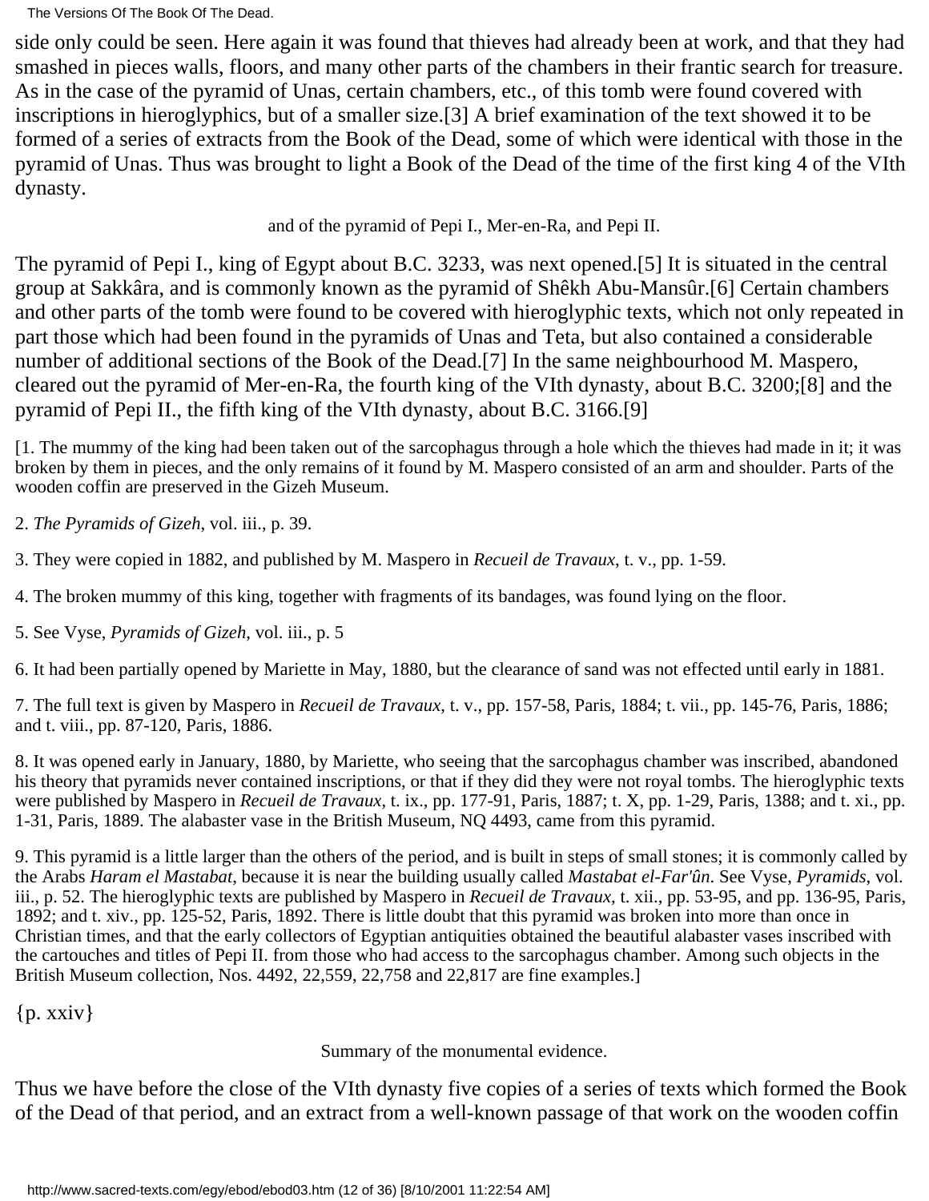side only could be seen. Here again it was found that thieves had already been at work, and that they had smashed in pieces walls, floors, and many other parts of the chambers in their frantic search for treasure. As in the case of the pyramid of Unas, certain chambers, etc., of this tomb were found covered with inscriptions in hieroglyphics, but of a smaller size.[3] A brief examination of the text showed it to be formed of a series of extracts from the Book of the Dead, some of which were identical with those in the pyramid of Unas. Thus was brought to light a Book of the Dead of the time of the first king 4 of the VIth dynasty.

and of the pyramid of Pepi I., Mer-en-Ra, and Pepi II.

The pyramid of Pepi I., king of Egypt about B.C. 3233, was next opened.[5] It is situated in the central group at Sakkâra, and is commonly known as the pyramid of Shêkh Abu-Mansûr.[6] Certain chambers and other parts of the tomb were found to be covered with hieroglyphic texts, which not only repeated in part those which had been found in the pyramids of Unas and Teta, but also contained a considerable number of additional sections of the Book of the Dead.[7] In the same neighbourhood M. Maspero, cleared out the pyramid of Mer-en-Ra, the fourth king of the VIth dynasty, about B.C. 3200;[8] and the pyramid of Pepi II., the fifth king of the VIth dynasty, about B.C. 3166.[9]

[1. The mummy of the king had been taken out of the sarcophagus through a hole which the thieves had made in it; it was broken by them in pieces, and the only remains of it found by M. Maspero consisted of an arm and shoulder. Parts of the wooden coffin are preserved in the Gizeh Museum.

2. *The Pyramids of Gizeh*, vol. iii., p. 39.

3. They were copied in 1882, and published by M. Maspero in *Recueil de Travaux*, t. v., pp. 1-59.

4. The broken mummy of this king, together with fragments of its bandages, was found lying on the floor.

5. See Vyse, *Pyramids of Gizeh*, vol. iii., p. 5

6. It had been partially opened by Mariette in May, 1880, but the clearance of sand was not effected until early in 1881.

7. The full text is given by Maspero in *Recueil de Travaux*, t. v., pp. 157-58, Paris, 1884; t. vii., pp. 145-76, Paris, 1886; and t. viii., pp. 87-120, Paris, 1886.

8. It was opened early in January, 1880, by Mariette, who seeing that the sarcophagus chamber was inscribed, abandoned his theory that pyramids never contained inscriptions, or that if they did they were not royal tombs. The hieroglyphic texts were published by Maspero in *Recueil de Travaux*, t. ix., pp. 177-91, Paris, 1887; t. X, pp. 1-29, Paris, 1388; and t. xi., pp. 1-31, Paris, 1889. The alabaster vase in the British Museum, NQ 4493, came from this pyramid.

9. This pyramid is a little larger than the others of the period, and is built in steps of small stones; it is commonly called by the Arabs *Haram el Mastabat*, because it is near the building usually called *Mastabat el-Far'ûn*. See Vyse, *Pyramids*, vol. iii., p. 52. The hieroglyphic texts are published by Maspero in *Recueil de Travaux*, t. xii., pp. 53-95, and pp. 136-95, Paris, 1892; and t. xiv., pp. 125-52, Paris, 1892. There is little doubt that this pyramid was broken into more than once in Christian times, and that the early collectors of Egyptian antiquities obtained the beautiful alabaster vases inscribed with the cartouches and titles of Pepi II. from those who had access to the sarcophagus chamber. Among such objects in the British Museum collection, Nos. 4492, 22,559, 22,758 and 22,817 are fine examples.]

{p. xxiv}

Summary of the monumental evidence.

Thus we have before the close of the VIth dynasty five copies of a series of texts which formed the Book of the Dead of that period, and an extract from a well-known passage of that work on the wooden coffin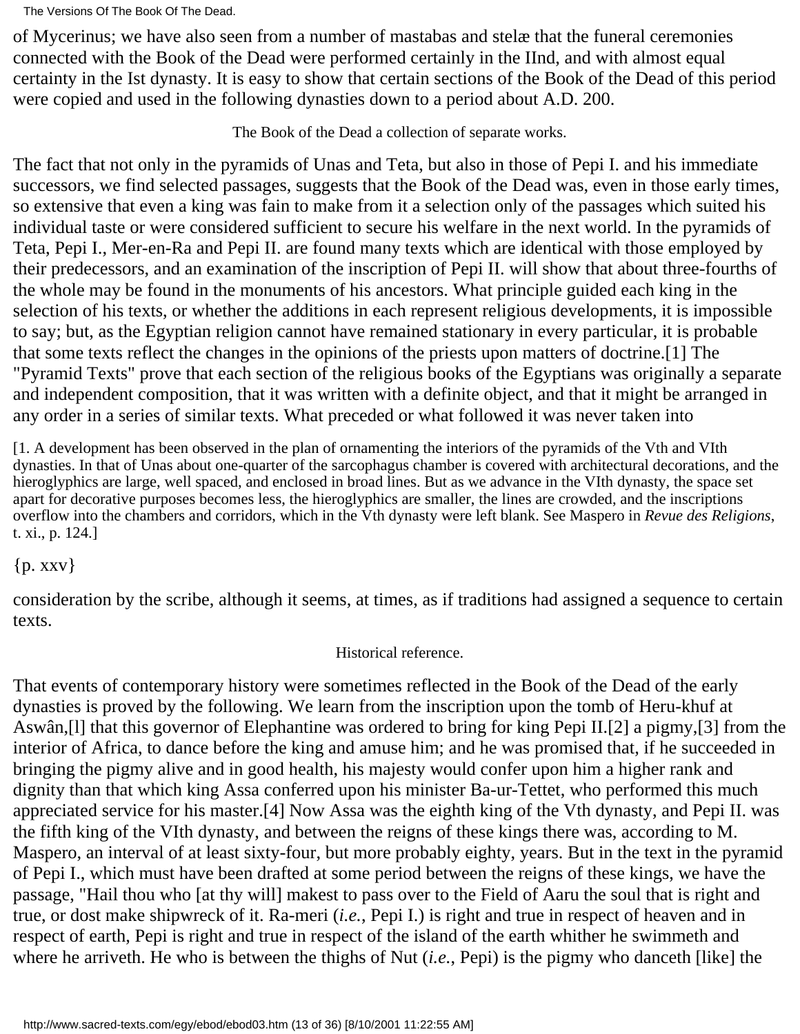of Mycerinus; we have also seen from a number of mastabas and stelæ that the funeral ceremonies connected with the Book of the Dead were performed certainly in the IInd, and with almost equal certainty in the Ist dynasty. It is easy to show that certain sections of the Book of the Dead of this period were copied and used in the following dynasties down to a period about A.D. 200.

The Book of the Dead a collection of separate works.

The fact that not only in the pyramids of Unas and Teta, but also in those of Pepi I. and his immediate successors, we find selected passages, suggests that the Book of the Dead was, even in those early times, so extensive that even a king was fain to make from it a selection only of the passages which suited his individual taste or were considered sufficient to secure his welfare in the next world. In the pyramids of Teta, Pepi I., Mer-en-Ra and Pepi II. are found many texts which are identical with those employed by their predecessors, and an examination of the inscription of Pepi II. will show that about three-fourths of the whole may be found in the monuments of his ancestors. What principle guided each king in the selection of his texts, or whether the additions in each represent religious developments, it is impossible to say; but, as the Egyptian religion cannot have remained stationary in every particular, it is probable that some texts reflect the changes in the opinions of the priests upon matters of doctrine.[1] The "Pyramid Texts" prove that each section of the religious books of the Egyptians was originally a separate and independent composition, that it was written with a definite object, and that it might be arranged in any order in a series of similar texts. What preceded or what followed it was never taken into

[1. A development has been observed in the plan of ornamenting the interiors of the pyramids of the Vth and VIth dynasties. In that of Unas about one-quarter of the sarcophagus chamber is covered with architectural decorations, and the hieroglyphics are large, well spaced, and enclosed in broad lines. But as we advance in the VIth dynasty, the space set apart for decorative purposes becomes less, the hieroglyphics are smaller, the lines are crowded, and the inscriptions overflow into the chambers and corridors, which in the Vth dynasty were left blank. See Maspero in *Revue des Religions*, t. xi., p. 124.]

{p. xxv}

consideration by the scribe, although it seems, at times, as if traditions had assigned a sequence to certain texts.

Historical reference.

That events of contemporary history were sometimes reflected in the Book of the Dead of the early dynasties is proved by the following. We learn from the inscription upon the tomb of Heru-khuf at Aswân,[l] that this governor of Elephantine was ordered to bring for king Pepi II.[2] a pigmy,[3] from the interior of Africa, to dance before the king and amuse him; and he was promised that, if he succeeded in bringing the pigmy alive and in good health, his majesty would confer upon him a higher rank and dignity than that which king Assa conferred upon his minister Ba-ur-Tettet, who performed this much appreciated service for his master.[4] Now Assa was the eighth king of the Vth dynasty, and Pepi II. was the fifth king of the VIth dynasty, and between the reigns of these kings there was, according to M. Maspero, an interval of at least sixty-four, but more probably eighty, years. But in the text in the pyramid of Pepi I., which must have been drafted at some period between the reigns of these kings, we have the passage, "Hail thou who [at thy will] makest to pass over to the Field of Aaru the soul that is right and true, or dost make shipwreck of it. Ra-meri (*i.e.*, Pepi I.) is right and true in respect of heaven and in respect of earth, Pepi is right and true in respect of the island of the earth whither he swimmeth and where he arriveth. He who is between the thighs of Nut (*i.e.*, Pepi) is the pigmy who danceth [like] the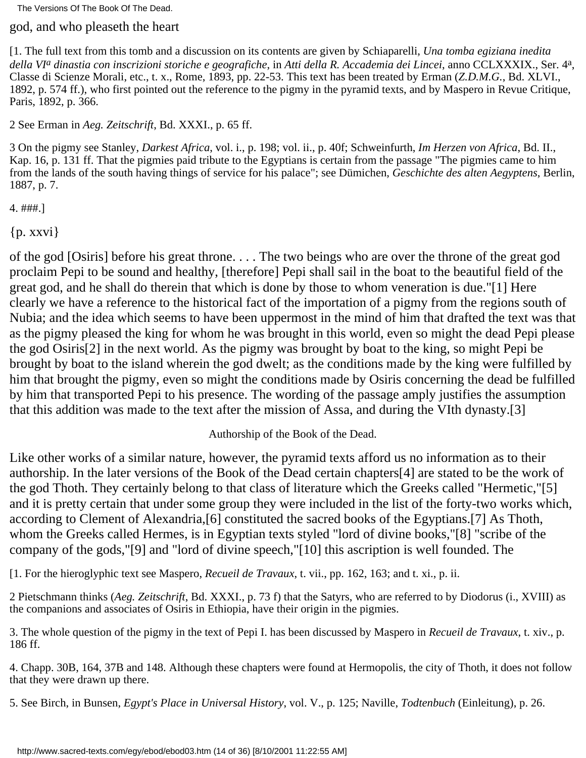god, and who pleaseth the heart

[1. The full text from this tomb and a discussion on its contents are given by Schiaparelli, *Una tomba egiziana inedita della VIª dinastia con inscrizioni storiche e geografiche*, in *Atti della R. Accademia dei Lincei*, anno CCLXXXIX., Ser. 4ª, Classe di Scienze Morali, etc., t. x., Rome, 1893, pp. 22-53. This text has been treated by Erman (*Z.D.M.G.*, Bd. XLVI., 1892, p. 574 ff.), who first pointed out the reference to the pigmy in the pyramid texts, and by Maspero in Revue Critique, Paris, 1892, p. 366.

2 See Erman in *Aeg. Zeitschrift*, Bd. XXXI., p. 65 ff.

3 On the pigmy see Stanley, *Darkest Africa*, vol. i., p. 198; vol. ii., p. 40f; Schweinfurth, *Im Herzen von Africa*, Bd. II., Kap. 16, p. 131 ff. That the pigmies paid tribute to the Egyptians is certain from the passage "The pigmies came to him from the lands of the south having things of service for his palace"; see Dümichen, *Geschichte des alten Aegyptens*, Berlin, 1887, p. 7.

4. ###.]

{p. xxvi}

of the god [Osiris] before his great throne. . . . The two beings who are over the throne of the great god proclaim Pepi to be sound and healthy, [therefore] Pepi shall sail in the boat to the beautiful field of the great god, and he shall do therein that which is done by those to whom veneration is due."[1] Here clearly we have a reference to the historical fact of the importation of a pigmy from the regions south of Nubia; and the idea which seems to have been uppermost in the mind of him that drafted the text was that as the pigmy pleased the king for whom he was brought in this world, even so might the dead Pepi please the god Osiris[2] in the next world. As the pigmy was brought by boat to the king, so might Pepi be brought by boat to the island wherein the god dwelt; as the conditions made by the king were fulfilled by him that brought the pigmy, even so might the conditions made by Osiris concerning the dead be fulfilled by him that transported Pepi to his presence. The wording of the passage amply justifies the assumption that this addition was made to the text after the mission of Assa, and during the VIth dynasty.[3]

## Authorship of the Book of the Dead.

Like other works of a similar nature, however, the pyramid texts afford us no information as to their authorship. In the later versions of the Book of the Dead certain chapters[4] are stated to be the work of the god Thoth. They certainly belong to that class of literature which the Greeks called "Hermetic,"[5] and it is pretty certain that under some group they were included in the list of the forty-two works which, according to Clement of Alexandria,[6] constituted the sacred books of the Egyptians.[7] As Thoth, whom the Greeks called Hermes, is in Egyptian texts styled "lord of divine books,"[8] "scribe of the company of the gods,"[9] and "lord of divine speech,"[10] this ascription is well founded. The

[1. For the hieroglyphic text see Maspero, *Recueil de Travaux*, t. vii., pp. 162, 163; and t. xi., p. ii.

2 Pietschmann thinks (*Aeg. Zeitschrift*, Bd. XXXI., p. 73 f) that the Satyrs, who are referred to by Diodorus (i., XVIII) as the companions and associates of Osiris in Ethiopia, have their origin in the pigmies.

3. The whole question of the pigmy in the text of Pepi I. has been discussed by Maspero in *Recueil de Travaux*, t. xiv., p. 186 ff.

4. Chapp. 30B, 164, 37B and 148. Although these chapters were found at Hermopolis, the city of Thoth, it does not follow that they were drawn up there.

5. See Birch, in Bunsen, *Egypt's Place in Universal History*, vol. V., p. 125; Naville, *Todtenbuch* (Einleitung), p. 26.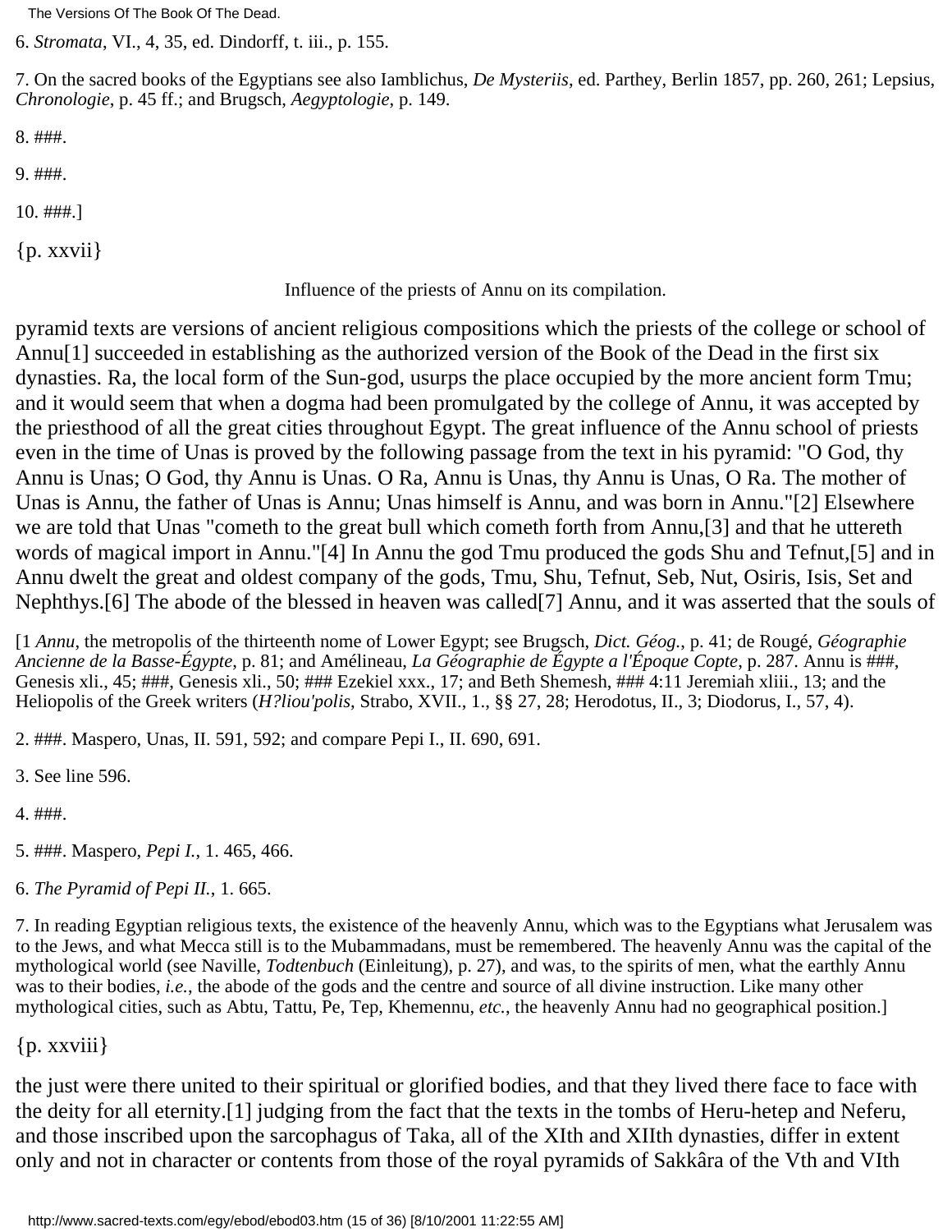6. *Stromata*, VI., 4, 35, ed. Dindorff, t. iii., p. 155.

7. On the sacred books of the Egyptians see also Iamblichus, *De Mysteriis*, ed. Parthey, Berlin 1857, pp. 260, 261; Lepsius, *Chronologie*, p. 45 ff.; and Brugsch, *Aegyptologie*, p. 149.

8. ###.

9. ###.

10. ###.]

{p. xxvii}

Influence of the priests of Annu on its compilation.

pyramid texts are versions of ancient religious compositions which the priests of the college or school of Annu[1] succeeded in establishing as the authorized version of the Book of the Dead in the first six dynasties. Ra, the local form of the Sun-god, usurps the place occupied by the more ancient form Tmu; and it would seem that when a dogma had been promulgated by the college of Annu, it was accepted by the priesthood of all the great cities throughout Egypt. The great influence of the Annu school of priests even in the time of Unas is proved by the following passage from the text in his pyramid: "O God, thy Annu is Unas; O God, thy Annu is Unas. O Ra, Annu is Unas, thy Annu is Unas, O Ra. The mother of Unas is Annu, the father of Unas is Annu; Unas himself is Annu, and was born in Annu."[2] Elsewhere we are told that Unas "cometh to the great bull which cometh forth from Annu,[3] and that he uttereth words of magical import in Annu."[4] In Annu the god Tmu produced the gods Shu and Tefnut,[5] and in Annu dwelt the great and oldest company of the gods, Tmu, Shu, Tefnut, Seb, Nut, Osiris, Isis, Set and Nephthys.[6] The abode of the blessed in heaven was called[7] Annu, and it was asserted that the souls of

[1 *Annu*, the metropolis of the thirteenth nome of Lower Egypt; see Brugsch, *Dict. Géog.*, p. 41; de Rougé, *Géographie Ancienne de la Basse-Égypte*, p. 81; and Amélineau, *La Géographie de Égypte a l'Époque Copte*, p. 287. Annu is ###, Genesis xli., 45; ###, Genesis xli., 50; ### Ezekiel xxx., 17; and Beth Shemesh, ### 4:11 Jeremiah xliii., 13; and the Heliopolis of the Greek writers (*H?liou'polis*, Strabo, XVII., 1., §§ 27, 28; Herodotus, II., 3; Diodorus, I., 57, 4).

2. ###. Maspero, Unas, II. 591, 592; and compare Pepi I., II. 690, 691.

3. See line 596.

4. ###.

5. ###. Maspero, *Pepi I.*, 1. 465, 466.

6. *The Pyramid of Pepi II.*, 1. 665.

7. In reading Egyptian religious texts, the existence of the heavenly Annu, which was to the Egyptians what Jerusalem was to the Jews, and what Mecca still is to the Mubammadans, must be remembered. The heavenly Annu was the capital of the mythological world (see Naville, *Todtenbuch* (Einleitung), p. 27), and was, to the spirits of men, what the earthly Annu was to their bodies, *i.e.*, the abode of the gods and the centre and source of all divine instruction. Like many other mythological cities, such as Abtu, Tattu, Pe, Tep, Khemennu, *etc.*, the heavenly Annu had no geographical position.]

{p. xxviii}

the just were there united to their spiritual or glorified bodies, and that they lived there face to face with the deity for all eternity.[1] judging from the fact that the texts in the tombs of Heru-hetep and Neferu, and those inscribed upon the sarcophagus of Taka, all of the XIth and XIIth dynasties, differ in extent only and not in character or contents from those of the royal pyramids of Sakkâra of the Vth and VIth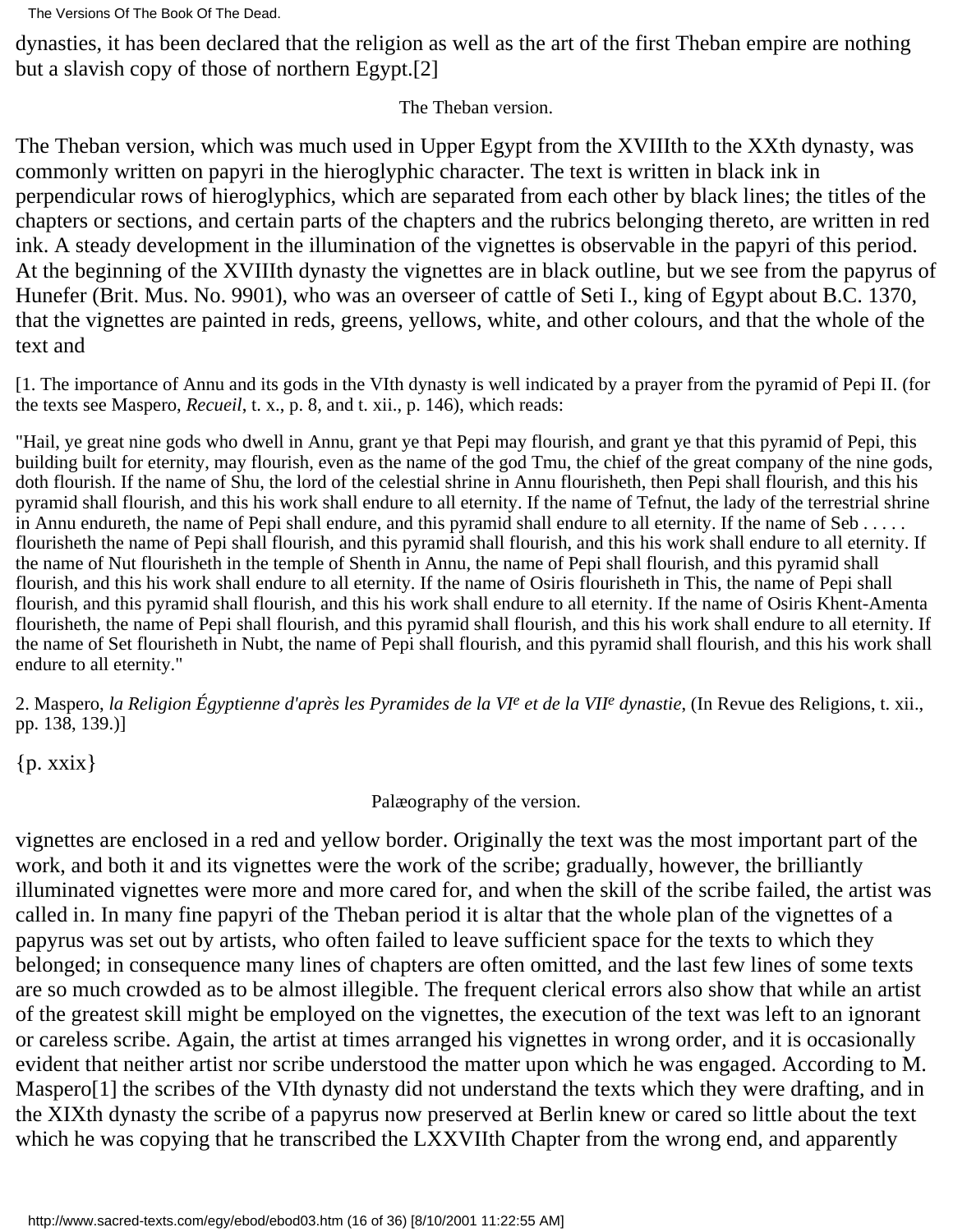dynasties, it has been declared that the religion as well as the art of the first Theban empire are nothing but a slavish copy of those of northern Egypt.[2]

The Theban version.

The Theban version, which was much used in Upper Egypt from the XVIIIth to the XXth dynasty, was commonly written on papyri in the hieroglyphic character. The text is written in black ink in perpendicular rows of hieroglyphics, which are separated from each other by black lines; the titles of the chapters or sections, and certain parts of the chapters and the rubrics belonging thereto, are written in red ink. A steady development in the illumination of the vignettes is observable in the papyri of this period. At the beginning of the XVIIIth dynasty the vignettes are in black outline, but we see from the papyrus of Hunefer (Brit. Mus. No. 9901), who was an overseer of cattle of Seti I., king of Egypt about B.C. 1370, that the vignettes are painted in reds, greens, yellows, white, and other colours, and that the whole of the text and

[1. The importance of Annu and its gods in the VIth dynasty is well indicated by a prayer from the pyramid of Pepi II. (for the texts see Maspero, *Recueil*, t. x., p. 8, and t. xii., p. 146), which reads:

"Hail, ye great nine gods who dwell in Annu, grant ye that Pepi may flourish, and grant ye that this pyramid of Pepi, this building built for eternity, may flourish, even as the name of the god Tmu, the chief of the great company of the nine gods, doth flourish. If the name of Shu, the lord of the celestial shrine in Annu flourisheth, then Pepi shall flourish, and this his pyramid shall flourish, and this his work shall endure to all eternity. If the name of Tefnut, the lady of the terrestrial shrine in Annu endureth, the name of Pepi shall endure, and this pyramid shall endure to all eternity. If the name of Seb . . . . . flourisheth the name of Pepi shall flourish, and this pyramid shall flourish, and this his work shall endure to all eternity. If the name of Nut flourisheth in the temple of Shenth in Annu, the name of Pepi shall flourish, and this pyramid shall flourish, and this his work shall endure to all eternity. If the name of Osiris flourisheth in This, the name of Pepi shall flourish, and this pyramid shall flourish, and this his work shall endure to all eternity. If the name of Osiris Khent-Amenta flourisheth, the name of Pepi shall flourish, and this pyramid shall flourish, and this his work shall endure to all eternity. If the name of Set flourisheth in Nubt, the name of Pepi shall flourish, and this pyramid shall flourish, and this his work shall endure to all eternity."

2. Maspero, *la Religion Égyptienne d'après les Pyramides de la VI^e^ et de la VII^e^ dynastie*, (In Revue des Religions, t. xii., pp. 138, 139.)]

{p. xxix}

Palæography of the version.

vignettes are enclosed in a red and yellow border. Originally the text was the most important part of the work, and both it and its vignettes were the work of the scribe; gradually, however, the brilliantly illuminated vignettes were more and more cared for, and when the skill of the scribe failed, the artist was called in. In many fine papyri of the Theban period it is altar that the whole plan of the vignettes of a papyrus was set out by artists, who often failed to leave sufficient space for the texts to which they belonged; in consequence many lines of chapters are often omitted, and the last few lines of some texts are so much crowded as to be almost illegible. The frequent clerical errors also show that while an artist of the greatest skill might be employed on the vignettes, the execution of the text was left to an ignorant or careless scribe. Again, the artist at times arranged his vignettes in wrong order, and it is occasionally evident that neither artist nor scribe understood the matter upon which he was engaged. According to M. Maspero[1] the scribes of the VIth dynasty did not understand the texts which they were drafting, and in the XIXth dynasty the scribe of a papyrus now preserved at Berlin knew or cared so little about the text which he was copying that he transcribed the LXXVIIth Chapter from the wrong end, and apparently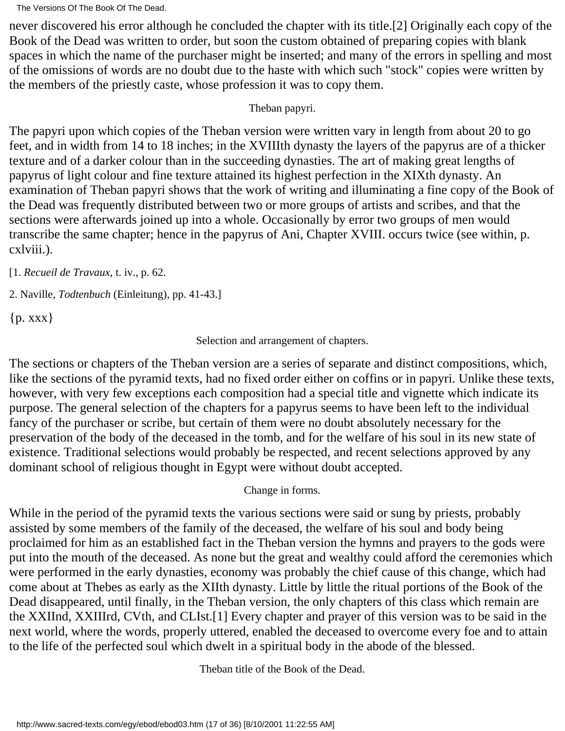never discovered his error although he concluded the chapter with its title.[2] Originally each copy of the Book of the Dead was written to order, but soon the custom obtained of preparing copies with blank spaces in which the name of the purchaser might be inserted; and many of the errors in spelling and most of the omissions of words are no doubt due to the haste with which such "stock" copies were written by the members of the priestly caste, whose profession it was to copy them.

### Theban papyri.

The papyri upon which copies of the Theban version were written vary in length from about 20 to go feet, and in width from 14 to 18 inches; in the XVIIIth dynasty the layers of the papyrus are of a thicker texture and of a darker colour than in the succeeding dynasties. The art of making great lengths of papyrus of light colour and fine texture attained its highest perfection in the XIXth dynasty. An examination of Theban papyri shows that the work of writing and illuminating a fine copy of the Book of the Dead was frequently distributed between two or more groups of artists and scribes, and that the sections were afterwards joined up into a whole. Occasionally by error two groups of men would transcribe the same chapter; hence in the papyrus of Ani, Chapter XVIII. occurs twice (see within, p. cxlviii.).

[1. *Recueil de Travaux*, t. iv., p. 62.

2. Naville, *Todtenbuch* (Einleitung), pp. 41-43.]

{p. xxx}

### Selection and arrangement of chapters.

The sections or chapters of the Theban version are a series of separate and distinct compositions, which, like the sections of the pyramid texts, had no fixed order either on coffins or in papyri. Unlike these texts, however, with very few exceptions each composition had a special title and vignette which indicate its purpose. The general selection of the chapters for a papyrus seems to have been left to the individual fancy of the purchaser or scribe, but certain of them were no doubt absolutely necessary for the preservation of the body of the deceased in the tomb, and for the welfare of his soul in its new state of existence. Traditional selections would probably be respected, and recent selections approved by any dominant school of religious thought in Egypt were without doubt accepted.

### Change in forms.

While in the period of the pyramid texts the various sections were said or sung by priests, probably assisted by some members of the family of the deceased, the welfare of his soul and body being proclaimed for him as an established fact in the Theban version the hymns and prayers to the gods were put into the mouth of the deceased. As none but the great and wealthy could afford the ceremonies which were performed in the early dynasties, economy was probably the chief cause of this change, which had come about at Thebes as early as the XIIth dynasty. Little by little the ritual portions of the Book of the Dead disappeared, until finally, in the Theban version, the only chapters of this class which remain are the XXIInd, XXIIIrd, CVth, and CLIst.[1] Every chapter and prayer of this version was to be said in the next world, where the words, properly uttered, enabled the deceased to overcome every foe and to attain to the life of the perfected soul which dwelt in a spiritual body in the abode of the blessed.

### Theban title of the Book of the Dead.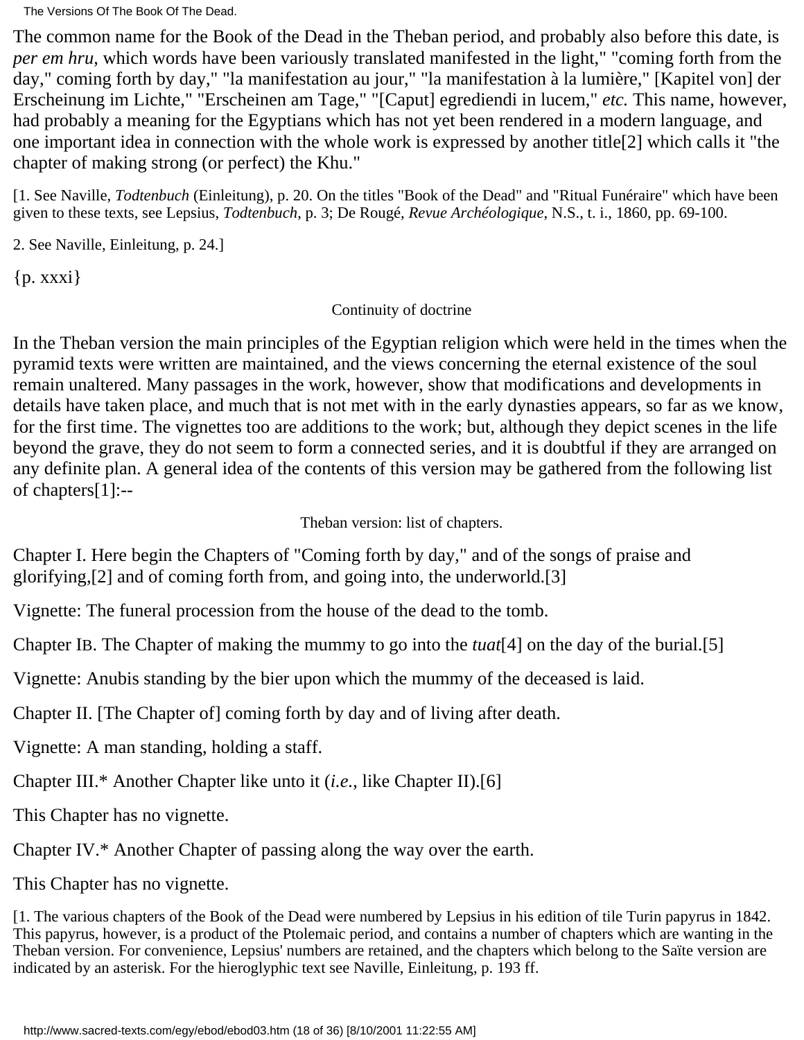The common name for the Book of the Dead in the Theban period, and probably also before this date, is *per em hru*, which words have been variously translated manifested in the light," "coming forth from the day," coming forth by day," "la manifestation au jour," "la manifestation à la lumière," [Kapitel von] der Erscheinung im Lichte," "Erscheinen am Tage," "[Caput] egrediendi in lucem," *etc.* This name, however, had probably a meaning for the Egyptians which has not yet been rendered in a modern language, and one important idea in connection with the whole work is expressed by another title[2] which calls it "the chapter of making strong (or perfect) the Khu."

[1. See Naville, *Todtenbuch* (Einleitung), p. 20. On the titles "Book of the Dead" and "Ritual Funéraire" which have been given to these texts, see Lepsius, *Todtenbuch*, p. 3; De Rougé, *Revue Archéologique*, N.S., t. i., 1860, pp. 69-100.

2. See Naville, Einleitung, p. 24.]

{p. xxxi}

### Continuity of doctrine

In the Theban version the main principles of the Egyptian religion which were held in the times when the pyramid texts were written are maintained, and the views concerning the eternal existence of the soul remain unaltered. Many passages in the work, however, show that modifications and developments in details have taken place, and much that is not met with in the early dynasties appears, so far as we know, for the first time. The vignettes too are additions to the work; but, although they depict scenes in the life beyond the grave, they do not seem to form a connected series, and it is doubtful if they are arranged on any definite plan. A general idea of the contents of this version may be gathered from the following list of chapters[1]:--

### Theban version: list of chapters.

Chapter I. Here begin the Chapters of "Coming forth by day," and of the songs of praise and glorifying,[2] and of coming forth from, and going into, the underworld.[3]

Vignette: The funeral procession from the house of the dead to the tomb.

Chapter IB. The Chapter of making the mummy to go into the *tuat*[4] on the day of the burial.[5]

Vignette: Anubis standing by the bier upon which the mummy of the deceased is laid.

Chapter II. [The Chapter of] coming forth by day and of living after death.

Vignette: A man standing, holding a staff.

Chapter III.* Another Chapter like unto it (*i.e.*, like Chapter II).[6]

This Chapter has no vignette.

Chapter IV.* Another Chapter of passing along the way over the earth.

This Chapter has no vignette.

[1. The various chapters of the Book of the Dead were numbered by Lepsius in his edition of tile Turin papyrus in 1842. This papyrus, however, is a product of the Ptolemaic period, and contains a number of chapters which are wanting in the Theban version. For convenience, Lepsius' numbers are retained, and the chapters which belong to the Saïte version are indicated by an asterisk. For the hieroglyphic text see Naville, Einleitung, p. 193 ff.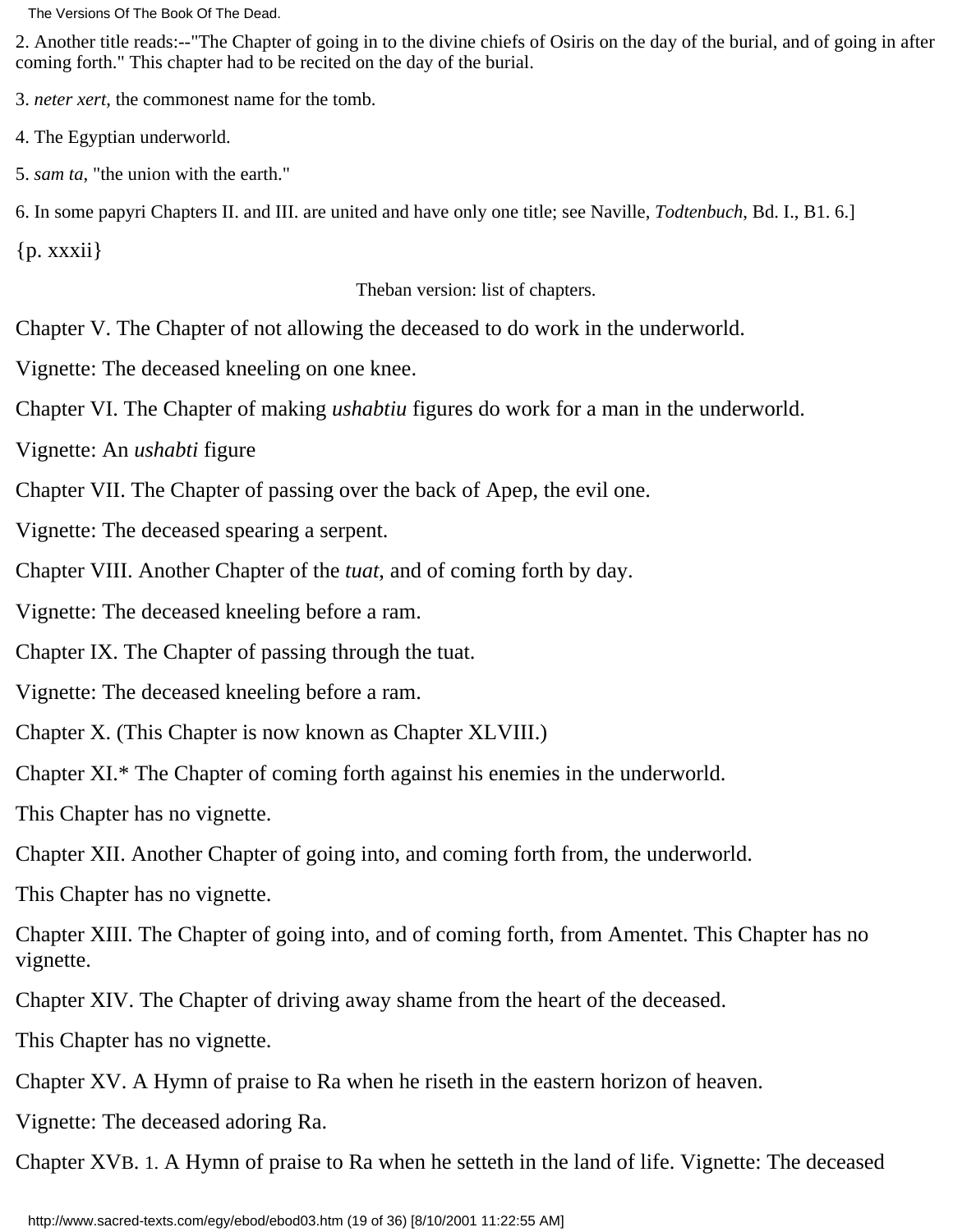2. Another title reads:--"The Chapter of going in to the divine chiefs of Osiris on the day of the burial, and of going in after coming forth." This chapter had to be recited on the day of the burial.

3. *neter xert*, the commonest name for the tomb.

4. The Egyptian underworld.

5. *sam ta*, "the union with the earth."

6. In some papyri Chapters II. and III. are united and have only one title; see Naville, *Todtenbuch*, Bd. I., B1. 6.]

{p. xxxii}

Theban version: list of chapters.

Chapter V. The Chapter of not allowing the deceased to do work in the underworld.

Vignette: The deceased kneeling on one knee.

Chapter VI. The Chapter of making *ushabtiu* figures do work for a man in the underworld.

Vignette: An *ushabti* figure

Chapter VII. The Chapter of passing over the back of Apep, the evil one.

Vignette: The deceased spearing a serpent.

Chapter VIII. Another Chapter of the *tuat*, and of coming forth by day.

Vignette: The deceased kneeling before a ram.

Chapter IX. The Chapter of passing through the tuat.

Vignette: The deceased kneeling before a ram.

Chapter X. (This Chapter is now known as Chapter XLVIII.)

Chapter XI.* The Chapter of coming forth against his enemies in the underworld.

This Chapter has no vignette.

Chapter XII. Another Chapter of going into, and coming forth from, the underworld.

This Chapter has no vignette.

Chapter XIII. The Chapter of going into, and of coming forth, from Amentet. This Chapter has no vignette.

Chapter XIV. The Chapter of driving away shame from the heart of the deceased.

This Chapter has no vignette.

Chapter XV. A Hymn of praise to Ra when he riseth in the eastern horizon of heaven.

Vignette: The deceased adoring Ra.

Chapter XVB. 1. A Hymn of praise to Ra when he setteth in the land of life. Vignette: The deceased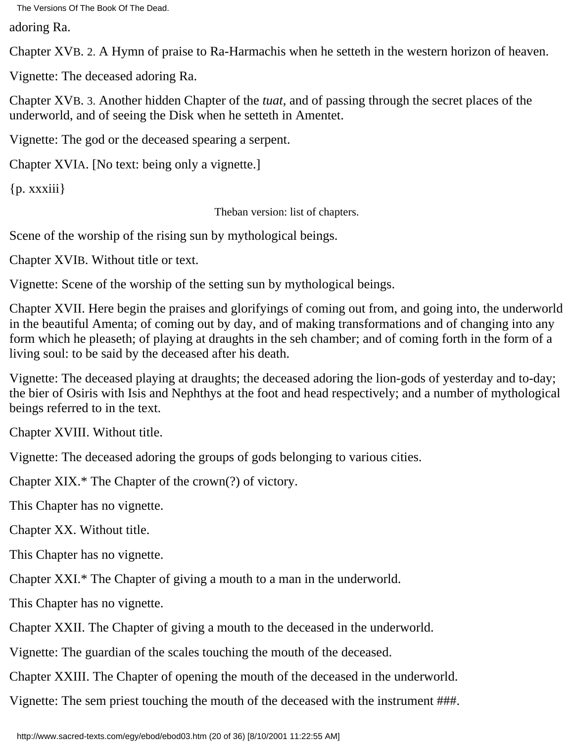adoring Ra.

Chapter XVB. 2. A Hymn of praise to Ra-Harmachis when he setteth in the western horizon of heaven.

Vignette: The deceased adoring Ra.

Chapter XVB. 3. Another hidden Chapter of the *tuat*, and of passing through the secret places of the underworld, and of seeing the Disk when he setteth in Amentet.

Vignette: The god or the deceased spearing a serpent.

Chapter XVIA. [No text: being only a vignette.]

{p. xxxiii}

Theban version: list of chapters.

Scene of the worship of the rising sun by mythological beings.

Chapter XVIB. Without title or text.

Vignette: Scene of the worship of the setting sun by mythological beings.

Chapter XVII. Here begin the praises and glorifyings of coming out from, and going into, the underworld in the beautiful Amenta; of coming out by day, and of making transformations and of changing into any form which he pleaseth; of playing at draughts in the seh chamber; and of coming forth in the form of a living soul: to be said by the deceased after his death.

Vignette: The deceased playing at draughts; the deceased adoring the lion-gods of yesterday and to-day; the bier of Osiris with Isis and Nephthys at the foot and head respectively; and a number of mythological beings referred to in the text.

Chapter XVIII. Without title.

Vignette: The deceased adoring the groups of gods belonging to various cities.

Chapter XIX.* The Chapter of the crown(?) of victory.

This Chapter has no vignette.

Chapter XX. Without title.

This Chapter has no vignette.

Chapter XXI.* The Chapter of giving a mouth to a man in the underworld.

This Chapter has no vignette.

Chapter XXII. The Chapter of giving a mouth to the deceased in the underworld.

Vignette: The guardian of the scales touching the mouth of the deceased.

Chapter XXIII. The Chapter of opening the mouth of the deceased in the underworld.

Vignette: The sem priest touching the mouth of the deceased with the instrument ###.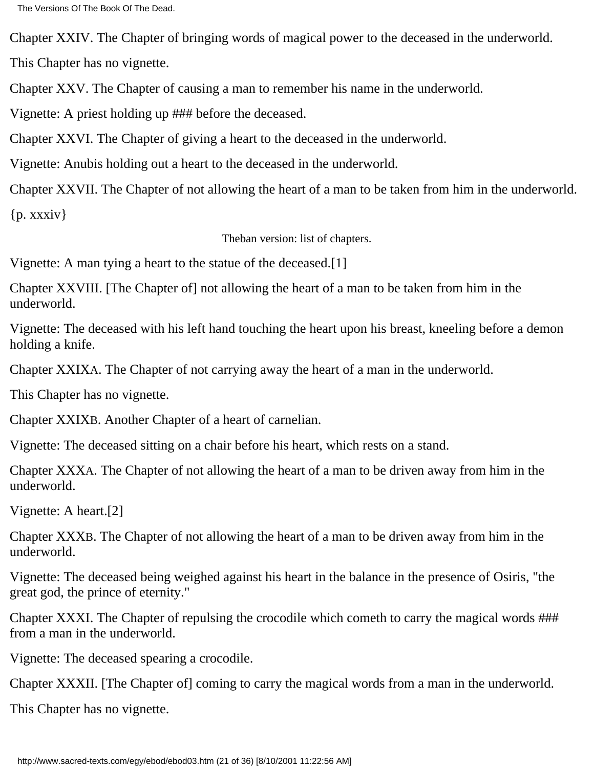Chapter XXIV. The Chapter of bringing words of magical power to the deceased in the underworld.

This Chapter has no vignette.

Chapter XXV. The Chapter of causing a man to remember his name in the underworld.

Vignette: A priest holding up ### before the deceased.

Chapter XXVI. The Chapter of giving a heart to the deceased in the underworld.

Vignette: Anubis holding out a heart to the deceased in the underworld.

Chapter XXVII. The Chapter of not allowing the heart of a man to be taken from him in the underworld.

{p. xxxiv}

Theban version: list of chapters.

Vignette: A man tying a heart to the statue of the deceased.[1]

Chapter XXVIII. [The Chapter of] not allowing the heart of a man to be taken from him in the underworld.

Vignette: The deceased with his left hand touching the heart upon his breast, kneeling before a demon holding a knife.

Chapter XXIXA. The Chapter of not carrying away the heart of a man in the underworld.

This Chapter has no vignette.

Chapter XXIXB. Another Chapter of a heart of carnelian.

Vignette: The deceased sitting on a chair before his heart, which rests on a stand.

Chapter XXXA. The Chapter of not allowing the heart of a man to be driven away from him in the underworld.

Vignette: A heart.[2]

Chapter XXXB. The Chapter of not allowing the heart of a man to be driven away from him in the underworld.

Vignette: The deceased being weighed against his heart in the balance in the presence of Osiris, "the great god, the prince of eternity."

Chapter XXXI. The Chapter of repulsing the crocodile which cometh to carry the magical words ### from a man in the underworld.

Vignette: The deceased spearing a crocodile.

Chapter XXXII. [The Chapter of] coming to carry the magical words from a man in the underworld.

This Chapter has no vignette.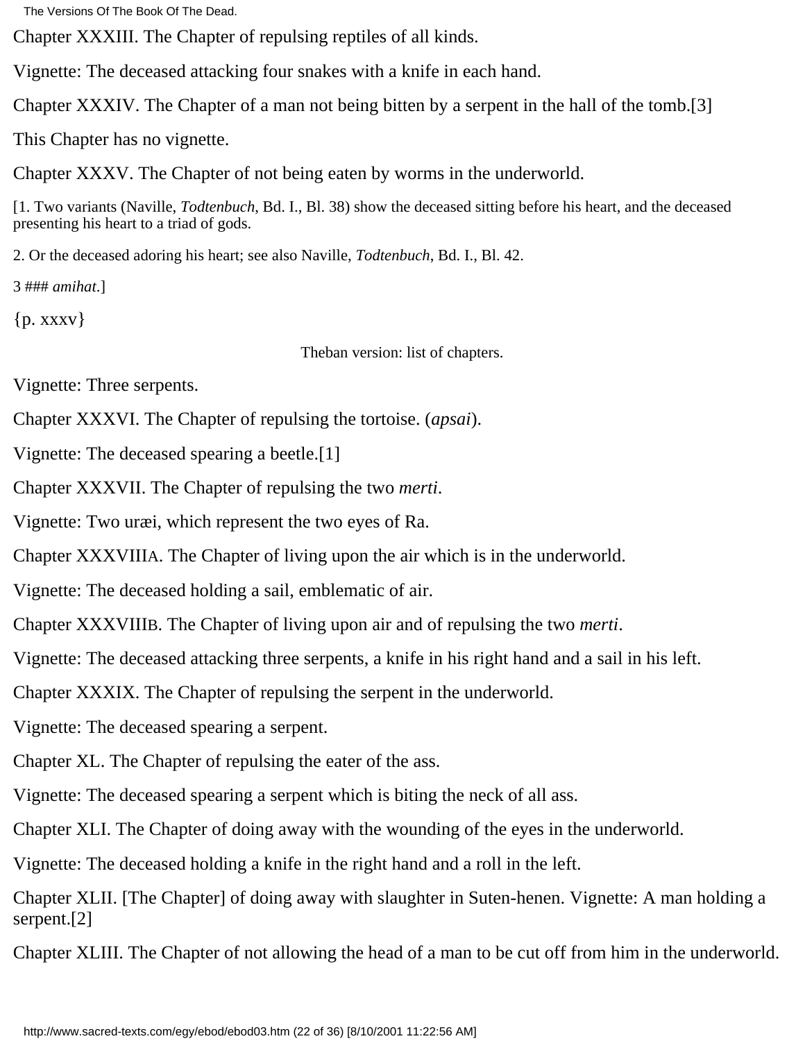Chapter XXXIII. The Chapter of repulsing reptiles of all kinds.

Vignette: The deceased attacking four snakes with a knife in each hand.

Chapter XXXIV. The Chapter of a man not being bitten by a serpent in the hall of the tomb.[3]

This Chapter has no vignette.

Chapter XXXV. The Chapter of not being eaten by worms in the underworld.

[1. Two variants (Naville, *Todtenbuch*, Bd. I., Bl. 38) show the deceased sitting before his heart, and the deceased presenting his heart to a triad of gods.

2. Or the deceased adoring his heart; see also Naville, *Todtenbuch*, Bd. I., Bl. 42.

3 ### *amihat*.]

{p. xxxv}

Theban version: list of chapters.

Vignette: Three serpents.

Chapter XXXVI. The Chapter of repulsing the tortoise. (*apsai*).

Vignette: The deceased spearing a beetle.[1]

Chapter XXXVII. The Chapter of repulsing the two *merti*.

Vignette: Two uræi, which represent the two eyes of Ra.

Chapter XXXVIIIA. The Chapter of living upon the air which is in the underworld.

Vignette: The deceased holding a sail, emblematic of air.

Chapter XXXVIIIB. The Chapter of living upon air and of repulsing the two *merti*.

Vignette: The deceased attacking three serpents, a knife in his right hand and a sail in his left.

Chapter XXXIX. The Chapter of repulsing the serpent in the underworld.

Vignette: The deceased spearing a serpent.

Chapter XL. The Chapter of repulsing the eater of the ass.

Vignette: The deceased spearing a serpent which is biting the neck of all ass.

Chapter XLI. The Chapter of doing away with the wounding of the eyes in the underworld.

Vignette: The deceased holding a knife in the right hand and a roll in the left.

Chapter XLII. [The Chapter] of doing away with slaughter in Suten-henen. Vignette: A man holding a serpent.[2]

Chapter XLIII. The Chapter of not allowing the head of a man to be cut off from him in the underworld.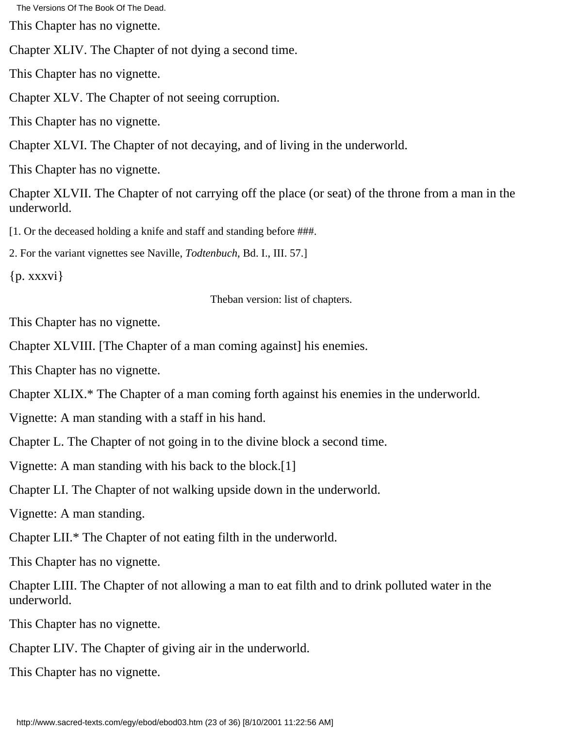This Chapter has no vignette.

Chapter XLIV. The Chapter of not dying a second time.

This Chapter has no vignette.

Chapter XLV. The Chapter of not seeing corruption.

This Chapter has no vignette.

Chapter XLVI. The Chapter of not decaying, and of living in the underworld.

This Chapter has no vignette.

Chapter XLVII. The Chapter of not carrying off the place (or seat) of the throne from a man in the underworld.

[1. Or the deceased holding a knife and staff and standing before ###.

2. For the variant vignettes see Naville, *Todtenbuch*, Bd. I., III. 57.]

{p. xxxvi}

Theban version: list of chapters.

This Chapter has no vignette.

Chapter XLVIII. [The Chapter of a man coming against] his enemies.

This Chapter has no vignette.

Chapter XLIX.* The Chapter of a man coming forth against his enemies in the underworld.

Vignette: A man standing with a staff in his hand.

Chapter L. The Chapter of not going in to the divine block a second time.

Vignette: A man standing with his back to the block.[1]

Chapter LI. The Chapter of not walking upside down in the underworld.

Vignette: A man standing.

Chapter LII.* The Chapter of not eating filth in the underworld.

This Chapter has no vignette.

Chapter LIII. The Chapter of not allowing a man to eat filth and to drink polluted water in the underworld.

This Chapter has no vignette.

Chapter LIV. The Chapter of giving air in the underworld.

This Chapter has no vignette.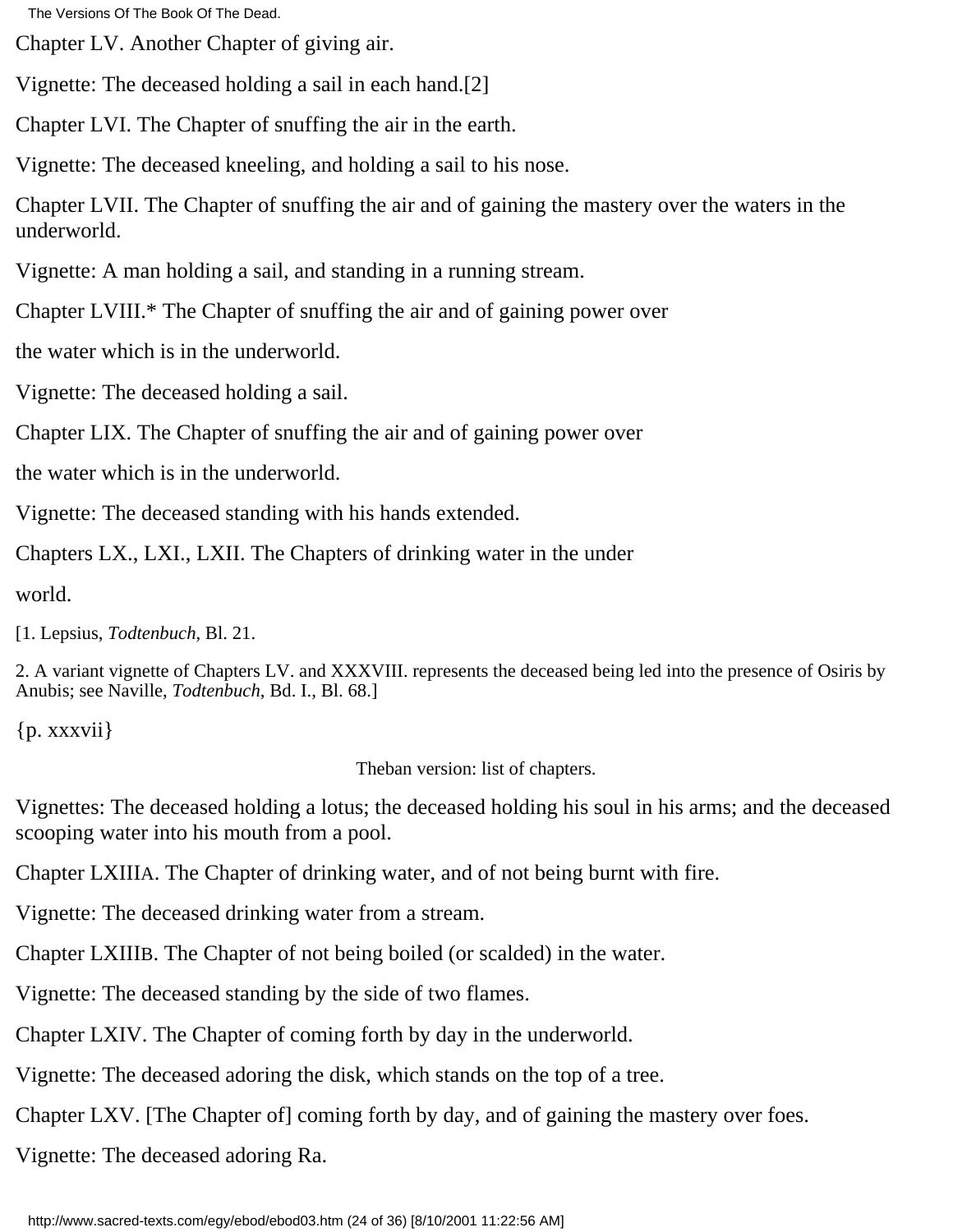Chapter LV. Another Chapter of giving air.

Vignette: The deceased holding a sail in each hand.[2]

Chapter LVI. The Chapter of snuffing the air in the earth.

Vignette: The deceased kneeling, and holding a sail to his nose.

Chapter LVII. The Chapter of snuffing the air and of gaining the mastery over the waters in the underworld.

Vignette: A man holding a sail, and standing in a running stream.

Chapter LVIII.* The Chapter of snuffing the air and of gaining power over

the water which is in the underworld.

Vignette: The deceased holding a sail.

Chapter LIX. The Chapter of snuffing the air and of gaining power over

the water which is in the underworld.

Vignette: The deceased standing with his hands extended.

Chapters LX., LXI., LXII. The Chapters of drinking water in the under

world.

[1. Lepsius, *Todtenbuch*, Bl. 21.

2. A variant vignette of Chapters LV. and XXXVIII. represents the deceased being led into the presence of Osiris by Anubis; see Naville, *Todtenbuch*, Bd. I., Bl. 68.]

{p. xxxvii}

Theban version: list of chapters.

Vignettes: The deceased holding a lotus; the deceased holding his soul in his arms; and the deceased scooping water into his mouth from a pool.

Chapter LXIIIA. The Chapter of drinking water, and of not being burnt with fire.

Vignette: The deceased drinking water from a stream.

Chapter LXIIIB. The Chapter of not being boiled (or scalded) in the water.

Vignette: The deceased standing by the side of two flames.

Chapter LXIV. The Chapter of coming forth by day in the underworld.

Vignette: The deceased adoring the disk, which stands on the top of a tree.

Chapter LXV. [The Chapter of] coming forth by day, and of gaining the mastery over foes.

Vignette: The deceased adoring Ra.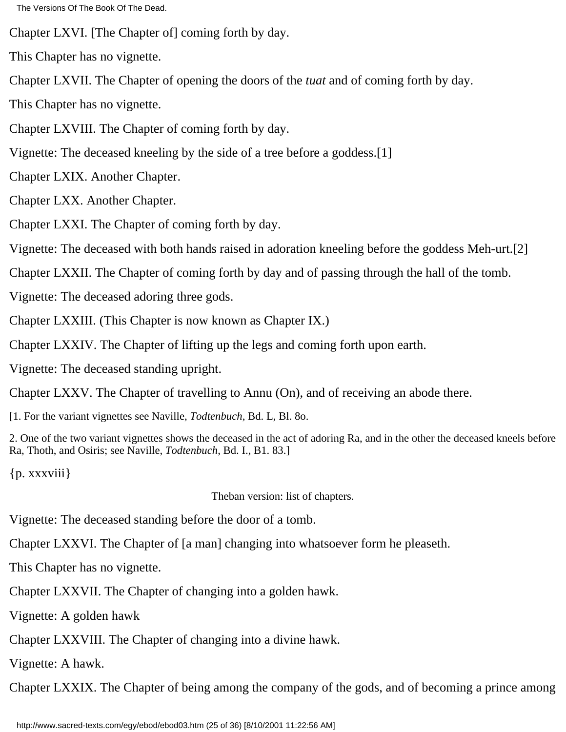Chapter LXVI. [The Chapter of] coming forth by day.

This Chapter has no vignette.

Chapter LXVII. The Chapter of opening the doors of the *tuat* and of coming forth by day.

This Chapter has no vignette.

Chapter LXVIII. The Chapter of coming forth by day.

Vignette: The deceased kneeling by the side of a tree before a goddess.[1]

Chapter LXIX. Another Chapter.

Chapter LXX. Another Chapter.

Chapter LXXI. The Chapter of coming forth by day.

Vignette: The deceased with both hands raised in adoration kneeling before the goddess Meh-urt.[2]

Chapter LXXII. The Chapter of coming forth by day and of passing through the hall of the tomb.

Vignette: The deceased adoring three gods.

Chapter LXXIII. (This Chapter is now known as Chapter IX.)

Chapter LXXIV. The Chapter of lifting up the legs and coming forth upon earth.

Vignette: The deceased standing upright.

Chapter LXXV. The Chapter of travelling to Annu (On), and of receiving an abode there.

[1. For the variant vignettes see Naville, *Todtenbuch*, Bd. L, Bl. 8o.

2. One of the two variant vignettes shows the deceased in the act of adoring Ra, and in the other the deceased kneels before Ra, Thoth, and Osiris; see Naville, *Todtenbuch*, Bd. I., B1. 83.]

{p. xxxviii}

Theban version: list of chapters.

Vignette: The deceased standing before the door of a tomb.

Chapter LXXVI. The Chapter of [a man] changing into whatsoever form he pleaseth.

This Chapter has no vignette.

Chapter LXXVII. The Chapter of changing into a golden hawk.

Vignette: A golden hawk

Chapter LXXVIII. The Chapter of changing into a divine hawk.

Vignette: A hawk.

Chapter LXXIX. The Chapter of being among the company of the gods, and of becoming a prince among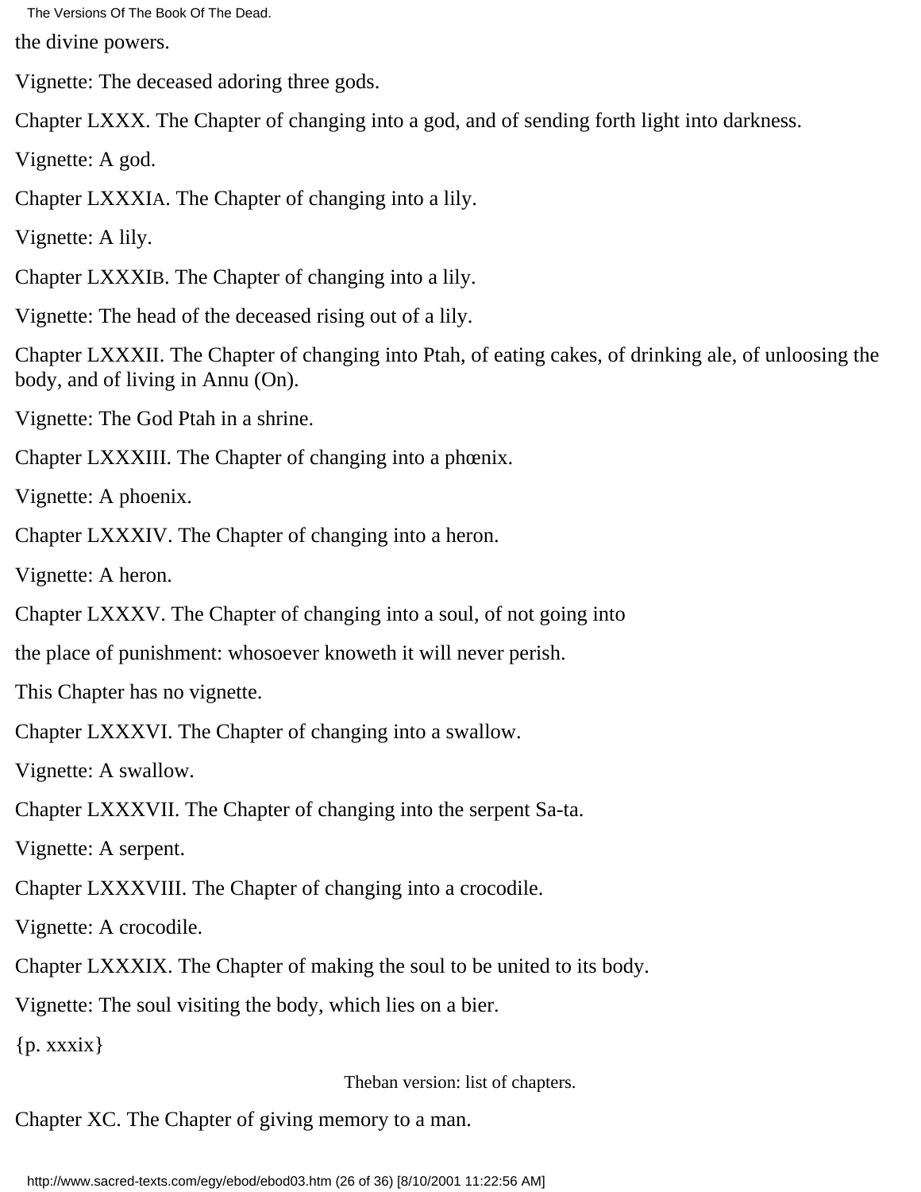the divine powers.

Vignette: The deceased adoring three gods.

Chapter LXXX. The Chapter of changing into a god, and of sending forth light into darkness.

Vignette: A god.

Chapter LXXXIA. The Chapter of changing into a lily.

Vignette: A lily.

Chapter LXXXIB. The Chapter of changing into a lily.

Vignette: The head of the deceased rising out of a lily.

Chapter LXXXII. The Chapter of changing into Ptah, of eating cakes, of drinking ale, of unloosing the body, and of living in Annu (On).

Vignette: The God Ptah in a shrine.

Chapter LXXXIII. The Chapter of changing into a phœnix.

Vignette: A phoenix.

Chapter LXXXIV. The Chapter of changing into a heron.

Vignette: A heron.

Chapter LXXXV. The Chapter of changing into a soul, of not going into

the place of punishment: whosoever knoweth it will never perish.

This Chapter has no vignette.

Chapter LXXXVI. The Chapter of changing into a swallow.

Vignette: A swallow.

Chapter LXXXVII. The Chapter of changing into the serpent Sa-ta.

Vignette: A serpent.

Chapter LXXXVIII. The Chapter of changing into a crocodile.

Vignette: A crocodile.

Chapter LXXXIX. The Chapter of making the soul to be united to its body.

Vignette: The soul visiting the body, which lies on a bier.

{p. xxxix}

Theban version: list of chapters.

Chapter XC. The Chapter of giving memory to a man.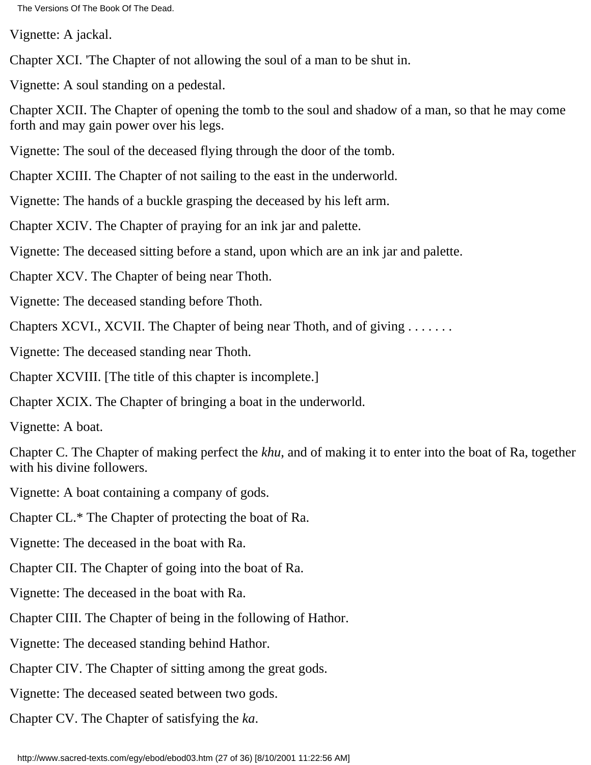Vignette: A jackal.

Chapter XCI. 'The Chapter of not allowing the soul of a man to be shut in.

Vignette: A soul standing on a pedestal.

Chapter XCII. The Chapter of opening the tomb to the soul and shadow of a man, so that he may come forth and may gain power over his legs.

Vignette: The soul of the deceased flying through the door of the tomb.

Chapter XCIII. The Chapter of not sailing to the east in the underworld.

Vignette: The hands of a buckle grasping the deceased by his left arm.

Chapter XCIV. The Chapter of praying for an ink jar and palette.

Vignette: The deceased sitting before a stand, upon which are an ink jar and palette.

Chapter XCV. The Chapter of being near Thoth.

Vignette: The deceased standing before Thoth.

Chapters XCVI., XCVII. The Chapter of being near Thoth, and of giving . . . . . . .

Vignette: The deceased standing near Thoth.

Chapter XCVIII. [The title of this chapter is incomplete.]

Chapter XCIX. The Chapter of bringing a boat in the underworld.

Vignette: A boat.

Chapter C. The Chapter of making perfect the *khu*, and of making it to enter into the boat of Ra, together with his divine followers.

Vignette: A boat containing a company of gods.

Chapter CL.* The Chapter of protecting the boat of Ra.

Vignette: The deceased in the boat with Ra.

Chapter CII. The Chapter of going into the boat of Ra.

Vignette: The deceased in the boat with Ra.

Chapter CIII. The Chapter of being in the following of Hathor.

Vignette: The deceased standing behind Hathor.

Chapter CIV. The Chapter of sitting among the great gods.

Vignette: The deceased seated between two gods.

Chapter CV. The Chapter of satisfying the *ka*.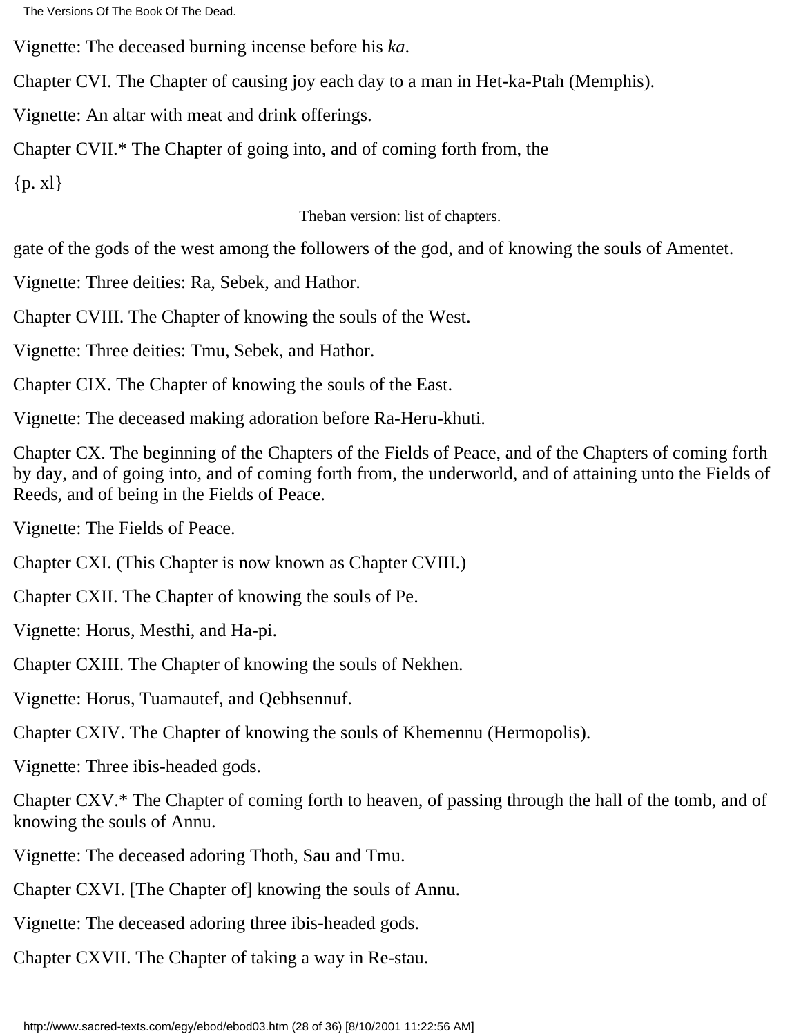Vignette: The deceased burning incense before his *ka*.

Chapter CVI. The Chapter of causing joy each day to a man in Het-ka-Ptah (Memphis).

Vignette: An altar with meat and drink offerings.

Chapter CVII.* The Chapter of going into, and of coming forth from, the

{p. xl}

Theban version: list of chapters.

gate of the gods of the west among the followers of the god, and of knowing the souls of Amentet.

Vignette: Three deities: Ra, Sebek, and Hathor.

Chapter CVIII. The Chapter of knowing the souls of the West.

Vignette: Three deities: Tmu, Sebek, and Hathor.

Chapter CIX. The Chapter of knowing the souls of the East.

Vignette: The deceased making adoration before Ra-Heru-khuti.

Chapter CX. The beginning of the Chapters of the Fields of Peace, and of the Chapters of coming forth by day, and of going into, and of coming forth from, the underworld, and of attaining unto the Fields of Reeds, and of being in the Fields of Peace.

Vignette: The Fields of Peace.

Chapter CXI. (This Chapter is now known as Chapter CVIII.)

Chapter CXII. The Chapter of knowing the souls of Pe.

Vignette: Horus, Mesthi, and Ha-pi.

Chapter CXIII. The Chapter of knowing the souls of Nekhen.

Vignette: Horus, Tuamautef, and Qebhsennuf.

Chapter CXIV. The Chapter of knowing the souls of Khemennu (Hermopolis).

Vignette: Three ibis-headed gods.

Chapter CXV.* The Chapter of coming forth to heaven, of passing through the hall of the tomb, and of knowing the souls of Annu.

Vignette: The deceased adoring Thoth, Sau and Tmu.

Chapter CXVI. [The Chapter of] knowing the souls of Annu.

Vignette: The deceased adoring three ibis-headed gods.

Chapter CXVII. The Chapter of taking a way in Re-stau.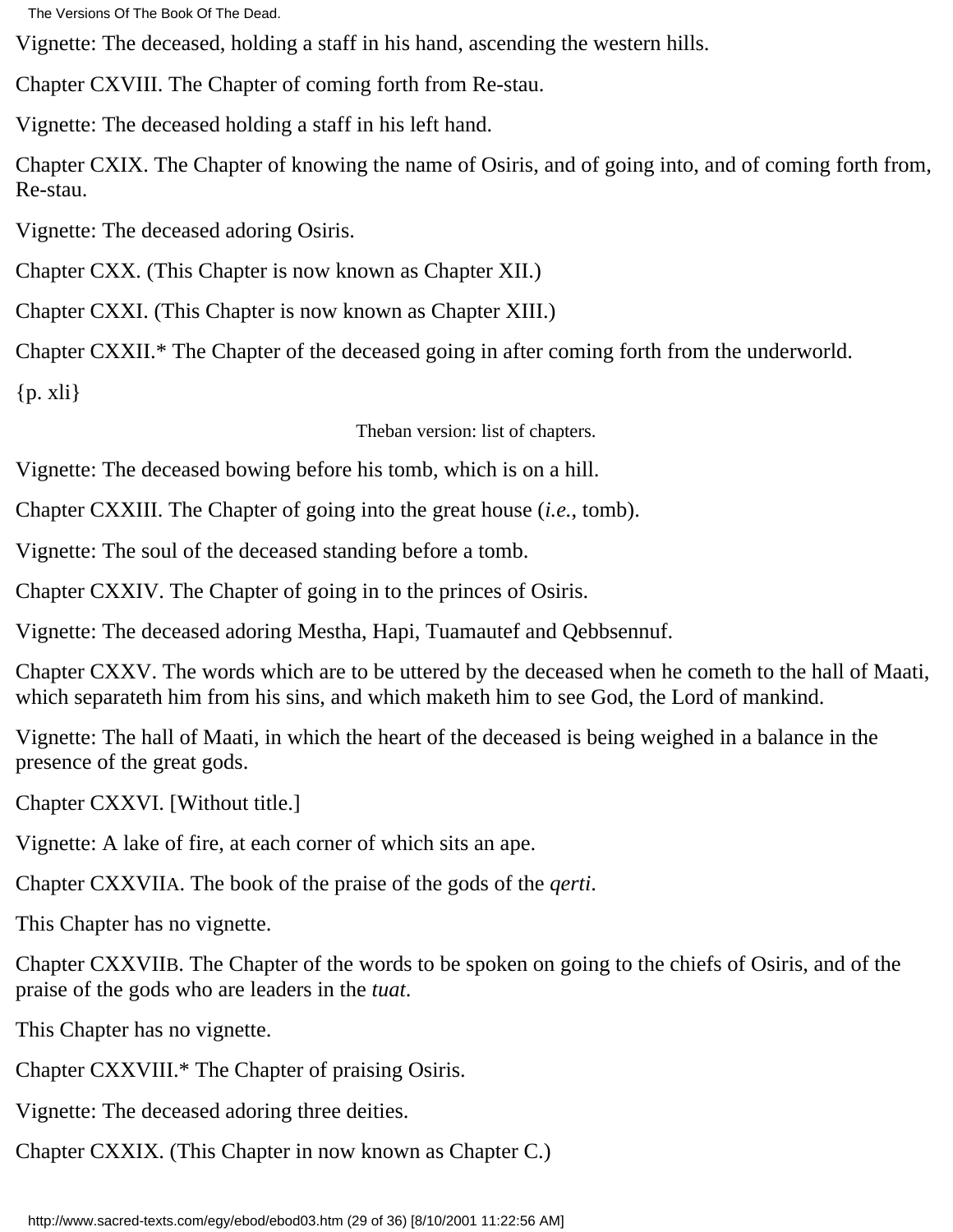Vignette: The deceased, holding a staff in his hand, ascending the western hills.

Chapter CXVIII. The Chapter of coming forth from Re-stau.

Vignette: The deceased holding a staff in his left hand.

Chapter CXIX. The Chapter of knowing the name of Osiris, and of going into, and of coming forth from, Re-stau.

Vignette: The deceased adoring Osiris.

Chapter CXX. (This Chapter is now known as Chapter XII.)

Chapter CXXI. (This Chapter is now known as Chapter XIII.)

Chapter CXXII.* The Chapter of the deceased going in after coming forth from the underworld.

{p. xli}

Theban version: list of chapters.

Vignette: The deceased bowing before his tomb, which is on a hill.

Chapter CXXIII. The Chapter of going into the great house (*i.e.*, tomb).

Vignette: The soul of the deceased standing before a tomb.

Chapter CXXIV. The Chapter of going in to the princes of Osiris.

Vignette: The deceased adoring Mestha, Hapi, Tuamautef and Qebbsennuf.

Chapter CXXV. The words which are to be uttered by the deceased when he cometh to the hall of Maati, which separateth him from his sins, and which maketh him to see God, the Lord of mankind.

Vignette: The hall of Maati, in which the heart of the deceased is being weighed in a balance in the presence of the great gods.

Chapter CXXVI. [Without title.]

Vignette: A lake of fire, at each corner of which sits an ape.

Chapter CXXVIIA. The book of the praise of the gods of the *qerti*.

This Chapter has no vignette.

Chapter CXXVIIB. The Chapter of the words to be spoken on going to the chiefs of Osiris, and of the praise of the gods who are leaders in the *tuat*.

This Chapter has no vignette.

Chapter CXXVIII.* The Chapter of praising Osiris.

Vignette: The deceased adoring three deities.

Chapter CXXIX. (This Chapter in now known as Chapter C.)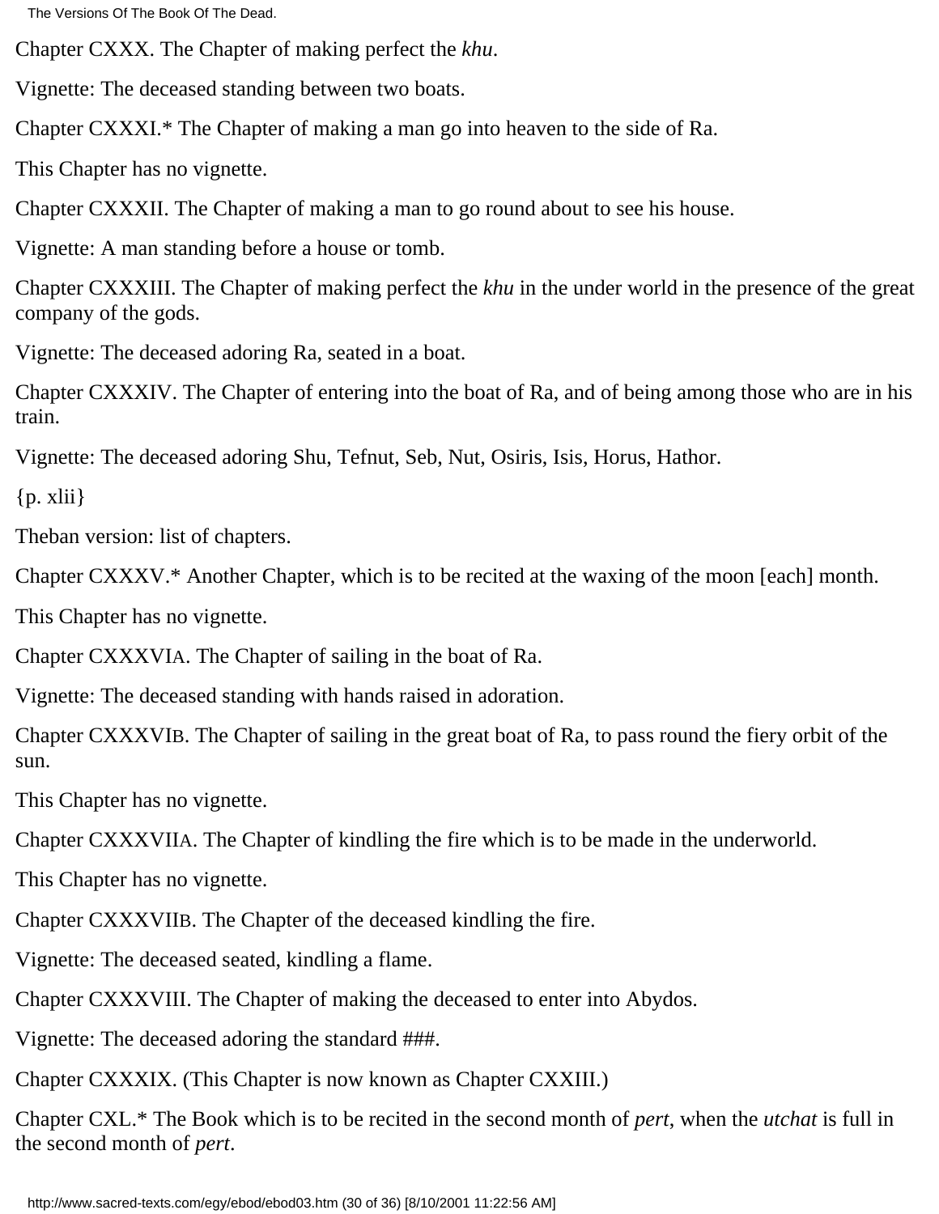Chapter CXXX. The Chapter of making perfect the *khu*.

Vignette: The deceased standing between two boats.

Chapter CXXXI.* The Chapter of making a man go into heaven to the side of Ra.

This Chapter has no vignette.

Chapter CXXXII. The Chapter of making a man to go round about to see his house.

Vignette: A man standing before a house or tomb.

Chapter CXXXIII. The Chapter of making perfect the *khu* in the under world in the presence of the great company of the gods.

Vignette: The deceased adoring Ra, seated in a boat.

Chapter CXXXIV. The Chapter of entering into the boat of Ra, and of being among those who are in his train.

Vignette: The deceased adoring Shu, Tefnut, Seb, Nut, Osiris, Isis, Horus, Hathor.

{p. xlii}

Theban version: list of chapters.

Chapter CXXXV.* Another Chapter, which is to be recited at the waxing of the moon [each] month.

This Chapter has no vignette.

Chapter CXXXVIA. The Chapter of sailing in the boat of Ra.

Vignette: The deceased standing with hands raised in adoration.

Chapter CXXXVIB. The Chapter of sailing in the great boat of Ra, to pass round the fiery orbit of the sun.

This Chapter has no vignette.

Chapter CXXXVIIA. The Chapter of kindling the fire which is to be made in the underworld.

This Chapter has no vignette.

Chapter CXXXVIIB. The Chapter of the deceased kindling the fire.

Vignette: The deceased seated, kindling a flame.

Chapter CXXXVIII. The Chapter of making the deceased to enter into Abydos.

Vignette: The deceased adoring the standard ###.

Chapter CXXXIX. (This Chapter is now known as Chapter CXXIII.)

Chapter CXL.* The Book which is to be recited in the second month of *pert*, when the *utchat* is full in the second month of *pert*.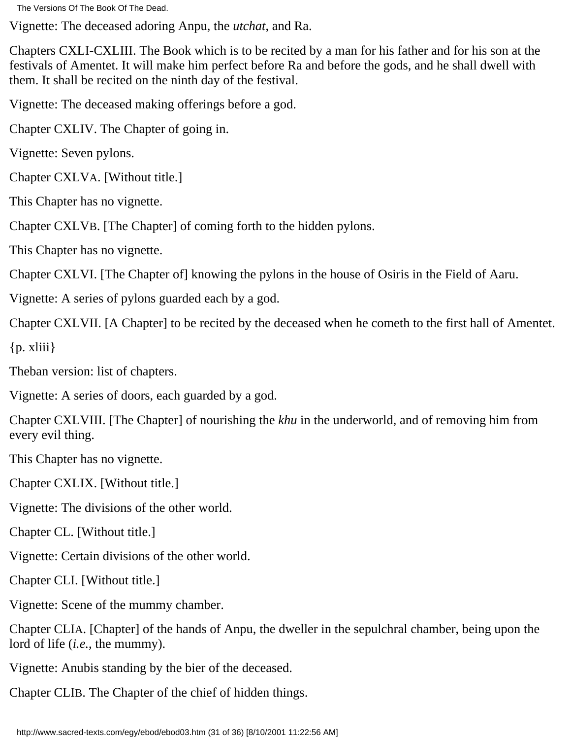Vignette: The deceased adoring Anpu, the *utchat*, and Ra.

Chapters CXLI-CXLIII. The Book which is to be recited by a man for his father and for his son at the festivals of Amentet. It will make him perfect before Ra and before the gods, and he shall dwell with them. It shall be recited on the ninth day of the festival.

Vignette: The deceased making offerings before a god.

Chapter CXLIV. The Chapter of going in.

Vignette: Seven pylons.

Chapter CXLVA. [Without title.]

This Chapter has no vignette.

Chapter CXLVB. [The Chapter] of coming forth to the hidden pylons.

This Chapter has no vignette.

Chapter CXLVI. [The Chapter of] knowing the pylons in the house of Osiris in the Field of Aaru.

Vignette: A series of pylons guarded each by a god.

Chapter CXLVII. [A Chapter] to be recited by the deceased when he cometh to the first hall of Amentet.

{p. xliii}

Theban version: list of chapters.

Vignette: A series of doors, each guarded by a god.

Chapter CXLVIII. [The Chapter] of nourishing the *khu* in the underworld, and of removing him from every evil thing.

This Chapter has no vignette.

Chapter CXLIX. [Without title.]

Vignette: The divisions of the other world.

Chapter CL. [Without title.]

Vignette: Certain divisions of the other world.

Chapter CLI. [Without title.]

Vignette: Scene of the mummy chamber.

Chapter CLIA. [Chapter] of the hands of Anpu, the dweller in the sepulchral chamber, being upon the lord of life (*i.e.*, the mummy).

Vignette: Anubis standing by the bier of the deceased.

Chapter CLIB. The Chapter of the chief of hidden things.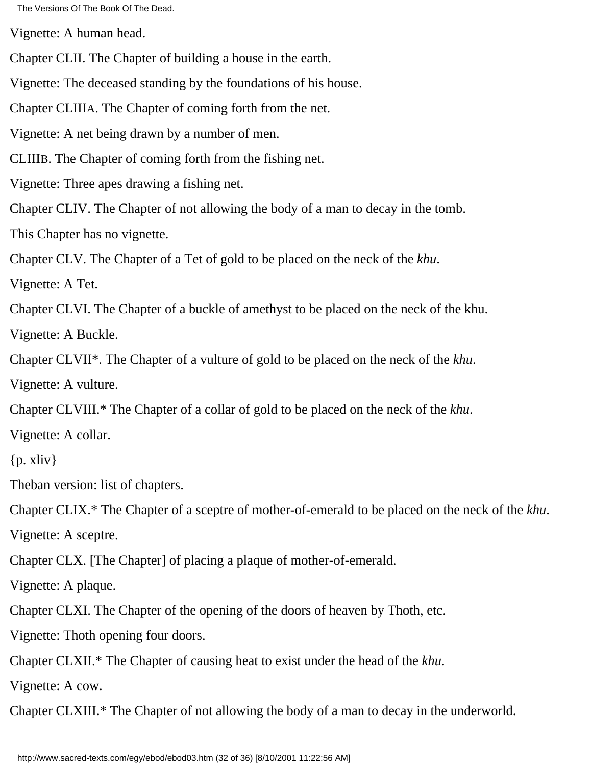Vignette: A human head.

Chapter CLII. The Chapter of building a house in the earth.

Vignette: The deceased standing by the foundations of his house.

Chapter CLIIIA. The Chapter of coming forth from the net.

Vignette: A net being drawn by a number of men.

CLIIIB. The Chapter of coming forth from the fishing net.

Vignette: Three apes drawing a fishing net.

Chapter CLIV. The Chapter of not allowing the body of a man to decay in the tomb.

This Chapter has no vignette.

Chapter CLV. The Chapter of a Tet of gold to be placed on the neck of the *khu*.

Vignette: A Tet.

Chapter CLVI. The Chapter of a buckle of amethyst to be placed on the neck of the khu.

Vignette: A Buckle.

Chapter CLVII*. The Chapter of a vulture of gold to be placed on the neck of the *khu*.

Vignette: A vulture.

Chapter CLVIII.* The Chapter of a collar of gold to be placed on the neck of the *khu*.

Vignette: A collar.

{p. xliv}

Theban version: list of chapters.

Chapter CLIX.* The Chapter of a sceptre of mother-of-emerald to be placed on the neck of the *khu*.

Vignette: A sceptre.

Chapter CLX. [The Chapter] of placing a plaque of mother-of-emerald.

Vignette: A plaque.

Chapter CLXI. The Chapter of the opening of the doors of heaven by Thoth, etc.

Vignette: Thoth opening four doors.

Chapter CLXII.* The Chapter of causing heat to exist under the head of the *khu*.

Vignette: A cow.

Chapter CLXIII.* The Chapter of not allowing the body of a man to decay in the underworld.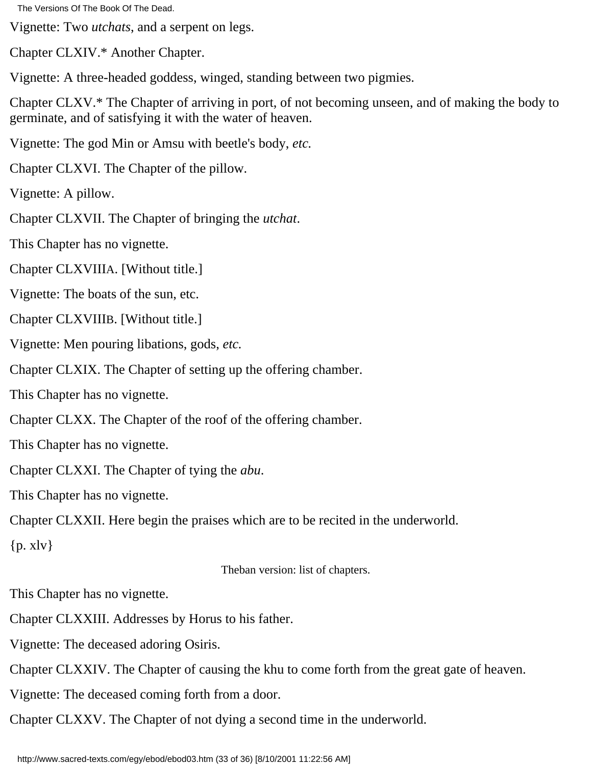Vignette: Two *utchats*, and a serpent on legs.

Chapter CLXIV.* Another Chapter.

Vignette: A three-headed goddess, winged, standing between two pigmies.

Chapter CLXV.* The Chapter of arriving in port, of not becoming unseen, and of making the body to germinate, and of satisfying it with the water of heaven.

Vignette: The god Min or Amsu with beetle's body, *etc.*

Chapter CLXVI. The Chapter of the pillow.

Vignette: A pillow.

Chapter CLXVII. The Chapter of bringing the *utchat*.

This Chapter has no vignette.

Chapter CLXVIIIA. [Without title.]

Vignette: The boats of the sun, etc.

Chapter CLXVIIIB. [Without title.]

Vignette: Men pouring libations, gods, *etc.*

Chapter CLXIX. The Chapter of setting up the offering chamber.

This Chapter has no vignette.

Chapter CLXX. The Chapter of the roof of the offering chamber.

This Chapter has no vignette.

Chapter CLXXI. The Chapter of tying the *abu*.

This Chapter has no vignette.

Chapter CLXXII. Here begin the praises which are to be recited in the underworld.

{p. xlv}

Theban version: list of chapters.

This Chapter has no vignette.

Chapter CLXXIII. Addresses by Horus to his father.

Vignette: The deceased adoring Osiris.

Chapter CLXXIV. The Chapter of causing the khu to come forth from the great gate of heaven.

Vignette: The deceased coming forth from a door.

Chapter CLXXV. The Chapter of not dying a second time in the underworld.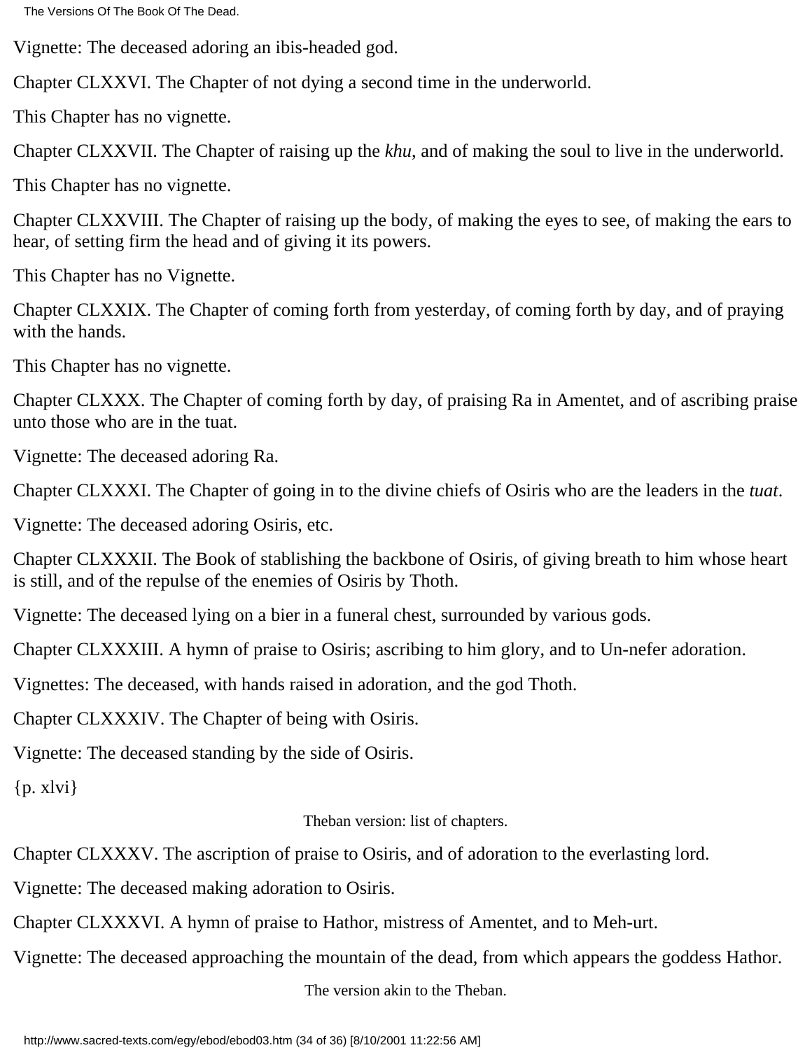Vignette: The deceased adoring an ibis-headed god.

Chapter CLXXVI. The Chapter of not dying a second time in the underworld.

This Chapter has no vignette.

Chapter CLXXVII. The Chapter of raising up the *khu*, and of making the soul to live in the underworld.

This Chapter has no vignette.

Chapter CLXXVIII. The Chapter of raising up the body, of making the eyes to see, of making the ears to hear, of setting firm the head and of giving it its powers.

This Chapter has no Vignette.

Chapter CLXXIX. The Chapter of coming forth from yesterday, of coming forth by day, and of praying with the hands.

This Chapter has no vignette.

Chapter CLXXX. The Chapter of coming forth by day, of praising Ra in Amentet, and of ascribing praise unto those who are in the tuat.

Vignette: The deceased adoring Ra.

Chapter CLXXXI. The Chapter of going in to the divine chiefs of Osiris who are the leaders in the *tuat*.

Vignette: The deceased adoring Osiris, etc.

Chapter CLXXXII. The Book of stablishing the backbone of Osiris, of giving breath to him whose heart is still, and of the repulse of the enemies of Osiris by Thoth.

Vignette: The deceased lying on a bier in a funeral chest, surrounded by various gods.

Chapter CLXXXIII. A hymn of praise to Osiris; ascribing to him glory, and to Un-nefer adoration.

Vignettes: The deceased, with hands raised in adoration, and the god Thoth.

Chapter CLXXXIV. The Chapter of being with Osiris.

Vignette: The deceased standing by the side of Osiris.

{p. xlvi}

Theban version: list of chapters.

Chapter CLXXXV. The ascription of praise to Osiris, and of adoration to the everlasting lord.

Vignette: The deceased making adoration to Osiris.

Chapter CLXXXVI. A hymn of praise to Hathor, mistress of Amentet, and to Meh-urt.

Vignette: The deceased approaching the mountain of the dead, from which appears the goddess Hathor.

The version akin to the Theban.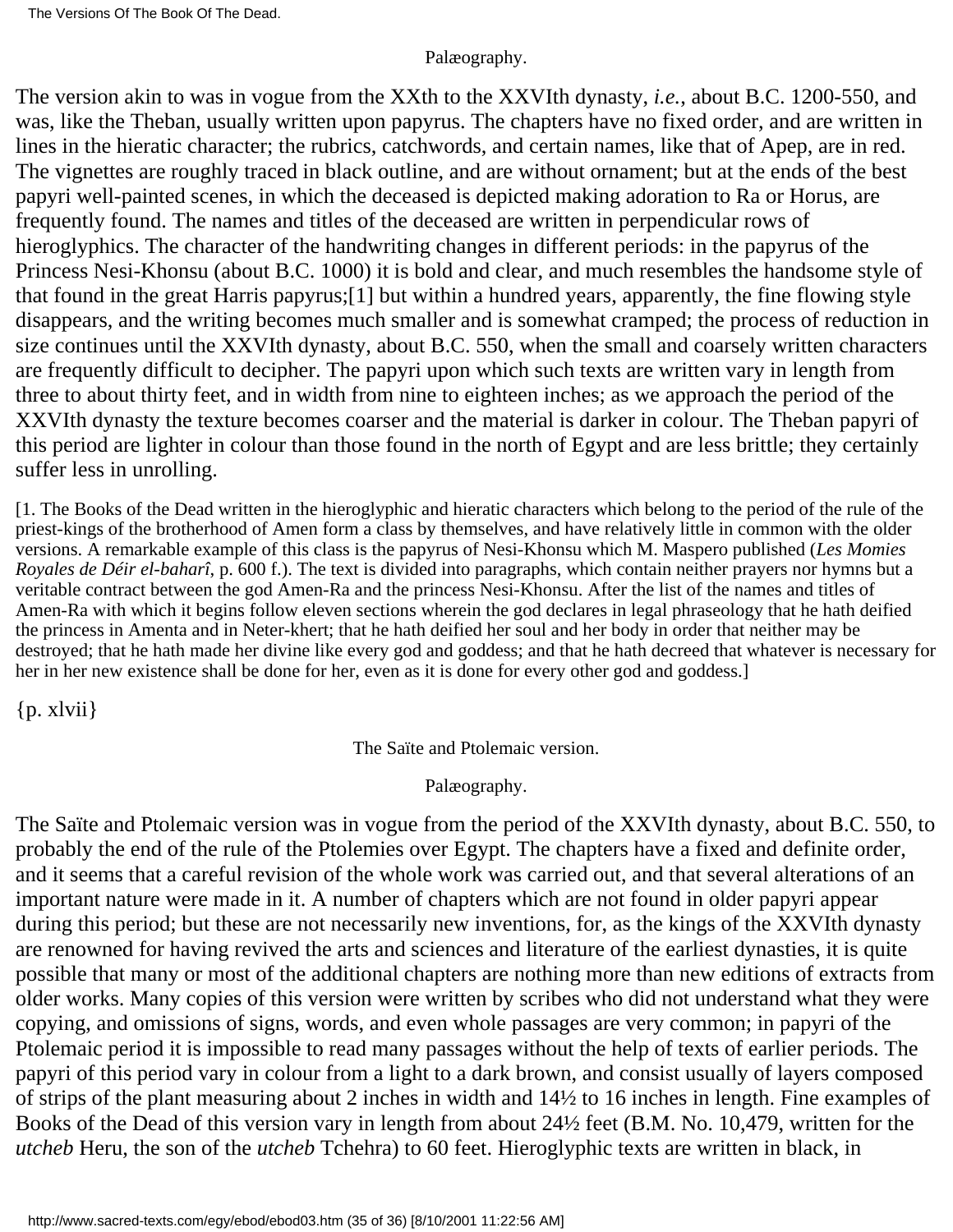Palæography.

The version akin to was in vogue from the XXth to the XXVIth dynasty, *i.e.*, about B.C. 1200-550, and was, like the Theban, usually written upon papyrus. The chapters have no fixed order, and are written in lines in the hieratic character; the rubrics, catchwords, and certain names, like that of Apep, are in red. The vignettes are roughly traced in black outline, and are without ornament; but at the ends of the best papyri well-painted scenes, in which the deceased is depicted making adoration to Ra or Horus, are frequently found. The names and titles of the deceased are written in perpendicular rows of hieroglyphics. The character of the handwriting changes in different periods: in the papyrus of the Princess Nesi-Khonsu (about B.C. 1000) it is bold and clear, and much resembles the handsome style of that found in the great Harris papyrus;[1] but within a hundred years, apparently, the fine flowing style disappears, and the writing becomes much smaller and is somewhat cramped; the process of reduction in size continues until the XXVIth dynasty, about B.C. 550, when the small and coarsely written characters are frequently difficult to decipher. The papyri upon which such texts are written vary in length from three to about thirty feet, and in width from nine to eighteen inches; as we approach the period of the XXVIth dynasty the texture becomes coarser and the material is darker in colour. The Theban papyri of this period are lighter in colour than those found in the north of Egypt and are less brittle; they certainly suffer less in unrolling.

[1. The Books of the Dead written in the hieroglyphic and hieratic characters which belong to the period of the rule of the priest-kings of the brotherhood of Amen form a class by themselves, and have relatively little in common with the older versions. A remarkable example of this class is the papyrus of Nesi-Khonsu which M. Maspero published (*Les Momies Royales de Déir el-baharî*, p. 600 f.). The text is divided into paragraphs, which contain neither prayers nor hymns but a veritable contract between the god Amen-Ra and the princess Nesi-Khonsu. After the list of the names and titles of Amen-Ra with which it begins follow eleven sections wherein the god declares in legal phraseology that he hath deified the princess in Amenta and in Neter-khert; that he hath deified her soul and her body in order that neither may be destroyed; that he hath made her divine like every god and goddess; and that he hath decreed that whatever is necessary for her in her new existence shall be done for her, even as it is done for every other god and goddess.]

{p. xlvii}

The Saïte and Ptolemaic version.

Palæography.

The Saïte and Ptolemaic version was in vogue from the period of the XXVIth dynasty, about B.C. 550, to probably the end of the rule of the Ptolemies over Egypt. The chapters have a fixed and definite order, and it seems that a careful revision of the whole work was carried out, and that several alterations of an important nature were made in it. A number of chapters which are not found in older papyri appear during this period; but these are not necessarily new inventions, for, as the kings of the XXVIth dynasty are renowned for having revived the arts and sciences and literature of the earliest dynasties, it is quite possible that many or most of the additional chapters are nothing more than new editions of extracts from older works. Many copies of this version were written by scribes who did not understand what they were copying, and omissions of signs, words, and even whole passages are very common; in papyri of the Ptolemaic period it is impossible to read many passages without the help of texts of earlier periods. The papyri of this period vary in colour from a light to a dark brown, and consist usually of layers composed of strips of the plant measuring about 2 inches in width and 14½ to 16 inches in length. Fine examples of Books of the Dead of this version vary in length from about 24½ feet (B.M. No. 10,479, written for the *utcheb* Heru, the son of the *utcheb* Tchehra) to 60 feet. Hieroglyphic texts are written in black, in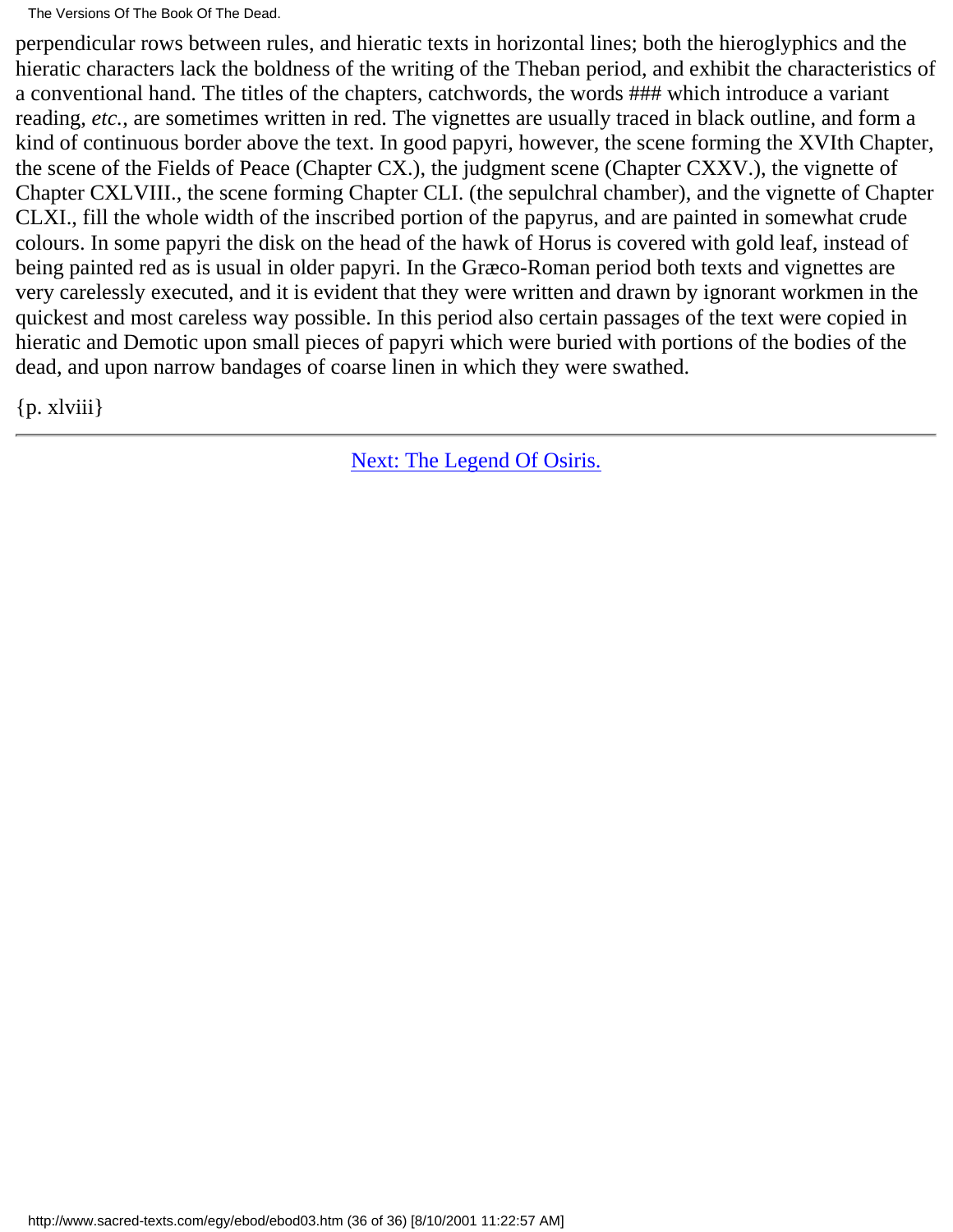perpendicular rows between rules, and hieratic texts in horizontal lines; both the hieroglyphics and the hieratic characters lack the boldness of the writing of the Theban period, and exhibit the characteristics of a conventional hand. The titles of the chapters, catchwords, the words ### which introduce a variant reading, *etc.*, are sometimes written in red. The vignettes are usually traced in black outline, and form a kind of continuous border above the text. In good papyri, however, the scene forming the XVIth Chapter, the scene of the Fields of Peace (Chapter CX.), the judgment scene (Chapter CXXV.), the vignette of Chapter CXLVIII., the scene forming Chapter CLI. (the sepulchral chamber), and the vignette of Chapter CLXI., fill the whole width of the inscribed portion of the papyrus, and are painted in somewhat crude colours. In some papyri the disk on the head of the hawk of Horus is covered with gold leaf, instead of being painted red as is usual in older papyri. In the Græco-Roman period both texts and vignettes are very carelessly executed, and it is evident that they were written and drawn by ignorant workmen in the quickest and most careless way possible. In this period also certain passages of the text were copied in hieratic and Demotic upon small pieces of papyri which were buried with portions of the bodies of the dead, and upon narrow bandages of coarse linen in which they were swathed.

{p. xlviii}

---

Next: The Legend Of Osiris.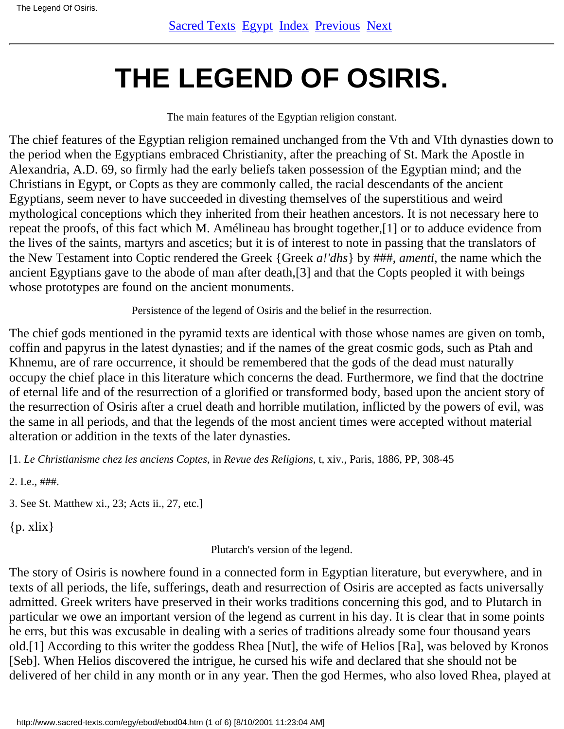# THE LEGEND OF OSIRIS.

The main features of the Egyptian religion constant.

The chief features of the Egyptian religion remained unchanged from the Vth and VIth dynasties down to the period when the Egyptians embraced Christianity, after the preaching of St. Mark the Apostle in Alexandria, A.D. 69, so firmly had the early beliefs taken possession of the Egyptian mind; and the Christians in Egypt, or Copts as they are commonly called, the racial descendants of the ancient Egyptians, seem never to have succeeded in divesting themselves of the superstitious and weird mythological conceptions which they inherited from their heathen ancestors. It is not necessary here to repeat the proofs, of this fact which M. Amélineau has brought together,[1] or to adduce evidence from the lives of the saints, martyrs and ascetics; but it is of interest to note in passing that the translators of the New Testament into Coptic rendered the Greek {Greek *a!'dhs*} by ###, *amenti*, the name which the ancient Egyptians gave to the abode of man after death,[3] and that the Copts peopled it with beings whose prototypes are found on the ancient monuments.

Persistence of the legend of Osiris and the belief in the resurrection.

The chief gods mentioned in the pyramid texts are identical with those whose names are given on tomb, coffin and papyrus in the latest dynasties; and if the names of the great cosmic gods, such as Ptah and Khnemu, are of rare occurrence, it should be remembered that the gods of the dead must naturally occupy the chief place in this literature which concerns the dead. Furthermore, we find that the doctrine of eternal life and of the resurrection of a glorified or transformed body, based upon the ancient story of the resurrection of Osiris after a cruel death and horrible mutilation, inflicted by the powers of evil, was the same in all periods, and that the legends of the most ancient times were accepted without material alteration or addition in the texts of the later dynasties.

[1. *Le Christianisme chez les anciens Coptes*, in *Revue des Religions*, t, xiv., Paris, 1886, PP, 308-45

2. I.e., ###.

3. See St. Matthew xi., 23; Acts ii., 27, etc.]

{p. xlix}

Plutarch's version of the legend.

The story of Osiris is nowhere found in a connected form in Egyptian literature, but everywhere, and in texts of all periods, the life, sufferings, death and resurrection of Osiris are accepted as facts universally admitted. Greek writers have preserved in their works traditions concerning this god, and to Plutarch in particular we owe an important version of the legend as current in his day. It is clear that in some points he errs, but this was excusable in dealing with a series of traditions already some four thousand years old.[1] According to this writer the goddess Rhea [Nut], the wife of Helios [Ra], was beloved by Kronos [Seb]. When Helios discovered the intrigue, he cursed his wife and declared that she should not be delivered of her child in any month or in any year. Then the god Hermes, who also loved Rhea, played at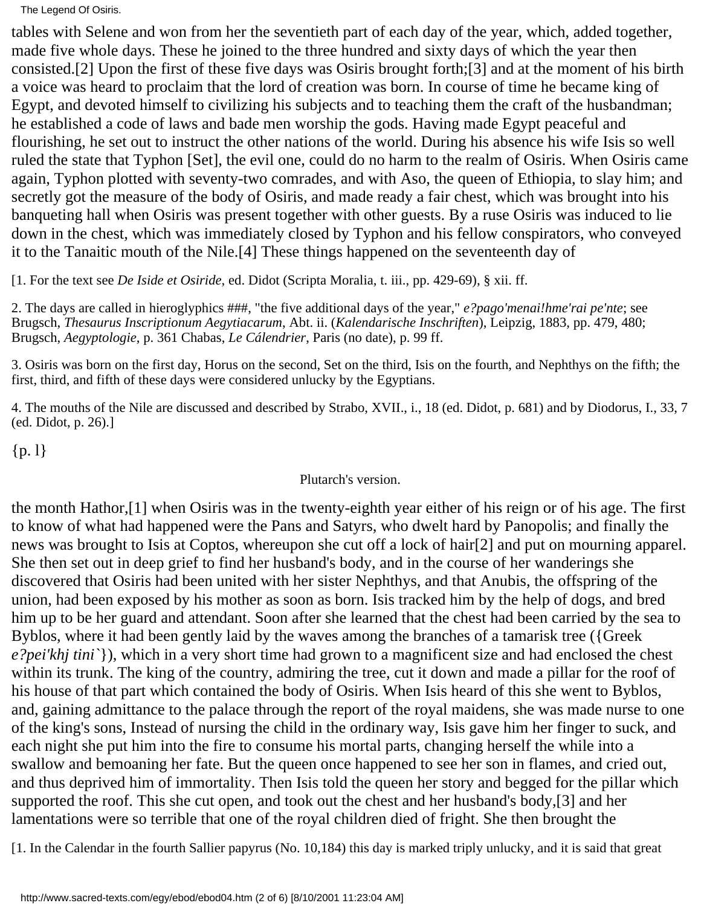tables with Selene and won from her the seventieth part of each day of the year, which, added together, made five whole days. These he joined to the three hundred and sixty days of which the year then consisted.[2] Upon the first of these five days was Osiris brought forth;[3] and at the moment of his birth a voice was heard to proclaim that the lord of creation was born. In course of time he became king of Egypt, and devoted himself to civilizing his subjects and to teaching them the craft of the husbandman; he established a code of laws and bade men worship the gods. Having made Egypt peaceful and flourishing, he set out to instruct the other nations of the world. During his absence his wife Isis so well ruled the state that Typhon [Set], the evil one, could do no harm to the realm of Osiris. When Osiris came again, Typhon plotted with seventy-two comrades, and with Aso, the queen of Ethiopia, to slay him; and secretly got the measure of the body of Osiris, and made ready a fair chest, which was brought into his banqueting hall when Osiris was present together with other guests. By a ruse Osiris was induced to lie down in the chest, which was immediately closed by Typhon and his fellow conspirators, who conveyed it to the Tanaitic mouth of the Nile.[4] These things happened on the seventeenth day of

[1. For the text see *De Iside et Osiride*, ed. Didot (Scripta Moralia, t. iii., pp. 429-69), § xii. ff.

2. The days are called in hieroglyphics ###, "the five additional days of the year," *e?pago'menai!hme'rai pe'nte*; see Brugsch, *Thesaurus Inscriptionum Aegytiacarum*, Abt. ii. (*Kalendarische Inschriften*), Leipzig, 1883, pp. 479, 480; Brugsch, *Aegyptologie*, p. 361 Chabas, *Le Cálendrier*, Paris (no date), p. 99 ff.

3. Osiris was born on the first day, Horus on the second, Set on the third, Isis on the fourth, and Nephthys on the fifth; the first, third, and fifth of these days were considered unlucky by the Egyptians.

4. The mouths of the Nile are discussed and described by Strabo, XVII., i., 18 (ed. Didot, p. 681) and by Diodorus, I., 33, 7 (ed. Didot, p. 26).]

{p. l}

the month Hathor,[1] when Osiris was in the twenty-eighth year either of his reign or of his age. The first to know of what had happened were the Pans and Satyrs, who dwelt hard by Panopolis; and finally the news was brought to Isis at Coptos, whereupon she cut off a lock of hair[2] and put on mourning apparel. She then set out in deep grief to find her husband's body, and in the course of her wanderings she discovered that Osiris had been united with her sister Nephthys, and that Anubis, the offspring of the union, had been exposed by his mother as soon as born. Isis tracked him by the help of dogs, and bred him up to be her guard and attendant. Soon after she learned that the chest had been carried by the sea to Byblos, where it had been gently laid by the waves among the branches of a tamarisk tree ({Greek *e?pei'khj tini`*}), which in a very short time had grown to a magnificent size and had enclosed the chest within its trunk. The king of the country, admiring the tree, cut it down and made a pillar for the roof of his house of that part which contained the body of Osiris. When Isis heard of this she went to Byblos, and, gaining admittance to the palace through the report of the royal maidens, she was made nurse to one of the king's sons, Instead of nursing the child in the ordinary way, Isis gave him her finger to suck, and each night she put him into the fire to consume his mortal parts, changing herself the while into a swallow and bemoaning her fate. But the queen once happened to see her son in flames, and cried out, and thus deprived him of immortality. Then Isis told the queen her story and begged for the pillar which supported the roof. This she cut open, and took out the chest and her husband's body,[3] and her lamentations were so terrible that one of the royal children died of fright. She then brought the

[1. In the Calendar in the fourth Sallier papyrus (No. 10,184) this day is marked triply unlucky, and it is said that great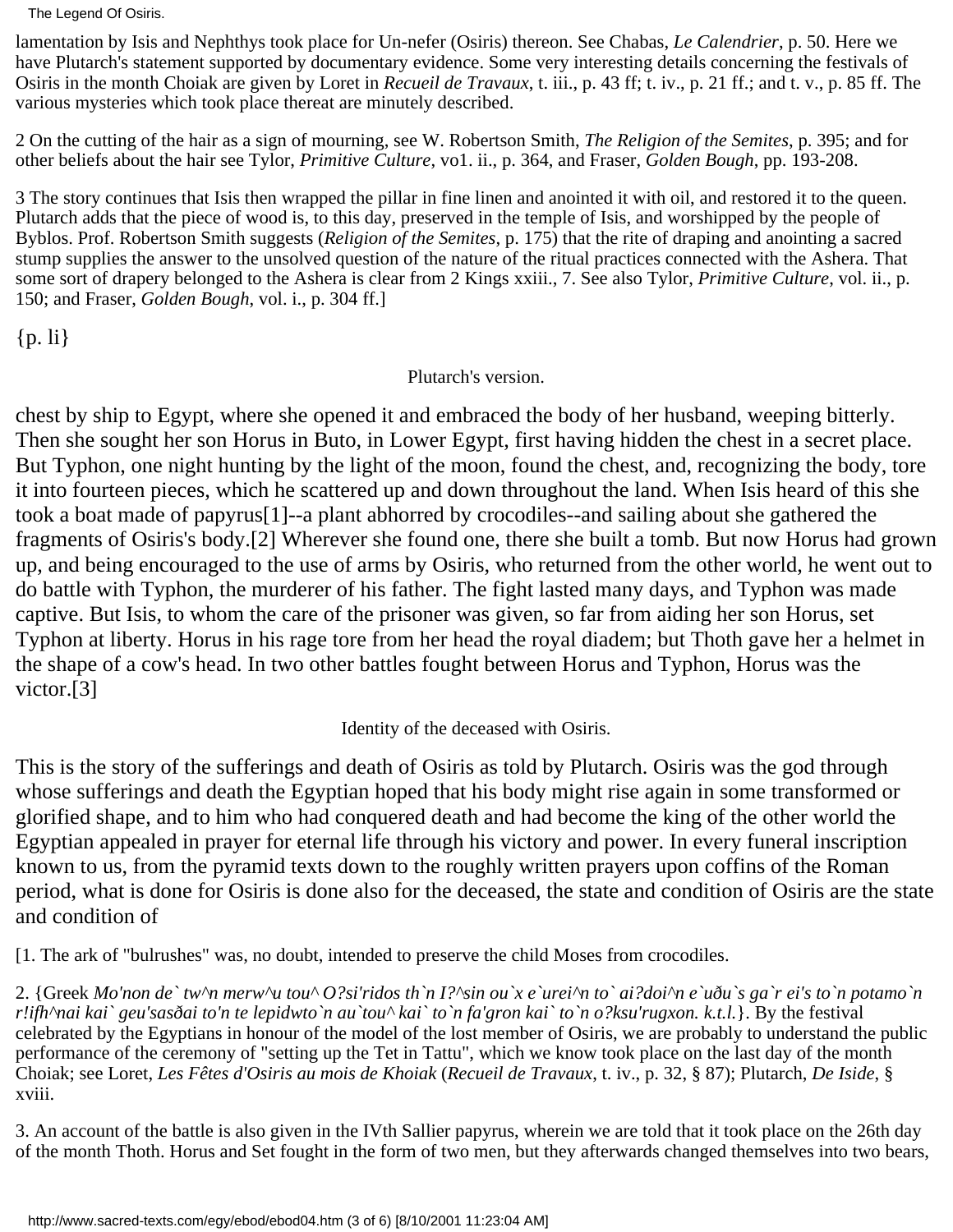lamentation by Isis and Nephthys took place for Un-nefer (Osiris) thereon. See Chabas, *Le Calendrier*, p. 50. Here we have Plutarch's statement supported by documentary evidence. Some very interesting details concerning the festivals of Osiris in the month Choiak are given by Loret in *Recueil de Travaux*, t. iii., p. 43 ff; t. iv., p. 21 ff.; and t. v., p. 85 ff. The various mysteries which took place thereat are minutely described.

2 On the cutting of the hair as a sign of mourning, see W. Robertson Smith, *The Religion of the Semites*, p. 395; and for other beliefs about the hair see Tylor, *Primitive Culture*, vo1. ii., p. 364, and Fraser, *Golden Bough*, pp. 193-208.

3 The story continues that Isis then wrapped the pillar in fine linen and anointed it with oil, and restored it to the queen. Plutarch adds that the piece of wood is, to this day, preserved in the temple of Isis, and worshipped by the people of Byblos. Prof. Robertson Smith suggests (*Religion of the Semites*, p. 175) that the rite of draping and anointing a sacred stump supplies the answer to the unsolved question of the nature of the ritual practices connected with the Ashera. That some sort of drapery belonged to the Ashera is clear from 2 Kings xxiii., 7. See also Tylor, *Primitive Culture*, vol. ii., p. 150; and Fraser, *Golden Bough*, vol. i., p. 304 ff.]

{p. li}

Plutarch's version.

chest by ship to Egypt, where she opened it and embraced the body of her husband, weeping bitterly. Then she sought her son Horus in Buto, in Lower Egypt, first having hidden the chest in a secret place. But Typhon, one night hunting by the light of the moon, found the chest, and, recognizing the body, tore it into fourteen pieces, which he scattered up and down throughout the land. When Isis heard of this she took a boat made of papyrus[1]--a plant abhorred by crocodiles--and sailing about she gathered the fragments of Osiris's body.[2] Wherever she found one, there she built a tomb. But now Horus had grown up, and being encouraged to the use of arms by Osiris, who returned from the other world, he went out to do battle with Typhon, the murderer of his father. The fight lasted many days, and Typhon was made captive. But Isis, to whom the care of the prisoner was given, so far from aiding her son Horus, set Typhon at liberty. Horus in his rage tore from her head the royal diadem; but Thoth gave her a helmet in the shape of a cow's head. In two other battles fought between Horus and Typhon, Horus was the victor.[3]

Identity of the deceased with Osiris.

This is the story of the sufferings and death of Osiris as told by Plutarch. Osiris was the god through whose sufferings and death the Egyptian hoped that his body might rise again in some transformed or glorified shape, and to him who had conquered death and had become the king of the other world the Egyptian appealed in prayer for eternal life through his victory and power. In every funeral inscription known to us, from the pyramid texts down to the roughly written prayers upon coffins of the Roman period, what is done for Osiris is done also for the deceased, the state and condition of Osiris are the state and condition of

[1. The ark of "bulrushes" was, no doubt, intended to preserve the child Moses from crocodiles.

2. {Greek *Mo'non de` tw^n merw^u tou^ O?si'ridos th`n I?^sin ou`x e`urei^n to` ai?doi^n e`uðu`s ga`r ei's to`n potamo`n r!ifh^nai kai` geu'sasðai to'n te lepidwto`n au`tou^ kai` to`n fa'gron kai` to`n o?ksu'rugxon. k.t.l.*}. By the festival celebrated by the Egyptians in honour of the model of the lost member of Osiris, we are probably to understand the public performance of the ceremony of "setting up the Tet in Tattu", which we know took place on the last day of the month Choiak; see Loret, *Les Fêtes d'Osiris au mois de Khoiak* (*Recueil de Travaux*, t. iv., p. 32, § 87); Plutarch, *De Iside*, § xviii.

3. An account of the battle is also given in the IVth Sallier papyrus, wherein we are told that it took place on the 26th day of the month Thoth. Horus and Set fought in the form of two men, but they afterwards changed themselves into two bears,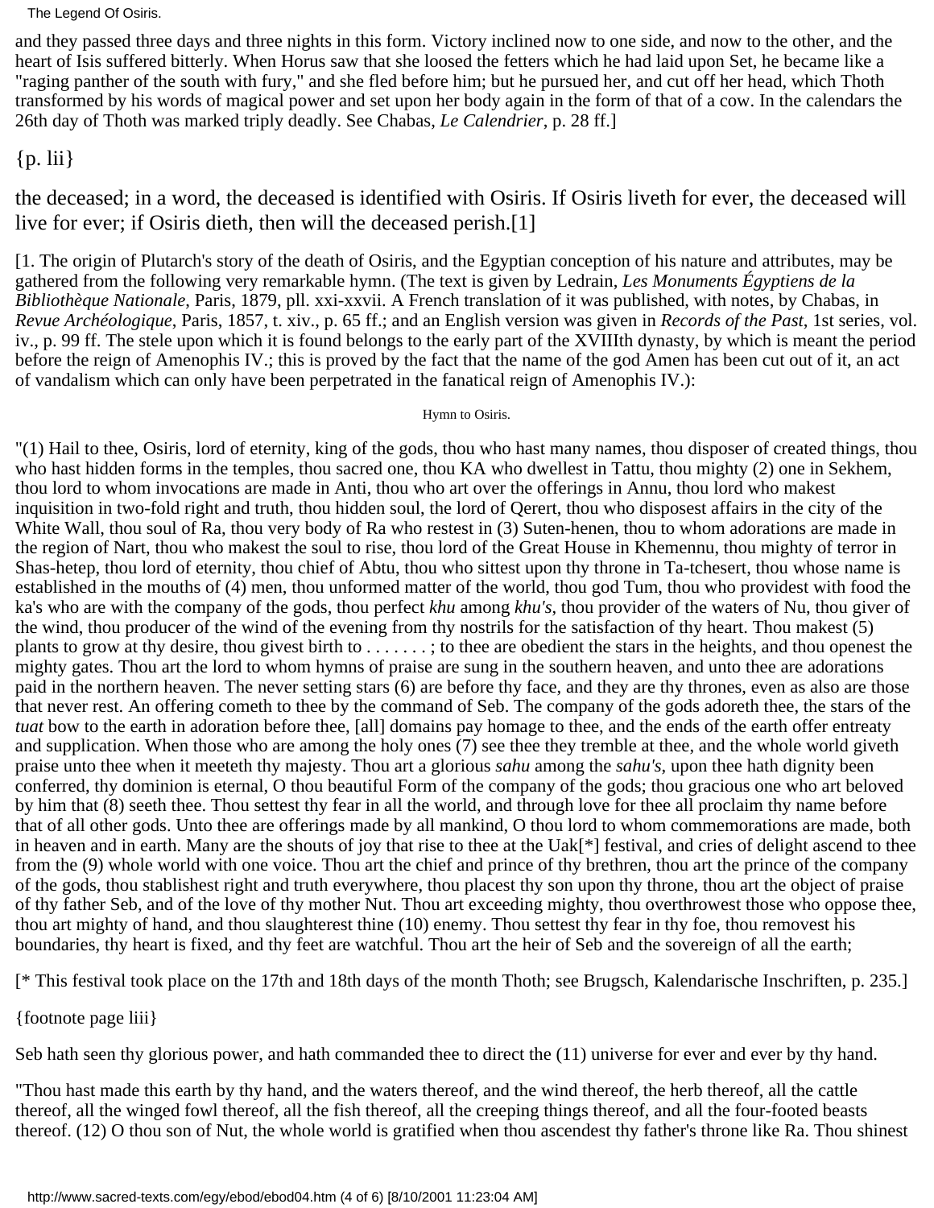and they passed three days and three nights in this form. Victory inclined now to one side, and now to the other, and the heart of Isis suffered bitterly. When Horus saw that she loosed the fetters which he had laid upon Set, he became like a "raging panther of the south with fury," and she fled before him; but he pursued her, and cut off her head, which Thoth transformed by his words of magical power and set upon her body again in the form of that of a cow. In the calendars the 26th day of Thoth was marked triply deadly. See Chabas, *Le Calendrier*, p. 28 ff.]

{p. lii}

the deceased; in a word, the deceased is identified with Osiris. If Osiris liveth for ever, the deceased will live for ever; if Osiris dieth, then will the deceased perish.[1]

[1. The origin of Plutarch's story of the death of Osiris, and the Egyptian conception of his nature and attributes, may be gathered from the following very remarkable hymn. (The text is given by Ledrain, *Les Monuments Égyptiens de la Bibliothèque Nationale*, Paris, 1879, pll. xxi-xxvii. A French translation of it was published, with notes, by Chabas, in *Revue Archéologique*, Paris, 1857, t. xiv., p. 65 ff.; and an English version was given in *Records of the Past*, 1st series, vol. iv., p. 99 ff. The stele upon which it is found belongs to the early part of the XVIIIth dynasty, by which is meant the period before the reign of Amenophis IV.; this is proved by the fact that the name of the god Amen has been cut out of it, an act of vandalism which can only have been perpetrated in the fanatical reign of Amenophis IV.):

Hymn to Osiris.

"(1) Hail to thee, Osiris, lord of eternity, king of the gods, thou who hast many names, thou disposer of created things, thou who hast hidden forms in the temples, thou sacred one, thou KA who dwellest in Tattu, thou mighty (2) one in Sekhem, thou lord to whom invocations are made in Anti, thou who art over the offerings in Annu, thou lord who makest inquisition in two-fold right and truth, thou hidden soul, the lord of Qerert, thou who disposest affairs in the city of the White Wall, thou soul of Ra, thou very body of Ra who restest in (3) Suten-henen, thou to whom adorations are made in the region of Nart, thou who makest the soul to rise, thou lord of the Great House in Khemennu, thou mighty of terror in Shas-hetep, thou lord of eternity, thou chief of Abtu, thou who sittest upon thy throne in Ta-tchesert, thou whose name is established in the mouths of (4) men, thou unformed matter of the world, thou god Tum, thou who providest with food the ka's who are with the company of the gods, thou perfect *khu* among *khu's*, thou provider of the waters of Nu, thou giver of the wind, thou producer of the wind of the evening from thy nostrils for the satisfaction of thy heart. Thou makest (5) plants to grow at thy desire, thou givest birth to . . . . . . . ; to thee are obedient the stars in the heights, and thou openest the mighty gates. Thou art the lord to whom hymns of praise are sung in the southern heaven, and unto thee are adorations paid in the northern heaven. The never setting stars (6) are before thy face, and they are thy thrones, even as also are those that never rest. An offering cometh to thee by the command of Seb. The company of the gods adoreth thee, the stars of the *tuat* bow to the earth in adoration before thee, [all] domains pay homage to thee, and the ends of the earth offer entreaty and supplication. When those who are among the holy ones (7) see thee they tremble at thee, and the whole world giveth praise unto thee when it meeteth thy majesty. Thou art a glorious *sahu* among the *sahu's*, upon thee hath dignity been conferred, thy dominion is eternal, O thou beautiful Form of the company of the gods; thou gracious one who art beloved by him that (8) seeth thee. Thou settest thy fear in all the world, and through love for thee all proclaim thy name before that of all other gods. Unto thee are offerings made by all mankind, O thou lord to whom commemorations are made, both in heaven and in earth. Many are the shouts of joy that rise to thee at the Uak[*] festival, and cries of delight ascend to thee from the (9) whole world with one voice. Thou art the chief and prince of thy brethren, thou art the prince of the company of the gods, thou stablishest right and truth everywhere, thou placest thy son upon thy throne, thou art the object of praise of thy father Seb, and of the love of thy mother Nut. Thou art exceeding mighty, thou overthrowest those who oppose thee, thou art mighty of hand, and thou slaughterest thine (10) enemy. Thou settest thy fear in thy foe, thou removest his boundaries, thy heart is fixed, and thy feet are watchful. Thou art the heir of Seb and the sovereign of all the earth;

[* This festival took place on the 17th and 18th days of the month Thoth; see Brugsch, Kalendarische Inschriften, p. 235.]

{footnote page liii}

Seb hath seen thy glorious power, and hath commanded thee to direct the (11) universe for ever and ever by thy hand.

"Thou hast made this earth by thy hand, and the waters thereof, and the wind thereof, the herb thereof, all the cattle thereof, all the winged fowl thereof, all the fish thereof, all the creeping things thereof, and all the four-footed beasts thereof. (12) O thou son of Nut, the whole world is gratified when thou ascendest thy father's throne like Ra. Thou shinest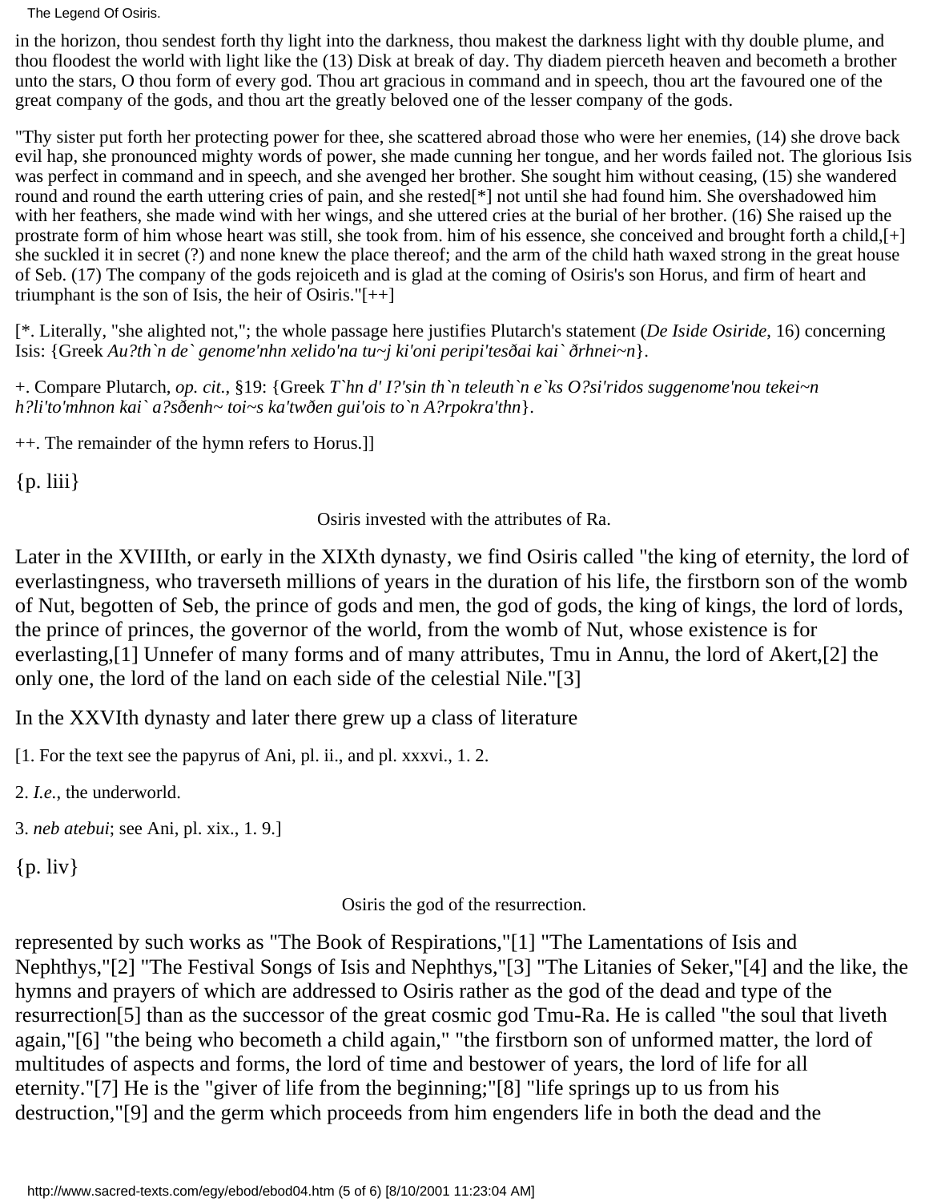in the horizon, thou sendest forth thy light into the darkness, thou makest the darkness light with thy double plume, and thou floodest the world with light like the (13) Disk at break of day. Thy diadem pierceth heaven and becometh a brother unto the stars, O thou form of every god. Thou art gracious in command and in speech, thou art the favoured one of the great company of the gods, and thou art the greatly beloved one of the lesser company of the gods.

"Thy sister put forth her protecting power for thee, she scattered abroad those who were her enemies, (14) she drove back evil hap, she pronounced mighty words of power, she made cunning her tongue, and her words failed not. The glorious Isis was perfect in command and in speech, and she avenged her brother. She sought him without ceasing, (15) she wandered round and round the earth uttering cries of pain, and she rested[*] not until she had found him. She overshadowed him with her feathers, she made wind with her wings, and she uttered cries at the burial of her brother. (16) She raised up the prostrate form of him whose heart was still, she took from. him of his essence, she conceived and brought forth a child,[+] she suckled it in secret (?) and none knew the place thereof; and the arm of the child hath waxed strong in the great house of Seb. (17) The company of the gods rejoiceth and is glad at the coming of Osiris's son Horus, and firm of heart and triumphant is the son of Isis, the heir of Osiris."[++]

[*. Literally, "she alighted not,"; the whole passage here justifies Plutarch's statement (*De Iside Osiride*, 16) concerning Isis: {Greek *Au?th`n de` genome'nhn xelido'na tu~j ki'oni peripi'tesðai kai` ðrhnei~n*}.

+. Compare Plutarch, *op. cit.*, §19: {Greek *T`hn d' I?'sin th`n teleuth`n e`ks O?si'ridos suggenome'nou tekei~n h?li'to'mhnon kai` a?sðenh~ toi~s ka'twðen gui'ois to`n A?rpokra'thn*}.

++. The remainder of the hymn refers to Horus.]]

{p. liii}

Osiris invested with the attributes of Ra.

Later in the XVIIIth, or early in the XIXth dynasty, we find Osiris called "the king of eternity, the lord of everlastingness, who traverseth millions of years in the duration of his life, the firstborn son of the womb of Nut, begotten of Seb, the prince of gods and men, the god of gods, the king of kings, the lord of lords, the prince of princes, the governor of the world, from the womb of Nut, whose existence is for everlasting,[1] Unnefer of many forms and of many attributes, Tmu in Annu, the lord of Akert,[2] the only one, the lord of the land on each side of the celestial Nile."[3]

In the XXVIth dynasty and later there grew up a class of literature

[1. For the text see the papyrus of Ani, pl. ii., and pl. xxxvi., 1. 2.

2. *I.e.*, the underworld.

3. *neb atebui*; see Ani, pl. xix., 1. 9.]

{p. liv}

Osiris the god of the resurrection.

represented by such works as "The Book of Respirations,"[1] "The Lamentations of Isis and Nephthys,"[2] "The Festival Songs of Isis and Nephthys,"[3] "The Litanies of Seker,"[4] and the like, the hymns and prayers of which are addressed to Osiris rather as the god of the dead and type of the resurrection[5] than as the successor of the great cosmic god Tmu-Ra. He is called "the soul that liveth again,"[6] "the being who becometh a child again," "the firstborn son of unformed matter, the lord of multitudes of aspects and forms, the lord of time and bestower of years, the lord of life for all eternity."[7] He is the "giver of life from the beginning;"[8] "life springs up to us from his destruction,"[9] and the germ which proceeds from him engenders life in both the dead and the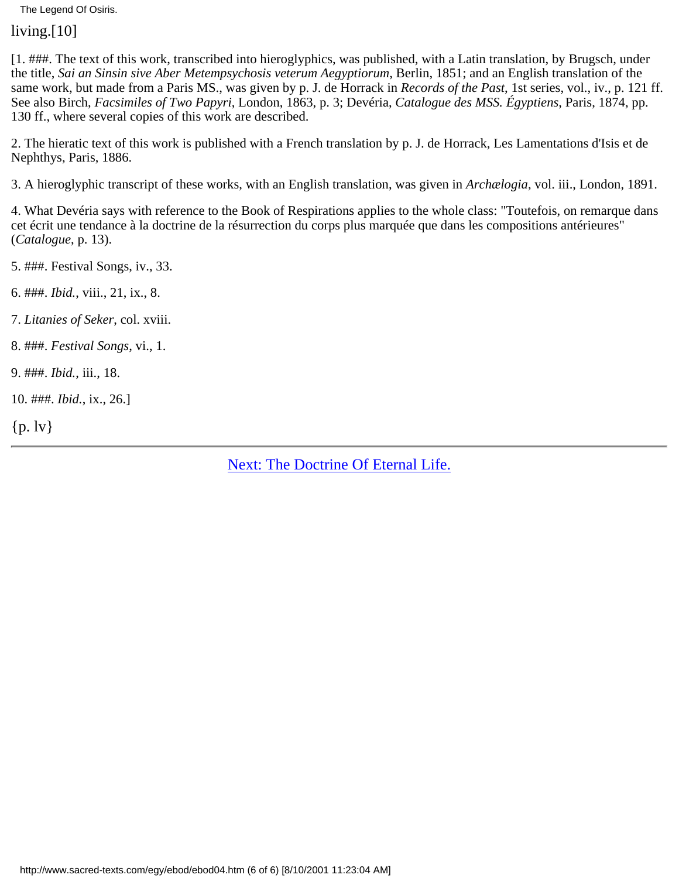living.[10]

[1. ###. The text of this work, transcribed into hieroglyphics, was published, with a Latin translation, by Brugsch, under the title, *Sai an Sinsin sive Aber Metempsychosis veterum Aegyptiorum*, Berlin, 1851; and an English translation of the same work, but made from a Paris MS., was given by p. J. de Horrack in *Records of the Past*, 1st series, vol., iv., p. 121 ff. See also Birch, *Facsimiles of Two Papyri*, London, 1863, p. 3; Devéria, *Catalogue des MSS. Égyptiens*, Paris, 1874, pp. 130 ff., where several copies of this work are described.

2. The hieratic text of this work is published with a French translation by p. J. de Horrack, Les Lamentations d'Isis et de Nephthys, Paris, 1886.

3. A hieroglyphic transcript of these works, with an English translation, was given in *Archælogia*, vol. iii., London, 1891.

4. What Devéria says with reference to the Book of Respirations applies to the whole class: "Toutefois, on remarque dans cet écrit une tendance à la doctrine de la résurrection du corps plus marquée que dans les compositions antérieures" (*Catalogue*, p. 13).

5. ###. Festival Songs, iv., 33.

6. ###. *Ibid.*, viii., 21, ix., 8.

7. *Litanies of Seker*, col. xviii.

8. ###. *Festival Songs*, vi., 1.

9. ###. *Ibid.*, iii., 18.

10. ###. *Ibid.*, ix., 26.]

{p. lv}

---

Next: The Doctrine Of Eternal Life.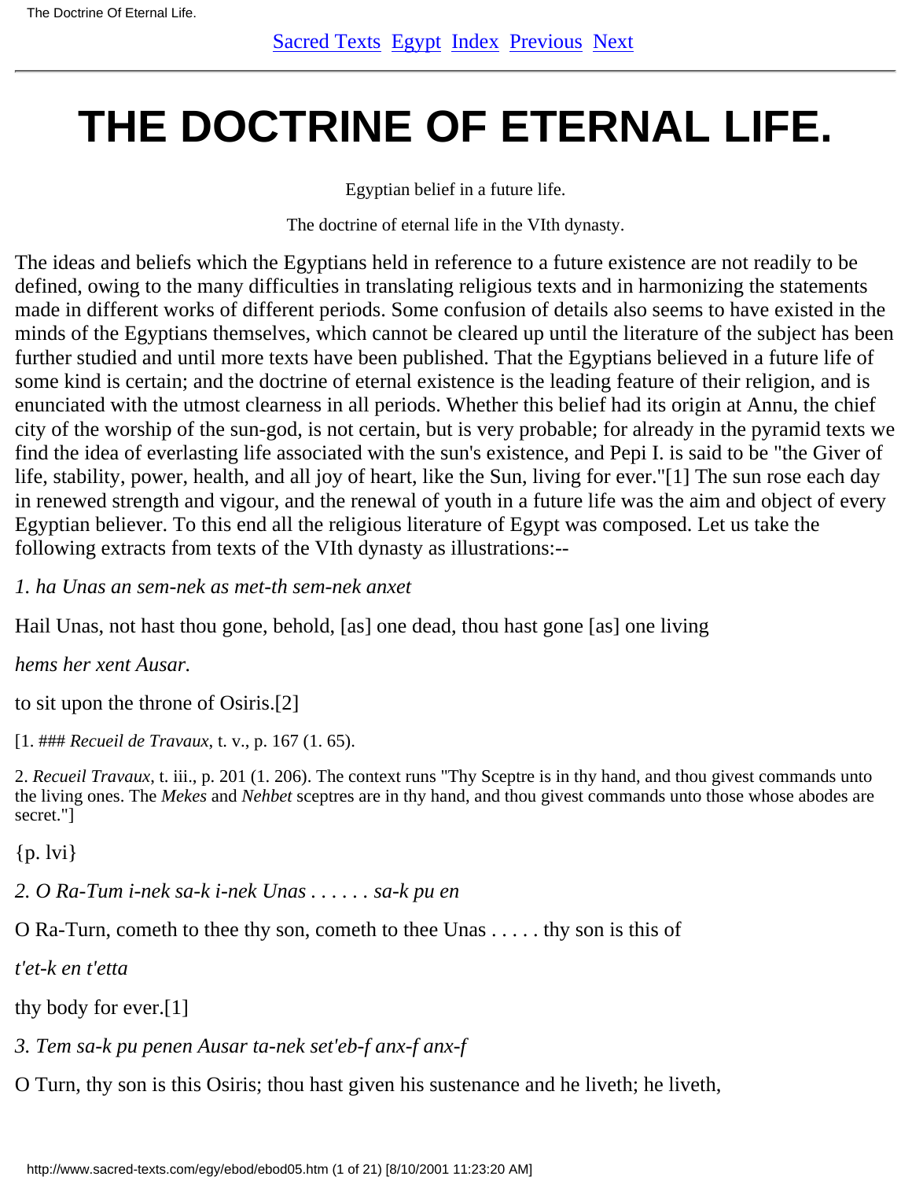# THE DOCTRINE OF ETERNAL LIFE.

Egyptian belief in a future life.

The doctrine of eternal life in the VIth dynasty.

The ideas and beliefs which the Egyptians held in reference to a future existence are not readily to be defined, owing to the many difficulties in translating religious texts and in harmonizing the statements made in different works of different periods. Some confusion of details also seems to have existed in the minds of the Egyptians themselves, which cannot be cleared up until the literature of the subject has been further studied and until more texts have been published. That the Egyptians believed in a future life of some kind is certain; and the doctrine of eternal existence is the leading feature of their religion, and is enunciated with the utmost clearness in all periods. Whether this belief had its origin at Annu, the chief city of the worship of the sun-god, is not certain, but is very probable; for already in the pyramid texts we find the idea of everlasting life associated with the sun's existence, and Pepi I. is said to be "the Giver of life, stability, power, health, and all joy of heart, like the Sun, living for ever."[1] The sun rose each day in renewed strength and vigour, and the renewal of youth in a future life was the aim and object of every Egyptian believer. To this end all the religious literature of Egypt was composed. Let us take the following extracts from texts of the VIth dynasty as illustrations:--

*1. ha Unas an sem-nek as met-th sem-nek anxet*

Hail Unas, not hast thou gone, behold, [as] one dead, thou hast gone [as] one living

*hems her xent Ausar.*

to sit upon the throne of Osiris.[2]

[1. ### *Recueil de Travaux*, t. v., p. 167 (1. 65).

2. *Recueil Travaux*, t. iii., p. 201 (1. 206). The context runs "Thy Sceptre is in thy hand, and thou givest commands unto the living ones. The *Mekes* and *Nehbet* sceptres are in thy hand, and thou givest commands unto those whose abodes are secret."]

{p. lvi}

*2. O Ra-Tum i-nek sa-k i-nek Unas . . . . . . sa-k pu en*

O Ra-Turn, cometh to thee thy son, cometh to thee Unas . . . . . thy son is this of

*t'et-k en t'etta*

thy body for ever.[1]

*3. Tem sa-k pu penen Ausar ta-nek set'eb-f anx-f anx-f*

O Turn, thy son is this Osiris; thou hast given his sustenance and he liveth; he liveth,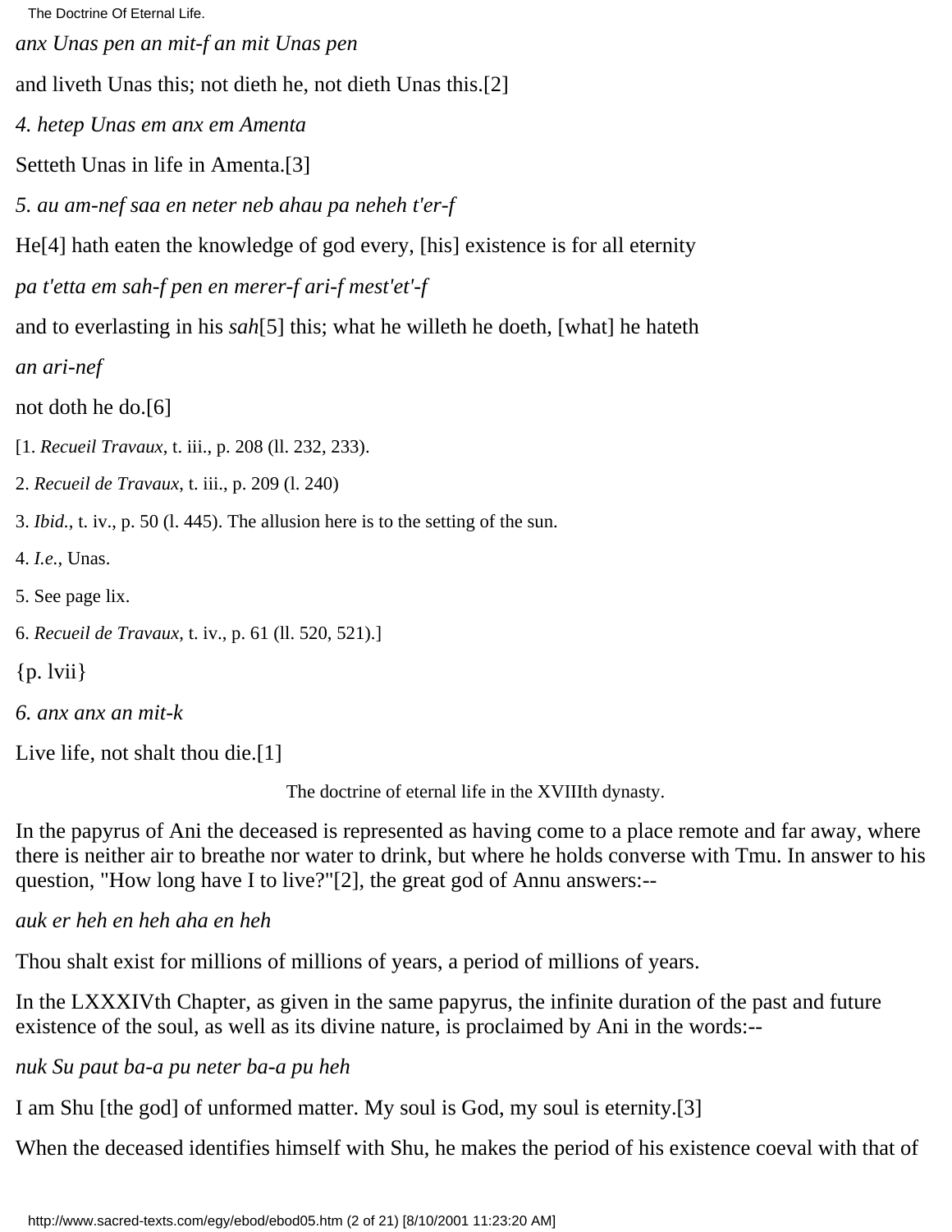*anx Unas pen an mit-f an mit Unas pen*

and liveth Unas this; not dieth he, not dieth Unas this.[2]

*4. hetep Unas em anx em Amenta*

Setteth Unas in life in Amenta.[3]

*5. au am-nef saa en neter neb ahau pa neheh t'er-f*

He[4] hath eaten the knowledge of god every, [his] existence is for all eternity

*pa t'etta em sah-f pen en merer-f ari-f mest'et'-f*

and to everlasting in his *sah*[5] this; what he willeth he doeth, [what] he hateth

*an ari-nef*

not doth he do.[6]

[1. *Recueil Travaux*, t. iii., p. 208 (ll. 232, 233).

2. *Recueil de Travaux*, t. iii., p. 209 (l. 240)

3. *Ibid.*, t. iv., p. 50 (l. 445). The allusion here is to the setting of the sun.

4. *I.e.*, Unas.

5. See page lix.

6. *Recueil de Travaux*, t. iv., p. 61 (ll. 520, 521).]

{p. lvii}

*6. anx anx an mit-k*

Live life, not shalt thou die.[1]

The doctrine of eternal life in the XVIIIth dynasty.

In the papyrus of Ani the deceased is represented as having come to a place remote and far away, where there is neither air to breathe nor water to drink, but where he holds converse with Tmu. In answer to his question, "How long have I to live?"[2], the great god of Annu answers:--

*auk er heh en heh aha en heh*

Thou shalt exist for millions of millions of years, a period of millions of years.

In the LXXXIVth Chapter, as given in the same papyrus, the infinite duration of the past and future existence of the soul, as well as its divine nature, is proclaimed by Ani in the words:--

*nuk Su paut ba-a pu neter ba-a pu heh*

I am Shu [the god] of unformed matter. My soul is God, my soul is eternity.[3]

When the deceased identifies himself with Shu, he makes the period of his existence coeval with that of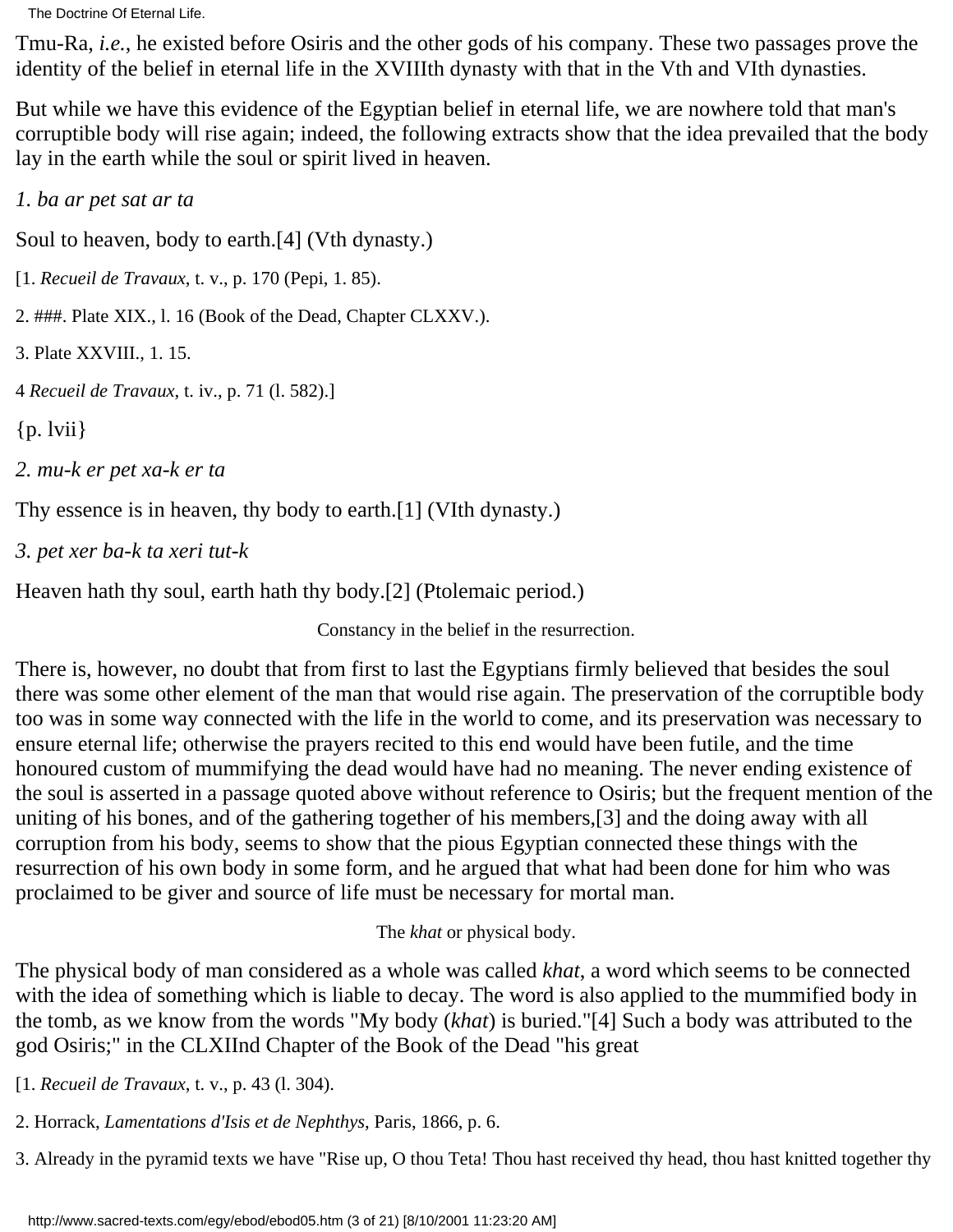Tmu-Ra, *i.e.*, he existed before Osiris and the other gods of his company. These two passages prove the identity of the belief in eternal life in the XVIIIth dynasty with that in the Vth and VIth dynasties.

But while we have this evidence of the Egyptian belief in eternal life, we are nowhere told that man's corruptible body will rise again; indeed, the following extracts show that the idea prevailed that the body lay in the earth while the soul or spirit lived in heaven.

*1. ba ar pet sat ar ta*

Soul to heaven, body to earth.[4] (Vth dynasty.)

[1. *Recueil de Travaux*, t. v., p. 170 (Pepi, 1. 85).

2. ###. Plate XIX., l. 16 (Book of the Dead, Chapter CLXXV.).

3. Plate XXVIII., 1. 15.

4 *Recueil de Travaux*, t. iv., p. 71 (l. 582).]

{p. lvii}

*2. mu-k er pet xa-k er ta*

Thy essence is in heaven, thy body to earth.[1] (VIth dynasty.)

*3. pet xer ba-k ta xeri tut-k*

Heaven hath thy soul, earth hath thy body.[2] (Ptolemaic period.)

Constancy in the belief in the resurrection.

There is, however, no doubt that from first to last the Egyptians firmly believed that besides the soul there was some other element of the man that would rise again. The preservation of the corruptible body too was in some way connected with the life in the world to come, and its preservation was necessary to ensure eternal life; otherwise the prayers recited to this end would have been futile, and the time honoured custom of mummifying the dead would have had no meaning. The never ending existence of the soul is asserted in a passage quoted above without reference to Osiris; but the frequent mention of the uniting of his bones, and of the gathering together of his members,[3] and the doing away with all corruption from his body, seems to show that the pious Egyptian connected these things with the resurrection of his own body in some form, and he argued that what had been done for him who was proclaimed to be giver and source of life must be necessary for mortal man.

The *khat* or physical body.

The physical body of man considered as a whole was called *khat*, a word which seems to be connected with the idea of something which is liable to decay. The word is also applied to the mummified body in the tomb, as we know from the words "My body (*khat*) is buried."[4] Such a body was attributed to the god Osiris;" in the CLXIInd Chapter of the Book of the Dead "his great

[1. *Recueil de Travaux*, t. v., p. 43 (l. 304).

2. Horrack, *Lamentations d'Isis et de Nephthys*, Paris, 1866, p. 6.

3. Already in the pyramid texts we have "Rise up, O thou Teta! Thou hast received thy head, thou hast knitted together thy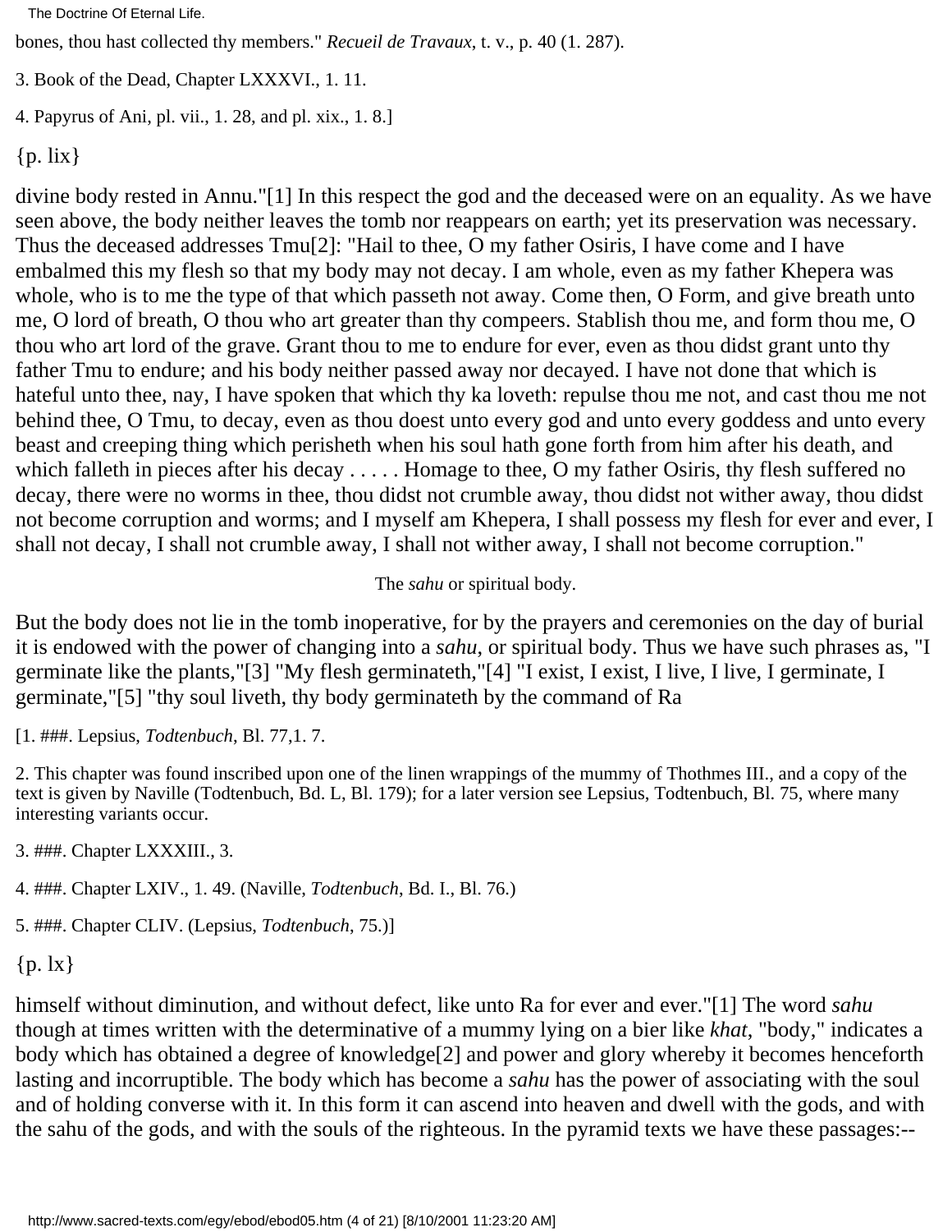bones, thou hast collected thy members." *Recueil de Travaux*, t. v., p. 40 (1. 287).

3. Book of the Dead, Chapter LXXXVI., 1. 11.

4. Papyrus of Ani, pl. vii., 1. 28, and pl. xix., 1. 8.]

{p. lix}

divine body rested in Annu."[1] In this respect the god and the deceased were on an equality. As we have seen above, the body neither leaves the tomb nor reappears on earth; yet its preservation was necessary. Thus the deceased addresses Tmu[2]: "Hail to thee, O my father Osiris, I have come and I have embalmed this my flesh so that my body may not decay. I am whole, even as my father Khepera was whole, who is to me the type of that which passeth not away. Come then, O Form, and give breath unto me, O lord of breath, O thou who art greater than thy compeers. Stablish thou me, and form thou me, O thou who art lord of the grave. Grant thou to me to endure for ever, even as thou didst grant unto thy father Tmu to endure; and his body neither passed away nor decayed. I have not done that which is hateful unto thee, nay, I have spoken that which thy ka loveth: repulse thou me not, and cast thou me not behind thee, O Tmu, to decay, even as thou doest unto every god and unto every goddess and unto every beast and creeping thing which perisheth when his soul hath gone forth from him after his death, and which falleth in pieces after his decay . . . . . Homage to thee, O my father Osiris, thy flesh suffered no decay, there were no worms in thee, thou didst not crumble away, thou didst not wither away, thou didst not become corruption and worms; and I myself am Khepera, I shall possess my flesh for ever and ever, I shall not decay, I shall not crumble away, I shall not wither away, I shall not become corruption."

The *sahu* or spiritual body.

But the body does not lie in the tomb inoperative, for by the prayers and ceremonies on the day of burial it is endowed with the power of changing into a *sahu*, or spiritual body. Thus we have such phrases as, "I germinate like the plants,"[3] "My flesh germinateth,"[4] "I exist, I exist, I live, I live, I germinate, I germinate,"[5] "thy soul liveth, thy body germinateth by the command of Ra

[1. ###. Lepsius, *Todtenbuch*, Bl. 77,1. 7.

2. This chapter was found inscribed upon one of the linen wrappings of the mummy of Thothmes III., and a copy of the text is given by Naville (Todtenbuch, Bd. L, Bl. 179); for a later version see Lepsius, Todtenbuch, Bl. 75, where many interesting variants occur.

3. ###. Chapter LXXXIII., 3.

4. ###. Chapter LXIV., 1. 49. (Naville, *Todtenbuch*, Bd. I., Bl. 76.)

5. ###. Chapter CLIV. (Lepsius, *Todtenbuch*, 75.)]

{p. lx}

himself without diminution, and without defect, like unto Ra for ever and ever."[1] The word *sahu* though at times written with the determinative of a mummy lying on a bier like *khat*, "body," indicates a body which has obtained a degree of knowledge[2] and power and glory whereby it becomes henceforth lasting and incorruptible. The body which has become a *sahu* has the power of associating with the soul and of holding converse with it. In this form it can ascend into heaven and dwell with the gods, and with the sahu of the gods, and with the souls of the righteous. In the pyramid texts we have these passages:--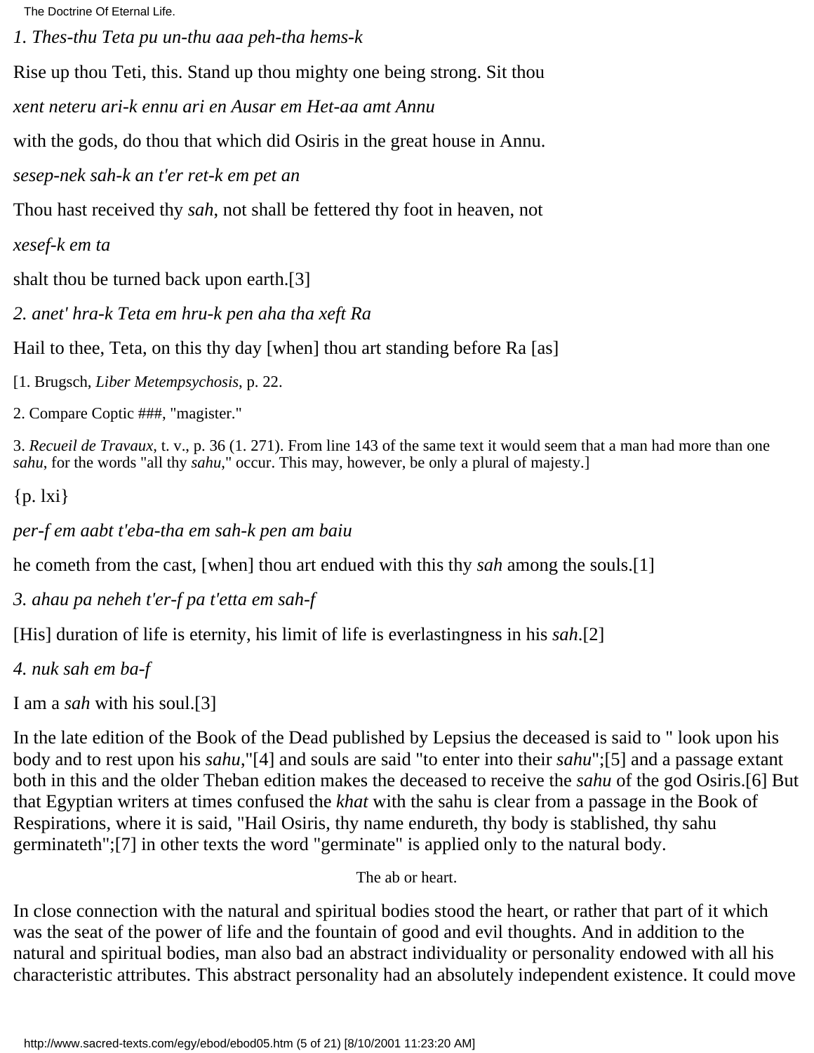*1. Thes-thu Teta pu un-thu aaa peh-tha hems-k*

Rise up thou Teti, this. Stand up thou mighty one being strong. Sit thou

*xent neteru ari-k ennu ari en Ausar em Het-aa amt Annu*

with the gods, do thou that which did Osiris in the great house in Annu.

*sesep-nek sah-k an t'er ret-k em pet an*

Thou hast received thy *sah*, not shall be fettered thy foot in heaven, not

*xesef-k em ta*

shalt thou be turned back upon earth.[3]

*2. anet' hra-k Teta em hru-k pen aha tha xeft Ra*

Hail to thee, Teta, on this thy day [when] thou art standing before Ra [as]

[1. Brugsch, *Liber Metempsychosis*, p. 22.

2. Compare Coptic ###, "magister."

3. *Recueil de Travaux*, t. v., p. 36 (1. 271). From line 143 of the same text it would seem that a man had more than one *sahu*, for the words "all thy *sahu*," occur. This may, however, be only a plural of majesty.]

{p. lxi}

*per-f em aabt t'eba-tha em sah-k pen am baiu*

he cometh from the cast, [when] thou art endued with this thy *sah* among the souls.[1]

*3. ahau pa neheh t'er-f pa t'etta em sah-f*

[His] duration of life is eternity, his limit of life is everlastingness in his *sah*.[2]

*4. nuk sah em ba-f*

I am a *sah* with his soul.[3]

In the late edition of the Book of the Dead published by Lepsius the deceased is said to " look upon his body and to rest upon his *sahu*,"[4] and souls are said "to enter into their *sahu*";[5] and a passage extant both in this and the older Theban edition makes the deceased to receive the *sahu* of the god Osiris.[6] But that Egyptian writers at times confused the *khat* with the sahu is clear from a passage in the Book of Respirations, where it is said, "Hail Osiris, thy name endureth, thy body is stablished, thy sahu germinateth";[7] in other texts the word "germinate" is applied only to the natural body.

### The ab or heart.

In close connection with the natural and spiritual bodies stood the heart, or rather that part of it which was the seat of the power of life and the fountain of good and evil thoughts. And in addition to the natural and spiritual bodies, man also bad an abstract individuality or personality endowed with all his characteristic attributes. This abstract personality had an absolutely independent existence. It could move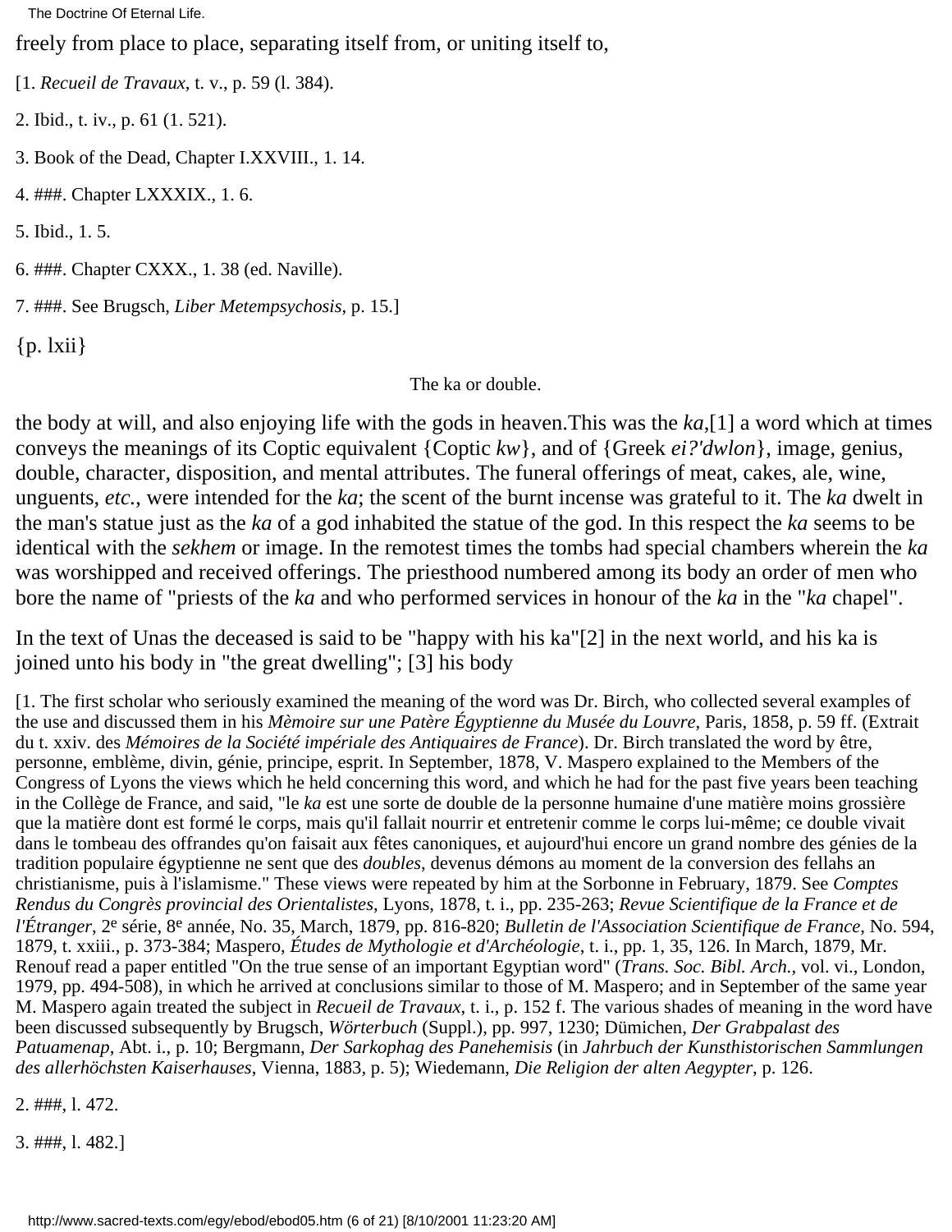freely from place to place, separating itself from, or uniting itself to,

[1. *Recueil de Travaux*, t. v., p. 59 (l. 384).

2. Ibid., t. iv., p. 61 (1. 521).

3. Book of the Dead, Chapter I.XXVIII., 1. 14.

4. ###. Chapter LXXXIX., 1. 6.

5. Ibid., 1. 5.

6. ###. Chapter CXXX., 1. 38 (ed. Naville).

7. ###. See Brugsch, *Liber Metempsychosis*, p. 15.]

{p. lxii}

The ka or double.

the body at will, and also enjoying life with the gods in heaven.This was the *ka*,[1] a word which at times conveys the meanings of its Coptic equivalent {Coptic *kw*}, and of {Greek *ei?'dwlon*}, image, genius, double, character, disposition, and mental attributes. The funeral offerings of meat, cakes, ale, wine, unguents, *etc.*, were intended for the *ka*; the scent of the burnt incense was grateful to it. The *ka* dwelt in the man's statue just as the *ka* of a god inhabited the statue of the god. In this respect the *ka* seems to be identical with the *sekhem* or image. In the remotest times the tombs had special chambers wherein the *ka* was worshipped and received offerings. The priesthood numbered among its body an order of men who bore the name of "priests of the *ka* and who performed services in honour of the *ka* in the "*ka* chapel".

In the text of Unas the deceased is said to be "happy with his ka"[2] in the next world, and his ka is joined unto his body in "the great dwelling"; [3] his body

[1. The first scholar who seriously examined the meaning of the word was Dr. Birch, who collected several examples of the use and discussed them in his *Mèmoire sur une Patère Égyptienne du Musée du Louvre*, Paris, 1858, p. 59 ff. (Extrait du t. xxiv. des *Mémoires de la Société impériale des Antiquaires de France*). Dr. Birch translated the word by être, personne, emblème, divin, génie, principe, esprit. In September, 1878, V. Maspero explained to the Members of the Congress of Lyons the views which he held concerning this word, and which he had for the past five years been teaching in the Collège de France, and said, "le *ka* est une sorte de double de la personne humaine d'une matière moins grossière que la matière dont est formé le corps, mais qu'il fallait nourrir et entretenir comme le corps lui-même; ce double vivait dans le tombeau des offrandes qu'on faisait aux fêtes canoniques, et aujourd'hui encore un grand nombre des génies de la tradition populaire égyptienne ne sent que des *doubles*, devenus démons au moment de la conversion des fellahs an christianisme, puis à l'islamisme." These views were repeated by him at the Sorbonne in February, 1879. See *Comptes Rendus du Congrès provincial des Orientalistes*, Lyons, 1878, t. i., pp. 235-263; *Revue Scientifique de la France et de l'Étranger*, 2e série, 8e année, No. 35, March, 1879, pp. 816-820; *Bulletin de l'Association Scientifique de France*, No. 594, 1879, t. xxiii., p. 373-384; Maspero, *Études de Mythologie et d'Archéologie*, t. i., pp. 1, 35, 126. In March, 1879, Mr. Renouf read a paper entitled "On the true sense of an important Egyptian word" (*Trans. Soc. Bibl. Arch.*, vol. vi., London, 1979, pp. 494-508), in which he arrived at conclusions similar to those of M. Maspero; and in September of the same year M. Maspero again treated the subject in *Recueil de Travaux*, t. i., p. 152 f. The various shades of meaning in the word have been discussed subsequently by Brugsch, *Wörterbuch* (Suppl.), pp. 997, 1230; Dümichen, *Der Grabpalast des Patuamenap*, Abt. i., p. 10; Bergmann, *Der Sarkophag des Panehemisis* (in *Jahrbuch der Kunsthistorischen Sammlungen des allerhöchsten Kaiserhauses*, Vienna, 1883, p. 5); Wiedemann, *Die Religion der alten Aegypter*, p. 126.

2. ###, l. 472.

3. ###, l. 482.]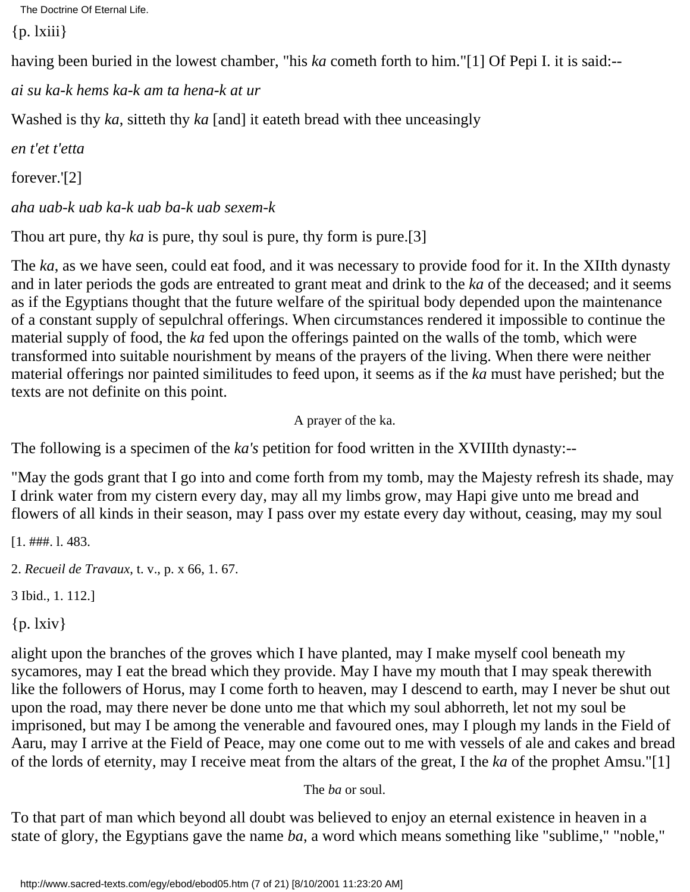{p. lxiii}

having been buried in the lowest chamber, "his *ka* cometh forth to him."[1] Of Pepi I. it is said:--

*ai su ka-k hems ka-k am ta hena-k at ur*

Washed is thy *ka*, sitteth thy *ka* [and] it eateth bread with thee unceasingly

*en t'et t'etta*

forever.'[2]

*aha uab-k uab ka-k uab ba-k uab sexem-k*

Thou art pure, thy *ka* is pure, thy soul is pure, thy form is pure.[3]

The *ka*, as we have seen, could eat food, and it was necessary to provide food for it. In the XIIth dynasty and in later periods the gods are entreated to grant meat and drink to the *ka* of the deceased; and it seems as if the Egyptians thought that the future welfare of the spiritual body depended upon the maintenance of a constant supply of sepulchral offerings. When circumstances rendered it impossible to continue the material supply of food, the *ka* fed upon the offerings painted on the walls of the tomb, which were transformed into suitable nourishment by means of the prayers of the living. When there were neither material offerings nor painted similitudes to feed upon, it seems as if the *ka* must have perished; but the texts are not definite on this point.

A prayer of the ka.

The following is a specimen of the *ka's* petition for food written in the XVIIIth dynasty:--

"May the gods grant that I go into and come forth from my tomb, may the Majesty refresh its shade, may I drink water from my cistern every day, may all my limbs grow, may Hapi give unto me bread and flowers of all kinds in their season, may I pass over my estate every day without, ceasing, may my soul

[1. ###. l. 483.

2. *Recueil de Travaux*, t. v., p. x 66, 1. 67.

3 Ibid., 1. 112.]

{p. lxiv}

alight upon the branches of the groves which I have planted, may I make myself cool beneath my sycamores, may I eat the bread which they provide. May I have my mouth that I may speak therewith like the followers of Horus, may I come forth to heaven, may I descend to earth, may I never be shut out upon the road, may there never be done unto me that which my soul abhorreth, let not my soul be imprisoned, but may I be among the venerable and favoured ones, may I plough my lands in the Field of Aaru, may I arrive at the Field of Peace, may one come out to me with vessels of ale and cakes and bread of the lords of eternity, may I receive meat from the altars of the great, I the *ka* of the prophet Amsu."[1]

The *ba* or soul.

To that part of man which beyond all doubt was believed to enjoy an eternal existence in heaven in a state of glory, the Egyptians gave the name *ba*, a word which means something like "sublime," "noble,"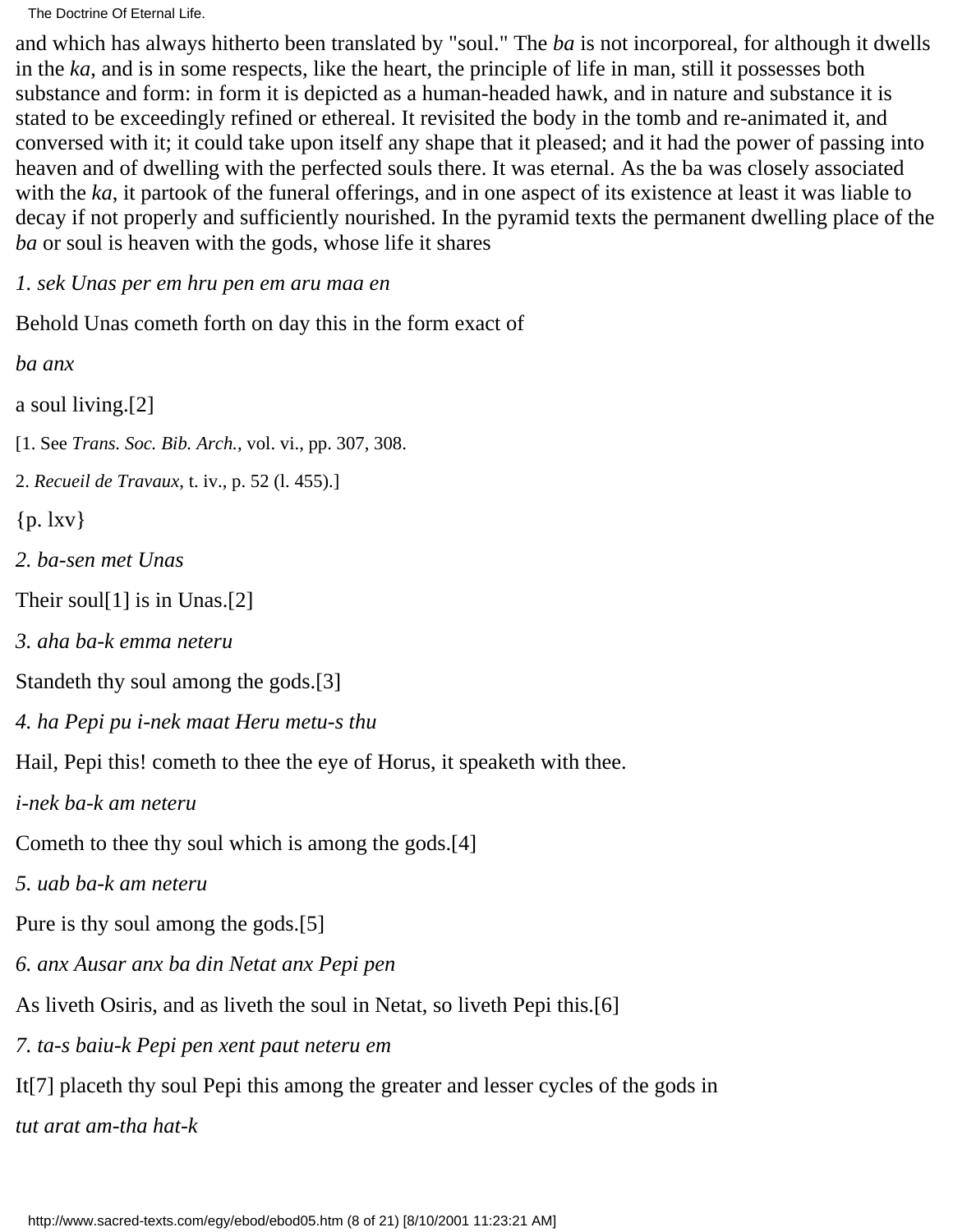and which has always hitherto been translated by "soul." The *ba* is not incorporeal, for although it dwells in the *ka*, and is in some respects, like the heart, the principle of life in man, still it possesses both substance and form: in form it is depicted as a human-headed hawk, and in nature and substance it is stated to be exceedingly refined or ethereal. It revisited the body in the tomb and re-animated it, and conversed with it; it could take upon itself any shape that it pleased; and it had the power of passing into heaven and of dwelling with the perfected souls there. It was eternal. As the ba was closely associated with the *ka*, it partook of the funeral offerings, and in one aspect of its existence at least it was liable to decay if not properly and sufficiently nourished. In the pyramid texts the permanent dwelling place of the *ba* or soul is heaven with the gods, whose life it shares

*1. sek Unas per em hru pen em aru maa en*

Behold Unas cometh forth on day this in the form exact of

*ba anx*

a soul living.[2]

[1. See *Trans. Soc. Bib. Arch.*, vol. vi., pp. 307, 308.

2. *Recueil de Travaux*, t. iv., p. 52 (l. 455).]

{p. lxv}

*2. ba-sen met Unas*

Their soul[1] is in Unas.[2]

*3. aha ba-k emma neteru*

Standeth thy soul among the gods.[3]

*4. ha Pepi pu i-nek maat Heru metu-s thu*

Hail, Pepi this! cometh to thee the eye of Horus, it speaketh with thee.

*i-nek ba-k am neteru*

Cometh to thee thy soul which is among the gods.[4]

*5. uab ba-k am neteru*

Pure is thy soul among the gods.[5]

*6. anx Ausar anx ba din Netat anx Pepi pen*

As liveth Osiris, and as liveth the soul in Netat, so liveth Pepi this.[6]

*7. ta-s baiu-k Pepi pen xent paut neteru em*

It[7] placeth thy soul Pepi this among the greater and lesser cycles of the gods in

*tut arat am-tha hat-k*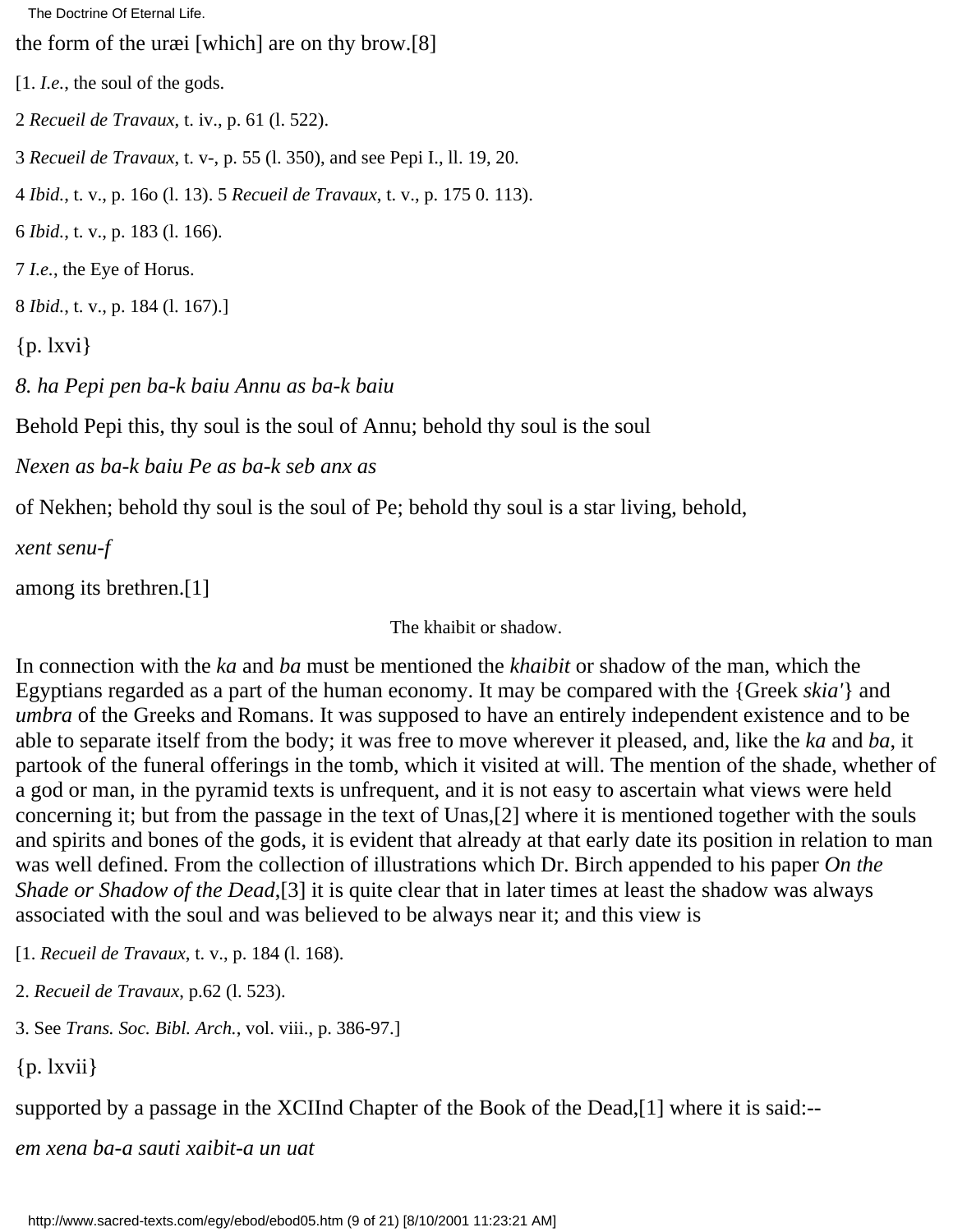the form of the uræi [which] are on thy brow.[8]

[1. *I.e.*, the soul of the gods.

2 *Recueil de Travaux*, t. iv., p. 61 (l. 522).

3 *Recueil de Travaux*, t. v-, p. 55 (l. 350), and see Pepi I., ll. 19, 20.

4 *Ibid.*, t. v., p. 16o (l. 13). 5 *Recueil de Travaux*, t. v., p. 175 0. 113).

6 *Ibid.*, t. v., p. 183 (l. 166).

7 *I.e.*, the Eye of Horus.

8 *Ibid.*, t. v., p. 184 (l. 167).]

{p. lxvi}

*8. ha Pepi pen ba-k baiu Annu as ba-k baiu*

Behold Pepi this, thy soul is the soul of Annu; behold thy soul is the soul

*Nexen as ba-k baiu Pe as ba-k seb anx as*

of Nekhen; behold thy soul is the soul of Pe; behold thy soul is a star living, behold,

*xent senu-f*

among its brethren.[1]

The khaibit or shadow.

In connection with the *ka* and *ba* must be mentioned the *khaibit* or shadow of the man, which the Egyptians regarded as a part of the human economy. It may be compared with the {Greek *skia'*} and *umbra* of the Greeks and Romans. It was supposed to have an entirely independent existence and to be able to separate itself from the body; it was free to move wherever it pleased, and, like the *ka* and *ba*, it partook of the funeral offerings in the tomb, which it visited at will. The mention of the shade, whether of a god or man, in the pyramid texts is unfrequent, and it is not easy to ascertain what views were held concerning it; but from the passage in the text of Unas,[2] where it is mentioned together with the souls and spirits and bones of the gods, it is evident that already at that early date its position in relation to man was well defined. From the collection of illustrations which Dr. Birch appended to his paper *On the Shade or Shadow of the Dead*,[3] it is quite clear that in later times at least the shadow was always associated with the soul and was believed to be always near it; and this view is

[1. *Recueil de Travaux*, t. v., p. 184 (l. 168).

2. *Recueil de Travaux*, p.62 (l. 523).

3. See *Trans. Soc. Bibl. Arch.*, vol. viii., p. 386-97.]

{p. lxvii}

supported by a passage in the XCIInd Chapter of the Book of the Dead,[1] where it is said:--

*em xena ba-a sauti xaibit-a un uat*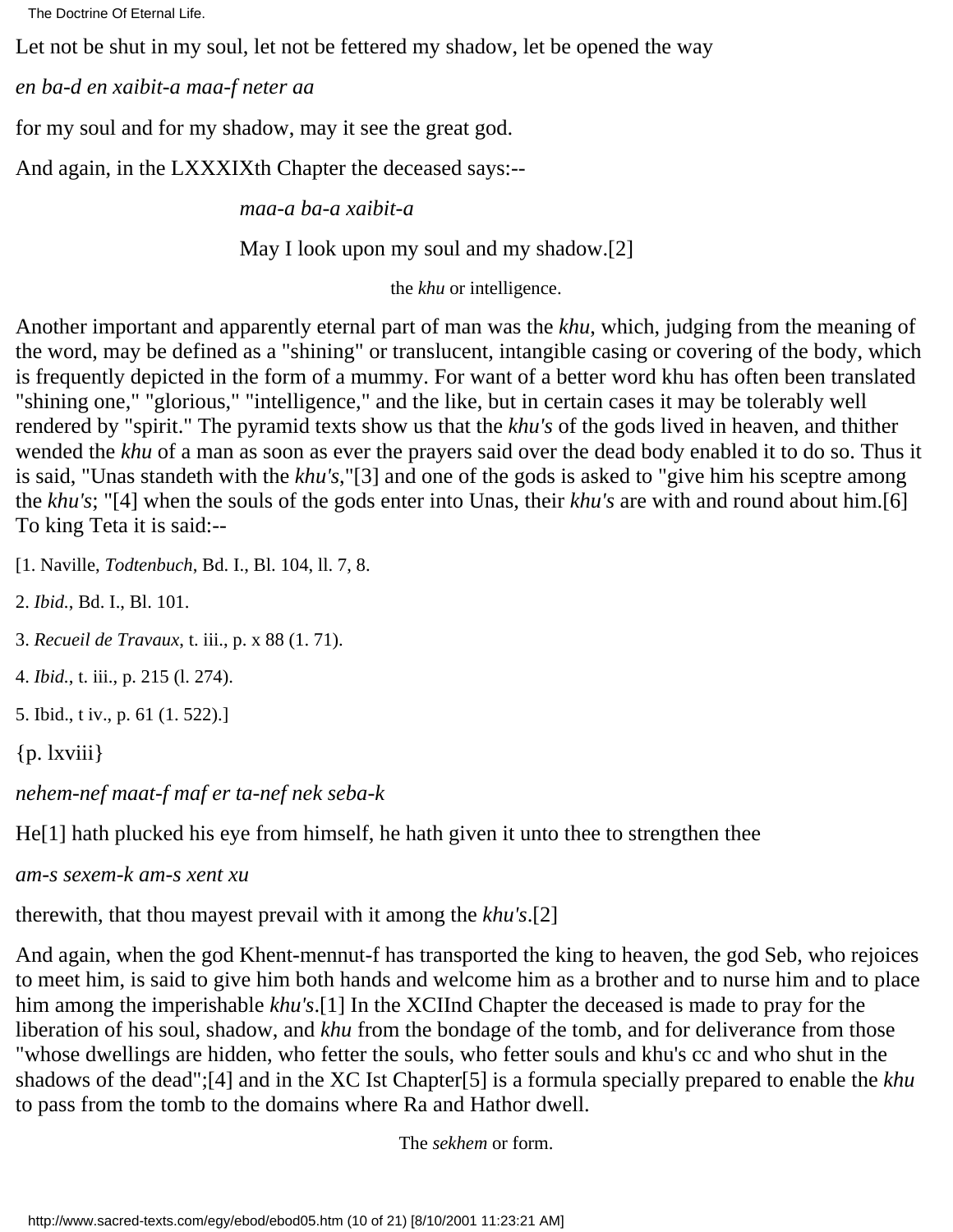Let not be shut in my soul, let not be fettered my shadow, let be opened the way

*en ba-d en xaibit-a maa-f neter aa*

for my soul and for my shadow, may it see the great god.

And again, in the LXXXIXth Chapter the deceased says:--

*maa-a ba-a xaibit-a*

May I look upon my soul and my shadow.[2]

the *khu* or intelligence.

Another important and apparently eternal part of man was the *khu*, which, judging from the meaning of the word, may be defined as a "shining" or translucent, intangible casing or covering of the body, which is frequently depicted in the form of a mummy. For want of a better word khu has often been translated "shining one," "glorious," "intelligence," and the like, but in certain cases it may be tolerably well rendered by "spirit." The pyramid texts show us that the *khu's* of the gods lived in heaven, and thither wended the *khu* of a man as soon as ever the prayers said over the dead body enabled it to do so. Thus it is said, "Unas standeth with the *khu's*,"[3] and one of the gods is asked to "give him his sceptre among the *khu's*; "[4] when the souls of the gods enter into Unas, their *khu's* are with and round about him.[6] To king Teta it is said:--

[1. Naville, *Todtenbuch*, Bd. I., Bl. 104, ll. 7, 8.

2. *Ibid.*, Bd. I., Bl. 101.

3. *Recueil de Travaux*, t. iii., p. x 88 (1. 71).

4. *Ibid.*, t. iii., p. 215 (l. 274).

5. Ibid., t iv., p. 61 (1. 522).]

{p. lxviii}

*nehem-nef maat-f maf er ta-nef nek seba-k*

He[1] hath plucked his eye from himself, he hath given it unto thee to strengthen thee

*am-s sexem-k am-s xent xu*

therewith, that thou mayest prevail with it among the *khu's*.[2]

And again, when the god Khent-mennut-f has transported the king to heaven, the god Seb, who rejoices to meet him, is said to give him both hands and welcome him as a brother and to nurse him and to place him among the imperishable *khu's*.[1] In the XCIInd Chapter the deceased is made to pray for the liberation of his soul, shadow, and *khu* from the bondage of the tomb, and for deliverance from those "whose dwellings are hidden, who fetter the souls, who fetter souls and khu's cc and who shut in the shadows of the dead";[4] and in the XC Ist Chapter[5] is a formula specially prepared to enable the *khu* to pass from the tomb to the domains where Ra and Hathor dwell.

The *sekhem* or form.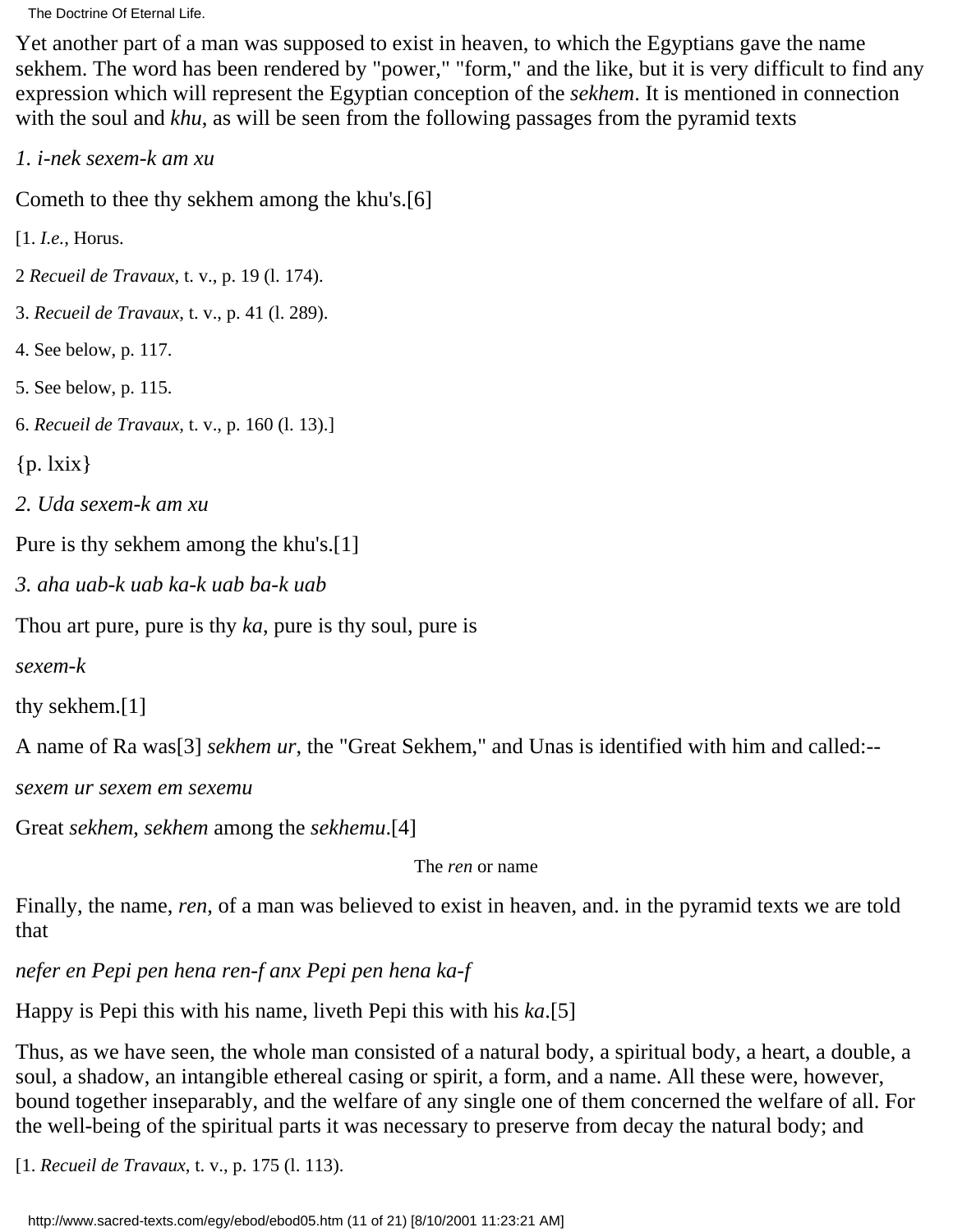Yet another part of a man was supposed to exist in heaven, to which the Egyptians gave the name sekhem. The word has been rendered by "power," "form," and the like, but it is very difficult to find any expression which will represent the Egyptian conception of the *sekhem*. It is mentioned in connection with the soul and *khu*, as will be seen from the following passages from the pyramid texts

*1. i-nek sexem-k am xu*

Cometh to thee thy sekhem among the khu's.[6]

[1. *I.e.*, Horus.

2 *Recueil de Travaux*, t. v., p. 19 (l. 174).

3. *Recueil de Travaux*, t. v., p. 41 (l. 289).

4. See below, p. 117.

5. See below, p. 115.

6. *Recueil de Travaux*, t. v., p. 160 (l. 13).]

{p. lxix}

*2. Uda sexem-k am xu*

Pure is thy sekhem among the khu's.[1]

*3. aha uab-k uab ka-k uab ba-k uab*

Thou art pure, pure is thy *ka*, pure is thy soul, pure is

*sexem-k*

thy sekhem.[1]

A name of Ra was[3] *sekhem ur*, the "Great Sekhem," and Unas is identified with him and called:--

*sexem ur sexem em sexemu*

Great *sekhem*, *sekhem* among the *sekhemu*.[4]

### The *ren* or name

Finally, the name, *ren*, of a man was believed to exist in heaven, and. in the pyramid texts we are told that

*nefer en Pepi pen hena ren-f anx Pepi pen hena ka-f*

Happy is Pepi this with his name, liveth Pepi this with his *ka*.[5]

Thus, as we have seen, the whole man consisted of a natural body, a spiritual body, a heart, a double, a soul, a shadow, an intangible ethereal casing or spirit, a form, and a name. All these were, however, bound together inseparably, and the welfare of any single one of them concerned the welfare of all. For the well-being of the spiritual parts it was necessary to preserve from decay the natural body; and

[1. *Recueil de Travaux*, t. v., p. 175 (l. 113).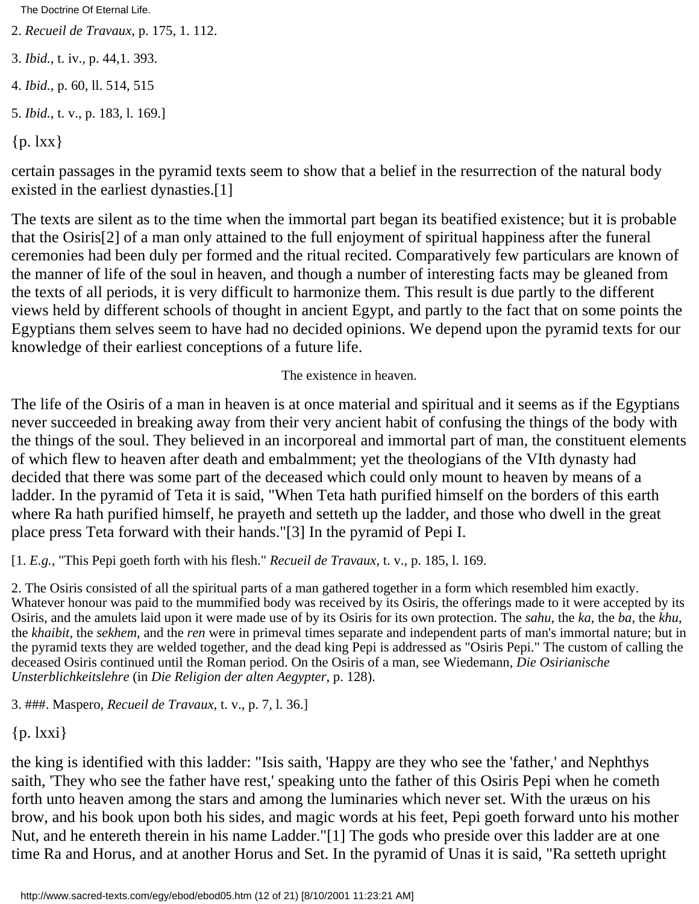2. *Recueil de Travaux*, p. 175, 1. 112.

3. *Ibid.*, t. iv., p. 44,1. 393.

4. *Ibid.*, p. 60, ll. 514, 515

5. *Ibid.*, t. v., p. 183, l. 169.]

{p. lxx}

certain passages in the pyramid texts seem to show that a belief in the resurrection of the natural body existed in the earliest dynasties.[1]

The texts are silent as to the time when the immortal part began its beatified existence; but it is probable that the Osiris[2] of a man only attained to the full enjoyment of spiritual happiness after the funeral ceremonies had been duly per formed and the ritual recited. Comparatively few particulars are known of the manner of life of the soul in heaven, and though a number of interesting facts may be gleaned from the texts of all periods, it is very difficult to harmonize them. This result is due partly to the different views held by different schools of thought in ancient Egypt, and partly to the fact that on some points the Egyptians them selves seem to have had no decided opinions. We depend upon the pyramid texts for our knowledge of their earliest conceptions of a future life.

The existence in heaven.

The life of the Osiris of a man in heaven is at once material and spiritual and it seems as if the Egyptians never succeeded in breaking away from their very ancient habit of confusing the things of the body with the things of the soul. They believed in an incorporeal and immortal part of man, the constituent elements of which flew to heaven after death and embalmment; yet the theologians of the VIth dynasty had decided that there was some part of the deceased which could only mount to heaven by means of a ladder. In the pyramid of Teta it is said, "When Teta hath purified himself on the borders of this earth where Ra hath purified himself, he prayeth and setteth up the ladder, and those who dwell in the great place press Teta forward with their hands."[3] In the pyramid of Pepi I.

[1. *E.g.*, "This Pepi goeth forth with his flesh." *Recueil de Travaux*, t. v., p. 185, l. 169.

2. The Osiris consisted of all the spiritual parts of a man gathered together in a form which resembled him exactly. Whatever honour was paid to the mummified body was received by its Osiris, the offerings made to it were accepted by its Osiris, and the amulets laid upon it were made use of by its Osiris for its own protection. The *sahu*, the *ka*, the *ba*, the *khu*, the *khaibit*, the *sekhem*, and the *ren* were in primeval times separate and independent parts of man's immortal nature; but in the pyramid texts they are welded together, and the dead king Pepi is addressed as "Osiris Pepi." The custom of calling the deceased Osiris continued until the Roman period. On the Osiris of a man, see Wiedemann, *Die Osirianische Unsterblichkeitslehre* (in *Die Religion der alten Aegypter*, p. 128).

3. ###. Maspero, *Recueil de Travaux,* t. v., p. 7, l. 36.]

{p. lxxi}

the king is identified with this ladder: "Isis saith, 'Happy are they who see the 'father,' and Nephthys saith, 'They who see the father have rest,' speaking unto the father of this Osiris Pepi when he cometh forth unto heaven among the stars and among the luminaries which never set. With the uræus on his brow, and his book upon both his sides, and magic words at his feet, Pepi goeth forward unto his mother Nut, and he entereth therein in his name Ladder."[1] The gods who preside over this ladder are at one time Ra and Horus, and at another Horus and Set. In the pyramid of Unas it is said, "Ra setteth upright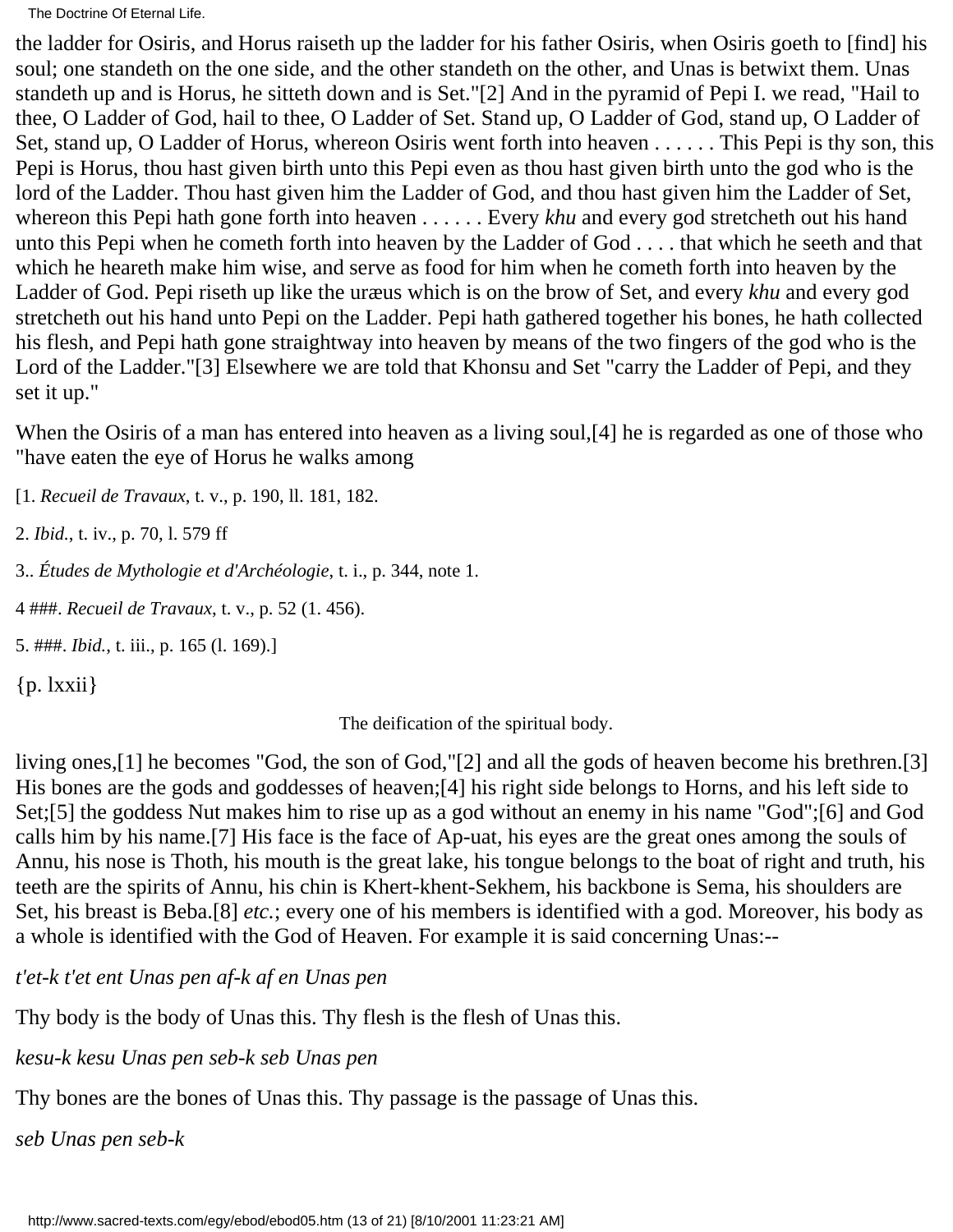the ladder for Osiris, and Horus raiseth up the ladder for his father Osiris, when Osiris goeth to [find] his soul; one standeth on the one side, and the other standeth on the other, and Unas is betwixt them. Unas standeth up and is Horus, he sitteth down and is Set."[2] And in the pyramid of Pepi I. we read, "Hail to thee, O Ladder of God, hail to thee, O Ladder of Set. Stand up, O Ladder of God, stand up, O Ladder of Set, stand up, O Ladder of Horus, whereon Osiris went forth into heaven . . . . . . This Pepi is thy son, this Pepi is Horus, thou hast given birth unto this Pepi even as thou hast given birth unto the god who is the lord of the Ladder. Thou hast given him the Ladder of God, and thou hast given him the Ladder of Set, whereon this Pepi hath gone forth into heaven . . . . . . Every *khu* and every god stretcheth out his hand unto this Pepi when he cometh forth into heaven by the Ladder of God . . . . that which he seeth and that which he heareth make him wise, and serve as food for him when he cometh forth into heaven by the Ladder of God. Pepi riseth up like the uræus which is on the brow of Set, and every *khu* and every god stretcheth out his hand unto Pepi on the Ladder. Pepi hath gathered together his bones, he hath collected his flesh, and Pepi hath gone straightway into heaven by means of the two fingers of the god who is the Lord of the Ladder."[3] Elsewhere we are told that Khonsu and Set "carry the Ladder of Pepi, and they set it up."

When the Osiris of a man has entered into heaven as a living soul,[4] he is regarded as one of those who "have eaten the eye of Horus he walks among

[1. *Recueil de Travaux*, t. v., p. 190, ll. 181, 182.

2. *Ibid.*, t. iv., p. 70, l. 579 ff

3.. *Études de Mythologie et d'Archéologie*, t. i., p. 344, note 1.

4 ###. *Recueil de Travaux*, t. v., p. 52 (1. 456).

5. ###. *Ibid.*, t. iii., p. 165 (l. 169).]

{p. lxxii}

The deification of the spiritual body.

living ones,[1] he becomes "God, the son of God,"[2] and all the gods of heaven become his brethren.[3] His bones are the gods and goddesses of heaven;[4] his right side belongs to Horns, and his left side to Set;[5] the goddess Nut makes him to rise up as a god without an enemy in his name "God";[6] and God calls him by his name.[7] His face is the face of Ap-uat, his eyes are the great ones among the souls of Annu, his nose is Thoth, his mouth is the great lake, his tongue belongs to the boat of right and truth, his teeth are the spirits of Annu, his chin is Khert-khent-Sekhem, his backbone is Sema, his shoulders are Set, his breast is Beba.[8] *etc.*; every one of his members is identified with a god. Moreover, his body as a whole is identified with the God of Heaven. For example it is said concerning Unas:--

*t'et-k t'et ent Unas pen af-k af en Unas pen*

Thy body is the body of Unas this. Thy flesh is the flesh of Unas this.

*kesu-k kesu Unas pen seb-k seb Unas pen*

Thy bones are the bones of Unas this. Thy passage is the passage of Unas this.

*seb Unas pen seb-k*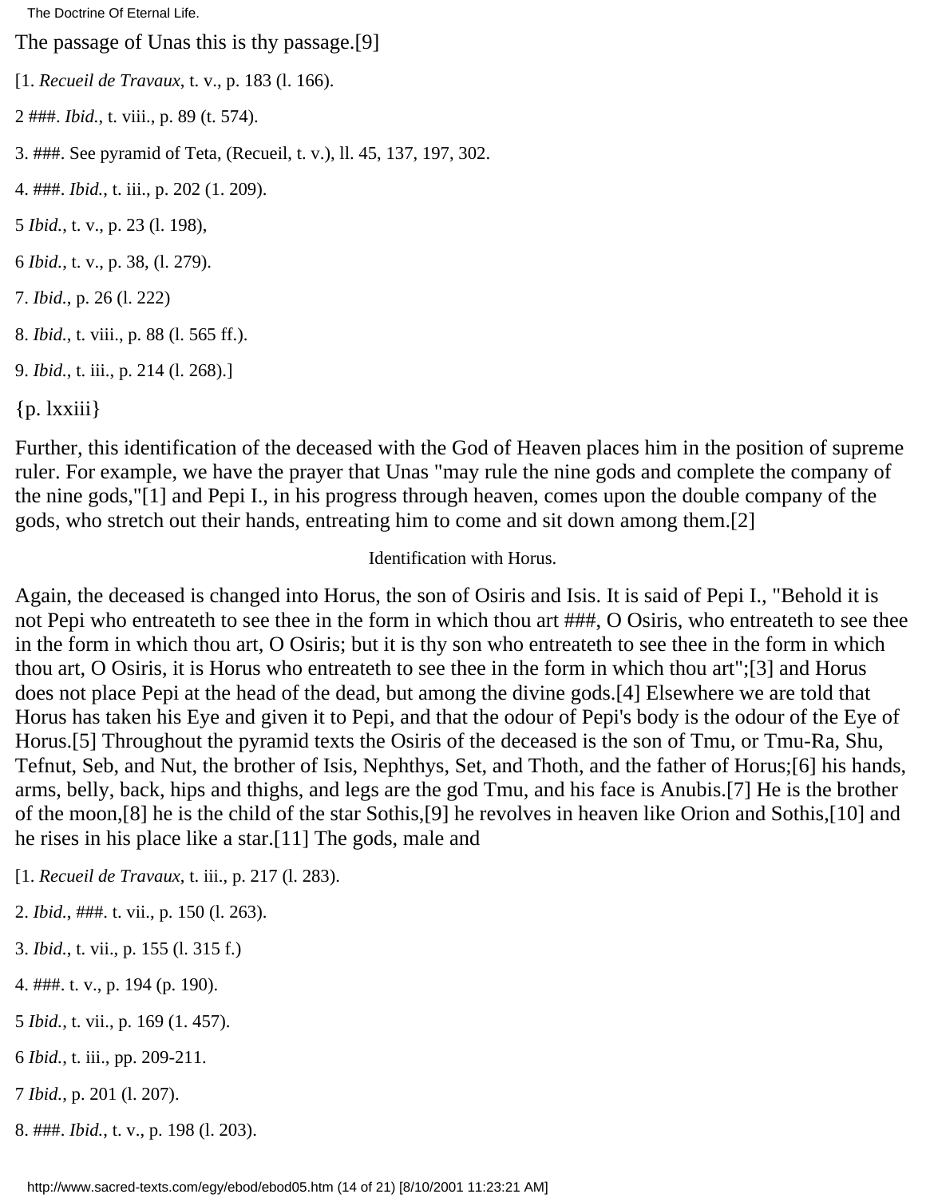The passage of Unas this is thy passage.[9]

[1. *Recueil de Travaux*, t. v., p. 183 (l. 166).

2 ###. *Ibid.*, t. viii., p. 89 (t. 574).

3. ###. See pyramid of Teta, (Recueil, t. v.), ll. 45, 137, 197, 302.

4. ###. *Ibid.*, t. iii., p. 202 (1. 209).

5 *Ibid.*, t. v., p. 23 (l. 198),

6 *Ibid.*, t. v., p. 38, (l. 279).

7. *Ibid.*, p. 26 (l. 222)

8. *Ibid.*, t. viii., p. 88 (l. 565 ff.).

9. *Ibid.*, t. iii., p. 214 (l. 268).]

{p. lxxiii}

Further, this identification of the deceased with the God of Heaven places him in the position of supreme ruler. For example, we have the prayer that Unas "may rule the nine gods and complete the company of the nine gods,"[1] and Pepi I., in his progress through heaven, comes upon the double company of the gods, who stretch out their hands, entreating him to come and sit down among them.[2]

Identification with Horus.

Again, the deceased is changed into Horus, the son of Osiris and Isis. It is said of Pepi I., "Behold it is not Pepi who entreateth to see thee in the form in which thou art ###, O Osiris, who entreateth to see thee in the form in which thou art, O Osiris; but it is thy son who entreateth to see thee in the form in which thou art, O Osiris, it is Horus who entreateth to see thee in the form in which thou art";[3] and Horus does not place Pepi at the head of the dead, but among the divine gods.[4] Elsewhere we are told that Horus has taken his Eye and given it to Pepi, and that the odour of Pepi's body is the odour of the Eye of Horus.[5] Throughout the pyramid texts the Osiris of the deceased is the son of Tmu, or Tmu-Ra, Shu, Tefnut, Seb, and Nut, the brother of Isis, Nephthys, Set, and Thoth, and the father of Horus;[6] his hands, arms, belly, back, hips and thighs, and legs are the god Tmu, and his face is Anubis.[7] He is the brother of the moon,[8] he is the child of the star Sothis,[9] he revolves in heaven like Orion and Sothis,[10] and he rises in his place like a star.[11] The gods, male and

[1. *Recueil de Travaux*, t. iii., p. 217 (l. 283).

2. *Ibid.*, ###. t. vii., p. 150 (l. 263).

3. *Ibid.*, t. vii., p. 155 (l. 315 f.)

4. ###. t. v., p. 194 (p. 190).

5 *Ibid.*, t. vii., p. 169 (1. 457).

6 *Ibid.*, t. iii., pp. 209-211.

7 *Ibid.*, p. 201 (l. 207).

8. ###. *Ibid.*, t. v., p. 198 (l. 203).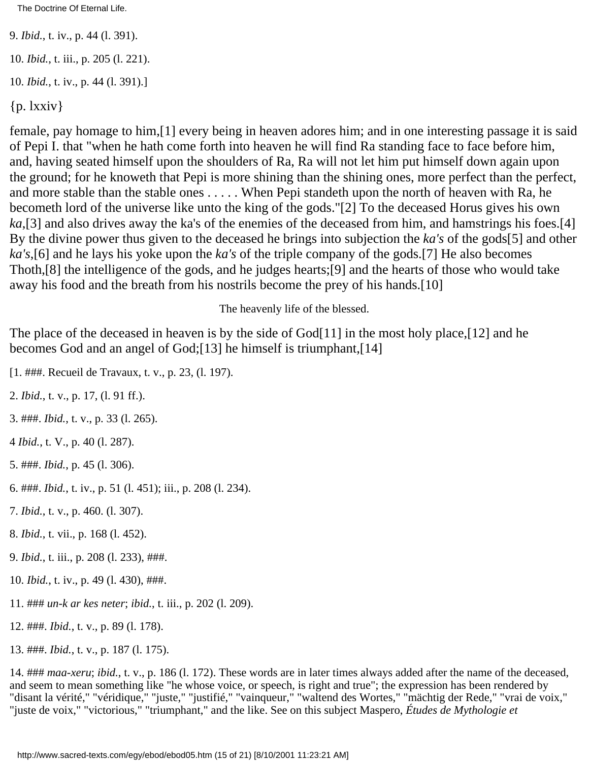9. *Ibid.*, t. iv., p. 44 (l. 391).

10. *Ibid.*, t. iii., p. 205 (l. 221).

10. *Ibid.*, t. iv., p. 44 (l. 391).]

{p. lxxiv}

female, pay homage to him,[1] every being in heaven adores him; and in one interesting passage it is said of Pepi I. that "when he hath come forth into heaven he will find Ra standing face to face before him, and, having seated himself upon the shoulders of Ra, Ra will not let him put himself down again upon the ground; for he knoweth that Pepi is more shining than the shining ones, more perfect than the perfect, and more stable than the stable ones . . . . . When Pepi standeth upon the north of heaven with Ra, he becometh lord of the universe like unto the king of the gods."[2] To the deceased Horus gives his own *ka*,[3] and also drives away the ka's of the enemies of the deceased from him, and hamstrings his foes.[4] By the divine power thus given to the deceased he brings into subjection the *ka's* of the gods[5] and other *ka's*,[6] and he lays his yoke upon the *ka's* of the triple company of the gods.[7] He also becomes Thoth,[8] the intelligence of the gods, and he judges hearts;[9] and the hearts of those who would take away his food and the breath from his nostrils become the prey of his hands.[10]

The heavenly life of the blessed.

The place of the deceased in heaven is by the side of God[11] in the most holy place,[12] and he becomes God and an angel of God;[13] he himself is triumphant,[14]

[1. ###. Recueil de Travaux, t. v., p. 23, (l. 197).

2. *Ibid.*, t. v., p. 17, (l. 91 ff.).

3. ###. *Ibid.*, t. v., p. 33 (l. 265).

4 *Ibid.*, t. V., p. 40 (l. 287).

5. ###. *Ibid.*, p. 45 (l. 306).

6. ###. *Ibid.*, t. iv., p. 51 (l. 451); iii., p. 208 (l. 234).

7. *Ibid.*, t. v., p. 460. (l. 307).

8. *Ibid.*, t. vii., p. 168 (l. 452).

9. *Ibid.*, t. iii., p. 208 (l. 233), ###.

10. *Ibid.*, t. iv., p. 49 (l. 430), ###.

11. ### *un-k ar kes neter*; *ibid.*, t. iii., p. 202 (l. 209).

12. ###. *Ibid.*, t. v., p. 89 (l. 178).

13. ###. *Ibid.*, t. v., p. 187 (l. 175).

14. ### *maa-xeru*; *ibid.*, t. v., p. 186 (l. 172). These words are in later times always added after the name of the deceased, and seem to mean something like "he whose voice, or speech, is right and true"; the expression has been rendered by "disant la vérité," "véridique," "juste," "justifié," "vainqueur," "waltend des Wortes," "mächtig der Rede," "vrai de voix," "juste de voix," "victorious," "triumphant," and the like. See on this subject Maspero, *Études de Mythologie et*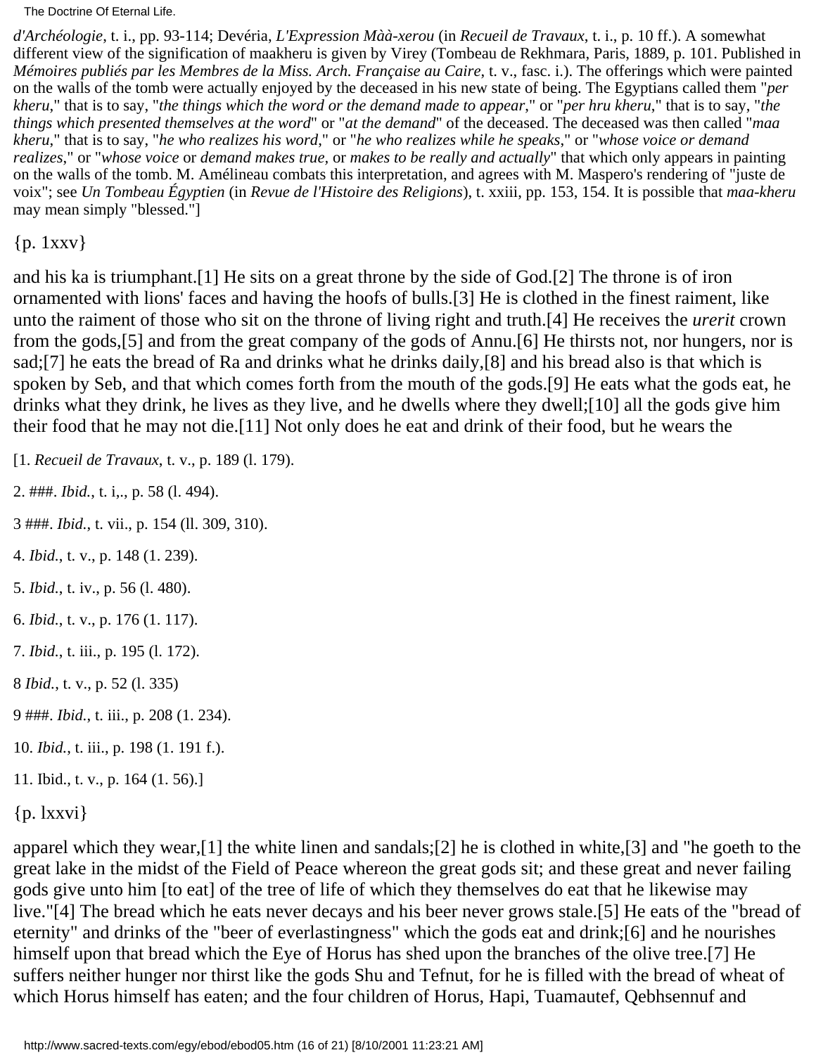*d'Archéologie*, t. i., pp. 93-114; Devéria, *L'Expression Màà-xerou* (in *Recueil de Travaux*, t. i., p. 10 ff.). A somewhat different view of the signification of maakheru is given by Virey (Tombeau de Rekhmara, Paris, 1889, p. 101. Published in *Mémoires publiés par les Membres de la Miss. Arch. Française au Caire*, t. v., fasc. i.). The offerings which were painted on the walls of the tomb were actually enjoyed by the deceased in his new state of being. The Egyptians called them "*per kheru*," that is to say, "*the things which the word or the demand made to appear*," or "*per hru kheru*," that is to say, "*the things which presented themselves at the word*" or "*at the demand*" of the deceased. The deceased was then called "*maa kheru*," that is to say, "*he who realizes his word*," or "*he who realizes while he speaks*," or "*whose voice or demand realizes*," or "*whose voice* or *demand makes true*, or *makes to be really and actually*" that which only appears in painting on the walls of the tomb. M. Amélineau combats this interpretation, and agrees with M. Maspero's rendering of "juste de voix"; see *Un Tombeau Égyptien* (in *Revue de l'Histoire des Religions*), t. xxiii, pp. 153, 154. It is possible that *maa-kheru* may mean simply "blessed."]

{p. 1xxv}

and his ka is triumphant.[1] He sits on a great throne by the side of God.[2] The throne is of iron ornamented with lions' faces and having the hoofs of bulls.[3] He is clothed in the finest raiment, like unto the raiment of those who sit on the throne of living right and truth.[4] He receives the *urerit* crown from the gods,[5] and from the great company of the gods of Annu.[6] He thirsts not, nor hungers, nor is sad;[7] he eats the bread of Ra and drinks what he drinks daily,[8] and his bread also is that which is spoken by Seb, and that which comes forth from the mouth of the gods.[9] He eats what the gods eat, he drinks what they drink, he lives as they live, and he dwells where they dwell;[10] all the gods give him their food that he may not die.[11] Not only does he eat and drink of their food, but he wears the

[1. *Recueil de Travaux*, t. v., p. 189 (l. 179).

2. ###. *Ibid.*, t. i,., p. 58 (l. 494).

3 ###. *Ibid.*, t. vii., p. 154 (ll. 309, 310).

4. *Ibid.*, t. v., p. 148 (1. 239).

5. *Ibid.*, t. iv., p. 56 (l. 480).

6. *Ibid.*, t. v., p. 176 (1. 117).

7. *Ibid.*, t. iii., p. 195 (l. 172).

8 *Ibid.*, t. v., p. 52 (l. 335)

9 ###. *Ibid.*, t. iii., p. 208 (1. 234).

10. *Ibid.*, t. iii., p. 198 (1. 191 f.).

11. Ibid., t. v., p. 164 (1. 56).]

{p. lxxvi}

apparel which they wear,[1] the white linen and sandals;[2] he is clothed in white,[3] and "he goeth to the great lake in the midst of the Field of Peace whereon the great gods sit; and these great and never failing gods give unto him [to eat] of the tree of life of which they themselves do eat that he likewise may live."[4] The bread which he eats never decays and his beer never grows stale.[5] He eats of the "bread of eternity" and drinks of the "beer of everlastingness" which the gods eat and drink;[6] and he nourishes himself upon that bread which the Eye of Horus has shed upon the branches of the olive tree.[7] He suffers neither hunger nor thirst like the gods Shu and Tefnut, for he is filled with the bread of wheat of which Horus himself has eaten; and the four children of Horus, Hapi, Tuamautef, Qebhsennuf and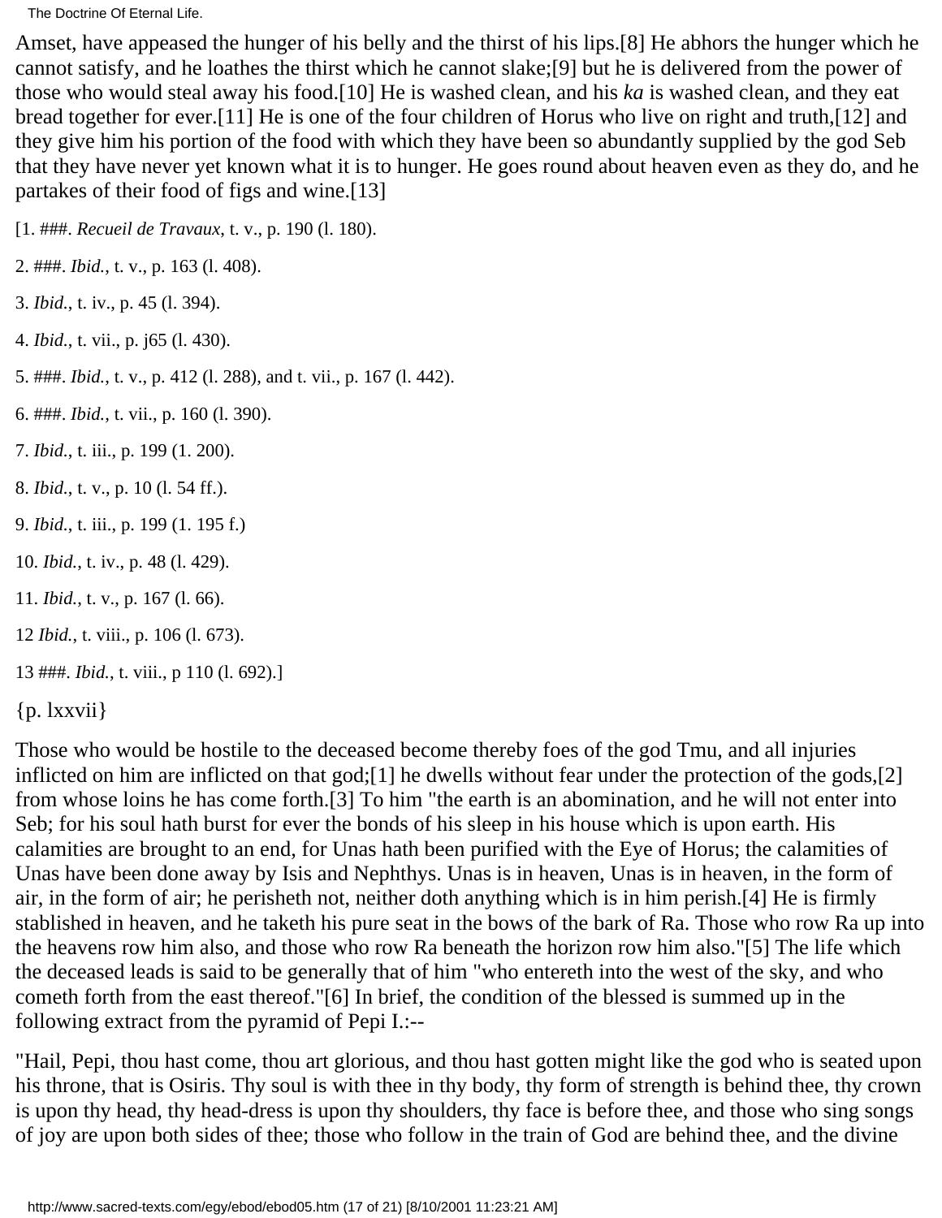Amset, have appeased the hunger of his belly and the thirst of his lips.[8] He abhors the hunger which he cannot satisfy, and he loathes the thirst which he cannot slake;[9] but he is delivered from the power of those who would steal away his food.[10] He is washed clean, and his *ka* is washed clean, and they eat bread together for ever.[11] He is one of the four children of Horus who live on right and truth,[12] and they give him his portion of the food with which they have been so abundantly supplied by the god Seb that they have never yet known what it is to hunger. He goes round about heaven even as they do, and he partakes of their food of figs and wine.[13]

[1. ###. *Recueil de Travaux*, t. v., p. 190 (l. 180).

2. ###. *Ibid.*, t. v., p. 163 (l. 408).

3. *Ibid.*, t. iv., p. 45 (l. 394).

4. *Ibid.*, t. vii., p. j65 (l. 430).

5. ###. *Ibid.*, t. v., p. 412 (l. 288), and t. vii., p. 167 (l. 442).

6. ###. *Ibid.*, t. vii., p. 160 (l. 390).

7. *Ibid.*, t. iii., p. 199 (1. 200).

8. *Ibid.*, t. v., p. 10 (l. 54 ff.).

9. *Ibid.*, t. iii., p. 199 (1. 195 f.)

10. *Ibid.*, t. iv., p. 48 (l. 429).

11. *Ibid.*, t. v., p. 167 (l. 66).

12 *Ibid.*, t. viii., p. 106 (l. 673).

13 ###. *Ibid.*, t. viii., p 110 (l. 692).]

{p. lxxvii}

Those who would be hostile to the deceased become thereby foes of the god Tmu, and all injuries inflicted on him are inflicted on that god;[1] he dwells without fear under the protection of the gods,[2] from whose loins he has come forth.[3] To him "the earth is an abomination, and he will not enter into Seb; for his soul hath burst for ever the bonds of his sleep in his house which is upon earth. His calamities are brought to an end, for Unas hath been purified with the Eye of Horus; the calamities of Unas have been done away by Isis and Nephthys. Unas is in heaven, Unas is in heaven, in the form of air, in the form of air; he perisheth not, neither doth anything which is in him perish.[4] He is firmly stablished in heaven, and he taketh his pure seat in the bows of the bark of Ra. Those who row Ra up into the heavens row him also, and those who row Ra beneath the horizon row him also."[5] The life which the deceased leads is said to be generally that of him "who entereth into the west of the sky, and who cometh forth from the east thereof."[6] In brief, the condition of the blessed is summed up in the following extract from the pyramid of Pepi I.:--

"Hail, Pepi, thou hast come, thou art glorious, and thou hast gotten might like the god who is seated upon his throne, that is Osiris. Thy soul is with thee in thy body, thy form of strength is behind thee, thy crown is upon thy head, thy head-dress is upon thy shoulders, thy face is before thee, and those who sing songs of joy are upon both sides of thee; those who follow in the train of God are behind thee, and the divine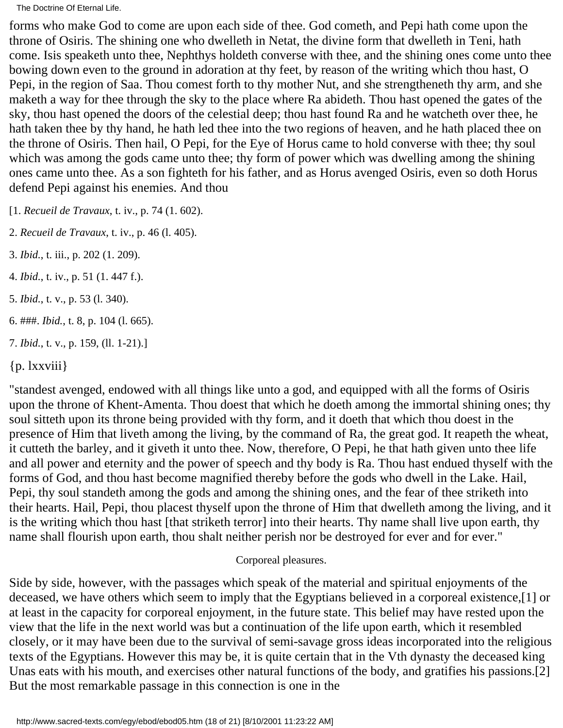forms who make God to come are upon each side of thee. God cometh, and Pepi hath come upon the throne of Osiris. The shining one who dwelleth in Netat, the divine form that dwelleth in Teni, hath come. Isis speaketh unto thee, Nephthys holdeth converse with thee, and the shining ones come unto thee bowing down even to the ground in adoration at thy feet, by reason of the writing which thou hast, O Pepi, in the region of Saa. Thou comest forth to thy mother Nut, and she strengtheneth thy arm, and she maketh a way for thee through the sky to the place where Ra abideth. Thou hast opened the gates of the sky, thou hast opened the doors of the celestial deep; thou hast found Ra and he watcheth over thee, he hath taken thee by thy hand, he hath led thee into the two regions of heaven, and he hath placed thee on the throne of Osiris. Then hail, O Pepi, for the Eye of Horus came to hold converse with thee; thy soul which was among the gods came unto thee; thy form of power which was dwelling among the shining ones came unto thee. As a son fighteth for his father, and as Horus avenged Osiris, even so doth Horus defend Pepi against his enemies. And thou

[1. *Recueil de Travaux*, t. iv., p. 74 (1. 602).

2. *Recueil de Travaux*, t. iv., p. 46 (l. 405).

3. *Ibid.*, t. iii., p. 202 (1. 209).

4. *Ibid.*, t. iv., p. 51 (1. 447 f.).

5. *Ibid.*, t. v., p. 53 (l. 340).

6. ###. *Ibid.*, t. 8, p. 104 (l. 665).

7. *Ibid.*, t. v., p. 159, (ll. 1-21).]

{p. lxxviii}

"standest avenged, endowed with all things like unto a god, and equipped with all the forms of Osiris upon the throne of Khent-Amenta. Thou doest that which he doeth among the immortal shining ones; thy soul sitteth upon its throne being provided with thy form, and it doeth that which thou doest in the presence of Him that liveth among the living, by the command of Ra, the great god. It reapeth the wheat, it cutteth the barley, and it giveth it unto thee. Now, therefore, O Pepi, he that hath given unto thee life and all power and eternity and the power of speech and thy body is Ra. Thou hast endued thyself with the forms of God, and thou hast become magnified thereby before the gods who dwell in the Lake. Hail, Pepi, thy soul standeth among the gods and among the shining ones, and the fear of thee striketh into their hearts. Hail, Pepi, thou placest thyself upon the throne of Him that dwelleth among the living, and it is the writing which thou hast [that striketh terror] into their hearts. Thy name shall live upon earth, thy name shall flourish upon earth, thou shalt neither perish nor be destroyed for ever and for ever."

Corporeal pleasures.

Side by side, however, with the passages which speak of the material and spiritual enjoyments of the deceased, we have others which seem to imply that the Egyptians believed in a corporeal existence,[1] or at least in the capacity for corporeal enjoyment, in the future state. This belief may have rested upon the view that the life in the next world was but a continuation of the life upon earth, which it resembled closely, or it may have been due to the survival of semi-savage gross ideas incorporated into the religious texts of the Egyptians. However this may be, it is quite certain that in the Vth dynasty the deceased king Unas eats with his mouth, and exercises other natural functions of the body, and gratifies his passions.[2] But the most remarkable passage in this connection is one in the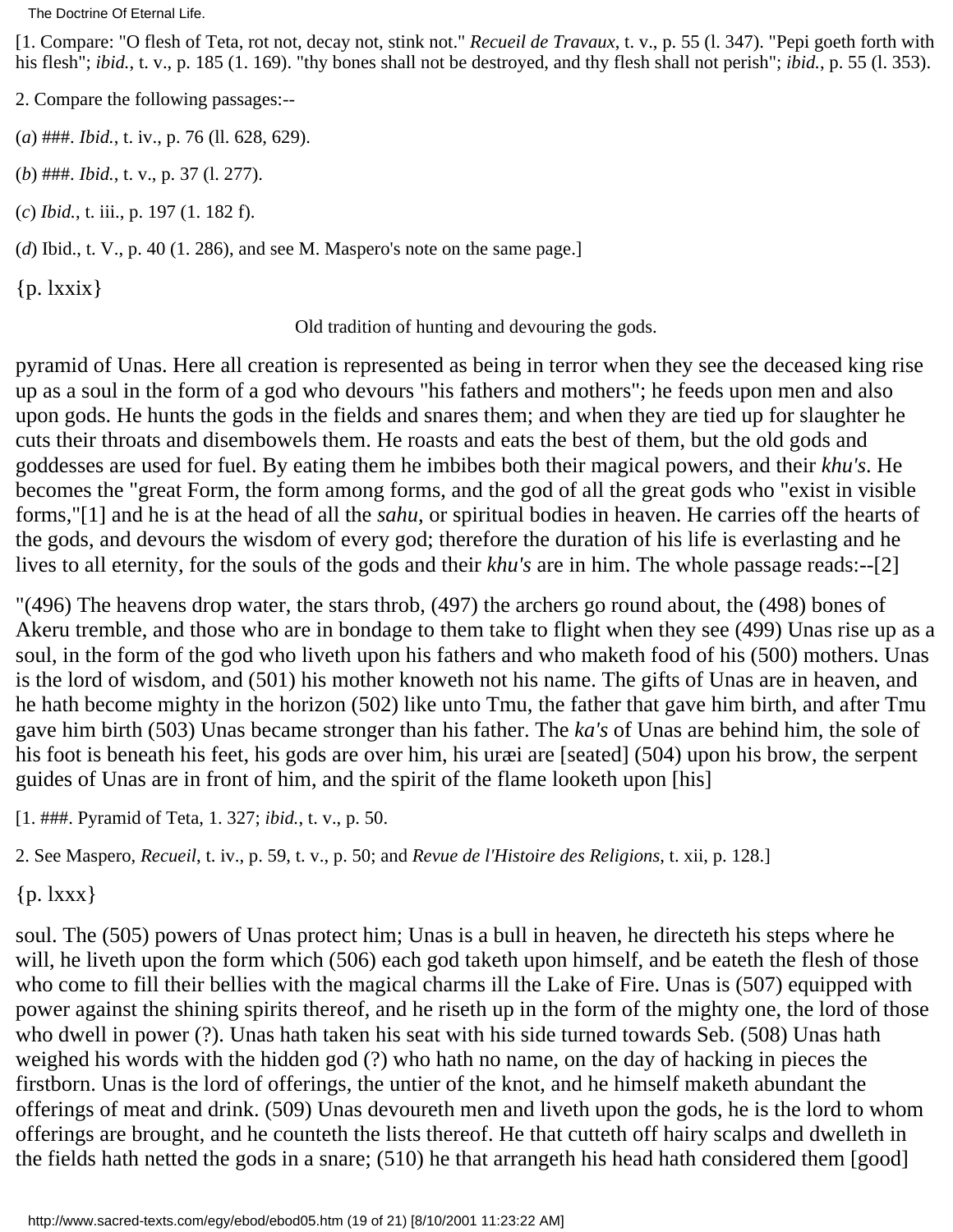[1. Compare: "O flesh of Teta, rot not, decay not, stink not." *Recueil de Travaux*, t. v., p. 55 (l. 347). "Pepi goeth forth with his flesh"; *ibid.*, t. v., p. 185 (1. 169). "thy bones shall not be destroyed, and thy flesh shall not perish"; *ibid.*, p. 55 (l. 353).

2. Compare the following passages:--

(*a*) ###. *Ibid.*, t. iv., p. 76 (ll. 628, 629).

(*b*) ###. *Ibid.*, t. v., p. 37 (l. 277).

(*c*) *Ibid.*, t. iii., p. 197 (1. 182 f).

(*d*) Ibid., t. V., p. 40 (1. 286), and see M. Maspero's note on the same page.]

{p. lxxix}

Old tradition of hunting and devouring the gods.

pyramid of Unas. Here all creation is represented as being in terror when they see the deceased king rise up as a soul in the form of a god who devours "his fathers and mothers"; he feeds upon men and also upon gods. He hunts the gods in the fields and snares them; and when they are tied up for slaughter he cuts their throats and disembowels them. He roasts and eats the best of them, but the old gods and goddesses are used for fuel. By eating them he imbibes both their magical powers, and their *khu's*. He becomes the "great Form, the form among forms, and the god of all the great gods who "exist in visible forms,"[1] and he is at the head of all the *sahu*, or spiritual bodies in heaven. He carries off the hearts of the gods, and devours the wisdom of every god; therefore the duration of his life is everlasting and he lives to all eternity, for the souls of the gods and their *khu's* are in him. The whole passage reads:--[2]

"(496) The heavens drop water, the stars throb, (497) the archers go round about, the (498) bones of Akeru tremble, and those who are in bondage to them take to flight when they see (499) Unas rise up as a soul, in the form of the god who liveth upon his fathers and who maketh food of his (500) mothers. Unas is the lord of wisdom, and (501) his mother knoweth not his name. The gifts of Unas are in heaven, and he hath become mighty in the horizon (502) like unto Tmu, the father that gave him birth, and after Tmu gave him birth (503) Unas became stronger than his father. The *ka's* of Unas are behind him, the sole of his foot is beneath his feet, his gods are over him, his uræi are [seated] (504) upon his brow, the serpent guides of Unas are in front of him, and the spirit of the flame looketh upon [his]

[1. ###. Pyramid of Teta, 1. 327; *ibid.*, t. v., p. 50.

2. See Maspero, *Recueil*, t. iv., p. 59, t. v., p. 50; and *Revue de l'Histoire des Religions*, t. xii, p. 128.]

{p. lxxx}

soul. The (505) powers of Unas protect him; Unas is a bull in heaven, he directeth his steps where he will, he liveth upon the form which (506) each god taketh upon himself, and be eateth the flesh of those who come to fill their bellies with the magical charms ill the Lake of Fire. Unas is (507) equipped with power against the shining spirits thereof, and he riseth up in the form of the mighty one, the lord of those who dwell in power (?). Unas hath taken his seat with his side turned towards Seb. (508) Unas hath weighed his words with the hidden god (?) who hath no name, on the day of hacking in pieces the firstborn. Unas is the lord of offerings, the untier of the knot, and he himself maketh abundant the offerings of meat and drink. (509) Unas devoureth men and liveth upon the gods, he is the lord to whom offerings are brought, and he counteth the lists thereof. He that cutteth off hairy scalps and dwelleth in the fields hath netted the gods in a snare; (510) he that arrangeth his head hath considered them [good]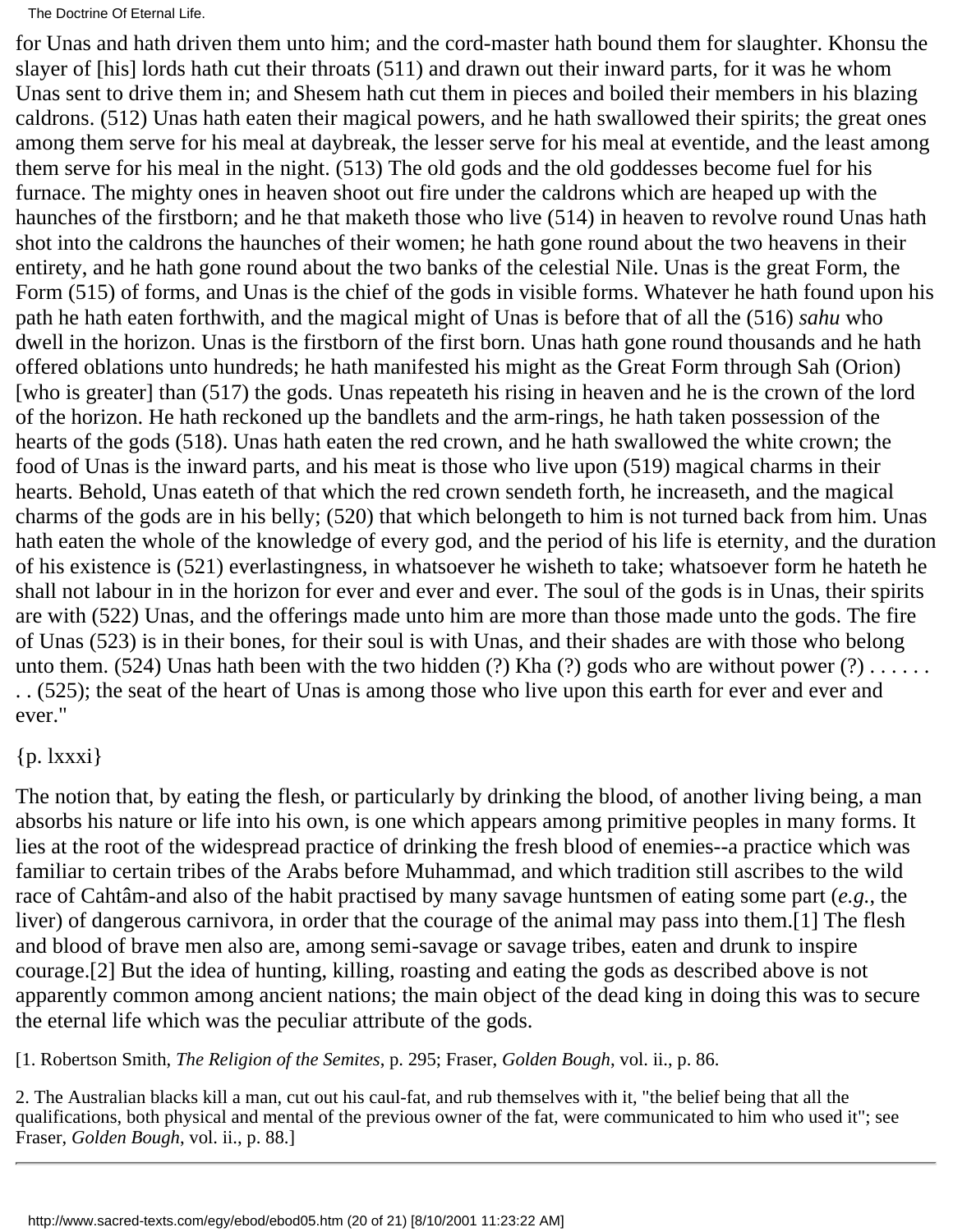for Unas and hath driven them unto him; and the cord-master hath bound them for slaughter. Khonsu the slayer of [his] lords hath cut their throats (511) and drawn out their inward parts, for it was he whom Unas sent to drive them in; and Shesem hath cut them in pieces and boiled their members in his blazing caldrons. (512) Unas hath eaten their magical powers, and he hath swallowed their spirits; the great ones among them serve for his meal at daybreak, the lesser serve for his meal at eventide, and the least among them serve for his meal in the night. (513) The old gods and the old goddesses become fuel for his furnace. The mighty ones in heaven shoot out fire under the caldrons which are heaped up with the haunches of the firstborn; and he that maketh those who live (514) in heaven to revolve round Unas hath shot into the caldrons the haunches of their women; he hath gone round about the two heavens in their entirety, and he hath gone round about the two banks of the celestial Nile. Unas is the great Form, the Form (515) of forms, and Unas is the chief of the gods in visible forms. Whatever he hath found upon his path he hath eaten forthwith, and the magical might of Unas is before that of all the (516) *sahu* who dwell in the horizon. Unas is the firstborn of the first born. Unas hath gone round thousands and he hath offered oblations unto hundreds; he hath manifested his might as the Great Form through Sah (Orion) [who is greater] than (517) the gods. Unas repeateth his rising in heaven and he is the crown of the lord of the horizon. He hath reckoned up the bandlets and the arm-rings, he hath taken possession of the hearts of the gods (518). Unas hath eaten the red crown, and he hath swallowed the white crown; the food of Unas is the inward parts, and his meat is those who live upon (519) magical charms in their hearts. Behold, Unas eateth of that which the red crown sendeth forth, he increaseth, and the magical charms of the gods are in his belly; (520) that which belongeth to him is not turned back from him. Unas hath eaten the whole of the knowledge of every god, and the period of his life is eternity, and the duration of his existence is (521) everlastingness, in whatsoever he wisheth to take; whatsoever form he hateth he shall not labour in in the horizon for ever and ever and ever. The soul of the gods is in Unas, their spirits are with (522) Unas, and the offerings made unto him are more than those made unto the gods. The fire of Unas (523) is in their bones, for their soul is with Unas, and their shades are with those who belong unto them. (524) Unas hath been with the two hidden (?) Kha (?) gods who are without power (?) . . . . . . . . (525); the seat of the heart of Unas is among those who live upon this earth for ever and ever and ever."

{p. lxxxi}

The notion that, by eating the flesh, or particularly by drinking the blood, of another living being, a man absorbs his nature or life into his own, is one which appears among primitive peoples in many forms. It lies at the root of the widespread practice of drinking the fresh blood of enemies--a practice which was familiar to certain tribes of the Arabs before Muhammad, and which tradition still ascribes to the wild race of Cahtâm-and also of the habit practised by many savage huntsmen of eating some part (*e.g.*, the liver) of dangerous carnivora, in order that the courage of the animal may pass into them.[1] The flesh and blood of brave men also are, among semi-savage or savage tribes, eaten and drunk to inspire courage.[2] But the idea of hunting, killing, roasting and eating the gods as described above is not apparently common among ancient nations; the main object of the dead king in doing this was to secure the eternal life which was the peculiar attribute of the gods.

[1. Robertson Smith, *The Religion of the Semites*, p. 295; Fraser, *Golden Bough*, vol. ii., p. 86.

2. The Australian blacks kill a man, cut out his caul-fat, and rub themselves with it, "the belief being that all the qualifications, both physical and mental of the previous owner of the fat, were communicated to him who used it"; see Fraser, *Golden Bough*, vol. ii., p. 88.]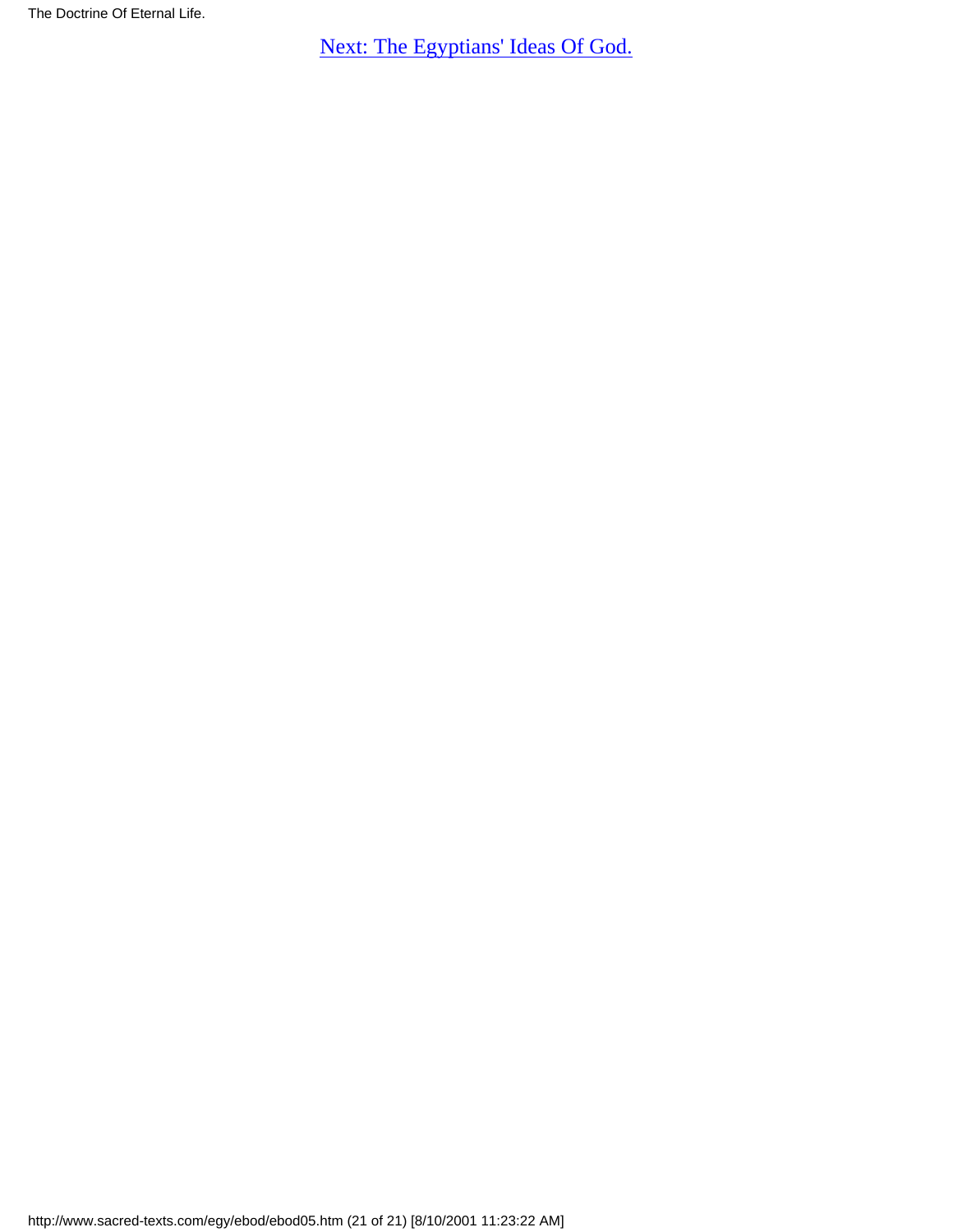[Next: The Egyptians' Ideas Of God.](http://www.sacred-texts.com/egy/ebod/ebod06.htm)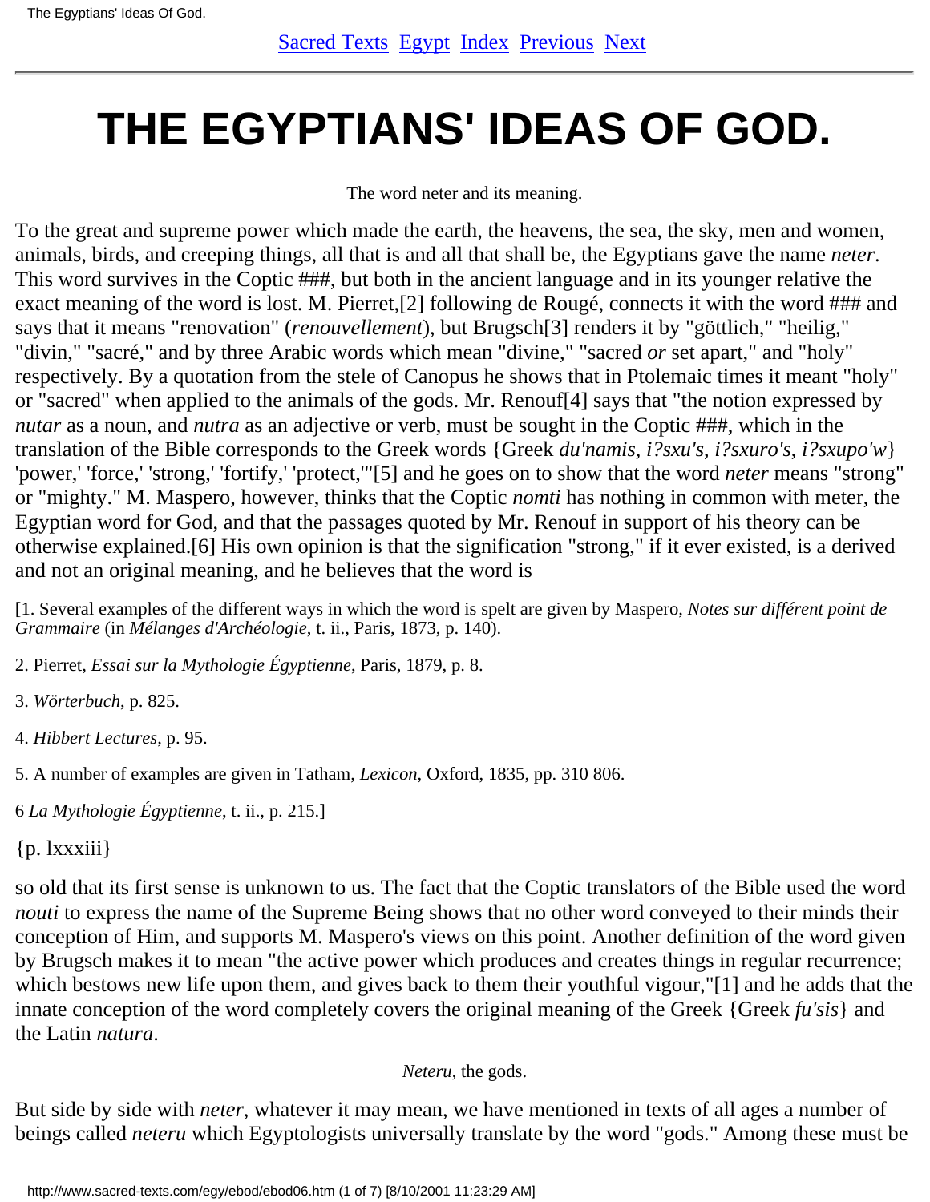[Sacred Texts](#) [Egypt](#) [Index](#) [Previous](#) [Next](#)

# THE EGYPTIANS' IDEAS OF GOD.

The word neter and its meaning.

To the great and supreme power which made the earth, the heavens, the sea, the sky, men and women, animals, birds, and creeping things, all that is and all that shall be, the Egyptians gave the name *neter*. This word survives in the Coptic ###, but both in the ancient language and in its younger relative the exact meaning of the word is lost. M. Pierret,[2] following de Rougé, connects it with the word ### and says that it means "renovation" (*renouvellement*), but Brugsch[3] renders it by "göttlich," "heilig," "divin," "sacré," and by three Arabic words which mean "divine," "sacred *or* set apart," and "holy" respectively. By a quotation from the stele of Canopus he shows that in Ptolemaic times it meant "holy" or "sacred" when applied to the animals of the gods. Mr. Renouf[4] says that "the notion expressed by *nutar* as a noun, and *nutra* as an adjective or verb, must be sought in the Coptic ###, which in the translation of the Bible corresponds to the Greek words {Greek *du'namis*, *i?sxu's*, *i?sxuro's*, *i?sxupo'w*} 'power,' 'force,' 'strong,' 'fortify,' 'protect,'"[5] and he goes on to show that the word *neter* means "strong" or "mighty." M. Maspero, however, thinks that the Coptic *nomti* has nothing in common with meter, the Egyptian word for God, and that the passages quoted by Mr. Renouf in support of his theory can be otherwise explained.[6] His own opinion is that the signification "strong," if it ever existed, is a derived and not an original meaning, and he believes that the word is

[1. Several examples of the different ways in which the word is spelt are given by Maspero, *Notes sur différent point de Grammaire* (in *Mélanges d'Archéologie*, t. ii., Paris, 1873, p. 140).

2. Pierret, *Essai sur la Mythologie Égyptienne*, Paris, 1879, p. 8.

3. *Wörterbuch*, p. 825.

4. *Hibbert Lectures*, p. 95.

5. A number of examples are given in Tatham, *Lexicon*, Oxford, 1835, pp. 310 806.

6 *La Mythologie Égyptienne*, t. ii., p. 215.]

{p. lxxxiii}

so old that its first sense is unknown to us. The fact that the Coptic translators of the Bible used the word *nouti* to express the name of the Supreme Being shows that no other word conveyed to their minds their conception of Him, and supports M. Maspero's views on this point. Another definition of the word given by Brugsch makes it to mean "the active power which produces and creates things in regular recurrence; which bestows new life upon them, and gives back to them their youthful vigour,"[1] and he adds that the innate conception of the word completely covers the original meaning of the Greek {Greek *fu'sis*} and the Latin *natura*.

*Neteru*, the gods.

But side by side with *neter*, whatever it may mean, we have mentioned in texts of all ages a number of beings called *neteru* which Egyptologists universally translate by the word "gods." Among these must be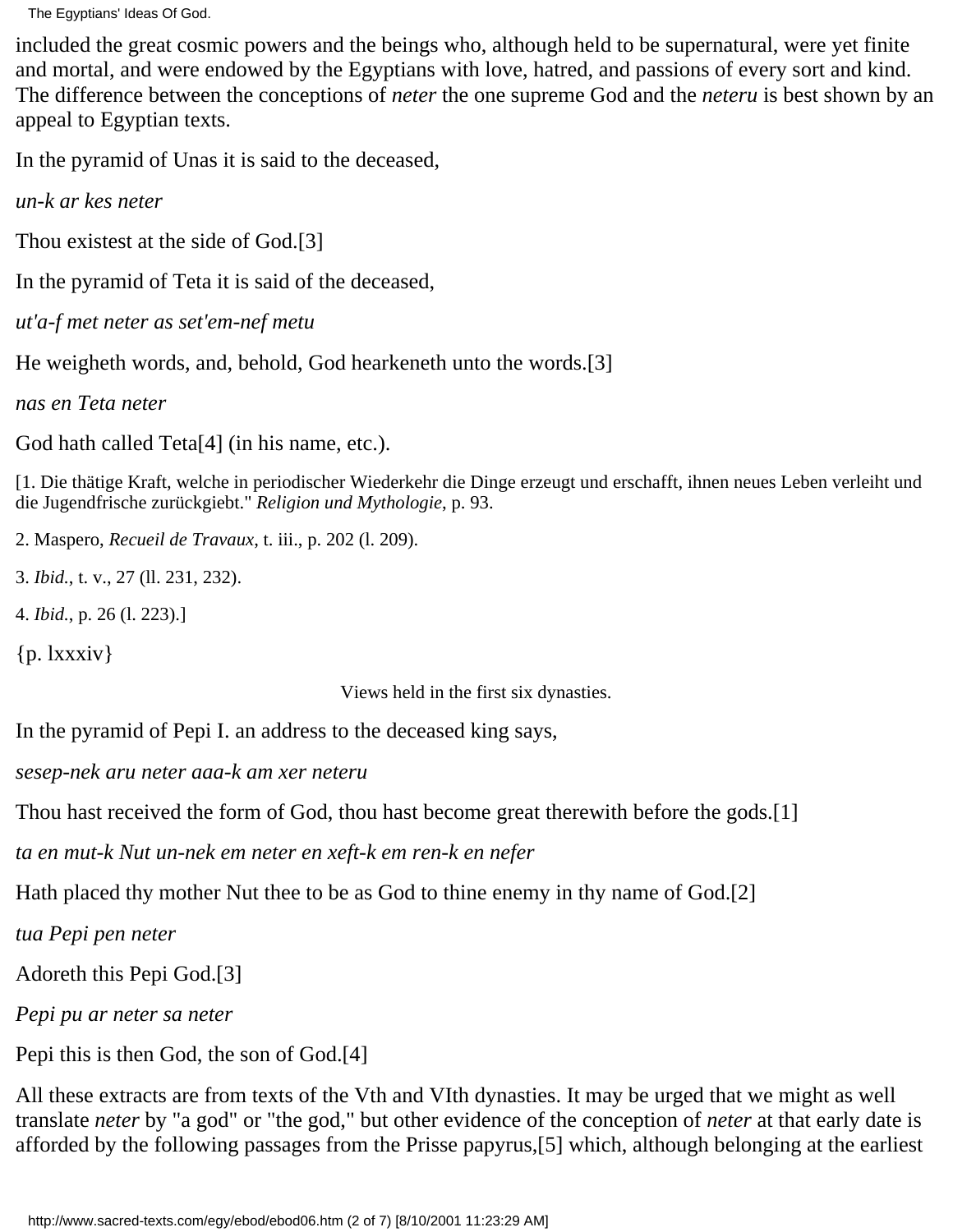included the great cosmic powers and the beings who, although held to be supernatural, were yet finite and mortal, and were endowed by the Egyptians with love, hatred, and passions of every sort and kind. The difference between the conceptions of *neter* the one supreme God and the *neteru* is best shown by an appeal to Egyptian texts.

In the pyramid of Unas it is said to the deceased,

*un-k ar kes neter*

Thou existest at the side of God.[3]

In the pyramid of Teta it is said of the deceased,

*ut'a-f met neter as set'em-nef metu*

He weigheth words, and, behold, God hearkeneth unto the words.[3]

*nas en Teta neter*

God hath called Teta[4] (in his name, etc.).

[1. Die thätige Kraft, welche in periodischer Wiederkehr die Dinge erzeugt und erschafft, ihnen neues Leben verleiht und die Jugendfrische zurückgiebt." *Religion und Mythologie*, p. 93.

2. Maspero, *Recueil de Travaux*, t. iii., p. 202 (l. 209).

3. *Ibid.*, t. v., 27 (ll. 231, 232).

4. *Ibid.*, p. 26 (l. 223).]

{p. lxxxiv}

Views held in the first six dynasties.

In the pyramid of Pepi I. an address to the deceased king says,

*sesep-nek aru neter aaa-k am xer neteru*

Thou hast received the form of God, thou hast become great therewith before the gods.[1]

*ta en mut-k Nut un-nek em neter en xeft-k em ren-k en nefer*

Hath placed thy mother Nut thee to be as God to thine enemy in thy name of God.[2]

*tua Pepi pen neter*

Adoreth this Pepi God.[3]

*Pepi pu ar neter sa neter*

Pepi this is then God, the son of God.[4]

All these extracts are from texts of the Vth and VIth dynasties. It may be urged that we might as well translate *neter* by "a god" or "the god," but other evidence of the conception of *neter* at that early date is afforded by the following passages from the Prisse papyrus,[5] which, although belonging at the earliest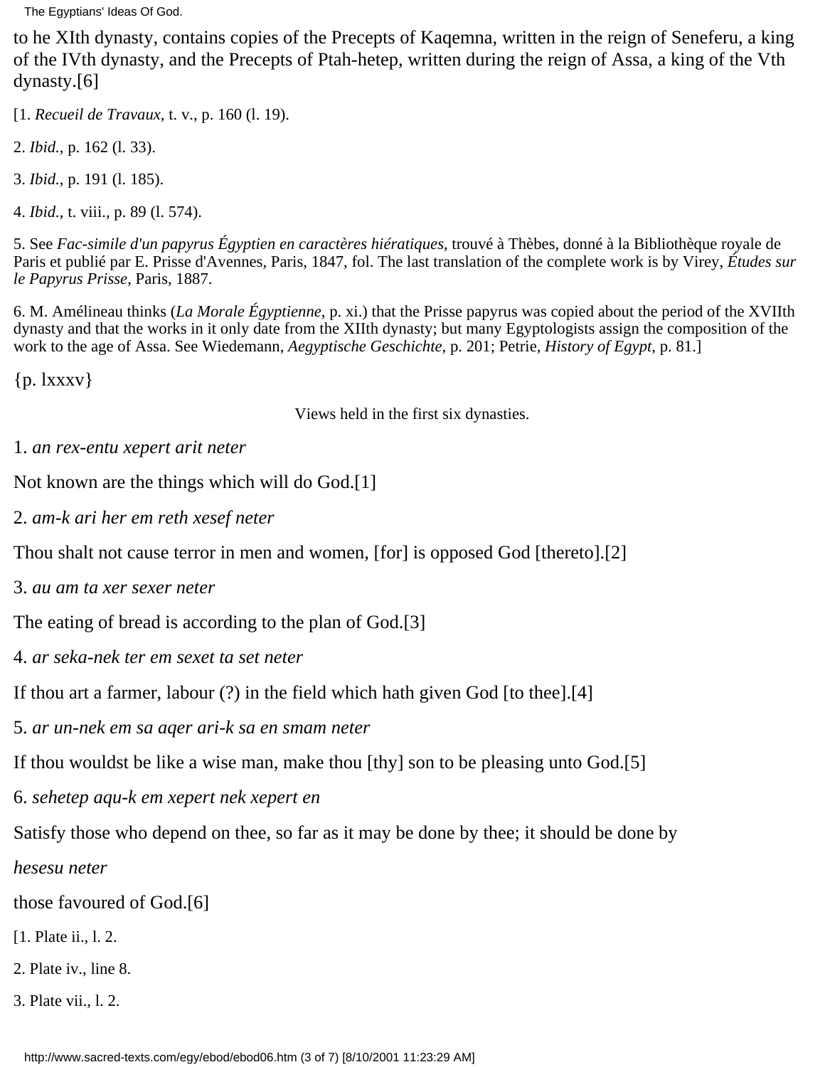to he XIth dynasty, contains copies of the Precepts of Kaqemna, written in the reign of Seneferu, a king of the IVth dynasty, and the Precepts of Ptah-hetep, written during the reign of Assa, a king of the Vth dynasty.[6]

[1. *Recueil de Travaux*, t. v., p. 160 (l. 19).

2. *Ibid.*, p. 162 (l. 33).

3. *Ibid.*, p. 191 (l. 185).

4. *Ibid.*, t. viii., p. 89 (l. 574).

5. See *Fac-simile d'un papyrus Égyptien en caractères hiératiques*, trouvé à Thèbes, donné à la Bibliothèque royale de Paris et publié par E. Prisse d'Avennes, Paris, 1847, fol. The last translation of the complete work is by Virey, *Études sur le Papyrus Prisse*, Paris, 1887.

6. M. Amélineau thinks (*La Morale Égyptienne*, p. xi.) that the Prisse papyrus was copied about the period of the XVIIth dynasty and that the works in it only date from the XIIth dynasty; but many Egyptologists assign the composition of the work to the age of Assa. See Wiedemann, *Aegyptische Geschichte*, p. 201; Petrie, *History of Egypt*, p. 81.]

{p. lxxxv}

Views held in the first six dynasties.

1. *an rex-entu xepert arit neter*

Not known are the things which will do God.[1]

2. *am-k ari her em reth xesef neter*

Thou shalt not cause terror in men and women, [for] is opposed God [thereto].[2]

3. *au am ta xer sexer neter*

The eating of bread is according to the plan of God.[3]

4. *ar seka-nek ter em sexet ta set neter*

If thou art a farmer, labour (?) in the field which hath given God [to thee].[4]

5. *ar un-nek em sa aqer ari-k sa en smam neter*

If thou wouldst be like a wise man, make thou [thy] son to be pleasing unto God.[5]

6. *sehetep aqu-k em xepert nek xepert en*

Satisfy those who depend on thee, so far as it may be done by thee; it should be done by

*hesesu neter*

those favoured of God.[6]

[1. Plate ii., l. 2.

2. Plate iv., line 8.

3. Plate vii., l. 2.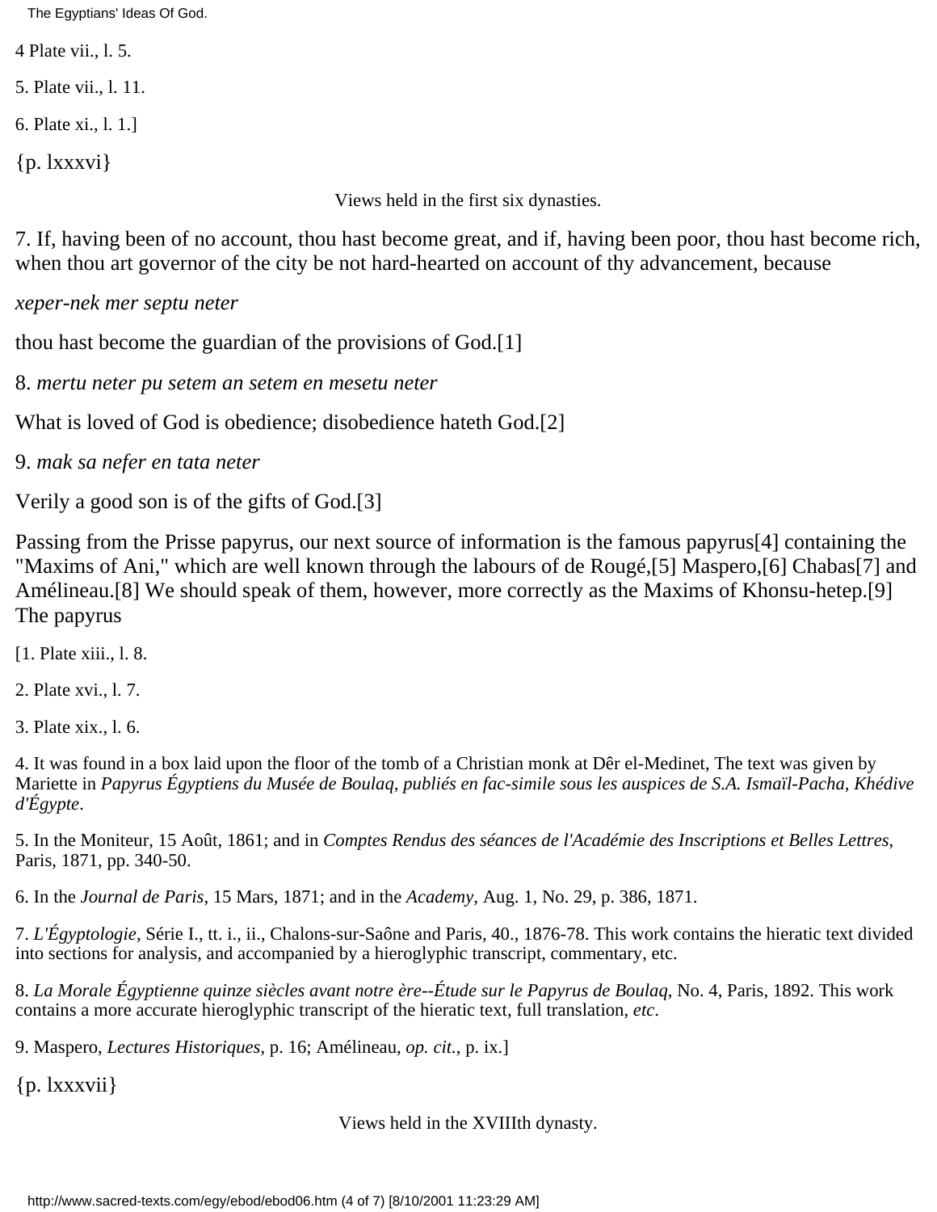4 Plate vii., l. 5.

5. Plate vii., l. 11.

6. Plate xi., l. 1.]

{p. lxxxvi}

Views held in the first six dynasties.

7. If, having been of no account, thou hast become great, and if, having been poor, thou hast become rich, when thou art governor of the city be not hard-hearted on account of thy advancement, because

*xeper-nek mer septu neter*

thou hast become the guardian of the provisions of God.[1]

8. *mertu neter pu setem an setem en mesetu neter*

What is loved of God is obedience; disobedience hateth God.[2]

9. *mak sa nefer en tata neter*

Verily a good son is of the gifts of God.[3]

Passing from the Prisse papyrus, our next source of information is the famous papyrus[4] containing the "Maxims of Ani," which are well known through the labours of de Rougé,[5] Maspero,[6] Chabas[7] and Amélineau.[8] We should speak of them, however, more correctly as the Maxims of Khonsu-hetep.[9] The papyrus

[1. Plate xiii., l. 8.

2. Plate xvi., l. 7.

3. Plate xix., l. 6.

4. It was found in a box laid upon the floor of the tomb of a Christian monk at Dêr el-Medinet, The text was given by Mariette in *Papyrus Égyptiens du Musée de Boulaq, publiés en fac-simile sous les auspices de S.A. Ismaïl-Pacha, Khédive d'Égypte*.

5. In the Moniteur, 15 Août, 1861; and in *Comptes Rendus des séances de l'Académie des Inscriptions et Belles Lettres*, Paris, 1871, pp. 340-50.

6. In the *Journal de Paris*, 15 Mars, 1871; and in the *Academy*, Aug. 1, No. 29, p. 386, 1871.

7. *L'Égyptologie*, Série I., tt. i., ii., Chalons-sur-Saône and Paris, 40., 1876-78. This work contains the hieratic text divided into sections for analysis, and accompanied by a hieroglyphic transcript, commentary, etc.

8. *La Morale Égyptienne quinze siècles avant notre ère--Étude sur le Papyrus de Boulaq*, No. 4, Paris, 1892. This work contains a more accurate hieroglyphic transcript of the hieratic text, full translation, *etc*.

9. Maspero, *Lectures Historiques*, p. 16; Amélineau, *op. cit.*, p. ix.]

{p. lxxxvii}

Views held in the XVIIIth dynasty.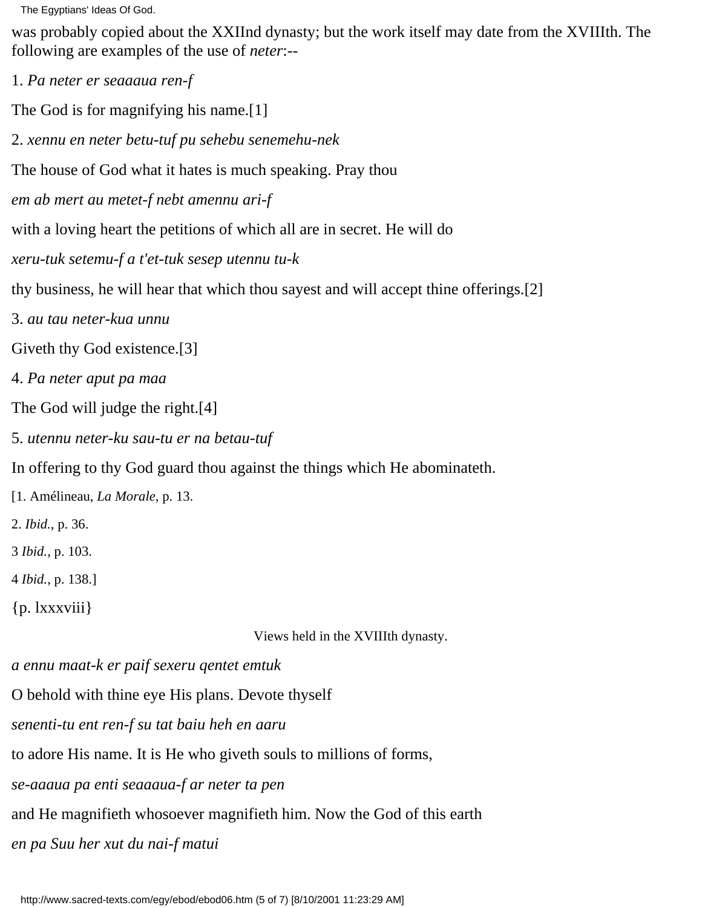was probably copied about the XXIInd dynasty; but the work itself may date from the XVIIIth. The following are examples of the use of *neter*:--

1. *Pa neter er seaaaua ren-f*

The God is for magnifying his name.[1]

2. *xennu en neter betu-tuf pu sehebu senemehu-nek*

The house of God what it hates is much speaking. Pray thou

*em ab mert au metet-f nebt amennu ari-f*

with a loving heart the petitions of which all are in secret. He will do

*xeru-tuk setemu-f a t'et-tuk sesep utennu tu-k*

thy business, he will hear that which thou sayest and will accept thine offerings.[2]

3. *au tau neter-kua unnu*

Giveth thy God existence.[3]

4. *Pa neter aput pa maa*

The God will judge the right.[4]

5. *utennu neter-ku sau-tu er na betau-tuf*

In offering to thy God guard thou against the things which He abominateth.

[1. Amélineau, *La Morale*, p. 13.

2. *Ibid.*, p. 36.

3 *Ibid.*, p. 103.

4 *Ibid.*, p. 138.]

{p. lxxxviii}

Views held in the XVIIIth dynasty.

*a ennu maat-k er paif sexeru qentet emtuk*

O behold with thine eye His plans. Devote thyself

*senenti-tu ent ren-f su tat baiu heh en aaru*

to adore His name. It is He who giveth souls to millions of forms,

*se-aaaua pa enti seaaaua-f ar neter ta pen*

and He magnifieth whosoever magnifieth him. Now the God of this earth

*en pa Suu her xut du nai-f matui*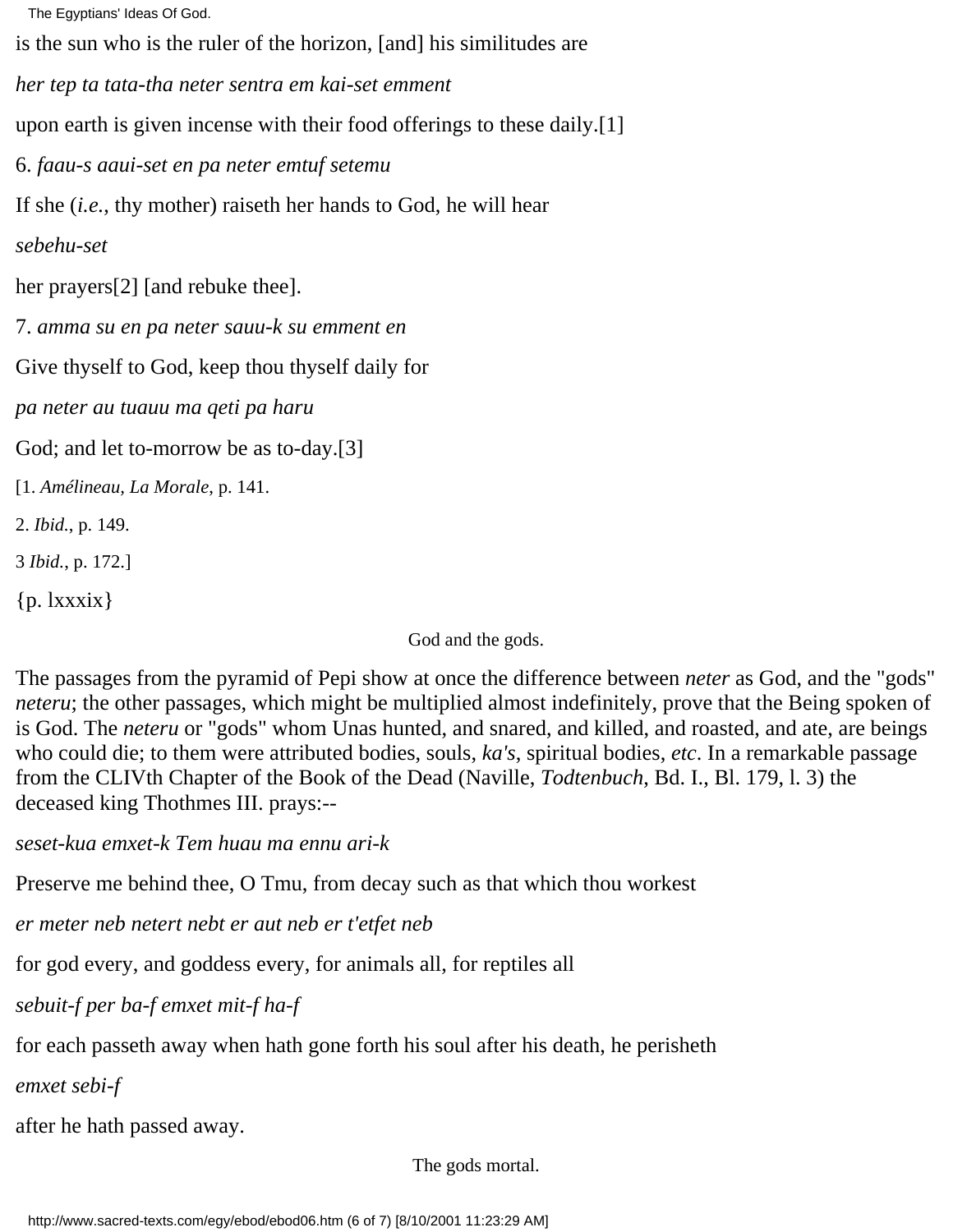is the sun who is the ruler of the horizon, [and] his similitudes are

*her tep ta tata-tha neter sentra em kai-set emment*

upon earth is given incense with their food offerings to these daily.[1]

6. *faau-s aaui-set en pa neter emtuf setemu*

If she (*i.e.*, thy mother) raiseth her hands to God, he will hear

*sebehu-set*

her prayers[2] [and rebuke thee].

7. *amma su en pa neter sauu-k su emment en*

Give thyself to God, keep thou thyself daily for

*pa neter au tuauu ma qeti pa haru*

God; and let to-morrow be as to-day.[3]

[1. *Amélineau, La Morale*, p. 141.

2. *Ibid.*, p. 149.

3 *Ibid.*, p. 172.]

{p. lxxxix}

God and the gods.

The passages from the pyramid of Pepi show at once the difference between *neter* as God, and the "gods" *neteru*; the other passages, which might be multiplied almost indefinitely, prove that the Being spoken of is God. The *neteru* or "gods" whom Unas hunted, and snared, and killed, and roasted, and ate, are beings who could die; to them were attributed bodies, souls, *ka's*, spiritual bodies, *etc*. In a remarkable passage from the CLIVth Chapter of the Book of the Dead (Naville, *Todtenbuch*, Bd. I., Bl. 179, l. 3) the deceased king Thothmes III. prays:--

*seset-kua emxet-k Tem huau ma ennu ari-k*

Preserve me behind thee, O Tmu, from decay such as that which thou workest

*er meter neb netert nebt er aut neb er t'etfet neb*

for god every, and goddess every, for animals all, for reptiles all

*sebuit-f per ba-f emxet mit-f ha-f*

for each passeth away when hath gone forth his soul after his death, he perisheth

*emxet sebi-f*

after he hath passed away.

The gods mortal.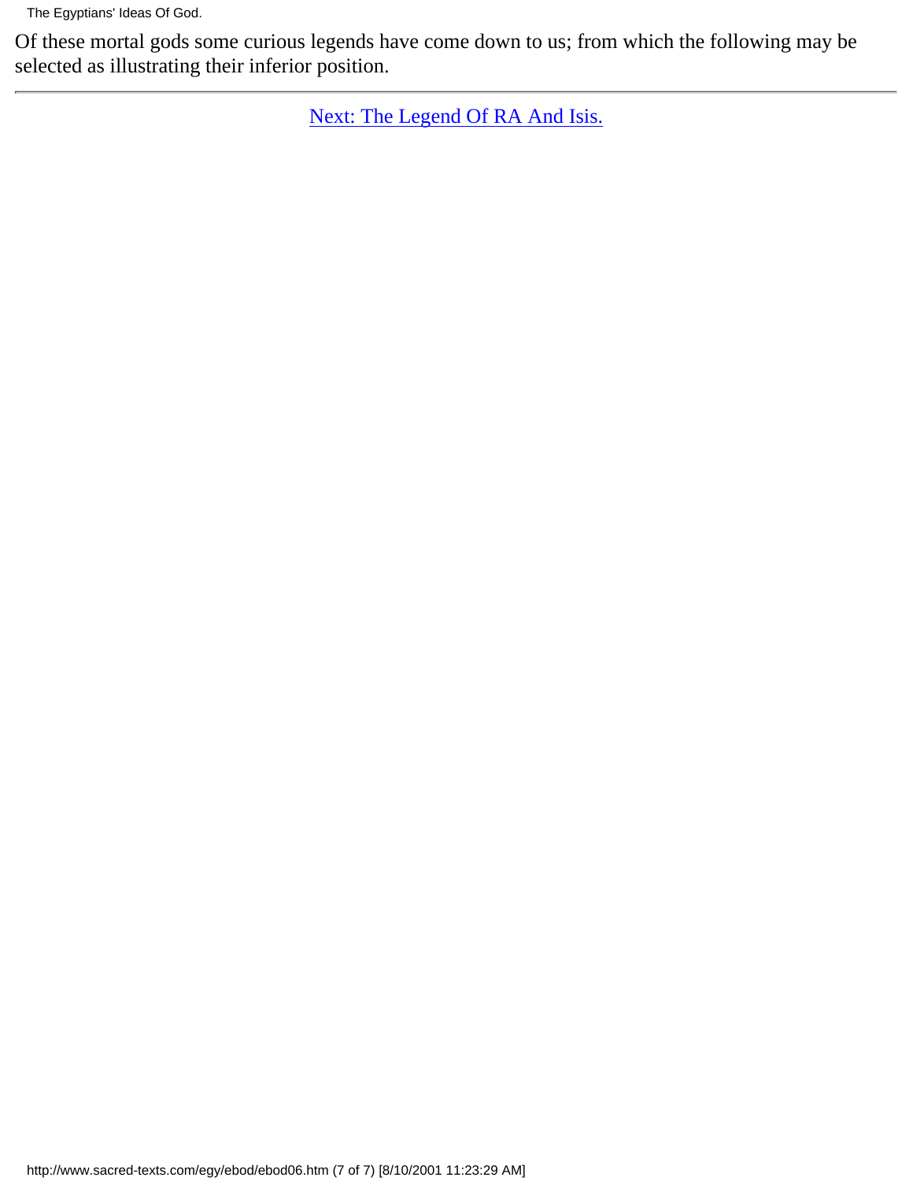Of these mortal gods some curious legends have come down to us; from which the following may be selected as illustrating their inferior position.

---

Next: The Legend Of RA And Isis.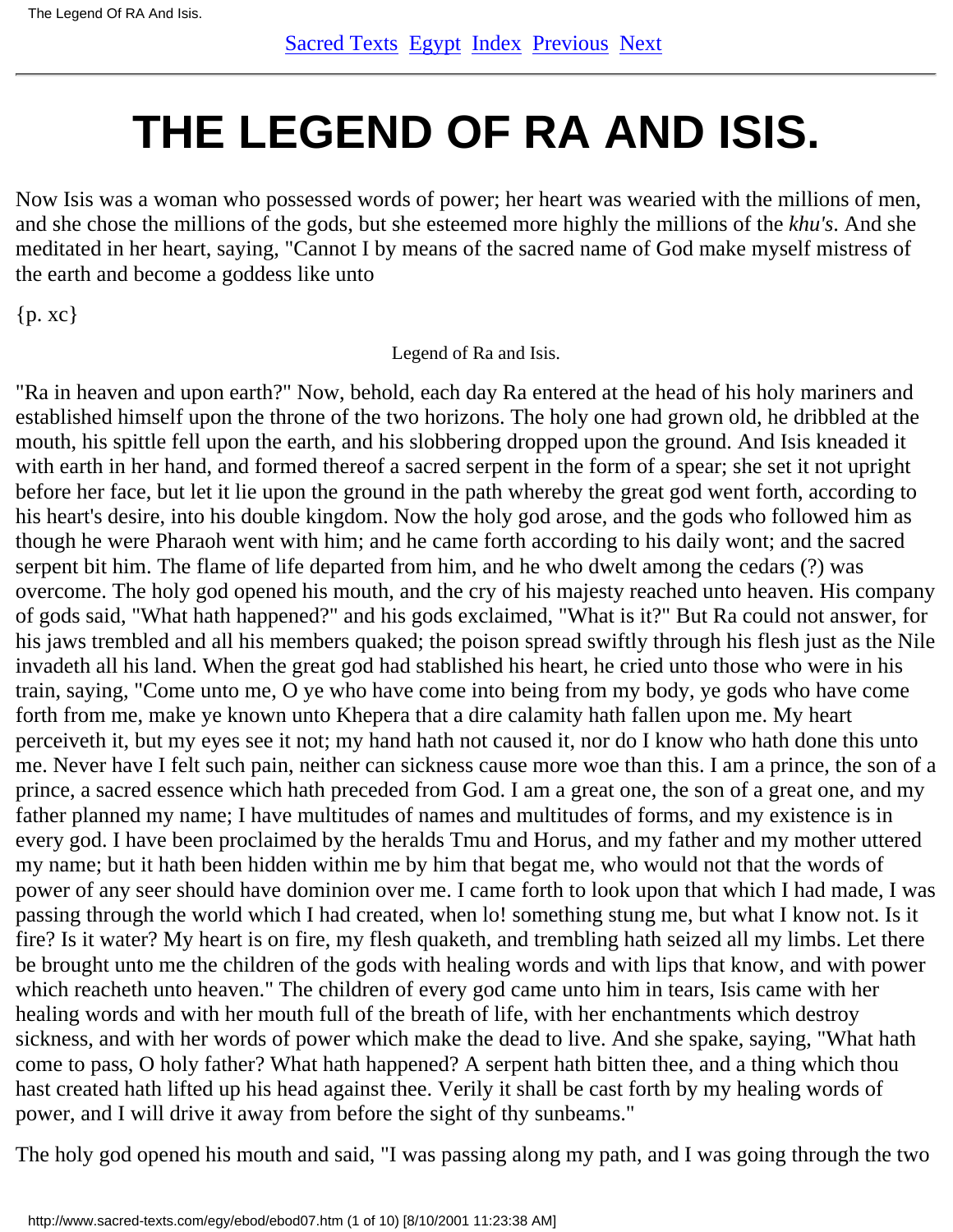# THE LEGEND OF RA AND ISIS.

Now Isis was a woman who possessed words of power; her heart was wearied with the millions of men, and she chose the millions of the gods, but she esteemed more highly the millions of the *khu's*. And she meditated in her heart, saying, "Cannot I by means of the sacred name of God make myself mistress of the earth and become a goddess like unto

{p. xc}

Legend of Ra and Isis.

"Ra in heaven and upon earth?" Now, behold, each day Ra entered at the head of his holy mariners and established himself upon the throne of the two horizons. The holy one had grown old, he dribbled at the mouth, his spittle fell upon the earth, and his slobbering dropped upon the ground. And Isis kneaded it with earth in her hand, and formed thereof a sacred serpent in the form of a spear; she set it not upright before her face, but let it lie upon the ground in the path whereby the great god went forth, according to his heart's desire, into his double kingdom. Now the holy god arose, and the gods who followed him as though he were Pharaoh went with him; and he came forth according to his daily wont; and the sacred serpent bit him. The flame of life departed from him, and he who dwelt among the cedars (?) was overcome. The holy god opened his mouth, and the cry of his majesty reached unto heaven. His company of gods said, "What hath happened?" and his gods exclaimed, "What is it?" But Ra could not answer, for his jaws trembled and all his members quaked; the poison spread swiftly through his flesh just as the Nile invadeth all his land. When the great god had stablished his heart, he cried unto those who were in his train, saying, "Come unto me, O ye who have come into being from my body, ye gods who have come forth from me, make ye known unto Khepera that a dire calamity hath fallen upon me. My heart perceiveth it, but my eyes see it not; my hand hath not caused it, nor do I know who hath done this unto me. Never have I felt such pain, neither can sickness cause more woe than this. I am a prince, the son of a prince, a sacred essence which hath preceded from God. I am a great one, the son of a great one, and my father planned my name; I have multitudes of names and multitudes of forms, and my existence is in every god. I have been proclaimed by the heralds Tmu and Horus, and my father and my mother uttered my name; but it hath been hidden within me by him that begat me, who would not that the words of power of any seer should have dominion over me. I came forth to look upon that which I had made, I was passing through the world which I had created, when lo! something stung me, but what I know not. Is it fire? Is it water? My heart is on fire, my flesh quaketh, and trembling hath seized all my limbs. Let there be brought unto me the children of the gods with healing words and with lips that know, and with power which reacheth unto heaven." The children of every god came unto him in tears, Isis came with her healing words and with her mouth full of the breath of life, with her enchantments which destroy sickness, and with her words of power which make the dead to live. And she spake, saying, "What hath come to pass, O holy father? What hath happened? A serpent hath bitten thee, and a thing which thou hast created hath lifted up his head against thee. Verily it shall be cast forth by my healing words of power, and I will drive it away from before the sight of thy sunbeams."

The holy god opened his mouth and said, "I was passing along my path, and I was going through the two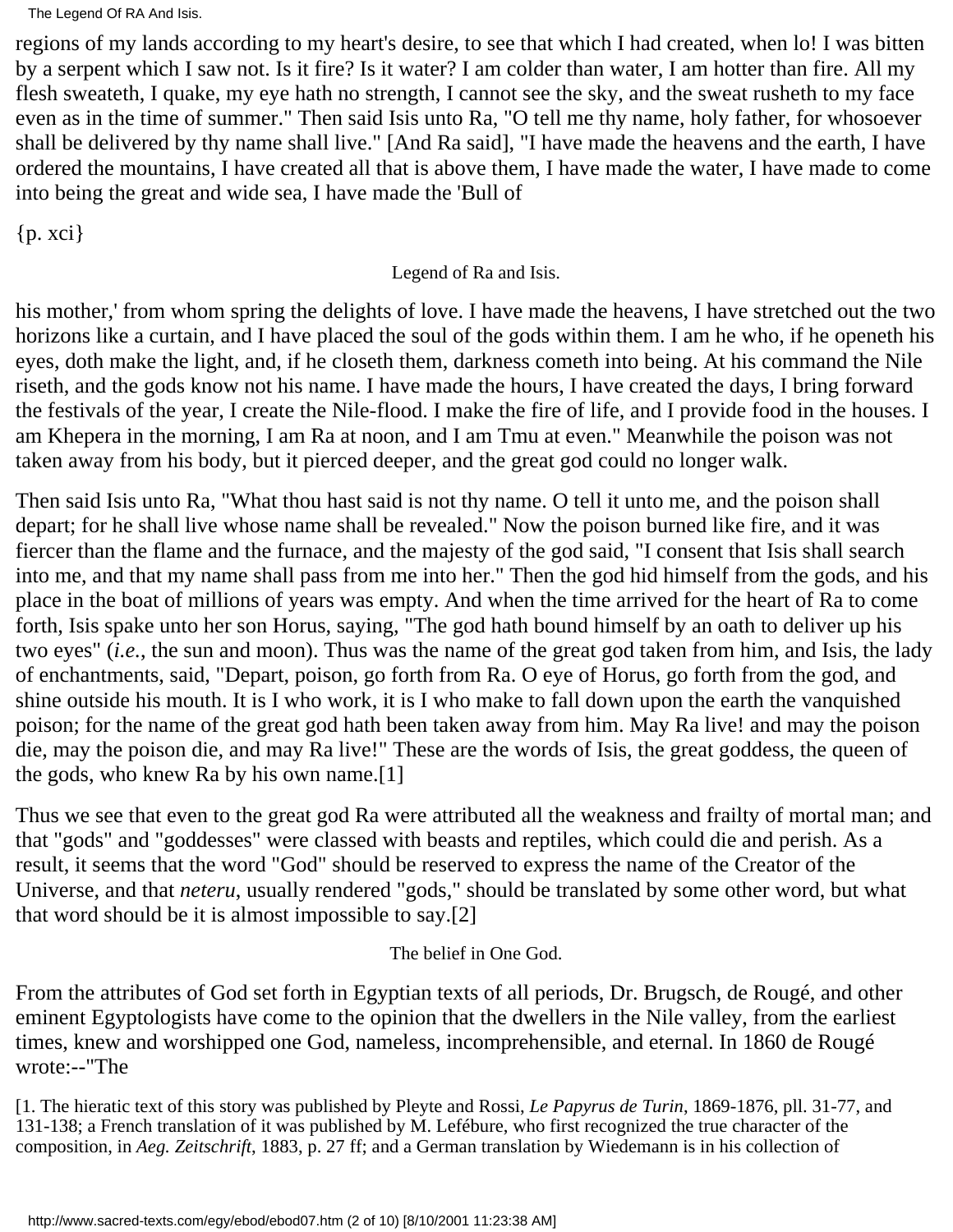regions of my lands according to my heart's desire, to see that which I had created, when lo! I was bitten by a serpent which I saw not. Is it fire? Is it water? I am colder than water, I am hotter than fire. All my flesh sweateth, I quake, my eye hath no strength, I cannot see the sky, and the sweat rusheth to my face even as in the time of summer." Then said Isis unto Ra, "O tell me thy name, holy father, for whosoever shall be delivered by thy name shall live." [And Ra said], "I have made the heavens and the earth, I have ordered the mountains, I have created all that is above them, I have made the water, I have made to come into being the great and wide sea, I have made the 'Bull of

{p. xci}

Legend of Ra and Isis.

his mother,' from whom spring the delights of love. I have made the heavens, I have stretched out the two horizons like a curtain, and I have placed the soul of the gods within them. I am he who, if he openeth his eyes, doth make the light, and, if he closeth them, darkness cometh into being. At his command the Nile riseth, and the gods know not his name. I have made the hours, I have created the days, I bring forward the festivals of the year, I create the Nile-flood. I make the fire of life, and I provide food in the houses. I am Khepera in the morning, I am Ra at noon, and I am Tmu at even." Meanwhile the poison was not taken away from his body, but it pierced deeper, and the great god could no longer walk.

Then said Isis unto Ra, "What thou hast said is not thy name. O tell it unto me, and the poison shall depart; for he shall live whose name shall be revealed." Now the poison burned like fire, and it was fiercer than the flame and the furnace, and the majesty of the god said, "I consent that Isis shall search into me, and that my name shall pass from me into her." Then the god hid himself from the gods, and his place in the boat of millions of years was empty. And when the time arrived for the heart of Ra to come forth, Isis spake unto her son Horus, saying, "The god hath bound himself by an oath to deliver up his two eyes" (*i.e.*, the sun and moon). Thus was the name of the great god taken from him, and Isis, the lady of enchantments, said, "Depart, poison, go forth from Ra. O eye of Horus, go forth from the god, and shine outside his mouth. It is I who work, it is I who make to fall down upon the earth the vanquished poison; for the name of the great god hath been taken away from him. May Ra live! and may the poison die, may the poison die, and may Ra live!" These are the words of Isis, the great goddess, the queen of the gods, who knew Ra by his own name.[1]

Thus we see that even to the great god Ra were attributed all the weakness and frailty of mortal man; and that "gods" and "goddesses" were classed with beasts and reptiles, which could die and perish. As a result, it seems that the word "God" should be reserved to express the name of the Creator of the Universe, and that *neteru*, usually rendered "gods," should be translated by some other word, but what that word should be it is almost impossible to say.[2]

The belief in One God.

From the attributes of God set forth in Egyptian texts of all periods, Dr. Brugsch, de Rougé, and other eminent Egyptologists have come to the opinion that the dwellers in the Nile valley, from the earliest times, knew and worshipped one God, nameless, incomprehensible, and eternal. In 1860 de Rougé wrote:--"The

[1. The hieratic text of this story was published by Pleyte and Rossi, *Le Papyrus de Turin*, 1869-1876, pll. 31-77, and 131-138; a French translation of it was published by M. Lefébure, who first recognized the true character of the composition, in *Aeg. Zeitschrift*, 1883, p. 27 ff; and a German translation by Wiedemann is in his collection of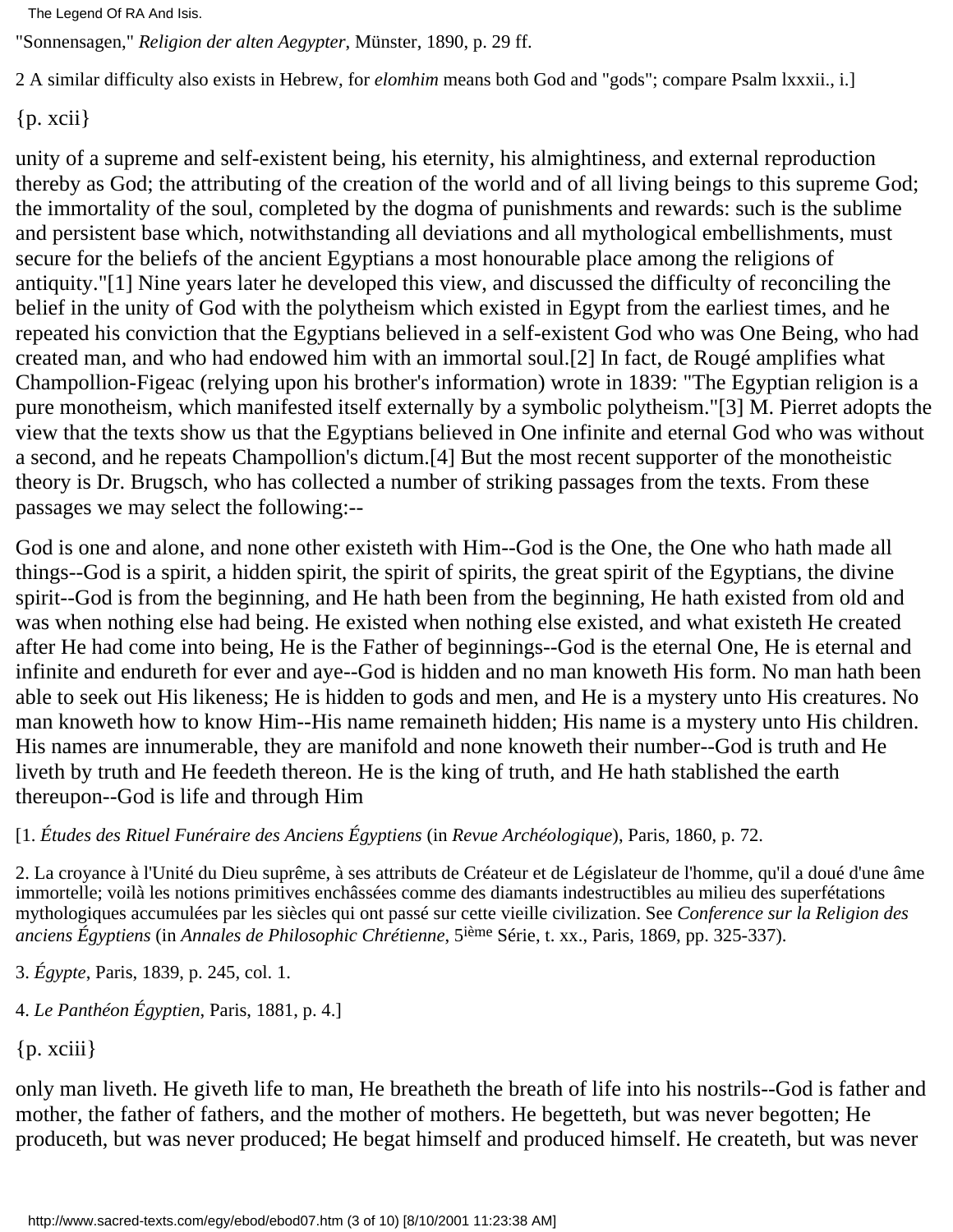"Sonnensagen," *Religion der alten Aegypter*, Münster, 1890, p. 29 ff.

2 A similar difficulty also exists in Hebrew, for *elomhim* means both God and "gods"; compare Psalm lxxxii., i.]

{p. xcii}

unity of a supreme and self-existent being, his eternity, his almightiness, and external reproduction thereby as God; the attributing of the creation of the world and of all living beings to this supreme God; the immortality of the soul, completed by the dogma of punishments and rewards: such is the sublime and persistent base which, notwithstanding all deviations and all mythological embellishments, must secure for the beliefs of the ancient Egyptians a most honourable place among the religions of antiquity."[1] Nine years later he developed this view, and discussed the difficulty of reconciling the belief in the unity of God with the polytheism which existed in Egypt from the earliest times, and he repeated his conviction that the Egyptians believed in a self-existent God who was One Being, who had created man, and who had endowed him with an immortal soul.[2] In fact, de Rougé amplifies what Champollion-Figeac (relying upon his brother's information) wrote in 1839: "The Egyptian religion is a pure monotheism, which manifested itself externally by a symbolic polytheism."[3] M. Pierret adopts the view that the texts show us that the Egyptians believed in One infinite and eternal God who was without a second, and he repeats Champollion's dictum.[4] But the most recent supporter of the monotheistic theory is Dr. Brugsch, who has collected a number of striking passages from the texts. From these passages we may select the following:--

God is one and alone, and none other existeth with Him--God is the One, the One who hath made all things--God is a spirit, a hidden spirit, the spirit of spirits, the great spirit of the Egyptians, the divine spirit--God is from the beginning, and He hath been from the beginning, He hath existed from old and was when nothing else had being. He existed when nothing else existed, and what existeth He created after He had come into being, He is the Father of beginnings--God is the eternal One, He is eternal and infinite and endureth for ever and aye--God is hidden and no man knoweth His form. No man hath been able to seek out His likeness; He is hidden to gods and men, and He is a mystery unto His creatures. No man knoweth how to know Him--His name remaineth hidden; His name is a mystery unto His children. His names are innumerable, they are manifold and none knoweth their number--God is truth and He liveth by truth and He feedeth thereon. He is the king of truth, and He hath stablished the earth thereupon--God is life and through Him

[1. *Études des Rituel Funéraire des Anciens Égyptiens* (in *Revue Archéologique*), Paris, 1860, p. 72.

2. La croyance à l'Unité du Dieu suprême, à ses attributs de Créateur et de Législateur de l'homme, qu'il a doué d'une âme immortelle; voilà les notions primitives enchâssées comme des diamants indestructibles au milieu des superfétations mythologiques accumulées par les siècles qui ont passé sur cette vieille civilization. See *Conference sur la Religion des anciens Égyptiens* (in *Annales de Philosophic Chrétienne*, 5ième Série, t. xx., Paris, 1869, pp. 325-337).

3. *Égypte*, Paris, 1839, p. 245, col. 1.

4. *Le Panthéon Égyptien*, Paris, 1881, p. 4.]

{p. xciii}

only man liveth. He giveth life to man, He breatheth the breath of life into his nostrils--God is father and mother, the father of fathers, and the mother of mothers. He begetteth, but was never begotten; He produceth, but was never produced; He begat himself and produced himself. He createth, but was never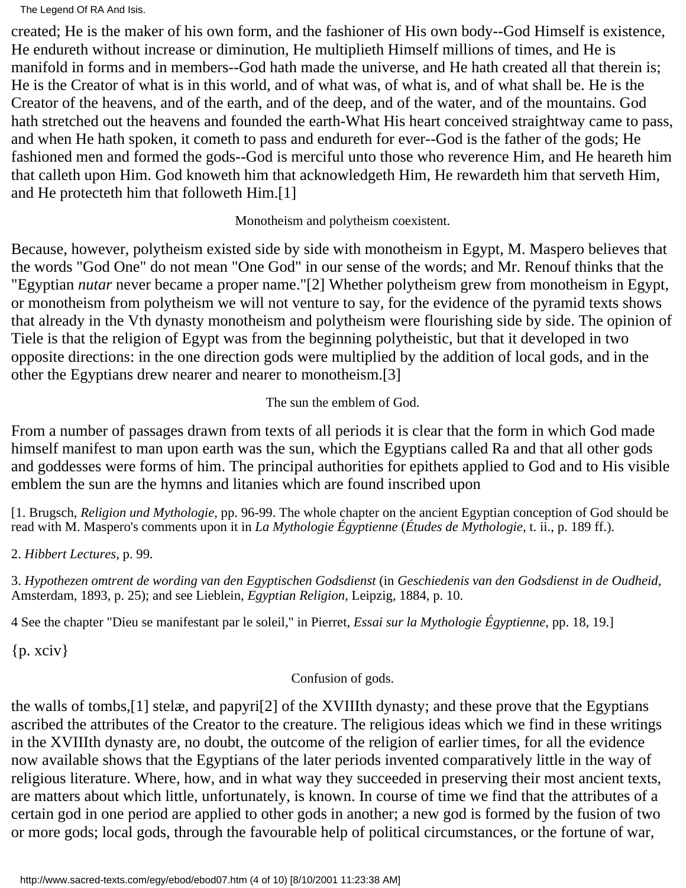created; He is the maker of his own form, and the fashioner of His own body--God Himself is existence, He endureth without increase or diminution, He multiplieth Himself millions of times, and He is manifold in forms and in members--God hath made the universe, and He hath created all that therein is; He is the Creator of what is in this world, and of what was, of what is, and of what shall be. He is the Creator of the heavens, and of the earth, and of the deep, and of the water, and of the mountains. God hath stretched out the heavens and founded the earth-What His heart conceived straightway came to pass, and when He hath spoken, it cometh to pass and endureth for ever--God is the father of the gods; He fashioned men and formed the gods--God is merciful unto those who reverence Him, and He heareth him that calleth upon Him. God knoweth him that acknowledgeth Him, He rewardeth him that serveth Him, and He protecteth him that followeth Him.[1]

Monotheism and polytheism coexistent.

Because, however, polytheism existed side by side with monotheism in Egypt, M. Maspero believes that the words "God One" do not mean "One God" in our sense of the words; and Mr. Renouf thinks that the "Egyptian *nutar* never became a proper name."[2] Whether polytheism grew from monotheism in Egypt, or monotheism from polytheism we will not venture to say, for the evidence of the pyramid texts shows that already in the Vth dynasty monotheism and polytheism were flourishing side by side. The opinion of Tiele is that the religion of Egypt was from the beginning polytheistic, but that it developed in two opposite directions: in the one direction gods were multiplied by the addition of local gods, and in the other the Egyptians drew nearer and nearer to monotheism.[3]

The sun the emblem of God.

From a number of passages drawn from texts of all periods it is clear that the form in which God made himself manifest to man upon earth was the sun, which the Egyptians called Ra and that all other gods and goddesses were forms of him. The principal authorities for epithets applied to God and to His visible emblem the sun are the hymns and litanies which are found inscribed upon

[1. Brugsch, *Religion und Mythologie*, pp. 96-99. The whole chapter on the ancient Egyptian conception of God should be read with M. Maspero's comments upon it in *La Mythologie Égyptienne* (*Études de Mythologie*, t. ii., p. 189 ff.).

2. *Hibbert Lectures*, p. 99.

3. *Hypothezen omtrent de wording van den Egyptischen Godsdienst* (in *Geschiedenis van den Godsdienst in de Oudheid*, Amsterdam, 1893, p. 25); and see Lieblein, *Egyptian Religion*, Leipzig, 1884, p. 10.

4 See the chapter "Dieu se manifestant par le soleil," in Pierret, *Essai sur la Mythologie Égyptienne*, pp. 18, 19.]

{p. xciv}

Confusion of gods.

the walls of tombs,[1] stelæ, and papyri[2] of the XVIIIth dynasty; and these prove that the Egyptians ascribed the attributes of the Creator to the creature. The religious ideas which we find in these writings in the XVIIIth dynasty are, no doubt, the outcome of the religion of earlier times, for all the evidence now available shows that the Egyptians of the later periods invented comparatively little in the way of religious literature. Where, how, and in what way they succeeded in preserving their most ancient texts, are matters about which little, unfortunately, is known. In course of time we find that the attributes of a certain god in one period are applied to other gods in another; a new god is formed by the fusion of two or more gods; local gods, through the favourable help of political circumstances, or the fortune of war,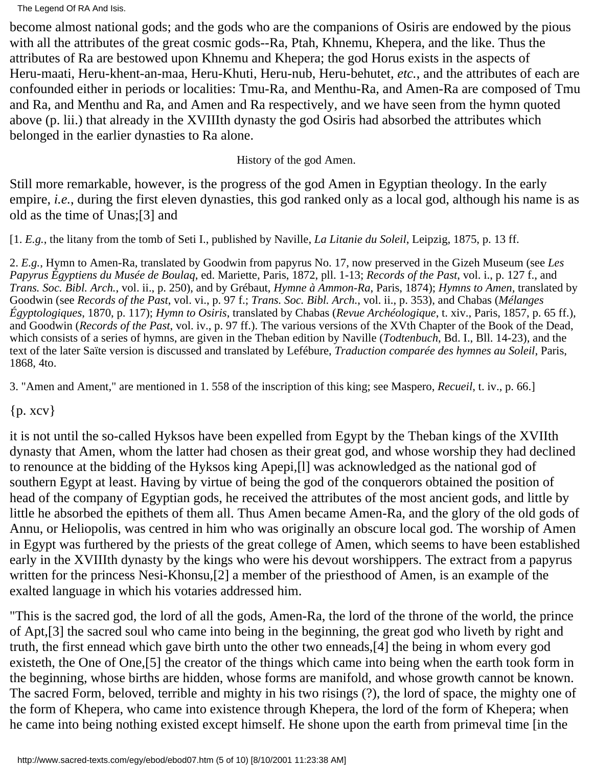become almost national gods; and the gods who are the companions of Osiris are endowed by the pious with all the attributes of the great cosmic gods--Ra, Ptah, Khnemu, Khepera, and the like. Thus the attributes of Ra are bestowed upon Khnemu and Khepera; the god Horus exists in the aspects of Heru-maati, Heru-khent-an-maa, Heru-Khuti, Heru-nub, Heru-behutet, *etc.*, and the attributes of each are confounded either in periods or localities: Tmu-Ra, and Menthu-Ra, and Amen-Ra are composed of Tmu and Ra, and Menthu and Ra, and Amen and Ra respectively, and we have seen from the hymn quoted above (p. lii.) that already in the XVIIIth dynasty the god Osiris had absorbed the attributes which belonged in the earlier dynasties to Ra alone.

History of the god Amen.

Still more remarkable, however, is the progress of the god Amen in Egyptian theology. In the early empire, *i.e.*, during the first eleven dynasties, this god ranked only as a local god, although his name is as old as the time of Unas;[3] and

[1. *E.g.*, the litany from the tomb of Seti I., published by Naville, *La Litanie du Soleil*, Leipzig, 1875, p. 13 ff.

2. *E.g.*, Hymn to Amen-Ra, translated by Goodwin from papyrus No. 17, now preserved in the Gizeh Museum (see *Les Papyrus Égyptiens du Musée de Boulaq*, ed. Mariette, Paris, 1872, pll. 1-13; *Records of the Past*, vol. i., p. 127 f., and *Trans. Soc. Bibl. Arch.*, vol. ii., p. 250), and by Grébaut, *Hymne à Ammon-Ra*, Paris, 1874); *Hymns to Amen*, translated by Goodwin (see *Records of the Past*, vol. vi., p. 97 f.; *Trans. Soc. Bibl. Arch.*, vol. ii., p. 353), and Chabas (*Mélanges Égyptologiques*, 1870, p. 117); *Hymn to Osiris*, translated by Chabas (*Revue Archéologique*, t. xiv., Paris, 1857, p. 65 ff.), and Goodwin (*Records of the Past*, vol. iv., p. 97 ff.). The various versions of the XVth Chapter of the Book of the Dead, which consists of a series of hymns, are given in the Theban edition by Naville (*Todtenbuch*, Bd. I., Bll. 14-23), and the text of the later Saïte version is discussed and translated by Lefébure, *Traduction comparée des hymnes au Soleil*, Paris, 1868, 4to.

3. "Amen and Ament," are mentioned in 1. 558 of the inscription of this king; see Maspero, *Recueil*, t. iv., p. 66.]

{p. xcv}

it is not until the so-called Hyksos have been expelled from Egypt by the Theban kings of the XVIIth dynasty that Amen, whom the latter had chosen as their great god, and whose worship they had declined to renounce at the bidding of the Hyksos king Apepi,[l] was acknowledged as the national god of southern Egypt at least. Having by virtue of being the god of the conquerors obtained the position of head of the company of Egyptian gods, he received the attributes of the most ancient gods, and little by little he absorbed the epithets of them all. Thus Amen became Amen-Ra, and the glory of the old gods of Annu, or Heliopolis, was centred in him who was originally an obscure local god. The worship of Amen in Egypt was furthered by the priests of the great college of Amen, which seems to have been established early in the XVIIIth dynasty by the kings who were his devout worshippers. The extract from a papyrus written for the princess Nesi-Khonsu,[2] a member of the priesthood of Amen, is an example of the exalted language in which his votaries addressed him.

"This is the sacred god, the lord of all the gods, Amen-Ra, the lord of the throne of the world, the prince of Apt,[3] the sacred soul who came into being in the beginning, the great god who liveth by right and truth, the first ennead which gave birth unto the other two enneads,[4] the being in whom every god existeth, the One of One,[5] the creator of the things which came into being when the earth took form in the beginning, whose births are hidden, whose forms are manifold, and whose growth cannot be known. The sacred Form, beloved, terrible and mighty in his two risings (?), the lord of space, the mighty one of the form of Khepera, who came into existence through Khepera, the lord of the form of Khepera; when he came into being nothing existed except himself. He shone upon the earth from primeval time [in the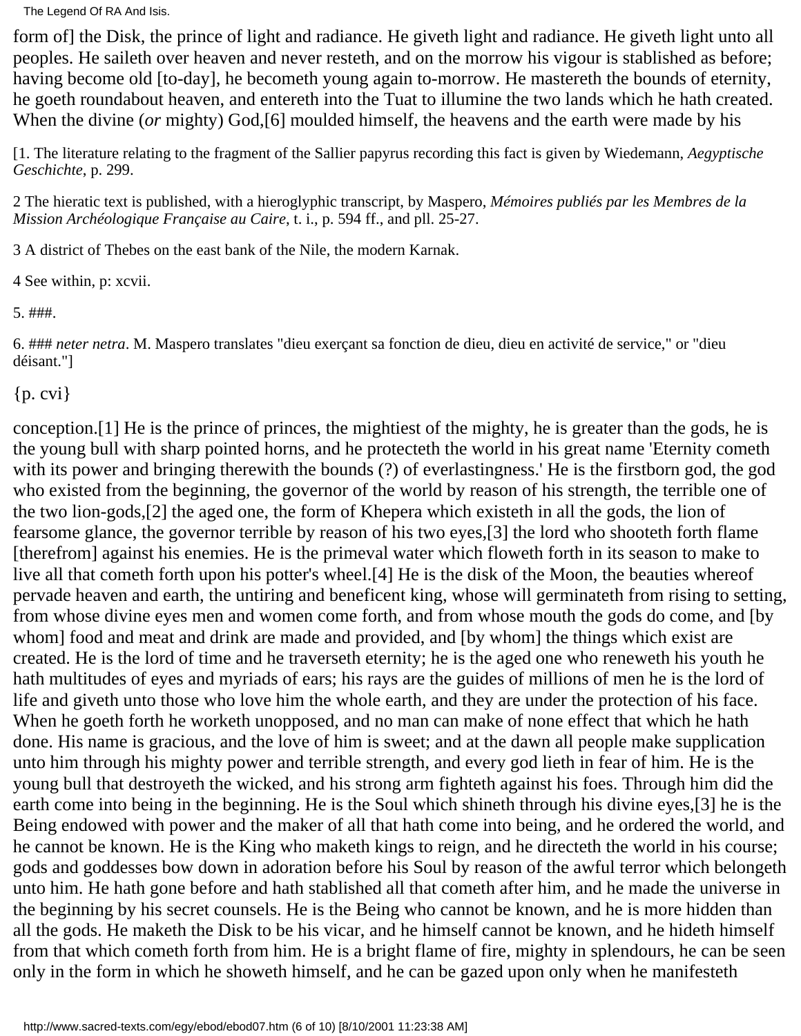form of] the Disk, the prince of light and radiance. He giveth light and radiance. He giveth light unto all peoples. He saileth over heaven and never resteth, and on the morrow his vigour is stablished as before; having become old [to-day], he becometh young again to-morrow. He mastereth the bounds of eternity, he goeth roundabout heaven, and entereth into the Tuat to illumine the two lands which he hath created. When the divine (*or* mighty) God,[6] moulded himself, the heavens and the earth were made by his

[1. The literature relating to the fragment of the Sallier papyrus recording this fact is given by Wiedemann, *Aegyptische Geschichte*, p. 299.

2 The hieratic text is published, with a hieroglyphic transcript, by Maspero, *Mémoires publiés par les Membres de la Mission Archéologique Française au Caire*, t. i., p. 594 ff., and pll. 25-27.

3 A district of Thebes on the east bank of the Nile, the modern Karnak.

4 See within, p: xcvii.

5. ###.

6. ### *neter netra*. M. Maspero translates "dieu exerçant sa fonction de dieu, dieu en activité de service," or "dieu déisant."]

{p. cvi}

conception.[1] He is the prince of princes, the mightiest of the mighty, he is greater than the gods, he is the young bull with sharp pointed horns, and he protecteth the world in his great name 'Eternity cometh with its power and bringing therewith the bounds (?) of everlastingness.' He is the firstborn god, the god who existed from the beginning, the governor of the world by reason of his strength, the terrible one of the two lion-gods,[2] the aged one, the form of Khepera which existeth in all the gods, the lion of fearsome glance, the governor terrible by reason of his two eyes,[3] the lord who shooteth forth flame [therefrom] against his enemies. He is the primeval water which floweth forth in its season to make to live all that cometh forth upon his potter's wheel.[4] He is the disk of the Moon, the beauties whereof pervade heaven and earth, the untiring and beneficent king, whose will germinateth from rising to setting, from whose divine eyes men and women come forth, and from whose mouth the gods do come, and [by whom] food and meat and drink are made and provided, and [by whom] the things which exist are created. He is the lord of time and he traverseth eternity; he is the aged one who reneweth his youth he hath multitudes of eyes and myriads of ears; his rays are the guides of millions of men he is the lord of life and giveth unto those who love him the whole earth, and they are under the protection of his face. When he goeth forth he worketh unopposed, and no man can make of none effect that which he hath done. His name is gracious, and the love of him is sweet; and at the dawn all people make supplication unto him through his mighty power and terrible strength, and every god lieth in fear of him. He is the young bull that destroyeth the wicked, and his strong arm fighteth against his foes. Through him did the earth come into being in the beginning. He is the Soul which shineth through his divine eyes,[3] he is the Being endowed with power and the maker of all that hath come into being, and he ordered the world, and he cannot be known. He is the King who maketh kings to reign, and he directeth the world in his course; gods and goddesses bow down in adoration before his Soul by reason of the awful terror which belongeth unto him. He hath gone before and hath stablished all that cometh after him, and he made the universe in the beginning by his secret counsels. He is the Being who cannot be known, and he is more hidden than all the gods. He maketh the Disk to be his vicar, and he himself cannot be known, and he hideth himself from that which cometh forth from him. He is a bright flame of fire, mighty in splendours, he can be seen only in the form in which he showeth himself, and he can be gazed upon only when he manifesteth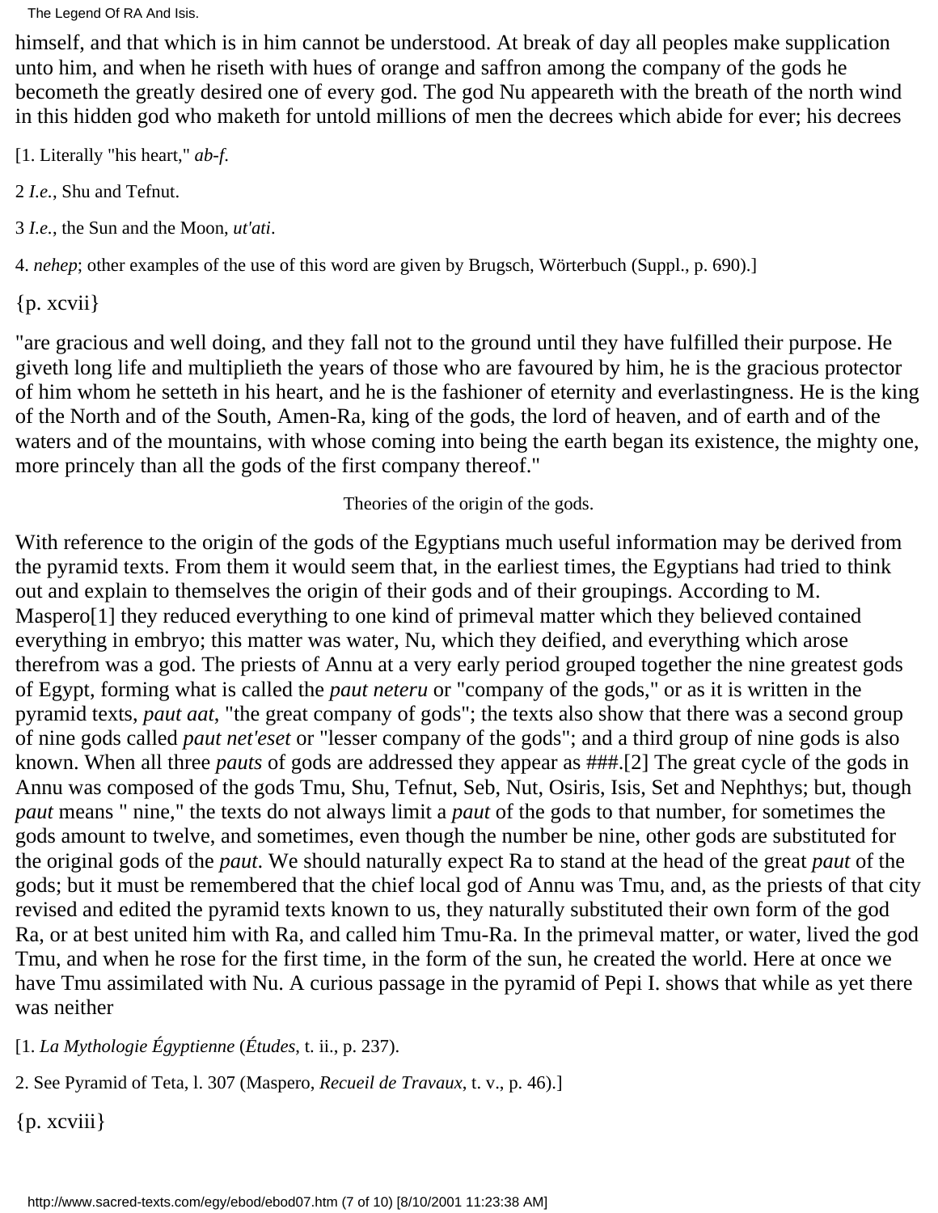himself, and that which is in him cannot be understood. At break of day all peoples make supplication unto him, and when he riseth with hues of orange and saffron among the company of the gods he becometh the greatly desired one of every god. The god Nu appeareth with the breath of the north wind in this hidden god who maketh for untold millions of men the decrees which abide for ever; his decrees

[1. Literally "his heart," *ab-f*.

2 *I.e.*, Shu and Tefnut.

3 *I.e.*, the Sun and the Moon, *ut'ati*.

4. *nehep*; other examples of the use of this word are given by Brugsch, Wörterbuch (Suppl., p. 690).]

{p. xcvii}

"are gracious and well doing, and they fall not to the ground until they have fulfilled their purpose. He giveth long life and multiplieth the years of those who are favoured by him, he is the gracious protector of him whom he setteth in his heart, and he is the fashioner of eternity and everlastingness. He is the king of the North and of the South, Amen-Ra, king of the gods, the lord of heaven, and of earth and of the waters and of the mountains, with whose coming into being the earth began its existence, the mighty one, more princely than all the gods of the first company thereof."

Theories of the origin of the gods.

With reference to the origin of the gods of the Egyptians much useful information may be derived from the pyramid texts. From them it would seem that, in the earliest times, the Egyptians had tried to think out and explain to themselves the origin of their gods and of their groupings. According to M. Maspero[1] they reduced everything to one kind of primeval matter which they believed contained everything in embryo; this matter was water, Nu, which they deified, and everything which arose therefrom was a god. The priests of Annu at a very early period grouped together the nine greatest gods of Egypt, forming what is called the *paut neteru* or "company of the gods," or as it is written in the pyramid texts, *paut aat*, "the great company of gods"; the texts also show that there was a second group of nine gods called *paut net'eset* or "lesser company of the gods"; and a third group of nine gods is also known. When all three *pauts* of gods are addressed they appear as ###.[2] The great cycle of the gods in Annu was composed of the gods Tmu, Shu, Tefnut, Seb, Nut, Osiris, Isis, Set and Nephthys; but, though *paut* means " nine," the texts do not always limit a *paut* of the gods to that number, for sometimes the gods amount to twelve, and sometimes, even though the number be nine, other gods are substituted for the original gods of the *paut*. We should naturally expect Ra to stand at the head of the great *paut* of the gods; but it must be remembered that the chief local god of Annu was Tmu, and, as the priests of that city revised and edited the pyramid texts known to us, they naturally substituted their own form of the god Ra, or at best united him with Ra, and called him Tmu-Ra. In the primeval matter, or water, lived the god Tmu, and when he rose for the first time, in the form of the sun, he created the world. Here at once we have Tmu assimilated with Nu. A curious passage in the pyramid of Pepi I. shows that while as yet there was neither

[1. *La Mythologie Égyptienne* (*Études*, t. ii., p. 237).

2. See Pyramid of Teta, l. 307 (Maspero, *Recueil de Travaux*, t. v., p. 46).]

{p. xcviii}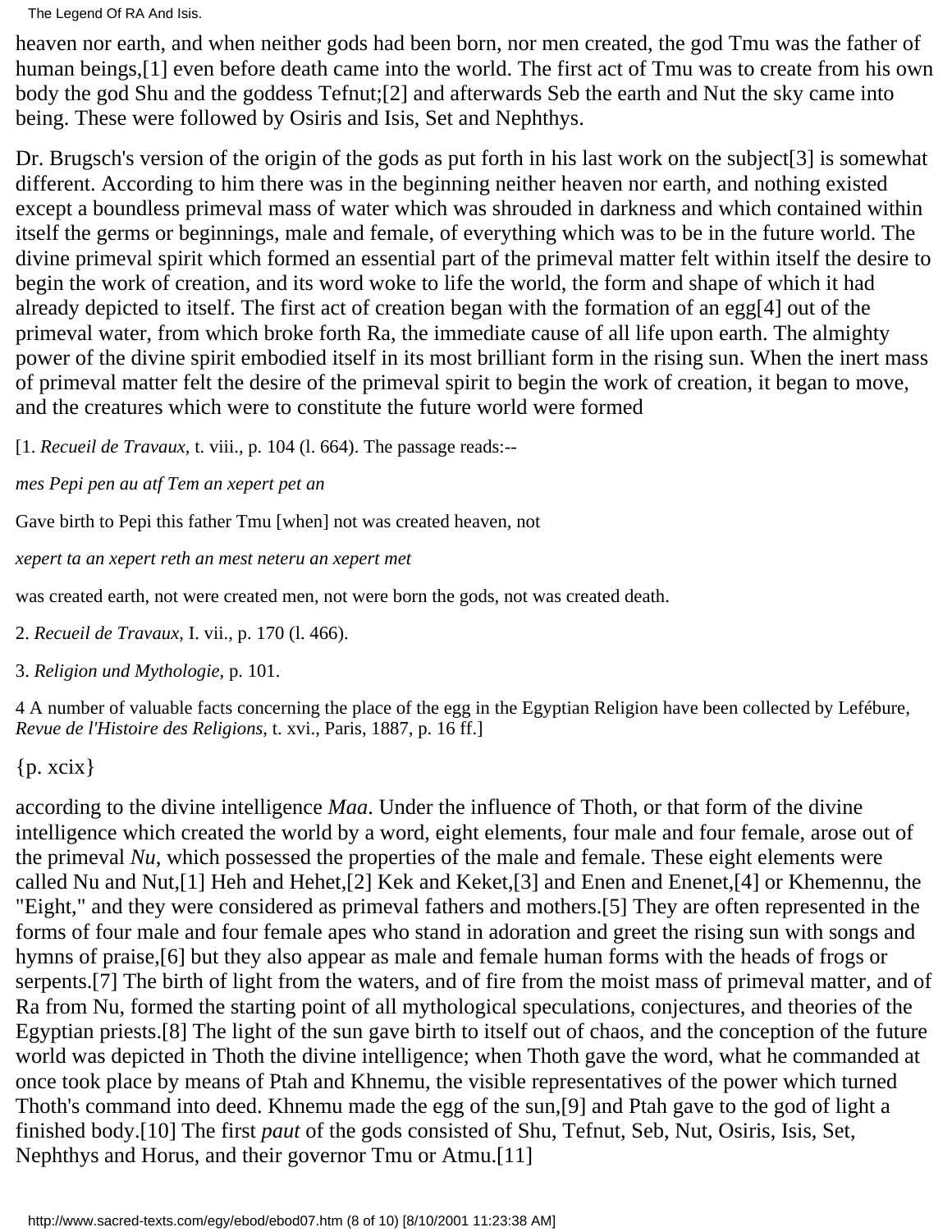heaven nor earth, and when neither gods had been born, nor men created, the god Tmu was the father of human beings,[1] even before death came into the world. The first act of Tmu was to create from his own body the god Shu and the goddess Tefnut;[2] and afterwards Seb the earth and Nut the sky came into being. These were followed by Osiris and Isis, Set and Nephthys.

Dr. Brugsch's version of the origin of the gods as put forth in his last work on the subject[3] is somewhat different. According to him there was in the beginning neither heaven nor earth, and nothing existed except a boundless primeval mass of water which was shrouded in darkness and which contained within itself the germs or beginnings, male and female, of everything which was to be in the future world. The divine primeval spirit which formed an essential part of the primeval matter felt within itself the desire to begin the work of creation, and its word woke to life the world, the form and shape of which it had already depicted to itself. The first act of creation began with the formation of an egg[4] out of the primeval water, from which broke forth Ra, the immediate cause of all life upon earth. The almighty power of the divine spirit embodied itself in its most brilliant form in the rising sun. When the inert mass of primeval matter felt the desire of the primeval spirit to begin the work of creation, it began to move, and the creatures which were to constitute the future world were formed

[1. *Recueil de Travaux*, t. viii., p. 104 (l. 664). The passage reads:--

*mes Pepi pen au atf Tem an xepert pet an*

Gave birth to Pepi this father Tmu [when] not was created heaven, not

*xepert ta an xepert reth an mest neteru an xepert met*

was created earth, not were created men, not were born the gods, not was created death.

2. *Recueil de Travaux*, I. vii., p. 170 (l. 466).

3. *Religion und Mythologie*, p. 101.

4 A number of valuable facts concerning the place of the egg in the Egyptian Religion have been collected by Lefébure, *Revue de l'Histoire des Religions*, t. xvi., Paris, 1887, p. 16 ff.]

{p. xcix}

according to the divine intelligence *Maa*. Under the influence of Thoth, or that form of the divine intelligence which created the world by a word, eight elements, four male and four female, arose out of the primeval *Nu*, which possessed the properties of the male and female. These eight elements were called Nu and Nut,[1] Heh and Hehet,[2] Kek and Keket,[3] and Enen and Enenet,[4] or Khemennu, the "Eight," and they were considered as primeval fathers and mothers.[5] They are often represented in the forms of four male and four female apes who stand in adoration and greet the rising sun with songs and hymns of praise,[6] but they also appear as male and female human forms with the heads of frogs or serpents.[7] The birth of light from the waters, and of fire from the moist mass of primeval matter, and of Ra from Nu, formed the starting point of all mythological speculations, conjectures, and theories of the Egyptian priests.[8] The light of the sun gave birth to itself out of chaos, and the conception of the future world was depicted in Thoth the divine intelligence; when Thoth gave the word, what he commanded at once took place by means of Ptah and Khnemu, the visible representatives of the power which turned Thoth's command into deed. Khnemu made the egg of the sun,[9] and Ptah gave to the god of light a finished body.[10] The first *paut* of the gods consisted of Shu, Tefnut, Seb, Nut, Osiris, Isis, Set, Nephthys and Horus, and their governor Tmu or Atmu.[11]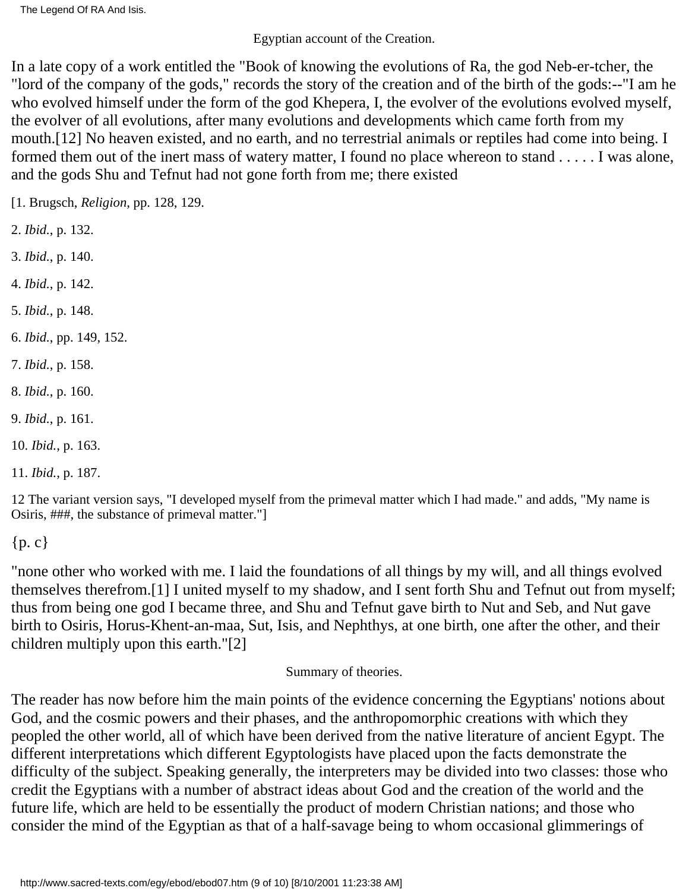Egyptian account of the Creation.

In a late copy of a work entitled the "Book of knowing the evolutions of Ra, the god Neb-er-tcher, the "lord of the company of the gods," records the story of the creation and of the birth of the gods:--"I am he who evolved himself under the form of the god Khepera, I, the evolver of the evolutions evolved myself, the evolver of all evolutions, after many evolutions and developments which came forth from my mouth.[12] No heaven existed, and no earth, and no terrestrial animals or reptiles had come into being. I formed them out of the inert mass of watery matter, I found no place whereon to stand . . . . . I was alone, and the gods Shu and Tefnut had not gone forth from me; there existed

[1. Brugsch, *Religion*, pp. 128, 129.

2. *Ibid.*, p. 132.

3. *Ibid.*, p. 140.

4. *Ibid.*, p. 142.

5. *Ibid.*, p. 148.

6. *Ibid.*, pp. 149, 152.

7. *Ibid.*, p. 158.

8. *Ibid.*, p. 160.

9. *Ibid.*, p. 161.

10. *Ibid.*, p. 163.

11. *Ibid.*, p. 187.

12 The variant version says, "I developed myself from the primeval matter which I had made." and adds, "My name is Osiris, ###, the substance of primeval matter."]

{p. c}

"none other who worked with me. I laid the foundations of all things by my will, and all things evolved themselves therefrom.[1] I united myself to my shadow, and I sent forth Shu and Tefnut out from myself; thus from being one god I became three, and Shu and Tefnut gave birth to Nut and Seb, and Nut gave birth to Osiris, Horus-Khent-an-maa, Sut, Isis, and Nephthys, at one birth, one after the other, and their children multiply upon this earth."[2]

Summary of theories.

The reader has now before him the main points of the evidence concerning the Egyptians' notions about God, and the cosmic powers and their phases, and the anthropomorphic creations with which they peopled the other world, all of which have been derived from the native literature of ancient Egypt. The different interpretations which different Egyptologists have placed upon the facts demonstrate the difficulty of the subject. Speaking generally, the interpreters may be divided into two classes: those who credit the Egyptians with a number of abstract ideas about God and the creation of the world and the future life, which are held to be essentially the product of modern Christian nations; and those who consider the mind of the Egyptian as that of a half-savage being to whom occasional glimmerings of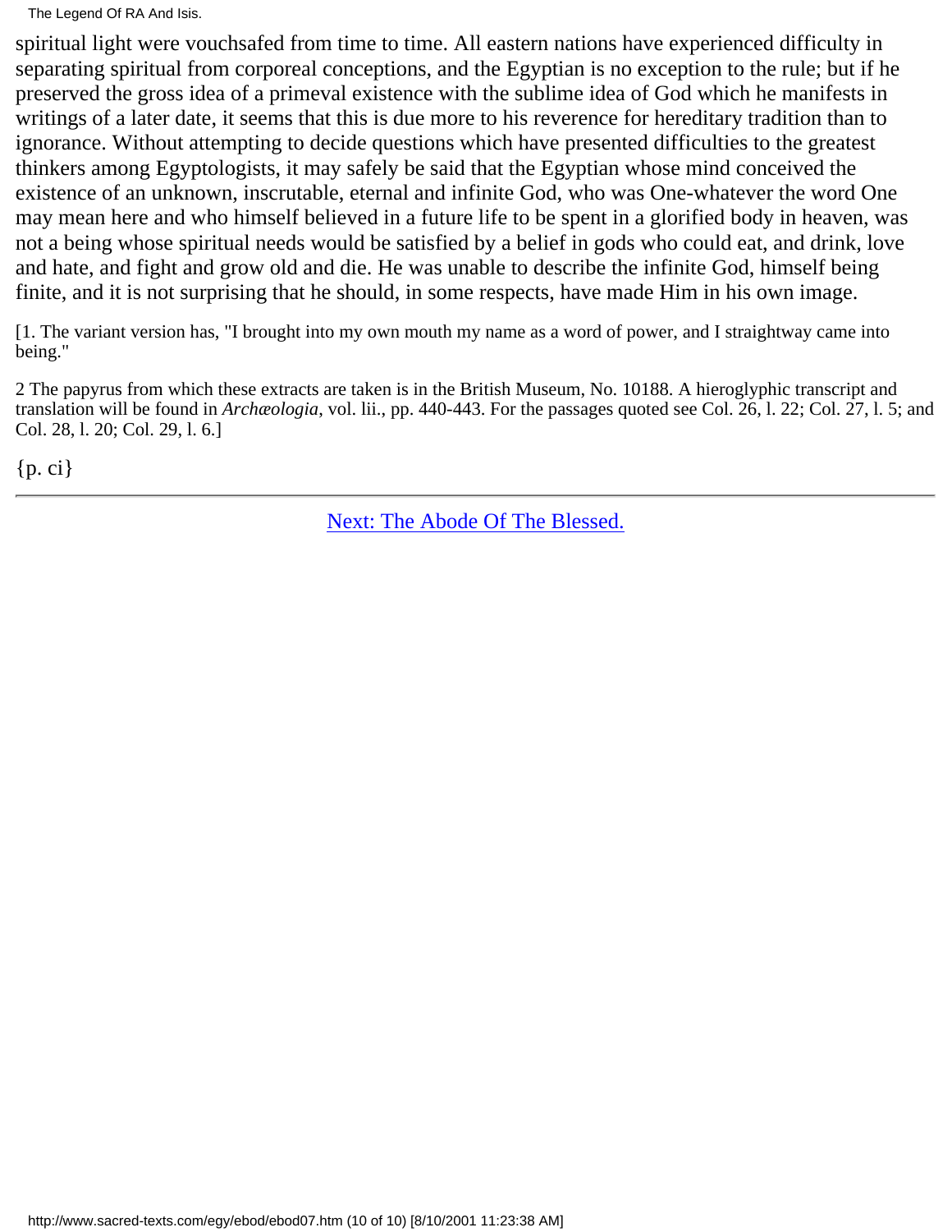spiritual light were vouchsafed from time to time. All eastern nations have experienced difficulty in separating spiritual from corporeal conceptions, and the Egyptian is no exception to the rule; but if he preserved the gross idea of a primeval existence with the sublime idea of God which he manifests in writings of a later date, it seems that this is due more to his reverence for hereditary tradition than to ignorance. Without attempting to decide questions which have presented difficulties to the greatest thinkers among Egyptologists, it may safely be said that the Egyptian whose mind conceived the existence of an unknown, inscrutable, eternal and infinite God, who was One-whatever the word One may mean here and who himself believed in a future life to be spent in a glorified body in heaven, was not a being whose spiritual needs would be satisfied by a belief in gods who could eat, and drink, love and hate, and fight and grow old and die. He was unable to describe the infinite God, himself being finite, and it is not surprising that he should, in some respects, have made Him in his own image.

[1. The variant version has, "I brought into my own mouth my name as a word of power, and I straightway came into being."

2 The papyrus from which these extracts are taken is in the British Museum, No. 10188. A hieroglyphic transcript and translation will be found in *Archæologia*, vol. lii., pp. 440-443. For the passages quoted see Col. 26, l. 22; Col. 27, l. 5; and Col. 28, l. 20; Col. 29, l. 6.]

{p. ci}

---

Next: The Abode Of The Blessed.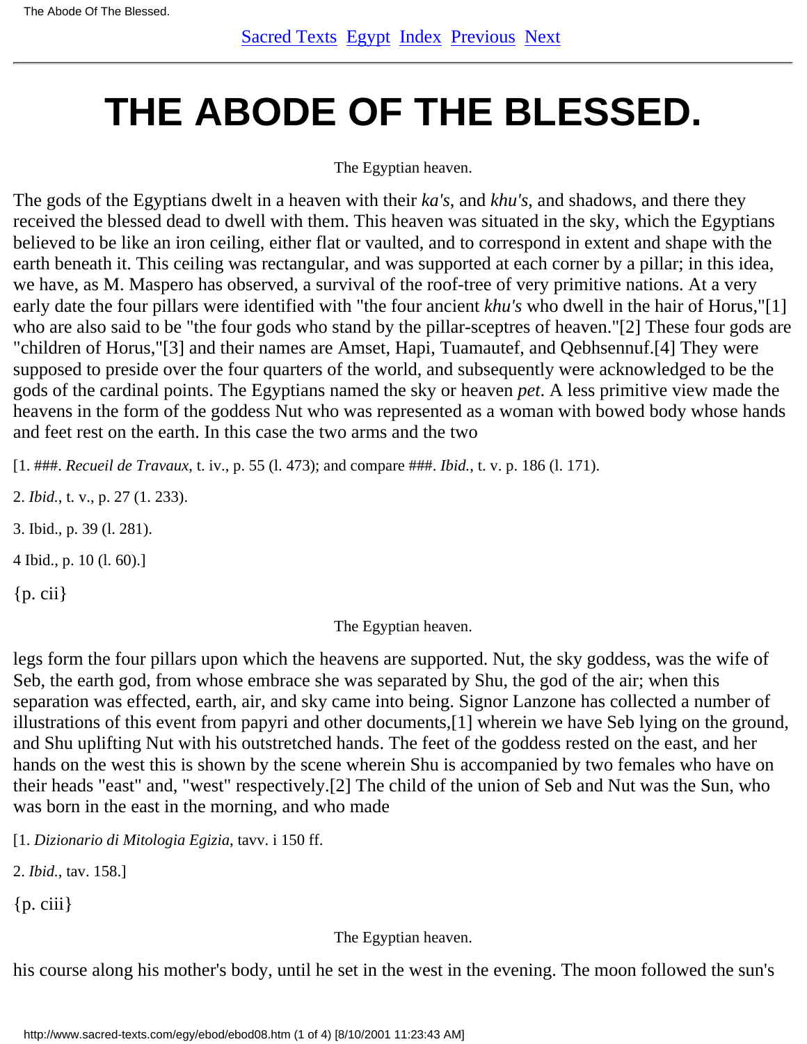[Sacred Texts](#) [Egypt](#) [Index](#) [Previous](#) [Next](#)

---

# THE ABODE OF THE BLESSED.

The Egyptian heaven.

The gods of the Egyptians dwelt in a heaven with their *ka's*, and *khu's*, and shadows, and there they received the blessed dead to dwell with them. This heaven was situated in the sky, which the Egyptians believed to be like an iron ceiling, either flat or vaulted, and to correspond in extent and shape with the earth beneath it. This ceiling was rectangular, and was supported at each corner by a pillar; in this idea, we have, as M. Maspero has observed, a survival of the roof-tree of very primitive nations. At a very early date the four pillars were identified with "the four ancient *khu's* who dwell in the hair of Horus,"[1] who are also said to be "the four gods who stand by the pillar-sceptres of heaven."[2] These four gods are "children of Horus,"[3] and their names are Amset, Hapi, Tuamautef, and Qebhsennuf.[4] They were supposed to preside over the four quarters of the world, and subsequently were acknowledged to be the gods of the cardinal points. The Egyptians named the sky or heaven *pet*. A less primitive view made the heavens in the form of the goddess Nut who was represented as a woman with bowed body whose hands and feet rest on the earth. In this case the two arms and the two

[1. ###. *Recueil de Travaux*, t. iv., p. 55 (l. 473); and compare ###. *Ibid.*, t. v. p. 186 (l. 171).

2. *Ibid.*, t. v., p. 27 (1. 233).

3. Ibid., p. 39 (l. 281).

4 Ibid., p. 10 (l. 60).]

{p. cii}

The Egyptian heaven.

legs form the four pillars upon which the heavens are supported. Nut, the sky goddess, was the wife of Seb, the earth god, from whose embrace she was separated by Shu, the god of the air; when this separation was effected, earth, air, and sky came into being. Signor Lanzone has collected a number of illustrations of this event from papyri and other documents,[1] wherein we have Seb lying on the ground, and Shu uplifting Nut with his outstretched hands. The feet of the goddess rested on the east, and her hands on the west this is shown by the scene wherein Shu is accompanied by two females who have on their heads "east" and, "west" respectively.[2] The child of the union of Seb and Nut was the Sun, who was born in the east in the morning, and who made

[1. *Dizionario di Mitologia Egizia*, tavv. i 150 ff.

2. *Ibid.*, tav. 158.]

{p. ciii}

The Egyptian heaven.

his course along his mother's body, until he set in the west in the evening. The moon followed the sun's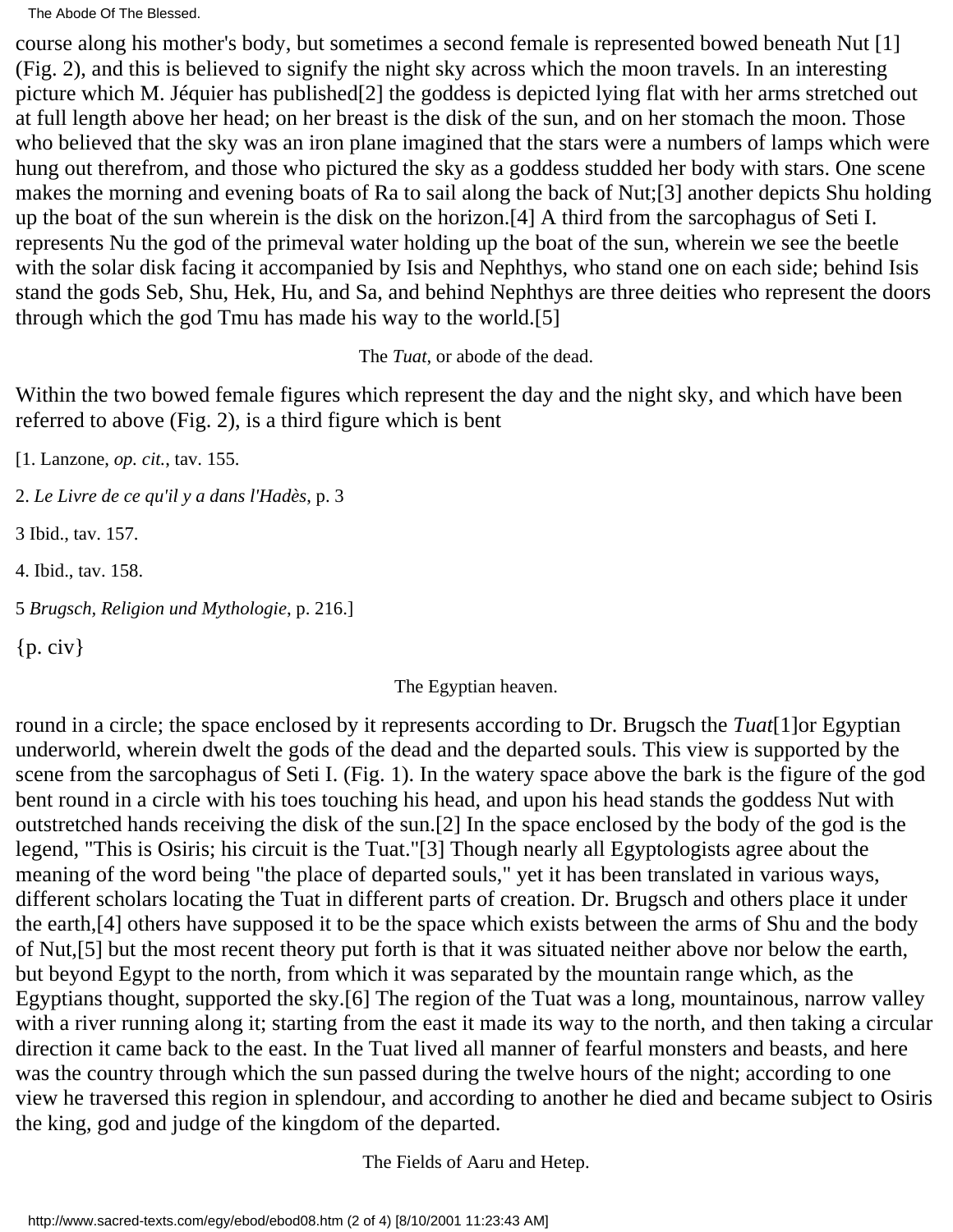course along his mother's body, but sometimes a second female is represented bowed beneath Nut [1] (Fig. 2), and this is believed to signify the night sky across which the moon travels. In an interesting picture which M. Jéquier has published[2] the goddess is depicted lying flat with her arms stretched out at full length above her head; on her breast is the disk of the sun, and on her stomach the moon. Those who believed that the sky was an iron plane imagined that the stars were a numbers of lamps which were hung out therefrom, and those who pictured the sky as a goddess studded her body with stars. One scene makes the morning and evening boats of Ra to sail along the back of Nut;[3] another depicts Shu holding up the boat of the sun wherein is the disk on the horizon.[4] A third from the sarcophagus of Seti I. represents Nu the god of the primeval water holding up the boat of the sun, wherein we see the beetle with the solar disk facing it accompanied by Isis and Nephthys, who stand one on each side; behind Isis stand the gods Seb, Shu, Hek, Hu, and Sa, and behind Nephthys are three deities who represent the doors through which the god Tmu has made his way to the world.[5]

The *Tuat*, or abode of the dead.

Within the two bowed female figures which represent the day and the night sky, and which have been referred to above (Fig. 2), is a third figure which is bent

[1. Lanzone, *op. cit.*, tav. 155.

2. *Le Livre de ce qu'il y a dans l'Hadès*, p. 3

3 Ibid., tav. 157.

4. Ibid., tav. 158.

5 *Brugsch, Religion und Mythologie*, p. 216.]

{p. civ}

The Egyptian heaven.

round in a circle; the space enclosed by it represents according to Dr. Brugsch the *Tuat*[1]or Egyptian underworld, wherein dwelt the gods of the dead and the departed souls. This view is supported by the scene from the sarcophagus of Seti I. (Fig. 1). In the watery space above the bark is the figure of the god bent round in a circle with his toes touching his head, and upon his head stands the goddess Nut with outstretched hands receiving the disk of the sun.[2] In the space enclosed by the body of the god is the legend, "This is Osiris; his circuit is the Tuat."[3] Though nearly all Egyptologists agree about the meaning of the word being "the place of departed souls," yet it has been translated in various ways, different scholars locating the Tuat in different parts of creation. Dr. Brugsch and others place it under the earth,[4] others have supposed it to be the space which exists between the arms of Shu and the body of Nut,[5] but the most recent theory put forth is that it was situated neither above nor below the earth, but beyond Egypt to the north, from which it was separated by the mountain range which, as the Egyptians thought, supported the sky.[6] The region of the Tuat was a long, mountainous, narrow valley with a river running along it; starting from the east it made its way to the north, and then taking a circular direction it came back to the east. In the Tuat lived all manner of fearful monsters and beasts, and here was the country through which the sun passed during the twelve hours of the night; according to one view he traversed this region in splendour, and according to another he died and became subject to Osiris the king, god and judge of the kingdom of the departed.

The Fields of Aaru and Hetep.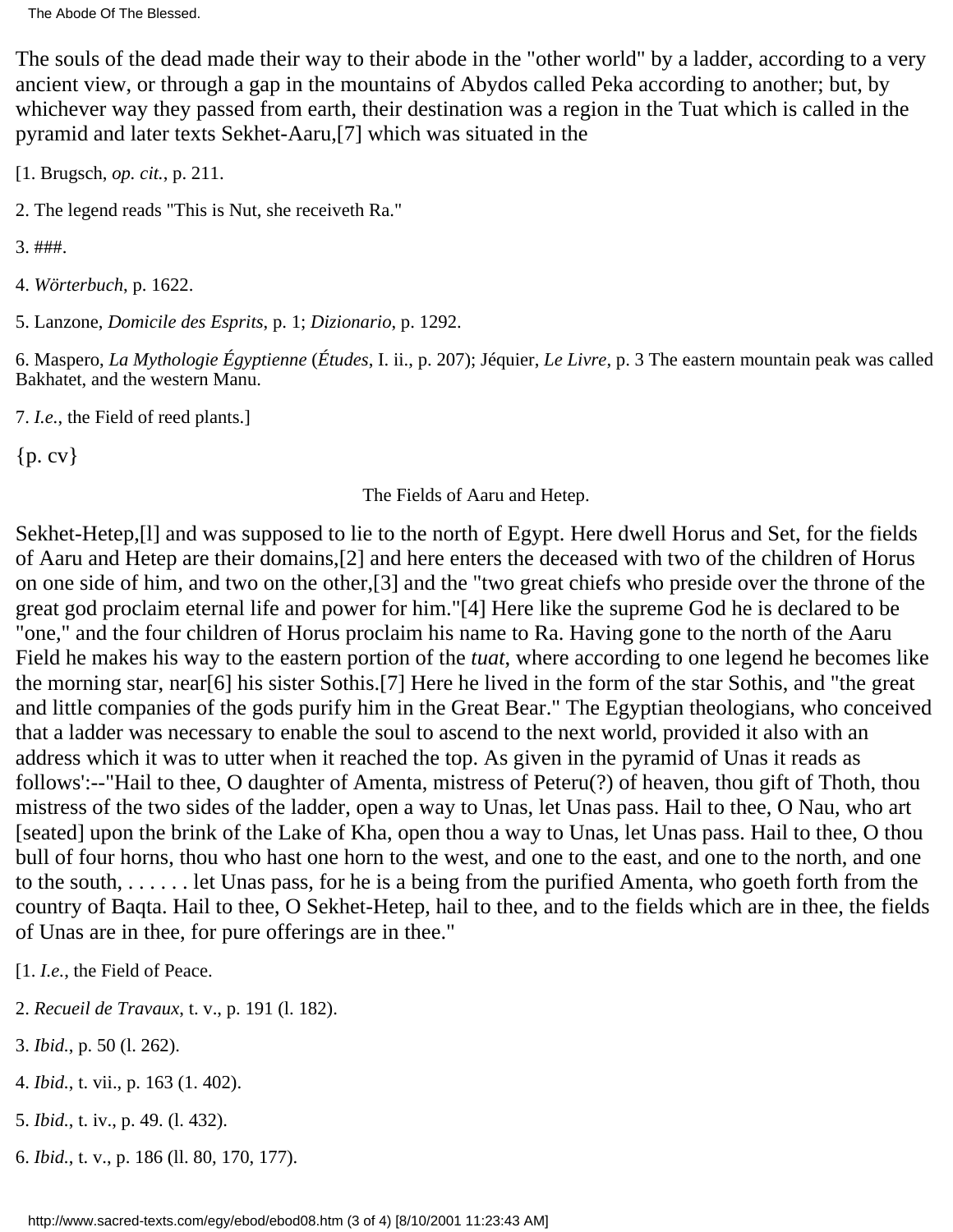The souls of the dead made their way to their abode in the "other world" by a ladder, according to a very ancient view, or through a gap in the mountains of Abydos called Peka according to another; but, by whichever way they passed from earth, their destination was a region in the Tuat which is called in the pyramid and later texts Sekhet-Aaru,[7] which was situated in the

[1. Brugsch, *op. cit.*, p. 211.

2. The legend reads "This is Nut, she receiveth Ra."

3. ###.

4. *Wörterbuch*, p. 1622.

5. Lanzone, *Domicile des Esprits*, p. 1; *Dizionario*, p. 1292.

6. Maspero, *La Mythologie Égyptienne* (*Études*, I. ii., p. 207); Jéquier, *Le Livre*, p. 3 The eastern mountain peak was called Bakhatet, and the western Manu.

7. *I.e.*, the Field of reed plants.]

{p. cv}

The Fields of Aaru and Hetep.

Sekhet-Hetep,[l] and was supposed to lie to the north of Egypt. Here dwell Horus and Set, for the fields of Aaru and Hetep are their domains,[2] and here enters the deceased with two of the children of Horus on one side of him, and two on the other,[3] and the "two great chiefs who preside over the throne of the great god proclaim eternal life and power for him."[4] Here like the supreme God he is declared to be "one," and the four children of Horus proclaim his name to Ra. Having gone to the north of the Aaru Field he makes his way to the eastern portion of the *tuat*, where according to one legend he becomes like the morning star, near[6] his sister Sothis.[7] Here he lived in the form of the star Sothis, and "the great and little companies of the gods purify him in the Great Bear." The Egyptian theologians, who conceived that a ladder was necessary to enable the soul to ascend to the next world, provided it also with an address which it was to utter when it reached the top. As given in the pyramid of Unas it reads as follows':--"Hail to thee, O daughter of Amenta, mistress of Peteru(?) of heaven, thou gift of Thoth, thou mistress of the two sides of the ladder, open a way to Unas, let Unas pass. Hail to thee, O Nau, who art [seated] upon the brink of the Lake of Kha, open thou a way to Unas, let Unas pass. Hail to thee, O thou bull of four horns, thou who hast one horn to the west, and one to the east, and one to the north, and one to the south, . . . . . . let Unas pass, for he is a being from the purified Amenta, who goeth forth from the country of Baqta. Hail to thee, O Sekhet-Hetep, hail to thee, and to the fields which are in thee, the fields of Unas are in thee, for pure offerings are in thee."

[1. *I.e.*, the Field of Peace.

2. *Recueil de Travaux*, t. v., p. 191 (l. 182).

3. *Ibid.*, p. 50 (l. 262).

4. *Ibid.*, t. vii., p. 163 (1. 402).

5. *Ibid.*, t. iv., p. 49. (l. 432).

6. *Ibid.*, t. v., p. 186 (ll. 80, 170, 177).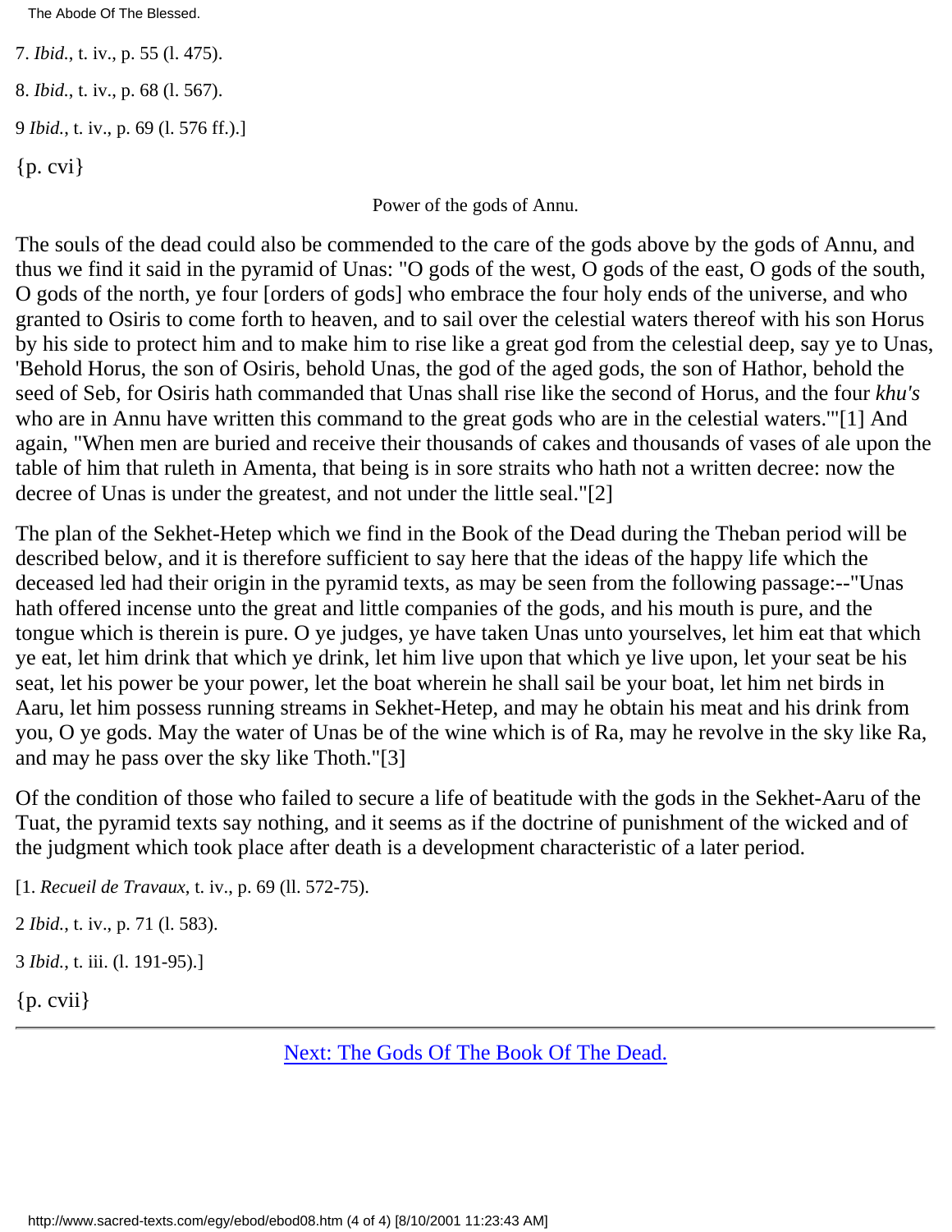7. *Ibid.*, t. iv., p. 55 (l. 475).

8. *Ibid.*, t. iv., p. 68 (l. 567).

9 *Ibid.*, t. iv., p. 69 (l. 576 ff.).]

{p. cvi}

Power of the gods of Annu.

The souls of the dead could also be commended to the care of the gods above by the gods of Annu, and thus we find it said in the pyramid of Unas: "O gods of the west, O gods of the east, O gods of the south, O gods of the north, ye four [orders of gods] who embrace the four holy ends of the universe, and who granted to Osiris to come forth to heaven, and to sail over the celestial waters thereof with his son Horus by his side to protect him and to make him to rise like a great god from the celestial deep, say ye to Unas, 'Behold Horus, the son of Osiris, behold Unas, the god of the aged gods, the son of Hathor, behold the seed of Seb, for Osiris hath commanded that Unas shall rise like the second of Horus, and the four *khu's* who are in Annu have written this command to the great gods who are in the celestial waters.'"[1] And again, "When men are buried and receive their thousands of cakes and thousands of vases of ale upon the table of him that ruleth in Amenta, that being is in sore straits who hath not a written decree: now the decree of Unas is under the greatest, and not under the little seal."[2]

The plan of the Sekhet-Hetep which we find in the Book of the Dead during the Theban period will be described below, and it is therefore sufficient to say here that the ideas of the happy life which the deceased led had their origin in the pyramid texts, as may be seen from the following passage:--"Unas hath offered incense unto the great and little companies of the gods, and his mouth is pure, and the tongue which is therein is pure. O ye judges, ye have taken Unas unto yourselves, let him eat that which ye eat, let him drink that which ye drink, let him live upon that which ye live upon, let your seat be his seat, let his power be your power, let the boat wherein he shall sail be your boat, let him net birds in Aaru, let him possess running streams in Sekhet-Hetep, and may he obtain his meat and his drink from you, O ye gods. May the water of Unas be of the wine which is of Ra, may he revolve in the sky like Ra, and may he pass over the sky like Thoth."[3]

Of the condition of those who failed to secure a life of beatitude with the gods in the Sekhet-Aaru of the Tuat, the pyramid texts say nothing, and it seems as if the doctrine of punishment of the wicked and of the judgment which took place after death is a development characteristic of a later period.

[1. *Recueil de Travaux*, t. iv., p. 69 (ll. 572-75).

2 *Ibid.*, t. iv., p. 71 (l. 583).

3 *Ibid.*, t. iii. (l. 191-95).]

{p. cvii}

Next: The Gods Of The Book Of The Dead.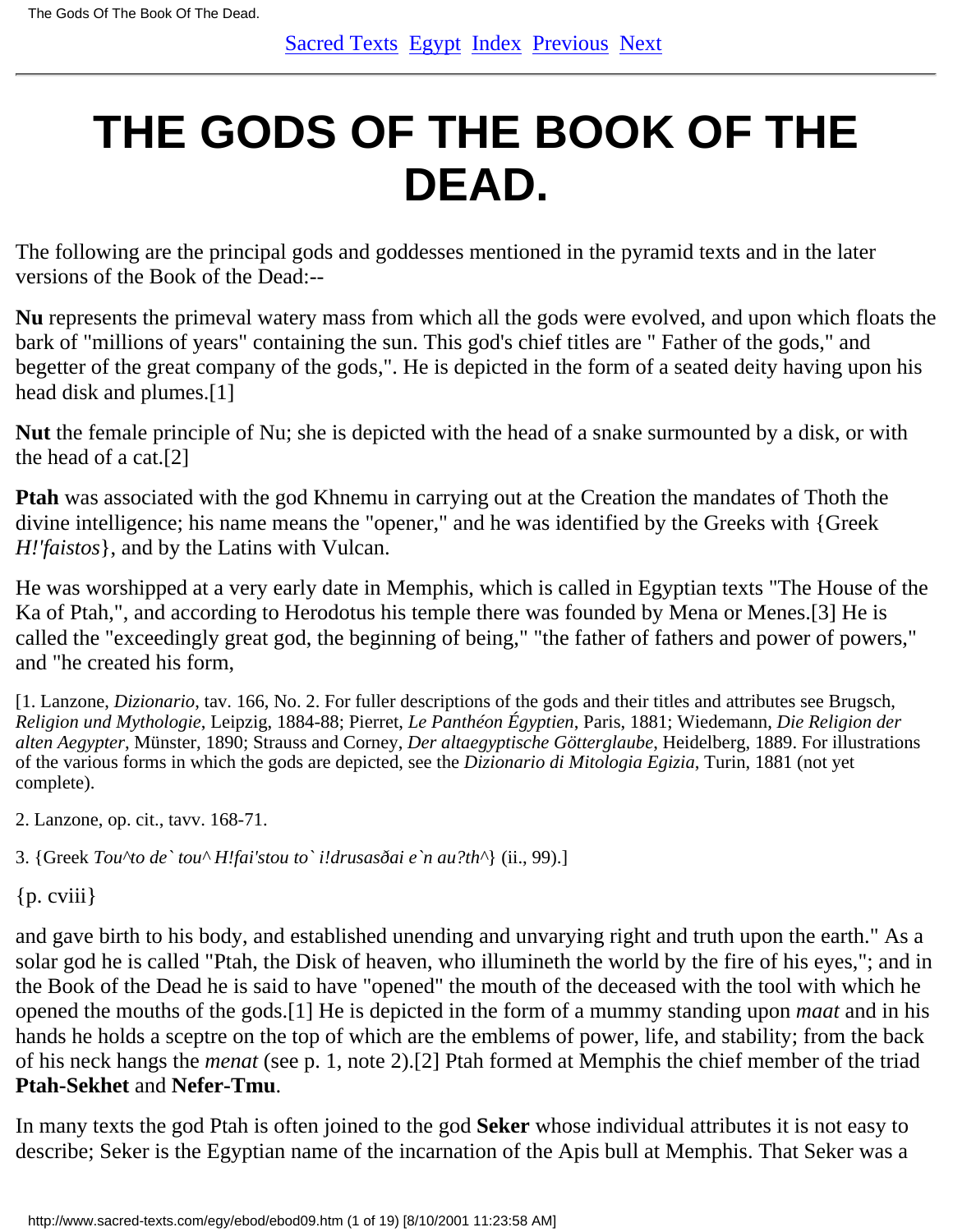# THE GODS OF THE BOOK OF THE DEAD.

The following are the principal gods and goddesses mentioned in the pyramid texts and in the later versions of the Book of the Dead:--

**Nu** represents the primeval watery mass from which all the gods were evolved, and upon which floats the bark of "millions of years" containing the sun. This god's chief titles are " Father of the gods," and begetter of the great company of the gods,". He is depicted in the form of a seated deity having upon his head disk and plumes.[1]

**Nut** the female principle of Nu; she is depicted with the head of a snake surmounted by a disk, or with the head of a cat.[2]

**Ptah** was associated with the god Khnemu in carrying out at the Creation the mandates of Thoth the divine intelligence; his name means the "opener," and he was identified by the Greeks with {Greek *H!'faistos*}, and by the Latins with Vulcan.

He was worshipped at a very early date in Memphis, which is called in Egyptian texts "The House of the Ka of Ptah,", and according to Herodotus his temple there was founded by Mena or Menes.[3] He is called the "exceedingly great god, the beginning of being," "the father of fathers and power of powers," and "he created his form,

[1. Lanzone, *Dizionario*, tav. 166, No. 2. For fuller descriptions of the gods and their titles and attributes see Brugsch, *Religion und Mythologie*, Leipzig, 1884-88; Pierret, *Le Panthéon Égyptien*, Paris, 1881; Wiedemann, *Die Religion der alten Aegypter*, Münster, 1890; Strauss and Corney, *Der altaegyptische Götterglaube*, Heidelberg, 1889. For illustrations of the various forms in which the gods are depicted, see the *Dizionario di Mitologia Egizia*, Turin, 1881 (not yet complete).

2. Lanzone, op. cit., tavv. 168-71.

3. {Greek *Tou^to de` tou^ H!fai'stou to` i!drusasðai e`n au?th^*} (ii., 99).]

{p. cviii}

and gave birth to his body, and established unending and unvarying right and truth upon the earth." As a solar god he is called "Ptah, the Disk of heaven, who illumineth the world by the fire of his eyes,"; and in the Book of the Dead he is said to have "opened" the mouth of the deceased with the tool with which he opened the mouths of the gods.[1] He is depicted in the form of a mummy standing upon *maat* and in his hands he holds a sceptre on the top of which are the emblems of power, life, and stability; from the back of his neck hangs the *menat* (see p. 1, note 2).[2] Ptah formed at Memphis the chief member of the triad **Ptah-Sekhet** and **Nefer-Tmu**.

In many texts the god Ptah is often joined to the god **Seker** whose individual attributes it is not easy to describe; Seker is the Egyptian name of the incarnation of the Apis bull at Memphis. That Seker was a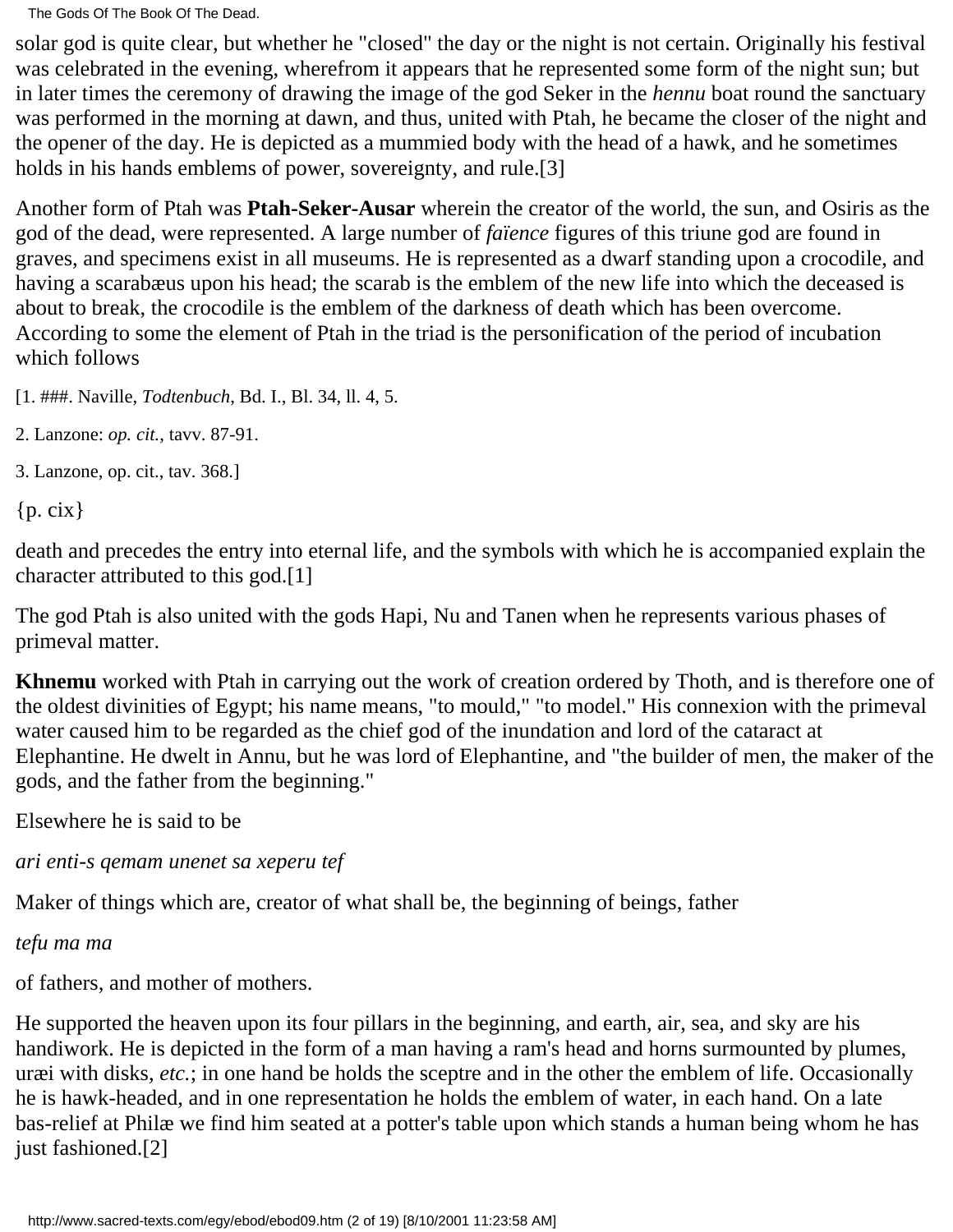solar god is quite clear, but whether he "closed" the day or the night is not certain. Originally his festival was celebrated in the evening, wherefrom it appears that he represented some form of the night sun; but in later times the ceremony of drawing the image of the god Seker in the *hennu* boat round the sanctuary was performed in the morning at dawn, and thus, united with Ptah, he became the closer of the night and the opener of the day. He is depicted as a mummied body with the head of a hawk, and he sometimes holds in his hands emblems of power, sovereignty, and rule.[3]

Another form of Ptah was **Ptah-Seker-Ausar** wherein the creator of the world, the sun, and Osiris as the god of the dead, were represented. A large number of *faïence* figures of this triune god are found in graves, and specimens exist in all museums. He is represented as a dwarf standing upon a crocodile, and having a scarabæus upon his head; the scarab is the emblem of the new life into which the deceased is about to break, the crocodile is the emblem of the darkness of death which has been overcome. According to some the element of Ptah in the triad is the personification of the period of incubation which follows

[1. ###. Naville, *Todtenbuch*, Bd. I., Bl. 34, ll. 4, 5.

2. Lanzone: *op. cit.*, tavv. 87-91.

3. Lanzone, op. cit., tav. 368.]

{p. cix}

death and precedes the entry into eternal life, and the symbols with which he is accompanied explain the character attributed to this god.[1]

The god Ptah is also united with the gods Hapi, Nu and Tanen when he represents various phases of primeval matter.

**Khnemu** worked with Ptah in carrying out the work of creation ordered by Thoth, and is therefore one of the oldest divinities of Egypt; his name means, "to mould," "to model." His connexion with the primeval water caused him to be regarded as the chief god of the inundation and lord of the cataract at Elephantine. He dwelt in Annu, but he was lord of Elephantine, and "the builder of men, the maker of the gods, and the father from the beginning."

Elsewhere he is said to be

*ari enti-s qemam unenet sa xeperu tef*

Maker of things which are, creator of what shall be, the beginning of beings, father

*tefu ma ma*

of fathers, and mother of mothers.

He supported the heaven upon its four pillars in the beginning, and earth, air, sea, and sky are his handiwork. He is depicted in the form of a man having a ram's head and horns surmounted by plumes, uræi with disks, *etc.*; in one hand be holds the sceptre and in the other the emblem of life. Occasionally he is hawk-headed, and in one representation he holds the emblem of water, in each hand. On a late bas-relief at Philæ we find him seated at a potter's table upon which stands a human being whom he has just fashioned.[2]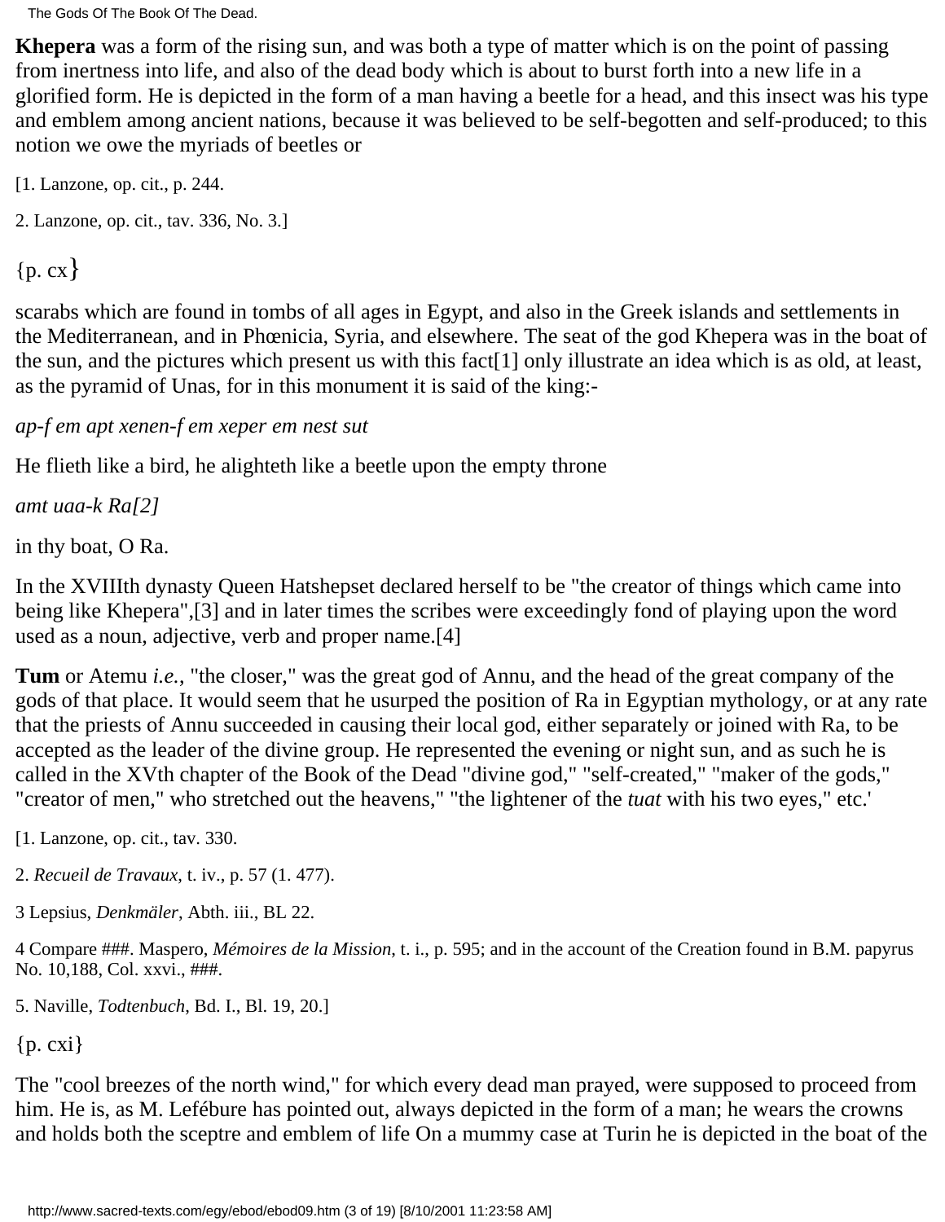**Khepera** was a form of the rising sun, and was both a type of matter which is on the point of passing from inertness into life, and also of the dead body which is about to burst forth into a new life in a glorified form. He is depicted in the form of a man having a beetle for a head, and this insect was his type and emblem among ancient nations, because it was believed to be self-begotten and self-produced; to this notion we owe the myriads of beetles or

[1. Lanzone, op. cit., p. 244.

2. Lanzone, op. cit., tav. 336, No. 3.]

{p. cx}

scarabs which are found in tombs of all ages in Egypt, and also in the Greek islands and settlements in the Mediterranean, and in Phœnicia, Syria, and elsewhere. The seat of the god Khepera was in the boat of the sun, and the pictures which present us with this fact[1] only illustrate an idea which is as old, at least, as the pyramid of Unas, for in this monument it is said of the king:-

*ap-f em apt xenen-f em xeper em nest sut*

He flieth like a bird, he alighteth like a beetle upon the empty throne

*amt uaa-k Ra[2]*

in thy boat, O Ra.

In the XVIIIth dynasty Queen Hatshepset declared herself to be "the creator of things which came into being like Khepera",[3] and in later times the scribes were exceedingly fond of playing upon the word used as a noun, adjective, verb and proper name.[4]

**Tum** or Atemu *i.e.*, "the closer," was the great god of Annu, and the head of the great company of the gods of that place. It would seem that he usurped the position of Ra in Egyptian mythology, or at any rate that the priests of Annu succeeded in causing their local god, either separately or joined with Ra, to be accepted as the leader of the divine group. He represented the evening or night sun, and as such he is called in the XVth chapter of the Book of the Dead "divine god," "self-created," "maker of the gods," "creator of men," who stretched out the heavens," "the lightener of the *tuat* with his two eyes," etc.'

[1. Lanzone, op. cit., tav. 330.

2. *Recueil de Travaux*, t. iv., p. 57 (1. 477).

3 Lepsius, *Denkmäler*, Abth. iii., BL 22.

4 Compare ###. Maspero, *Mémoires de la Mission*, t. i., p. 595; and in the account of the Creation found in B.M. papyrus No. 10,188, Col. xxvi., ###.

5. Naville, *Todtenbuch*, Bd. I., Bl. 19, 20.]

{p. cxi}

The "cool breezes of the north wind," for which every dead man prayed, were supposed to proceed from him. He is, as M. Lefébure has pointed out, always depicted in the form of a man; he wears the crowns and holds both the sceptre and emblem of life On a mummy case at Turin he is depicted in the boat of the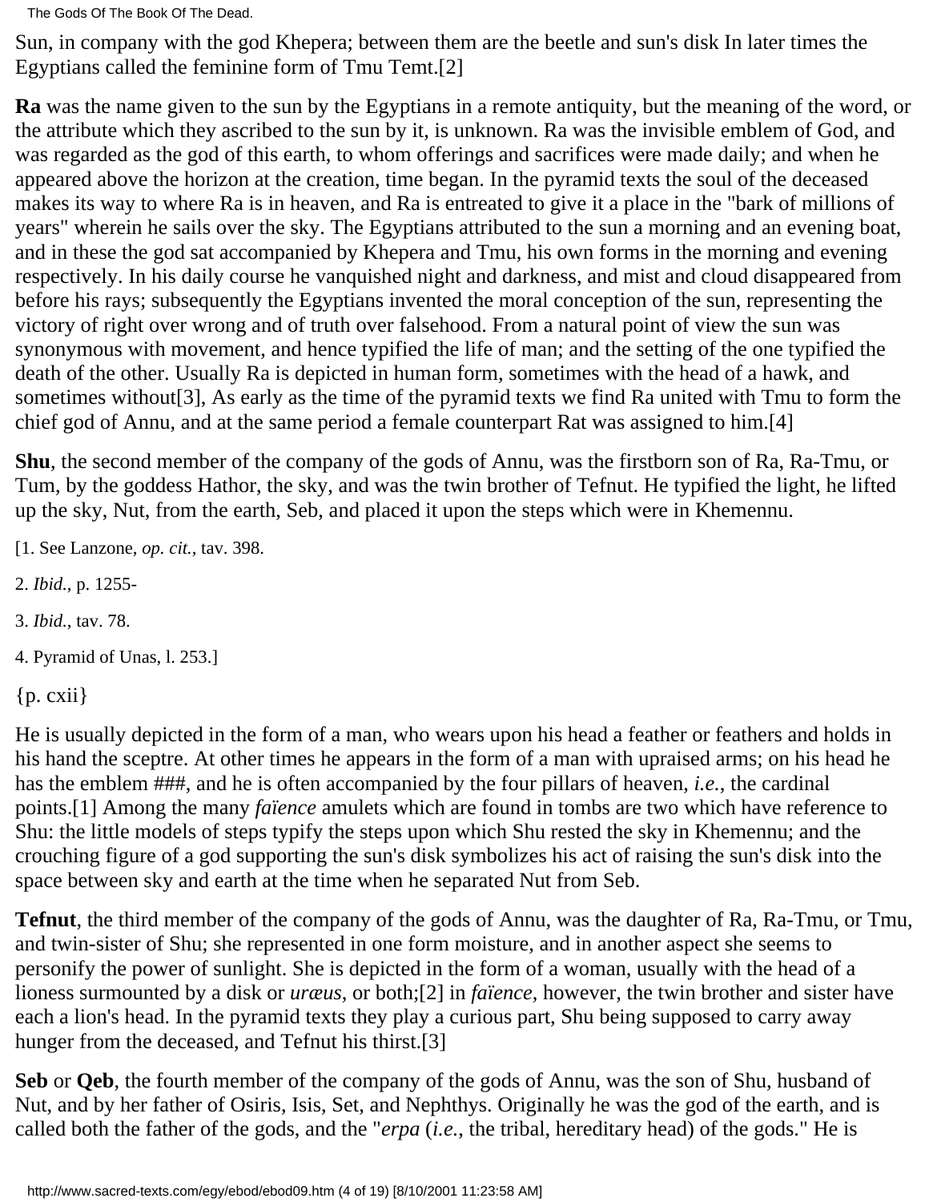Sun, in company with the god Khepera; between them are the beetle and sun's disk In later times the Egyptians called the feminine form of Tmu Temt.[2]

**Ra** was the name given to the sun by the Egyptians in a remote antiquity, but the meaning of the word, or the attribute which they ascribed to the sun by it, is unknown. Ra was the invisible emblem of God, and was regarded as the god of this earth, to whom offerings and sacrifices were made daily; and when he appeared above the horizon at the creation, time began. In the pyramid texts the soul of the deceased makes its way to where Ra is in heaven, and Ra is entreated to give it a place in the "bark of millions of years" wherein he sails over the sky. The Egyptians attributed to the sun a morning and an evening boat, and in these the god sat accompanied by Khepera and Tmu, his own forms in the morning and evening respectively. In his daily course he vanquished night and darkness, and mist and cloud disappeared from before his rays; subsequently the Egyptians invented the moral conception of the sun, representing the victory of right over wrong and of truth over falsehood. From a natural point of view the sun was synonymous with movement, and hence typified the life of man; and the setting of the one typified the death of the other. Usually Ra is depicted in human form, sometimes with the head of a hawk, and sometimes without[3], As early as the time of the pyramid texts we find Ra united with Tmu to form the chief god of Annu, and at the same period a female counterpart Rat was assigned to him.[4]

**Shu**, the second member of the company of the gods of Annu, was the firstborn son of Ra, Ra-Tmu, or Tum, by the goddess Hathor, the sky, and was the twin brother of Tefnut. He typified the light, he lifted up the sky, Nut, from the earth, Seb, and placed it upon the steps which were in Khemennu.

[1. See Lanzone, *op. cit.*, tav. 398.

2. *Ibid.*, p. 1255-

3. *Ibid.*, tav. 78.

4. Pyramid of Unas, l. 253.]

{p. cxii}

He is usually depicted in the form of a man, who wears upon his head a feather or feathers and holds in his hand the sceptre. At other times he appears in the form of a man with upraised arms; on his head he has the emblem ###, and he is often accompanied by the four pillars of heaven, *i.e.*, the cardinal points.[1] Among the many *faïence* amulets which are found in tombs are two which have reference to Shu: the little models of steps typify the steps upon which Shu rested the sky in Khemennu; and the crouching figure of a god supporting the sun's disk symbolizes his act of raising the sun's disk into the space between sky and earth at the time when he separated Nut from Seb.

**Tefnut**, the third member of the company of the gods of Annu, was the daughter of Ra, Ra-Tmu, or Tmu, and twin-sister of Shu; she represented in one form moisture, and in another aspect she seems to personify the power of sunlight. She is depicted in the form of a woman, usually with the head of a lioness surmounted by a disk or *uræus*, or both;[2] in *faïence*, however, the twin brother and sister have each a lion's head. In the pyramid texts they play a curious part, Shu being supposed to carry away hunger from the deceased, and Tefnut his thirst.[3]

**Seb** or **Qeb**, the fourth member of the company of the gods of Annu, was the son of Shu, husband of Nut, and by her father of Osiris, Isis, Set, and Nephthys. Originally he was the god of the earth, and is called both the father of the gods, and the "*erpa* (*i.e.*, the tribal, hereditary head) of the gods." He is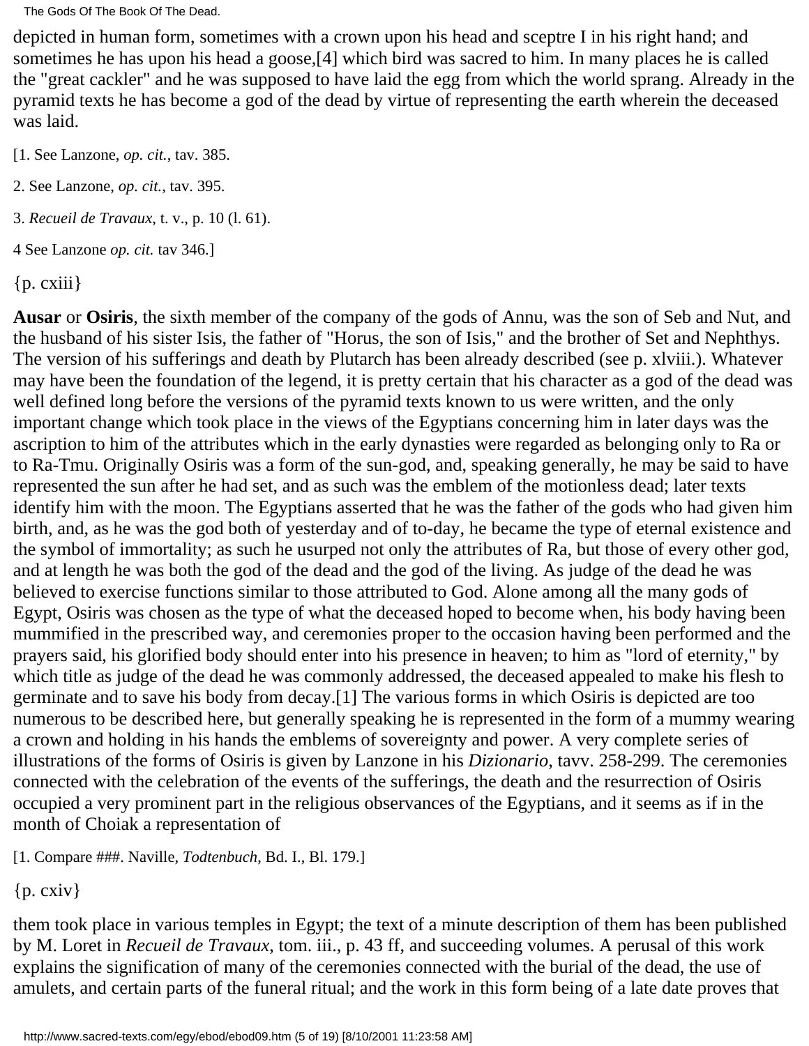depicted in human form, sometimes with a crown upon his head and sceptre I in his right hand; and sometimes he has upon his head a goose,[4] which bird was sacred to him. In many places he is called the "great cackler" and he was supposed to have laid the egg from which the world sprang. Already in the pyramid texts he has become a god of the dead by virtue of representing the earth wherein the deceased was laid.

[1. See Lanzone, *op. cit.*, tav. 385.

2. See Lanzone, *op. cit.*, tav. 395.

3. *Recueil de Travaux*, t. v., p. 10 (l. 61).

4 See Lanzone *op. cit.* tav 346.]

{p. cxiii}

**Ausar** or **Osiris**, the sixth member of the company of the gods of Annu, was the son of Seb and Nut, and the husband of his sister Isis, the father of "Horus, the son of Isis," and the brother of Set and Nephthys. The version of his sufferings and death by Plutarch has been already described (see p. xlviii.). Whatever may have been the foundation of the legend, it is pretty certain that his character as a god of the dead was well defined long before the versions of the pyramid texts known to us were written, and the only important change which took place in the views of the Egyptians concerning him in later days was the ascription to him of the attributes which in the early dynasties were regarded as belonging only to Ra or to Ra-Tmu. Originally Osiris was a form of the sun-god, and, speaking generally, he may be said to have represented the sun after he had set, and as such was the emblem of the motionless dead; later texts identify him with the moon. The Egyptians asserted that he was the father of the gods who had given him birth, and, as he was the god both of yesterday and of to-day, he became the type of eternal existence and the symbol of immortality; as such he usurped not only the attributes of Ra, but those of every other god, and at length he was both the god of the dead and the god of the living. As judge of the dead he was believed to exercise functions similar to those attributed to God. Alone among all the many gods of Egypt, Osiris was chosen as the type of what the deceased hoped to become when, his body having been mummified in the prescribed way, and ceremonies proper to the occasion having been performed and the prayers said, his glorified body should enter into his presence in heaven; to him as "lord of eternity," by which title as judge of the dead he was commonly addressed, the deceased appealed to make his flesh to germinate and to save his body from decay.[1] The various forms in which Osiris is depicted are too numerous to be described here, but generally speaking he is represented in the form of a mummy wearing a crown and holding in his hands the emblems of sovereignty and power. A very complete series of illustrations of the forms of Osiris is given by Lanzone in his *Dizionario*, tavv. 258-299. The ceremonies connected with the celebration of the events of the sufferings, the death and the resurrection of Osiris occupied a very prominent part in the religious observances of the Egyptians, and it seems as if in the month of Choiak a representation of

[1. Compare ###. Naville, *Todtenbuch*, Bd. I., Bl. 179.]

{p. cxiv}

them took place in various temples in Egypt; the text of a minute description of them has been published by M. Loret in *Recueil de Travaux*, tom. iii., p. 43 ff, and succeeding volumes. A perusal of this work explains the signification of many of the ceremonies connected with the burial of the dead, the use of amulets, and certain parts of the funeral ritual; and the work in this form being of a late date proves that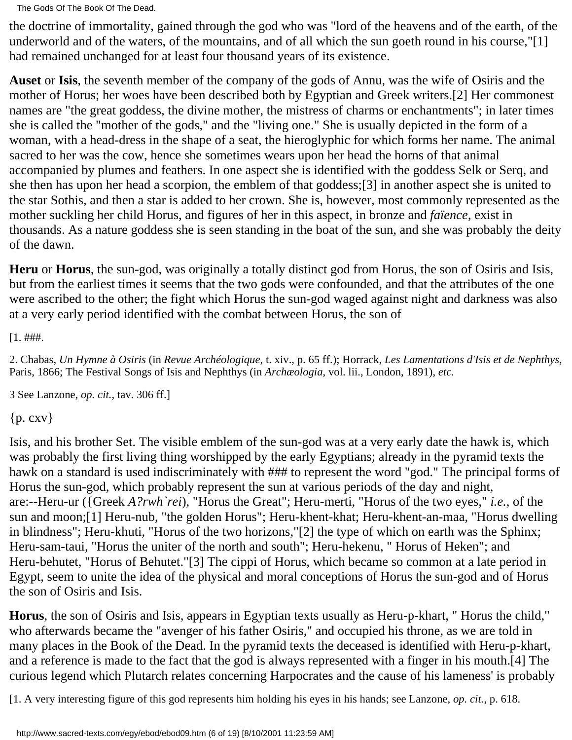the doctrine of immortality, gained through the god who was "lord of the heavens and of the earth, of the underworld and of the waters, of the mountains, and of all which the sun goeth round in his course,"[1] had remained unchanged for at least four thousand years of its existence.

**Auset** or **Isis**, the seventh member of the company of the gods of Annu, was the wife of Osiris and the mother of Horus; her woes have been described both by Egyptian and Greek writers.[2] Her commonest names are "the great goddess, the divine mother, the mistress of charms or enchantments"; in later times she is called the "mother of the gods," and the "living one." She is usually depicted in the form of a woman, with a head-dress in the shape of a seat, the hieroglyphic for which forms her name. The animal sacred to her was the cow, hence she sometimes wears upon her head the horns of that animal accompanied by plumes and feathers. In one aspect she is identified with the goddess Selk or Serq, and she then has upon her head a scorpion, the emblem of that goddess;[3] in another aspect she is united to the star Sothis, and then a star is added to her crown. She is, however, most commonly represented as the mother suckling her child Horus, and figures of her in this aspect, in bronze and *faïence*, exist in thousands. As a nature goddess she is seen standing in the boat of the sun, and she was probably the deity of the dawn.

**Heru** or **Horus**, the sun-god, was originally a totally distinct god from Horus, the son of Osiris and Isis, but from the earliest times it seems that the two gods were confounded, and that the attributes of the one were ascribed to the other; the fight which Horus the sun-god waged against night and darkness was also at a very early period identified with the combat between Horus, the son of

[1. ###.

2. Chabas, *Un Hymne à Osiris* (in *Revue Archéologique*, t. xiv., p. 65 ff.); Horrack, *Les Lamentations d'Isis et de Nephthys*, Paris, 1866; The Festival Songs of Isis and Nephthys (in *Archæologia*, vol. lii., London, 1891), *etc.*

3 See Lanzone, *op. cit.*, tav. 306 ff.]

{p. cxv}

Isis, and his brother Set. The visible emblem of the sun-god was at a very early date the hawk is, which was probably the first living thing worshipped by the early Egyptians; already in the pyramid texts the hawk on a standard is used indiscriminately with ### to represent the word "god." The principal forms of Horus the sun-god, which probably represent the sun at various periods of the day and night, are:--Heru-ur ({Greek *A?rwh`rei*), "Horus the Great"; Heru-merti, "Horus of the two eyes," *i.e.*, of the sun and moon;[1] Heru-nub, "the golden Horus"; Heru-khent-khat; Heru-khent-an-maa, "Horus dwelling in blindness"; Heru-khuti, "Horus of the two horizons,"[2] the type of which on earth was the Sphinx; Heru-sam-taui, "Horus the uniter of the north and south"; Heru-hekenu, " Horus of Heken"; and Heru-behutet, "Horus of Behutet."[3] The cippi of Horus, which became so common at a late period in Egypt, seem to unite the idea of the physical and moral conceptions of Horus the sun-god and of Horus the son of Osiris and Isis.

**Horus**, the son of Osiris and Isis, appears in Egyptian texts usually as Heru-p-khart, " Horus the child," who afterwards became the "avenger of his father Osiris," and occupied his throne, as we are told in many places in the Book of the Dead. In the pyramid texts the deceased is identified with Heru-p-khart, and a reference is made to the fact that the god is always represented with a finger in his mouth.[4] The curious legend which Plutarch relates concerning Harpocrates and the cause of his lameness' is probably

[1. A very interesting figure of this god represents him holding his eyes in his hands; see Lanzone, *op. cit.*, p. 618.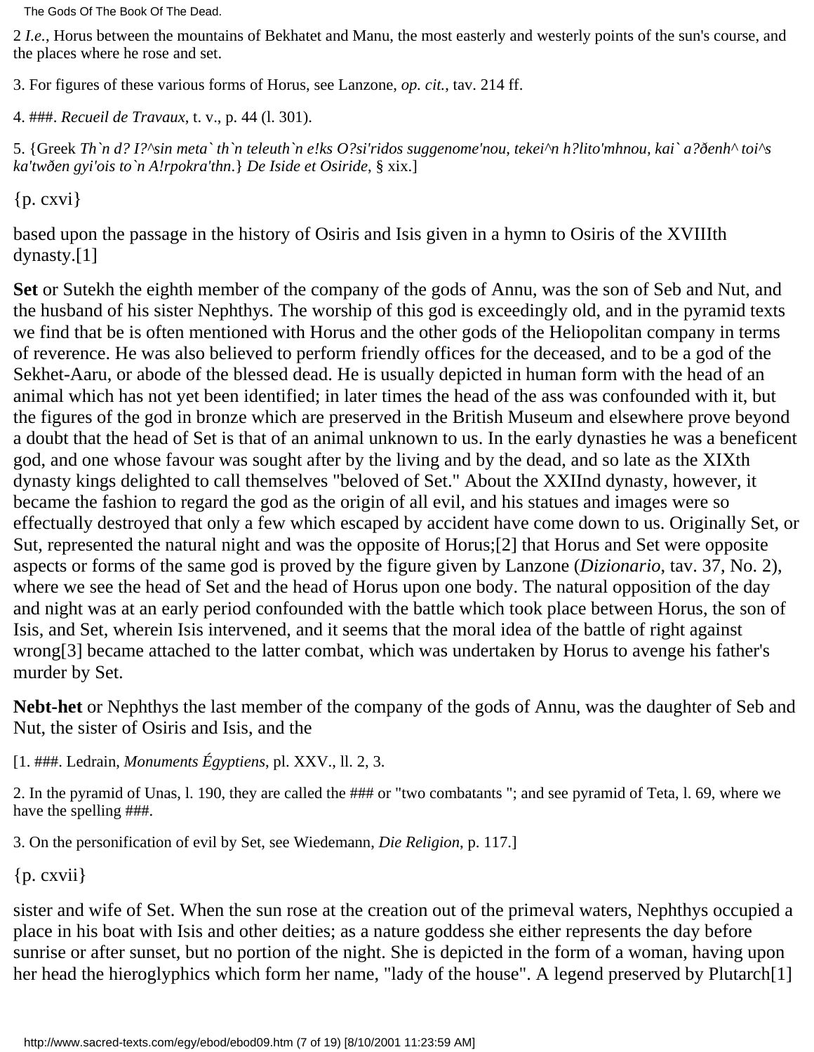2 *I.e.*, Horus between the mountains of Bekhatet and Manu, the most easterly and westerly points of the sun's course, and the places where he rose and set.

3. For figures of these various forms of Horus, see Lanzone, *op. cit.*, tav. 214 ff.

4. ###. *Recueil de Travaux*, t. v., p. 44 (l. 301).

5. {Greek *Th`n d? I?^sin meta` th`n teleuth`n e!ks O?si'ridos suggenome'nou, tekei^n h?lito'mhnou, kai` a?ðenh^ toi^s ka'twðen gyi'ois to`n A!rpokra'thn*.} *De Iside et Osiride*, § xix.]

{p. cxvi}

based upon the passage in the history of Osiris and Isis given in a hymn to Osiris of the XVIIIth dynasty.[1]

**Set** or Sutekh the eighth member of the company of the gods of Annu, was the son of Seb and Nut, and the husband of his sister Nephthys. The worship of this god is exceedingly old, and in the pyramid texts we find that be is often mentioned with Horus and the other gods of the Heliopolitan company in terms of reverence. He was also believed to perform friendly offices for the deceased, and to be a god of the Sekhet-Aaru, or abode of the blessed dead. He is usually depicted in human form with the head of an animal which has not yet been identified; in later times the head of the ass was confounded with it, but the figures of the god in bronze which are preserved in the British Museum and elsewhere prove beyond a doubt that the head of Set is that of an animal unknown to us. In the early dynasties he was a beneficent god, and one whose favour was sought after by the living and by the dead, and so late as the XIXth dynasty kings delighted to call themselves "beloved of Set." About the XXIInd dynasty, however, it became the fashion to regard the god as the origin of all evil, and his statues and images were so effectually destroyed that only a few which escaped by accident have come down to us. Originally Set, or Sut, represented the natural night and was the opposite of Horus;[2] that Horus and Set were opposite aspects or forms of the same god is proved by the figure given by Lanzone (*Dizionario*, tav. 37, No. 2), where we see the head of Set and the head of Horus upon one body. The natural opposition of the day and night was at an early period confounded with the battle which took place between Horus, the son of Isis, and Set, wherein Isis intervened, and it seems that the moral idea of the battle of right against wrong[3] became attached to the latter combat, which was undertaken by Horus to avenge his father's murder by Set.

**Nebt-het** or Nephthys the last member of the company of the gods of Annu, was the daughter of Seb and Nut, the sister of Osiris and Isis, and the

[1. ###. Ledrain, *Monuments Égyptiens*, pl. XXV., ll. 2, 3.

2. In the pyramid of Unas, l. 190, they are called the ### or "two combatants "; and see pyramid of Teta, l. 69, where we have the spelling ###.

3. On the personification of evil by Set, see Wiedemann, *Die Religion*, p. 117.]

{p. cxvii}

sister and wife of Set. When the sun rose at the creation out of the primeval waters, Nephthys occupied a place in his boat with Isis and other deities; as a nature goddess she either represents the day before sunrise or after sunset, but no portion of the night. She is depicted in the form of a woman, having upon her head the hieroglyphics which form her name, "lady of the house". A legend preserved by Plutarch[1]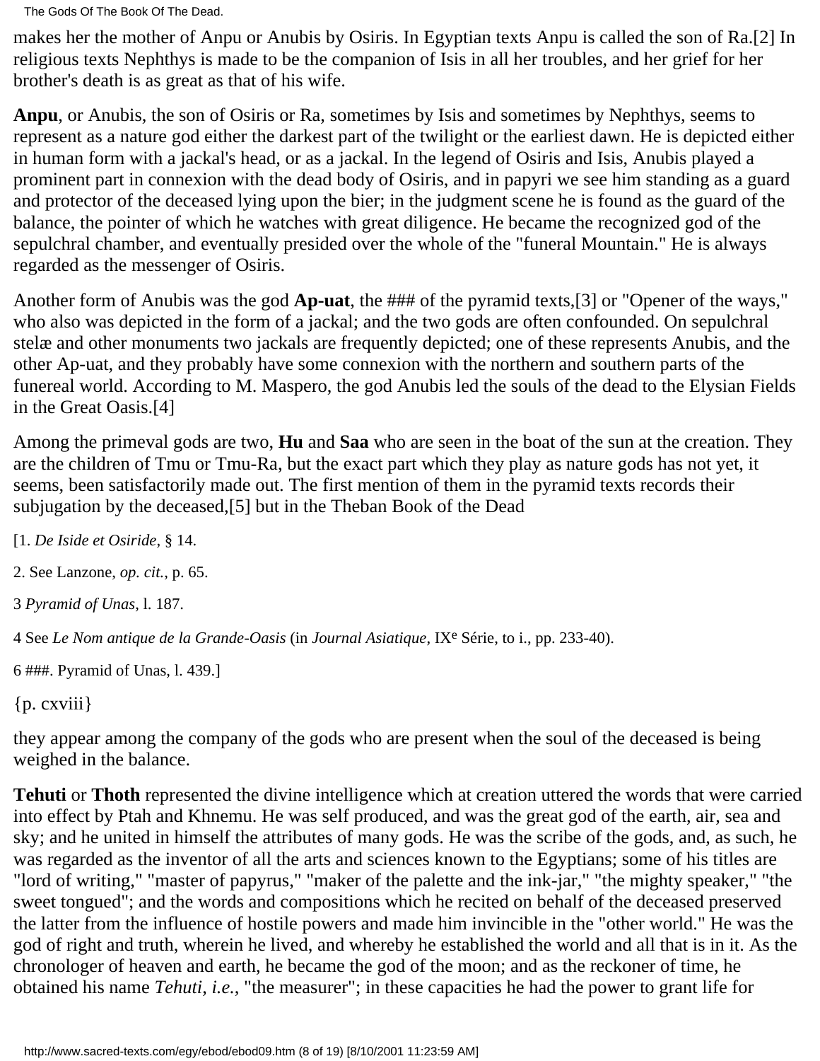makes her the mother of Anpu or Anubis by Osiris. In Egyptian texts Anpu is called the son of Ra.[2] In religious texts Nephthys is made to be the companion of Isis in all her troubles, and her grief for her brother's death is as great as that of his wife.

**Anpu**, or Anubis, the son of Osiris or Ra, sometimes by Isis and sometimes by Nephthys, seems to represent as a nature god either the darkest part of the twilight or the earliest dawn. He is depicted either in human form with a jackal's head, or as a jackal. In the legend of Osiris and Isis, Anubis played a prominent part in connexion with the dead body of Osiris, and in papyri we see him standing as a guard and protector of the deceased lying upon the bier; in the judgment scene he is found as the guard of the balance, the pointer of which he watches with great diligence. He became the recognized god of the sepulchral chamber, and eventually presided over the whole of the "funeral Mountain." He is always regarded as the messenger of Osiris.

Another form of Anubis was the god **Ap-uat**, the ### of the pyramid texts,[3] or "Opener of the ways," who also was depicted in the form of a jackal; and the two gods are often confounded. On sepulchral stelæ and other monuments two jackals are frequently depicted; one of these represents Anubis, and the other Ap-uat, and they probably have some connexion with the northern and southern parts of the funereal world. According to M. Maspero, the god Anubis led the souls of the dead to the Elysian Fields in the Great Oasis.[4]

Among the primeval gods are two, **Hu** and **Saa** who are seen in the boat of the sun at the creation. They are the children of Tmu or Tmu-Ra, but the exact part which they play as nature gods has not yet, it seems, been satisfactorily made out. The first mention of them in the pyramid texts records their subjugation by the deceased,[5] but in the Theban Book of the Dead

[1. *De Iside et Osiride*, § 14.

2. See Lanzone, *op. cit.*, p. 65.

3 *Pyramid of Unas*, l. 187.

4 See *Le Nom antique de la Grande-Oasis* (in *Journal Asiatique*, IX[e] Série, to i., pp. 233-40).

6 ###. Pyramid of Unas, l. 439.]

{p. cxviii}

they appear among the company of the gods who are present when the soul of the deceased is being weighed in the balance.

**Tehuti** or **Thoth** represented the divine intelligence which at creation uttered the words that were carried into effect by Ptah and Khnemu. He was self produced, and was the great god of the earth, air, sea and sky; and he united in himself the attributes of many gods. He was the scribe of the gods, and, as such, he was regarded as the inventor of all the arts and sciences known to the Egyptians; some of his titles are "lord of writing," "master of papyrus," "maker of the palette and the ink-jar," "the mighty speaker," "the sweet tongued"; and the words and compositions which he recited on behalf of the deceased preserved the latter from the influence of hostile powers and made him invincible in the "other world." He was the god of right and truth, wherein he lived, and whereby he established the world and all that is in it. As the chronologer of heaven and earth, he became the god of the moon; and as the reckoner of time, he obtained his name *Tehuti, i.e.*, "the measurer"; in these capacities he had the power to grant life for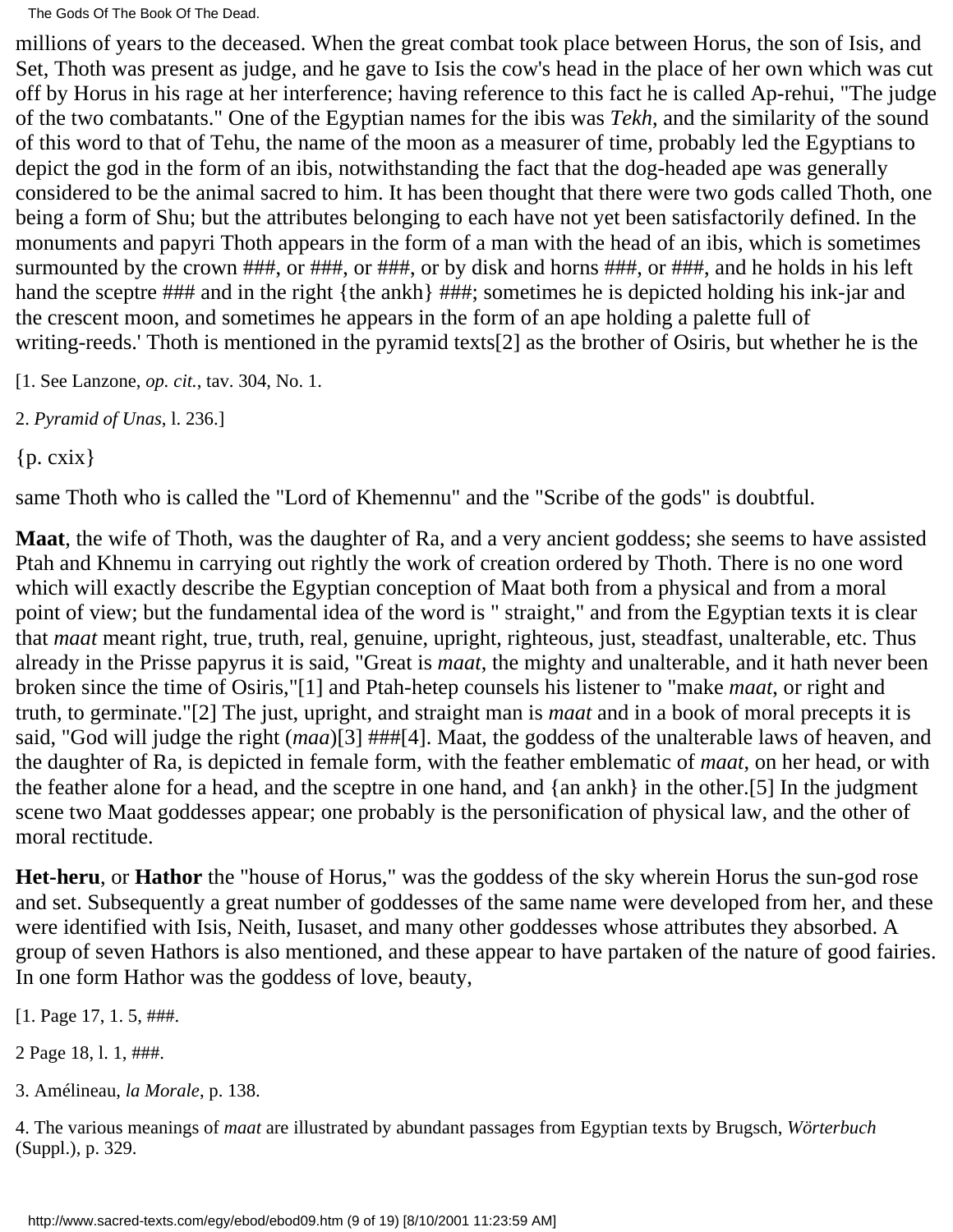millions of years to the deceased. When the great combat took place between Horus, the son of Isis, and Set, Thoth was present as judge, and he gave to Isis the cow's head in the place of her own which was cut off by Horus in his rage at her interference; having reference to this fact he is called Ap-rehui, "The judge of the two combatants." One of the Egyptian names for the ibis was *Tekh*, and the similarity of the sound of this word to that of Tehu, the name of the moon as a measurer of time, probably led the Egyptians to depict the god in the form of an ibis, notwithstanding the fact that the dog-headed ape was generally considered to be the animal sacred to him. It has been thought that there were two gods called Thoth, one being a form of Shu; but the attributes belonging to each have not yet been satisfactorily defined. In the monuments and papyri Thoth appears in the form of a man with the head of an ibis, which is sometimes surmounted by the crown ###, or ###, or ###, or by disk and horns ###, or ###, and he holds in his left hand the sceptre ### and in the right {the ankh} ###; sometimes he is depicted holding his ink-jar and the crescent moon, and sometimes he appears in the form of an ape holding a palette full of writing-reeds.' Thoth is mentioned in the pyramid texts[2] as the brother of Osiris, but whether he is the

[1. See Lanzone, *op. cit.*, tav. 304, No. 1.

2. *Pyramid of Unas*, l. 236.]

{p. cxix}

same Thoth who is called the "Lord of Khemennu" and the "Scribe of the gods" is doubtful.

**Maat**, the wife of Thoth, was the daughter of Ra, and a very ancient goddess; she seems to have assisted Ptah and Khnemu in carrying out rightly the work of creation ordered by Thoth. There is no one word which will exactly describe the Egyptian conception of Maat both from a physical and from a moral point of view; but the fundamental idea of the word is " straight," and from the Egyptian texts it is clear that *maat* meant right, true, truth, real, genuine, upright, righteous, just, steadfast, unalterable, etc. Thus already in the Prisse papyrus it is said, "Great is *maat*, the mighty and unalterable, and it hath never been broken since the time of Osiris,"[1] and Ptah-hetep counsels his listener to "make *maat*, or right and truth, to germinate."[2] The just, upright, and straight man is *maat* and in a book of moral precepts it is said, "God will judge the right (*maa*)[3] ###[4]. Maat, the goddess of the unalterable laws of heaven, and the daughter of Ra, is depicted in female form, with the feather emblematic of *maat*, on her head, or with the feather alone for a head, and the sceptre in one hand, and {an ankh} in the other.[5] In the judgment scene two Maat goddesses appear; one probably is the personification of physical law, and the other of moral rectitude.

**Het-heru**, or **Hathor** the "house of Horus," was the goddess of the sky wherein Horus the sun-god rose and set. Subsequently a great number of goddesses of the same name were developed from her, and these were identified with Isis, Neith, Iusaset, and many other goddesses whose attributes they absorbed. A group of seven Hathors is also mentioned, and these appear to have partaken of the nature of good fairies. In one form Hathor was the goddess of love, beauty,

[1. Page 17, 1. 5, ###.

2 Page 18, l. 1, ###.

3. Amélineau, *la Morale*, p. 138.

4. The various meanings of *maat* are illustrated by abundant passages from Egyptian texts by Brugsch, *Wörterbuch* (Suppl.), p. 329.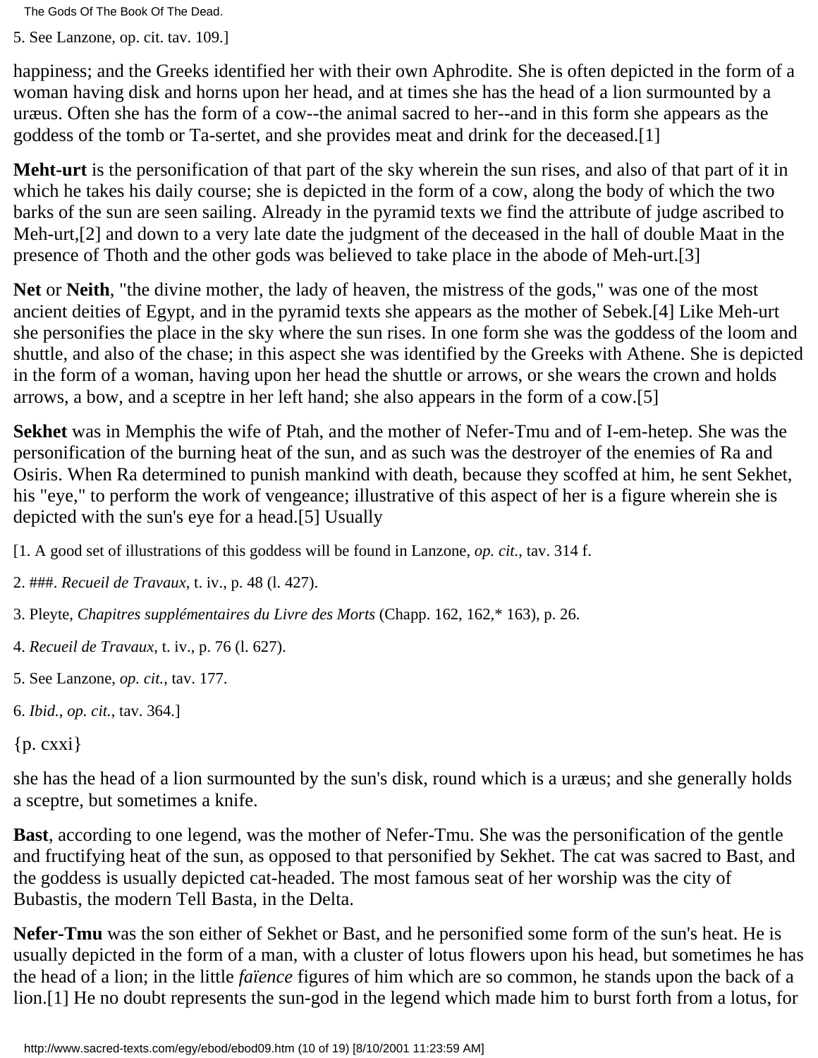5. See Lanzone, op. cit. tav. 109.]

happiness; and the Greeks identified her with their own Aphrodite. She is often depicted in the form of a woman having disk and horns upon her head, and at times she has the head of a lion surmounted by a uræus. Often she has the form of a cow--the animal sacred to her--and in this form she appears as the goddess of the tomb or Ta-sertet, and she provides meat and drink for the deceased.[1]

**Meht-urt** is the personification of that part of the sky wherein the sun rises, and also of that part of it in which he takes his daily course; she is depicted in the form of a cow, along the body of which the two barks of the sun are seen sailing. Already in the pyramid texts we find the attribute of judge ascribed to Meh-urt,[2] and down to a very late date the judgment of the deceased in the hall of double Maat in the presence of Thoth and the other gods was believed to take place in the abode of Meh-urt.[3]

**Net** or **Neith**, "the divine mother, the lady of heaven, the mistress of the gods," was one of the most ancient deities of Egypt, and in the pyramid texts she appears as the mother of Sebek.[4] Like Meh-urt she personifies the place in the sky where the sun rises. In one form she was the goddess of the loom and shuttle, and also of the chase; in this aspect she was identified by the Greeks with Athene. She is depicted in the form of a woman, having upon her head the shuttle or arrows, or she wears the crown and holds arrows, a bow, and a sceptre in her left hand; she also appears in the form of a cow.[5]

**Sekhet** was in Memphis the wife of Ptah, and the mother of Nefer-Tmu and of I-em-hetep. She was the personification of the burning heat of the sun, and as such was the destroyer of the enemies of Ra and Osiris. When Ra determined to punish mankind with death, because they scoffed at him, he sent Sekhet, his "eye," to perform the work of vengeance; illustrative of this aspect of her is a figure wherein she is depicted with the sun's eye for a head.[5] Usually

[1. A good set of illustrations of this goddess will be found in Lanzone, *op. cit.*, tav. 314 f.

2. ###. *Recueil de Travaux*, t. iv., p. 48 (l. 427).

3. Pleyte, *Chapitres supplémentaires du Livre des Morts* (Chapp. 162, 162,* 163), p. 26.

4. *Recueil de Travaux*, t. iv., p. 76 (l. 627).

5. See Lanzone, *op. cit.*, tav. 177.

6. *Ibid.*, *op. cit.*, tav. 364.]

{p. cxxi}

she has the head of a lion surmounted by the sun's disk, round which is a uræus; and she generally holds a sceptre, but sometimes a knife.

**Bast**, according to one legend, was the mother of Nefer-Tmu. She was the personification of the gentle and fructifying heat of the sun, as opposed to that personified by Sekhet. The cat was sacred to Bast, and the goddess is usually depicted cat-headed. The most famous seat of her worship was the city of Bubastis, the modern Tell Basta, in the Delta.

**Nefer-Tmu** was the son either of Sekhet or Bast, and he personified some form of the sun's heat. He is usually depicted in the form of a man, with a cluster of lotus flowers upon his head, but sometimes he has the head of a lion; in the little *faïence* figures of him which are so common, he stands upon the back of a lion.[1] He no doubt represents the sun-god in the legend which made him to burst forth from a lotus, for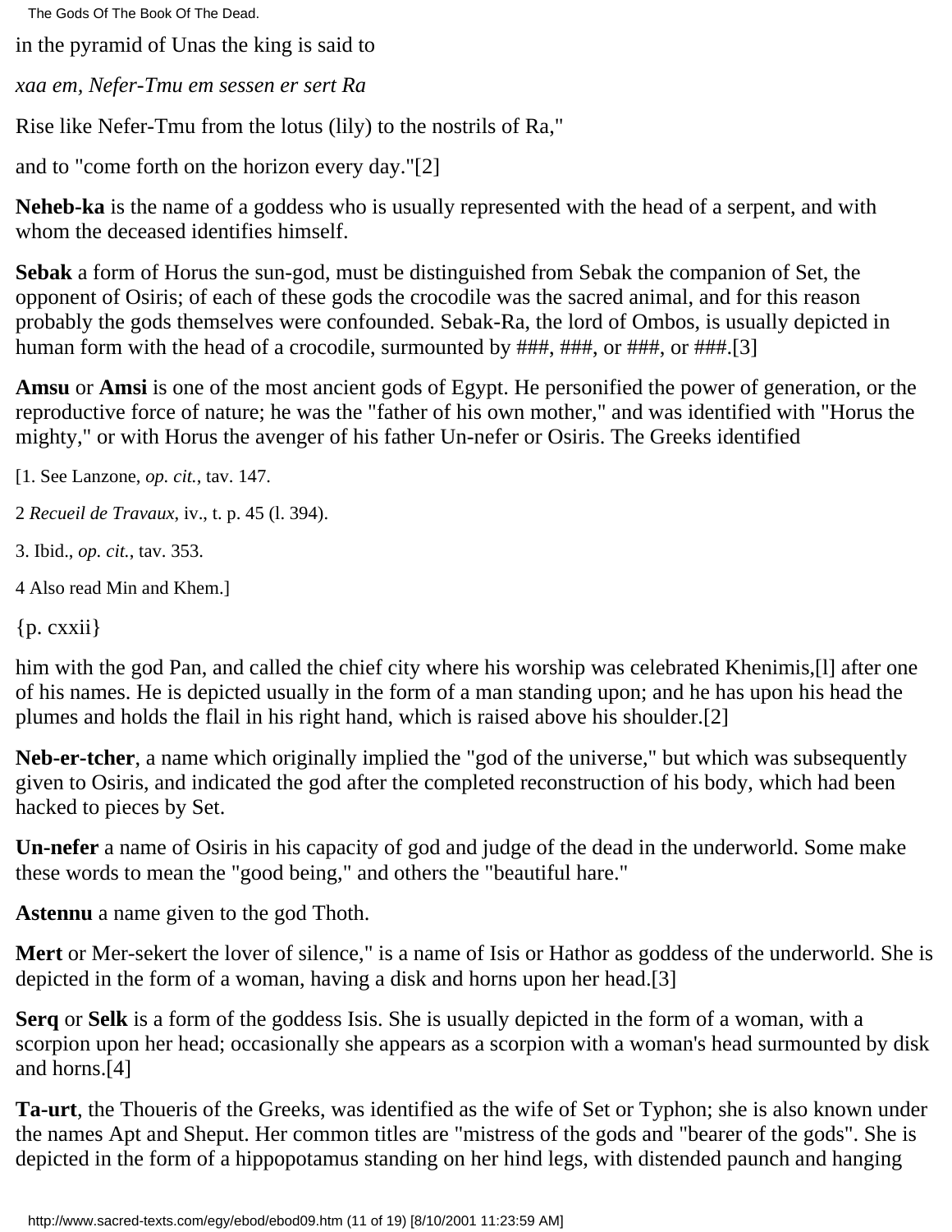in the pyramid of Unas the king is said to

*xaa em, Nefer-Tmu em sessen er sert Ra*

Rise like Nefer-Tmu from the lotus (lily) to the nostrils of Ra,"

and to "come forth on the horizon every day."[2]

**Neheb-ka** is the name of a goddess who is usually represented with the head of a serpent, and with whom the deceased identifies himself.

**Sebak** a form of Horus the sun-god, must be distinguished from Sebak the companion of Set, the opponent of Osiris; of each of these gods the crocodile was the sacred animal, and for this reason probably the gods themselves were confounded. Sebak-Ra, the lord of Ombos, is usually depicted in human form with the head of a crocodile, surmounted by ###, ###, or ###, or ###.[3]

**Amsu** or **Amsi** is one of the most ancient gods of Egypt. He personified the power of generation, or the reproductive force of nature; he was the "father of his own mother," and was identified with "Horus the mighty," or with Horus the avenger of his father Un-nefer or Osiris. The Greeks identified

[1. See Lanzone, *op. cit.*, tav. 147.

2 *Recueil de Travaux*, iv., t. p. 45 (l. 394).

3. Ibid., *op. cit.*, tav. 353.

4 Also read Min and Khem.]

{p. cxxii}

him with the god Pan, and called the chief city where his worship was celebrated Khenimis,[l] after one of his names. He is depicted usually in the form of a man standing upon; and he has upon his head the plumes and holds the flail in his right hand, which is raised above his shoulder.[2]

**Neb-er-tcher**, a name which originally implied the "god of the universe," but which was subsequently given to Osiris, and indicated the god after the completed reconstruction of his body, which had been hacked to pieces by Set.

**Un-nefer** a name of Osiris in his capacity of god and judge of the dead in the underworld. Some make these words to mean the "good being," and others the "beautiful hare."

**Astennu** a name given to the god Thoth.

**Mert** or Mer-sekert the lover of silence," is a name of Isis or Hathor as goddess of the underworld. She is depicted in the form of a woman, having a disk and horns upon her head.[3]

**Serq** or **Selk** is a form of the goddess Isis. She is usually depicted in the form of a woman, with a scorpion upon her head; occasionally she appears as a scorpion with a woman's head surmounted by disk and horns.[4]

**Ta-urt**, the Thoueris of the Greeks, was identified as the wife of Set or Typhon; she is also known under the names Apt and Sheput. Her common titles are "mistress of the gods and "bearer of the gods". She is depicted in the form of a hippopotamus standing on her hind legs, with distended paunch and hanging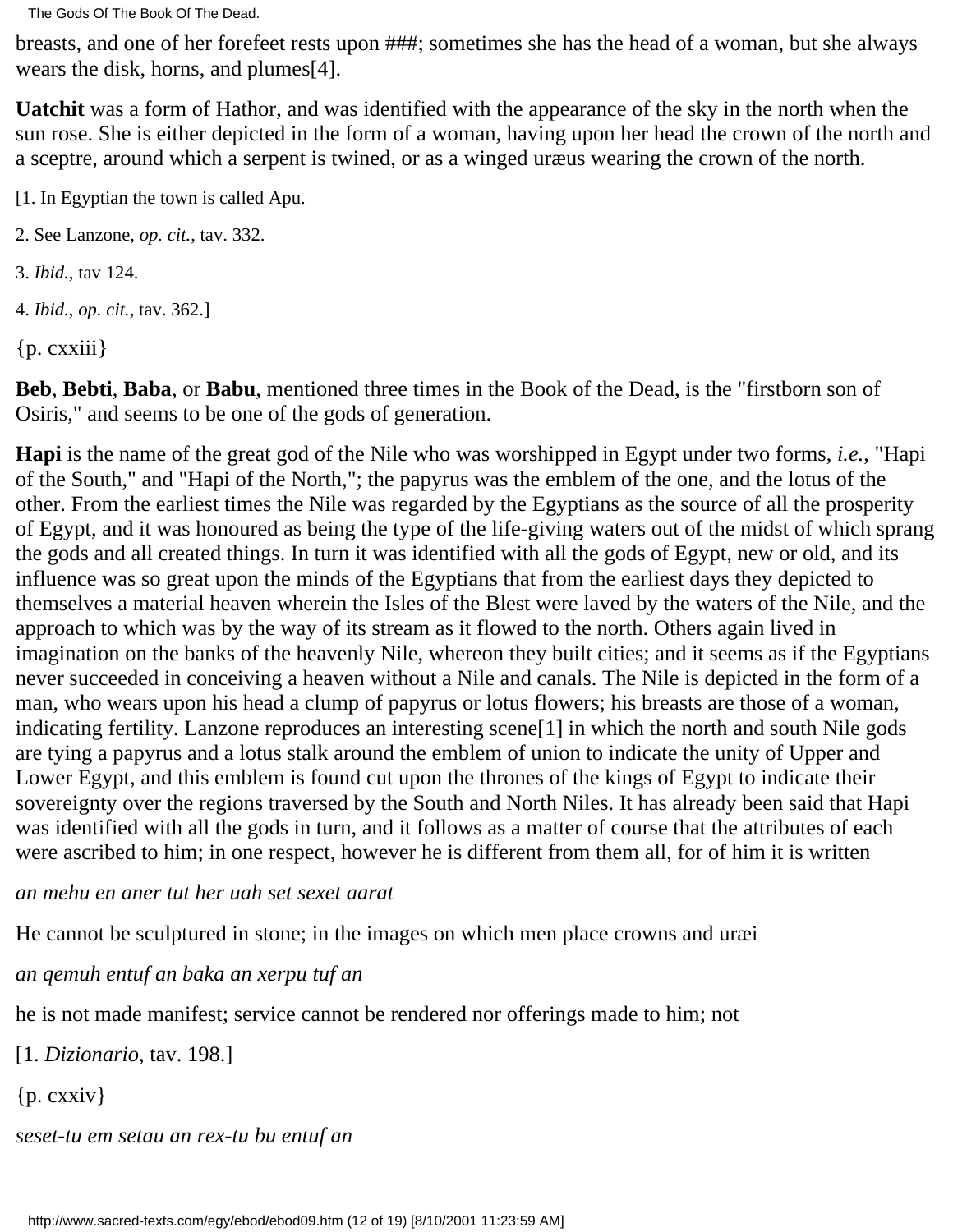breasts, and one of her forefeet rests upon ###; sometimes she has the head of a woman, but she always wears the disk, horns, and plumes[4].

**Uatchit** was a form of Hathor, and was identified with the appearance of the sky in the north when the sun rose. She is either depicted in the form of a woman, having upon her head the crown of the north and a sceptre, around which a serpent is twined, or as a winged uræus wearing the crown of the north.

[1. In Egyptian the town is called Apu.

2. See Lanzone, *op. cit.*, tav. 332.

3. *Ibid.*, tav 124.

4. *Ibid.*, *op. cit.*, tav. 362.]

{p. cxxiii}

**Beb**, **Bebti**, **Baba**, or **Babu**, mentioned three times in the Book of the Dead, is the "firstborn son of Osiris," and seems to be one of the gods of generation.

**Hapi** is the name of the great god of the Nile who was worshipped in Egypt under two forms, *i.e.*, "Hapi of the South," and "Hapi of the North,"; the papyrus was the emblem of the one, and the lotus of the other. From the earliest times the Nile was regarded by the Egyptians as the source of all the prosperity of Egypt, and it was honoured as being the type of the life-giving waters out of the midst of which sprang the gods and all created things. In turn it was identified with all the gods of Egypt, new or old, and its influence was so great upon the minds of the Egyptians that from the earliest days they depicted to themselves a material heaven wherein the Isles of the Blest were laved by the waters of the Nile, and the approach to which was by the way of its stream as it flowed to the north. Others again lived in imagination on the banks of the heavenly Nile, whereon they built cities; and it seems as if the Egyptians never succeeded in conceiving a heaven without a Nile and canals. The Nile is depicted in the form of a man, who wears upon his head a clump of papyrus or lotus flowers; his breasts are those of a woman, indicating fertility. Lanzone reproduces an interesting scene[1] in which the north and south Nile gods are tying a papyrus and a lotus stalk around the emblem of union to indicate the unity of Upper and Lower Egypt, and this emblem is found cut upon the thrones of the kings of Egypt to indicate their sovereignty over the regions traversed by the South and North Niles. It has already been said that Hapi was identified with all the gods in turn, and it follows as a matter of course that the attributes of each were ascribed to him; in one respect, however he is different from them all, for of him it is written

*an mehu en aner tut her uah set sexet aarat*

He cannot be sculptured in stone; in the images on which men place crowns and uræi

*an qemuh entuf an baka an xerpu tuf an*

he is not made manifest; service cannot be rendered nor offerings made to him; not

[1. *Dizionario*, tav. 198.]

{p. cxxiv}

*seset-tu em setau an rex-tu bu entuf an*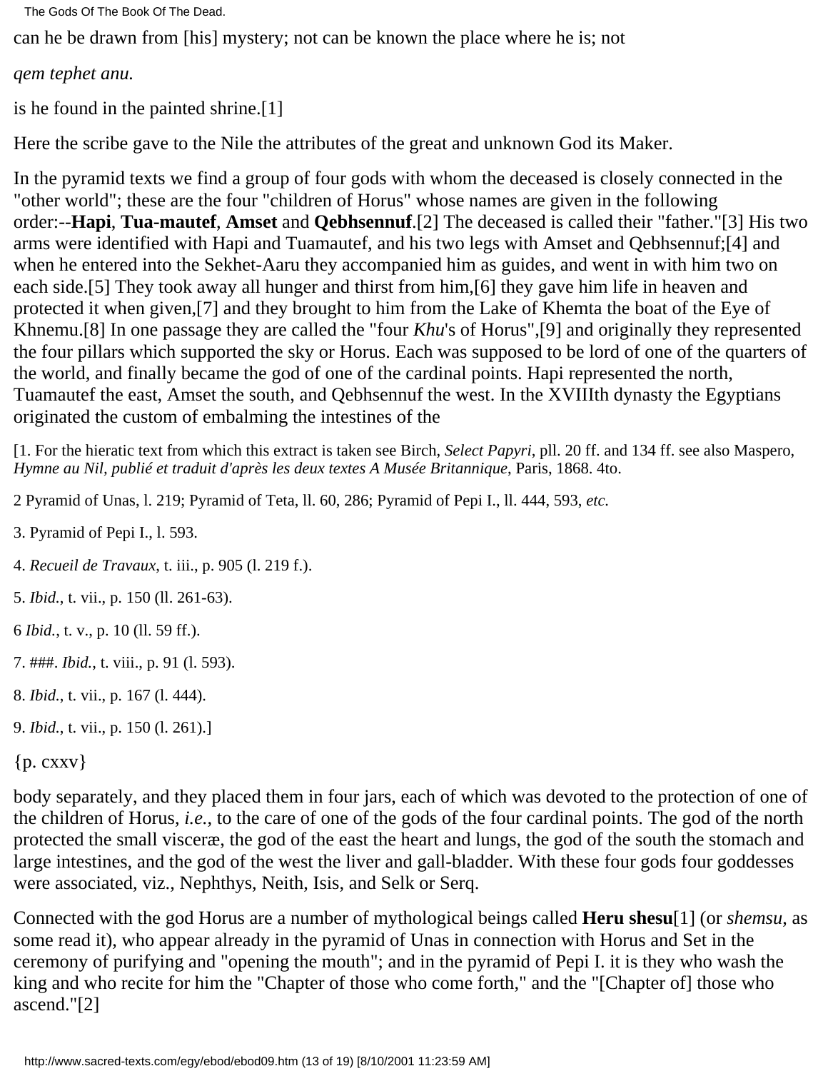can he be drawn from [his] mystery; not can be known the place where he is; not

*qem tephet anu.*

is he found in the painted shrine.[1]

Here the scribe gave to the Nile the attributes of the great and unknown God its Maker.

In the pyramid texts we find a group of four gods with whom the deceased is closely connected in the "other world"; these are the four "children of Horus" whose names are given in the following order:--**Hapi**, **Tua-mautef**, **Amset** and **Qebhsennuf**.[2] The deceased is called their "father."[3] His two arms were identified with Hapi and Tuamautef, and his two legs with Amset and Qebhsennuf;[4] and when he entered into the Sekhet-Aaru they accompanied him as guides, and went in with him two on each side.[5] They took away all hunger and thirst from him,[6] they gave him life in heaven and protected it when given,[7] and they brought to him from the Lake of Khemta the boat of the Eye of Khnemu.[8] In one passage they are called the "four *Khu*'s of Horus",[9] and originally they represented the four pillars which supported the sky or Horus. Each was supposed to be lord of one of the quarters of the world, and finally became the god of one of the cardinal points. Hapi represented the north, Tuamautef the east, Amset the south, and Qebhsennuf the west. In the XVIIIth dynasty the Egyptians originated the custom of embalming the intestines of the

[1. For the hieratic text from which this extract is taken see Birch, *Select Papyri*, pll. 20 ff. and 134 ff. see also Maspero, *Hymne au Nil, publié et traduit d'après les deux textes A Musée Britannique*, Paris, 1868. 4to.

2 Pyramid of Unas, l. 219; Pyramid of Teta, ll. 60, 286; Pyramid of Pepi I., ll. 444, 593, *etc.*

3. Pyramid of Pepi I., l. 593.

4. *Recueil de Travaux*, t. iii., p. 905 (l. 219 f.).

5. *Ibid.*, t. vii., p. 150 (ll. 261-63).

6 *Ibid.*, t. v., p. 10 (ll. 59 ff.).

7. ###. *Ibid.*, t. viii., p. 91 (l. 593).

8. *Ibid.*, t. vii., p. 167 (l. 444).

9. *Ibid.*, t. vii., p. 150 (l. 261).]

{p. cxxv}

body separately, and they placed them in four jars, each of which was devoted to the protection of one of the children of Horus, *i.e.*, to the care of one of the gods of the four cardinal points. The god of the north protected the small visceræ, the god of the east the heart and lungs, the god of the south the stomach and large intestines, and the god of the west the liver and gall-bladder. With these four gods four goddesses were associated, viz., Nephthys, Neith, Isis, and Selk or Serq.

Connected with the god Horus are a number of mythological beings called **Heru shesu**[1] (or *shemsu*, as some read it), who appear already in the pyramid of Unas in connection with Horus and Set in the ceremony of purifying and "opening the mouth"; and in the pyramid of Pepi I. it is they who wash the king and who recite for him the "Chapter of those who come forth," and the "[Chapter of] those who ascend."[2]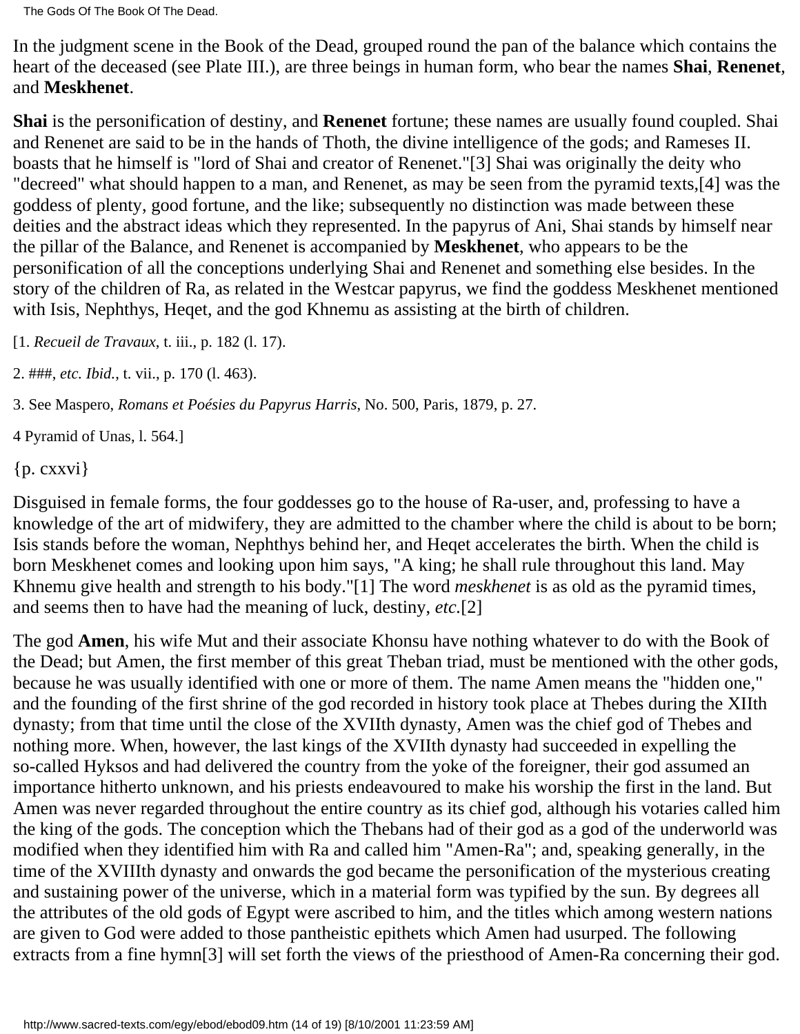In the judgment scene in the Book of the Dead, grouped round the pan of the balance which contains the heart of the deceased (see Plate III.), are three beings in human form, who bear the names **Shai**, **Renenet**, and **Meskhenet**.

**Shai** is the personification of destiny, and **Renenet** fortune; these names are usually found coupled. Shai and Renenet are said to be in the hands of Thoth, the divine intelligence of the gods; and Rameses II. boasts that he himself is "lord of Shai and creator of Renenet."[3] Shai was originally the deity who "decreed" what should happen to a man, and Renenet, as may be seen from the pyramid texts,[4] was the goddess of plenty, good fortune, and the like; subsequently no distinction was made between these deities and the abstract ideas which they represented. In the papyrus of Ani, Shai stands by himself near the pillar of the Balance, and Renenet is accompanied by **Meskhenet**, who appears to be the personification of all the conceptions underlying Shai and Renenet and something else besides. In the story of the children of Ra, as related in the Westcar papyrus, we find the goddess Meskhenet mentioned with Isis, Nephthys, Heqet, and the god Khnemu as assisting at the birth of children.

[1. *Recueil de Travaux*, t. iii., p. 182 (l. 17).

2. ###, *etc. Ibid.*, t. vii., p. 170 (l. 463).

3. See Maspero, *Romans et Poésies du Papyrus Harris*, No. 500, Paris, 1879, p. 27.

4 Pyramid of Unas, l. 564.]

{p. cxxvi}

Disguised in female forms, the four goddesses go to the house of Ra-user, and, professing to have a knowledge of the art of midwifery, they are admitted to the chamber where the child is about to be born; Isis stands before the woman, Nephthys behind her, and Heqet accelerates the birth. When the child is born Meskhenet comes and looking upon him says, "A king; he shall rule throughout this land. May Khnemu give health and strength to his body."[1] The word *meskhenet* is as old as the pyramid times, and seems then to have had the meaning of luck, destiny, *etc.*[2]

The god **Amen**, his wife Mut and their associate Khonsu have nothing whatever to do with the Book of the Dead; but Amen, the first member of this great Theban triad, must be mentioned with the other gods, because he was usually identified with one or more of them. The name Amen means the "hidden one," and the founding of the first shrine of the god recorded in history took place at Thebes during the XIIth dynasty; from that time until the close of the XVIIth dynasty, Amen was the chief god of Thebes and nothing more. When, however, the last kings of the XVIIth dynasty had succeeded in expelling the so-called Hyksos and had delivered the country from the yoke of the foreigner, their god assumed an importance hitherto unknown, and his priests endeavoured to make his worship the first in the land. But Amen was never regarded throughout the entire country as its chief god, although his votaries called him the king of the gods. The conception which the Thebans had of their god as a god of the underworld was modified when they identified him with Ra and called him "Amen-Ra"; and, speaking generally, in the time of the XVIIIth dynasty and onwards the god became the personification of the mysterious creating and sustaining power of the universe, which in a material form was typified by the sun. By degrees all the attributes of the old gods of Egypt were ascribed to him, and the titles which among western nations are given to God were added to those pantheistic epithets which Amen had usurped. The following extracts from a fine hymn[3] will set forth the views of the priesthood of Amen-Ra concerning their god.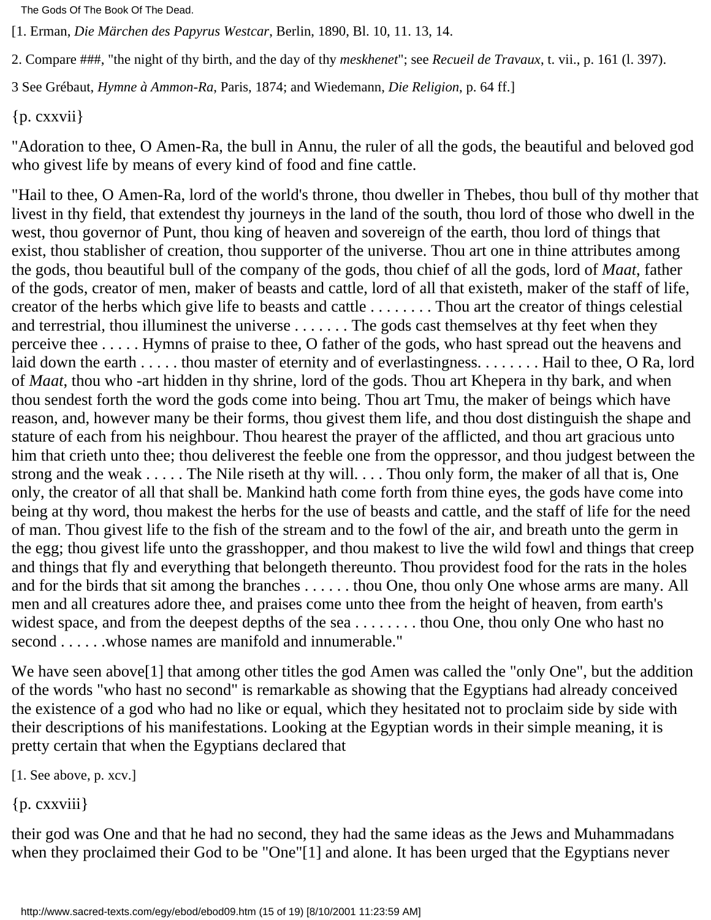[1. Erman, *Die Märchen des Papyrus Westcar*, Berlin, 1890, Bl. 10, 11. 13, 14.

2. Compare ###, "the night of thy birth, and the day of thy *meskhenet*"; see *Recueil de Travaux*, t. vii., p. 161 (l. 397).

3 See Grébaut, *Hymne à Ammon-Ra*, Paris, 1874; and Wiedemann, *Die Religion*, p. 64 ff.]

{p. cxxvii}

"Adoration to thee, O Amen-Ra, the bull in Annu, the ruler of all the gods, the beautiful and beloved god who givest life by means of every kind of food and fine cattle.

"Hail to thee, O Amen-Ra, lord of the world's throne, thou dweller in Thebes, thou bull of thy mother that livest in thy field, that extendest thy journeys in the land of the south, thou lord of those who dwell in the west, thou governor of Punt, thou king of heaven and sovereign of the earth, thou lord of things that exist, thou stablisher of creation, thou supporter of the universe. Thou art one in thine attributes among the gods, thou beautiful bull of the company of the gods, thou chief of all the gods, lord of *Maat*, father of the gods, creator of men, maker of beasts and cattle, lord of all that existeth, maker of the staff of life, creator of the herbs which give life to beasts and cattle . . . . . . . . Thou art the creator of things celestial and terrestrial, thou illuminest the universe . . . . . . . The gods cast themselves at thy feet when they perceive thee . . . . . Hymns of praise to thee, O father of the gods, who hast spread out the heavens and laid down the earth . . . . . thou master of eternity and of everlastingness. . . . . . . . Hail to thee, O Ra, lord of *Maat*, thou who -art hidden in thy shrine, lord of the gods. Thou art Khepera in thy bark, and when thou sendest forth the word the gods come into being. Thou art Tmu, the maker of beings which have reason, and, however many be their forms, thou givest them life, and thou dost distinguish the shape and stature of each from his neighbour. Thou hearest the prayer of the afflicted, and thou art gracious unto him that crieth unto thee; thou deliverest the feeble one from the oppressor, and thou judgest between the strong and the weak . . . . . The Nile riseth at thy will. . . . Thou only form, the maker of all that is, One only, the creator of all that shall be. Mankind hath come forth from thine eyes, the gods have come into being at thy word, thou makest the herbs for the use of beasts and cattle, and the staff of life for the need of man. Thou givest life to the fish of the stream and to the fowl of the air, and breath unto the germ in the egg; thou givest life unto the grasshopper, and thou makest to live the wild fowl and things that creep and things that fly and everything that belongeth thereunto. Thou providest food for the rats in the holes and for the birds that sit among the branches . . . . . . thou One, thou only One whose arms are many. All men and all creatures adore thee, and praises come unto thee from the height of heaven, from earth's widest space, and from the deepest depths of the sea . . . . . . . . thou One, thou only One who hast no second . . . . . .whose names are manifold and innumerable."

We have seen above[1] that among other titles the god Amen was called the "only One", but the addition of the words "who hast no second" is remarkable as showing that the Egyptians had already conceived the existence of a god who had no like or equal, which they hesitated not to proclaim side by side with their descriptions of his manifestations. Looking at the Egyptian words in their simple meaning, it is pretty certain that when the Egyptians declared that

[1. See above, p. xcv.]

{p. cxxviii}

their god was One and that he had no second, they had the same ideas as the Jews and Muhammadans when they proclaimed their God to be "One"[1] and alone. It has been urged that the Egyptians never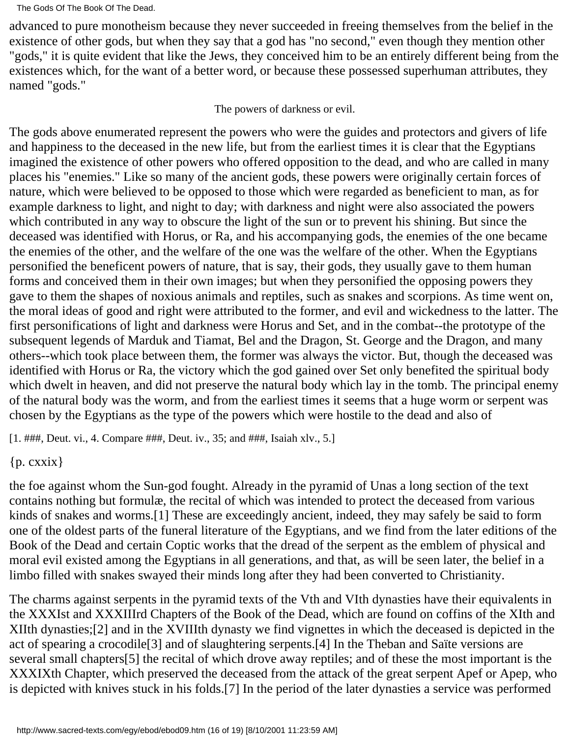advanced to pure monotheism because they never succeeded in freeing themselves from the belief in the existence of other gods, but when they say that a god has "no second," even though they mention other "gods," it is quite evident that like the Jews, they conceived him to be an entirely different being from the existences which, for the want of a better word, or because these possessed superhuman attributes, they named "gods."

### The powers of darkness or evil.

The gods above enumerated represent the powers who were the guides and protectors and givers of life and happiness to the deceased in the new life, but from the earliest times it is clear that the Egyptians imagined the existence of other powers who offered opposition to the dead, and who are called in many places his "enemies." Like so many of the ancient gods, these powers were originally certain forces of nature, which were believed to be opposed to those which were regarded as beneficient to man, as for example darkness to light, and night to day; with darkness and night were also associated the powers which contributed in any way to obscure the light of the sun or to prevent his shining. But since the deceased was identified with Horus, or Ra, and his accompanying gods, the enemies of the one became the enemies of the other, and the welfare of the one was the welfare of the other. When the Egyptians personified the beneficent powers of nature, that is say, their gods, they usually gave to them human forms and conceived them in their own images; but when they personified the opposing powers they gave to them the shapes of noxious animals and reptiles, such as snakes and scorpions. As time went on, the moral ideas of good and right were attributed to the former, and evil and wickedness to the latter. The first personifications of light and darkness were Horus and Set, and in the combat--the prototype of the subsequent legends of Marduk and Tiamat, Bel and the Dragon, St. George and the Dragon, and many others--which took place between them, the former was always the victor. But, though the deceased was identified with Horus or Ra, the victory which the god gained over Set only benefited the spiritual body which dwelt in heaven, and did not preserve the natural body which lay in the tomb. The principal enemy of the natural body was the worm, and from the earliest times it seems that a huge worm or serpent was chosen by the Egyptians as the type of the powers which were hostile to the dead and also of

[1. ###, Deut. vi., 4. Compare ###, Deut. iv., 35; and ###, Isaiah xlv., 5.]

{p. cxxix}

the foe against whom the Sun-god fought. Already in the pyramid of Unas a long section of the text contains nothing but formulæ, the recital of which was intended to protect the deceased from various kinds of snakes and worms.[1] These are exceedingly ancient, indeed, they may safely be said to form one of the oldest parts of the funeral literature of the Egyptians, and we find from the later editions of the Book of the Dead and certain Coptic works that the dread of the serpent as the emblem of physical and moral evil existed among the Egyptians in all generations, and that, as will be seen later, the belief in a limbo filled with snakes swayed their minds long after they had been converted to Christianity.

The charms against serpents in the pyramid texts of the Vth and VIth dynasties have their equivalents in the XXXIst and XXXIIIrd Chapters of the Book of the Dead, which are found on coffins of the XIth and XIIth dynasties;[2] and in the XVIIIth dynasty we find vignettes in which the deceased is depicted in the act of spearing a crocodile[3] and of slaughtering serpents.[4] In the Theban and Saïte versions are several small chapters[5] the recital of which drove away reptiles; and of these the most important is the XXXIXth Chapter, which preserved the deceased from the attack of the great serpent Apef or Apep, who is depicted with knives stuck in his folds.[7] In the period of the later dynasties a service was performed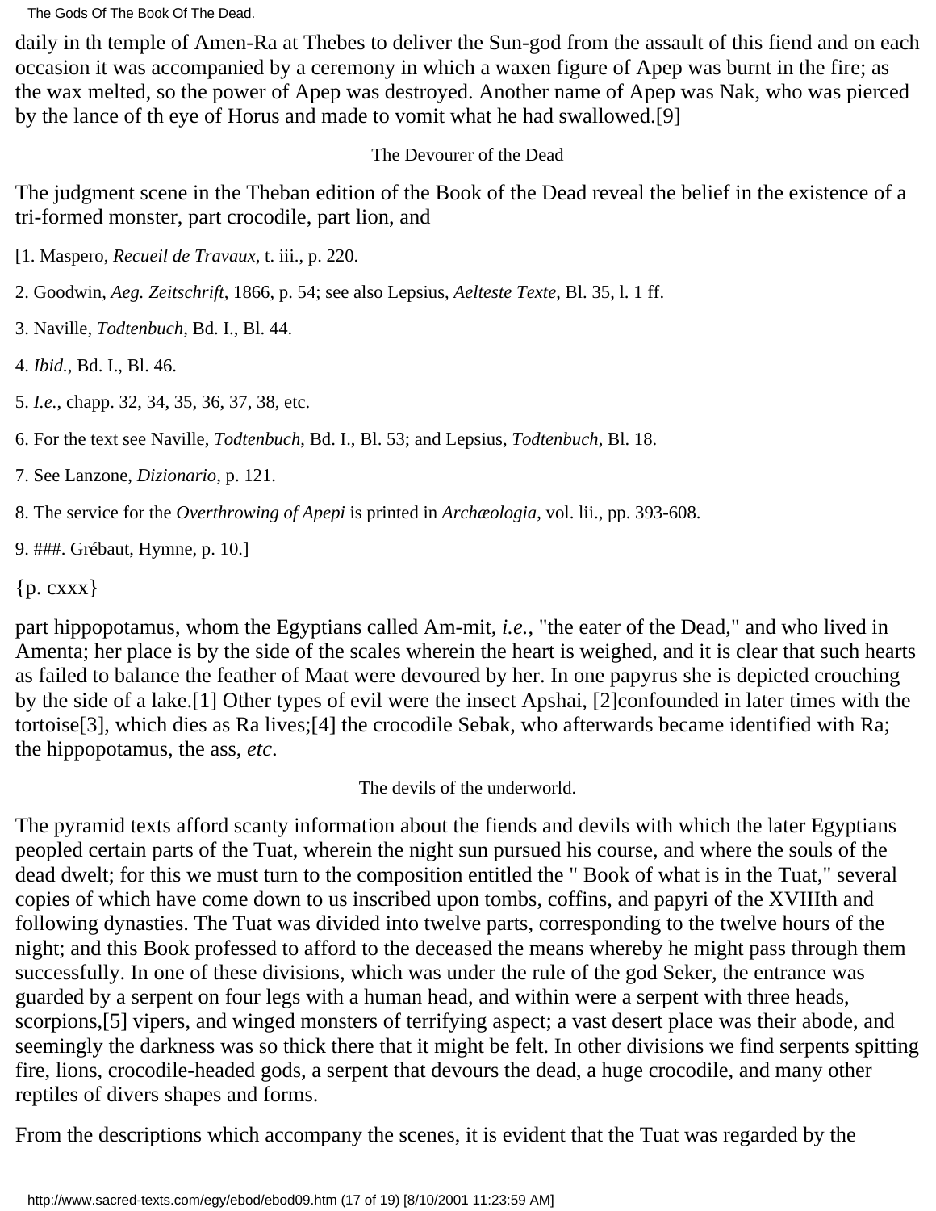daily in th temple of Amen-Ra at Thebes to deliver the Sun-god from the assault of this fiend and on each occasion it was accompanied by a ceremony in which a waxen figure of Apep was burnt in the fire; as the wax melted, so the power of Apep was destroyed. Another name of Apep was Nak, who was pierced by the lance of th eye of Horus and made to vomit what he had swallowed.[9]

### The Devourer of the Dead

The judgment scene in the Theban edition of the Book of the Dead reveal the belief in the existence of a tri-formed monster, part crocodile, part lion, and

[1. Maspero, *Recueil de Travaux*, t. iii., p. 220.

2. Goodwin, *Aeg. Zeitschrift*, 1866, p. 54; see also Lepsius, *Aelteste Texte*, Bl. 35, l. 1 ff.

3. Naville, *Todtenbuch*, Bd. I., Bl. 44.

4. *Ibid.*, Bd. I., Bl. 46.

5. *I.e.*, chapp. 32, 34, 35, 36, 37, 38, etc.

6. For the text see Naville, *Todtenbuch*, Bd. I., Bl. 53; and Lepsius, *Todtenbuch*, Bl. 18.

7. See Lanzone, *Dizionario*, p. 121.

8. The service for the *Overthrowing of Apepi* is printed in *Archæologia*, vol. lii., pp. 393-608.

9. ###. Grébaut, Hymne, p. 10.]

{p. cxxx}

part hippopotamus, whom the Egyptians called Am-mit, *i.e.*, "the eater of the Dead," and who lived in Amenta; her place is by the side of the scales wherein the heart is weighed, and it is clear that such hearts as failed to balance the feather of Maat were devoured by her. In one papyrus she is depicted crouching by the side of a lake.[1] Other types of evil were the insect Apshai, [2]confounded in later times with the tortoise[3], which dies as Ra lives;[4] the crocodile Sebak, who afterwards became identified with Ra; the hippopotamus, the ass, *etc*.

### The devils of the underworld.

The pyramid texts afford scanty information about the fiends and devils with which the later Egyptians peopled certain parts of the Tuat, wherein the night sun pursued his course, and where the souls of the dead dwelt; for this we must turn to the composition entitled the " Book of what is in the Tuat," several copies of which have come down to us inscribed upon tombs, coffins, and papyri of the XVIIIth and following dynasties. The Tuat was divided into twelve parts, corresponding to the twelve hours of the night; and this Book professed to afford to the deceased the means whereby he might pass through them successfully. In one of these divisions, which was under the rule of the god Seker, the entrance was guarded by a serpent on four legs with a human head, and within were a serpent with three heads, scorpions,[5] vipers, and winged monsters of terrifying aspect; a vast desert place was their abode, and seemingly the darkness was so thick there that it might be felt. In other divisions we find serpents spitting fire, lions, crocodile-headed gods, a serpent that devours the dead, a huge crocodile, and many other reptiles of divers shapes and forms.

From the descriptions which accompany the scenes, it is evident that the Tuat was regarded by the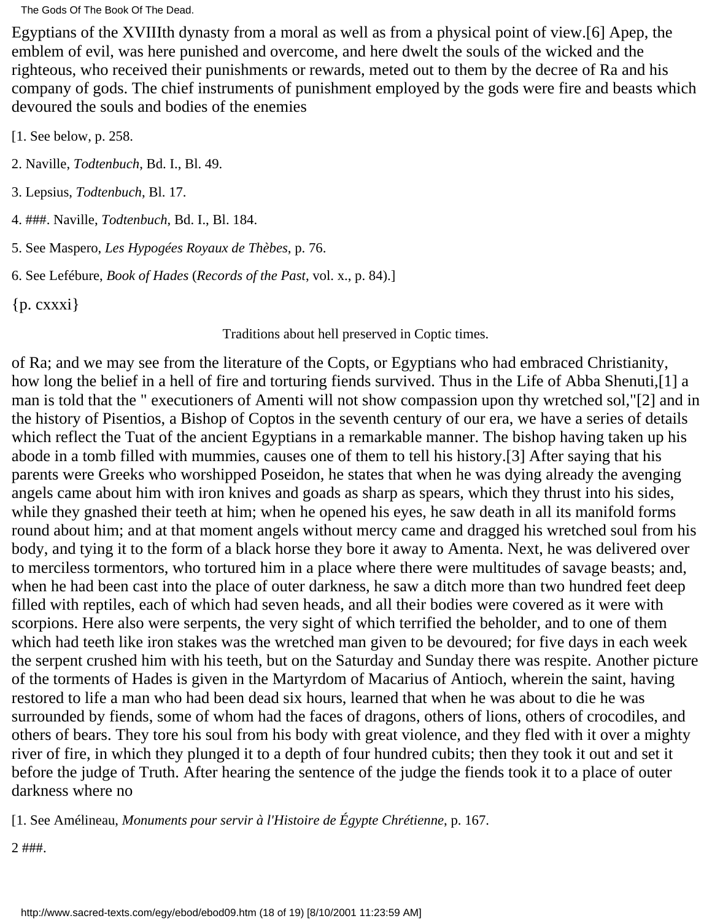Egyptians of the XVIIIth dynasty from a moral as well as from a physical point of view.[6] Apep, the emblem of evil, was here punished and overcome, and here dwelt the souls of the wicked and the righteous, who received their punishments or rewards, meted out to them by the decree of Ra and his company of gods. The chief instruments of punishment employed by the gods were fire and beasts which devoured the souls and bodies of the enemies

[1. See below, p. 258.

2. Naville, *Todtenbuch*, Bd. I., Bl. 49.

3. Lepsius, *Todtenbuch*, Bl. 17.

4. ###. Naville, *Todtenbuch*, Bd. I., Bl. 184.

5. See Maspero, *Les Hypogées Royaux de Thèbes*, p. 76.

6. See Lefébure, *Book of Hades* (*Records of the Past*, vol. x., p. 84).]

{p. cxxxi}

Traditions about hell preserved in Coptic times.

of Ra; and we may see from the literature of the Copts, or Egyptians who had embraced Christianity, how long the belief in a hell of fire and torturing fiends survived. Thus in the Life of Abba Shenuti,[1] a man is told that the " executioners of Amenti will not show compassion upon thy wretched sol,"[2] and in the history of Pisentios, a Bishop of Coptos in the seventh century of our era, we have a series of details which reflect the Tuat of the ancient Egyptians in a remarkable manner. The bishop having taken up his abode in a tomb filled with mummies, causes one of them to tell his history.[3] After saying that his parents were Greeks who worshipped Poseidon, he states that when he was dying already the avenging angels came about him with iron knives and goads as sharp as spears, which they thrust into his sides, while they gnashed their teeth at him; when he opened his eyes, he saw death in all its manifold forms round about him; and at that moment angels without mercy came and dragged his wretched soul from his body, and tying it to the form of a black horse they bore it away to Amenta. Next, he was delivered over to merciless tormentors, who tortured him in a place where there were multitudes of savage beasts; and, when he had been cast into the place of outer darkness, he saw a ditch more than two hundred feet deep filled with reptiles, each of which had seven heads, and all their bodies were covered as it were with scorpions. Here also were serpents, the very sight of which terrified the beholder, and to one of them which had teeth like iron stakes was the wretched man given to be devoured; for five days in each week the serpent crushed him with his teeth, but on the Saturday and Sunday there was respite. Another picture of the torments of Hades is given in the Martyrdom of Macarius of Antioch, wherein the saint, having restored to life a man who had been dead six hours, learned that when he was about to die he was surrounded by fiends, some of whom had the faces of dragons, others of lions, others of crocodiles, and others of bears. They tore his soul from his body with great violence, and they fled with it over a mighty river of fire, in which they plunged it to a depth of four hundred cubits; then they took it out and set it before the judge of Truth. After hearing the sentence of the judge the fiends took it to a place of outer darkness where no

[1. See Amélineau, *Monuments pour servir à l'Histoire de Égypte Chrétienne*, p. 167.

2 ###.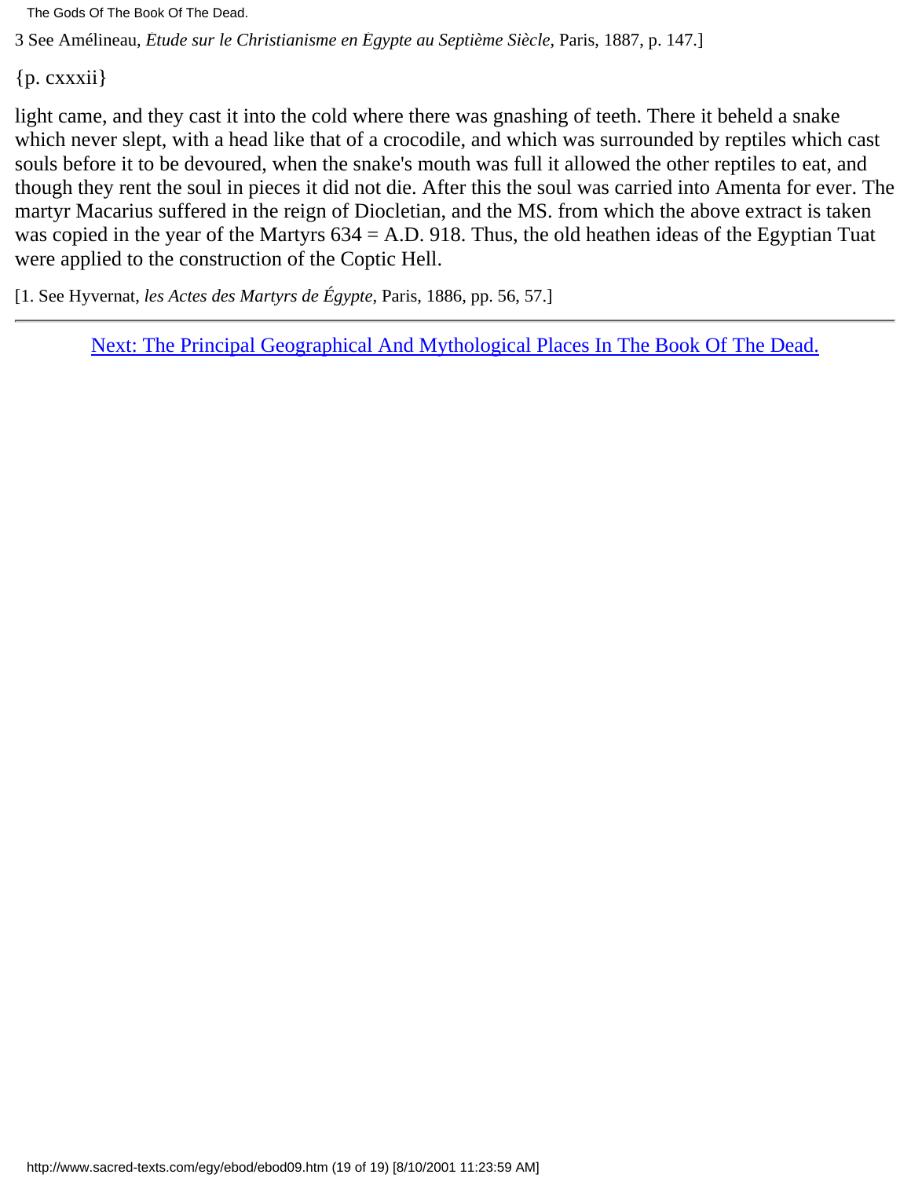3 See Amélineau, *Etude sur le Christianisme en Egypte au Septième Siècle*, Paris, 1887, p. 147.]

{p. cxxxii}

light came, and they cast it into the cold where there was gnashing of teeth. There it beheld a snake which never slept, with a head like that of a crocodile, and which was surrounded by reptiles which cast souls before it to be devoured, when the snake's mouth was full it allowed the other reptiles to eat, and though they rent the soul in pieces it did not die. After this the soul was carried into Amenta for ever. The martyr Macarius suffered in the reign of Diocletian, and the MS. from which the above extract is taken was copied in the year of the Martyrs 634 = A.D. 918. Thus, the old heathen ideas of the Egyptian Tuat were applied to the construction of the Coptic Hell.

[1. See Hyvernat, *les Actes des Martyrs de Égypte*, Paris, 1886, pp. 56, 57.]

---

Next: The Principal Geographical And Mythological Places In The Book Of The Dead.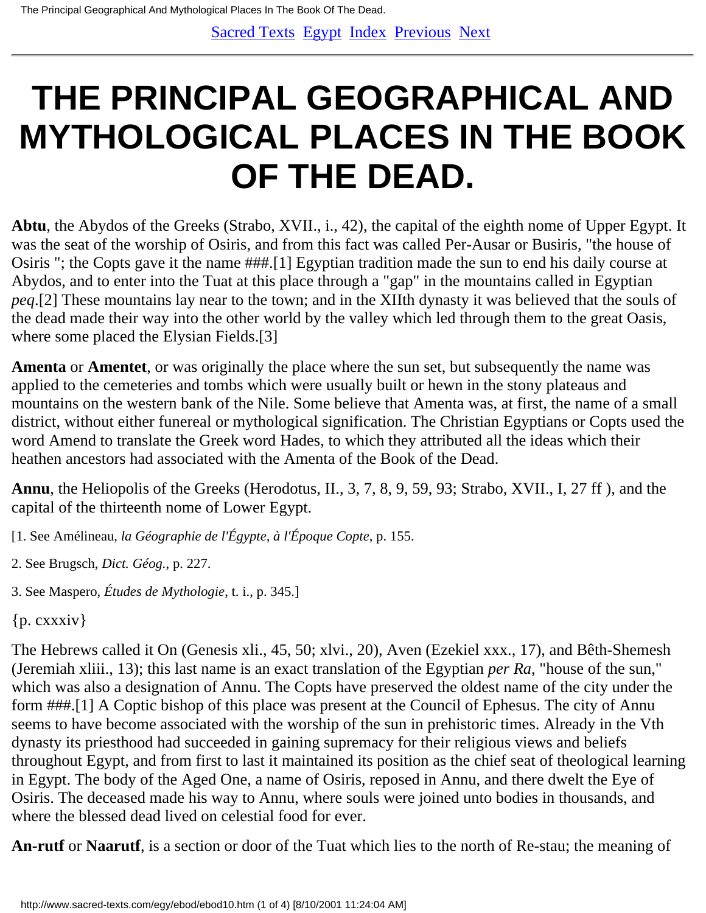# THE PRINCIPAL GEOGRAPHICAL AND MYTHOLOGICAL PLACES IN THE BOOK OF THE DEAD.

**Abtu**, the Abydos of the Greeks (Strabo, XVII., i., 42), the capital of the eighth nome of Upper Egypt. It was the seat of the worship of Osiris, and from this fact was called Per-Ausar or Busiris, "the house of Osiris "; the Copts gave it the name ###.[1] Egyptian tradition made the sun to end his daily course at Abydos, and to enter into the Tuat at this place through a "gap" in the mountains called in Egyptian *peq*.[2] These mountains lay near to the town; and in the XIIth dynasty it was believed that the souls of the dead made their way into the other world by the valley which led through them to the great Oasis, where some placed the Elysian Fields.[3]

**Amenta** or **Amentet**, or was originally the place where the sun set, but subsequently the name was applied to the cemeteries and tombs which were usually built or hewn in the stony plateaus and mountains on the western bank of the Nile. Some believe that Amenta was, at first, the name of a small district, without either funereal or mythological signification. The Christian Egyptians or Copts used the word Amend to translate the Greek word Hades, to which they attributed all the ideas which their heathen ancestors had associated with the Amenta of the Book of the Dead.

**Annu**, the Heliopolis of the Greeks (Herodotus, II., 3, 7, 8, 9, 59, 93; Strabo, XVII., I, 27 ff ), and the capital of the thirteenth nome of Lower Egypt.

[1. See Amélineau, *la Géographie de l'Égypte, à l'Époque Copte*, p. 155.

2. See Brugsch, *Dict. Géog.*, p. 227.

3. See Maspero, *Études de Mythologie*, t. i., p. 345.]

{p. cxxxiv}

The Hebrews called it On (Genesis xli., 45, 50; xlvi., 20), Aven (Ezekiel xxx., 17), and Bêth-Shemesh (Jeremiah xliii., 13); this last name is an exact translation of the Egyptian *per Ra*, "house of the sun," which was also a designation of Annu. The Copts have preserved the oldest name of the city under the form ###.[1] A Coptic bishop of this place was present at the Council of Ephesus. The city of Annu seems to have become associated with the worship of the sun in prehistoric times. Already in the Vth dynasty its priesthood had succeeded in gaining supremacy for their religious views and beliefs throughout Egypt, and from first to last it maintained its position as the chief seat of theological learning in Egypt. The body of the Aged One, a name of Osiris, reposed in Annu, and there dwelt the Eye of Osiris. The deceased made his way to Annu, where souls were joined unto bodies in thousands, and where the blessed dead lived on celestial food for ever.

**An-rutf** or **Naarutf**, is a section or door of the Tuat which lies to the north of Re-stau; the meaning of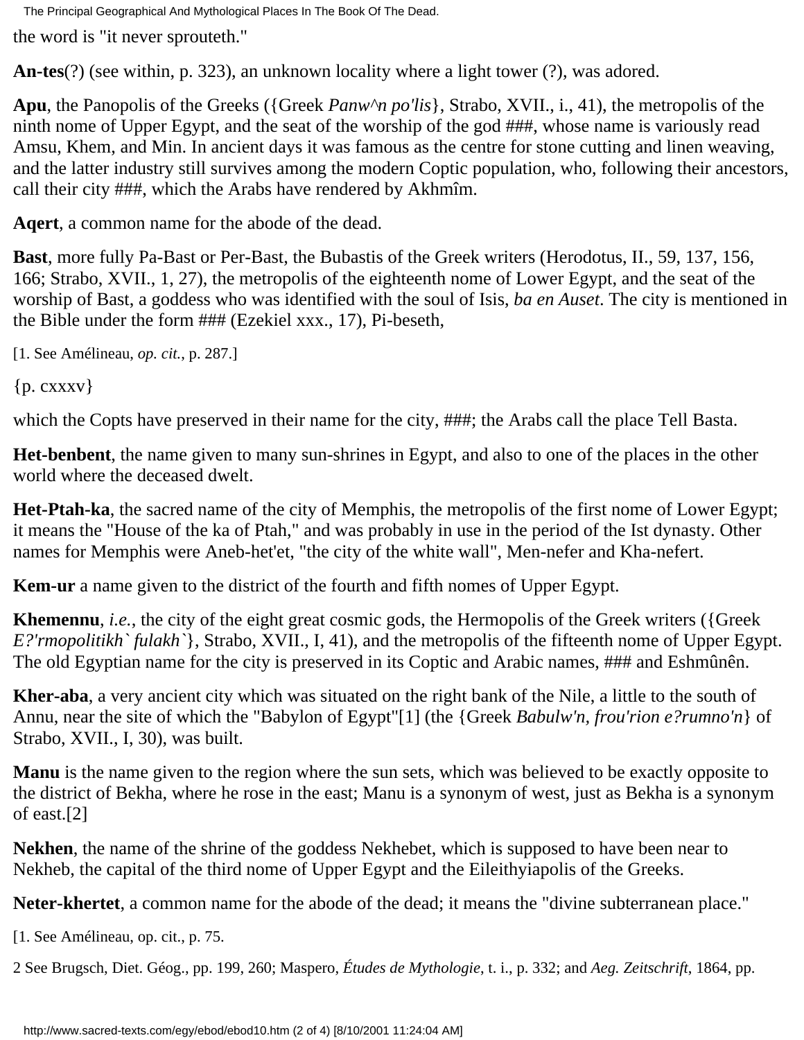the word is "it never sprouteth."

**An-tes**(?) (see within, p. 323), an unknown locality where a light tower (?), was adored.

**Apu**, the Panopolis of the Greeks ({Greek *Panw^n po'lis*}, Strabo, XVII., i., 41), the metropolis of the ninth nome of Upper Egypt, and the seat of the worship of the god ###, whose name is variously read Amsu, Khem, and Min. In ancient days it was famous as the centre for stone cutting and linen weaving, and the latter industry still survives among the modern Coptic population, who, following their ancestors, call their city ###, which the Arabs have rendered by Akhmîm.

**Aqert**, a common name for the abode of the dead.

**Bast**, more fully Pa-Bast or Per-Bast, the Bubastis of the Greek writers (Herodotus, II., 59, 137, 156, 166; Strabo, XVII., 1, 27), the metropolis of the eighteenth nome of Lower Egypt, and the seat of the worship of Bast, a goddess who was identified with the soul of Isis, *ba en Auset*. The city is mentioned in the Bible under the form ### (Ezekiel xxx., 17), Pi-beseth,

[1. See Amélineau, *op. cit.*, p. 287.]

{p. cxxxv}

which the Copts have preserved in their name for the city, ###; the Arabs call the place Tell Basta.

**Het-benbent**, the name given to many sun-shrines in Egypt, and also to one of the places in the other world where the deceased dwelt.

**Het-Ptah-ka**, the sacred name of the city of Memphis, the metropolis of the first nome of Lower Egypt; it means the "House of the ka of Ptah," and was probably in use in the period of the Ist dynasty. Other names for Memphis were Aneb-het'et, "the city of the white wall", Men-nefer and Kha-nefert.

**Kem-ur** a name given to the district of the fourth and fifth nomes of Upper Egypt.

**Khemennu**, *i.e.*, the city of the eight great cosmic gods, the Hermopolis of the Greek writers ({Greek *E?'rmopolitikh` fulakh`*}, Strabo, XVII., I, 41), and the metropolis of the fifteenth nome of Upper Egypt. The old Egyptian name for the city is preserved in its Coptic and Arabic names, ### and Eshmûnên.

**Kher-aba**, a very ancient city which was situated on the right bank of the Nile, a little to the south of Annu, near the site of which the "Babylon of Egypt"[1] (the {Greek *Babulw'n, frou'rion e?rumno'n*} of Strabo, XVII., I, 30), was built.

**Manu** is the name given to the region where the sun sets, which was believed to be exactly opposite to the district of Bekha, where he rose in the east; Manu is a synonym of west, just as Bekha is a synonym of east.[2]

**Nekhen**, the name of the shrine of the goddess Nekhebet, which is supposed to have been near to Nekheb, the capital of the third nome of Upper Egypt and the Eileithyiapolis of the Greeks.

**Neter-khertet**, a common name for the abode of the dead; it means the "divine subterranean place."

[1. See Amélineau, op. cit., p. 75.

2 See Brugsch, Dict. Géog., pp. 199, 260; Maspero, *Études de Mythologie*, t. i., p. 332; and *Aeg. Zeitschrift*, 1864, pp.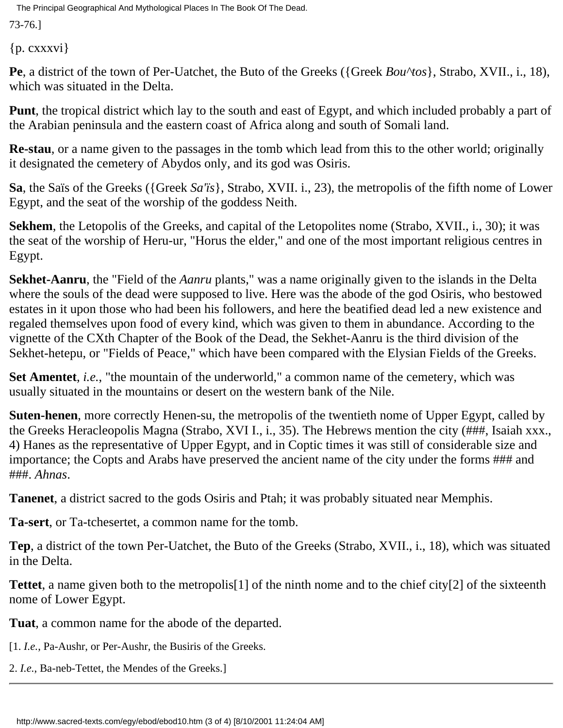73-76.]

{p. cxxxvi}

**Pe**, a district of the town of Per-Uatchet, the Buto of the Greeks ({Greek *Bou^tos*}, Strabo, XVII., i., 18), which was situated in the Delta.

**Punt**, the tropical district which lay to the south and east of Egypt, and which included probably a part of the Arabian peninsula and the eastern coast of Africa along and south of Somali land.

**Re-stau**, or a name given to the passages in the tomb which lead from this to the other world; originally it designated the cemetery of Abydos only, and its god was Osiris.

**Sa**, the Saïs of the Greeks ({Greek *Sa'ïs*}, Strabo, XVII. i., 23), the metropolis of the fifth nome of Lower Egypt, and the seat of the worship of the goddess Neith.

**Sekhem**, the Letopolis of the Greeks, and capital of the Letopolites nome (Strabo, XVII., i., 30); it was the seat of the worship of Heru-ur, "Horus the elder," and one of the most important religious centres in Egypt.

**Sekhet-Aanru**, the "Field of the *Aanru* plants," was a name originally given to the islands in the Delta where the souls of the dead were supposed to live. Here was the abode of the god Osiris, who bestowed estates in it upon those who had been his followers, and here the beatified dead led a new existence and regaled themselves upon food of every kind, which was given to them in abundance. According to the vignette of the CXth Chapter of the Book of the Dead, the Sekhet-Aanru is the third division of the Sekhet-hetepu, or "Fields of Peace," which have been compared with the Elysian Fields of the Greeks.

**Set Amentet**, *i.e.*, "the mountain of the underworld," a common name of the cemetery, which was usually situated in the mountains or desert on the western bank of the Nile.

**Suten-henen**, more correctly Henen-su, the metropolis of the twentieth nome of Upper Egypt, called by the Greeks Heracleopolis Magna (Strabo, XVI I., i., 35). The Hebrews mention the city (###, Isaiah xxx., 4) Hanes as the representative of Upper Egypt, and in Coptic times it was still of considerable size and importance; the Copts and Arabs have preserved the ancient name of the city under the forms ### and ###. *Ahnas*.

**Tanenet**, a district sacred to the gods Osiris and Ptah; it was probably situated near Memphis.

**Ta-sert**, or Ta-tchesertet, a common name for the tomb.

**Tep**, a district of the town Per-Uatchet, the Buto of the Greeks (Strabo, XVII., i., 18), which was situated in the Delta.

**Tettet**, a name given both to the metropolis[1] of the ninth nome and to the chief city[2] of the sixteenth nome of Lower Egypt.

**Tuat**, a common name for the abode of the departed.

[1. *I.e.*, Pa-Aushr, or Per-Aushr, the Busiris of the Greeks.

2. *I.e.*, Ba-neb-Tettet, the Mendes of the Greeks.]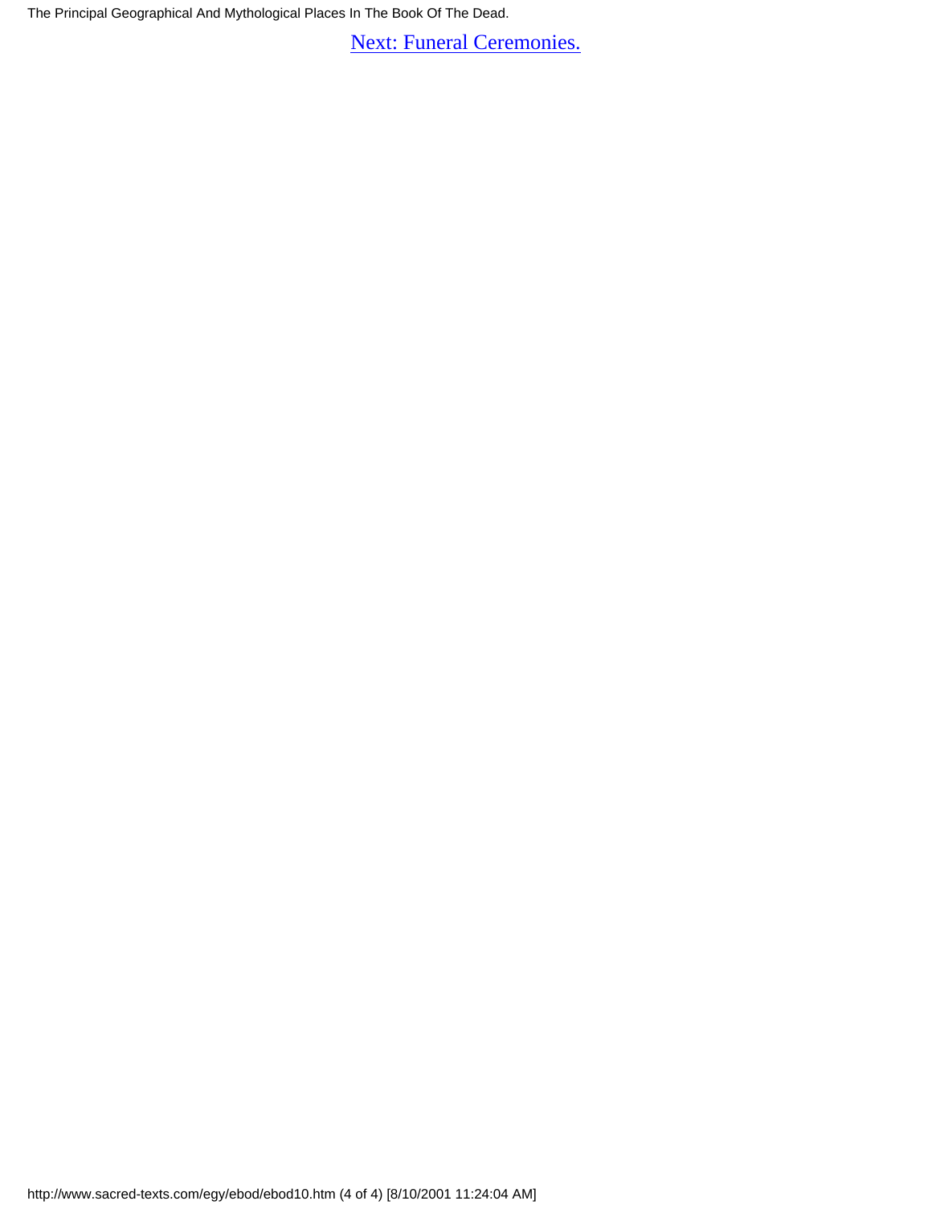[Next: Funeral Ceremonies.]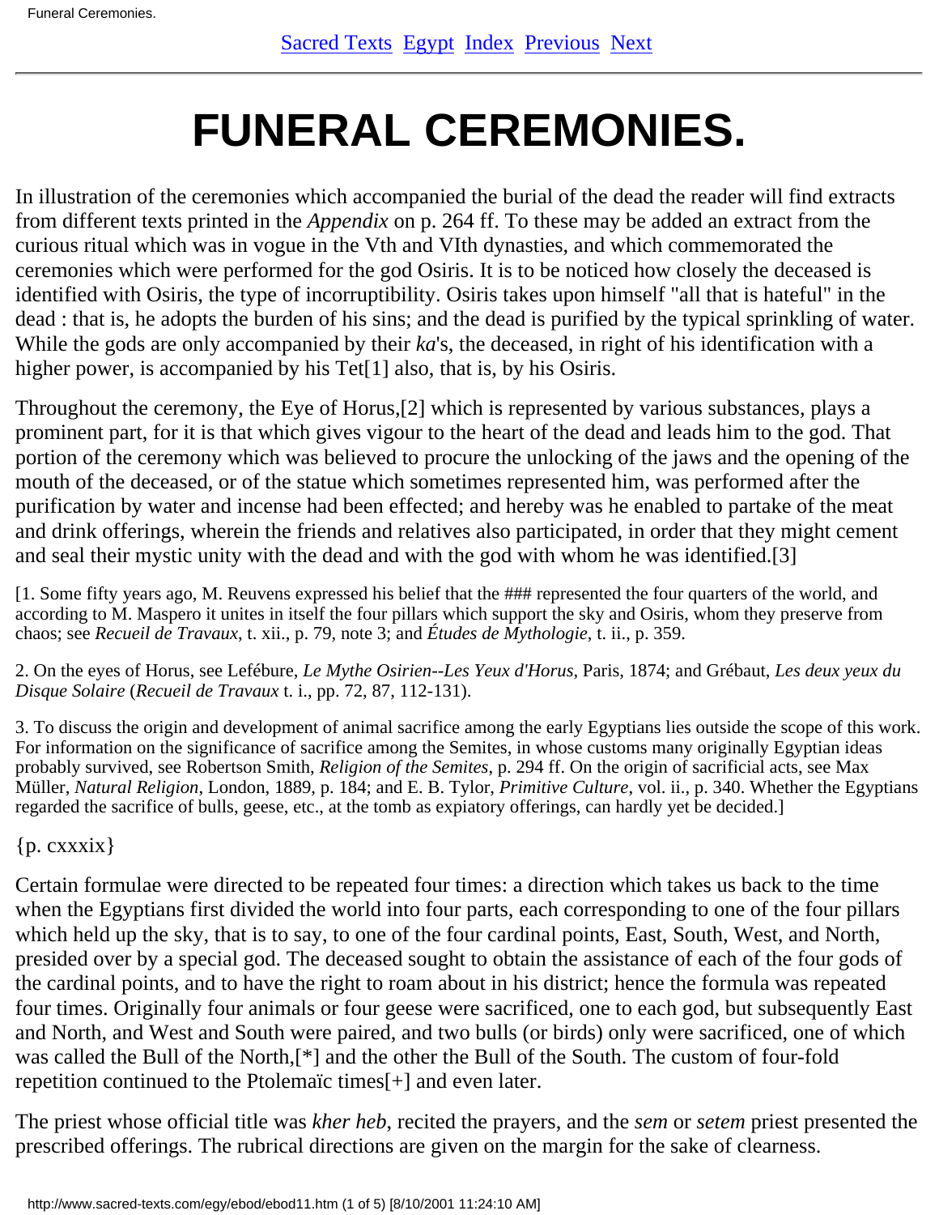# FUNERAL CEREMONIES.

In illustration of the ceremonies which accompanied the burial of the dead the reader will find extracts from different texts printed in the *Appendix* on p. 264 ff. To these may be added an extract from the curious ritual which was in vogue in the Vth and VIth dynasties, and which commemorated the ceremonies which were performed for the god Osiris. It is to be noticed how closely the deceased is identified with Osiris, the type of incorruptibility. Osiris takes upon himself "all that is hateful" in the dead : that is, he adopts the burden of his sins; and the dead is purified by the typical sprinkling of water. While the gods are only accompanied by their *ka*'s, the deceased, in right of his identification with a higher power, is accompanied by his Tet[1] also, that is, by his Osiris.

Throughout the ceremony, the Eye of Horus,[2] which is represented by various substances, plays a prominent part, for it is that which gives vigour to the heart of the dead and leads him to the god. That portion of the ceremony which was believed to procure the unlocking of the jaws and the opening of the mouth of the deceased, or of the statue which sometimes represented him, was performed after the purification by water and incense had been effected; and hereby was he enabled to partake of the meat and drink offerings, wherein the friends and relatives also participated, in order that they might cement and seal their mystic unity with the dead and with the god with whom he was identified.[3]

[1. Some fifty years ago, M. Reuvens expressed his belief that the ### represented the four quarters of the world, and according to M. Maspero it unites in itself the four pillars which support the sky and Osiris, whom they preserve from chaos; see *Recueil de Travaux*, t. xii., p. 79, note 3; and *Études de Mythologie*, t. ii., p. 359.

2. On the eyes of Horus, see Lefébure, *Le Mythe Osirien--Les Yeux d'Horus*, Paris, 1874; and Grébaut, *Les deux yeux du Disque Solaire* (*Recueil de Travaux* t. i., pp. 72, 87, 112-131).

3. To discuss the origin and development of animal sacrifice among the early Egyptians lies outside the scope of this work. For information on the significance of sacrifice among the Semites, in whose customs many originally Egyptian ideas probably survived, see Robertson Smith, *Religion of the Semites*, p. 294 ff. On the origin of sacrificial acts, see Max Müller, *Natural Religion*, London, 1889, p. 184; and E. B. Tylor, *Primitive Culture*, vol. ii., p. 340. Whether the Egyptians regarded the sacrifice of bulls, geese, etc., at the tomb as expiatory offerings, can hardly yet be decided.]

{p. cxxxix}

Certain formulae were directed to be repeated four times: a direction which takes us back to the time when the Egyptians first divided the world into four parts, each corresponding to one of the four pillars which held up the sky, that is to say, to one of the four cardinal points, East, South, West, and North, presided over by a special god. The deceased sought to obtain the assistance of each of the four gods of the cardinal points, and to have the right to roam about in his district; hence the formula was repeated four times. Originally four animals or four geese were sacrificed, one to each god, but subsequently East and North, and West and South were paired, and two bulls (or birds) only were sacrificed, one of which was called the Bull of the North,[*] and the other the Bull of the South. The custom of four-fold repetition continued to the Ptolemaïc times[+] and even later.

The priest whose official title was *kher heb*, recited the prayers, and the *sem* or *setem* priest presented the prescribed offerings. The rubrical directions are given on the margin for the sake of clearness.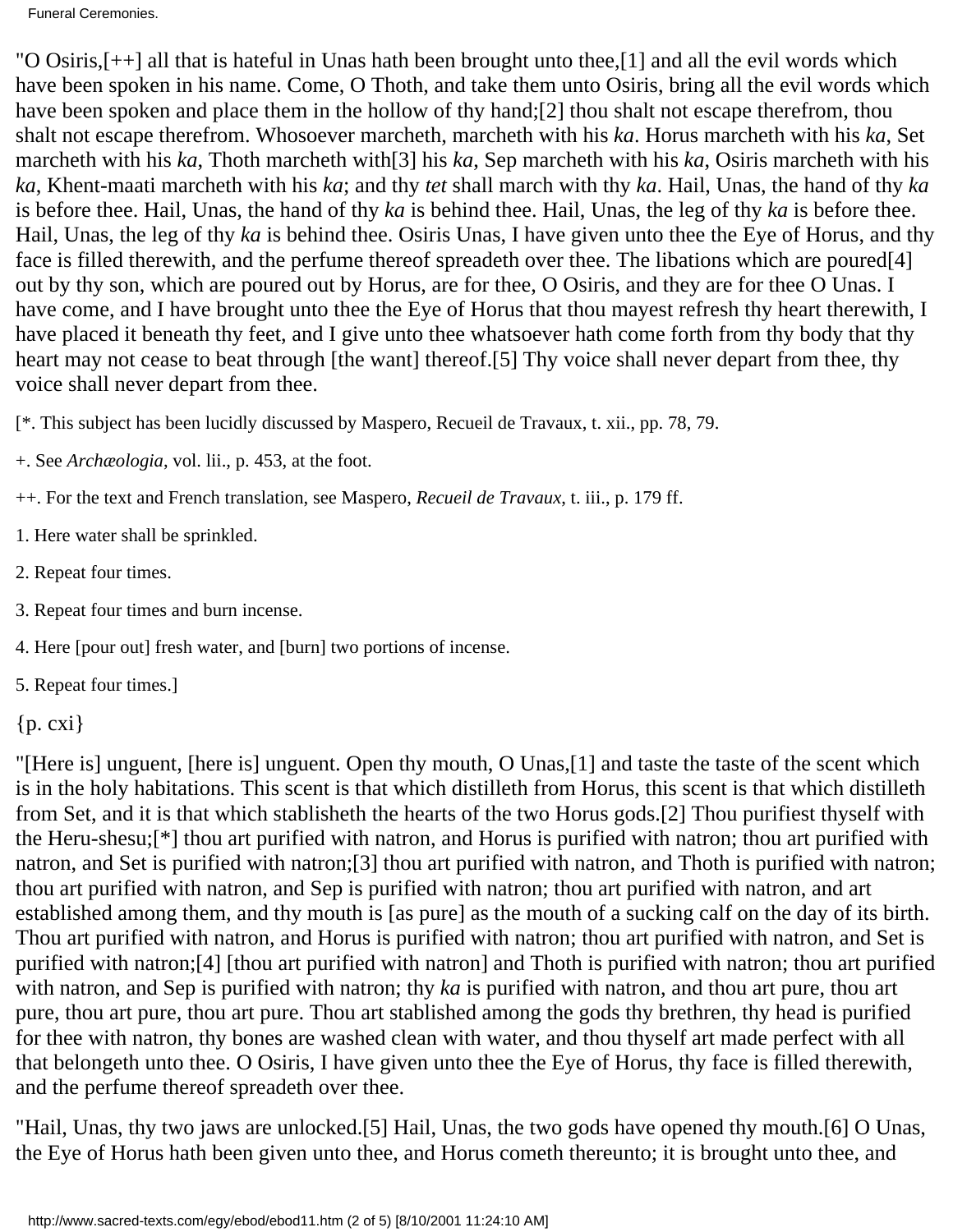"O Osiris,[++] all that is hateful in Unas hath been brought unto thee,[1] and all the evil words which have been spoken in his name. Come, O Thoth, and take them unto Osiris, bring all the evil words which have been spoken and place them in the hollow of thy hand;[2] thou shalt not escape therefrom, thou shalt not escape therefrom. Whosoever marcheth, marcheth with his *ka*. Horus marcheth with his *ka*, Set marcheth with his *ka*, Thoth marcheth with[3] his *ka*, Sep marcheth with his *ka*, Osiris marcheth with his *ka*, Khent-maati marcheth with his *ka*; and thy *tet* shall march with thy *ka*. Hail, Unas, the hand of thy *ka* is before thee. Hail, Unas, the hand of thy *ka* is behind thee. Hail, Unas, the leg of thy *ka* is before thee. Hail, Unas, the leg of thy *ka* is behind thee. Osiris Unas, I have given unto thee the Eye of Horus, and thy face is filled therewith, and the perfume thereof spreadeth over thee. The libations which are poured[4] out by thy son, which are poured out by Horus, are for thee, O Osiris, and they are for thee O Unas. I have come, and I have brought unto thee the Eye of Horus that thou mayest refresh thy heart therewith, I have placed it beneath thy feet, and I give unto thee whatsoever hath come forth from thy body that thy heart may not cease to beat through [the want] thereof.[5] Thy voice shall never depart from thee, thy voice shall never depart from thee.

[*. This subject has been lucidly discussed by Maspero, Recueil de Travaux, t. xii., pp. 78, 79.

+. See *Archæologia*, vol. lii., p. 453, at the foot.

++. For the text and French translation, see Maspero, *Recueil de Travaux*, t. iii., p. 179 ff.

1. Here water shall be sprinkled.

2. Repeat four times.

3. Repeat four times and burn incense.

4. Here [pour out] fresh water, and [burn] two portions of incense.

5. Repeat four times.]

{p. cxi}

"[Here is] unguent, [here is] unguent. Open thy mouth, O Unas,[1] and taste the taste of the scent which is in the holy habitations. This scent is that which distilleth from Horus, this scent is that which distilleth from Set, and it is that which stablisheth the hearts of the two Horus gods.[2] Thou purifiest thyself with the Heru-shesu;[*] thou art purified with natron, and Horus is purified with natron; thou art purified with natron, and Set is purified with natron;[3] thou art purified with natron, and Thoth is purified with natron; thou art purified with natron, and Sep is purified with natron; thou art purified with natron, and art established among them, and thy mouth is [as pure] as the mouth of a sucking calf on the day of its birth. Thou art purified with natron, and Horus is purified with natron; thou art purified with natron, and Set is purified with natron;[4] [thou art purified with natron] and Thoth is purified with natron; thou art purified with natron, and Sep is purified with natron; thy *ka* is purified with natron, and thou art pure, thou art pure, thou art pure, thou art pure. Thou art stablished among the gods thy brethren, thy head is purified for thee with natron, thy bones are washed clean with water, and thou thyself art made perfect with all that belongeth unto thee. O Osiris, I have given unto thee the Eye of Horus, thy face is filled therewith, and the perfume thereof spreadeth over thee.

"Hail, Unas, thy two jaws are unlocked.[5] Hail, Unas, the two gods have opened thy mouth.[6] O Unas, the Eye of Horus hath been given unto thee, and Horus cometh thereunto; it is brought unto thee, and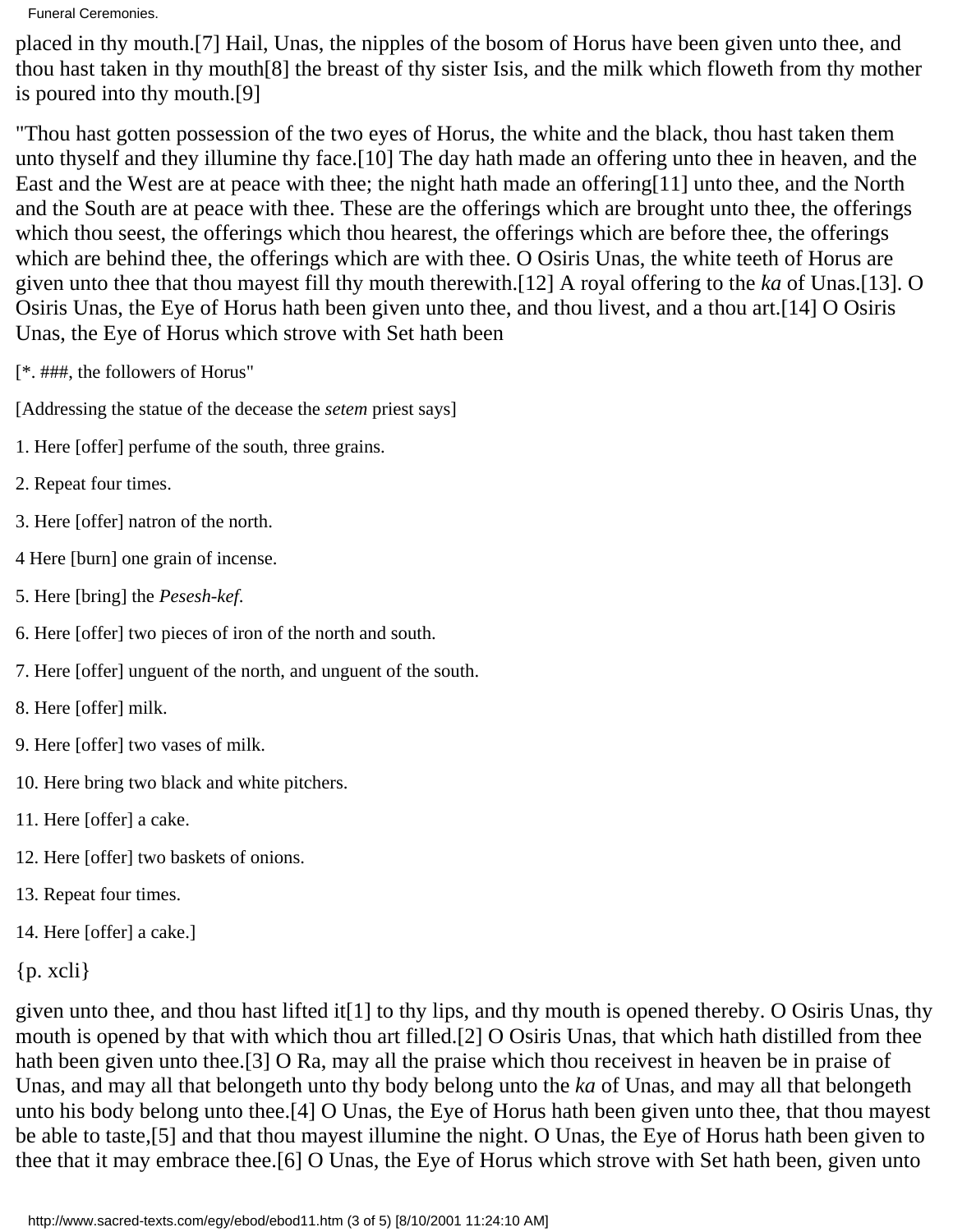placed in thy mouth.[7] Hail, Unas, the nipples of the bosom of Horus have been given unto thee, and thou hast taken in thy mouth[8] the breast of thy sister Isis, and the milk which floweth from thy mother is poured into thy mouth.[9]

"Thou hast gotten possession of the two eyes of Horus, the white and the black, thou hast taken them unto thyself and they illumine thy face.[10] The day hath made an offering unto thee in heaven, and the East and the West are at peace with thee; the night hath made an offering[11] unto thee, and the North and the South are at peace with thee. These are the offerings which are brought unto thee, the offerings which thou seest, the offerings which thou hearest, the offerings which are before thee, the offerings which are behind thee, the offerings which are with thee. O Osiris Unas, the white teeth of Horus are given unto thee that thou mayest fill thy mouth therewith.[12] A royal offering to the *ka* of Unas.[13]. O Osiris Unas, the Eye of Horus hath been given unto thee, and thou livest, and a thou art.[14] O Osiris Unas, the Eye of Horus which strove with Set hath been

[*. ###, the followers of Horus"

[Addressing the statue of the decease the *setem* priest says]

1. Here [offer] perfume of the south, three grains.

2. Repeat four times.

3. Here [offer] natron of the north.

4 Here [burn] one grain of incense.

5. Here [bring] the *Pesesh-kef*.

6. Here [offer] two pieces of iron of the north and south.

7. Here [offer] unguent of the north, and unguent of the south.

8. Here [offer] milk.

9. Here [offer] two vases of milk.

10. Here bring two black and white pitchers.

11. Here [offer] a cake.

12. Here [offer] two baskets of onions.

13. Repeat four times.

14. Here [offer] a cake.]

{p. xcli}

given unto thee, and thou hast lifted it[1] to thy lips, and thy mouth is opened thereby. O Osiris Unas, thy mouth is opened by that with which thou art filled.[2] O Osiris Unas, that which hath distilled from thee hath been given unto thee.[3] O Ra, may all the praise which thou receivest in heaven be in praise of Unas, and may all that belongeth unto thy body belong unto the *ka* of Unas, and may all that belongeth unto his body belong unto thee.[4] O Unas, the Eye of Horus hath been given unto thee, that thou mayest be able to taste,[5] and that thou mayest illumine the night. O Unas, the Eye of Horus hath been given to thee that it may embrace thee.[6] O Unas, the Eye of Horus which strove with Set hath been, given unto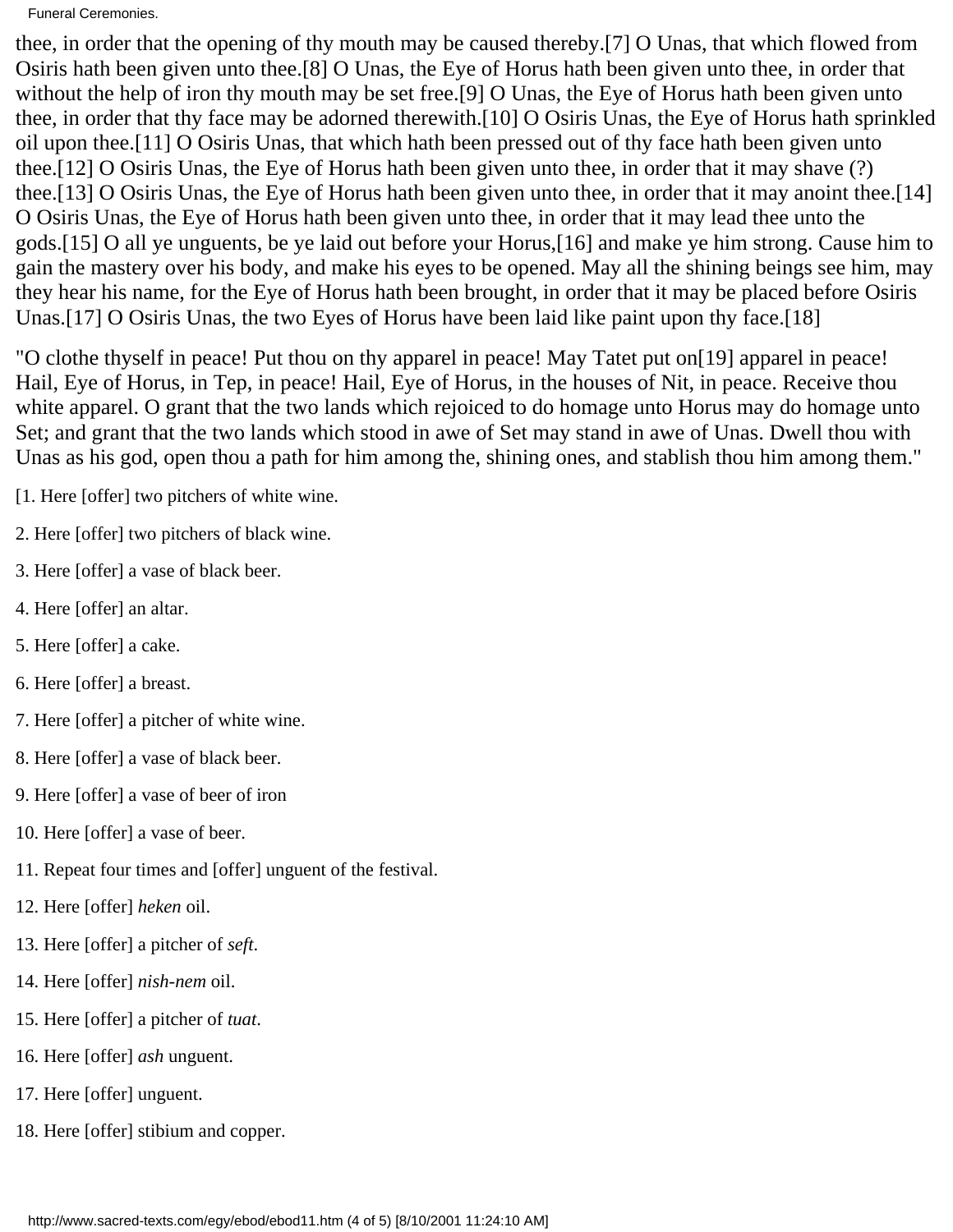thee, in order that the opening of thy mouth may be caused thereby.[7] O Unas, that which flowed from Osiris hath been given unto thee.[8] O Unas, the Eye of Horus hath been given unto thee, in order that without the help of iron thy mouth may be set free.[9] O Unas, the Eye of Horus hath been given unto thee, in order that thy face may be adorned therewith.[10] O Osiris Unas, the Eye of Horus hath sprinkled oil upon thee.[11] O Osiris Unas, that which hath been pressed out of thy face hath been given unto thee.[12] O Osiris Unas, the Eye of Horus hath been given unto thee, in order that it may shave (?) thee.[13] O Osiris Unas, the Eye of Horus hath been given unto thee, in order that it may anoint thee.[14] O Osiris Unas, the Eye of Horus hath been given unto thee, in order that it may lead thee unto the gods.[15] O all ye unguents, be ye laid out before your Horus,[16] and make ye him strong. Cause him to gain the mastery over his body, and make his eyes to be opened. May all the shining beings see him, may they hear his name, for the Eye of Horus hath been brought, in order that it may be placed before Osiris Unas.[17] O Osiris Unas, the two Eyes of Horus have been laid like paint upon thy face.[18]

"O clothe thyself in peace! Put thou on thy apparel in peace! May Tatet put on[19] apparel in peace! Hail, Eye of Horus, in Tep, in peace! Hail, Eye of Horus, in the houses of Nit, in peace. Receive thou white apparel. O grant that the two lands which rejoiced to do homage unto Horus may do homage unto Set; and grant that the two lands which stood in awe of Set may stand in awe of Unas. Dwell thou with Unas as his god, open thou a path for him among the, shining ones, and stablish thou him among them."

[1. Here [offer] two pitchers of white wine.

2. Here [offer] two pitchers of black wine.

3. Here [offer] a vase of black beer.

4. Here [offer] an altar.

5. Here [offer] a cake.

6. Here [offer] a breast.

7. Here [offer] a pitcher of white wine.

8. Here [offer] a vase of black beer.

9. Here [offer] a vase of beer of iron

10. Here [offer] a vase of beer.

11. Repeat four times and [offer] unguent of the festival.

12. Here [offer] *heken* oil.

13. Here [offer] a pitcher of *seft*.

14. Here [offer] *nish-nem* oil.

15. Here [offer] a pitcher of *tuat*.

16. Here [offer] *ash* unguent.

17. Here [offer] unguent.

18. Here [offer] stibium and copper.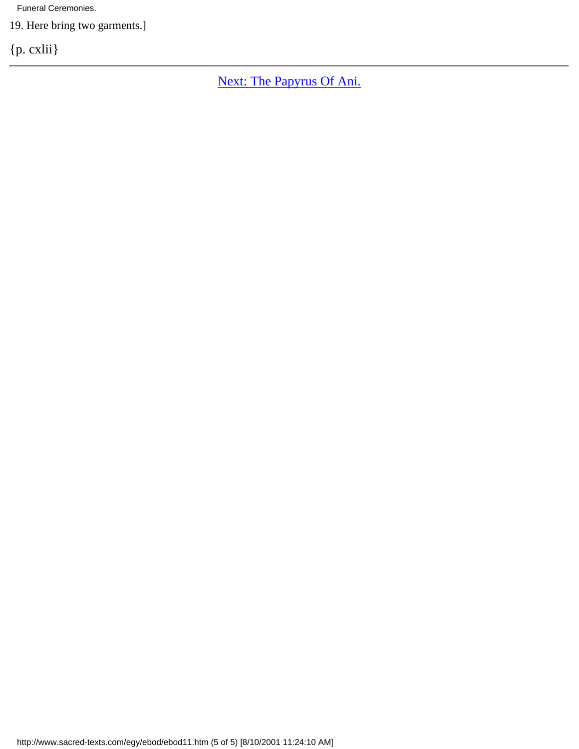19. Here bring two garments.]

{p. cxlii}

---

Next: The Papyrus Of Ani.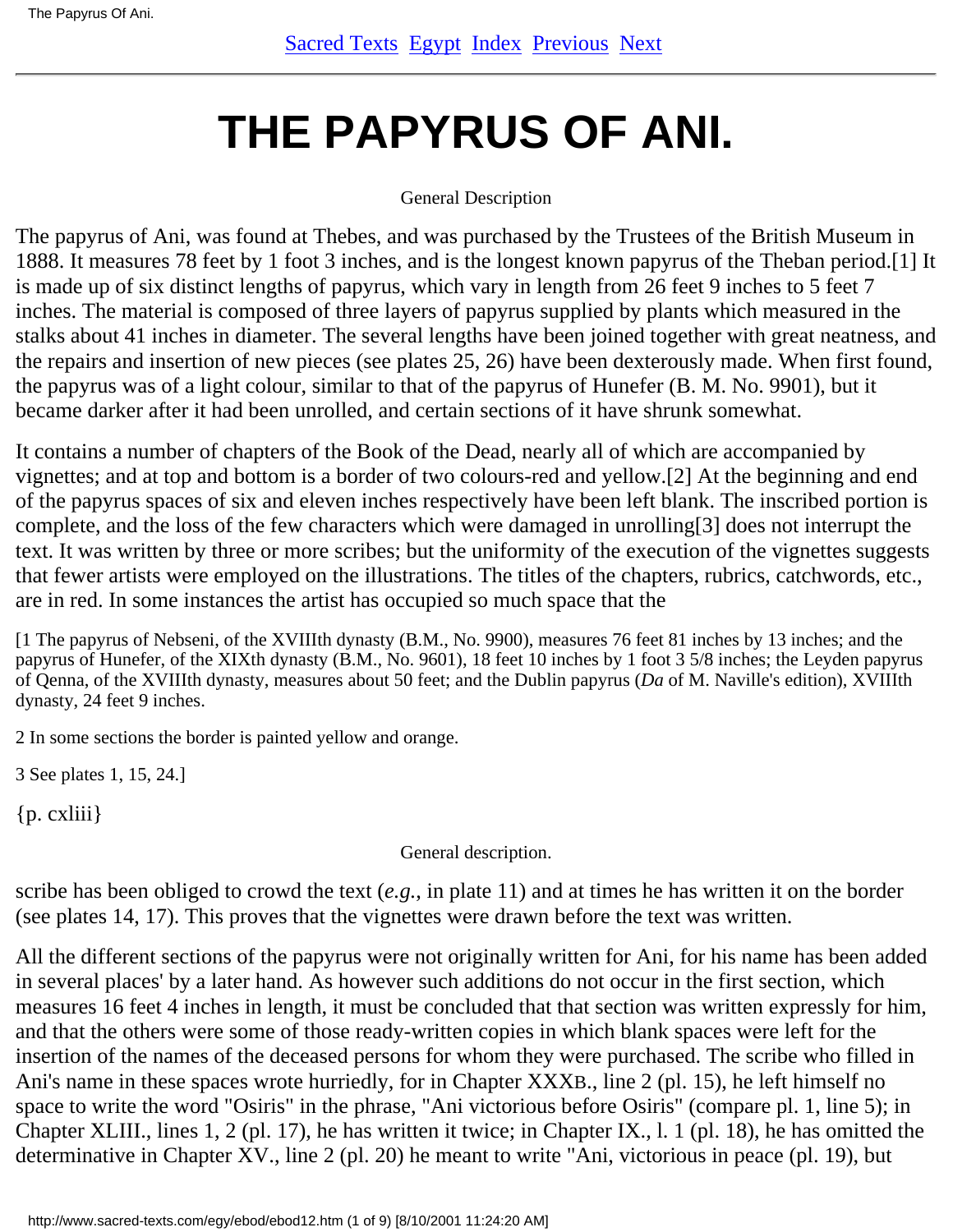# THE PAPYRUS OF ANI.

General Description

The papyrus of Ani, was found at Thebes, and was purchased by the Trustees of the British Museum in 1888. It measures 78 feet by 1 foot 3 inches, and is the longest known papyrus of the Theban period.[1] It is made up of six distinct lengths of papyrus, which vary in length from 26 feet 9 inches to 5 feet 7 inches. The material is composed of three layers of papyrus supplied by plants which measured in the stalks about 41 inches in diameter. The several lengths have been joined together with great neatness, and the repairs and insertion of new pieces (see plates 25, 26) have been dexterously made. When first found, the papyrus was of a light colour, similar to that of the papyrus of Hunefer (B. M. No. 9901), but it became darker after it had been unrolled, and certain sections of it have shrunk somewhat.

It contains a number of chapters of the Book of the Dead, nearly all of which are accompanied by vignettes; and at top and bottom is a border of two colours-red and yellow.[2] At the beginning and end of the papyrus spaces of six and eleven inches respectively have been left blank. The inscribed portion is complete, and the loss of the few characters which were damaged in unrolling[3] does not interrupt the text. It was written by three or more scribes; but the uniformity of the execution of the vignettes suggests that fewer artists were employed on the illustrations. The titles of the chapters, rubrics, catchwords, etc., are in red. In some instances the artist has occupied so much space that the

[1 The papyrus of Nebseni, of the XVIIIth dynasty (B.M., No. 9900), measures 76 feet 81 inches by 13 inches; and the papyrus of Hunefer, of the XIXth dynasty (B.M., No. 9601), 18 feet 10 inches by 1 foot 3 5/8 inches; the Leyden papyrus of Qenna, of the XVIIIth dynasty, measures about 50 feet; and the Dublin papyrus (*Da* of M. Naville's edition), XVIIIth dynasty, 24 feet 9 inches.

2 In some sections the border is painted yellow and orange.

3 See plates 1, 15, 24.]

{p. cxliii}

General description.

scribe has been obliged to crowd the text (*e.g.*, in plate 11) and at times he has written it on the border (see plates 14, 17). This proves that the vignettes were drawn before the text was written.

All the different sections of the papyrus were not originally written for Ani, for his name has been added in several places' by a later hand. As however such additions do not occur in the first section, which measures 16 feet 4 inches in length, it must be concluded that that section was written expressly for him, and that the others were some of those ready-written copies in which blank spaces were left for the insertion of the names of the deceased persons for whom they were purchased. The scribe who filled in Ani's name in these spaces wrote hurriedly, for in Chapter XXXB., line 2 (pl. 15), he left himself no space to write the word "Osiris" in the phrase, "Ani victorious before Osiris" (compare pl. 1, line 5); in Chapter XLIII., lines 1, 2 (pl. 17), he has written it twice; in Chapter IX., l. 1 (pl. 18), he has omitted the determinative in Chapter XV., line 2 (pl. 20) he meant to write "Ani, victorious in peace (pl. 19), but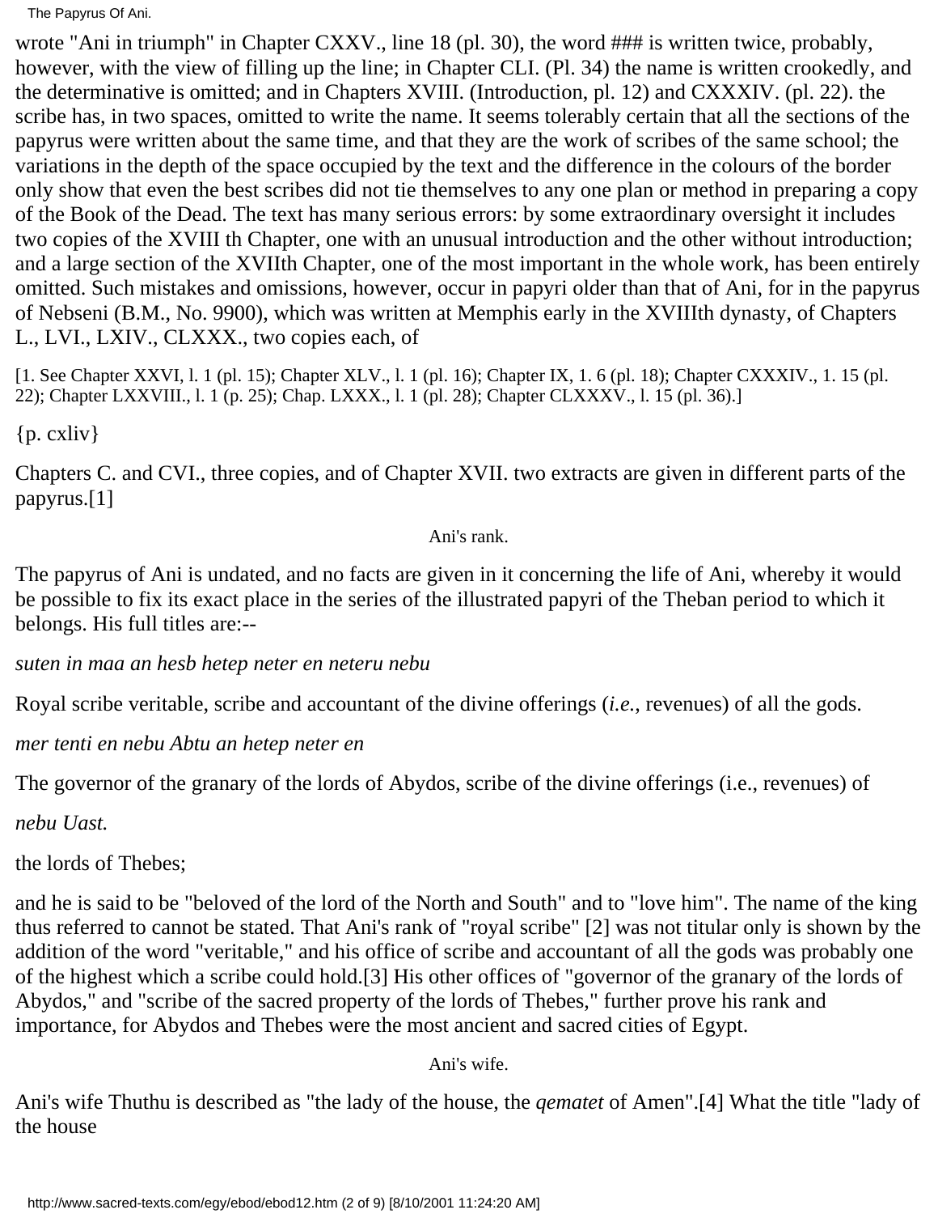wrote "Ani in triumph" in Chapter CXXV., line 18 (pl. 30), the word ### is written twice, probably, however, with the view of filling up the line; in Chapter CLI. (Pl. 34) the name is written crookedly, and the determinative is omitted; and in Chapters XVIII. (Introduction, pl. 12) and CXXXIV. (pl. 22). the scribe has, in two spaces, omitted to write the name. It seems tolerably certain that all the sections of the papyrus were written about the same time, and that they are the work of scribes of the same school; the variations in the depth of the space occupied by the text and the difference in the colours of the border only show that even the best scribes did not tie themselves to any one plan or method in preparing a copy of the Book of the Dead. The text has many serious errors: by some extraordinary oversight it includes two copies of the XVIII th Chapter, one with an unusual introduction and the other without introduction; and a large section of the XVIIth Chapter, one of the most important in the whole work, has been entirely omitted. Such mistakes and omissions, however, occur in papyri older than that of Ani, for in the papyrus of Nebseni (B.M., No. 9900), which was written at Memphis early in the XVIIIth dynasty, of Chapters L., LVI., LXIV., CLXXX., two copies each, of

[1. See Chapter XXVI, l. 1 (pl. 15); Chapter XLV., l. 1 (pl. 16); Chapter IX, 1. 6 (pl. 18); Chapter CXXXIV., 1. 15 (pl. 22); Chapter LXXVIII., l. 1 (p. 25); Chap. LXXX., l. 1 (pl. 28); Chapter CLXXXV., l. 15 (pl. 36).]

{p. cxliv}

Chapters C. and CVI., three copies, and of Chapter XVII. two extracts are given in different parts of the papyrus.[1]

### Ani's rank.

The papyrus of Ani is undated, and no facts are given in it concerning the life of Ani, whereby it would be possible to fix its exact place in the series of the illustrated papyri of the Theban period to which it belongs. His full titles are:--

*suten in maa an hesb hetep neter en neteru nebu*

Royal scribe veritable, scribe and accountant of the divine offerings (*i.e.*, revenues) of all the gods.

*mer tenti en nebu Abtu an hetep neter en*

The governor of the granary of the lords of Abydos, scribe of the divine offerings (i.e., revenues) of

*nebu Uast.*

the lords of Thebes;

and he is said to be "beloved of the lord of the North and South" and to "love him". The name of the king thus referred to cannot be stated. That Ani's rank of "royal scribe" [2] was not titular only is shown by the addition of the word "veritable," and his office of scribe and accountant of all the gods was probably one of the highest which a scribe could hold.[3] His other offices of "governor of the granary of the lords of Abydos," and "scribe of the sacred property of the lords of Thebes," further prove his rank and importance, for Abydos and Thebes were the most ancient and sacred cities of Egypt.

### Ani's wife.

Ani's wife Thuthu is described as "the lady of the house, the *qematet* of Amen".[4] What the title "lady of the house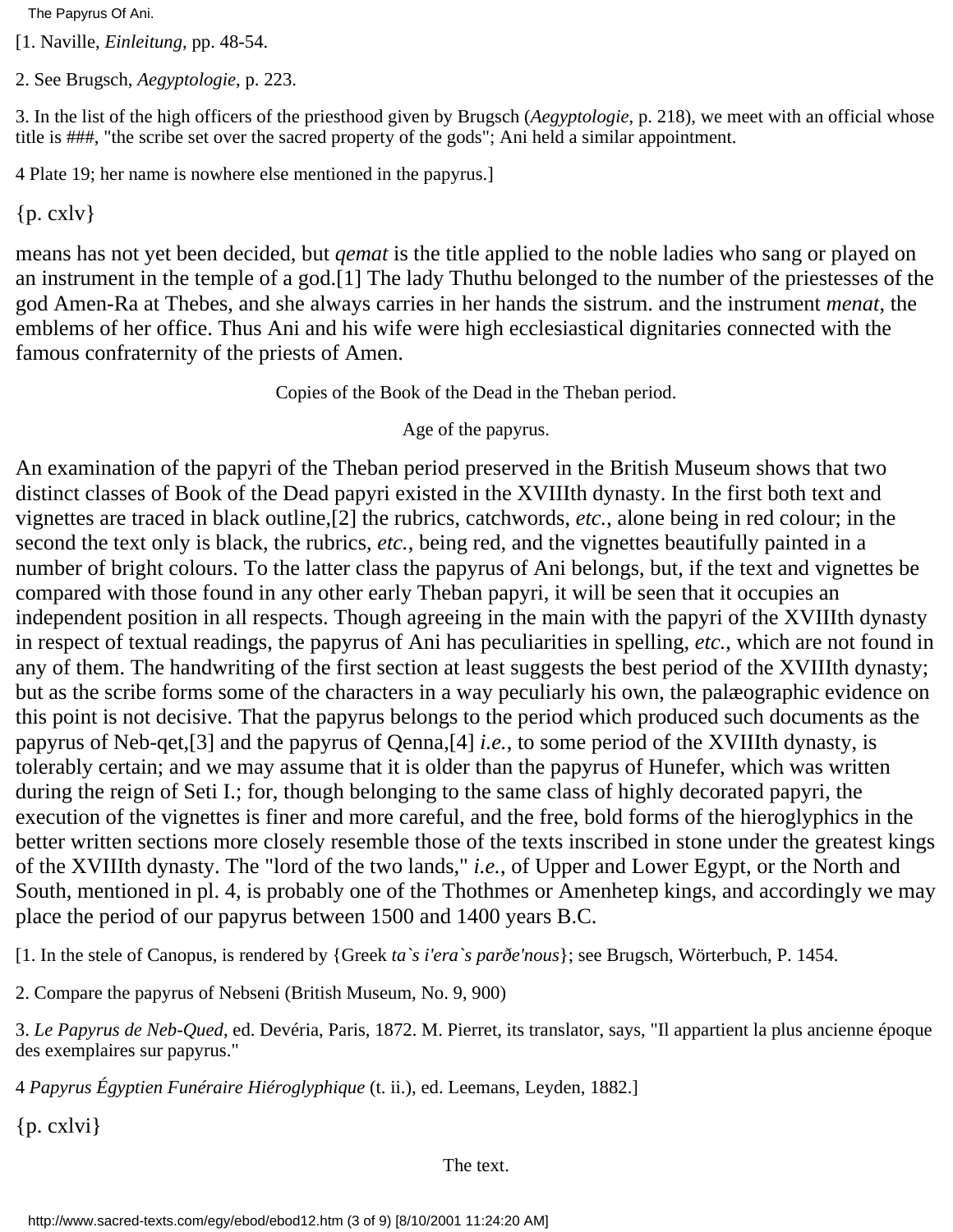[1. Naville, *Einleitung*, pp. 48-54.

2. See Brugsch, *Aegyptologie*, p. 223.

3. In the list of the high officers of the priesthood given by Brugsch (*Aegyptologie*, p. 218), we meet with an official whose title is ###, "the scribe set over the sacred property of the gods"; Ani held a similar appointment.

4 Plate 19; her name is nowhere else mentioned in the papyrus.]

{p. cxlv}

means has not yet been decided, but *qemat* is the title applied to the noble ladies who sang or played on an instrument in the temple of a god.[1] The lady Thuthu belonged to the number of the priestesses of the god Amen-Ra at Thebes, and she always carries in her hands the sistrum. and the instrument *menat*, the emblems of her office. Thus Ani and his wife were high ecclesiastical dignitaries connected with the famous confraternity of the priests of Amen.

Copies of the Book of the Dead in the Theban period.

Age of the papyrus.

An examination of the papyri of the Theban period preserved in the British Museum shows that two distinct classes of Book of the Dead papyri existed in the XVIIIth dynasty. In the first both text and vignettes are traced in black outline,[2] the rubrics, catchwords, *etc.*, alone being in red colour; in the second the text only is black, the rubrics, *etc.*, being red, and the vignettes beautifully painted in a number of bright colours. To the latter class the papyrus of Ani belongs, but, if the text and vignettes be compared with those found in any other early Theban papyri, it will be seen that it occupies an independent position in all respects. Though agreeing in the main with the papyri of the XVIIIth dynasty in respect of textual readings, the papyrus of Ani has peculiarities in spelling, *etc.*, which are not found in any of them. The handwriting of the first section at least suggests the best period of the XVIIIth dynasty; but as the scribe forms some of the characters in a way peculiarly his own, the palæographic evidence on this point is not decisive. That the papyrus belongs to the period which produced such documents as the papyrus of Neb-qet,[3] and the papyrus of Qenna,[4] *i.e.*, to some period of the XVIIIth dynasty, is tolerably certain; and we may assume that it is older than the papyrus of Hunefer, which was written during the reign of Seti I.; for, though belonging to the same class of highly decorated papyri, the execution of the vignettes is finer and more careful, and the free, bold forms of the hieroglyphics in the better written sections more closely resemble those of the texts inscribed in stone under the greatest kings of the XVIIIth dynasty. The "lord of the two lands," *i.e.*, of Upper and Lower Egypt, or the North and South, mentioned in pl. 4, is probably one of the Thothmes or Amenhetep kings, and accordingly we may place the period of our papyrus between 1500 and 1400 years B.C.

[1. In the stele of Canopus, is rendered by {Greek *ta`s i'era`s parðe'nous*}; see Brugsch, Wörterbuch, P. 1454.

2. Compare the papyrus of Nebseni (British Museum, No. 9, 900)

3. *Le Papyrus de Neb-Qued*, ed. Devéria, Paris, 1872. M. Pierret, its translator, says, "Il appartient la plus ancienne époque des exemplaires sur papyrus."

4 *Papyrus Égyptien Funéraire Hiéroglyphique* (t. ii.), ed. Leemans, Leyden, 1882.]

{p. cxlvi}

The text.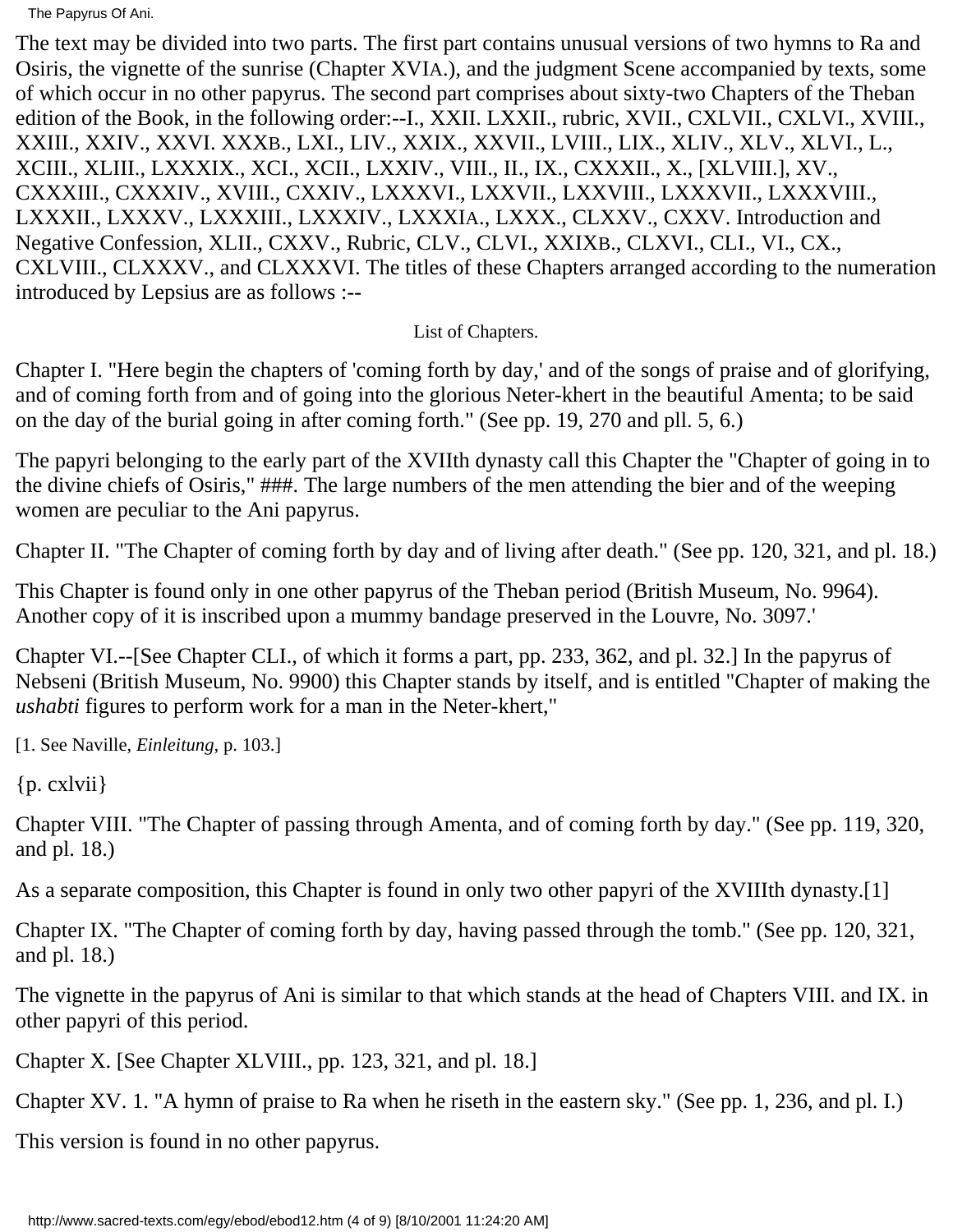The text may be divided into two parts. The first part contains unusual versions of two hymns to Ra and Osiris, the vignette of the sunrise (Chapter XVIA.), and the judgment Scene accompanied by texts, some of which occur in no other papyrus. The second part comprises about sixty-two Chapters of the Theban edition of the Book, in the following order:--I., XXII. LXXII., rubric, XVII., CXLVII., CXLVI., XVIII., XXIII., XXIV., XXVI. XXXB., LXI., LIV., XXIX., XXVII., LVIII., LIX., XLIV., XLV., XLVI., L., XCIII., XLIII., LXXXIX., XCI., XCII., LXXIV., VIII., II., IX., CXXXII., X., [XLVIII.], XV., CXXXIII., CXXXIV., XVIII., CXXIV., LXXXVI., LXXVII., LXXVIII., LXXXVII., LXXXVIII., LXXXII., LXXXV., LXXXIII., LXXXIV., LXXXIA., LXXX., CLXXV., CXXV. Introduction and Negative Confession, XLII., CXXV., Rubric, CLV., CLVI., XXIXB., CLXVI., CLI., VI., CX., CXLVIII., CLXXXV., and CLXXXVI. The titles of these Chapters arranged according to the numeration introduced by Lepsius are as follows :--

List of Chapters.

Chapter I. "Here begin the chapters of 'coming forth by day,' and of the songs of praise and of glorifying, and of coming forth from and of going into the glorious Neter-khert in the beautiful Amenta; to be said on the day of the burial going in after coming forth." (See pp. 19, 270 and pll. 5, 6.)

The papyri belonging to the early part of the XVIIth dynasty call this Chapter the "Chapter of going in to the divine chiefs of Osiris," ###. The large numbers of the men attending the bier and of the weeping women are peculiar to the Ani papyrus.

Chapter II. "The Chapter of coming forth by day and of living after death." (See pp. 120, 321, and pl. 18.)

This Chapter is found only in one other papyrus of the Theban period (British Museum, No. 9964). Another copy of it is inscribed upon a mummy bandage preserved in the Louvre, No. 3097.'

Chapter VI.--[See Chapter CLI., of which it forms a part, pp. 233, 362, and pl. 32.] In the papyrus of Nebseni (British Museum, No. 9900) this Chapter stands by itself, and is entitled "Chapter of making the *ushabti* figures to perform work for a man in the Neter-khert,"

[1. See Naville, *Einleitung*, p. 103.]

{p. cxlvii}

Chapter VIII. "The Chapter of passing through Amenta, and of coming forth by day." (See pp. 119, 320, and pl. 18.)

As a separate composition, this Chapter is found in only two other papyri of the XVIIIth dynasty.[1]

Chapter IX. "The Chapter of coming forth by day, having passed through the tomb." (See pp. 120, 321, and pl. 18.)

The vignette in the papyrus of Ani is similar to that which stands at the head of Chapters VIII. and IX. in other papyri of this period.

Chapter X. [See Chapter XLVIII., pp. 123, 321, and pl. 18.]

Chapter XV. 1. "A hymn of praise to Ra when he riseth in the eastern sky." (See pp. 1, 236, and pl. I.)

This version is found in no other papyrus.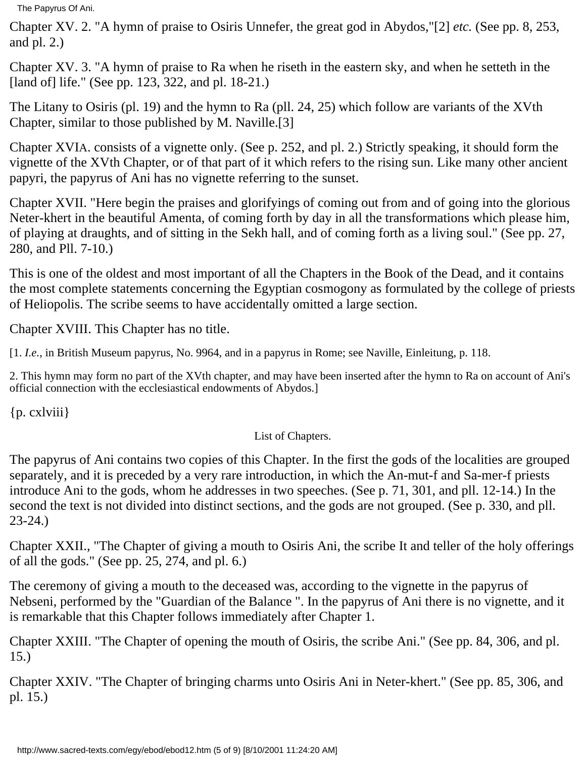Chapter XV. 2. "A hymn of praise to Osiris Unnefer, the great god in Abydos,"[2] *etc.* (See pp. 8, 253, and pl. 2.)

Chapter XV. 3. "A hymn of praise to Ra when he riseth in the eastern sky, and when he setteth in the [land of] life." (See pp. 123, 322, and pl. 18-21.)

The Litany to Osiris (pl. 19) and the hymn to Ra (pll. 24, 25) which follow are variants of the XVth Chapter, similar to those published by M. Naville.[3]

Chapter XVIA. consists of a vignette only. (See p. 252, and pl. 2.) Strictly speaking, it should form the vignette of the XVth Chapter, or of that part of it which refers to the rising sun. Like many other ancient papyri, the papyrus of Ani has no vignette referring to the sunset.

Chapter XVII. "Here begin the praises and glorifyings of coming out from and of going into the glorious Neter-khert in the beautiful Amenta, of coming forth by day in all the transformations which please him, of playing at draughts, and of sitting in the Sekh hall, and of coming forth as a living soul." (See pp. 27, 280, and Pll. 7-10.)

This is one of the oldest and most important of all the Chapters in the Book of the Dead, and it contains the most complete statements concerning the Egyptian cosmogony as formulated by the college of priests of Heliopolis. The scribe seems to have accidentally omitted a large section.

Chapter XVIII. This Chapter has no title.

[1. *I.e.*, in British Museum papyrus, No. 9964, and in a papyrus in Rome; see Naville, Einleitung, p. 118.

2. This hymn may form no part of the XVth chapter, and may have been inserted after the hymn to Ra on account of Ani's official connection with the ecclesiastical endowments of Abydos.]

{p. cxlviii}

List of Chapters.

The papyrus of Ani contains two copies of this Chapter. In the first the gods of the localities are grouped separately, and it is preceded by a very rare introduction, in which the An-mut-f and Sa-mer-f priests introduce Ani to the gods, whom he addresses in two speeches. (See p. 71, 301, and pll. 12-14.) In the second the text is not divided into distinct sections, and the gods are not grouped. (See p. 330, and pll. 23-24.)

Chapter XXII., "The Chapter of giving a mouth to Osiris Ani, the scribe It and teller of the holy offerings of all the gods." (See pp. 25, 274, and pl. 6.)

The ceremony of giving a mouth to the deceased was, according to the vignette in the papyrus of Nebseni, performed by the "Guardian of the Balance ". In the papyrus of Ani there is no vignette, and it is remarkable that this Chapter follows immediately after Chapter 1.

Chapter XXIII. "The Chapter of opening the mouth of Osiris, the scribe Ani." (See pp. 84, 306, and pl. 15.)

Chapter XXIV. "The Chapter of bringing charms unto Osiris Ani in Neter-khert." (See pp. 85, 306, and pl. 15.)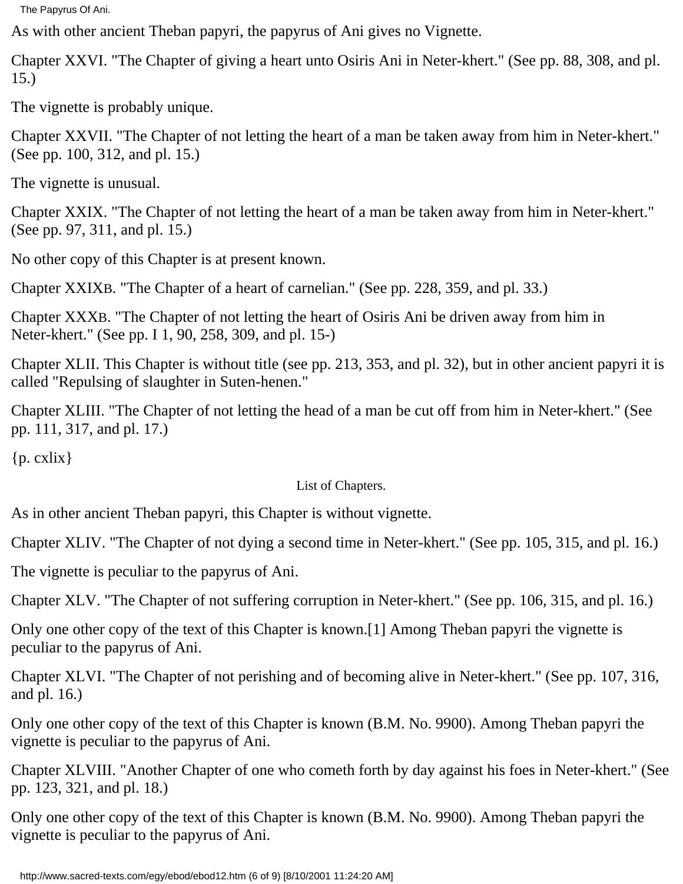As with other ancient Theban papyri, the papyrus of Ani gives no Vignette.

Chapter XXVI. "The Chapter of giving a heart unto Osiris Ani in Neter-khert." (See pp. 88, 308, and pl. 15.)

The vignette is probably unique.

Chapter XXVII. "The Chapter of not letting the heart of a man be taken away from him in Neter-khert." (See pp. 100, 312, and pl. 15.)

The vignette is unusual.

Chapter XXIX. "The Chapter of not letting the heart of a man be taken away from him in Neter-khert." (See pp. 97, 311, and pl. 15.)

No other copy of this Chapter is at present known.

Chapter XXIXB. "The Chapter of a heart of carnelian." (See pp. 228, 359, and pl. 33.)

Chapter XXXB. "The Chapter of not letting the heart of Osiris Ani be driven away from him in Neter-khert." (See pp. I 1, 90, 258, 309, and pl. 15-)

Chapter XLII. This Chapter is without title (see pp. 213, 353, and pl. 32), but in other ancient papyri it is called "Repulsing of slaughter in Suten-henen."

Chapter XLIII. "The Chapter of not letting the head of a man be cut off from him in Neter-khert." (See pp. 111, 317, and pl. 17.)

{p. cxlix}

List of Chapters.

As in other ancient Theban papyri, this Chapter is without vignette.

Chapter XLIV. "The Chapter of not dying a second time in Neter-khert." (See pp. 105, 315, and pl. 16.)

The vignette is peculiar to the papyrus of Ani.

Chapter XLV. "The Chapter of not suffering corruption in Neter-khert." (See pp. 106, 315, and pl. 16.)

Only one other copy of the text of this Chapter is known.[1] Among Theban papyri the vignette is peculiar to the papyrus of Ani.

Chapter XLVI. "The Chapter of not perishing and of becoming alive in Neter-khert." (See pp. 107, 316, and pl. 16.)

Only one other copy of the text of this Chapter is known (B.M. No. 9900). Among Theban papyri the vignette is peculiar to the papyrus of Ani.

Chapter XLVIII. "Another Chapter of one who cometh forth by day against his foes in Neter-khert." (See pp. 123, 321, and pl. 18.)

Only one other copy of the text of this Chapter is known (B.M. No. 9900). Among Theban papyri the vignette is peculiar to the papyrus of Ani.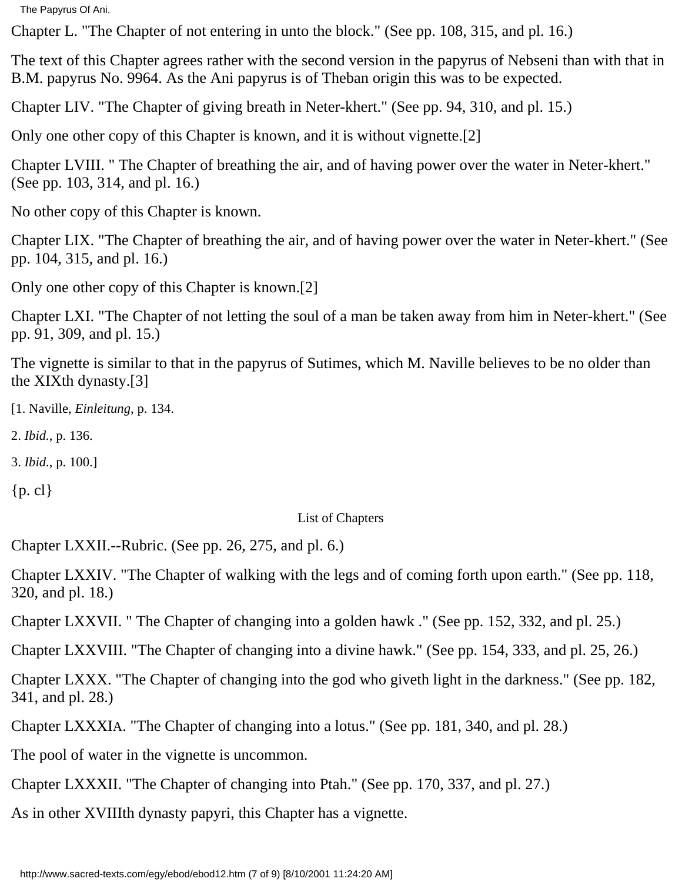Chapter L. "The Chapter of not entering in unto the block." (See pp. 108, 315, and pl. 16.)

The text of this Chapter agrees rather with the second version in the papyrus of Nebseni than with that in B.M. papyrus No. 9964. As the Ani papyrus is of Theban origin this was to be expected.

Chapter LIV. "The Chapter of giving breath in Neter-khert." (See pp. 94, 310, and pl. 15.)

Only one other copy of this Chapter is known, and it is without vignette.[2]

Chapter LVIII. " The Chapter of breathing the air, and of having power over the water in Neter-khert." (See pp. 103, 314, and pl. 16.)

No other copy of this Chapter is known.

Chapter LIX. "The Chapter of breathing the air, and of having power over the water in Neter-khert." (See pp. 104, 315, and pl. 16.)

Only one other copy of this Chapter is known.[2]

Chapter LXI. "The Chapter of not letting the soul of a man be taken away from him in Neter-khert." (See pp. 91, 309, and pl. 15.)

The vignette is similar to that in the papyrus of Sutimes, which M. Naville believes to be no older than the XIXth dynasty.[3]

[1. Naville, *Einleitung*, p. 134.

2. *Ibid.*, p. 136.

3. *Ibid.*, p. 100.]

{p. cl}

List of Chapters

Chapter LXXII.--Rubric. (See pp. 26, 275, and pl. 6.)

Chapter LXXIV. "The Chapter of walking with the legs and of coming forth upon earth." (See pp. 118, 320, and pl. 18.)

Chapter LXXVII. " The Chapter of changing into a golden hawk ." (See pp. 152, 332, and pl. 25.)

Chapter LXXVIII. "The Chapter of changing into a divine hawk." (See pp. 154, 333, and pl. 25, 26.)

Chapter LXXX. "The Chapter of changing into the god who giveth light in the darkness." (See pp. 182, 341, and pl. 28.)

Chapter LXXXIA. "The Chapter of changing into a lotus." (See pp. 181, 340, and pl. 28.)

The pool of water in the vignette is uncommon.

Chapter LXXXII. "The Chapter of changing into Ptah." (See pp. 170, 337, and pl. 27.)

As in other XVIIIth dynasty papyri, this Chapter has a vignette.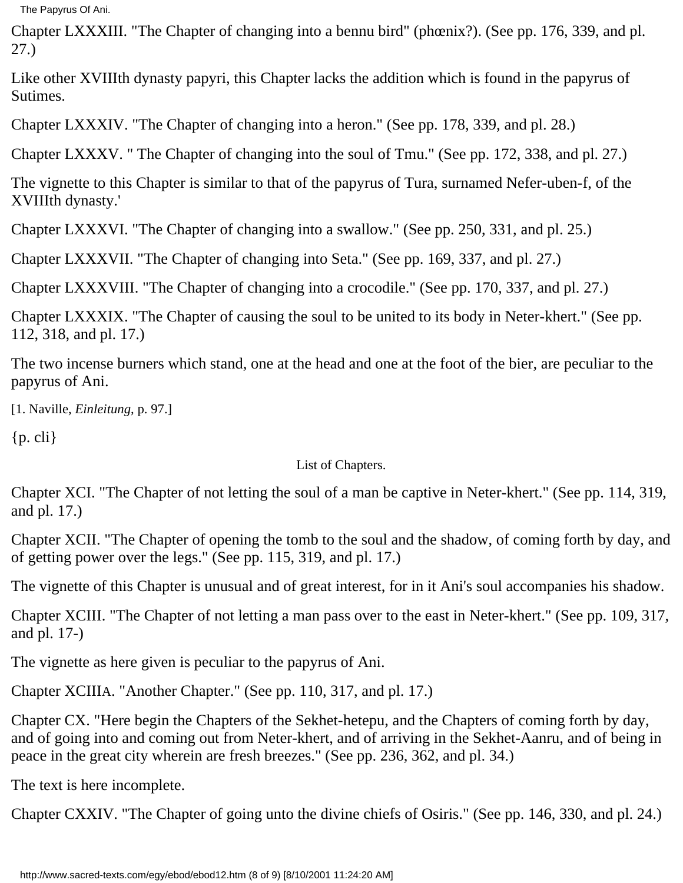Chapter LXXXIII. "The Chapter of changing into a bennu bird" (phœnix?). (See pp. 176, 339, and pl. 27.)

Like other XVIIIth dynasty papyri, this Chapter lacks the addition which is found in the papyrus of Sutimes.

Chapter LXXXIV. "The Chapter of changing into a heron." (See pp. 178, 339, and pl. 28.)

Chapter LXXXV. " The Chapter of changing into the soul of Tmu." (See pp. 172, 338, and pl. 27.)

The vignette to this Chapter is similar to that of the papyrus of Tura, surnamed Nefer-uben-f, of the XVIIIth dynasty.'

Chapter LXXXVI. "The Chapter of changing into a swallow." (See pp. 250, 331, and pl. 25.)

Chapter LXXXVII. "The Chapter of changing into Seta." (See pp. 169, 337, and pl. 27.)

Chapter LXXXVIII. "The Chapter of changing into a crocodile." (See pp. 170, 337, and pl. 27.)

Chapter LXXXIX. "The Chapter of causing the soul to be united to its body in Neter-khert." (See pp. 112, 318, and pl. 17.)

The two incense burners which stand, one at the head and one at the foot of the bier, are peculiar to the papyrus of Ani.

[1. Naville, *Einleitung*, p. 97.]

{p. cli}

List of Chapters.

Chapter XCI. "The Chapter of not letting the soul of a man be captive in Neter-khert." (See pp. 114, 319, and pl. 17.)

Chapter XCII. "The Chapter of opening the tomb to the soul and the shadow, of coming forth by day, and of getting power over the legs." (See pp. 115, 319, and pl. 17.)

The vignette of this Chapter is unusual and of great interest, for in it Ani's soul accompanies his shadow.

Chapter XCIII. "The Chapter of not letting a man pass over to the east in Neter-khert." (See pp. 109, 317, and pl. 17-)

The vignette as here given is peculiar to the papyrus of Ani.

Chapter XCIIIA. "Another Chapter." (See pp. 110, 317, and pl. 17.)

Chapter CX. "Here begin the Chapters of the Sekhet-hetepu, and the Chapters of coming forth by day, and of going into and coming out from Neter-khert, and of arriving in the Sekhet-Aanru, and of being in peace in the great city wherein are fresh breezes." (See pp. 236, 362, and pl. 34.)

The text is here incomplete.

Chapter CXXIV. "The Chapter of going unto the divine chiefs of Osiris." (See pp. 146, 330, and pl. 24.)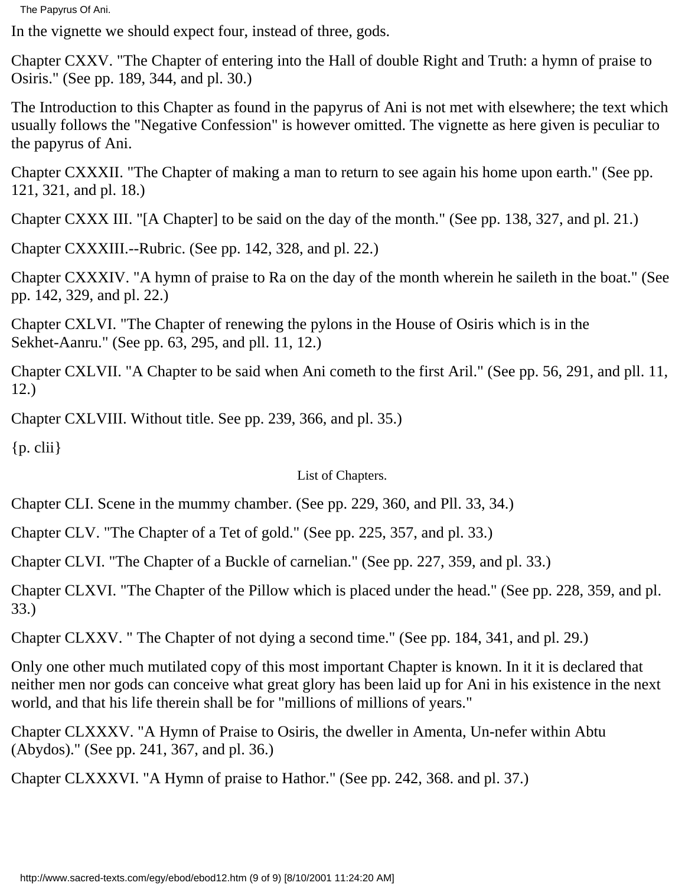In the vignette we should expect four, instead of three, gods.

Chapter CXXV. "The Chapter of entering into the Hall of double Right and Truth: a hymn of praise to Osiris." (See pp. 189, 344, and pl. 30.)

The Introduction to this Chapter as found in the papyrus of Ani is not met with elsewhere; the text which usually follows the "Negative Confession" is however omitted. The vignette as here given is peculiar to the papyrus of Ani.

Chapter CXXXII. "The Chapter of making a man to return to see again his home upon earth." (See pp. 121, 321, and pl. 18.)

Chapter CXXX III. "[A Chapter] to be said on the day of the month." (See pp. 138, 327, and pl. 21.)

Chapter CXXXIII.--Rubric. (See pp. 142, 328, and pl. 22.)

Chapter CXXXIV. "A hymn of praise to Ra on the day of the month wherein he saileth in the boat." (See pp. 142, 329, and pl. 22.)

Chapter CXLVI. "The Chapter of renewing the pylons in the House of Osiris which is in the Sekhet-Aanru." (See pp. 63, 295, and pll. 11, 12.)

Chapter CXLVII. "A Chapter to be said when Ani cometh to the first Aril." (See pp. 56, 291, and pll. 11, 12.)

Chapter CXLVIII. Without title. See pp. 239, 366, and pl. 35.)

{p. clii}

List of Chapters.

Chapter CLI. Scene in the mummy chamber. (See pp. 229, 360, and Pll. 33, 34.)

Chapter CLV. "The Chapter of a Tet of gold." (See pp. 225, 357, and pl. 33.)

Chapter CLVI. "The Chapter of a Buckle of carnelian." (See pp. 227, 359, and pl. 33.)

Chapter CLXVI. "The Chapter of the Pillow which is placed under the head." (See pp. 228, 359, and pl. 33.)

Chapter CLXXV. " The Chapter of not dying a second time." (See pp. 184, 341, and pl. 29.)

Only one other much mutilated copy of this most important Chapter is known. In it it is declared that neither men nor gods can conceive what great glory has been laid up for Ani in his existence in the next world, and that his life therein shall be for "millions of millions of years."

Chapter CLXXXV. "A Hymn of Praise to Osiris, the dweller in Amenta, Un-nefer within Abtu (Abydos)." (See pp. 241, 367, and pl. 36.)

Chapter CLXXXVI. "A Hymn of praise to Hathor." (See pp. 242, 368. and pl. 37.)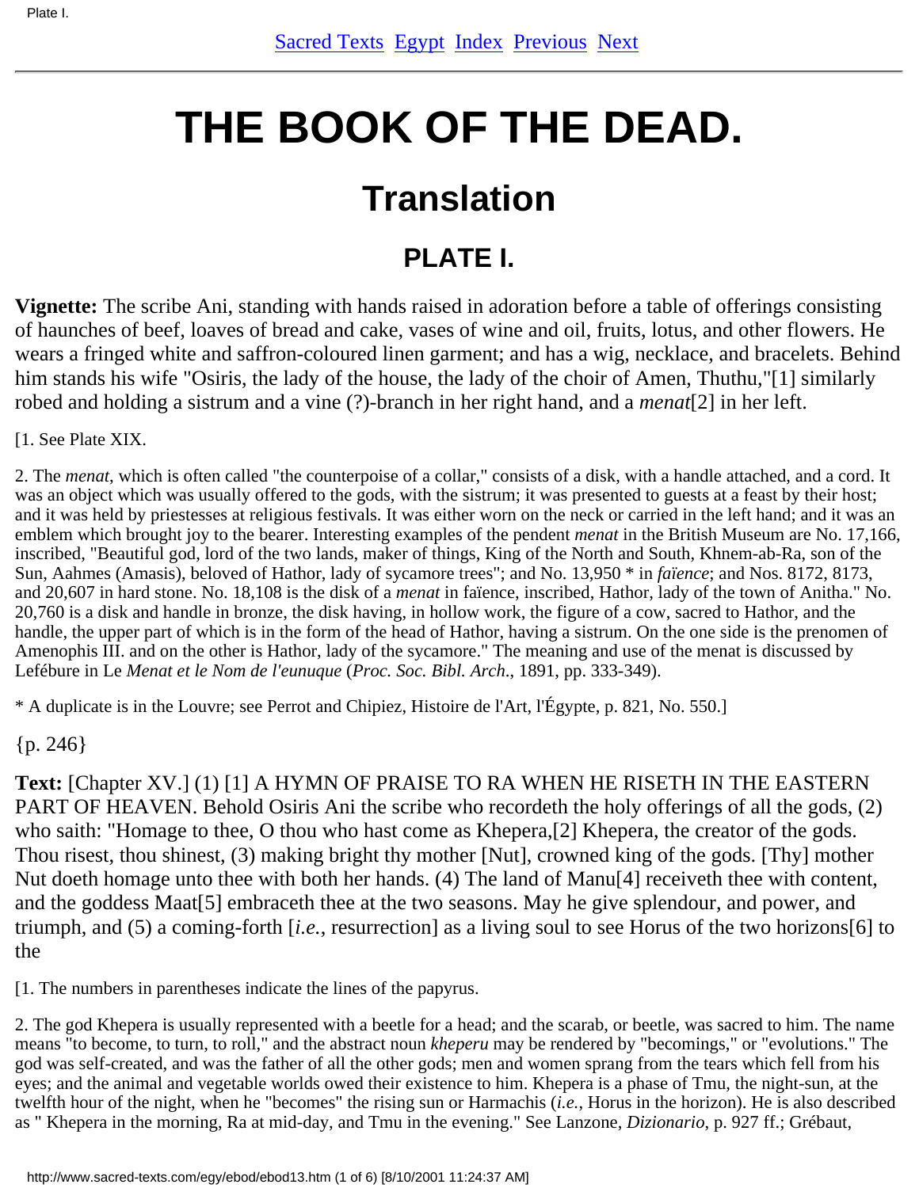# THE BOOK OF THE DEAD.

## Translation

### PLATE I.

**Vignette:** The scribe Ani, standing with hands raised in adoration before a table of offerings consisting of haunches of beef, loaves of bread and cake, vases of wine and oil, fruits, lotus, and other flowers. He wears a fringed white and saffron-coloured linen garment; and has a wig, necklace, and bracelets. Behind him stands his wife "Osiris, the lady of the house, the lady of the choir of Amen, Thuthu,"[1] similarly robed and holding a sistrum and a vine (?)-branch in her right hand, and a *menat*[2] in her left.

[1. See Plate XIX.

2. The *menat*, which is often called "the counterpoise of a collar," consists of a disk, with a handle attached, and a cord. It was an object which was usually offered to the gods, with the sistrum; it was presented to guests at a feast by their host; and it was held by priestesses at religious festivals. It was either worn on the neck or carried in the left hand; and it was an emblem which brought joy to the bearer. Interesting examples of the pendent *menat* in the British Museum are No. 17,166, inscribed, "Beautiful god, lord of the two lands, maker of things, King of the North and South, Khnem-ab-Ra, son of the Sun, Aahmes (Amasis), beloved of Hathor, lady of sycamore trees"; and No. 13,950 * in *faïence*; and Nos. 8172, 8173, and 20,607 in hard stone. No. 18,108 is the disk of a *menat* in faïence, inscribed, Hathor, lady of the town of Anitha." No. 20,760 is a disk and handle in bronze, the disk having, in hollow work, the figure of a cow, sacred to Hathor, and the handle, the upper part of which is in the form of the head of Hathor, having a sistrum. On the one side is the prenomen of Amenophis III. and on the other is Hathor, lady of the sycamore." The meaning and use of the menat is discussed by Lefébure in Le *Menat et le Nom de l'eunuque* (*Proc. Soc. Bibl. Arch*., 1891, pp. 333-349).

* A duplicate is in the Louvre; see Perrot and Chipiez, Histoire de l'Art, l'Égypte, p. 821, No. 550.]

{p. 246}

**Text:** [Chapter XV.] (1) [1] A HYMN OF PRAISE TO RA WHEN HE RISETH IN THE EASTERN PART OF HEAVEN. Behold Osiris Ani the scribe who recordeth the holy offerings of all the gods, (2) who saith: "Homage to thee, O thou who hast come as Khepera,[2] Khepera, the creator of the gods. Thou risest, thou shinest, (3) making bright thy mother [Nut], crowned king of the gods. [Thy] mother Nut doeth homage unto thee with both her hands. (4) The land of Manu[4] receiveth thee with content, and the goddess Maat[5] embraceth thee at the two seasons. May he give splendour, and power, and triumph, and (5) a coming-forth [*i.e.*, resurrection] as a living soul to see Horus of the two horizons[6] to the

[1. The numbers in parentheses indicate the lines of the papyrus.

2. The god Khepera is usually represented with a beetle for a head; and the scarab, or beetle, was sacred to him. The name means "to become, to turn, to roll," and the abstract noun *kheperu* may be rendered by "becomings," or "evolutions." The god was self-created, and was the father of all the other gods; men and women sprang from the tears which fell from his eyes; and the animal and vegetable worlds owed their existence to him. Khepera is a phase of Tmu, the night-sun, at the twelfth hour of the night, when he "becomes" the rising sun or Harmachis (*i.e.*, Horus in the horizon). He is also described as " Khepera in the morning, Ra at mid-day, and Tmu in the evening." See Lanzone, *Dizionario*, p. 927 ff.; Grébaut,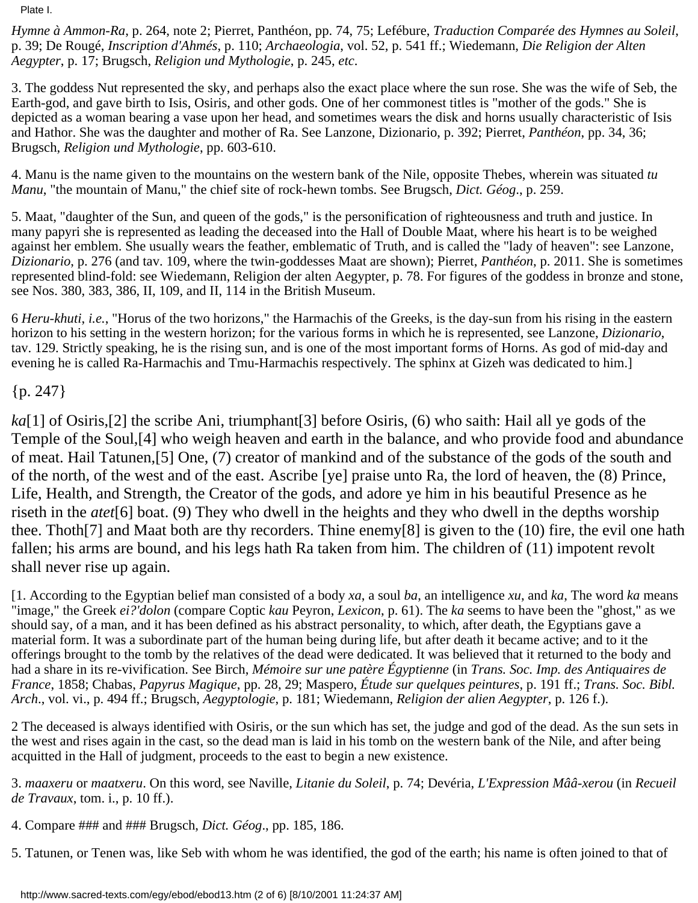*Hymne à Ammon-Ra*, p. 264, note 2; Pierret, Panthéon, pp. 74, 75; Lefébure, *Traduction Comparée des Hymnes au Soleil*, p. 39; De Rougé, *Inscription d'Ahmés*, p. 110; *Archaeologia*, vol. 52, p. 541 ff.; Wiedemann, *Die Religion der Alten Aegypter*, p. 17; Brugsch, *Religion und Mythologie*, p. 245, *etc*.

3. The goddess Nut represented the sky, and perhaps also the exact place where the sun rose. She was the wife of Seb, the Earth-god, and gave birth to Isis, Osiris, and other gods. One of her commonest titles is "mother of the gods." She is depicted as a woman bearing a vase upon her head, and sometimes wears the disk and horns usually characteristic of Isis and Hathor. She was the daughter and mother of Ra. See Lanzone, Dizionario, p. 392; Pierret, *Panthéon*, pp. 34, 36; Brugsch, *Religion und Mythologie*, pp. 603-610.

4. Manu is the name given to the mountains on the western bank of the Nile, opposite Thebes, wherein was situated *tu Manu*, "the mountain of Manu," the chief site of rock-hewn tombs. See Brugsch, *Dict. Géog*., p. 259.

5. Maat, "daughter of the Sun, and queen of the gods," is the personification of righteousness and truth and justice. In many papyri she is represented as leading the deceased into the Hall of Double Maat, where his heart is to be weighed against her emblem. She usually wears the feather, emblematic of Truth, and is called the "lady of heaven": see Lanzone, *Dizionario*, p. 276 (and tav. 109, where the twin-goddesses Maat are shown); Pierret, *Panthéon*, p. 2011. She is sometimes represented blind-fold: see Wiedemann, Religion der alten Aegypter, p. 78. For figures of the goddess in bronze and stone, see Nos. 380, 383, 386, II, 109, and II, 114 in the British Museum.

6 *Heru-khuti*, *i.e.*, "Horus of the two horizons," the Harmachis of the Greeks, is the day-sun from his rising in the eastern horizon to his setting in the western horizon; for the various forms in which he is represented, see Lanzone, *Dizionario*, tav. 129. Strictly speaking, he is the rising sun, and is one of the most important forms of Horns. As god of mid-day and evening he is called Ra-Harmachis and Tmu-Harmachis respectively. The sphinx at Gizeh was dedicated to him.]

{p. 247}

*ka*[1] of Osiris,[2] the scribe Ani, triumphant[3] before Osiris, (6) who saith: Hail all ye gods of the Temple of the Soul,[4] who weigh heaven and earth in the balance, and who provide food and abundance of meat. Hail Tatunen,[5] One, (7) creator of mankind and of the substance of the gods of the south and of the north, of the west and of the east. Ascribe [ye] praise unto Ra, the lord of heaven, the (8) Prince, Life, Health, and Strength, the Creator of the gods, and adore ye him in his beautiful Presence as he riseth in the *atet*[6] boat. (9) They who dwell in the heights and they who dwell in the depths worship thee. Thoth[7] and Maat both are thy recorders. Thine enemy[8] is given to the (10) fire, the evil one hath fallen; his arms are bound, and his legs hath Ra taken from him. The children of (11) impotent revolt shall never rise up again.

[1. According to the Egyptian belief man consisted of a body *xa*, a soul *ba*, an intelligence *xu*, and *ka*, The word *ka* means "image," the Greek *ei?'dolon* (compare Coptic *kau* Peyron, *Lexicon*, p. 61). The *ka* seems to have been the "ghost," as we should say, of a man, and it has been defined as his abstract personality, to which, after death, the Egyptians gave a material form. It was a subordinate part of the human being during life, but after death it became active; and to it the offerings brought to the tomb by the relatives of the dead were dedicated. It was believed that it returned to the body and had a share in its re-vivification. See Birch, *Mémoire sur une patère Égyptienne* (in *Trans. Soc. Imp. des Antiquaires de France*, 1858; Chabas, *Papyrus Magique*, pp. 28, 29; Maspero, *Étude sur quelques peintures*, p. 191 ff.; *Trans. Soc. Bibl. Arch*., vol. vi., p. 494 ff.; Brugsch, *Aegyptologie*, p. 181; Wiedemann, *Religion der alien Aegypter*, p. 126 f.).

2 The deceased is always identified with Osiris, or the sun which has set, the judge and god of the dead. As the sun sets in the west and rises again in the cast, so the dead man is laid in his tomb on the western bank of the Nile, and after being acquitted in the Hall of judgment, proceeds to the east to begin a new existence.

3. *maaxeru* or *maatxeru*. On this word, see Naville, *Litanie du Soleil*, p. 74; Devéria, *L'Expression Mââ-xerou* (in *Recueil de Travaux*, tom. i., p. 10 ff.).

4. Compare ### and ### Brugsch, *Dict. Géog*., pp. 185, 186.

5. Tatunen, or Tenen was, like Seb with whom he was identified, the god of the earth; his name is often joined to that of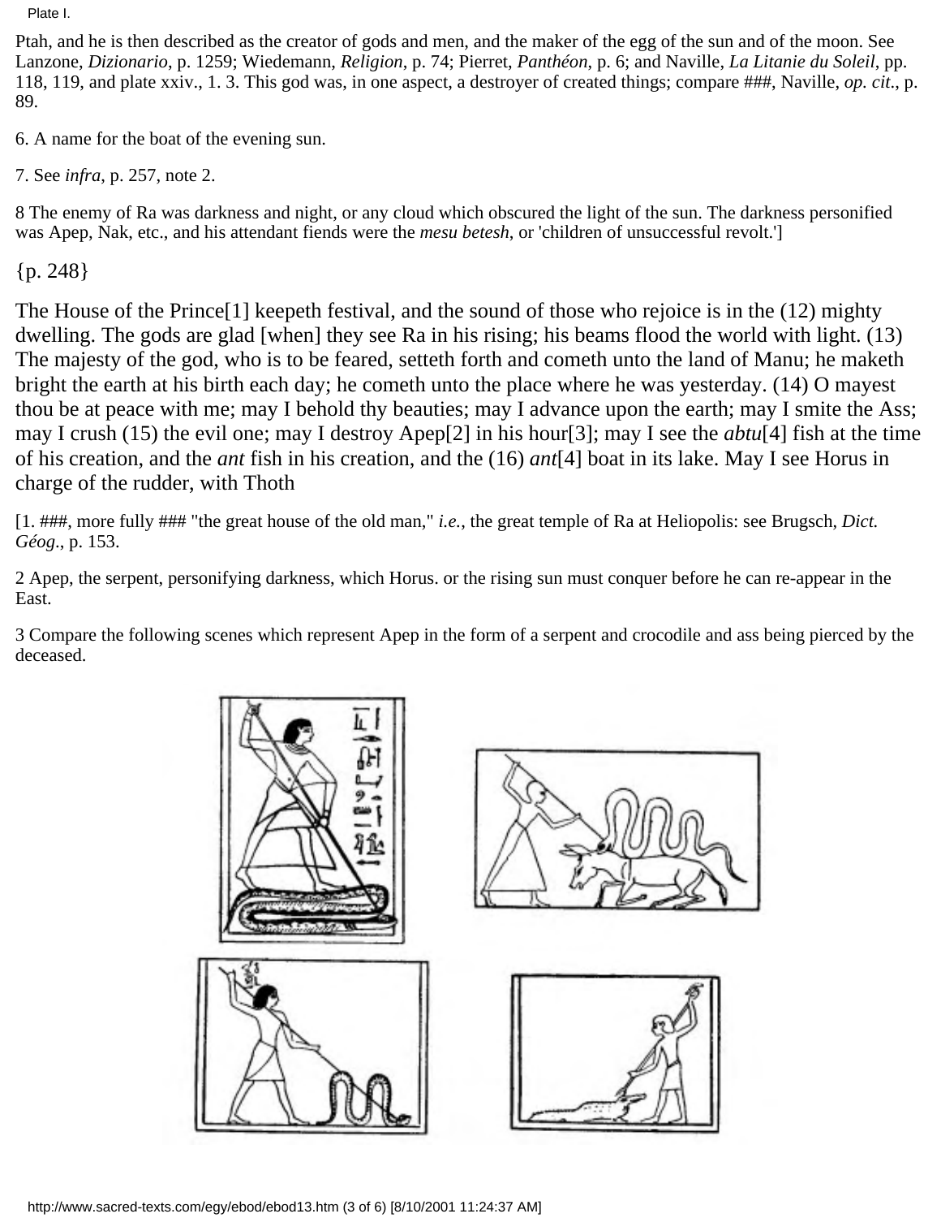Ptah, and he is then described as the creator of gods and men, and the maker of the egg of the sun and of the moon. See Lanzone, *Dizionario*, p. 1259; Wiedemann, *Religion*, p. 74; Pierret, *Panthéon*, p. 6; and Naville, *La Litanie du Soleil*, pp. 118, 119, and plate xxiv., 1. 3. This god was, in one aspect, a destroyer of created things; compare ###, Naville, *op. cit*., p. 89.

6. A name for the boat of the evening sun.

7. See *infra*, p. 257, note 2.

8 The enemy of Ra was darkness and night, or any cloud which obscured the light of the sun. The darkness personified was Apep, Nak, etc., and his attendant fiends were the *mesu betesh*, or 'children of unsuccessful revolt.']

{p. 248}

The House of the Prince[1] keepeth festival, and the sound of those who rejoice is in the (12) mighty dwelling. The gods are glad [when] they see Ra in his rising; his beams flood the world with light. (13) The majesty of the god, who is to be feared, setteth forth and cometh unto the land of Manu; he maketh bright the earth at his birth each day; he cometh unto the place where he was yesterday. (14) O mayest thou be at peace with me; may I behold thy beauties; may I advance upon the earth; may I smite the Ass; may I crush (15) the evil one; may I destroy Apep[2] in his hour[3]; may I see the *abtu*[4] fish at the time of his creation, and the *ant* fish in his creation, and the (16) *ant*[4] boat in its lake. May I see Horus in charge of the rudder, with Thoth

[1. ###, more fully ### "the great house of the old man," *i.e.*, the great temple of Ra at Heliopolis: see Brugsch, *Dict. Géog*., p. 153.

2 Apep, the serpent, personifying darkness, which Horus. or the rising sun must conquer before he can re-appear in the East.

3 Compare the following scenes which represent Apep in the form of a serpent and crocodile and ass being pierced by the deceased.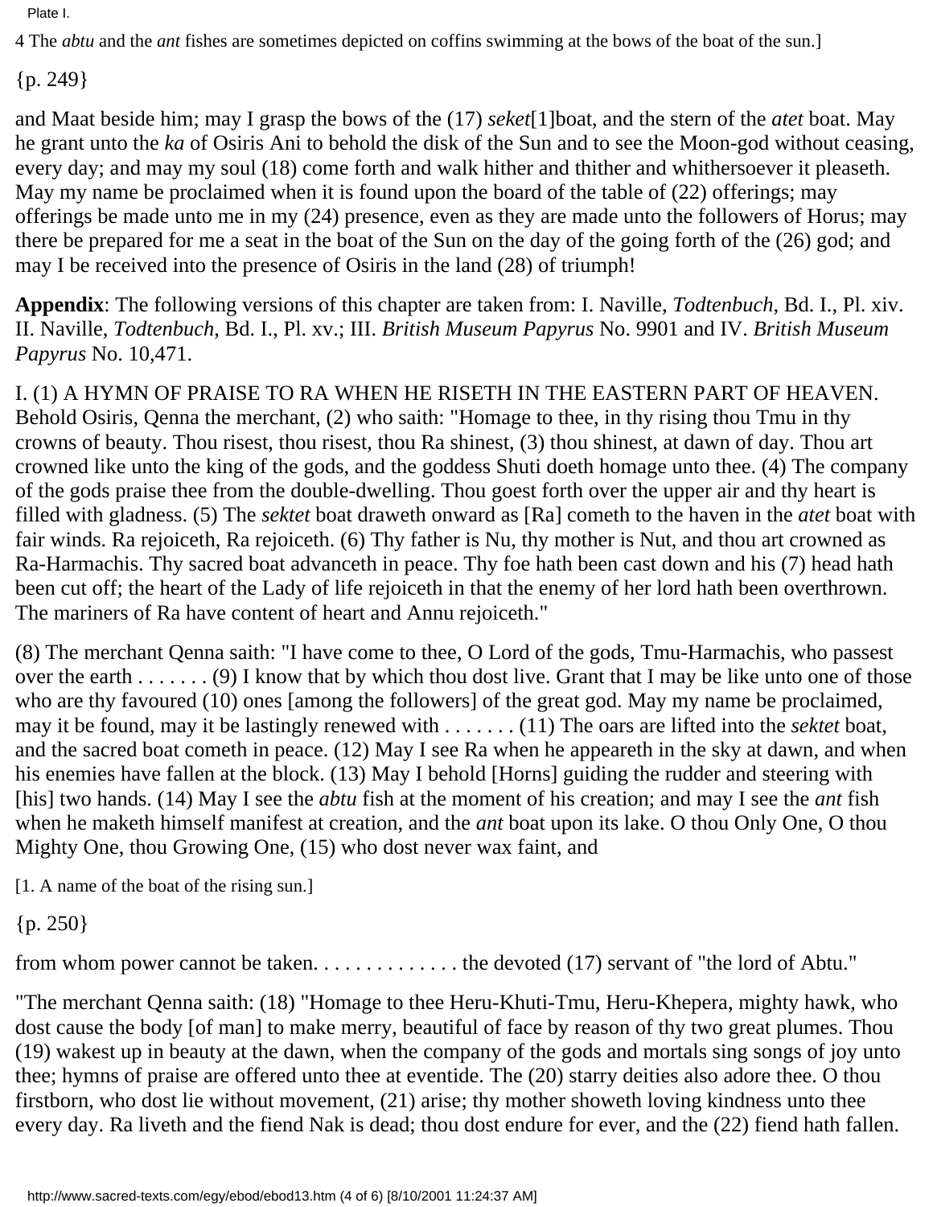4 The *abtu* and the *ant* fishes are sometimes depicted on coffins swimming at the bows of the boat of the sun.]

{p. 249}

and Maat beside him; may I grasp the bows of the (17) *seket*[1]boat, and the stern of the *atet* boat. May he grant unto the *ka* of Osiris Ani to behold the disk of the Sun and to see the Moon-god without ceasing, every day; and may my soul (18) come forth and walk hither and thither and whithersoever it pleaseth. May my name be proclaimed when it is found upon the board of the table of (22) offerings; may offerings be made unto me in my (24) presence, even as they are made unto the followers of Horus; may there be prepared for me a seat in the boat of the Sun on the day of the going forth of the (26) god; and may I be received into the presence of Osiris in the land (28) of triumph!

**Appendix**: The following versions of this chapter are taken from: I. Naville, *Todtenbuch*, Bd. I., Pl. xiv. II. Naville, *Todtenbuch*, Bd. I., Pl. xv.; III. *British Museum Papyrus* No. 9901 and IV. *British Museum Papyrus* No. 10,471.

I. (1) A HYMN OF PRAISE TO RA WHEN HE RISETH IN THE EASTERN PART OF HEAVEN. Behold Osiris, Qenna the merchant, (2) who saith: "Homage to thee, in thy rising thou Tmu in thy crowns of beauty. Thou risest, thou risest, thou Ra shinest, (3) thou shinest, at dawn of day. Thou art crowned like unto the king of the gods, and the goddess Shuti doeth homage unto thee. (4) The company of the gods praise thee from the double-dwelling. Thou goest forth over the upper air and thy heart is filled with gladness. (5) The *sektet* boat draweth onward as [Ra] cometh to the haven in the *atet* boat with fair winds. Ra rejoiceth, Ra rejoiceth. (6) Thy father is Nu, thy mother is Nut, and thou art crowned as Ra-Harmachis. Thy sacred boat advanceth in peace. Thy foe hath been cast down and his (7) head hath been cut off; the heart of the Lady of life rejoiceth in that the enemy of her lord hath been overthrown. The mariners of Ra have content of heart and Annu rejoiceth."

(8) The merchant Qenna saith: "I have come to thee, O Lord of the gods, Tmu-Harmachis, who passest over the earth . . . . . . . (9) I know that by which thou dost live. Grant that I may be like unto one of those who are thy favoured (10) ones [among the followers] of the great god. May my name be proclaimed, may it be found, may it be lastingly renewed with . . . . . . . (11) The oars are lifted into the *sektet* boat, and the sacred boat cometh in peace. (12) May I see Ra when he appeareth in the sky at dawn, and when his enemies have fallen at the block. (13) May I behold [Horns] guiding the rudder and steering with [his] two hands. (14) May I see the *abtu* fish at the moment of his creation; and may I see the *ant* fish when he maketh himself manifest at creation, and the *ant* boat upon its lake. O thou Only One, O thou Mighty One, thou Growing One, (15) who dost never wax faint, and

[1. A name of the boat of the rising sun.]

{p. 250}

from whom power cannot be taken. . . . . . . . . . . . . . the devoted (17) servant of "the lord of Abtu."

"The merchant Qenna saith: (18) "Homage to thee Heru-Khuti-Tmu, Heru-Khepera, mighty hawk, who dost cause the body [of man] to make merry, beautiful of face by reason of thy two great plumes. Thou (19) wakest up in beauty at the dawn, when the company of the gods and mortals sing songs of joy unto thee; hymns of praise are offered unto thee at eventide. The (20) starry deities also adore thee. O thou firstborn, who dost lie without movement, (21) arise; thy mother showeth loving kindness unto thee every day. Ra liveth and the fiend Nak is dead; thou dost endure for ever, and the (22) fiend hath fallen.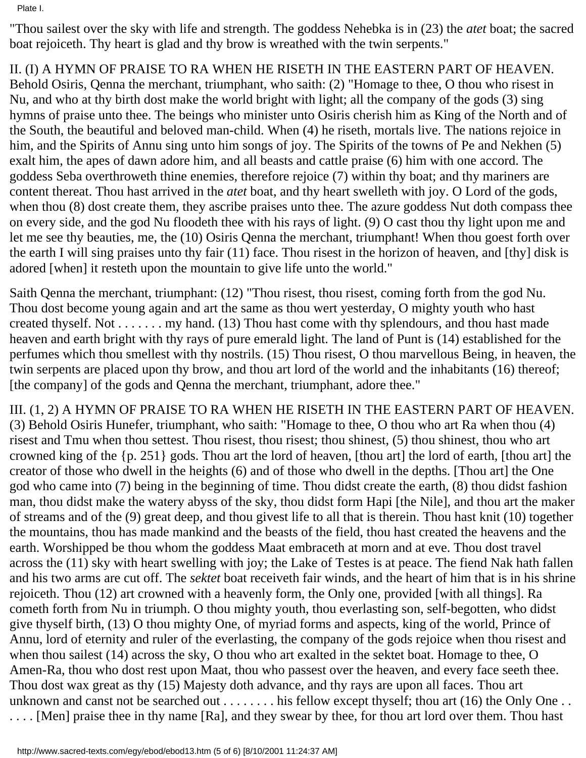Plate I.

"Thou sailest over the sky with life and strength. The goddess Nehebka is in (23) the *atet* boat; the sacred boat rejoiceth. Thy heart is glad and thy brow is wreathed with the twin serpents."

II. (I) A HYMN OF PRAISE TO RA WHEN HE RISETH IN THE EASTERN PART OF HEAVEN. Behold Osiris, Qenna the merchant, triumphant, who saith: (2) "Homage to thee, O thou who risest in Nu, and who at thy birth dost make the world bright with light; all the company of the gods (3) sing hymns of praise unto thee. The beings who minister unto Osiris cherish him as King of the North and of the South, the beautiful and beloved man-child. When (4) he riseth, mortals live. The nations rejoice in him, and the Spirits of Annu sing unto him songs of joy. The Spirits of the towns of Pe and Nekhen (5) exalt him, the apes of dawn adore him, and all beasts and cattle praise (6) him with one accord. The goddess Seba overthroweth thine enemies, therefore rejoice (7) within thy boat; and thy mariners are content thereat. Thou hast arrived in the *atet* boat, and thy heart swelleth with joy. O Lord of the gods, when thou (8) dost create them, they ascribe praises unto thee. The azure goddess Nut doth compass thee on every side, and the god Nu floodeth thee with his rays of light. (9) O cast thou thy light upon me and let me see thy beauties, me, the (10) Osiris Qenna the merchant, triumphant! When thou goest forth over the earth I will sing praises unto thy fair (11) face. Thou risest in the horizon of heaven, and [thy] disk is adored [when] it resteth upon the mountain to give life unto the world."

Saith Qenna the merchant, triumphant: (12) "Thou risest, thou risest, coming forth from the god Nu. Thou dost become young again and art the same as thou wert yesterday, O mighty youth who hast created thyself. Not . . . . . . . my hand. (13) Thou hast come with thy splendours, and thou hast made heaven and earth bright with thy rays of pure emerald light. The land of Punt is (14) established for the perfumes which thou smellest with thy nostrils. (15) Thou risest, O thou marvellous Being, in heaven, the twin serpents are placed upon thy brow, and thou art lord of the world and the inhabitants (16) thereof; [the company] of the gods and Qenna the merchant, triumphant, adore thee."

III. (1, 2) A HYMN OF PRAISE TO RA WHEN HE RISETH IN THE EASTERN PART OF HEAVEN. (3) Behold Osiris Hunefer, triumphant, who saith: "Homage to thee, O thou who art Ra when thou (4) risest and Tmu when thou settest. Thou risest, thou risest; thou shinest, (5) thou shinest, thou who art crowned king of the {p. 251} gods. Thou art the lord of heaven, [thou art] the lord of earth, [thou art] the creator of those who dwell in the heights (6) and of those who dwell in the depths. [Thou art] the One god who came into (7) being in the beginning of time. Thou didst create the earth, (8) thou didst fashion man, thou didst make the watery abyss of the sky, thou didst form Hapi [the Nile], and thou art the maker of streams and of the (9) great deep, and thou givest life to all that is therein. Thou hast knit (10) together the mountains, thou has made mankind and the beasts of the field, thou hast created the heavens and the earth. Worshipped be thou whom the goddess Maat embraceth at morn and at eve. Thou dost travel across the (11) sky with heart swelling with joy; the Lake of Testes is at peace. The fiend Nak hath fallen and his two arms are cut off. The *sektet* boat receiveth fair winds, and the heart of him that is in his shrine rejoiceth. Thou (12) art crowned with a heavenly form, the Only one, provided [with all things]. Ra cometh forth from Nu in triumph. O thou mighty youth, thou everlasting son, self-begotten, who didst give thyself birth, (13) O thou mighty One, of myriad forms and aspects, king of the world, Prince of Annu, lord of eternity and ruler of the everlasting, the company of the gods rejoice when thou risest and when thou sailest (14) across the sky, O thou who art exalted in the sektet boat. Homage to thee, O Amen-Ra, thou who dost rest upon Maat, thou who passest over the heaven, and every face seeth thee. Thou dost wax great as thy (15) Majesty doth advance, and thy rays are upon all faces. Thou art unknown and canst not be searched out . . . . . . . . his fellow except thyself; thou art (16) the Only One . . . . . . [Men] praise thee in thy name [Ra], and they swear by thee, for thou art lord over them. Thou hast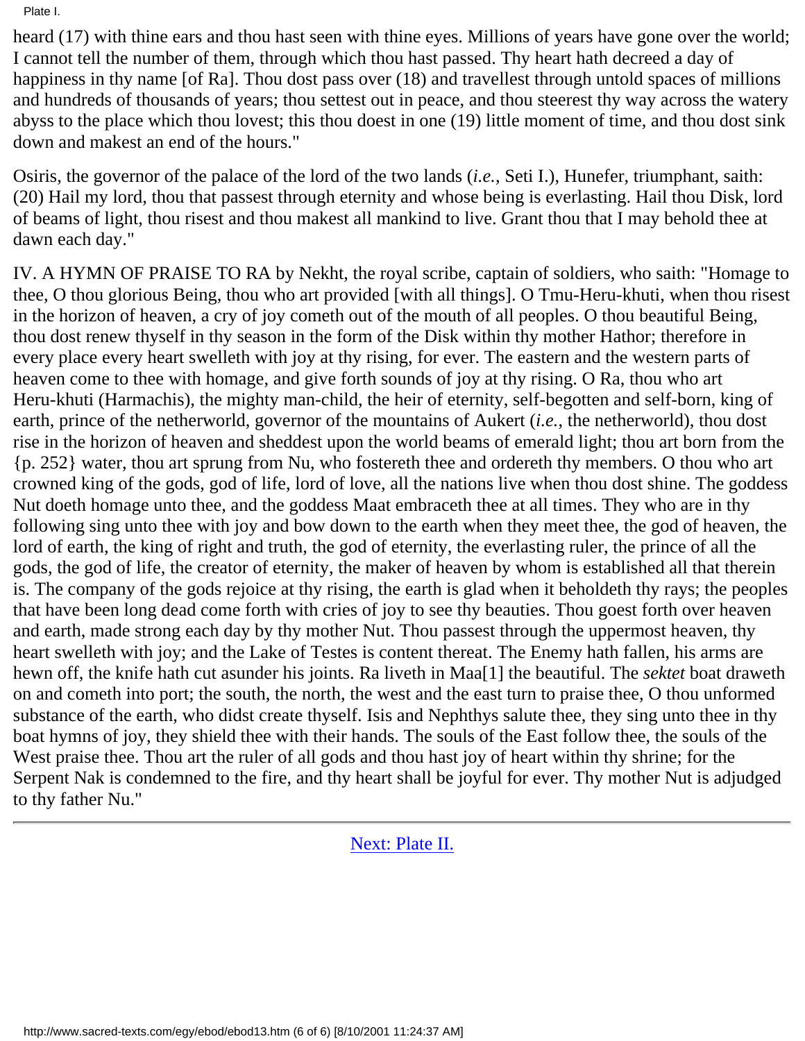heard (17) with thine ears and thou hast seen with thine eyes. Millions of years have gone over the world; I cannot tell the number of them, through which thou hast passed. Thy heart hath decreed a day of happiness in thy name [of Ra]. Thou dost pass over (18) and travellest through untold spaces of millions and hundreds of thousands of years; thou settest out in peace, and thou steerest thy way across the watery abyss to the place which thou lovest; this thou doest in one (19) little moment of time, and thou dost sink down and makest an end of the hours."

Osiris, the governor of the palace of the lord of the two lands (*i.e.*, Seti I.), Hunefer, triumphant, saith: (20) Hail my lord, thou that passest through eternity and whose being is everlasting. Hail thou Disk, lord of beams of light, thou risest and thou makest all mankind to live. Grant thou that I may behold thee at dawn each day."

IV. A HYMN OF PRAISE TO RA by Nekht, the royal scribe, captain of soldiers, who saith: "Homage to thee, O thou glorious Being, thou who art provided [with all things]. O Tmu-Heru-khuti, when thou risest in the horizon of heaven, a cry of joy cometh out of the mouth of all peoples. O thou beautiful Being, thou dost renew thyself in thy season in the form of the Disk within thy mother Hathor; therefore in every place every heart swelleth with joy at thy rising, for ever. The eastern and the western parts of heaven come to thee with homage, and give forth sounds of joy at thy rising. O Ra, thou who art Heru-khuti (Harmachis), the mighty man-child, the heir of eternity, self-begotten and self-born, king of earth, prince of the netherworld, governor of the mountains of Aukert (*i.e.*, the netherworld), thou dost rise in the horizon of heaven and sheddest upon the world beams of emerald light; thou art born from the {p. 252} water, thou art sprung from Nu, who fostereth thee and ordereth thy members. O thou who art crowned king of the gods, god of life, lord of love, all the nations live when thou dost shine. The goddess Nut doeth homage unto thee, and the goddess Maat embraceth thee at all times. They who are in thy following sing unto thee with joy and bow down to the earth when they meet thee, the god of heaven, the lord of earth, the king of right and truth, the god of eternity, the everlasting ruler, the prince of all the gods, the god of life, the creator of eternity, the maker of heaven by whom is established all that therein is. The company of the gods rejoice at thy rising, the earth is glad when it beholdeth thy rays; the peoples that have been long dead come forth with cries of joy to see thy beauties. Thou goest forth over heaven and earth, made strong each day by thy mother Nut. Thou passest through the uppermost heaven, thy heart swelleth with joy; and the Lake of Testes is content thereat. The Enemy hath fallen, his arms are hewn off, the knife hath cut asunder his joints. Ra liveth in Maa[1] the beautiful. The *sektet* boat draweth on and cometh into port; the south, the north, the west and the east turn to praise thee, O thou unformed substance of the earth, who didst create thyself. Isis and Nephthys salute thee, they sing unto thee in thy boat hymns of joy, they shield thee with their hands. The souls of the East follow thee, the souls of the West praise thee. Thou art the ruler of all gods and thou hast joy of heart within thy shrine; for the Serpent Nak is condemned to the fire, and thy heart shall be joyful for ever. Thy mother Nut is adjudged to thy father Nu."

---

Next: Plate II.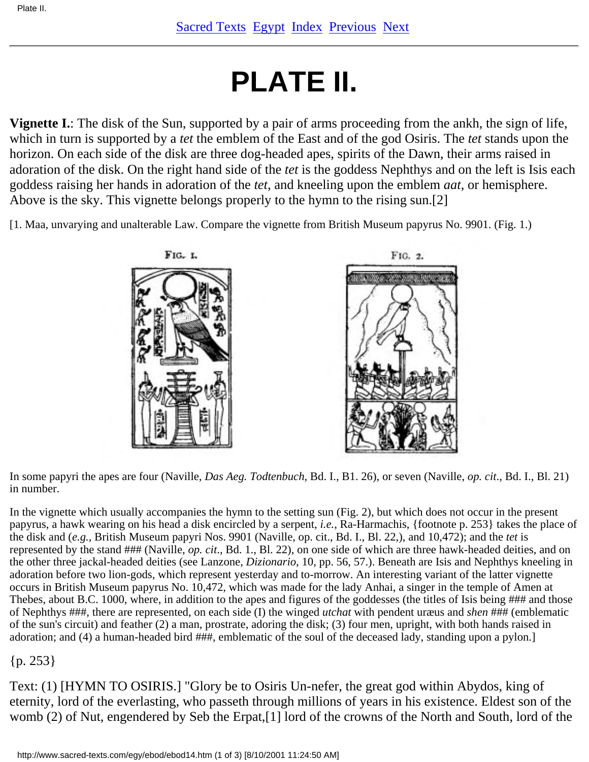[Sacred Texts](#) [Egypt](#) [Index](#) [Previous](#) [Next](#)

# PLATE II.

**Vignette I.**: The disk of the Sun, supported by a pair of arms proceeding from the ankh, the sign of life, which in turn is supported by a *tet* the emblem of the East and of the god Osiris. The *tet* stands upon the horizon. On each side of the disk are three dog-headed apes, spirits of the Dawn, their arms raised in adoration of the disk. On the right hand side of the *tet* is the goddess Nephthys and on the left is Isis each goddess raising her hands in adoration of the *tet*, and kneeling upon the emblem *aat*, or hemisphere. Above is the sky. This vignette belongs properly to the hymn to the rising sun.[2]

[1. Maa, unvarying and unalterable Law. Compare the vignette from British Museum papyrus No. 9901. (Fig. 1.)

FIG. 1.

FIG. 2.

In some papyri the apes are four (Naville, *Das Aeg. Todtenbuch*, Bd. I., B1. 26), or seven (Naville, *op. cit*., Bd. I., Bl. 21) in number.

In the vignette which usually accompanies the hymn to the setting sun (Fig. 2), but which does not occur in the present papyrus, a hawk wearing on his head a disk encircled by a serpent, *i.e.*, Ra-Harmachis, {footnote p. 253} takes the place of the disk and (*e.g.*, British Museum papyri Nos. 9901 (Naville, op. cit., Bd. I., Bl. 22,), and 10,472); and the *tet* is represented by the stand ### (Naville, *op. cit*., Bd. 1., Bl. 22), on one side of which are three hawk-headed deities, and on the other three jackal-headed deities (see Lanzone, *Dizionario*, 10, pp. 56, 57.). Beneath are Isis and Nephthys kneeling in adoration before two lion-gods, which represent yesterday and to-morrow. An interesting variant of the latter vignette occurs in British Museum papyrus No. 10,472, which was made for the lady Anhai, a singer in the temple of Amen at Thebes, about B.C. 1000, where, in addition to the apes and figures of the goddesses (the titles of Isis being ### and those of Nephthys ###, there are represented, on each side (I) the winged *utchat* with pendent uræus and *shen* ### (emblematic of the sun's circuit) and feather (2) a man, prostrate, adoring the disk; (3) four men, upright, with both hands raised in adoration; and (4) a human-headed bird ###, emblematic of the soul of the deceased lady, standing upon a pylon.]

{p. 253}

Text: (1) [HYMN TO OSIRIS.] "Glory be to Osiris Un-nefer, the great god within Abydos, king of eternity, lord of the everlasting, who passeth through millions of years in his existence. Eldest son of the womb (2) of Nut, engendered by Seb the Erpat,[1] lord of the crowns of the North and South, lord of the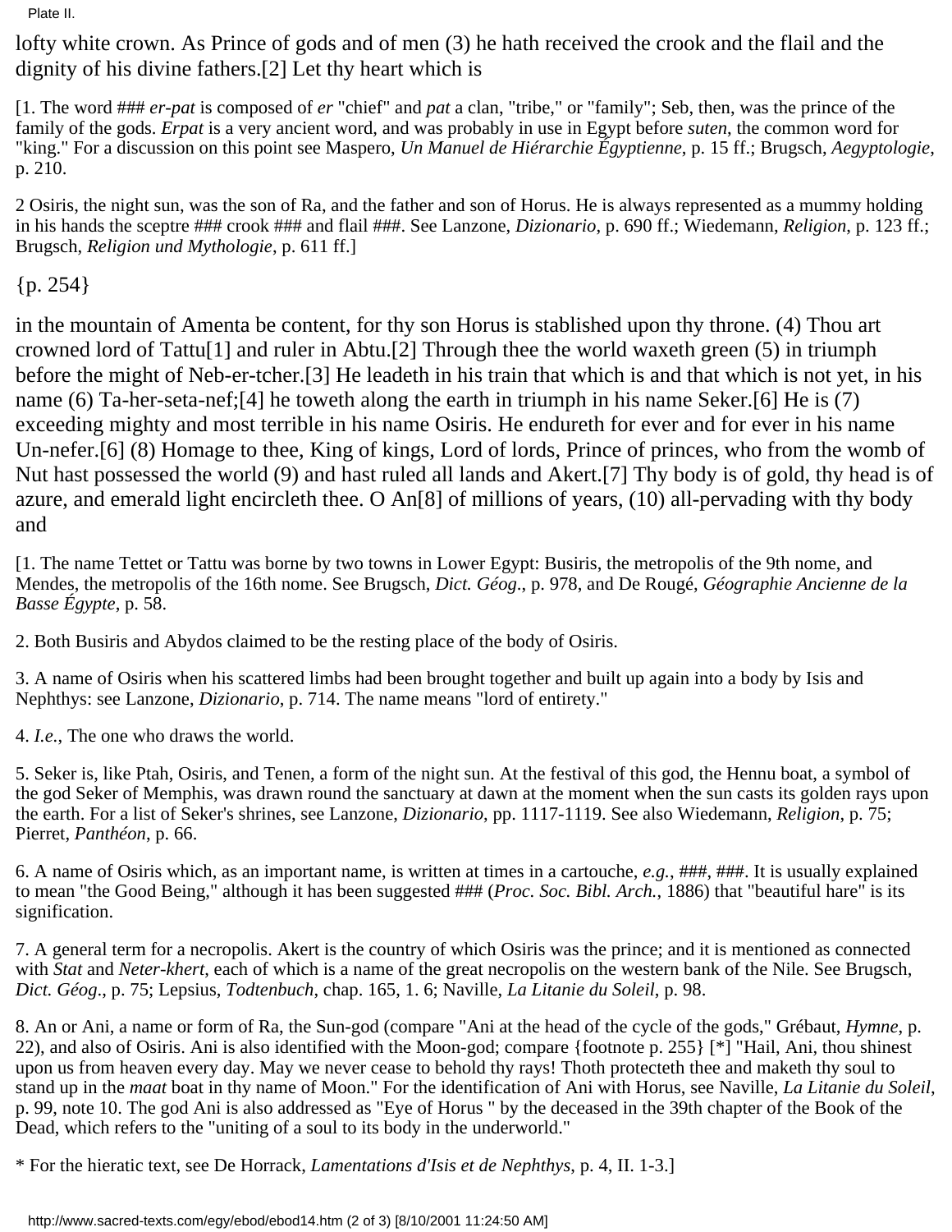lofty white crown. As Prince of gods and of men (3) he hath received the crook and the flail and the dignity of his divine fathers.[2] Let thy heart which is

[1. The word ### *er-pat* is composed of *er* "chief" and *pat* a clan, "tribe," or "family"; Seb, then, was the prince of the family of the gods. *Erpat* is a very ancient word, and was probably in use in Egypt before *suten*, the common word for "king." For a discussion on this point see Maspero, *Un Manuel de Hiérarchie Égyptienne*, p. 15 ff.; Brugsch, *Aegyptologie*, p. 210.

2 Osiris, the night sun, was the son of Ra, and the father and son of Horus. He is always represented as a mummy holding in his hands the sceptre ### crook ### and flail ###. See Lanzone, *Dizionario*, p. 690 ff.; Wiedemann, *Religion*, p. 123 ff.; Brugsch, *Religion und Mythologie*, p. 611 ff.]

{p. 254}

in the mountain of Amenta be content, for thy son Horus is stablished upon thy throne. (4) Thou art crowned lord of Tattu[1] and ruler in Abtu.[2] Through thee the world waxeth green (5) in triumph before the might of Neb-er-tcher.[3] He leadeth in his train that which is and that which is not yet, in his name (6) Ta-her-seta-nef;[4] he toweth along the earth in triumph in his name Seker.[6] He is (7) exceeding mighty and most terrible in his name Osiris. He endureth for ever and for ever in his name Un-nefer.[6] (8) Homage to thee, King of kings, Lord of lords, Prince of princes, who from the womb of Nut hast possessed the world (9) and hast ruled all lands and Akert.[7] Thy body is of gold, thy head is of azure, and emerald light encircleth thee. O An[8] of millions of years, (10) all-pervading with thy body and

[1. The name Tettet or Tattu was borne by two towns in Lower Egypt: Busiris, the metropolis of the 9th nome, and Mendes, the metropolis of the 16th nome. See Brugsch, *Dict. Géog*., p. 978, and De Rougé, *Géographie Ancienne de la Basse Égypte*, p. 58.

2. Both Busiris and Abydos claimed to be the resting place of the body of Osiris.

3. A name of Osiris when his scattered limbs had been brought together and built up again into a body by Isis and Nephthys: see Lanzone, *Dizionario*, p. 714. The name means "lord of entirety."

4. *I.e.*, The one who draws the world.

5. Seker is, like Ptah, Osiris, and Tenen, a form of the night sun. At the festival of this god, the Hennu boat, a symbol of the god Seker of Memphis, was drawn round the sanctuary at dawn at the moment when the sun casts its golden rays upon the earth. For a list of Seker's shrines, see Lanzone, *Dizionario*, pp. 1117-1119. See also Wiedemann, *Religion*, p. 75; Pierret, *Panthéon*, p. 66.

6. A name of Osiris which, as an important name, is written at times in a cartouche, *e.g.*, ###, ###. It is usually explained to mean "the Good Being," although it has been suggested ### (*Proc. Soc. Bibl. Arch.*, 1886) that "beautiful hare" is its signification.

7. A general term for a necropolis. Akert is the country of which Osiris was the prince; and it is mentioned as connected with *Stat* and *Neter-khert*, each of which is a name of the great necropolis on the western bank of the Nile. See Brugsch, *Dict. Géog*., p. 75; Lepsius, *Todtenbuch*, chap. 165, 1. 6; Naville, *La Litanie du Soleil*, p. 98.

8. An or Ani, a name or form of Ra, the Sun-god (compare "Ani at the head of the cycle of the gods," Grébaut, *Hymne*, p. 22), and also of Osiris. Ani is also identified with the Moon-god; compare {footnote p. 255} [*] "Hail, Ani, thou shinest upon us from heaven every day. May we never cease to behold thy rays! Thoth protecteth thee and maketh thy soul to stand up in the *maat* boat in thy name of Moon." For the identification of Ani with Horus, see Naville, *La Litanie du Soleil*, p. 99, note 10. The god Ani is also addressed as "Eye of Horus " by the deceased in the 39th chapter of the Book of the Dead, which refers to the "uniting of a soul to its body in the underworld."

* For the hieratic text, see De Horrack, *Lamentations d'Isis et de Nephthys*, p. 4, II. 1-3.]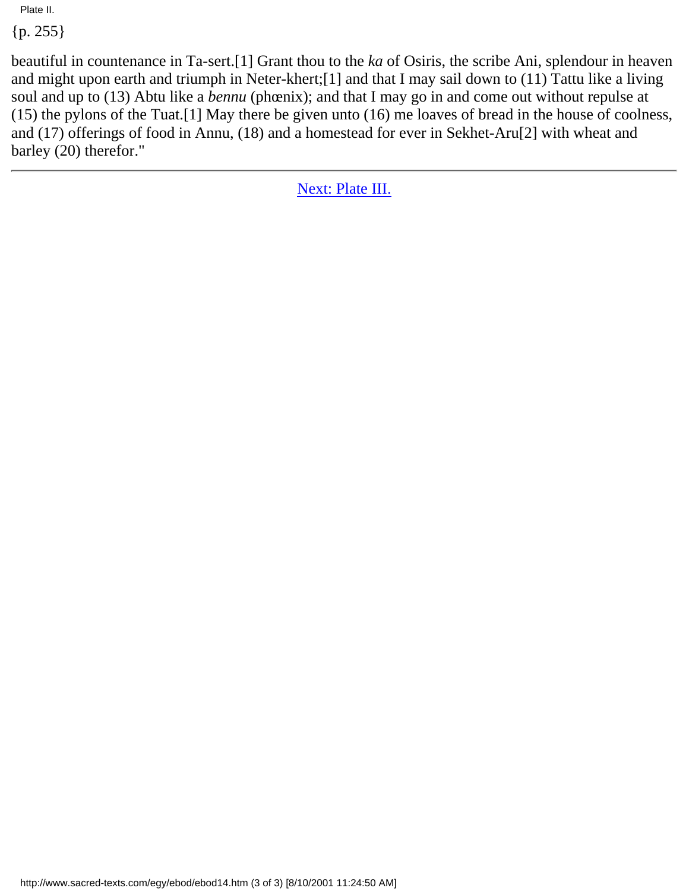{p. 255}

beautiful in countenance in Ta-sert.[1] Grant thou to the *ka* of Osiris, the scribe Ani, splendour in heaven and might upon earth and triumph in Neter-khert;[1] and that I may sail down to (11) Tattu like a living soul and up to (13) Abtu like a *bennu* (phœnix); and that I may go in and come out without repulse at (15) the pylons of the Tuat.[1] May there be given unto (16) me loaves of bread in the house of coolness, and (17) offerings of food in Annu, (18) and a homestead for ever in Sekhet-Aru[2] with wheat and barley (20) therefor."

---

Next: Plate III.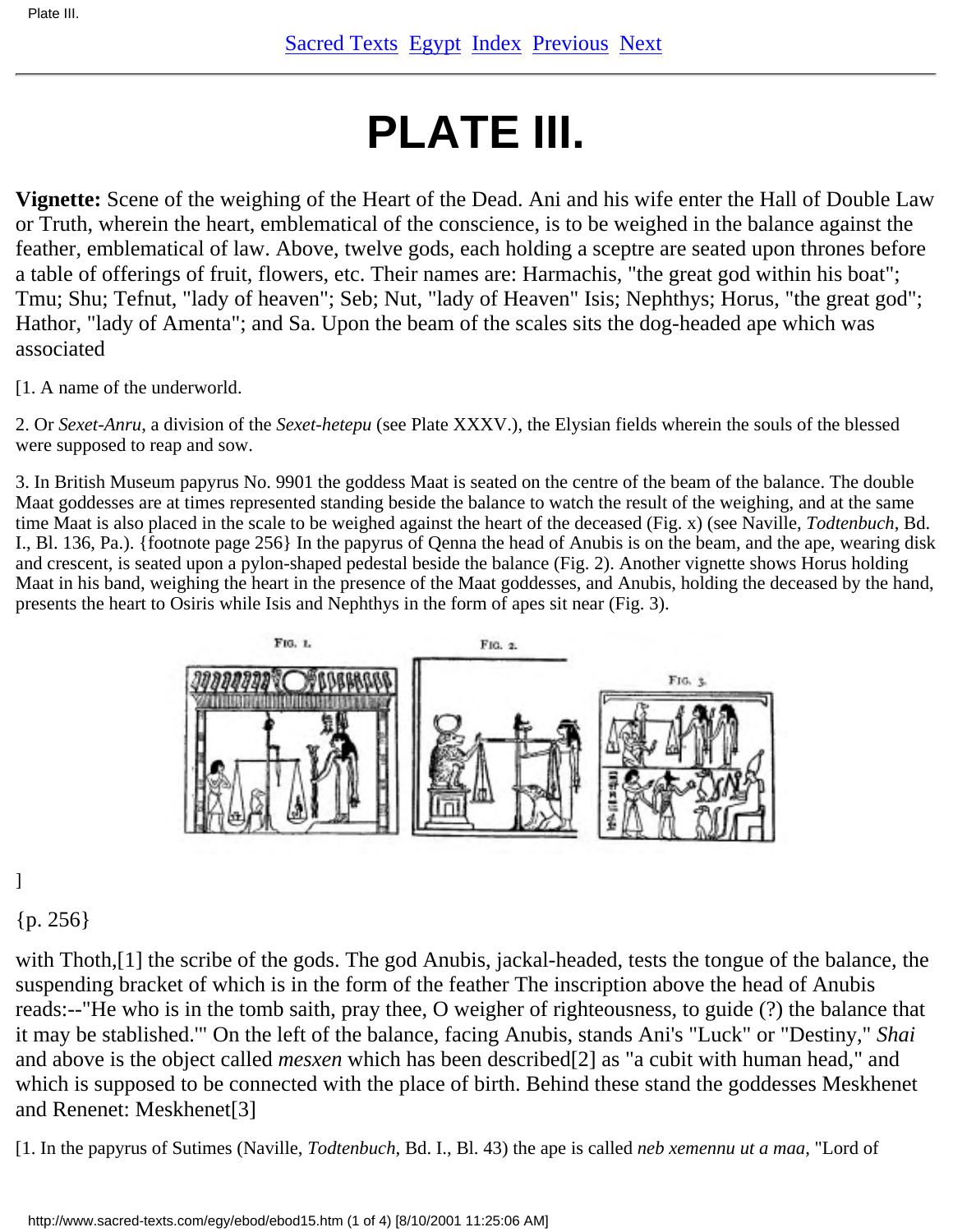# PLATE III.

**Vignette:** Scene of the weighing of the Heart of the Dead. Ani and his wife enter the Hall of Double Law or Truth, wherein the heart, emblematical of the conscience, is to be weighed in the balance against the feather, emblematical of law. Above, twelve gods, each holding a sceptre are seated upon thrones before a table of offerings of fruit, flowers, etc. Their names are: Harmachis, "the great god within his boat"; Tmu; Shu; Tefnut, "lady of heaven"; Seb; Nut, "lady of Heaven" Isis; Nephthys; Horus, "the great god"; Hathor, "lady of Amenta"; and Sa. Upon the beam of the scales sits the dog-headed ape which was associated

[1. A name of the underworld.

2. Or *Sexet-Anru*, a division of the *Sexet-hetepu* (see Plate XXXV.), the Elysian fields wherein the souls of the blessed were supposed to reap and sow.

3. In British Museum papyrus No. 9901 the goddess Maat is seated on the centre of the beam of the balance. The double Maat goddesses are at times represented standing beside the balance to watch the result of the weighing, and at the same time Maat is also placed in the scale to be weighed against the heart of the deceased (Fig. x) (see Naville, *Todtenbuch*, Bd. I., Bl. 136, Pa.). {footnote page 256} In the papyrus of Qenna the head of Anubis is on the beam, and the ape, wearing disk and crescent, is seated upon a pylon-shaped pedestal beside the balance (Fig. 2). Another vignette shows Horus holding Maat in his band, weighing the heart in the presence of the Maat goddesses, and Anubis, holding the deceased by the hand, presents the heart to Osiris while Isis and Nephthys in the form of apes sit near (Fig. 3).

FIG. 1. FIG. 2. FIG. 3.

]

{p. 256}

with Thoth,[1] the scribe of the gods. The god Anubis, jackal-headed, tests the tongue of the balance, the suspending bracket of which is in the form of the feather The inscription above the head of Anubis reads:--"He who is in the tomb saith, pray thee, O weigher of righteousness, to guide (?) the balance that it may be stablished."' On the left of the balance, facing Anubis, stands Ani's "Luck" or "Destiny," *Shai* and above is the object called *mesxen* which has been described[2] as "a cubit with human head," and which is supposed to be connected with the place of birth. Behind these stand the goddesses Meskhenet and Renenet: Meskhenet[3]

[1. In the papyrus of Sutimes (Naville, *Todtenbuch*, Bd. I., Bl. 43) the ape is called *neb xemennu ut a maa*, "Lord of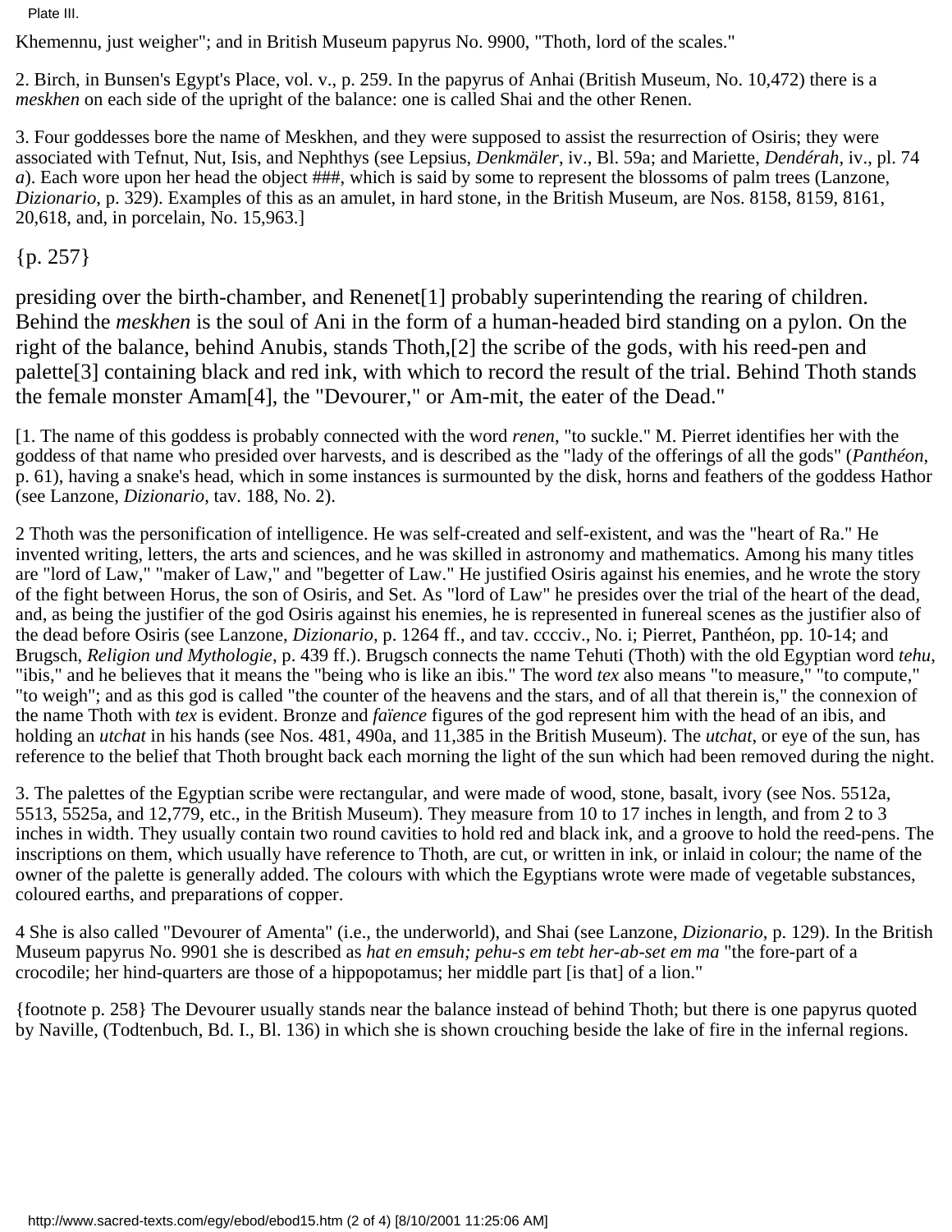Khemennu, just weigher"; and in British Museum papyrus No. 9900, "Thoth, lord of the scales."

2. Birch, in Bunsen's Egypt's Place, vol. v., p. 259. In the papyrus of Anhai (British Museum, No. 10,472) there is a *meskhen* on each side of the upright of the balance: one is called Shai and the other Renen.

3. Four goddesses bore the name of Meskhen, and they were supposed to assist the resurrection of Osiris; they were associated with Tefnut, Nut, Isis, and Nephthys (see Lepsius, *Denkmäler*, iv., Bl. 59a; and Mariette, *Dendérah*, iv., pl. 74 *a*). Each wore upon her head the object ###, which is said by some to represent the blossoms of palm trees (Lanzone, *Dizionario*, p. 329). Examples of this as an amulet, in hard stone, in the British Museum, are Nos. 8158, 8159, 8161, 20,618, and, in porcelain, No. 15,963.]

{p. 257}

presiding over the birth-chamber, and Renenet[1] probably superintending the rearing of children. Behind the *meskhen* is the soul of Ani in the form of a human-headed bird standing on a pylon. On the right of the balance, behind Anubis, stands Thoth,[2] the scribe of the gods, with his reed-pen and palette[3] containing black and red ink, with which to record the result of the trial. Behind Thoth stands the female monster Amam[4], the "Devourer," or Am-mit, the eater of the Dead."

[1. The name of this goddess is probably connected with the word *renen*, "to suckle." M. Pierret identifies her with the goddess of that name who presided over harvests, and is described as the "lady of the offerings of all the gods" (*Panthéon*, p. 61), having a snake's head, which in some instances is surmounted by the disk, horns and feathers of the goddess Hathor (see Lanzone, *Dizionario*, tav. 188, No. 2).

2 Thoth was the personification of intelligence. He was self-created and self-existent, and was the "heart of Ra." He invented writing, letters, the arts and sciences, and he was skilled in astronomy and mathematics. Among his many titles are "lord of Law," "maker of Law," and "begetter of Law." He justified Osiris against his enemies, and he wrote the story of the fight between Horus, the son of Osiris, and Set. As "lord of Law" he presides over the trial of the heart of the dead, and, as being the justifier of the god Osiris against his enemies, he is represented in funereal scenes as the justifier also of the dead before Osiris (see Lanzone, *Dizionario*, p. 1264 ff., and tav. cccciv., No. i; Pierret, Panthéon, pp. 10-14; and Brugsch, *Religion und Mythologie*, p. 439 ff.). Brugsch connects the name Tehuti (Thoth) with the old Egyptian word *tehu*, "ibis," and he believes that it means the "being who is like an ibis." The word *tex* also means "to measure," "to compute," "to weigh"; and as this god is called "the counter of the heavens and the stars, and of all that therein is," the connexion of the name Thoth with *tex* is evident. Bronze and *faïence* figures of the god represent him with the head of an ibis, and holding an *utchat* in his hands (see Nos. 481, 490a, and 11,385 in the British Museum). The *utchat*, or eye of the sun, has reference to the belief that Thoth brought back each morning the light of the sun which had been removed during the night.

3. The palettes of the Egyptian scribe were rectangular, and were made of wood, stone, basalt, ivory (see Nos. 5512a, 5513, 5525a, and 12,779, etc., in the British Museum). They measure from 10 to 17 inches in length, and from 2 to 3 inches in width. They usually contain two round cavities to hold red and black ink, and a groove to hold the reed-pens. The inscriptions on them, which usually have reference to Thoth, are cut, or written in ink, or inlaid in colour; the name of the owner of the palette is generally added. The colours with which the Egyptians wrote were made of vegetable substances, coloured earths, and preparations of copper.

4 She is also called "Devourer of Amenta" (i.e., the underworld), and Shai (see Lanzone, *Dizionario*, p. 129). In the British Museum papyrus No. 9901 she is described as *hat en emsuh; pehu-s em tebt her-ab-set em ma* "the fore-part of a crocodile; her hind-quarters are those of a hippopotamus; her middle part [is that] of a lion."

{footnote p. 258} The Devourer usually stands near the balance instead of behind Thoth; but there is one papyrus quoted by Naville, (Todtenbuch, Bd. I., Bl. 136) in which she is shown crouching beside the lake of fire in the infernal regions.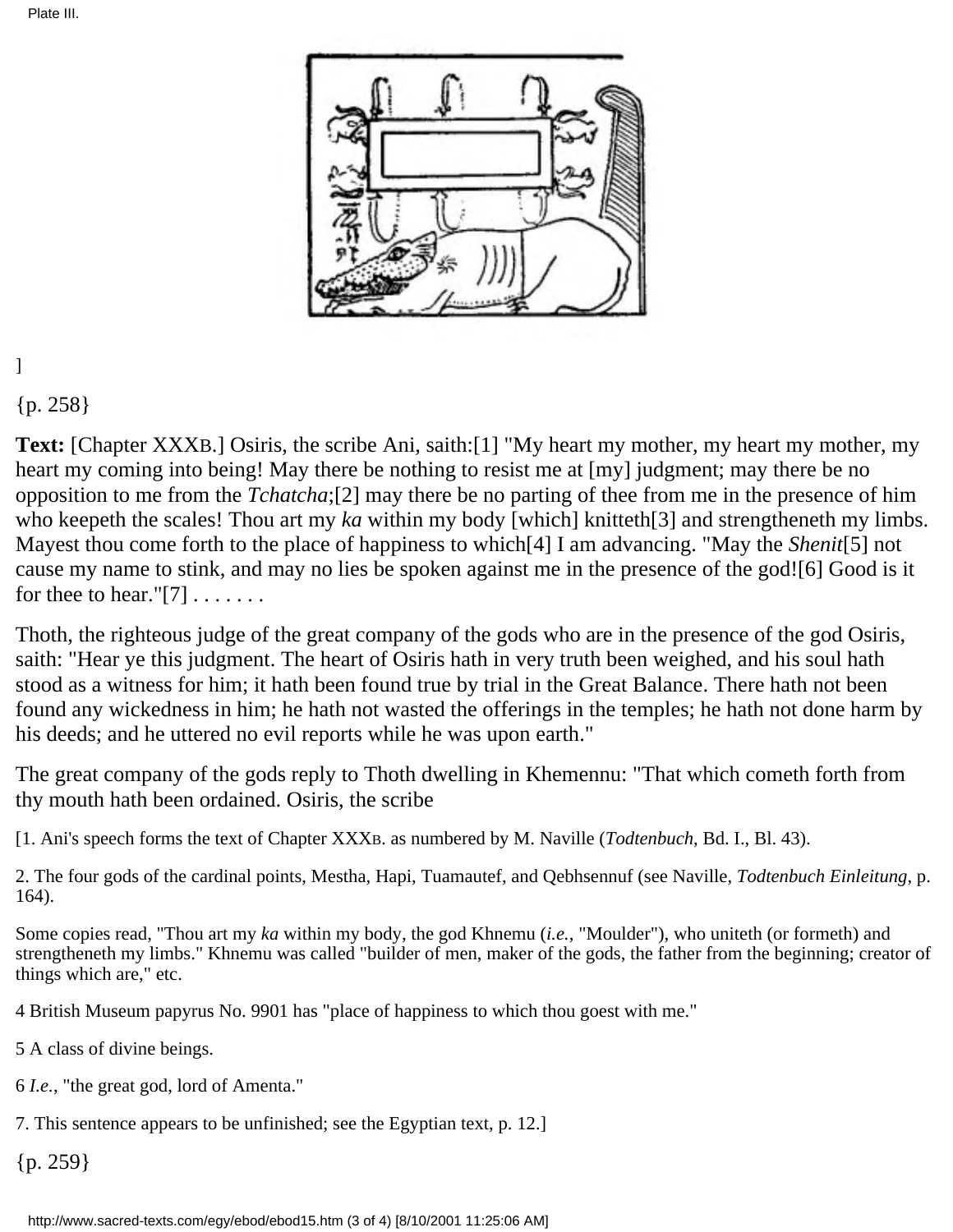]

{p. 258}

**Text:** [Chapter XXXB.] Osiris, the scribe Ani, saith:[1] "My heart my mother, my heart my mother, my heart my coming into being! May there be nothing to resist me at [my] judgment; may there be no opposition to me from the *Tchatcha*;[2] may there be no parting of thee from me in the presence of him who keepeth the scales! Thou art my *ka* within my body [which] knitteth[3] and strengtheneth my limbs. Mayest thou come forth to the place of happiness to which[4] I am advancing. "May the *Shenit*[5] not cause my name to stink, and may no lies be spoken against me in the presence of the god![6] Good is it for thee to hear."[7] . . . . . . .

Thoth, the righteous judge of the great company of the gods who are in the presence of the god Osiris, saith: "Hear ye this judgment. The heart of Osiris hath in very truth been weighed, and his soul hath stood as a witness for him; it hath been found true by trial in the Great Balance. There hath not been found any wickedness in him; he hath not wasted the offerings in the temples; he hath not done harm by his deeds; and he uttered no evil reports while he was upon earth."

The great company of the gods reply to Thoth dwelling in Khemennu: "That which cometh forth from thy mouth hath been ordained. Osiris, the scribe

[1. Ani's speech forms the text of Chapter XXXB. as numbered by M. Naville (*Todtenbuch*, Bd. I., Bl. 43).

2. The four gods of the cardinal points, Mestha, Hapi, Tuamautef, and Qebhsennuf (see Naville, *Todtenbuch Einleitung*, p. 164).

Some copies read, "Thou art my *ka* within my body, the god Khnemu (*i.e.*, "Moulder"), who uniteth (or formeth) and strengtheneth my limbs." Khnemu was called "builder of men, maker of the gods, the father from the beginning; creator of things which are," etc.

4 British Museum papyrus No. 9901 has "place of happiness to which thou goest with me."

5 A class of divine beings.

6 *I.e.*, "the great god, lord of Amenta."

7. This sentence appears to be unfinished; see the Egyptian text, p. 12.]

{p. 259}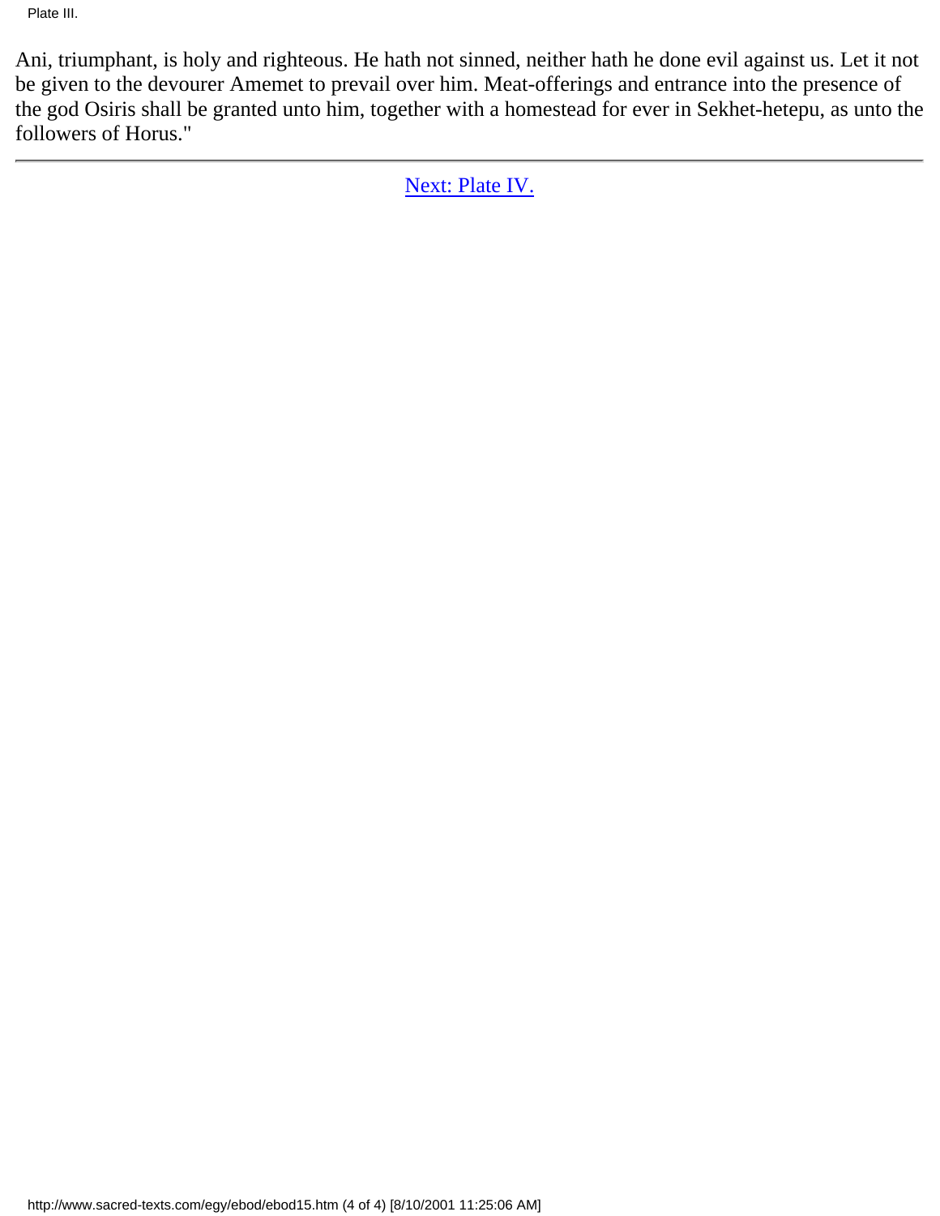Ani, triumphant, is holy and righteous. He hath not sinned, neither hath he done evil against us. Let it not be given to the devourer Amemet to prevail over him. Meat-offerings and entrance into the presence of the god Osiris shall be granted unto him, together with a homestead for ever in Sekhet-hetepu, as unto the followers of Horus."

---

Next: Plate IV.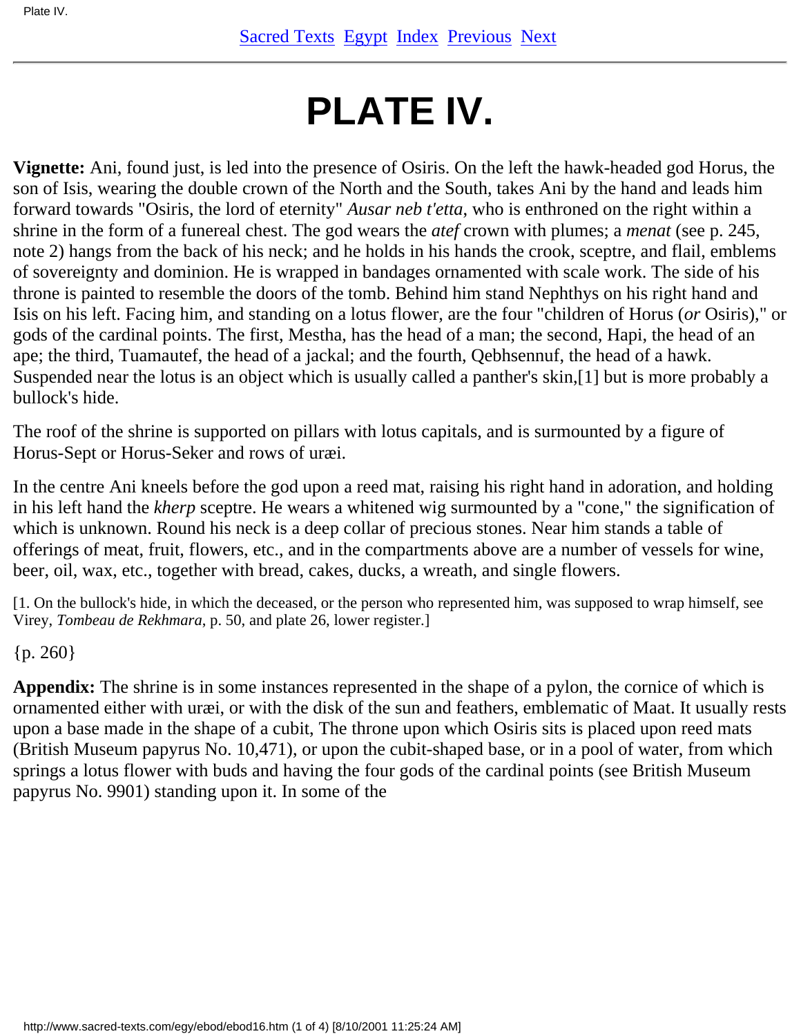# PLATE IV.

**Vignette:** Ani, found just, is led into the presence of Osiris. On the left the hawk-headed god Horus, the son of Isis, wearing the double crown of the North and the South, takes Ani by the hand and leads him forward towards "Osiris, the lord of eternity" *Ausar neb t'etta*, who is enthroned on the right within a shrine in the form of a funereal chest. The god wears the *atef* crown with plumes; a *menat* (see p. 245, note 2) hangs from the back of his neck; and he holds in his hands the crook, sceptre, and flail, emblems of sovereignty and dominion. He is wrapped in bandages ornamented with scale work. The side of his throne is painted to resemble the doors of the tomb. Behind him stand Nephthys on his right hand and Isis on his left. Facing him, and standing on a lotus flower, are the four "children of Horus (*or* Osiris)," or gods of the cardinal points. The first, Mestha, has the head of a man; the second, Hapi, the head of an ape; the third, Tuamautef, the head of a jackal; and the fourth, Qebhsennuf, the head of a hawk. Suspended near the lotus is an object which is usually called a panther's skin,[1] but is more probably a bullock's hide.

The roof of the shrine is supported on pillars with lotus capitals, and is surmounted by a figure of Horus-Sept or Horus-Seker and rows of uræi.

In the centre Ani kneels before the god upon a reed mat, raising his right hand in adoration, and holding in his left hand the *kherp* sceptre. He wears a whitened wig surmounted by a "cone," the signification of which is unknown. Round his neck is a deep collar of precious stones. Near him stands a table of offerings of meat, fruit, flowers, etc., and in the compartments above are a number of vessels for wine, beer, oil, wax, etc., together with bread, cakes, ducks, a wreath, and single flowers.

[1. On the bullock's hide, in which the deceased, or the person who represented him, was supposed to wrap himself, see Virey, *Tombeau de Rekhmara*, p. 50, and plate 26, lower register.]

{p. 260}

**Appendix:** The shrine is in some instances represented in the shape of a pylon, the cornice of which is ornamented either with uræi, or with the disk of the sun and feathers, emblematic of Maat. It usually rests upon a base made in the shape of a cubit, The throne upon which Osiris sits is placed upon reed mats (British Museum papyrus No. 10,471), or upon the cubit-shaped base, or in a pool of water, from which springs a lotus flower with buds and having the four gods of the cardinal points (see British Museum papyrus No. 9901) standing upon it. In some of the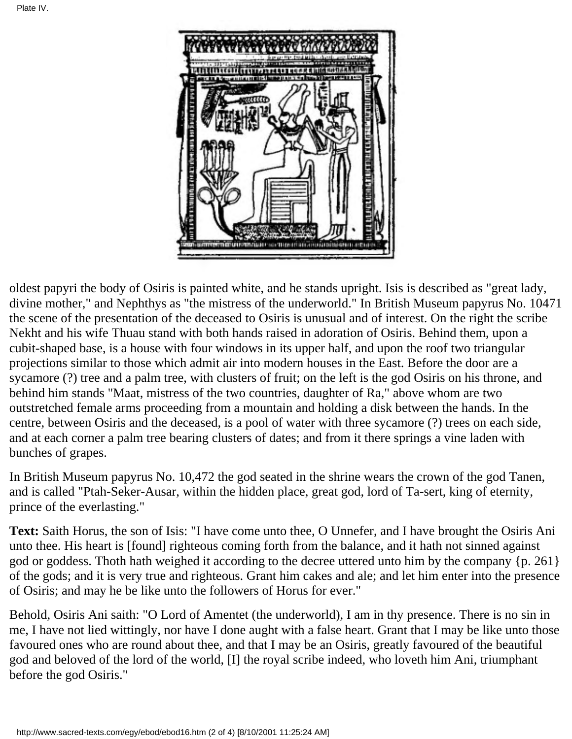Plate IV.

oldest papyri the body of Osiris is painted white, and he stands upright. Isis is described as "great lady, divine mother," and Nephthys as "the mistress of the underworld." In British Museum papyrus No. 10471 the scene of the presentation of the deceased to Osiris is unusual and of interest. On the right the scribe Nekht and his wife Thuau stand with both hands raised in adoration of Osiris. Behind them, upon a cubit-shaped base, is a house with four windows in its upper half, and upon the roof two triangular projections similar to those which admit air into modern houses in the East. Before the door are a sycamore (?) tree and a palm tree, with clusters of fruit; on the left is the god Osiris on his throne, and behind him stands "Maat, mistress of the two countries, daughter of Ra," above whom are two outstretched female arms proceeding from a mountain and holding a disk between the hands. In the centre, between Osiris and the deceased, is a pool of water with three sycamore (?) trees on each side, and at each corner a palm tree bearing clusters of dates; and from it there springs a vine laden with bunches of grapes.

In British Museum papyrus No. 10,472 the god seated in the shrine wears the crown of the god Tanen, and is called "Ptah-Seker-Ausar, within the hidden place, great god, lord of Ta-sert, king of eternity, prince of the everlasting."

**Text:** Saith Horus, the son of Isis: "I have come unto thee, O Unnefer, and I have brought the Osiris Ani unto thee. His heart is [found] righteous coming forth from the balance, and it hath not sinned against god or goddess. Thoth hath weighed it according to the decree uttered unto him by the company {p. 261} of the gods; and it is very true and righteous. Grant him cakes and ale; and let him enter into the presence of Osiris; and may he be like unto the followers of Horus for ever."

Behold, Osiris Ani saith: "O Lord of Amentet (the underworld), I am in thy presence. There is no sin in me, I have not lied wittingly, nor have I done aught with a false heart. Grant that I may be like unto those favoured ones who are round about thee, and that I may be an Osiris, greatly favoured of the beautiful god and beloved of the lord of the world, [I] the royal scribe indeed, who loveth him Ani, triumphant before the god Osiris."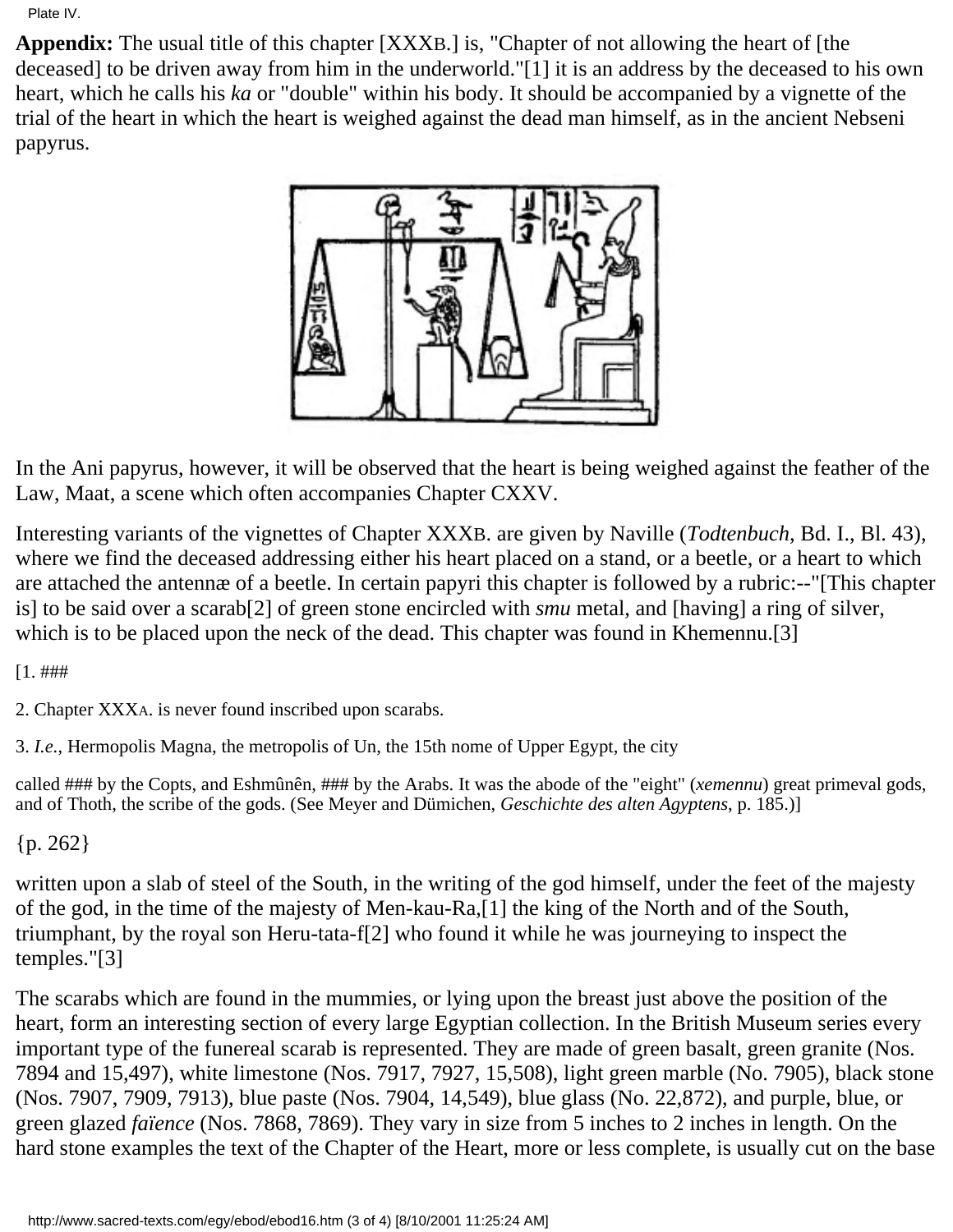Plate IV.

**Appendix:** The usual title of this chapter [XXXB.] is, "Chapter of not allowing the heart of [the deceased] to be driven away from him in the underworld."[1] it is an address by the deceased to his own heart, which he calls his *ka* or "double" within his body. It should be accompanied by a vignette of the trial of the heart in which the heart is weighed against the dead man himself, as in the ancient Nebseni papyrus.

In the Ani papyrus, however, it will be observed that the heart is being weighed against the feather of the Law, Maat, a scene which often accompanies Chapter CXXV.

Interesting variants of the vignettes of Chapter XXXB. are given by Naville (*Todtenbuch*, Bd. I., Bl. 43), where we find the deceased addressing either his heart placed on a stand, or a beetle, or a heart to which are attached the antennæ of a beetle. In certain papyri this chapter is followed by a rubric:--"[This chapter is] to be said over a scarab[2] of green stone encircled with *smu* metal, and [having] a ring of silver, which is to be placed upon the neck of the dead. This chapter was found in Khemennu.[3]

[1. ###

2. Chapter XXXA. is never found inscribed upon scarabs.

3. *I.e.*, Hermopolis Magna, the metropolis of Un, the 15th nome of Upper Egypt, the city

called ### by the Copts, and Eshmûnên, ### by the Arabs. It was the abode of the "eight" (*xemennu*) great primeval gods, and of Thoth, the scribe of the gods. (See Meyer and Dümichen, *Geschichte des alten Agyptens*, p. 185.)]

{p. 262}

written upon a slab of steel of the South, in the writing of the god himself, under the feet of the majesty of the god, in the time of the majesty of Men-kau-Ra,[1] the king of the North and of the South, triumphant, by the royal son Heru-tata-f[2] who found it while he was journeying to inspect the temples."[3]

The scarabs which are found in the mummies, or lying upon the breast just above the position of the heart, form an interesting section of every large Egyptian collection. In the British Museum series every important type of the funereal scarab is represented. They are made of green basalt, green granite (Nos. 7894 and 15,497), white limestone (Nos. 7917, 7927, 15,508), light green marble (No. 7905), black stone (Nos. 7907, 7909, 7913), blue paste (Nos. 7904, 14,549), blue glass (No. 22,872), and purple, blue, or green glazed *faïence* (Nos. 7868, 7869). They vary in size from 5 inches to 2 inches in length. On the hard stone examples the text of the Chapter of the Heart, more or less complete, is usually cut on the base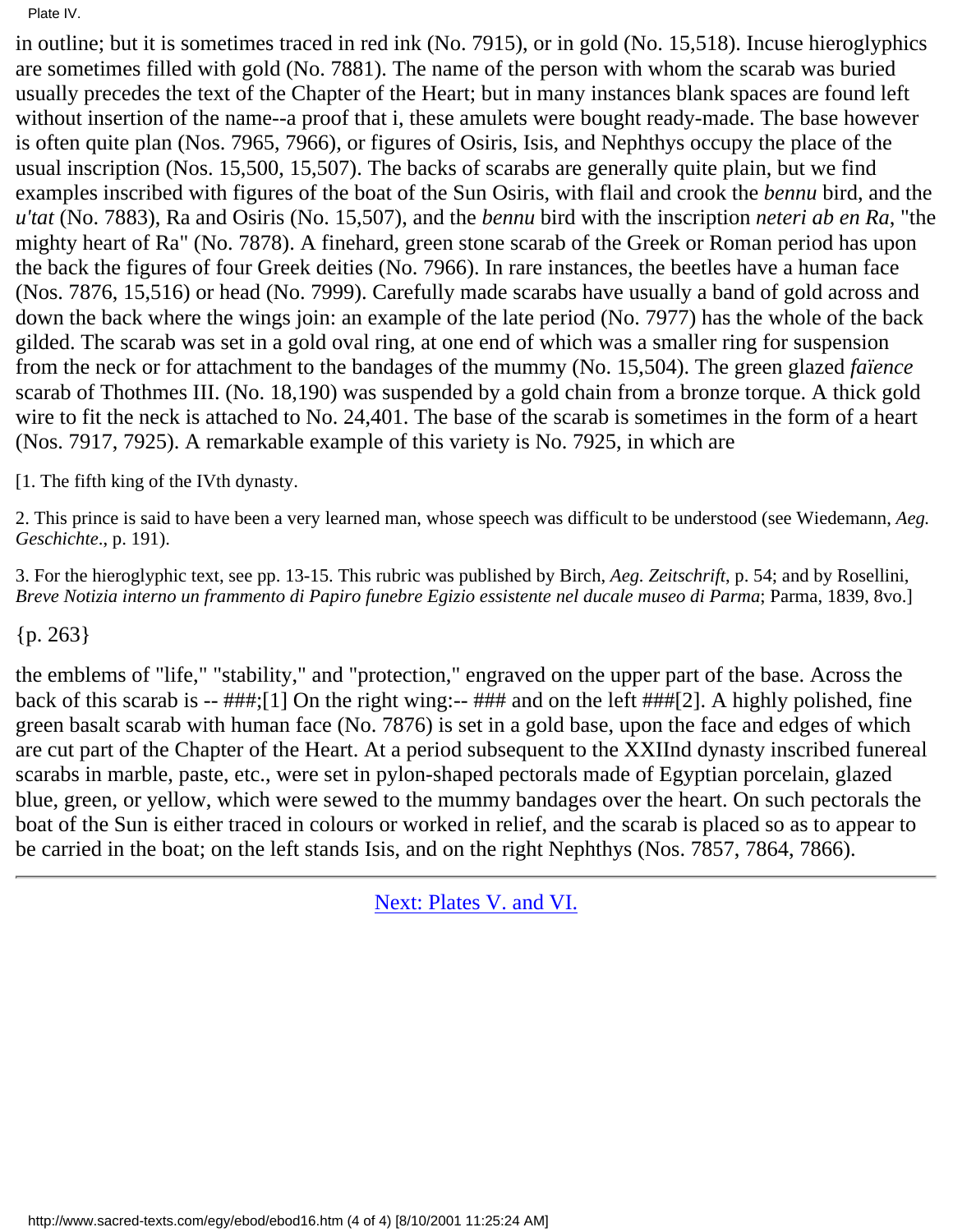in outline; but it is sometimes traced in red ink (No. 7915), or in gold (No. 15,518). Incuse hieroglyphics are sometimes filled with gold (No. 7881). The name of the person with whom the scarab was buried usually precedes the text of the Chapter of the Heart; but in many instances blank spaces are found left without insertion of the name--a proof that i, these amulets were bought ready-made. The base however is often quite plan (Nos. 7965, 7966), or figures of Osiris, Isis, and Nephthys occupy the place of the usual inscription (Nos. 15,500, 15,507). The backs of scarabs are generally quite plain, but we find examples inscribed with figures of the boat of the Sun Osiris, with flail and crook the *bennu* bird, and the *u'tat* (No. 7883), Ra and Osiris (No. 15,507), and the *bennu* bird with the inscription *neteri ab en Ra*, "the mighty heart of Ra" (No. 7878). A finehard, green stone scarab of the Greek or Roman period has upon the back the figures of four Greek deities (No. 7966). In rare instances, the beetles have a human face (Nos. 7876, 15,516) or head (No. 7999). Carefully made scarabs have usually a band of gold across and down the back where the wings join: an example of the late period (No. 7977) has the whole of the back gilded. The scarab was set in a gold oval ring, at one end of which was a smaller ring for suspension from the neck or for attachment to the bandages of the mummy (No. 15,504). The green glazed *faïence* scarab of Thothmes III. (No. 18,190) was suspended by a gold chain from a bronze torque. A thick gold wire to fit the neck is attached to No. 24,401. The base of the scarab is sometimes in the form of a heart (Nos. 7917, 7925). A remarkable example of this variety is No. 7925, in which are

[1. The fifth king of the IVth dynasty.

2. This prince is said to have been a very learned man, whose speech was difficult to be understood (see Wiedemann, *Aeg. Geschichte*., p. 191).

3. For the hieroglyphic text, see pp. 13-15. This rubric was published by Birch, *Aeg. Zeitschrift*, p. 54; and by Rosellini, *Breve Notizia interno un frammento di Papiro funebre Egizio essistente nel ducale museo di Parma*; Parma, 1839, 8vo.]

{p. 263}

the emblems of "life," "stability," and "protection," engraved on the upper part of the base. Across the back of this scarab is -- ###;[1] On the right wing:-- ### and on the left ###[2]. A highly polished, fine green basalt scarab with human face (No. 7876) is set in a gold base, upon the face and edges of which are cut part of the Chapter of the Heart. At a period subsequent to the XXIInd dynasty inscribed funereal scarabs in marble, paste, etc., were set in pylon-shaped pectorals made of Egyptian porcelain, glazed blue, green, or yellow, which were sewed to the mummy bandages over the heart. On such pectorals the boat of the Sun is either traced in colours or worked in relief, and the scarab is placed so as to appear to be carried in the boat; on the left stands Isis, and on the right Nephthys (Nos. 7857, 7864, 7866).

---

Next: Plates V. and VI.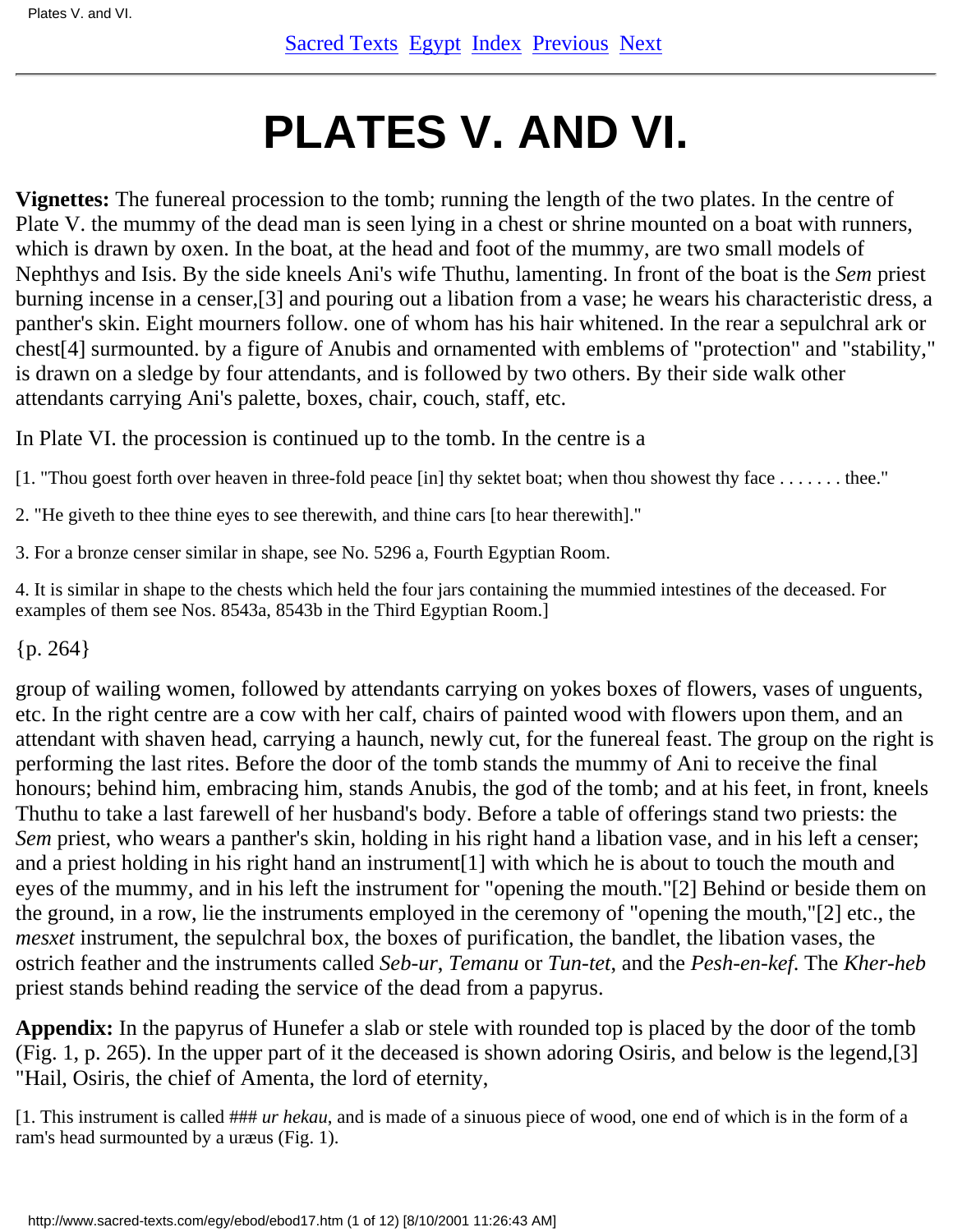# PLATES V. AND VI.

**Vignettes:** The funereal procession to the tomb; running the length of the two plates. In the centre of Plate V. the mummy of the dead man is seen lying in a chest or shrine mounted on a boat with runners, which is drawn by oxen. In the boat, at the head and foot of the mummy, are two small models of Nephthys and Isis. By the side kneels Ani's wife Thuthu, lamenting. In front of the boat is the *Sem* priest burning incense in a censer,[3] and pouring out a libation from a vase; he wears his characteristic dress, a panther's skin. Eight mourners follow. one of whom has his hair whitened. In the rear a sepulchral ark or chest[4] surmounted. by a figure of Anubis and ornamented with emblems of "protection" and "stability," is drawn on a sledge by four attendants, and is followed by two others. By their side walk other attendants carrying Ani's palette, boxes, chair, couch, staff, etc.

In Plate VI. the procession is continued up to the tomb. In the centre is a

[1. "Thou goest forth over heaven in three-fold peace [in] thy sektet boat; when thou showest thy face . . . . . . . thee."

2. "He giveth to thee thine eyes to see therewith, and thine cars [to hear therewith]."

3. For a bronze censer similar in shape, see No. 5296 a, Fourth Egyptian Room.

4. It is similar in shape to the chests which held the four jars containing the mummied intestines of the deceased. For examples of them see Nos. 8543a, 8543b in the Third Egyptian Room.]

{p. 264}

group of wailing women, followed by attendants carrying on yokes boxes of flowers, vases of unguents, etc. In the right centre are a cow with her calf, chairs of painted wood with flowers upon them, and an attendant with shaven head, carrying a haunch, newly cut, for the funereal feast. The group on the right is performing the last rites. Before the door of the tomb stands the mummy of Ani to receive the final honours; behind him, embracing him, stands Anubis, the god of the tomb; and at his feet, in front, kneels Thuthu to take a last farewell of her husband's body. Before a table of offerings stand two priests: the *Sem* priest, who wears a panther's skin, holding in his right hand a libation vase, and in his left a censer; and a priest holding in his right hand an instrument[1] with which he is about to touch the mouth and eyes of the mummy, and in his left the instrument for "opening the mouth."[2] Behind or beside them on the ground, in a row, lie the instruments employed in the ceremony of "opening the mouth,"[2] etc., the *mesxet* instrument, the sepulchral box, the boxes of purification, the bandlet, the libation vases, the ostrich feather and the instruments called *Seb-ur*, *Temanu* or *Tun-tet*, and the *Pesh-en-kef*. The *Kher-heb* priest stands behind reading the service of the dead from a papyrus.

**Appendix:** In the papyrus of Hunefer a slab or stele with rounded top is placed by the door of the tomb (Fig. 1, p. 265). In the upper part of it the deceased is shown adoring Osiris, and below is the legend,[3] "Hail, Osiris, the chief of Amenta, the lord of eternity,

[1. This instrument is called ### *ur hekau*, and is made of a sinuous piece of wood, one end of which is in the form of a ram's head surmounted by a uræus (Fig. 1).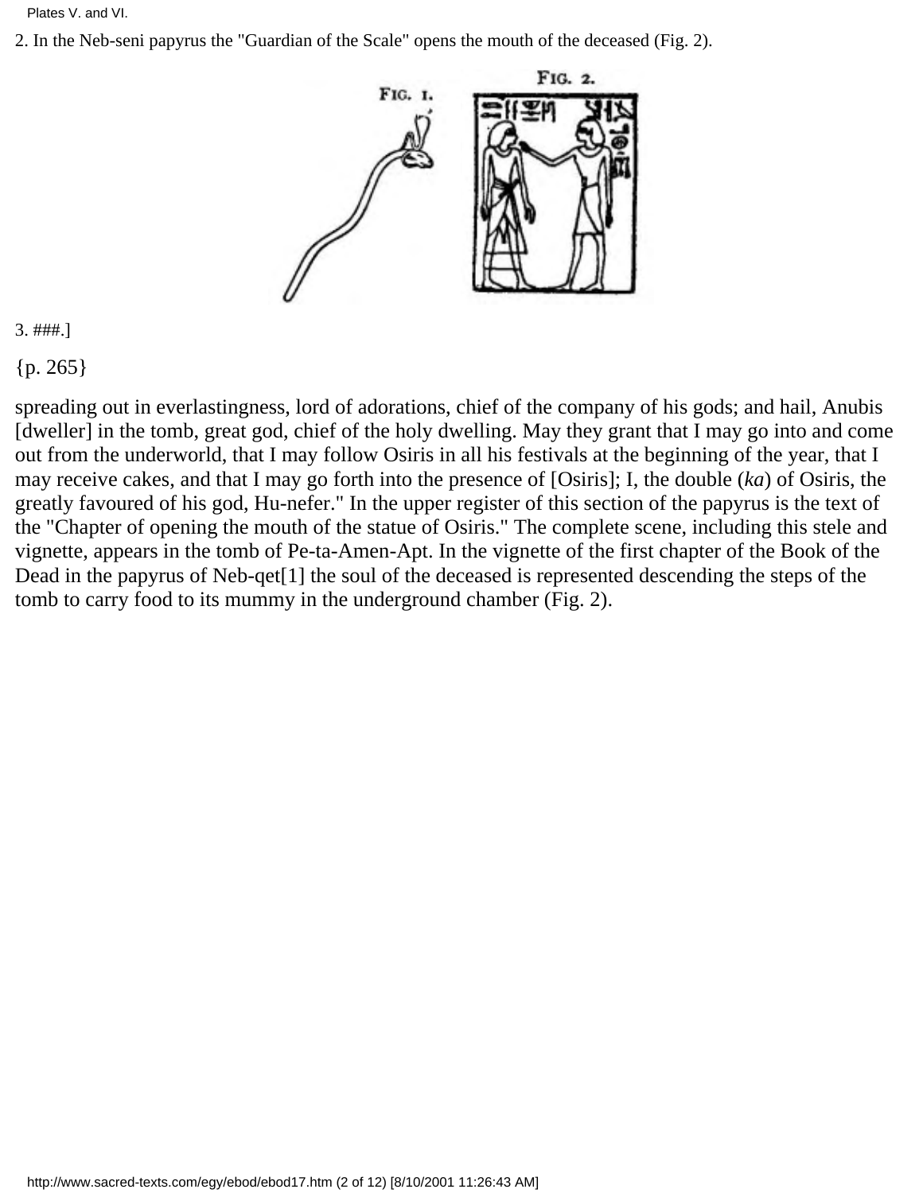2. In the Neb-seni papyrus the "Guardian of the Scale" opens the mouth of the deceased (Fig. 2).

FIG. 1. FIG. 2.

3. ###.]

{p. 265}

spreading out in everlastingness, lord of adorations, chief of the company of his gods; and hail, Anubis [dweller] in the tomb, great god, chief of the holy dwelling. May they grant that I may go into and come out from the underworld, that I may follow Osiris in all his festivals at the beginning of the year, that I may receive cakes, and that I may go forth into the presence of [Osiris]; I, the double (*ka*) of Osiris, the greatly favoured of his god, Hu-nefer." In the upper register of this section of the papyrus is the text of the "Chapter of opening the mouth of the statue of Osiris." The complete scene, including this stele and vignette, appears in the tomb of Pe-ta-Amen-Apt. In the vignette of the first chapter of the Book of the Dead in the papyrus of Neb-qet[1] the soul of the deceased is represented descending the steps of the tomb to carry food to its mummy in the underground chamber (Fig. 2).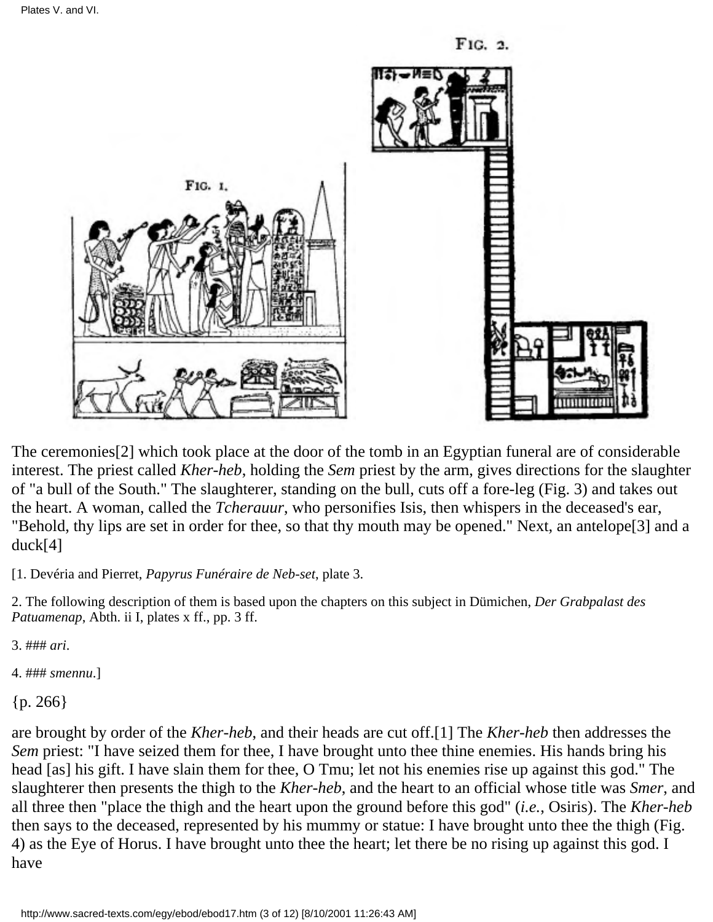Plates V. and VI.

FIG. 2.

FIG. 1.

The ceremonies[2] which took place at the door of the tomb in an Egyptian funeral are of considerable interest. The priest called *Kher-heb*, holding the *Sem* priest by the arm, gives directions for the slaughter of "a bull of the South." The slaughterer, standing on the bull, cuts off a fore-leg (Fig. 3) and takes out the heart. A woman, called the *Tcherauur*, who personifies Isis, then whispers in the deceased's ear, "Behold, thy lips are set in order for thee, so that thy mouth may be opened." Next, an antelope[3] and a duck[4]

[1. Devéria and Pierret, *Papyrus Funéraire de Neb-set*, plate 3.

2. The following description of them is based upon the chapters on this subject in Dümichen, *Der Grabpalast des Patuamenap*, Abth. ii I, plates x ff., pp. 3 ff.

3. ### *ari*.

4. ### *smennu*.]

{p. 266}

are brought by order of the *Kher-heb*, and their heads are cut off.[1] The *Kher-heb* then addresses the *Sem* priest: "I have seized them for thee, I have brought unto thee thine enemies. His hands bring his head [as] his gift. I have slain them for thee, O Tmu; let not his enemies rise up against this god." The slaughterer then presents the thigh to the *Kher-heb*, and the heart to an official whose title was *Smer*, and all three then "place the thigh and the heart upon the ground before this god" (*i.e.*, Osiris). The *Kher-heb* then says to the deceased, represented by his mummy or statue: I have brought unto thee the thigh (Fig. 4) as the Eye of Horus. I have brought unto thee the heart; let there be no rising up against this god. I have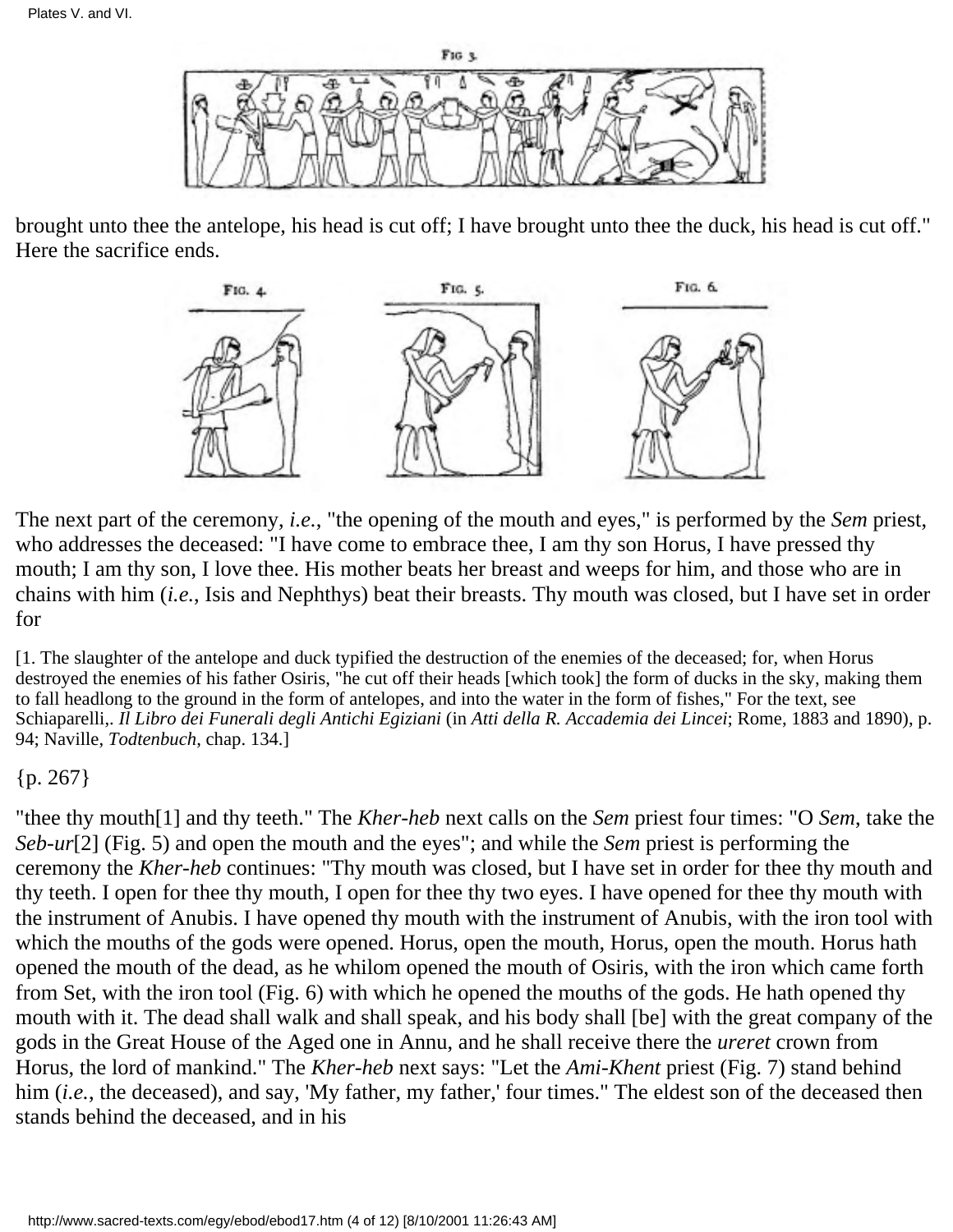Plates V. and VI.

Fig 3.

brought unto thee the antelope, his head is cut off; I have brought unto thee the duck, his head is cut off." Here the sacrifice ends.

Fig. 4. Fig. 5. Fig. 6.

The next part of the ceremony, *i.e.*, "the opening of the mouth and eyes," is performed by the *Sem* priest, who addresses the deceased: "I have come to embrace thee, I am thy son Horus, I have pressed thy mouth; I am thy son, I love thee. His mother beats her breast and weeps for him, and those who are in chains with him (*i.e.*, Isis and Nephthys) beat their breasts. Thy mouth was closed, but I have set in order for

[1. The slaughter of the antelope and duck typified the destruction of the enemies of the deceased; for, when Horus destroyed the enemies of his father Osiris, "he cut off their heads [which took] the form of ducks in the sky, making them to fall headlong to the ground in the form of antelopes, and into the water in the form of fishes," For the text, see Schiaparelli,. *Il Libro dei Funerali degli Antichi Egiziani* (in *Atti della R. Accademia dei Lincei*; Rome, 1883 and 1890), p. 94; Naville, *Todtenbuch*, chap. 134.]

{p. 267}

"thee thy mouth[1] and thy teeth." The *Kher-heb* next calls on the *Sem* priest four times: "O *Sem*, take the *Seb-ur*[2] (Fig. 5) and open the mouth and the eyes"; and while the *Sem* priest is performing the ceremony the *Kher-heb* continues: "Thy mouth was closed, but I have set in order for thee thy mouth and thy teeth. I open for thee thy mouth, I open for thee thy two eyes. I have opened for thee thy mouth with the instrument of Anubis. I have opened thy mouth with the instrument of Anubis, with the iron tool with which the mouths of the gods were opened. Horus, open the mouth, Horus, open the mouth. Horus hath opened the mouth of the dead, as he whilom opened the mouth of Osiris, with the iron which came forth from Set, with the iron tool (Fig. 6) with which he opened the mouths of the gods. He hath opened thy mouth with it. The dead shall walk and shall speak, and his body shall [be] with the great company of the gods in the Great House of the Aged one in Annu, and he shall receive there the *ureret* crown from Horus, the lord of mankind." The *Kher-heb* next says: "Let the *Ami-Khent* priest (Fig. 7) stand behind him (*i.e.*, the deceased), and say, 'My father, my father,' four times." The eldest son of the deceased then stands behind the deceased, and in his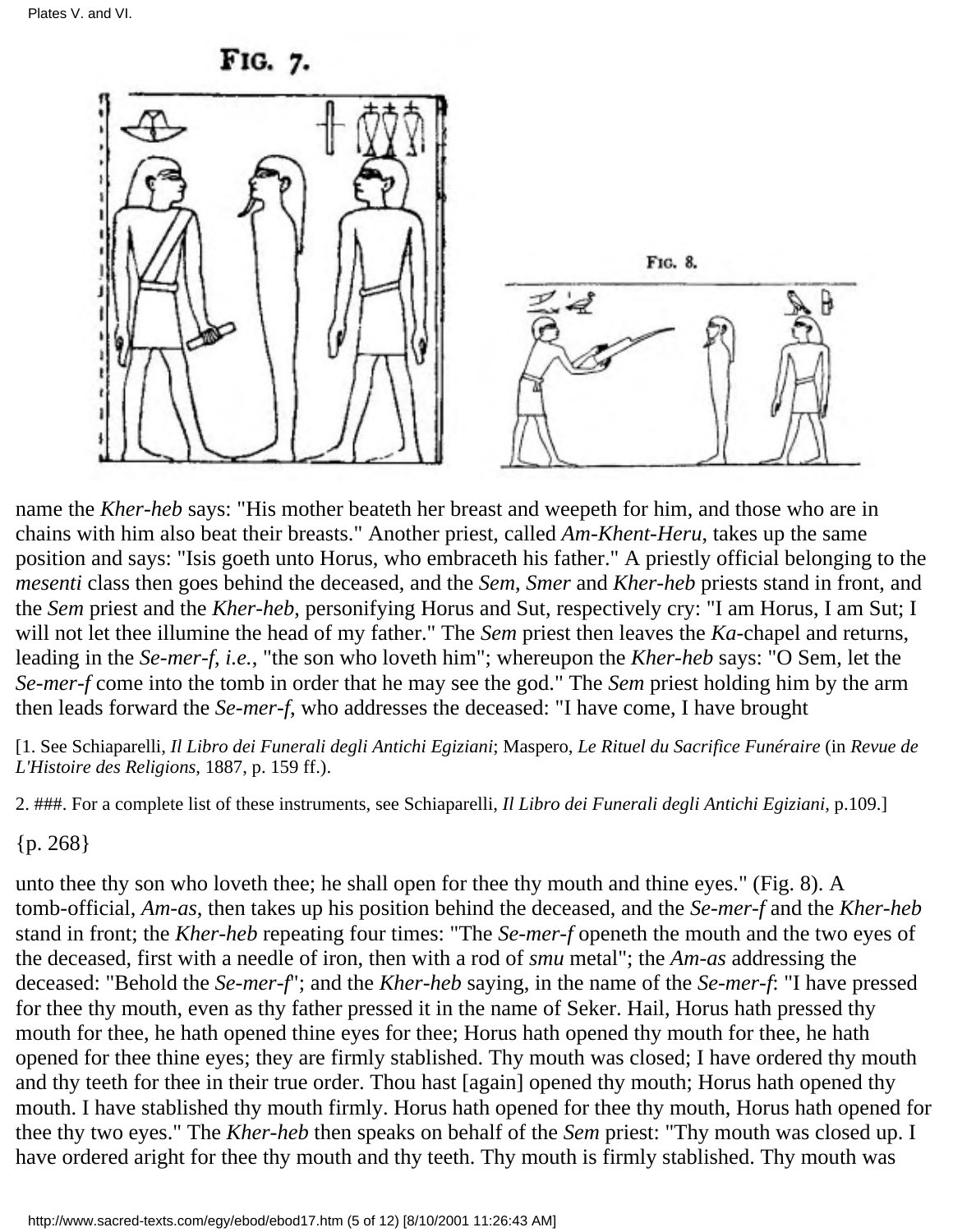FIG. 7.

FIG. 8.

name the *Kher-heb* says: "His mother beateth her breast and weepeth for him, and those who are in chains with him also beat their breasts." Another priest, called *Am-Khent-Heru*, takes up the same position and says: "Isis goeth unto Horus, who embraceth his father." A priestly official belonging to the *mesenti* class then goes behind the deceased, and the *Sem*, *Smer* and *Kher-heb* priests stand in front, and the *Sem* priest and the *Kher-heb*, personifying Horus and Sut, respectively cry: "I am Horus, I am Sut; I will not let thee illumine the head of my father." The *Sem* priest then leaves the *Ka*-chapel and returns, leading in the *Se-mer-f*, *i.e.*, "the son who loveth him"; whereupon the *Kher-heb* says: "O Sem, let the *Se-mer-f* come into the tomb in order that he may see the god." The *Sem* priest holding him by the arm then leads forward the *Se-mer-f*, who addresses the deceased: "I have come, I have brought

[1. See Schiaparelli, *Il Libro dei Funerali degli Antichi Egiziani*; Maspero, *Le Rituel du Sacrifice Funéraire* (in *Revue de L'Histoire des Religions*, 1887, p. 159 ff.).

2. ###. For a complete list of these instruments, see Schiaparelli, *Il Libro dei Funerali degli Antichi Egiziani*, p.109.]

{p. 268}

unto thee thy son who loveth thee; he shall open for thee thy mouth and thine eyes." (Fig. 8). A tomb-official, *Am-as*, then takes up his position behind the deceased, and the *Se-mer-f* and the *Kher-heb* stand in front; the *Kher-heb* repeating four times: "The *Se-mer-f* openeth the mouth and the two eyes of the deceased, first with a needle of iron, then with a rod of *smu* metal"; the *Am-as* addressing the deceased: "Behold the *Se-mer-f*"; and the *Kher-heb* saying, in the name of the *Se-mer-f*: "I have pressed for thee thy mouth, even as thy father pressed it in the name of Seker. Hail, Horus hath pressed thy mouth for thee, he hath opened thine eyes for thee; Horus hath opened thy mouth for thee, he hath opened for thee thine eyes; they are firmly stablished. Thy mouth was closed; I have ordered thy mouth and thy teeth for thee in their true order. Thou hast [again] opened thy mouth; Horus hath opened thy mouth. I have stablished thy mouth firmly. Horus hath opened for thee thy mouth, Horus hath opened for thee thy two eyes." The *Kher-heb* then speaks on behalf of the *Sem* priest: "Thy mouth was closed up. I have ordered aright for thee thy mouth and thy teeth. Thy mouth is firmly stablished. Thy mouth was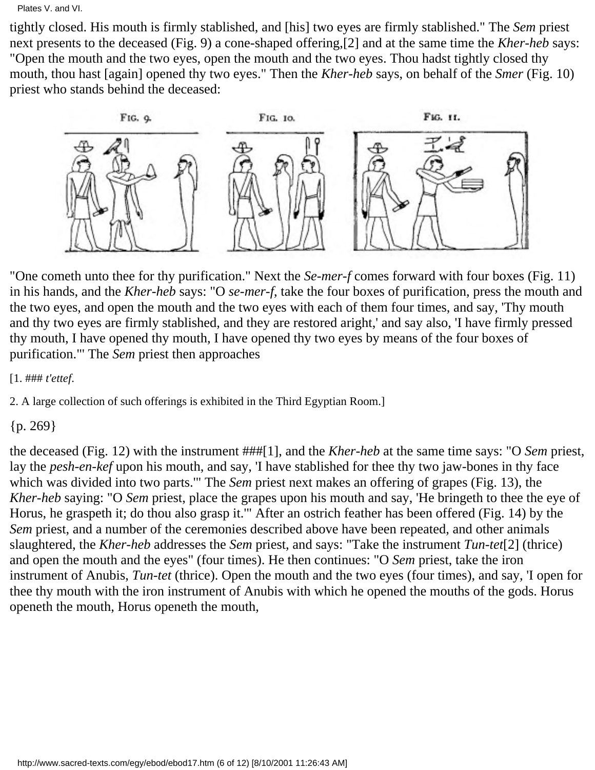tightly closed. His mouth is firmly stablished, and [his] two eyes are firmly stablished." The *Sem* priest next presents to the deceased (Fig. 9) a cone-shaped offering,[2] and at the same time the *Kher-heb* says: "Open the mouth and the two eyes, open the mouth and the two eyes. Thou hadst tightly closed thy mouth, thou hast [again] opened thy two eyes." Then the *Kher-heb* says, on behalf of the *Smer* (Fig. 10) priest who stands behind the deceased:

FIG. 9. FIG. 10. FIG. 11.

"One cometh unto thee for thy purification." Next the *Se-mer-f* comes forward with four boxes (Fig. 11) in his hands, and the *Kher-heb* says: "O *se-mer-f*, take the four boxes of purification, press the mouth and the two eyes, and open the mouth and the two eyes with each of them four times, and say, 'Thy mouth and thy two eyes are firmly stablished, and they are restored aright,' and say also, 'I have firmly pressed thy mouth, I have opened thy mouth, I have opened thy two eyes by means of the four boxes of purification.'" The *Sem* priest then approaches

[1. ### *t'ettef*.

2. A large collection of such offerings is exhibited in the Third Egyptian Room.]

{p. 269}

the deceased (Fig. 12) with the instrument ###[1], and the *Kher-heb* at the same time says: "O *Sem* priest, lay the *pesh-en-kef* upon his mouth, and say, 'I have stablished for thee thy two jaw-bones in thy face which was divided into two parts.'" The *Sem* priest next makes an offering of grapes (Fig. 13), the *Kher-heb* saying: "O *Sem* priest, place the grapes upon his mouth and say, 'He bringeth to thee the eye of Horus, he graspeth it; do thou also grasp it.'" After an ostrich feather has been offered (Fig. 14) by the *Sem* priest, and a number of the ceremonies described above have been repeated, and other animals slaughtered, the *Kher-heb* addresses the *Sem* priest, and says: "Take the instrument *Tun-tet*[2] (thrice) and open the mouth and the eyes" (four times). He then continues: "O *Sem* priest, take the iron instrument of Anubis, *Tun-tet* (thrice). Open the mouth and the two eyes (four times), and say, 'I open for thee thy mouth with the iron instrument of Anubis with which he opened the mouths of the gods. Horus openeth the mouth, Horus openeth the mouth,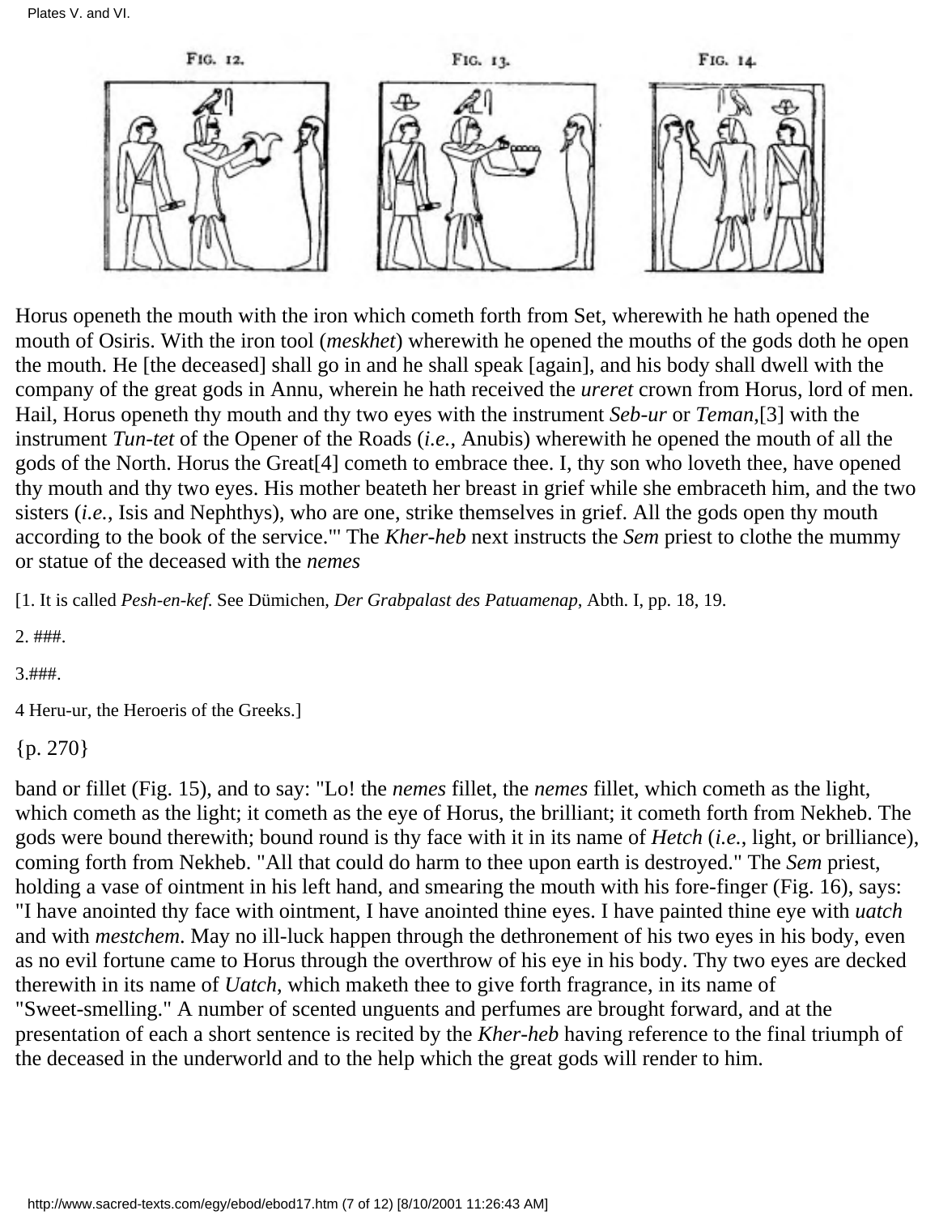Plates V. and VI.

FIG. 12. FIG. 13. FIG. 14.

Horus openeth the mouth with the iron which cometh forth from Set, wherewith he hath opened the mouth of Osiris. With the iron tool (*meskhet*) wherewith he opened the mouths of the gods doth he open the mouth. He [the deceased] shall go in and he shall speak [again], and his body shall dwell with the company of the great gods in Annu, wherein he hath received the *ureret* crown from Horus, lord of men. Hail, Horus openeth thy mouth and thy two eyes with the instrument *Seb-ur* or *Teman*,[3] with the instrument *Tun-tet* of the Opener of the Roads (*i.e.*, Anubis) wherewith he opened the mouth of all the gods of the North. Horus the Great[4] cometh to embrace thee. I, thy son who loveth thee, have opened thy mouth and thy two eyes. His mother beateth her breast in grief while she embraceth him, and the two sisters (*i.e.*, Isis and Nephthys), who are one, strike themselves in grief. All the gods open thy mouth according to the book of the service."' The *Kher-heb* next instructs the *Sem* priest to clothe the mummy or statue of the deceased with the *nemes*

[1. It is called *Pesh-en-kef*. See Dümichen, *Der Grabpalast des Patuamenap*, Abth. I, pp. 18, 19.

2. ###.

3.###.

4 Heru-ur, the Heroeris of the Greeks.]

{p. 270}

band or fillet (Fig. 15), and to say: "Lo! the *nemes* fillet, the *nemes* fillet, which cometh as the light, which cometh as the light; it cometh as the eye of Horus, the brilliant; it cometh forth from Nekheb. The gods were bound therewith; bound round is thy face with it in its name of *Hetch* (*i.e.*, light, or brilliance), coming forth from Nekheb. "All that could do harm to thee upon earth is destroyed." The *Sem* priest, holding a vase of ointment in his left hand, and smearing the mouth with his fore-finger (Fig. 16), says: "I have anointed thy face with ointment, I have anointed thine eyes. I have painted thine eye with *uatch* and with *mestchem*. May no ill-luck happen through the dethronement of his two eyes in his body, even as no evil fortune came to Horus through the overthrow of his eye in his body. Thy two eyes are decked therewith in its name of *Uatch*, which maketh thee to give forth fragrance, in its name of "Sweet-smelling." A number of scented unguents and perfumes are brought forward, and at the presentation of each a short sentence is recited by the *Kher-heb* having reference to the final triumph of the deceased in the underworld and to the help which the great gods will render to him.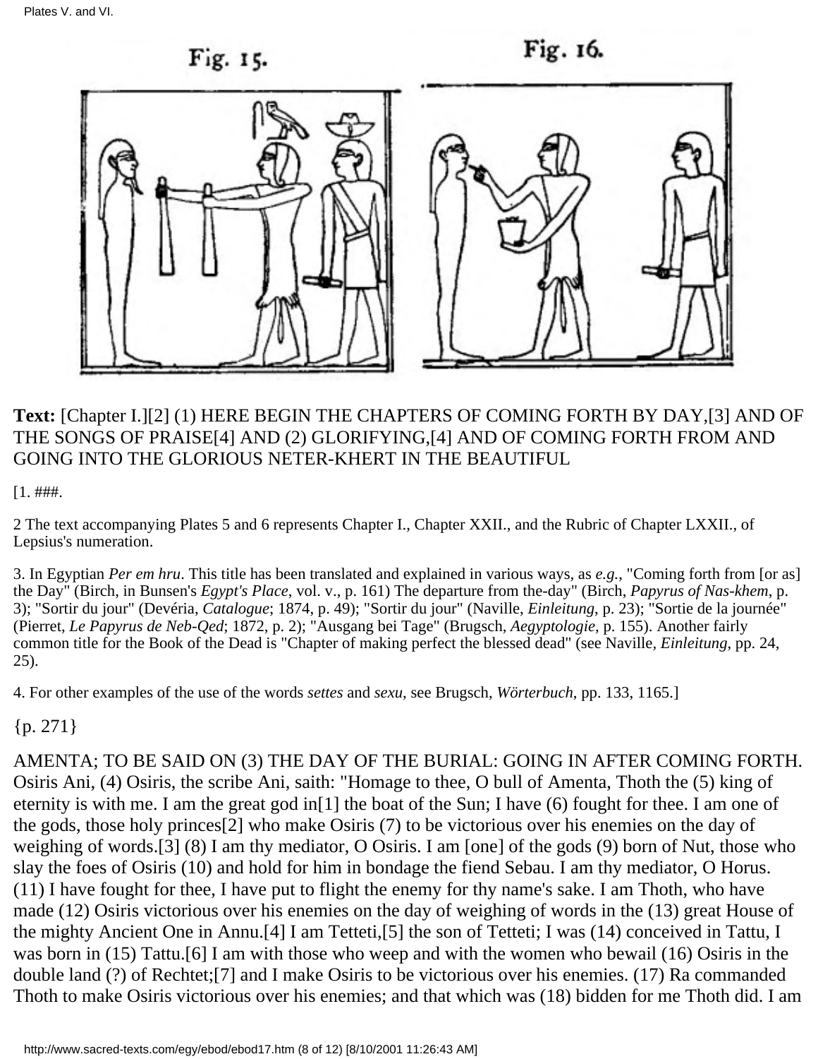Fig. 15. Fig. 16.

**Text:** [Chapter I.][2] (1) HERE BEGIN THE CHAPTERS OF COMING FORTH BY DAY,[3] AND OF THE SONGS OF PRAISE[4] AND (2) GLORIFYING,[4] AND OF COMING FORTH FROM AND GOING INTO THE GLORIOUS NETER-KHERT IN THE BEAUTIFUL

[1. ###.

2 The text accompanying Plates 5 and 6 represents Chapter I., Chapter XXII., and the Rubric of Chapter LXXII., of Lepsius's numeration.

3. In Egyptian *Per em hru*. This title has been translated and explained in various ways, as *e.g.*, "Coming forth from [or as] the Day" (Birch, in Bunsen's *Egypt's Place*, vol. v., p. 161) The departure from the-day" (Birch, *Papyrus of Nas-khem*, p. 3); "Sortir du jour" (Devéria, *Catalogue*; 1874, p. 49); "Sortir du jour" (Naville, *Einleitung*, p. 23); "Sortie de la journée" (Pierret, *Le Papyrus de Neb-Qed*; 1872, p. 2); "Ausgang bei Tage" (Brugsch, *Aegyptologie*, p. 155). Another fairly common title for the Book of the Dead is "Chapter of making perfect the blessed dead" (see Naville, *Einleitung*, pp. 24, 25).

4. For other examples of the use of the words *settes* and *sexu*, see Brugsch, *Wörterbuch*, pp. 133, 1165.]

{p. 271}

AMENTA; TO BE SAID ON (3) THE DAY OF THE BURIAL: GOING IN AFTER COMING FORTH. Osiris Ani, (4) Osiris, the scribe Ani, saith: "Homage to thee, O bull of Amenta, Thoth the (5) king of eternity is with me. I am the great god in[1] the boat of the Sun; I have (6) fought for thee. I am one of the gods, those holy princes[2] who make Osiris (7) to be victorious over his enemies on the day of weighing of words.[3] (8) I am thy mediator, O Osiris. I am [one] of the gods (9) born of Nut, those who slay the foes of Osiris (10) and hold for him in bondage the fiend Sebau. I am thy mediator, O Horus. (11) I have fought for thee, I have put to flight the enemy for thy name's sake. I am Thoth, who have made (12) Osiris victorious over his enemies on the day of weighing of words in the (13) great House of the mighty Ancient One in Annu.[4] I am Tetteti,[5] the son of Tetteti; I was (14) conceived in Tattu, I was born in (15) Tattu.[6] I am with those who weep and with the women who bewail (16) Osiris in the double land (?) of Rechtet;[7] and I make Osiris to be victorious over his enemies. (17) Ra commanded Thoth to make Osiris victorious over his enemies; and that which was (18) bidden for me Thoth did. I am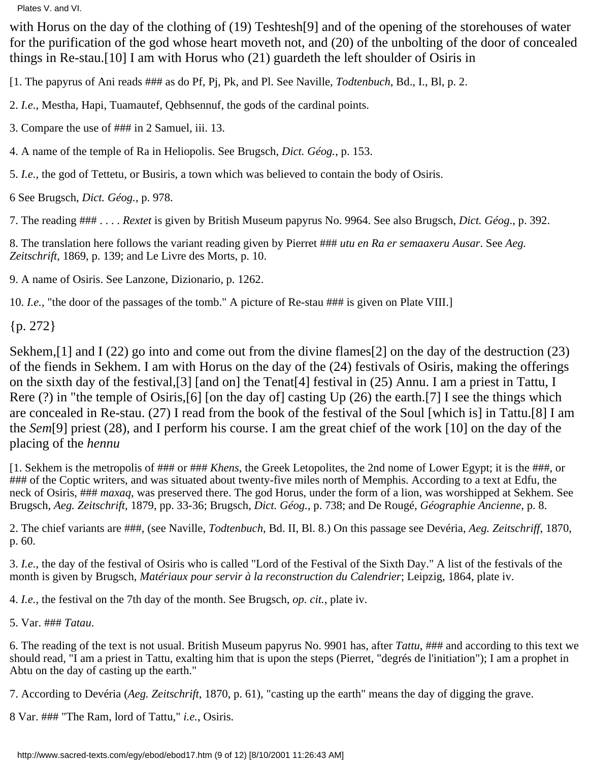with Horus on the day of the clothing of (19) Teshtesh[9] and of the opening of the storehouses of water for the purification of the god whose heart moveth not, and (20) of the unbolting of the door of concealed things in Re-stau.[10] I am with Horus who (21) guardeth the left shoulder of Osiris in

[1. The papyrus of Ani reads ### as do Pf, Pj, Pk, and Pl. See Naville, *Todtenbuch*, Bd., I., Bl, p. 2.

2. *I.e.*, Mestha, Hapi, Tuamautef, Qebhsennuf, the gods of the cardinal points.

3. Compare the use of ### in 2 Samuel, iii. 13.

4. A name of the temple of Ra in Heliopolis. See Brugsch, *Dict. Géog.*, p. 153.

5. *I.e.*, the god of Tettetu, or Busiris, a town which was believed to contain the body of Osiris.

6 See Brugsch, *Dict. Géog.*, p. 978.

7. The reading ### . . . . *Rextet* is given by British Museum papyrus No. 9964. See also Brugsch, *Dict. Géog*., p. 392.

8. The translation here follows the variant reading given by Pierret ### *utu en Ra er semaaxeru Ausar*. See *Aeg. Zeitschrift*, 1869, p. 139; and Le Livre des Morts, p. 10.

9. A name of Osiris. See Lanzone, Dizionario, p. 1262.

10. *I.e.*, "the door of the passages of the tomb." A picture of Re-stau ### is given on Plate VIII.]

{p. 272}

Sekhem,[1] and I (22) go into and come out from the divine flames[2] on the day of the destruction (23) of the fiends in Sekhem. I am with Horus on the day of the (24) festivals of Osiris, making the offerings on the sixth day of the festival,[3] [and on] the Tenat[4] festival in (25) Annu. I am a priest in Tattu, I Rere (?) in "the temple of Osiris,[6] [on the day of] casting Up (26) the earth.[7] I see the things which are concealed in Re-stau. (27) I read from the book of the festival of the Soul [which is] in Tattu.[8] I am the *Sem*[9] priest (28), and I perform his course. I am the great chief of the work [10] on the day of the placing of the *hennu*

[1. Sekhem is the metropolis of ### or ### *Khens*, the Greek Letopolites, the 2nd nome of Lower Egypt; it is the ###, or ### of the Coptic writers, and was situated about twenty-five miles north of Memphis. According to a text at Edfu, the neck of Osiris, ### *maxaq*, was preserved there. The god Horus, under the form of a lion, was worshipped at Sekhem. See Brugsch, *Aeg. Zeitschrift*, 1879, pp. 33-36; Brugsch, *Dict. Géog.*, p. 738; and De Rougé, *Géographie Ancienne*, p. 8.

2. The chief variants are ###, (see Naville, *Todtenbuch*, Bd. II, Bl. 8.) On this passage see Devéria, *Aeg. Zeitschriff*, 1870, p. 60.

3. *I.e.*, the day of the festival of Osiris who is called "Lord of the Festival of the Sixth Day." A list of the festivals of the month is given by Brugsch, *Matériaux pour servir à la reconstruction du Calendrier*; Leipzig, 1864, plate iv.

4. *I.e.*, the festival on the 7th day of the month. See Brugsch, *op. cit.*, plate iv.

5. Var. ### *Tatau*.

6. The reading of the text is not usual. British Museum papyrus No. 9901 has, after *Tattu*, ### and according to this text we should read, "I am a priest in Tattu, exalting him that is upon the steps (Pierret, "degrés de l'initiation"); I am a prophet in Abtu on the day of casting up the earth."

7. According to Devéria (*Aeg. Zeitschrift*, 1870, p. 61), "casting up the earth" means the day of digging the grave.

8 Var. ### "The Ram, lord of Tattu," *i.e.*, Osiris.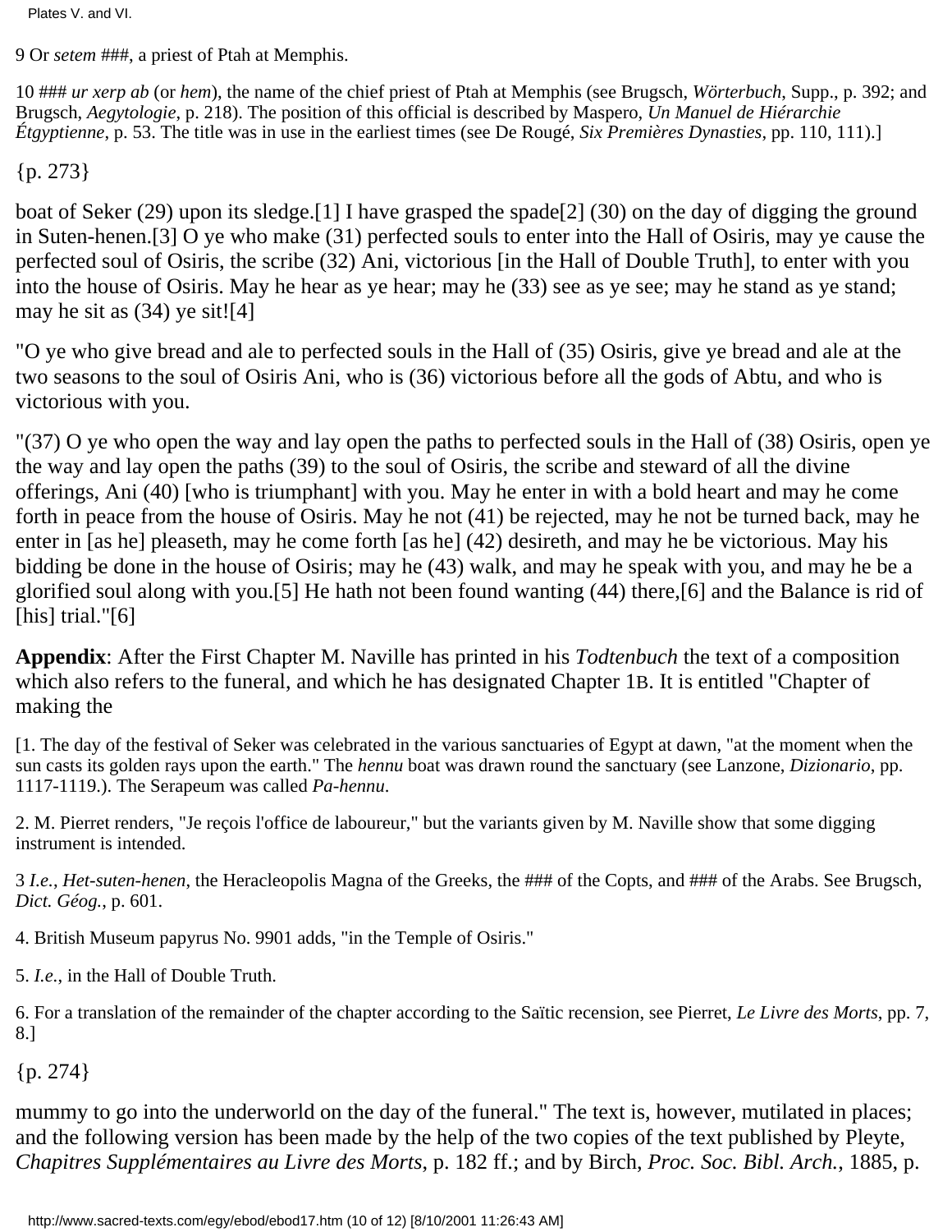9 Or *setem* ###, a priest of Ptah at Memphis.

10 ### *ur xerp ab* (or *hem*), the name of the chief priest of Ptah at Memphis (see Brugsch, *Wörterbuch*, Supp., p. 392; and Brugsch, *Aegytologie*, p. 218). The position of this official is described by Maspero, *Un Manuel de Hiérarchie Étgyptienne*, p. 53. The title was in use in the earliest times (see De Rougé, *Six Premières Dynasties*, pp. 110, 111).]

{p. 273}

boat of Seker (29) upon its sledge.[1] I have grasped the spade[2] (30) on the day of digging the ground in Suten-henen.[3] O ye who make (31) perfected souls to enter into the Hall of Osiris, may ye cause the perfected soul of Osiris, the scribe (32) Ani, victorious [in the Hall of Double Truth], to enter with you into the house of Osiris. May he hear as ye hear; may he (33) see as ye see; may he stand as ye stand; may he sit as (34) ye sit![4]

"O ye who give bread and ale to perfected souls in the Hall of (35) Osiris, give ye bread and ale at the two seasons to the soul of Osiris Ani, who is (36) victorious before all the gods of Abtu, and who is victorious with you.

"(37) O ye who open the way and lay open the paths to perfected souls in the Hall of (38) Osiris, open ye the way and lay open the paths (39) to the soul of Osiris, the scribe and steward of all the divine offerings, Ani (40) [who is triumphant] with you. May he enter in with a bold heart and may he come forth in peace from the house of Osiris. May he not (41) be rejected, may he not be turned back, may he enter in [as he] pleaseth, may he come forth [as he] (42) desireth, and may he be victorious. May his bidding be done in the house of Osiris; may he (43) walk, and may he speak with you, and may he be a glorified soul along with you.[5] He hath not been found wanting (44) there,[6] and the Balance is rid of [his] trial."[6]

**Appendix**: After the First Chapter M. Naville has printed in his *Todtenbuch* the text of a composition which also refers to the funeral, and which he has designated Chapter 1B. It is entitled "Chapter of making the

[1. The day of the festival of Seker was celebrated in the various sanctuaries of Egypt at dawn, "at the moment when the sun casts its golden rays upon the earth." The *hennu* boat was drawn round the sanctuary (see Lanzone, *Dizionario*, pp. 1117-1119.). The Serapeum was called *Pa-hennu*.

2. M. Pierret renders, "Je reçois l'office de laboureur," but the variants given by M. Naville show that some digging instrument is intended.

3 *I.e.*, *Het-suten-henen*, the Heracleopolis Magna of the Greeks, the ### of the Copts, and ### of the Arabs. See Brugsch, *Dict. Géog.*, p. 601.

4. British Museum papyrus No. 9901 adds, "in the Temple of Osiris."

5. *I.e.*, in the Hall of Double Truth.

6. For a translation of the remainder of the chapter according to the Saïtic recension, see Pierret, *Le Livre des Morts*, pp. 7, 8.]

{p. 274}

mummy to go into the underworld on the day of the funeral." The text is, however, mutilated in places; and the following version has been made by the help of the two copies of the text published by Pleyte, *Chapitres Supplémentaires au Livre des Morts*, p. 182 ff.; and by Birch, *Proc. Soc. Bibl. Arch.*, 1885, p.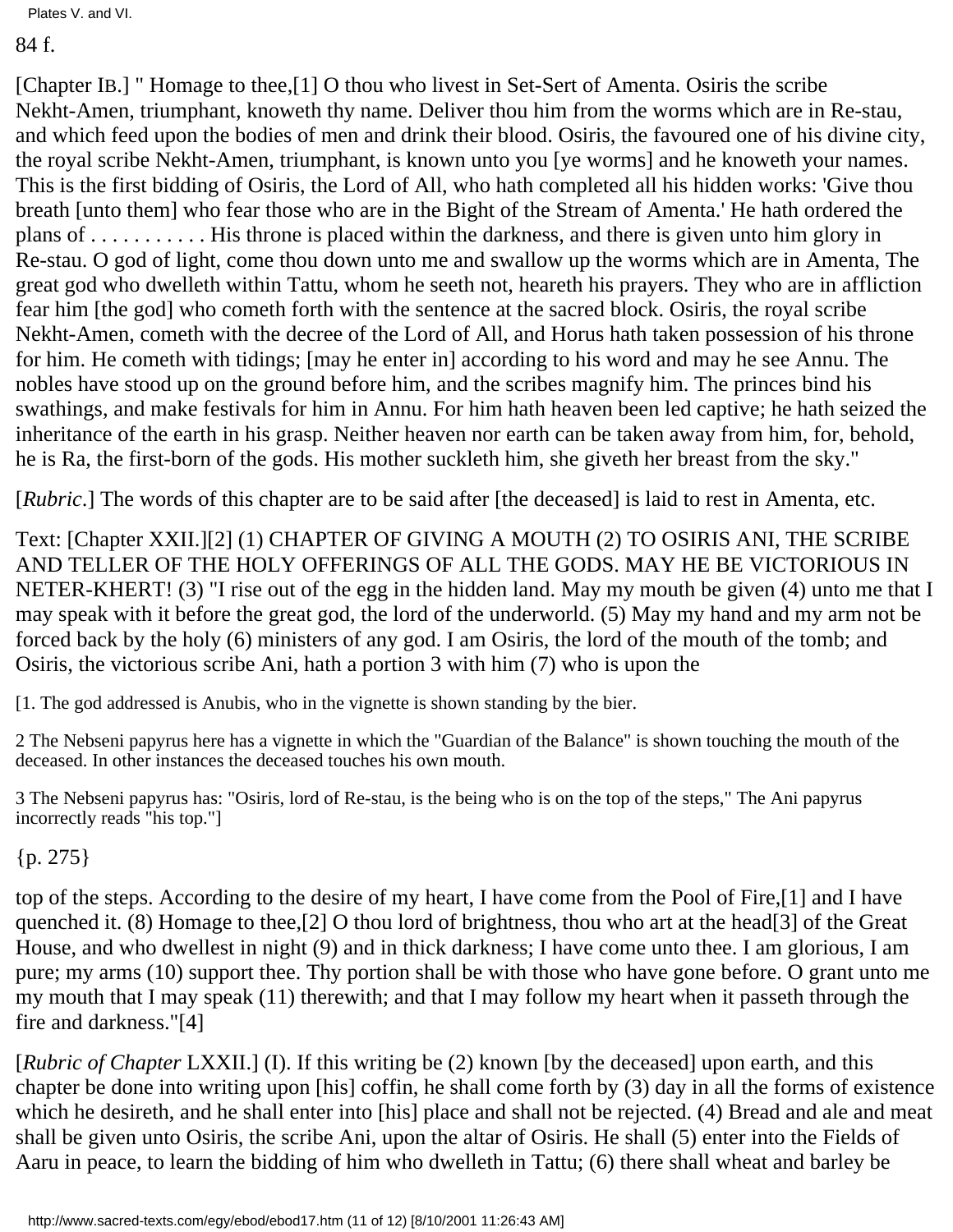84 f.

[Chapter IB.] " Homage to thee,[1] O thou who livest in Set-Sert of Amenta. Osiris the scribe Nekht-Amen, triumphant, knoweth thy name. Deliver thou him from the worms which are in Re-stau, and which feed upon the bodies of men and drink their blood. Osiris, the favoured one of his divine city, the royal scribe Nekht-Amen, triumphant, is known unto you [ye worms] and he knoweth your names. This is the first bidding of Osiris, the Lord of All, who hath completed all his hidden works: 'Give thou breath [unto them] who fear those who are in the Bight of the Stream of Amenta.' He hath ordered the plans of . . . . . . . . . . . His throne is placed within the darkness, and there is given unto him glory in Re-stau. O god of light, come thou down unto me and swallow up the worms which are in Amenta, The great god who dwelleth within Tattu, whom he seeth not, heareth his prayers. They who are in affliction fear him [the god] who cometh forth with the sentence at the sacred block. Osiris, the royal scribe Nekht-Amen, cometh with the decree of the Lord of All, and Horus hath taken possession of his throne for him. He cometh with tidings; [may he enter in] according to his word and may he see Annu. The nobles have stood up on the ground before him, and the scribes magnify him. The princes bind his swathings, and make festivals for him in Annu. For him hath heaven been led captive; he hath seized the inheritance of the earth in his grasp. Neither heaven nor earth can be taken away from him, for, behold, he is Ra, the first-born of the gods. His mother suckleth him, she giveth her breast from the sky."

[*Rubric*.] The words of this chapter are to be said after [the deceased] is laid to rest in Amenta, etc.

Text: [Chapter XXII.][2] (1) CHAPTER OF GIVING A MOUTH (2) TO OSIRIS ANI, THE SCRIBE AND TELLER OF THE HOLY OFFERINGS OF ALL THE GODS. MAY HE BE VICTORIOUS IN NETER-KHERT! (3) "I rise out of the egg in the hidden land. May my mouth be given (4) unto me that I may speak with it before the great god, the lord of the underworld. (5) May my hand and my arm not be forced back by the holy (6) ministers of any god. I am Osiris, the lord of the mouth of the tomb; and Osiris, the victorious scribe Ani, hath a portion 3 with him (7) who is upon the

[1. The god addressed is Anubis, who in the vignette is shown standing by the bier.

2 The Nebseni papyrus here has a vignette in which the "Guardian of the Balance" is shown touching the mouth of the deceased. In other instances the deceased touches his own mouth.

3 The Nebseni papyrus has: "Osiris, lord of Re-stau, is the being who is on the top of the steps," The Ani papyrus incorrectly reads "his top."]

{p. 275}

top of the steps. According to the desire of my heart, I have come from the Pool of Fire,[1] and I have quenched it. (8) Homage to thee,[2] O thou lord of brightness, thou who art at the head[3] of the Great House, and who dwellest in night (9) and in thick darkness; I have come unto thee. I am glorious, I am pure; my arms (10) support thee. Thy portion shall be with those who have gone before. O grant unto me my mouth that I may speak (11) therewith; and that I may follow my heart when it passeth through the fire and darkness."[4]

[*Rubric of Chapter* LXXII.] (I). If this writing be (2) known [by the deceased] upon earth, and this chapter be done into writing upon [his] coffin, he shall come forth by (3) day in all the forms of existence which he desireth, and he shall enter into [his] place and shall not be rejected. (4) Bread and ale and meat shall be given unto Osiris, the scribe Ani, upon the altar of Osiris. He shall (5) enter into the Fields of Aaru in peace, to learn the bidding of him who dwelleth in Tattu; (6) there shall wheat and barley be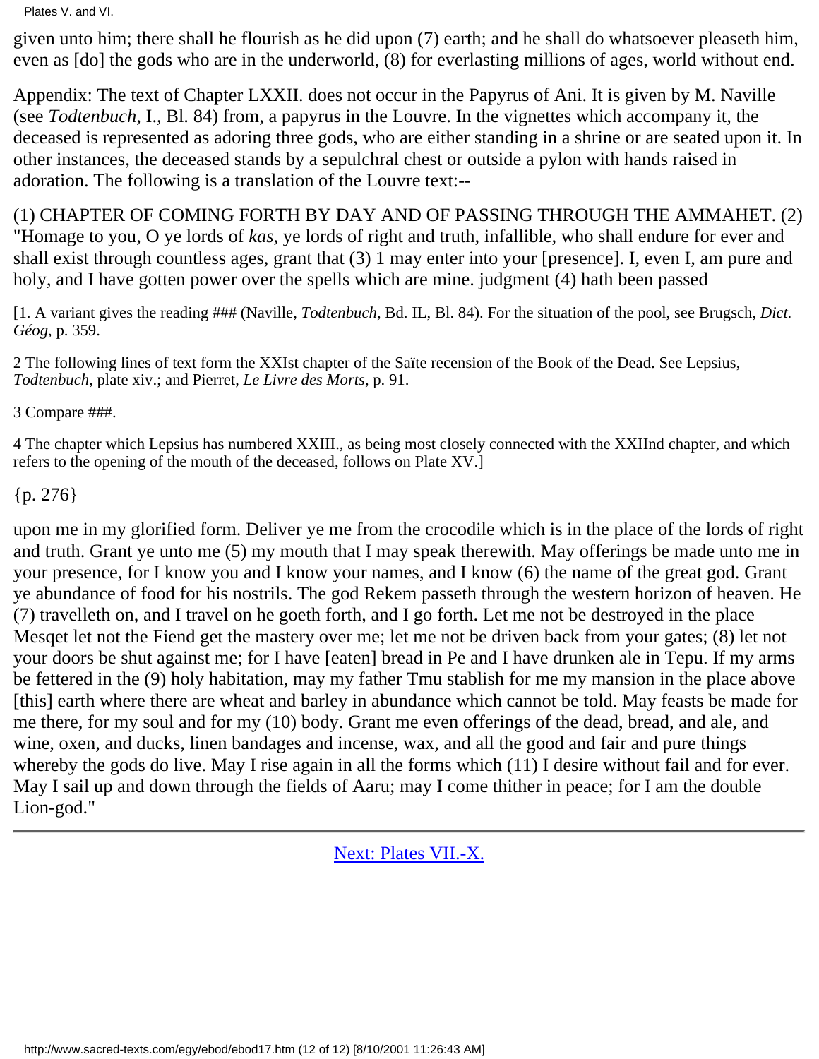given unto him; there shall he flourish as he did upon (7) earth; and he shall do whatsoever pleaseth him, even as [do] the gods who are in the underworld, (8) for everlasting millions of ages, world without end.

Appendix: The text of Chapter LXXII. does not occur in the Papyrus of Ani. It is given by M. Naville (see *Todtenbuch,* I., Bl. 84) from, a papyrus in the Louvre. In the vignettes which accompany it, the deceased is represented as adoring three gods, who are either standing in a shrine or are seated upon it. In other instances, the deceased stands by a sepulchral chest or outside a pylon with hands raised in adoration. The following is a translation of the Louvre text:--

(1) CHAPTER OF COMING FORTH BY DAY AND OF PASSING THROUGH THE AMMAHET. (2) "Homage to you, O ye lords of *kas*, ye lords of right and truth, infallible, who shall endure for ever and shall exist through countless ages, grant that (3) 1 may enter into your [presence]. I, even I, am pure and holy, and I have gotten power over the spells which are mine. judgment (4) hath been passed

[1. A variant gives the reading ### (Naville, *Todtenbuch*, Bd. IL, Bl. 84). For the situation of the pool, see Brugsch, *Dict. Géog*, p. 359.

2 The following lines of text form the XXIst chapter of the Saïte recension of the Book of the Dead. See Lepsius, *Todtenbuch*, plate xiv.; and Pierret, *Le Livre des Morts*, p. 91.

3 Compare ###.

4 The chapter which Lepsius has numbered XXIII., as being most closely connected with the XXIInd chapter, and which refers to the opening of the mouth of the deceased, follows on Plate XV.]

{p. 276}

upon me in my glorified form. Deliver ye me from the crocodile which is in the place of the lords of right and truth. Grant ye unto me (5) my mouth that I may speak therewith. May offerings be made unto me in your presence, for I know you and I know your names, and I know (6) the name of the great god. Grant ye abundance of food for his nostrils. The god Rekem passeth through the western horizon of heaven. He (7) travelleth on, and I travel on he goeth forth, and I go forth. Let me not be destroyed in the place Mesqet let not the Fiend get the mastery over me; let me not be driven back from your gates; (8) let not your doors be shut against me; for I have [eaten] bread in Pe and I have drunken ale in Tepu. If my arms be fettered in the (9) holy habitation, may my father Tmu stablish for me my mansion in the place above [this] earth where there are wheat and barley in abundance which cannot be told. May feasts be made for me there, for my soul and for my (10) body. Grant me even offerings of the dead, bread, and ale, and wine, oxen, and ducks, linen bandages and incense, wax, and all the good and fair and pure things whereby the gods do live. May I rise again in all the forms which (11) I desire without fail and for ever. May I sail up and down through the fields of Aaru; may I come thither in peace; for I am the double Lion-god."

---

Next: Plates VII.-X.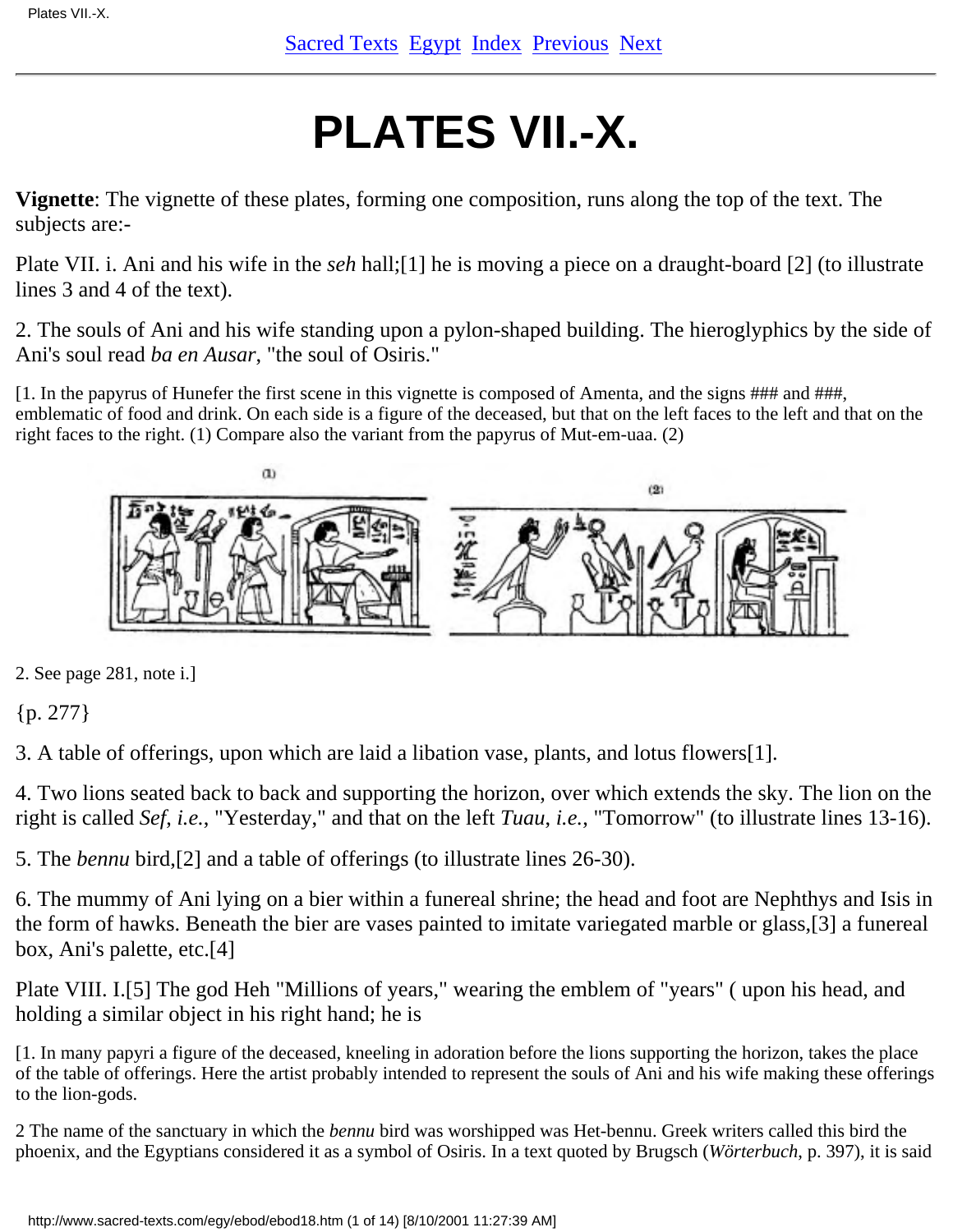# PLATES VII.-X.

**Vignette**: The vignette of these plates, forming one composition, runs along the top of the text. The subjects are:-

Plate VII. i. Ani and his wife in the *seh* hall;[1] he is moving a piece on a draught-board [2] (to illustrate lines 3 and 4 of the text).

2. The souls of Ani and his wife standing upon a pylon-shaped building. The hieroglyphics by the side of Ani's soul read *ba en Ausar*, "the soul of Osiris."

[1. In the papyrus of Hunefer the first scene in this vignette is composed of Amenta, and the signs ### and ###, emblematic of food and drink. On each side is a figure of the deceased, but that on the left faces to the left and that on the right faces to the right. (1) Compare also the variant from the papyrus of Mut-em-uaa. (2)

2. See page 281, note i.]

{p. 277}

3. A table of offerings, upon which are laid a libation vase, plants, and lotus flowers[1].

4. Two lions seated back to back and supporting the horizon, over which extends the sky. The lion on the right is called *Sef*, *i.e.*, "Yesterday," and that on the left *Tuau*, *i.e.*, "Tomorrow" (to illustrate lines 13-16).

5. The *bennu* bird,[2] and a table of offerings (to illustrate lines 26-30).

6. The mummy of Ani lying on a bier within a funereal shrine; the head and foot are Nephthys and Isis in the form of hawks. Beneath the bier are vases painted to imitate variegated marble or glass,[3] a funereal box, Ani's palette, etc.[4]

Plate VIII. I.[5] The god Heh "Millions of years," wearing the emblem of "years" ( upon his head, and holding a similar object in his right hand; he is

[1. In many papyri a figure of the deceased, kneeling in adoration before the lions supporting the horizon, takes the place of the table of offerings. Here the artist probably intended to represent the souls of Ani and his wife making these offerings to the lion-gods.

2 The name of the sanctuary in which the *bennu* bird was worshipped was Het-bennu. Greek writers called this bird the phoenix, and the Egyptians considered it as a symbol of Osiris. In a text quoted by Brugsch (*Wörterbuch*, p. 397), it is said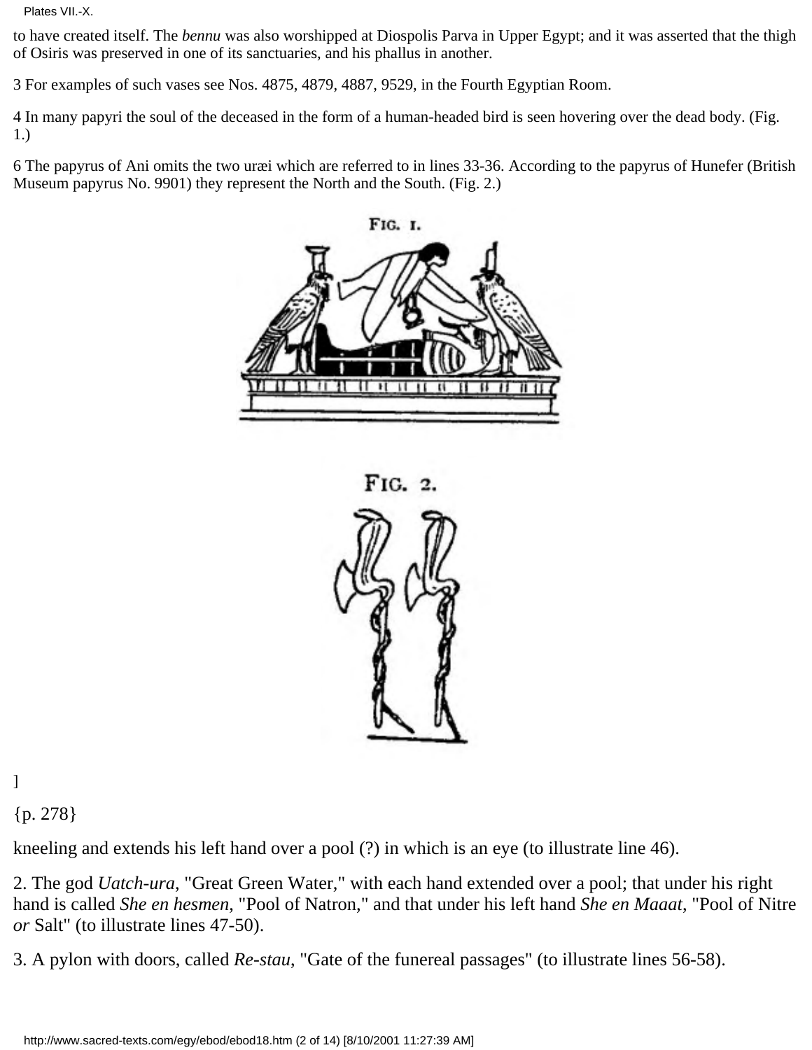to have created itself. The *bennu* was also worshipped at Diospolis Parva in Upper Egypt; and it was asserted that the thigh of Osiris was preserved in one of its sanctuaries, and his phallus in another.

3 For examples of such vases see Nos. 4875, 4879, 4887, 9529, in the Fourth Egyptian Room.

4 In many papyri the soul of the deceased in the form of a human-headed bird is seen hovering over the dead body. (Fig. 1.)

6 The papyrus of Ani omits the two uræi which are referred to in lines 33-36. According to the papyrus of Hunefer (British Museum papyrus No. 9901) they represent the North and the South. (Fig. 2.)

FIG. 1.

FIG. 2.

]

{p. 278}

kneeling and extends his left hand over a pool (?) in which is an eye (to illustrate line 46).

2. The god *Uatch-ura*, "Great Green Water," with each hand extended over a pool; that under his right hand is called *She en hesmen*, "Pool of Natron," and that under his left hand *She en Maaat*, "Pool of Nitre *or* Salt" (to illustrate lines 47-50).

3. A pylon with doors, called *Re-stau*, "Gate of the funereal passages" (to illustrate lines 56-58).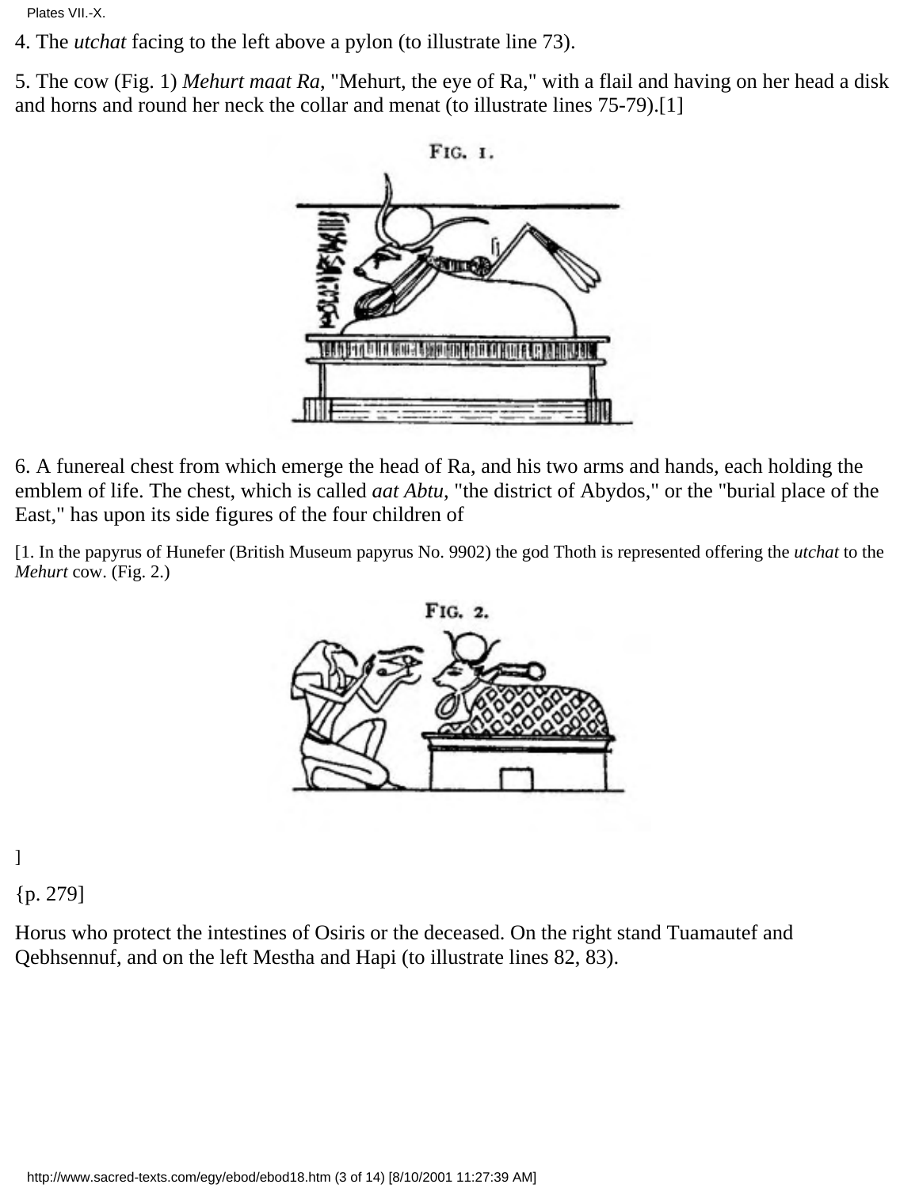4. The *utchat* facing to the left above a pylon (to illustrate line 73).

5. The cow (Fig. 1) *Mehurt maat Ra*, "Mehurt, the eye of Ra," with a flail and having on her head a disk and horns and round her neck the collar and menat (to illustrate lines 75-79).[1]

FIG. 1.

6. A funereal chest from which emerge the head of Ra, and his two arms and hands, each holding the emblem of life. The chest, which is called *aat Abtu*, "the district of Abydos," or the "burial place of the East," has upon its side figures of the four children of

[1. In the papyrus of Hunefer (British Museum papyrus No. 9902) the god Thoth is represented offering the *utchat* to the *Mehurt* cow. (Fig. 2.)

FIG. 2.

]

{p. 279]

Horus who protect the intestines of Osiris or the deceased. On the right stand Tuamautef and Qebhsennuf, and on the left Mestha and Hapi (to illustrate lines 82, 83).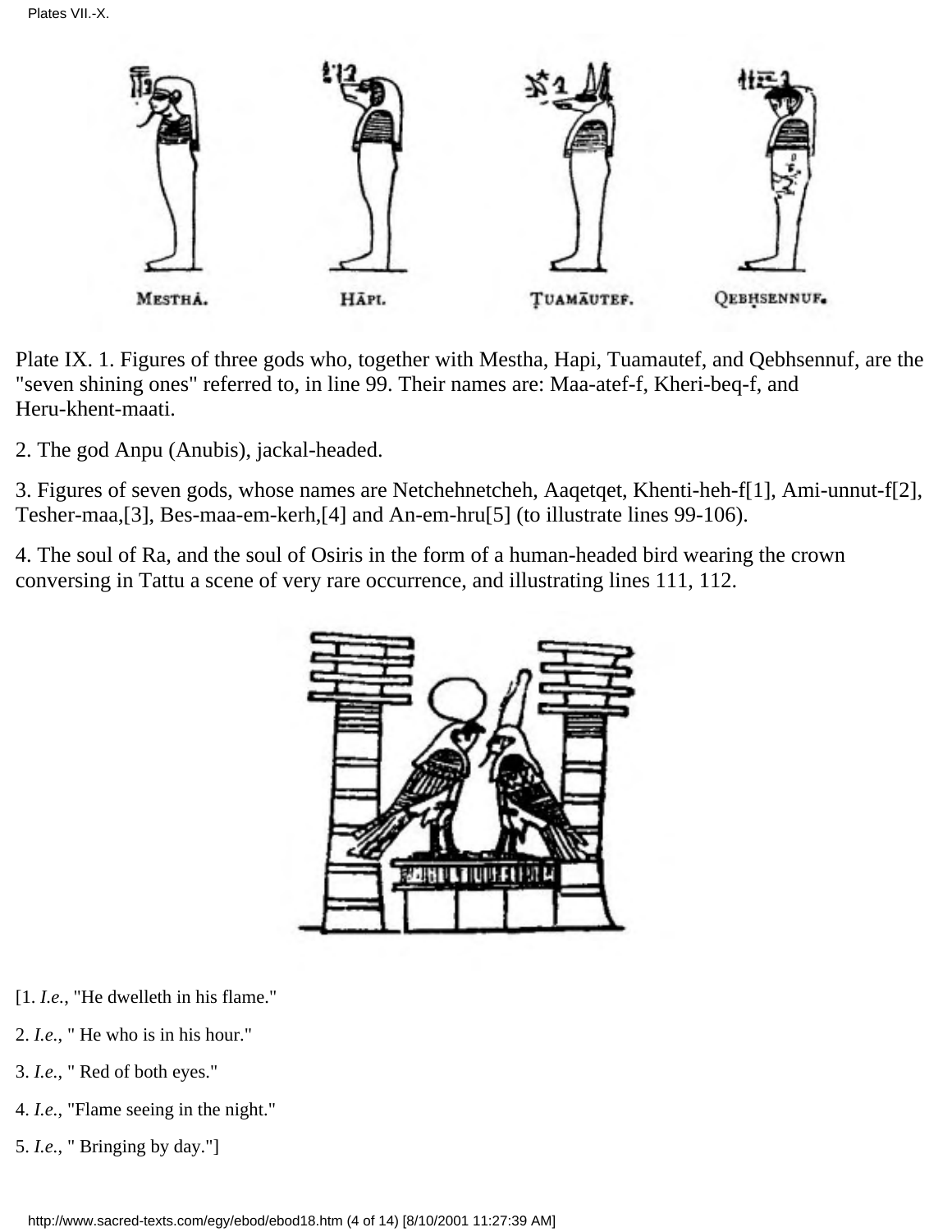MESTHÁ. HĀPI. ṬUAMĀUTEF. QEBḤSENNUF.

Plate IX. 1. Figures of three gods who, together with Mestha, Hapi, Tuamautef, and Qebhsennuf, are the "seven shining ones" referred to, in line 99. Their names are: Maa-atef-f, Kheri-beq-f, and Heru-khent-maati.

2. The god Anpu (Anubis), jackal-headed.

3. Figures of seven gods, whose names are Netchehnetcheh, Aaqetqet, Khenti-heh-f[1], Ami-unnut-f[2], Tesher-maa,[3], Bes-maa-em-kerh,[4] and An-em-hru[5] (to illustrate lines 99-106).

4. The soul of Ra, and the soul of Osiris in the form of a human-headed bird wearing the crown conversing in Tattu a scene of very rare occurrence, and illustrating lines 111, 112.

[1. *I.e.*, "He dwelleth in his flame."

2. *I.e.*, " He who is in his hour."

3. *I.e.*, " Red of both eyes."

4. *I.e.*, "Flame seeing in the night."

5. *I.e.*, " Bringing by day."]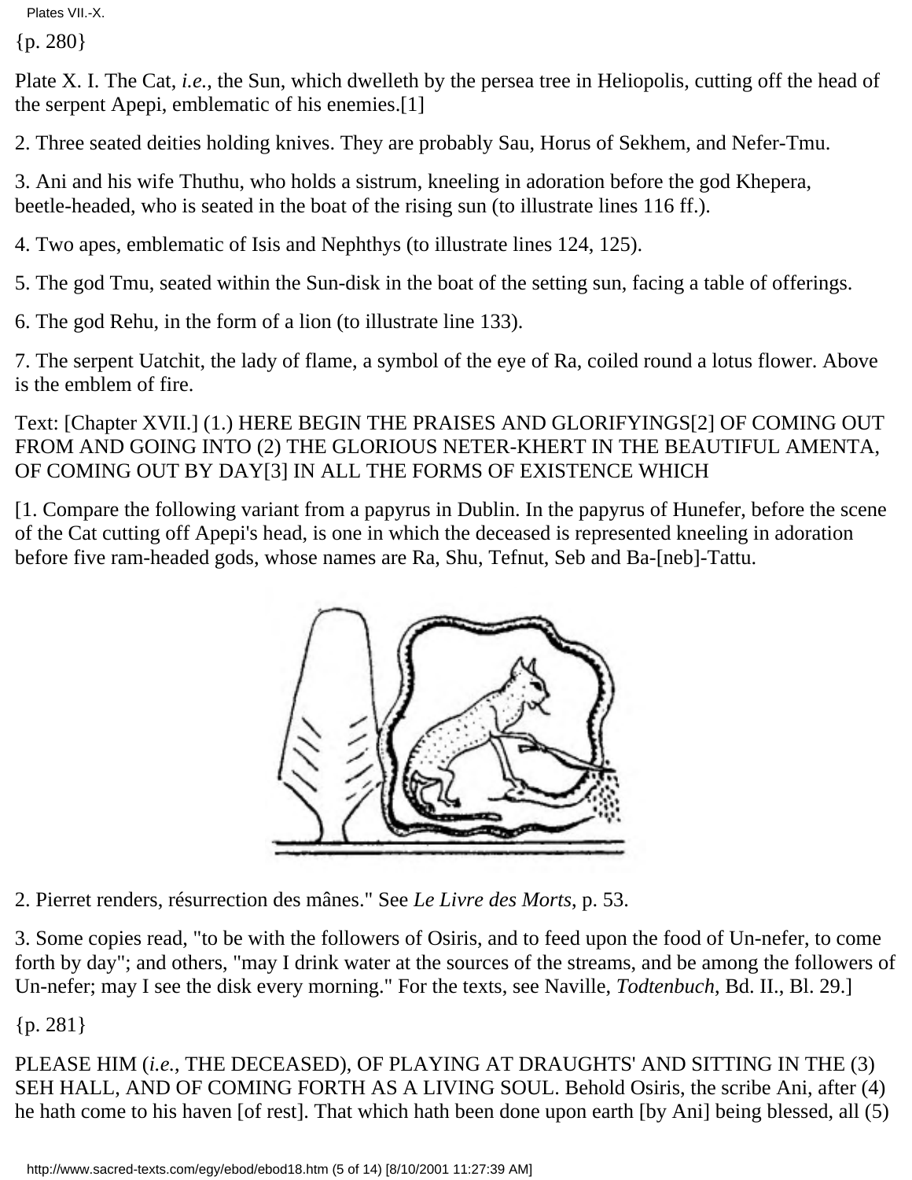{p. 280}

Plate X. I. The Cat, *i.e.*, the Sun, which dwelleth by the persea tree in Heliopolis, cutting off the head of the serpent Apepi, emblematic of his enemies.[1]

2. Three seated deities holding knives. They are probably Sau, Horus of Sekhem, and Nefer-Tmu.

3. Ani and his wife Thuthu, who holds a sistrum, kneeling in adoration before the god Khepera, beetle-headed, who is seated in the boat of the rising sun (to illustrate lines 116 ff.).

4. Two apes, emblematic of Isis and Nephthys (to illustrate lines 124, 125).

5. The god Tmu, seated within the Sun-disk in the boat of the setting sun, facing a table of offerings.

6. The god Rehu, in the form of a lion (to illustrate line 133).

7. The serpent Uatchit, the lady of flame, a symbol of the eye of Ra, coiled round a lotus flower. Above is the emblem of fire.

Text: [Chapter XVII.] (1.) HERE BEGIN THE PRAISES AND GLORIFYINGS[2] OF COMING OUT FROM AND GOING INTO (2) THE GLORIOUS NETER-KHERT IN THE BEAUTIFUL AMENTA, OF COMING OUT BY DAY[3] IN ALL THE FORMS OF EXISTENCE WHICH

[1. Compare the following variant from a papyrus in Dublin. In the papyrus of Hunefer, before the scene of the Cat cutting off Apepi's head, is one in which the deceased is represented kneeling in adoration before five ram-headed gods, whose names are Ra, Shu, Tefnut, Seb and Ba-[neb]-Tattu.

2. Pierret renders, résurrection des mânes." See *Le Livre des Morts*, p. 53.

3. Some copies read, "to be with the followers of Osiris, and to feed upon the food of Un-nefer, to come forth by day"; and others, "may I drink water at the sources of the streams, and be among the followers of Un-nefer; may I see the disk every morning." For the texts, see Naville, *Todtenbuch*, Bd. II., Bl. 29.]

{p. 281}

PLEASE HIM (*i.e.*, THE DECEASED), OF PLAYING AT DRAUGHTS' AND SITTING IN THE (3) SEH HALL, AND OF COMING FORTH AS A LIVING SOUL. Behold Osiris, the scribe Ani, after (4) he hath come to his haven [of rest]. That which hath been done upon earth [by Ani] being blessed, all (5)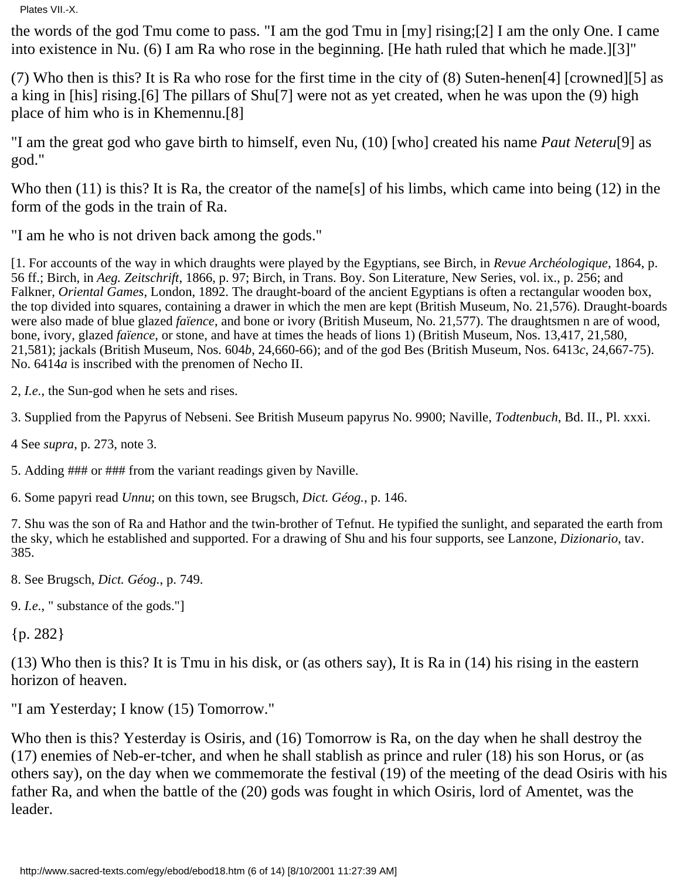the words of the god Tmu come to pass. "I am the god Tmu in [my] rising;[2] I am the only One. I came into existence in Nu. (6) I am Ra who rose in the beginning. [He hath ruled that which he made.][3]"

(7) Who then is this? It is Ra who rose for the first time in the city of (8) Suten-henen[4] [crowned][5] as a king in [his] rising.[6] The pillars of Shu[7] were not as yet created, when he was upon the (9) high place of him who is in Khemennu.[8]

"I am the great god who gave birth to himself, even Nu, (10) [who] created his name *Paut Neteru*[9] as god."

Who then (11) is this? It is Ra, the creator of the name[s] of his limbs, which came into being (12) in the form of the gods in the train of Ra.

"I am he who is not driven back among the gods."

[1. For accounts of the way in which draughts were played by the Egyptians, see Birch, in *Revue Archéologique*, 1864, p. 56 ff.; Birch, in *Aeg. Zeitschrift*, 1866, p. 97; Birch, in Trans. Boy. Son Literature, New Series, vol. ix., p. 256; and Falkner, *Oriental Games*, London, 1892. The draught-board of the ancient Egyptians is often a rectangular wooden box, the top divided into squares, containing a drawer in which the men are kept (British Museum, No. 21,576). Draught-boards were also made of blue glazed *faïence*, and bone or ivory (British Museum, No. 21,577). The draughtsmen n are of wood, bone, ivory, glazed *faïence*, or stone, and have at times the heads of lions 1) (British Museum, Nos. 13,417, 21,580, 21,581); jackals (British Museum, Nos. 604*b*, 24,660-66); and of the god Bes (British Museum, Nos. 6413*c*, 24,667-75). No. 6414*a* is inscribed with the prenomen of Necho II.

2, *I.e.*, the Sun-god when he sets and rises.

3. Supplied from the Papyrus of Nebseni. See British Museum papyrus No. 9900; Naville, *Todtenbuch*, Bd. II., Pl. xxxi.

4 See *supra*, p. 273, note 3.

5. Adding ### or ### from the variant readings given by Naville.

6. Some papyri read *Unnu*; on this town, see Brugsch, *Dict. Géog.*, p. 146.

7. Shu was the son of Ra and Hathor and the twin-brother of Tefnut. He typified the sunlight, and separated the earth from the sky, which he established and supported. For a drawing of Shu and his four supports, see Lanzone, *Dizionario*, tav. 385.

8. See Brugsch, *Dict. Géog.*, p. 749.

9. *I.e.*, " substance of the gods."]

{p. 282}

(13) Who then is this? It is Tmu in his disk, or (as others say), It is Ra in (14) his rising in the eastern horizon of heaven.

"I am Yesterday; I know (15) Tomorrow."

Who then is this? Yesterday is Osiris, and (16) Tomorrow is Ra, on the day when he shall destroy the (17) enemies of Neb-er-tcher, and when he shall stablish as prince and ruler (18) his son Horus, or (as others say), on the day when we commemorate the festival (19) of the meeting of the dead Osiris with his father Ra, and when the battle of the (20) gods was fought in which Osiris, lord of Amentet, was the leader.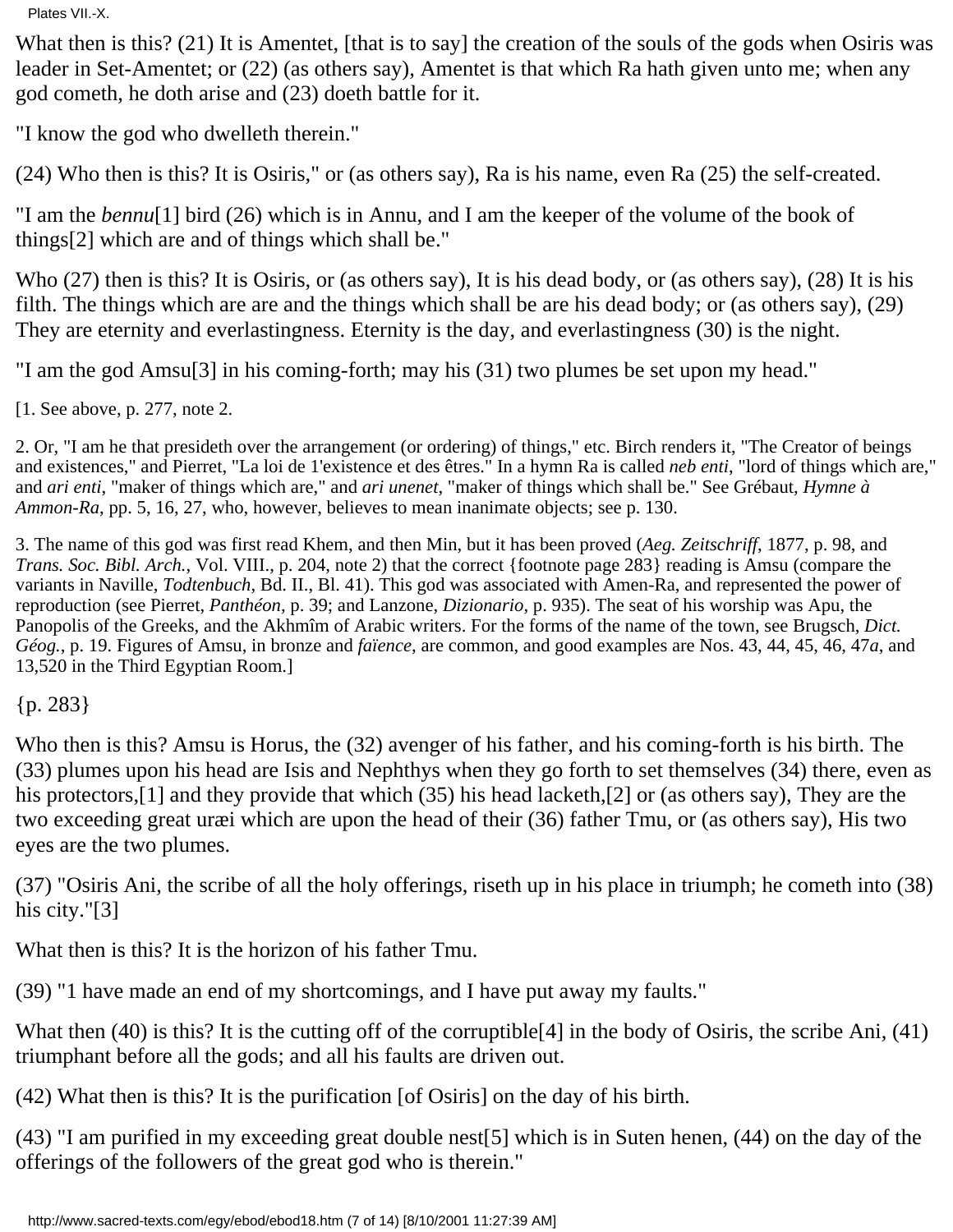What then is this? (21) It is Amentet, [that is to say] the creation of the souls of the gods when Osiris was leader in Set-Amentet; or (22) (as others say), Amentet is that which Ra hath given unto me; when any god cometh, he doth arise and (23) doeth battle for it.

"I know the god who dwelleth therein."

(24) Who then is this? It is Osiris," or (as others say), Ra is his name, even Ra (25) the self-created.

"I am the *bennu*[1] bird (26) which is in Annu, and I am the keeper of the volume of the book of things[2] which are and of things which shall be."

Who (27) then is this? It is Osiris, or (as others say), It is his dead body, or (as others say), (28) It is his filth. The things which are are and the things which shall be are his dead body; or (as others say), (29) They are eternity and everlastingness. Eternity is the day, and everlastingness (30) is the night.

"I am the god Amsu[3] in his coming-forth; may his (31) two plumes be set upon my head."

[1. See above, p. 277, note 2.

2. Or, "I am he that presideth over the arrangement (or ordering) of things," etc. Birch renders it, "The Creator of beings and existences," and Pierret, "La loi de 1'existence et des êtres." In a hymn Ra is called *neb enti*, "lord of things which are," and *ari enti*, "maker of things which are," and *ari unenet*, "maker of things which shall be." See Grébaut, *Hymne à Ammon-Ra*, pp. 5, 16, 27, who, however, believes to mean inanimate objects; see p. 130.

3. The name of this god was first read Khem, and then Min, but it has been proved (*Aeg. Zeitschriff*, 1877, p. 98, and *Trans. Soc. Bibl. Arch.*, Vol. VIII., p. 204, note 2) that the correct {footnote page 283} reading is Amsu (compare the variants in Naville, *Todtenbuch*, Bd. II., Bl. 41). This god was associated with Amen-Ra, and represented the power of reproduction (see Pierret, *Panthéon*, p. 39; and Lanzone, *Dizionario*, p. 935). The seat of his worship was Apu, the Panopolis of the Greeks, and the Akhmîm of Arabic writers. For the forms of the name of the town, see Brugsch, *Dict. Géog.*, p. 19. Figures of Amsu, in bronze and *faïence*, are common, and good examples are Nos. 43, 44, 45, 46, 47*a*, and 13,520 in the Third Egyptian Room.]

{p. 283}

Who then is this? Amsu is Horus, the (32) avenger of his father, and his coming-forth is his birth. The (33) plumes upon his head are Isis and Nephthys when they go forth to set themselves (34) there, even as his protectors,[1] and they provide that which (35) his head lacketh,[2] or (as others say), They are the two exceeding great uræi which are upon the head of their (36) father Tmu, or (as others say), His two eyes are the two plumes.

(37) "Osiris Ani, the scribe of all the holy offerings, riseth up in his place in triumph; he cometh into (38) his city."[3]

What then is this? It is the horizon of his father Tmu.

(39) "1 have made an end of my shortcomings, and I have put away my faults."

What then (40) is this? It is the cutting off of the corruptible[4] in the body of Osiris, the scribe Ani, (41) triumphant before all the gods; and all his faults are driven out.

(42) What then is this? It is the purification [of Osiris] on the day of his birth.

(43) "I am purified in my exceeding great double nest[5] which is in Suten henen, (44) on the day of the offerings of the followers of the great god who is therein."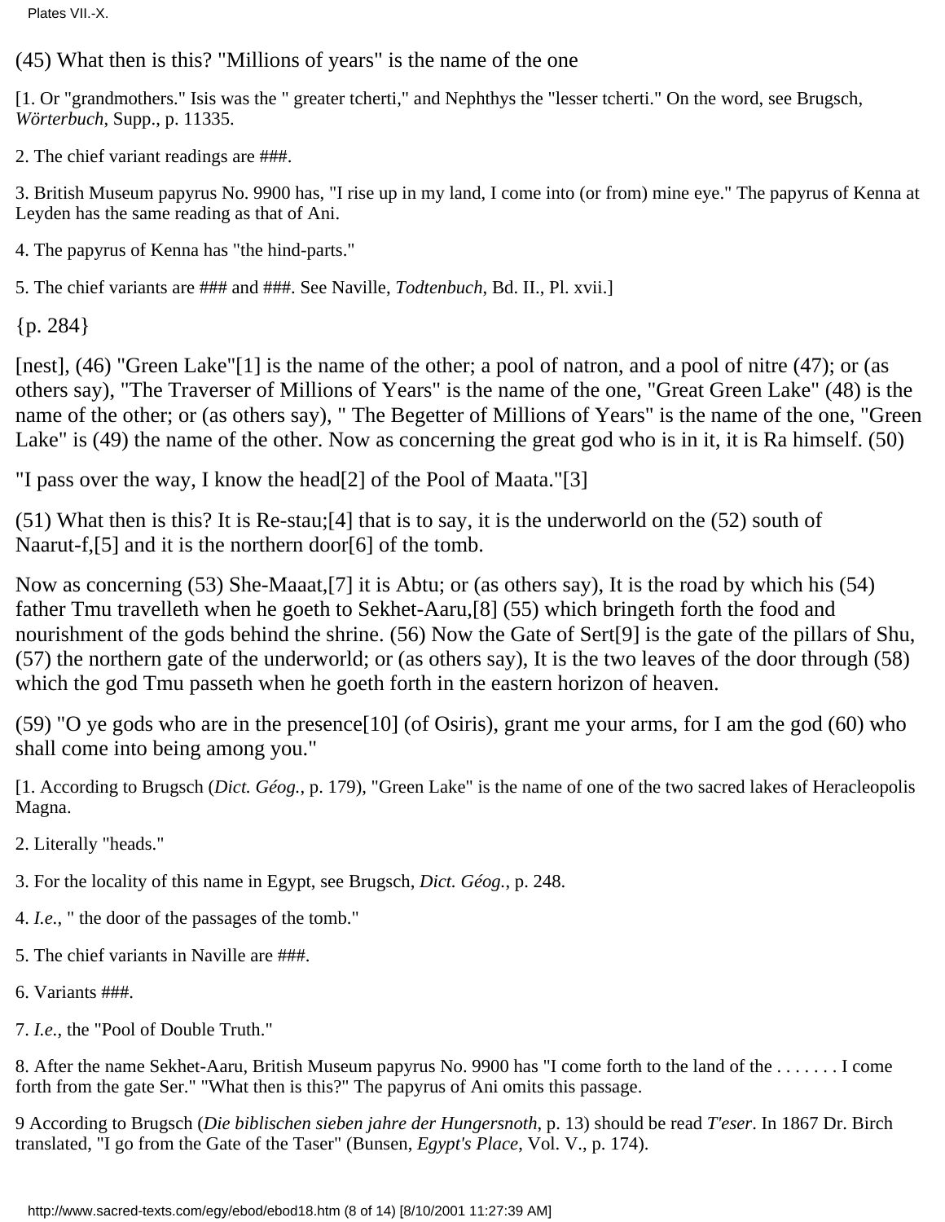(45) What then is this? "Millions of years" is the name of the one

[1. Or "grandmothers." Isis was the " greater tcherti," and Nephthys the "lesser tcherti." On the word, see Brugsch, *Wörterbuch*, Supp., p. 11335.

2. The chief variant readings are ###.

3. British Museum papyrus No. 9900 has, "I rise up in my land, I come into (or from) mine eye." The papyrus of Kenna at Leyden has the same reading as that of Ani.

4. The papyrus of Kenna has "the hind-parts."

5. The chief variants are ### and ###. See Naville, *Todtenbuch*, Bd. II., Pl. xvii.]

{p. 284}

[nest], (46) "Green Lake"[1] is the name of the other; a pool of natron, and a pool of nitre (47); or (as others say), "The Traverser of Millions of Years" is the name of the one, "Great Green Lake" (48) is the name of the other; or (as others say), " The Begetter of Millions of Years" is the name of the one, "Green Lake" is (49) the name of the other. Now as concerning the great god who is in it, it is Ra himself. (50)

"I pass over the way, I know the head[2] of the Pool of Maata."[3]

(51) What then is this? It is Re-stau;[4] that is to say, it is the underworld on the (52) south of Naarut-f,[5] and it is the northern door[6] of the tomb.

Now as concerning (53) She-Maaat,[7] it is Abtu; or (as others say), It is the road by which his (54) father Tmu travelleth when he goeth to Sekhet-Aaru,[8] (55) which bringeth forth the food and nourishment of the gods behind the shrine. (56) Now the Gate of Sert[9] is the gate of the pillars of Shu, (57) the northern gate of the underworld; or (as others say), It is the two leaves of the door through (58) which the god Tmu passeth when he goeth forth in the eastern horizon of heaven.

(59) "O ye gods who are in the presence[10] (of Osiris), grant me your arms, for I am the god (60) who shall come into being among you."

[1. According to Brugsch (*Dict. Géog.*, p. 179), "Green Lake" is the name of one of the two sacred lakes of Heracleopolis Magna.

2. Literally "heads."

3. For the locality of this name in Egypt, see Brugsch, *Dict. Géog.*, p. 248.

4. *I.e.*, " the door of the passages of the tomb."

5. The chief variants in Naville are ###.

6. Variants ###.

7. *I.e.*, the "Pool of Double Truth."

8. After the name Sekhet-Aaru, British Museum papyrus No. 9900 has "I come forth to the land of the . . . . . . . I come forth from the gate Ser." "What then is this?" The papyrus of Ani omits this passage.

9 According to Brugsch (*Die biblischen sieben jahre der Hungersnoth*, p. 13) should be read *T'eser*. In 1867 Dr. Birch translated, "I go from the Gate of the Taser" (Bunsen, *Egypt's Place*, Vol. V., p. 174).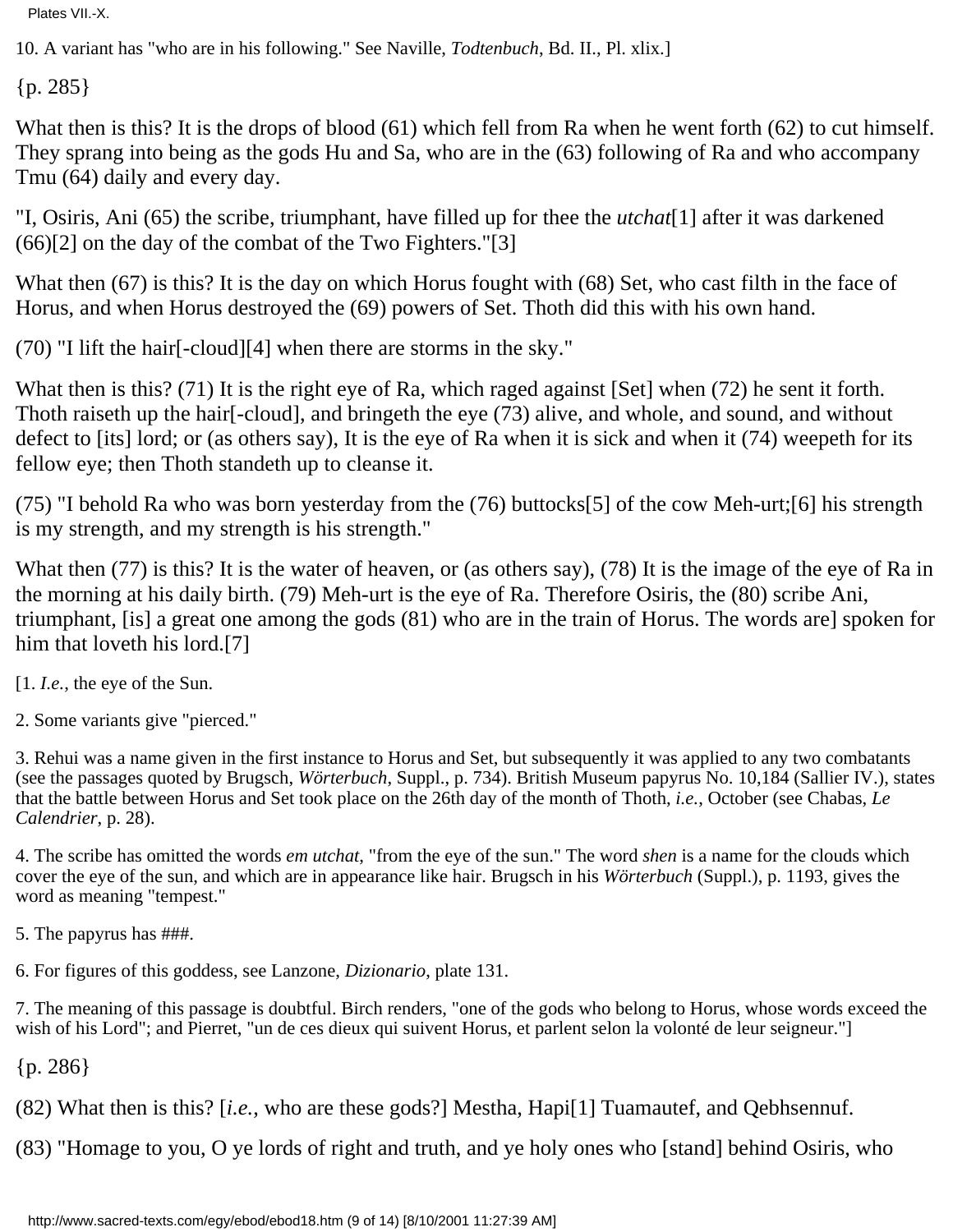10. A variant has "who are in his following." See Naville, *Todtenbuch*, Bd. II., Pl. xlix.]

{p. 285}

What then is this? It is the drops of blood (61) which fell from Ra when he went forth (62) to cut himself. They sprang into being as the gods Hu and Sa, who are in the (63) following of Ra and who accompany Tmu (64) daily and every day.

"I, Osiris, Ani (65) the scribe, triumphant, have filled up for thee the *utchat*[1] after it was darkened (66)[2] on the day of the combat of the Two Fighters."[3]

What then (67) is this? It is the day on which Horus fought with (68) Set, who cast filth in the face of Horus, and when Horus destroyed the (69) powers of Set. Thoth did this with his own hand.

(70) "I lift the hair[-cloud][4] when there are storms in the sky."

What then is this? (71) It is the right eye of Ra, which raged against [Set] when (72) he sent it forth. Thoth raiseth up the hair[-cloud], and bringeth the eye (73) alive, and whole, and sound, and without defect to [its] lord; or (as others say), It is the eye of Ra when it is sick and when it (74) weepeth for its fellow eye; then Thoth standeth up to cleanse it.

(75) "I behold Ra who was born yesterday from the (76) buttocks[5] of the cow Meh-urt;[6] his strength is my strength, and my strength is his strength."

What then (77) is this? It is the water of heaven, or (as others say), (78) It is the image of the eye of Ra in the morning at his daily birth. (79) Meh-urt is the eye of Ra. Therefore Osiris, the (80) scribe Ani, triumphant, [is] a great one among the gods (81) who are in the train of Horus. The words are] spoken for him that loveth his lord.[7]

[1. *I.e.*, the eye of the Sun.

2. Some variants give "pierced."

3. Rehui was a name given in the first instance to Horus and Set, but subsequently it was applied to any two combatants (see the passages quoted by Brugsch, *Wörterbuch*, Suppl., p. 734). British Museum papyrus No. 10,184 (Sallier IV.), states that the battle between Horus and Set took place on the 26th day of the month of Thoth, *i.e.*, October (see Chabas, *Le Calendrier*, p. 28).

4. The scribe has omitted the words *em utchat*, "from the eye of the sun." The word *shen* is a name for the clouds which cover the eye of the sun, and which are in appearance like hair. Brugsch in his *Wörterbuch* (Suppl.), p. 1193, gives the word as meaning "tempest."

5. The papyrus has ###.

6. For figures of this goddess, see Lanzone, *Dizionario*, plate 131.

7. The meaning of this passage is doubtful. Birch renders, "one of the gods who belong to Horus, whose words exceed the wish of his Lord"; and Pierret, "un de ces dieux qui suivent Horus, et parlent selon la volonté de leur seigneur."]

{p. 286}

(82) What then is this? [*i.e.*, who are these gods?] Mestha, Hapi[1] Tuamautef, and Qebhsennuf.

(83) "Homage to you, O ye lords of right and truth, and ye holy ones who [stand] behind Osiris, who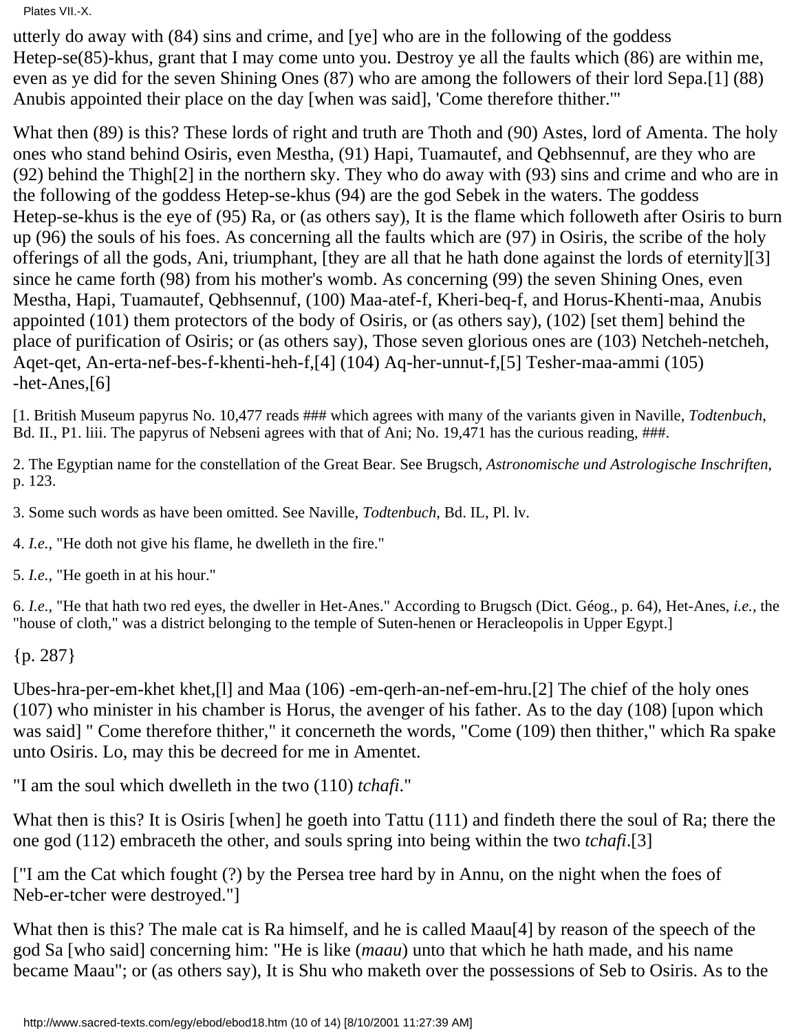utterly do away with (84) sins and crime, and [ye] who are in the following of the goddess Hetep-se(85)-khus, grant that I may come unto you. Destroy ye all the faults which (86) are within me, even as ye did for the seven Shining Ones (87) who are among the followers of their lord Sepa.[1] (88) Anubis appointed their place on the day [when was said], 'Come therefore thither.'"

What then (89) is this? These lords of right and truth are Thoth and (90) Astes, lord of Amenta. The holy ones who stand behind Osiris, even Mestha, (91) Hapi, Tuamautef, and Qebhsennuf, are they who are (92) behind the Thigh[2] in the northern sky. They who do away with (93) sins and crime and who are in the following of the goddess Hetep-se-khus (94) are the god Sebek in the waters. The goddess Hetep-se-khus is the eye of (95) Ra, or (as others say), It is the flame which followeth after Osiris to burn up (96) the souls of his foes. As concerning all the faults which are (97) in Osiris, the scribe of the holy offerings of all the gods, Ani, triumphant, [they are all that he hath done against the lords of eternity][3] since he came forth (98) from his mother's womb. As concerning (99) the seven Shining Ones, even Mestha, Hapi, Tuamautef, Qebhsennuf, (100) Maa-atef-f, Kheri-beq-f, and Horus-Khenti-maa, Anubis appointed (101) them protectors of the body of Osiris, or (as others say), (102) [set them] behind the place of purification of Osiris; or (as others say), Those seven glorious ones are (103) Netcheh-netcheh, Aqet-qet, An-erta-nef-bes-f-khenti-heh-f,[4] (104) Aq-her-unnut-f,[5] Tesher-maa-ammi (105) -het-Anes,[6]

[1. British Museum papyrus No. 10,477 reads ### which agrees with many of the variants given in Naville, *Todtenbuch*, Bd. II., P1. liii. The papyrus of Nebseni agrees with that of Ani; No. 19,471 has the curious reading, ###.

2. The Egyptian name for the constellation of the Great Bear. See Brugsch, *Astronomische und Astrologische Inschriften*, p. 123.

3. Some such words as have been omitted. See Naville, *Todtenbuch*, Bd. IL, Pl. lv.

4. *I.e.*, "He doth not give his flame, he dwelleth in the fire."

5. *I.e.*, "He goeth in at his hour."

6. *I.e.*, "He that hath two red eyes, the dweller in Het-Anes." According to Brugsch (Dict. Géog., p. 64), Het-Anes, *i.e.*, the "house of cloth," was a district belonging to the temple of Suten-henen or Heracleopolis in Upper Egypt.]

{p. 287}

Ubes-hra-per-em-khet khet,[l] and Maa (106) -em-qerh-an-nef-em-hru.[2] The chief of the holy ones (107) who minister in his chamber is Horus, the avenger of his father. As to the day (108) [upon which was said] " Come therefore thither," it concerneth the words, "Come (109) then thither," which Ra spake unto Osiris. Lo, may this be decreed for me in Amentet.

"I am the soul which dwelleth in the two (110) *tchafi*."

What then is this? It is Osiris [when] he goeth into Tattu (111) and findeth there the soul of Ra; there the one god (112) embraceth the other, and souls spring into being within the two *tchafi*.[3]

["I am the Cat which fought (?) by the Persea tree hard by in Annu, on the night when the foes of Neb-er-tcher were destroyed."]

What then is this? The male cat is Ra himself, and he is called Maau[4] by reason of the speech of the god Sa [who said] concerning him: "He is like (*maau*) unto that which he hath made, and his name became Maau"; or (as others say), It is Shu who maketh over the possessions of Seb to Osiris. As to the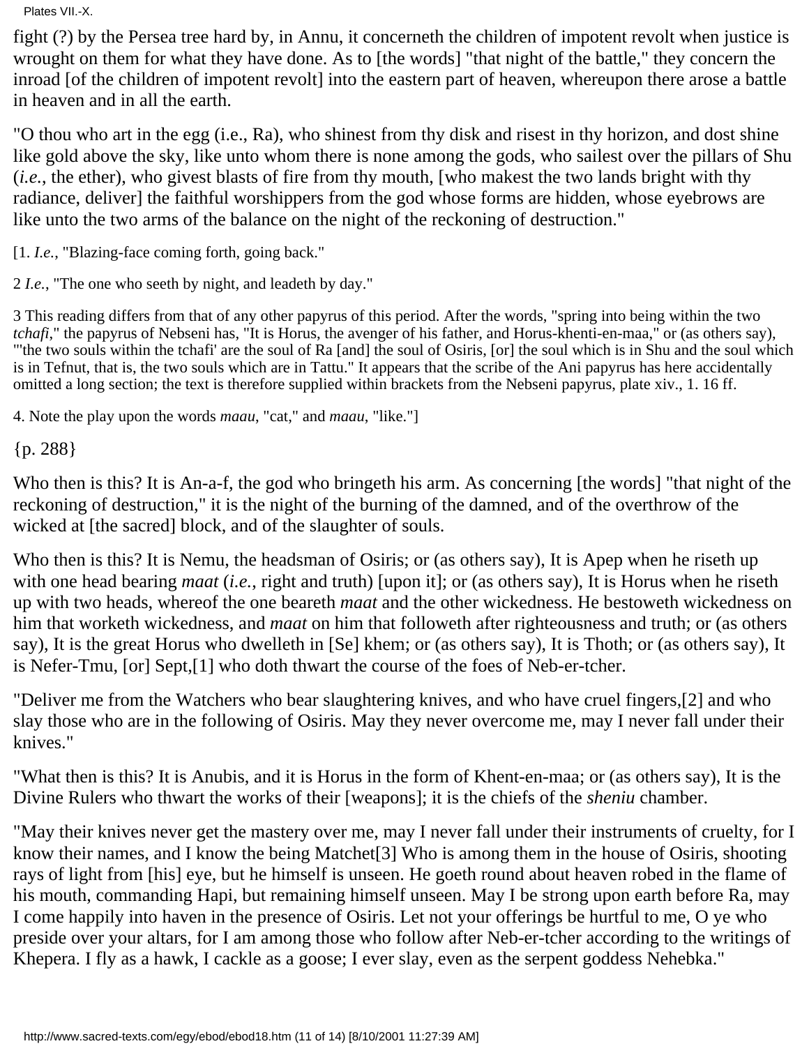fight (?) by the Persea tree hard by, in Annu, it concerneth the children of impotent revolt when justice is wrought on them for what they have done. As to [the words] "that night of the battle," they concern the inroad [of the children of impotent revolt] into the eastern part of heaven, whereupon there arose a battle in heaven and in all the earth.

"O thou who art in the egg (i.e., Ra), who shinest from thy disk and risest in thy horizon, and dost shine like gold above the sky, like unto whom there is none among the gods, who sailest over the pillars of Shu (*i.e.*, the ether), who givest blasts of fire from thy mouth, [who makest the two lands bright with thy radiance, deliver] the faithful worshippers from the god whose forms are hidden, whose eyebrows are like unto the two arms of the balance on the night of the reckoning of destruction."

[1. *I.e.*, "Blazing-face coming forth, going back."

2 *I.e.*, "The one who seeth by night, and leadeth by day."

3 This reading differs from that of any other papyrus of this period. After the words, "spring into being within the two *tchafi*," the papyrus of Nebseni has, "It is Horus, the avenger of his father, and Horus-khenti-en-maa," or (as others say), "'the two souls within the tchafi' are the soul of Ra [and] the soul of Osiris, [or] the soul which is in Shu and the soul which is in Tefnut, that is, the two souls which are in Tattu." It appears that the scribe of the Ani papyrus has here accidentally omitted a long section; the text is therefore supplied within brackets from the Nebseni papyrus, plate xiv., 1. 16 ff.

4. Note the play upon the words *maau*, "cat," and *maau*, "like."]

{p. 288}

Who then is this? It is An-a-f, the god who bringeth his arm. As concerning [the words] "that night of the reckoning of destruction," it is the night of the burning of the damned, and of the overthrow of the wicked at [the sacred] block, and of the slaughter of souls.

Who then is this? It is Nemu, the headsman of Osiris; or (as others say), It is Apep when he riseth up with one head bearing *maat* (*i.e.*, right and truth) [upon it]; or (as others say), It is Horus when he riseth up with two heads, whereof the one beareth *maat* and the other wickedness. He bestoweth wickedness on him that worketh wickedness, and *maat* on him that followeth after righteousness and truth; or (as others say), It is the great Horus who dwelleth in [Se] khem; or (as others say), It is Thoth; or (as others say), It is Nefer-Tmu, [or] Sept,[1] who doth thwart the course of the foes of Neb-er-tcher.

"Deliver me from the Watchers who bear slaughtering knives, and who have cruel fingers,[2] and who slay those who are in the following of Osiris. May they never overcome me, may I never fall under their knives."

"What then is this? It is Anubis, and it is Horus in the form of Khent-en-maa; or (as others say), It is the Divine Rulers who thwart the works of their [weapons]; it is the chiefs of the *sheniu* chamber.

"May their knives never get the mastery over me, may I never fall under their instruments of cruelty, for I know their names, and I know the being Matchet[3] Who is among them in the house of Osiris, shooting rays of light from [his] eye, but he himself is unseen. He goeth round about heaven robed in the flame of his mouth, commanding Hapi, but remaining himself unseen. May I be strong upon earth before Ra, may I come happily into haven in the presence of Osiris. Let not your offerings be hurtful to me, O ye who preside over your altars, for I am among those who follow after Neb-er-tcher according to the writings of Khepera. I fly as a hawk, I cackle as a goose; I ever slay, even as the serpent goddess Nehebka."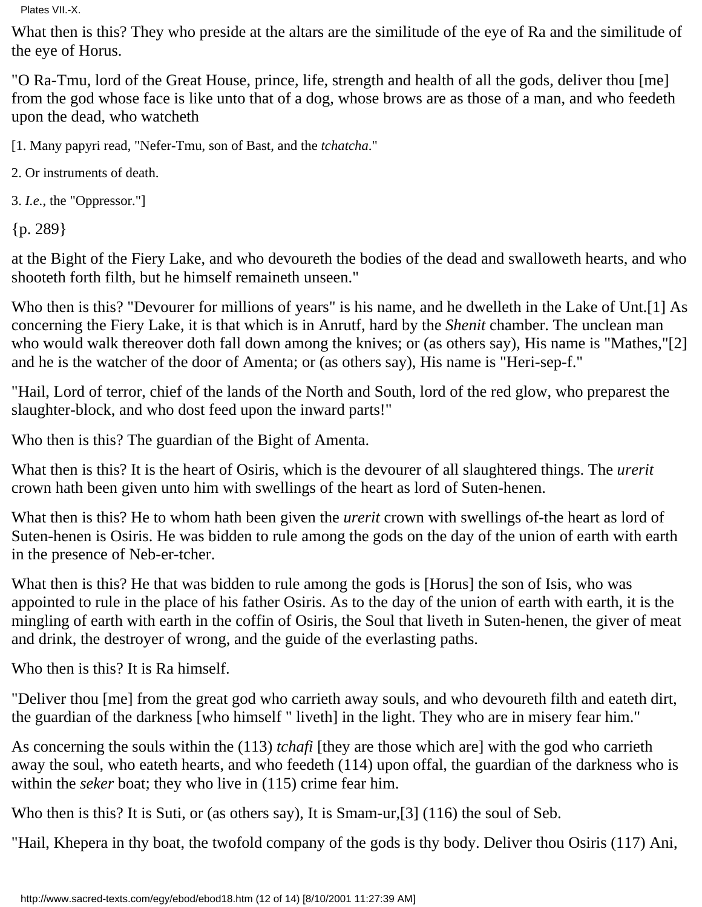What then is this? They who preside at the altars are the similitude of the eye of Ra and the similitude of the eye of Horus.

"O Ra-Tmu, lord of the Great House, prince, life, strength and health of all the gods, deliver thou [me] from the god whose face is like unto that of a dog, whose brows are as those of a man, and who feedeth upon the dead, who watcheth

[1. Many papyri read, "Nefer-Tmu, son of Bast, and the *tchatcha*."

2. Or instruments of death.

3. *I.e.*, the "Oppressor."]

{p. 289}

at the Bight of the Fiery Lake, and who devoureth the bodies of the dead and swalloweth hearts, and who shooteth forth filth, but he himself remaineth unseen."

Who then is this? "Devourer for millions of years" is his name, and he dwelleth in the Lake of Unt.[1] As concerning the Fiery Lake, it is that which is in Anrutf, hard by the *Shenit* chamber. The unclean man who would walk thereover doth fall down among the knives; or (as others say), His name is "Mathes,"[2] and he is the watcher of the door of Amenta; or (as others say), His name is "Heri-sep-f."

"Hail, Lord of terror, chief of the lands of the North and South, lord of the red glow, who preparest the slaughter-block, and who dost feed upon the inward parts!"

Who then is this? The guardian of the Bight of Amenta.

What then is this? It is the heart of Osiris, which is the devourer of all slaughtered things. The *urerit* crown hath been given unto him with swellings of the heart as lord of Suten-henen.

What then is this? He to whom hath been given the *urerit* crown with swellings of-the heart as lord of Suten-henen is Osiris. He was bidden to rule among the gods on the day of the union of earth with earth in the presence of Neb-er-tcher.

What then is this? He that was bidden to rule among the gods is [Horus] the son of Isis, who was appointed to rule in the place of his father Osiris. As to the day of the union of earth with earth, it is the mingling of earth with earth in the coffin of Osiris, the Soul that liveth in Suten-henen, the giver of meat and drink, the destroyer of wrong, and the guide of the everlasting paths.

Who then is this? It is Ra himself.

"Deliver thou [me] from the great god who carrieth away souls, and who devoureth filth and eateth dirt, the guardian of the darkness [who himself " liveth] in the light. They who are in misery fear him."

As concerning the souls within the (113) *tchafi* [they are those which are] with the god who carrieth away the soul, who eateth hearts, and who feedeth (114) upon offal, the guardian of the darkness who is within the *seker* boat; they who live in (115) crime fear him.

Who then is this? It is Suti, or (as others say), It is Smam-ur,[3] (116) the soul of Seb.

"Hail, Khepera in thy boat, the twofold company of the gods is thy body. Deliver thou Osiris (117) Ani,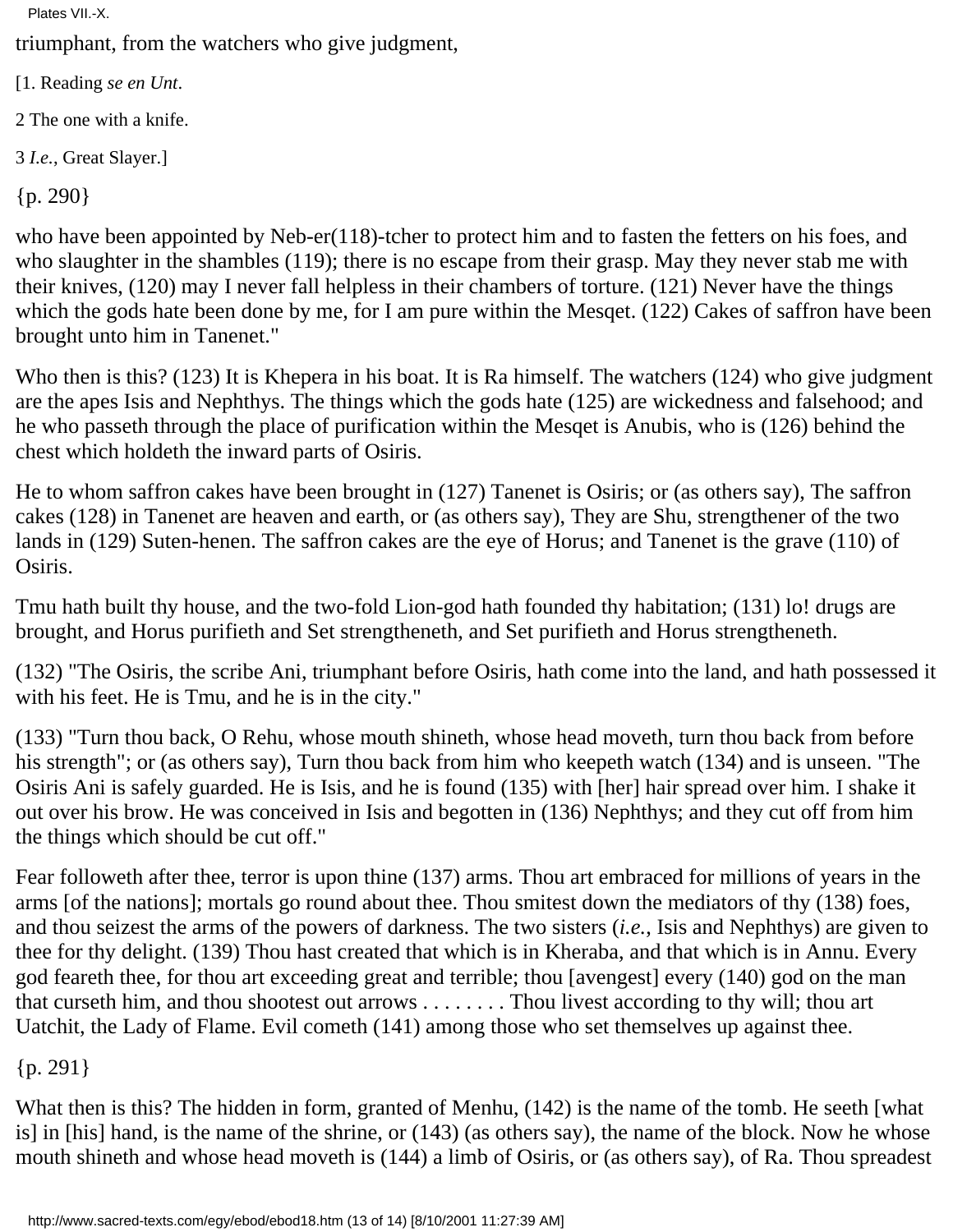triumphant, from the watchers who give judgment,

[1. Reading *se en Unt*.

2 The one with a knife.

3 *I.e.*, Great Slayer.]

{p. 290}

who have been appointed by Neb-er(118)-tcher to protect him and to fasten the fetters on his foes, and who slaughter in the shambles (119); there is no escape from their grasp. May they never stab me with their knives, (120) may I never fall helpless in their chambers of torture. (121) Never have the things which the gods hate been done by me, for I am pure within the Mesqet. (122) Cakes of saffron have been brought unto him in Tanenet."

Who then is this? (123) It is Khepera in his boat. It is Ra himself. The watchers (124) who give judgment are the apes Isis and Nephthys. The things which the gods hate (125) are wickedness and falsehood; and he who passeth through the place of purification within the Mesqet is Anubis, who is (126) behind the chest which holdeth the inward parts of Osiris.

He to whom saffron cakes have been brought in (127) Tanenet is Osiris; or (as others say), The saffron cakes (128) in Tanenet are heaven and earth, or (as others say), They are Shu, strengthener of the two lands in (129) Suten-henen. The saffron cakes are the eye of Horus; and Tanenet is the grave (110) of Osiris.

Tmu hath built thy house, and the two-fold Lion-god hath founded thy habitation; (131) lo! drugs are brought, and Horus purifieth and Set strengtheneth, and Set purifieth and Horus strengtheneth.

(132) "The Osiris, the scribe Ani, triumphant before Osiris, hath come into the land, and hath possessed it with his feet. He is Tmu, and he is in the city."

(133) "Turn thou back, O Rehu, whose mouth shineth, whose head moveth, turn thou back from before his strength"; or (as others say), Turn thou back from him who keepeth watch (134) and is unseen. "The Osiris Ani is safely guarded. He is Isis, and he is found (135) with [her] hair spread over him. I shake it out over his brow. He was conceived in Isis and begotten in (136) Nephthys; and they cut off from him the things which should be cut off."

Fear followeth after thee, terror is upon thine (137) arms. Thou art embraced for millions of years in the arms [of the nations]; mortals go round about thee. Thou smitest down the mediators of thy (138) foes, and thou seizest the arms of the powers of darkness. The two sisters (*i.e.*, Isis and Nephthys) are given to thee for thy delight. (139) Thou hast created that which is in Kheraba, and that which is in Annu. Every god feareth thee, for thou art exceeding great and terrible; thou [avengest] every (140) god on the man that curseth him, and thou shootest out arrows . . . . . . . . Thou livest according to thy will; thou art Uatchit, the Lady of Flame. Evil cometh (141) among those who set themselves up against thee.

{p. 291}

What then is this? The hidden in form, granted of Menhu, (142) is the name of the tomb. He seeth [what is] in [his] hand, is the name of the shrine, or (143) (as others say), the name of the block. Now he whose mouth shineth and whose head moveth is (144) a limb of Osiris, or (as others say), of Ra. Thou spreadest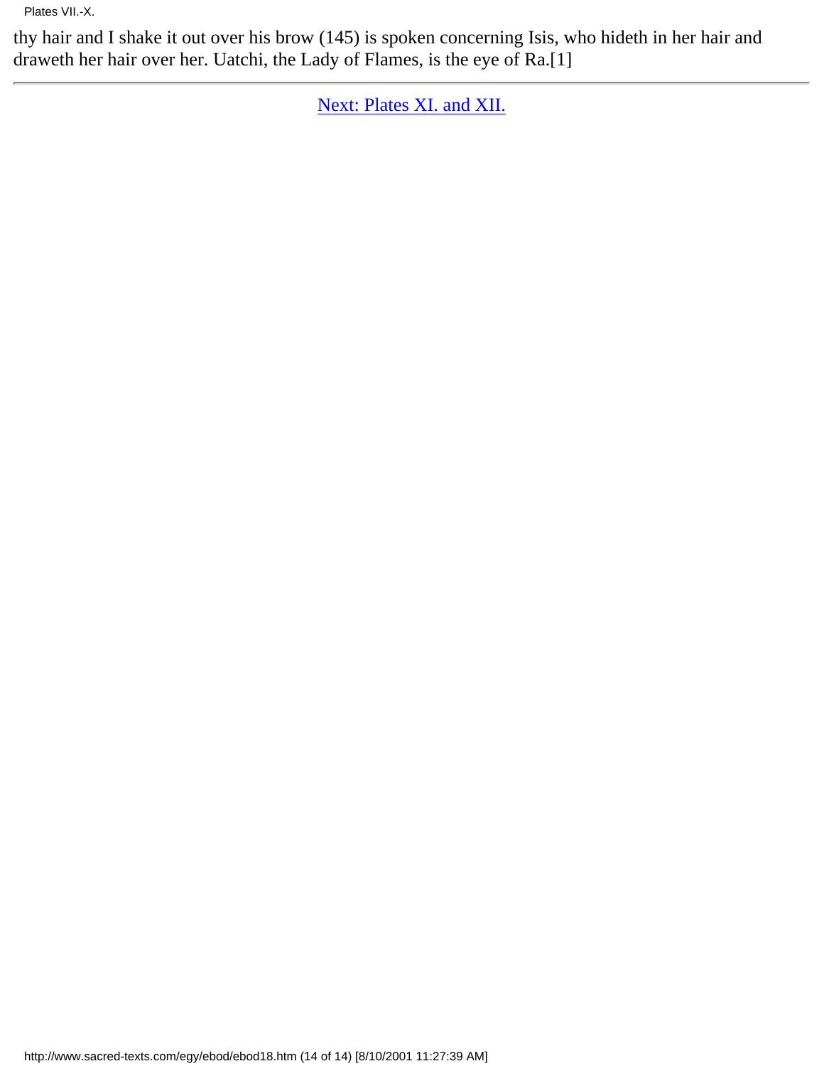thy hair and I shake it out over his brow (145) is spoken concerning Isis, who hideth in her hair and draweth her hair over her. Uatchi, the Lady of Flames, is the eye of Ra.[1]

---

Next: Plates XI. and XII.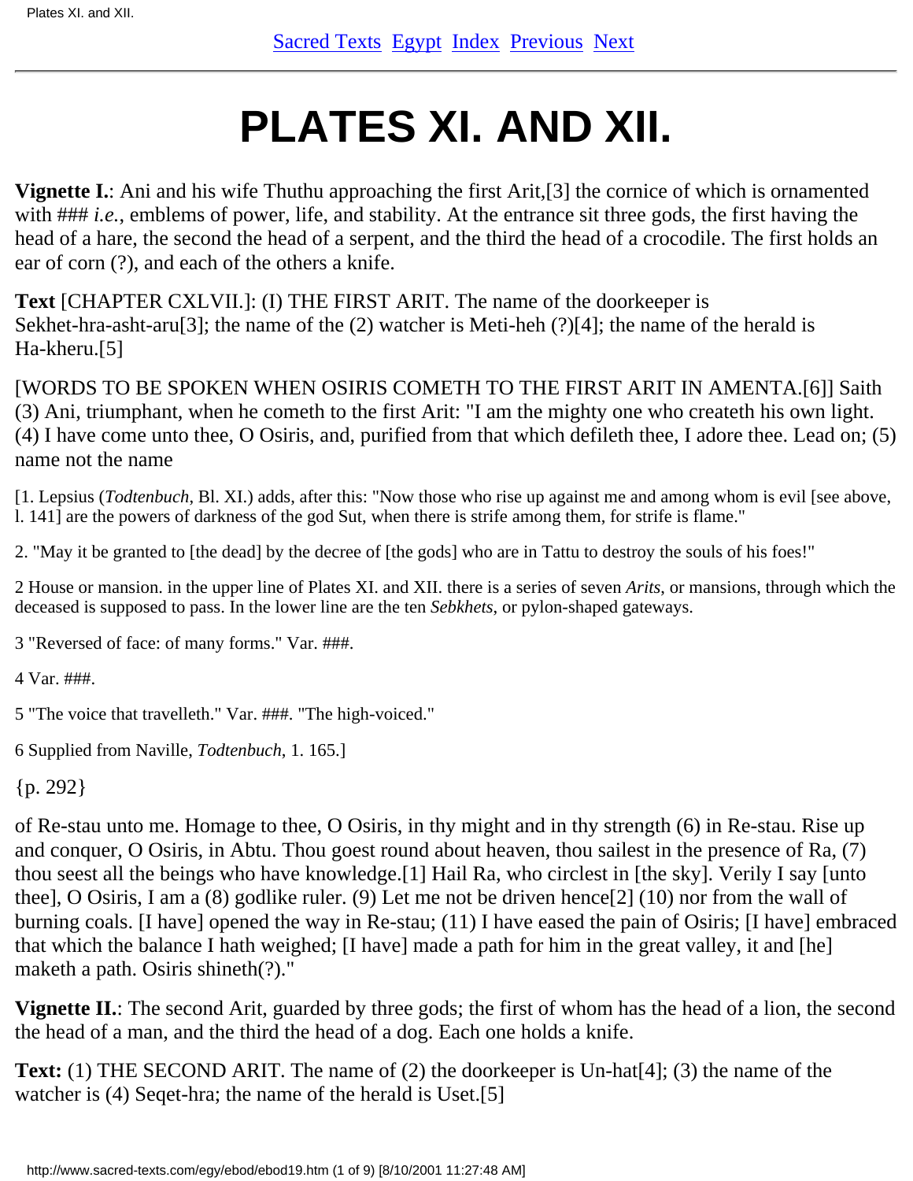# PLATES XI. AND XII.

**Vignette I.**: Ani and his wife Thuthu approaching the first Arit,[3] the cornice of which is ornamented with ### *i.e.*, emblems of power, life, and stability. At the entrance sit three gods, the first having the head of a hare, the second the head of a serpent, and the third the head of a crocodile. The first holds an ear of corn (?), and each of the others a knife.

**Text** [CHAPTER CXLVII.]: (I) THE FIRST ARIT. The name of the doorkeeper is Sekhet-hra-asht-aru[3]; the name of the (2) watcher is Meti-heh (?)[4]; the name of the herald is Ha-kheru.[5]

[WORDS TO BE SPOKEN WHEN OSIRIS COMETH TO THE FIRST ARIT IN AMENTA.[6]] Saith (3) Ani, triumphant, when he cometh to the first Arit: "I am the mighty one who createth his own light. (4) I have come unto thee, O Osiris, and, purified from that which defileth thee, I adore thee. Lead on; (5) name not the name

[1. Lepsius (*Todtenbuch*, Bl. XI.) adds, after this: "Now those who rise up against me and among whom is evil [see above, l. 141] are the powers of darkness of the god Sut, when there is strife among them, for strife is flame."

2. "May it be granted to [the dead] by the decree of [the gods] who are in Tattu to destroy the souls of his foes!"

2 House or mansion. in the upper line of Plates XI. and XII. there is a series of seven *Arits*, or mansions, through which the deceased is supposed to pass. In the lower line are the ten *Sebkhets*, or pylon-shaped gateways.

3 "Reversed of face: of many forms." Var. ###.

4 Var. ###.

5 "The voice that travelleth." Var. ###. "The high-voiced."

6 Supplied from Naville, *Todtenbuch*, 1. 165.]

{p. 292}

of Re-stau unto me. Homage to thee, O Osiris, in thy might and in thy strength (6) in Re-stau. Rise up and conquer, O Osiris, in Abtu. Thou goest round about heaven, thou sailest in the presence of Ra, (7) thou seest all the beings who have knowledge.[1] Hail Ra, who circlest in [the sky]. Verily I say [unto thee], O Osiris, I am a (8) godlike ruler. (9) Let me not be driven hence[2] (10) nor from the wall of burning coals. [I have] opened the way in Re-stau; (11) I have eased the pain of Osiris; [I have] embraced that which the balance I hath weighed; [I have] made a path for him in the great valley, it and [he] maketh a path. Osiris shineth(?)."

**Vignette II.**: The second Arit, guarded by three gods; the first of whom has the head of a lion, the second the head of a man, and the third the head of a dog. Each one holds a knife.

**Text:** (1) THE SECOND ARIT. The name of (2) the doorkeeper is Un-hat[4]; (3) the name of the watcher is (4) Seqet-hra; the name of the herald is Uset.[5]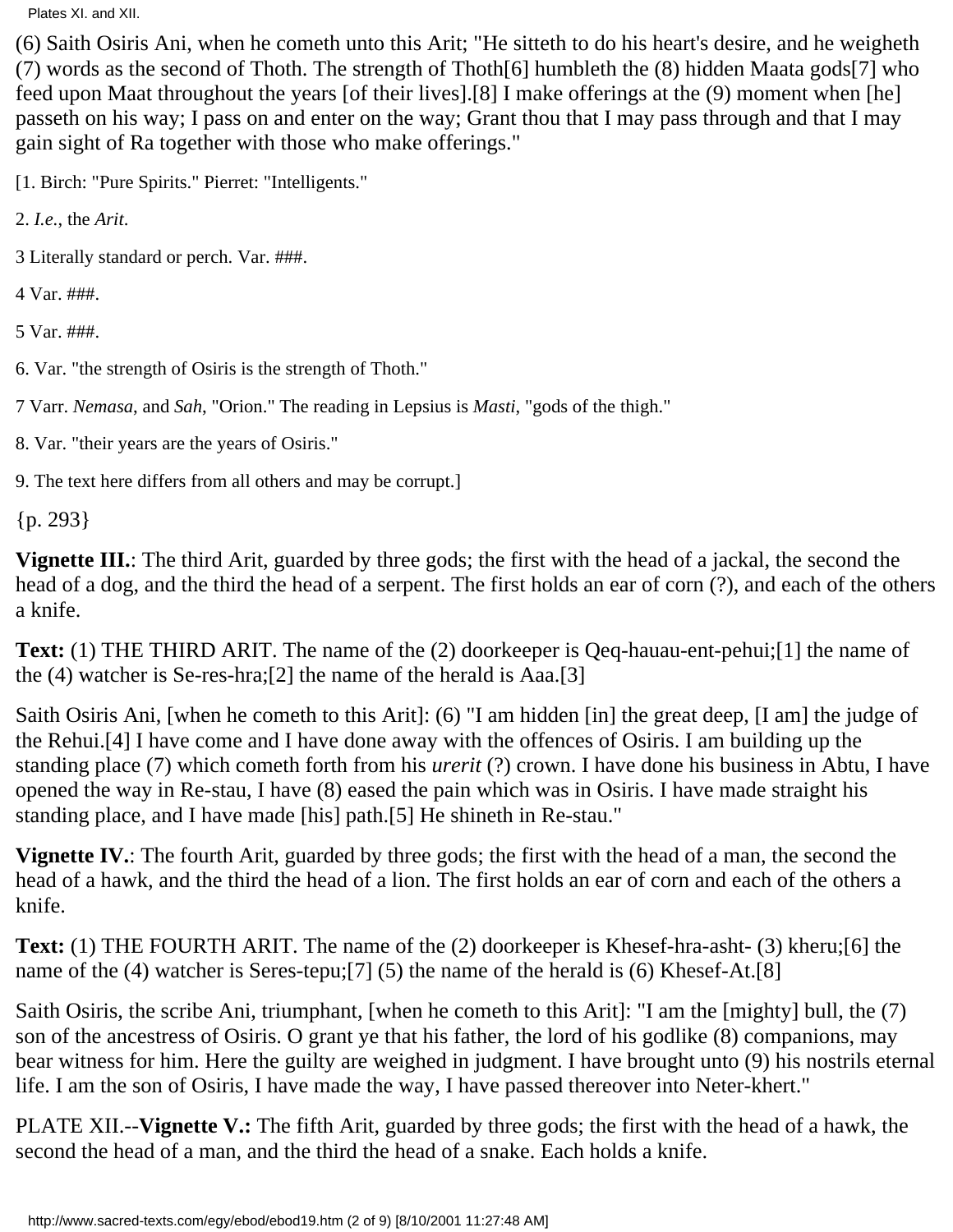(6) Saith Osiris Ani, when he cometh unto this Arit; "He sitteth to do his heart's desire, and he weigheth (7) words as the second of Thoth. The strength of Thoth[6] humbleth the (8) hidden Maata gods[7] who feed upon Maat throughout the years [of their lives].[8] I make offerings at the (9) moment when [he] passeth on his way; I pass on and enter on the way; Grant thou that I may pass through and that I may gain sight of Ra together with those who make offerings."

[1. Birch: "Pure Spirits." Pierret: "Intelligents."

2. *I.e.*, the *Arit*.

3 Literally standard or perch. Var. ###.

4 Var. ###.

5 Var. ###.

6. Var. "the strength of Osiris is the strength of Thoth."

7 Varr. *Nemasa*, and *Sah*, "Orion." The reading in Lepsius is *Masti*, "gods of the thigh."

8. Var. "their years are the years of Osiris."

9. The text here differs from all others and may be corrupt.]

{p. 293}

**Vignette III.**: The third Arit, guarded by three gods; the first with the head of a jackal, the second the head of a dog, and the third the head of a serpent. The first holds an ear of corn (?), and each of the others a knife.

**Text:** (1) THE THIRD ARIT. The name of the (2) doorkeeper is Qeq-hauau-ent-pehui;[1] the name of the (4) watcher is Se-res-hra;[2] the name of the herald is Aaa.[3]

Saith Osiris Ani, [when he cometh to this Arit]: (6) "I am hidden [in] the great deep, [I am] the judge of the Rehui.[4] I have come and I have done away with the offences of Osiris. I am building up the standing place (7) which cometh forth from his *urerit* (?) crown. I have done his business in Abtu, I have opened the way in Re-stau, I have (8) eased the pain which was in Osiris. I have made straight his standing place, and I have made [his] path.[5] He shineth in Re-stau."

**Vignette IV.**: The fourth Arit, guarded by three gods; the first with the head of a man, the second the head of a hawk, and the third the head of a lion. The first holds an ear of corn and each of the others a knife.

**Text:** (1) THE FOURTH ARIT. The name of the (2) doorkeeper is Khesef-hra-asht- (3) kheru;[6] the name of the (4) watcher is Seres-tepu;[7] (5) the name of the herald is (6) Khesef-At.[8]

Saith Osiris, the scribe Ani, triumphant, [when he cometh to this Arit]: "I am the [mighty] bull, the (7) son of the ancestress of Osiris. O grant ye that his father, the lord of his godlike (8) companions, may bear witness for him. Here the guilty are weighed in judgment. I have brought unto (9) his nostrils eternal life. I am the son of Osiris, I have made the way, I have passed thereover into Neter-khert."

PLATE XII.--**Vignette V.:** The fifth Arit, guarded by three gods; the first with the head of a hawk, the second the head of a man, and the third the head of a snake. Each holds a knife.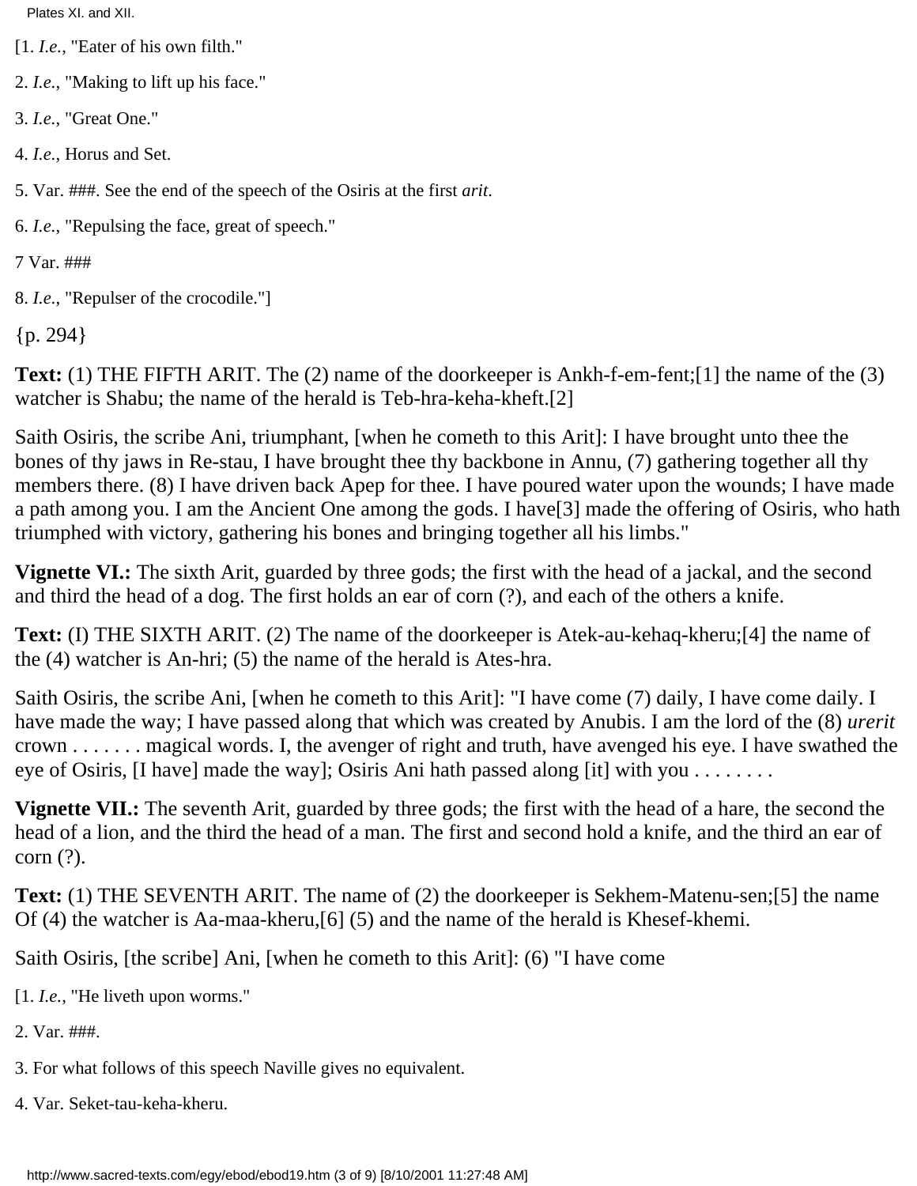[1. *I.e.*, "Eater of his own filth."

2. *I.e.*, "Making to lift up his face."

3. *I.e.*, "Great One."

4. *I.e.*, Horus and Set.

5. Var. ###. See the end of the speech of the Osiris at the first *arit*.

6. *I.e.*, "Repulsing the face, great of speech."

7 Var. ###

8. *I.e.*, "Repulser of the crocodile."]

{p. 294}

**Text:** (1) THE FIFTH ARIT. The (2) name of the doorkeeper is Ankh-f-em-fent;[1] the name of the (3) watcher is Shabu; the name of the herald is Teb-hra-keha-kheft.[2]

Saith Osiris, the scribe Ani, triumphant, [when he cometh to this Arit]: I have brought unto thee the bones of thy jaws in Re-stau, I have brought thee thy backbone in Annu, (7) gathering together all thy members there. (8) I have driven back Apep for thee. I have poured water upon the wounds; I have made a path among you. I am the Ancient One among the gods. I have[3] made the offering of Osiris, who hath triumphed with victory, gathering his bones and bringing together all his limbs."

**Vignette VI.:** The sixth Arit, guarded by three gods; the first with the head of a jackal, and the second and third the head of a dog. The first holds an ear of corn (?), and each of the others a knife.

**Text:** (I) THE SIXTH ARIT. (2) The name of the doorkeeper is Atek-au-kehaq-kheru;[4] the name of the (4) watcher is An-hri; (5) the name of the herald is Ates-hra.

Saith Osiris, the scribe Ani, [when he cometh to this Arit]: "I have come (7) daily, I have come daily. I have made the way; I have passed along that which was created by Anubis. I am the lord of the (8) *urerit* crown . . . . . . . magical words. I, the avenger of right and truth, have avenged his eye. I have swathed the eye of Osiris, [I have] made the way]; Osiris Ani hath passed along [it] with you . . . . . . . .

**Vignette VII.:** The seventh Arit, guarded by three gods; the first with the head of a hare, the second the head of a lion, and the third the head of a man. The first and second hold a knife, and the third an ear of corn (?).

**Text:** (1) THE SEVENTH ARIT. The name of (2) the doorkeeper is Sekhem-Matenu-sen;[5] the name Of (4) the watcher is Aa-maa-kheru,[6] (5) and the name of the herald is Khesef-khemi.

Saith Osiris, [the scribe] Ani, [when he cometh to this Arit]: (6) "I have come

[1. *I.e.*, "He liveth upon worms."

2. Var. ###.

3. For what follows of this speech Naville gives no equivalent.

4. Var. Seket-tau-keha-kheru.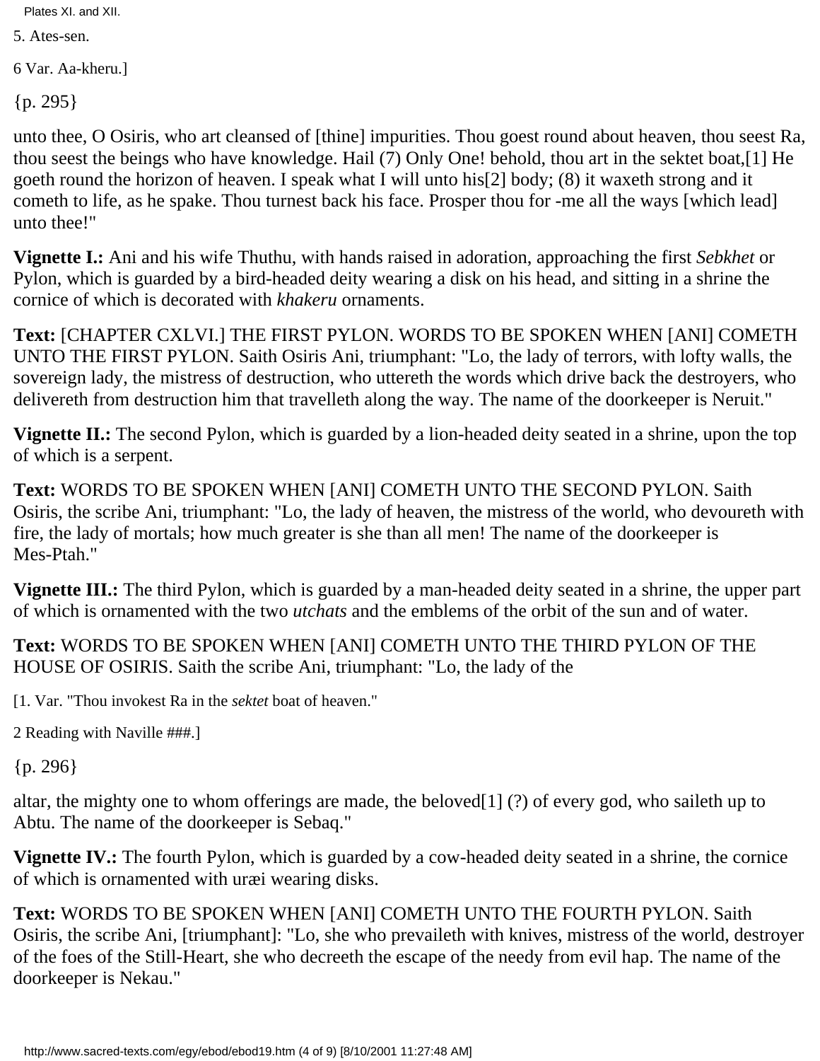Plates XI. and XII.

5. Ates-sen.

6 Var. Aa-kheru.]

{p. 295}

unto thee, O Osiris, who art cleansed of [thine] impurities. Thou goest round about heaven, thou seest Ra, thou seest the beings who have knowledge. Hail (7) Only One! behold, thou art in the sektet boat,[1] He goeth round the horizon of heaven. I speak what I will unto his[2] body; (8) it waxeth strong and it cometh to life, as he spake. Thou turnest back his face. Prosper thou for -me all the ways [which lead] unto thee!"

**Vignette I.:** Ani and his wife Thuthu, with hands raised in adoration, approaching the first *Sebkhet* or Pylon, which is guarded by a bird-headed deity wearing a disk on his head, and sitting in a shrine the cornice of which is decorated with *khakeru* ornaments.

**Text:** [CHAPTER CXLVI.] THE FIRST PYLON. WORDS TO BE SPOKEN WHEN [ANI] COMETH UNTO THE FIRST PYLON. Saith Osiris Ani, triumphant: "Lo, the lady of terrors, with lofty walls, the sovereign lady, the mistress of destruction, who uttereth the words which drive back the destroyers, who delivereth from destruction him that travelleth along the way. The name of the doorkeeper is Neruit."

**Vignette II.:** The second Pylon, which is guarded by a lion-headed deity seated in a shrine, upon the top of which is a serpent.

**Text:** WORDS TO BE SPOKEN WHEN [ANI] COMETH UNTO THE SECOND PYLON. Saith Osiris, the scribe Ani, triumphant: "Lo, the lady of heaven, the mistress of the world, who devoureth with fire, the lady of mortals; how much greater is she than all men! The name of the doorkeeper is Mes-Ptah."

**Vignette III.:** The third Pylon, which is guarded by a man-headed deity seated in a shrine, the upper part of which is ornamented with the two *utchats* and the emblems of the orbit of the sun and of water.

**Text:** WORDS TO BE SPOKEN WHEN [ANI] COMETH UNTO THE THIRD PYLON OF THE HOUSE OF OSIRIS. Saith the scribe Ani, triumphant: "Lo, the lady of the

[1. Var. "Thou invokest Ra in the *sektet* boat of heaven."

2 Reading with Naville ###.]

{p. 296}

altar, the mighty one to whom offerings are made, the beloved[1] (?) of every god, who saileth up to Abtu. The name of the doorkeeper is Sebaq."

**Vignette IV.:** The fourth Pylon, which is guarded by a cow-headed deity seated in a shrine, the cornice of which is ornamented with uræi wearing disks.

**Text:** WORDS TO BE SPOKEN WHEN [ANI] COMETH UNTO THE FOURTH PYLON. Saith Osiris, the scribe Ani, [triumphant]: "Lo, she who prevaileth with knives, mistress of the world, destroyer of the foes of the Still-Heart, she who decreeth the escape of the needy from evil hap. The name of the doorkeeper is Nekau."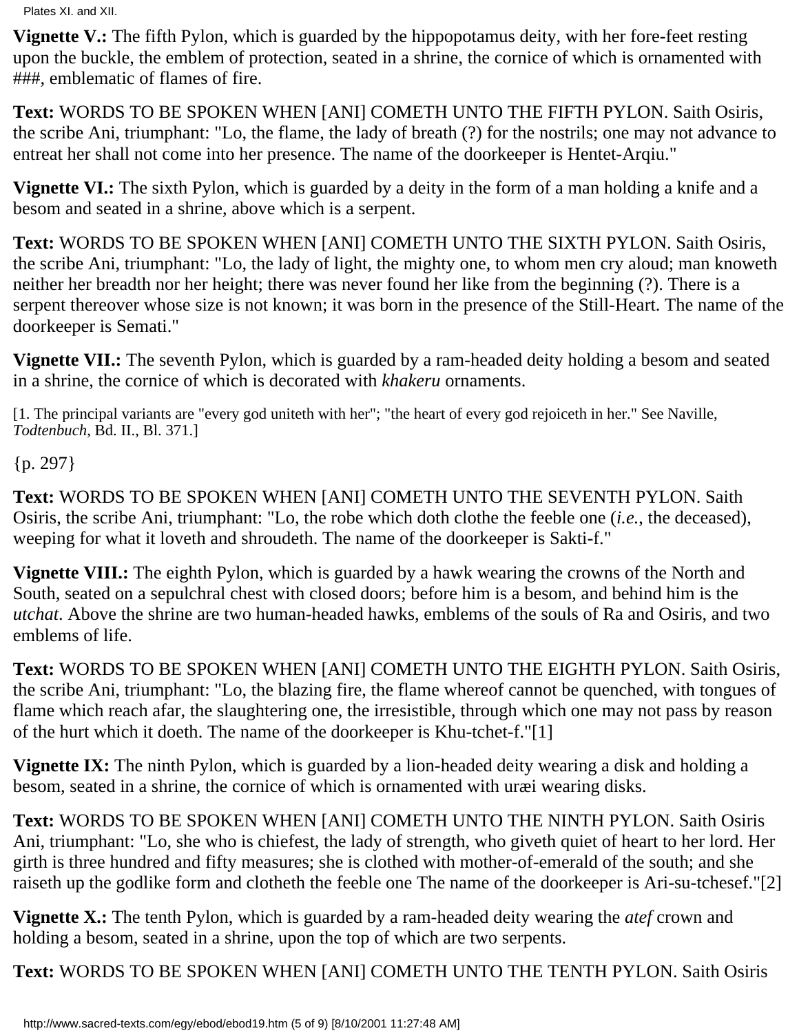**Vignette V.:** The fifth Pylon, which is guarded by the hippopotamus deity, with her fore-feet resting upon the buckle, the emblem of protection, seated in a shrine, the cornice of which is ornamented with ###, emblematic of flames of fire.

**Text:** WORDS TO BE SPOKEN WHEN [ANI] COMETH UNTO THE FIFTH PYLON. Saith Osiris, the scribe Ani, triumphant: "Lo, the flame, the lady of breath (?) for the nostrils; one may not advance to entreat her shall not come into her presence. The name of the doorkeeper is Hentet-Arqiu."

**Vignette VI.:** The sixth Pylon, which is guarded by a deity in the form of a man holding a knife and a besom and seated in a shrine, above which is a serpent.

**Text:** WORDS TO BE SPOKEN WHEN [ANI] COMETH UNTO THE SIXTH PYLON. Saith Osiris, the scribe Ani, triumphant: "Lo, the lady of light, the mighty one, to whom men cry aloud; man knoweth neither her breadth nor her height; there was never found her like from the beginning (?). There is a serpent thereover whose size is not known; it was born in the presence of the Still-Heart. The name of the doorkeeper is Semati."

**Vignette VII.:** The seventh Pylon, which is guarded by a ram-headed deity holding a besom and seated in a shrine, the cornice of which is decorated with *khakeru* ornaments.

[1. The principal variants are "every god uniteth with her"; "the heart of every god rejoiceth in her." See Naville, *Todtenbuch*, Bd. II., Bl. 371.]

{p. 297}

**Text:** WORDS TO BE SPOKEN WHEN [ANI] COMETH UNTO THE SEVENTH PYLON. Saith Osiris, the scribe Ani, triumphant: "Lo, the robe which doth clothe the feeble one (*i.e.*, the deceased), weeping for what it loveth and shroudeth. The name of the doorkeeper is Sakti-f."

**Vignette VIII.:** The eighth Pylon, which is guarded by a hawk wearing the crowns of the North and South, seated on a sepulchral chest with closed doors; before him is a besom, and behind him is the *utchat*. Above the shrine are two human-headed hawks, emblems of the souls of Ra and Osiris, and two emblems of life.

**Text:** WORDS TO BE SPOKEN WHEN [ANI] COMETH UNTO THE EIGHTH PYLON. Saith Osiris, the scribe Ani, triumphant: "Lo, the blazing fire, the flame whereof cannot be quenched, with tongues of flame which reach afar, the slaughtering one, the irresistible, through which one may not pass by reason of the hurt which it doeth. The name of the doorkeeper is Khu-tchet-f."[1]

**Vignette IX:** The ninth Pylon, which is guarded by a lion-headed deity wearing a disk and holding a besom, seated in a shrine, the cornice of which is ornamented with uræi wearing disks.

**Text:** WORDS TO BE SPOKEN WHEN [ANI] COMETH UNTO THE NINTH PYLON. Saith Osiris Ani, triumphant: "Lo, she who is chiefest, the lady of strength, who giveth quiet of heart to her lord. Her girth is three hundred and fifty measures; she is clothed with mother-of-emerald of the south; and she raiseth up the godlike form and clotheth the feeble one The name of the doorkeeper is Ari-su-tchesef."[2]

**Vignette X.:** The tenth Pylon, which is guarded by a ram-headed deity wearing the *atef* crown and holding a besom, seated in a shrine, upon the top of which are two serpents.

**Text:** WORDS TO BE SPOKEN WHEN [ANI] COMETH UNTO THE TENTH PYLON. Saith Osiris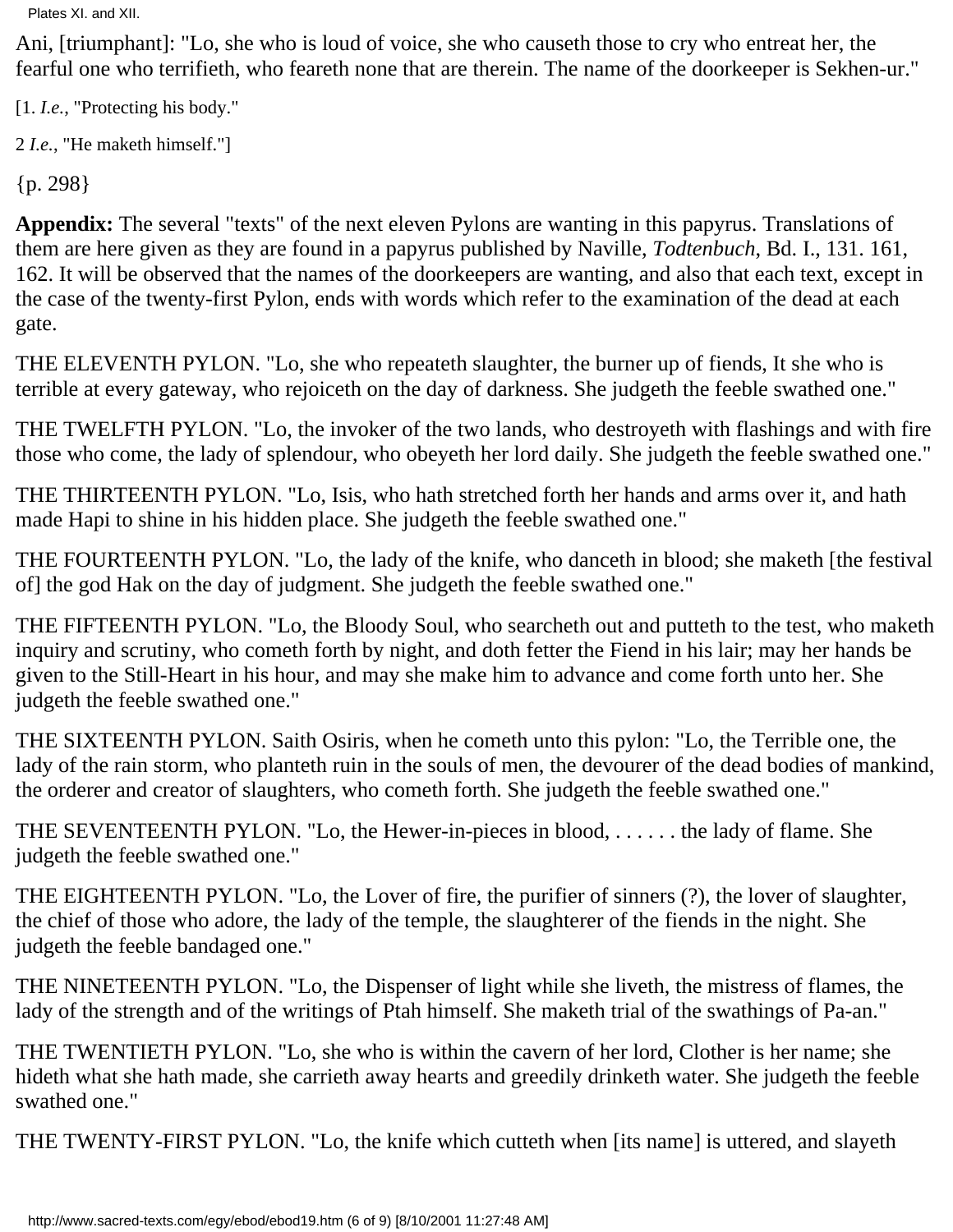Ani, [triumphant]: "Lo, she who is loud of voice, she who causeth those to cry who entreat her, the fearful one who terrifieth, who feareth none that are therein. The name of the doorkeeper is Sekhen-ur."

[1. *I.e.*, "Protecting his body."

2 *I.e.*, "He maketh himself."]

{p. 298}

**Appendix:** The several "texts" of the next eleven Pylons are wanting in this papyrus. Translations of them are here given as they are found in a papyrus published by Naville, *Todtenbuch*, Bd. I., 131. 161, 162. It will be observed that the names of the doorkeepers are wanting, and also that each text, except in the case of the twenty-first Pylon, ends with words which refer to the examination of the dead at each gate.

THE ELEVENTH PYLON. "Lo, she who repeateth slaughter, the burner up of fiends, It she who is terrible at every gateway, who rejoiceth on the day of darkness. She judgeth the feeble swathed one."

THE TWELFTH PYLON. "Lo, the invoker of the two lands, who destroyeth with flashings and with fire those who come, the lady of splendour, who obeyeth her lord daily. She judgeth the feeble swathed one."

THE THIRTEENTH PYLON. "Lo, Isis, who hath stretched forth her hands and arms over it, and hath made Hapi to shine in his hidden place. She judgeth the feeble swathed one."

THE FOURTEENTH PYLON. "Lo, the lady of the knife, who danceth in blood; she maketh [the festival of] the god Hak on the day of judgment. She judgeth the feeble swathed one."

THE FIFTEENTH PYLON. "Lo, the Bloody Soul, who searcheth out and putteth to the test, who maketh inquiry and scrutiny, who cometh forth by night, and doth fetter the Fiend in his lair; may her hands be given to the Still-Heart in his hour, and may she make him to advance and come forth unto her. She judgeth the feeble swathed one."

THE SIXTEENTH PYLON. Saith Osiris, when he cometh unto this pylon: "Lo, the Terrible one, the lady of the rain storm, who planteth ruin in the souls of men, the devourer of the dead bodies of mankind, the orderer and creator of slaughters, who cometh forth. She judgeth the feeble swathed one."

THE SEVENTEENTH PYLON. "Lo, the Hewer-in-pieces in blood, . . . . . . the lady of flame. She judgeth the feeble swathed one."

THE EIGHTEENTH PYLON. "Lo, the Lover of fire, the purifier of sinners (?), the lover of slaughter, the chief of those who adore, the lady of the temple, the slaughterer of the fiends in the night. She judgeth the feeble bandaged one."

THE NINETEENTH PYLON. "Lo, the Dispenser of light while she liveth, the mistress of flames, the lady of the strength and of the writings of Ptah himself. She maketh trial of the swathings of Pa-an."

THE TWENTIETH PYLON. "Lo, she who is within the cavern of her lord, Clother is her name; she hideth what she hath made, she carrieth away hearts and greedily drinketh water. She judgeth the feeble swathed one."

THE TWENTY-FIRST PYLON. "Lo, the knife which cutteth when [its name] is uttered, and slayeth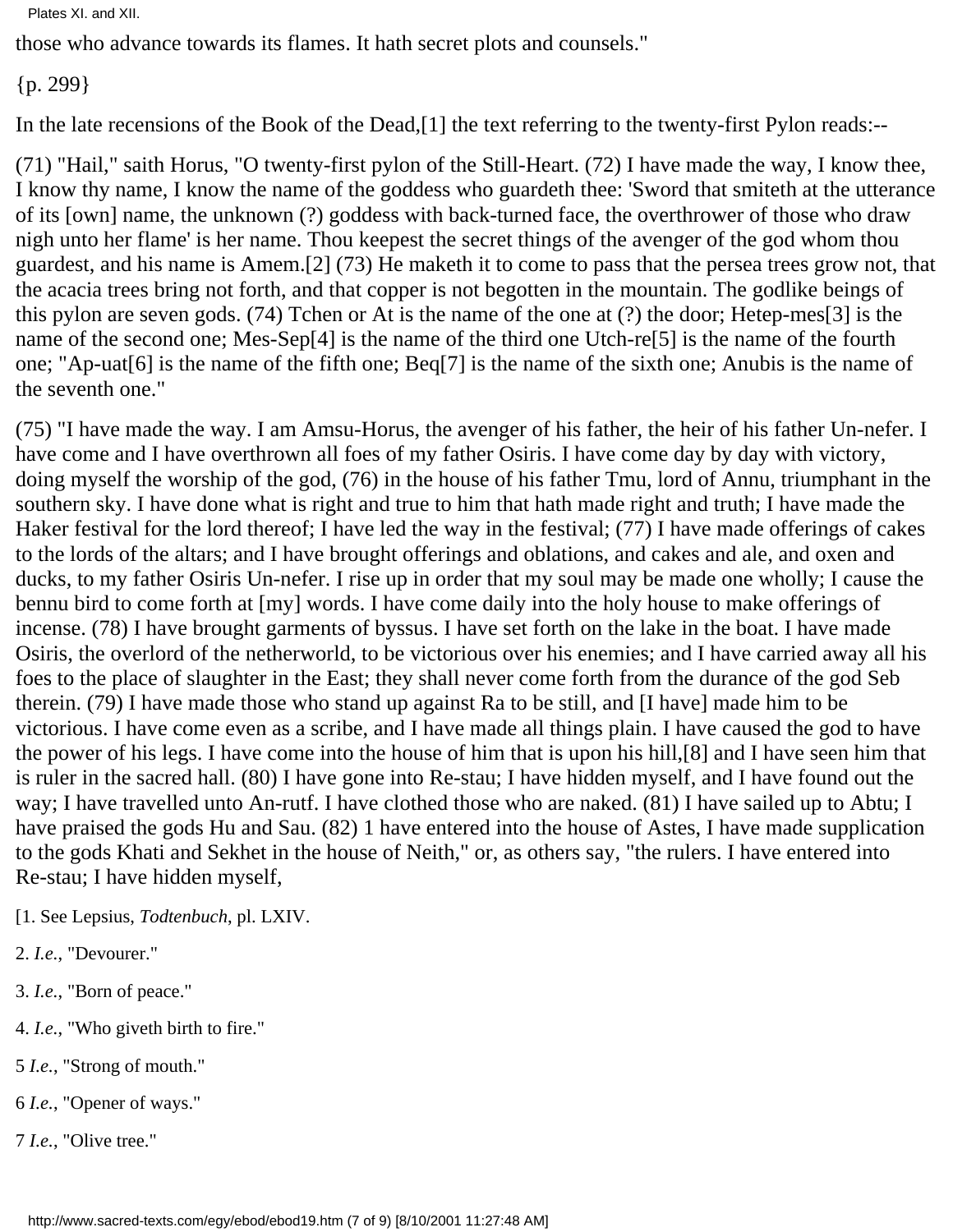those who advance towards its flames. It hath secret plots and counsels."

{p. 299}

In the late recensions of the Book of the Dead,[1] the text referring to the twenty-first Pylon reads:--

(71) "Hail," saith Horus, "O twenty-first pylon of the Still-Heart. (72) I have made the way, I know thee, I know thy name, I know the name of the goddess who guardeth thee: 'Sword that smiteth at the utterance of its [own] name, the unknown (?) goddess with back-turned face, the overthrower of those who draw nigh unto her flame' is her name. Thou keepest the secret things of the avenger of the god whom thou guardest, and his name is Amem.[2] (73) He maketh it to come to pass that the persea trees grow not, that the acacia trees bring not forth, and that copper is not begotten in the mountain. The godlike beings of this pylon are seven gods. (74) Tchen or At is the name of the one at (?) the door; Hetep-mes[3] is the name of the second one; Mes-Sep[4] is the name of the third one Utch-re[5] is the name of the fourth one; "Ap-uat[6] is the name of the fifth one; Beq[7] is the name of the sixth one; Anubis is the name of the seventh one."

(75) "I have made the way. I am Amsu-Horus, the avenger of his father, the heir of his father Un-nefer. I have come and I have overthrown all foes of my father Osiris. I have come day by day with victory, doing myself the worship of the god, (76) in the house of his father Tmu, lord of Annu, triumphant in the southern sky. I have done what is right and true to him that hath made right and truth; I have made the Haker festival for the lord thereof; I have led the way in the festival; (77) I have made offerings of cakes to the lords of the altars; and I have brought offerings and oblations, and cakes and ale, and oxen and ducks, to my father Osiris Un-nefer. I rise up in order that my soul may be made one wholly; I cause the bennu bird to come forth at [my] words. I have come daily into the holy house to make offerings of incense. (78) I have brought garments of byssus. I have set forth on the lake in the boat. I have made Osiris, the overlord of the netherworld, to be victorious over his enemies; and I have carried away all his foes to the place of slaughter in the East; they shall never come forth from the durance of the god Seb therein. (79) I have made those who stand up against Ra to be still, and [I have] made him to be victorious. I have come even as a scribe, and I have made all things plain. I have caused the god to have the power of his legs. I have come into the house of him that is upon his hill,[8] and I have seen him that is ruler in the sacred hall. (80) I have gone into Re-stau; I have hidden myself, and I have found out the way; I have travelled unto An-rutf. I have clothed those who are naked. (81) I have sailed up to Abtu; I have praised the gods Hu and Sau. (82) 1 have entered into the house of Astes, I have made supplication to the gods Khati and Sekhet in the house of Neith," or, as others say, "the rulers. I have entered into Re-stau; I have hidden myself,

[1. See Lepsius, *Todtenbuch*, pl. LXIV.

2. *I.e.*, "Devourer."

3. *I.e.*, "Born of peace."

4. *I.e.*, "Who giveth birth to fire."

5 *I.e.*, "Strong of mouth."

6 *I.e.*, "Opener of ways."

7 *I.e.*, "Olive tree."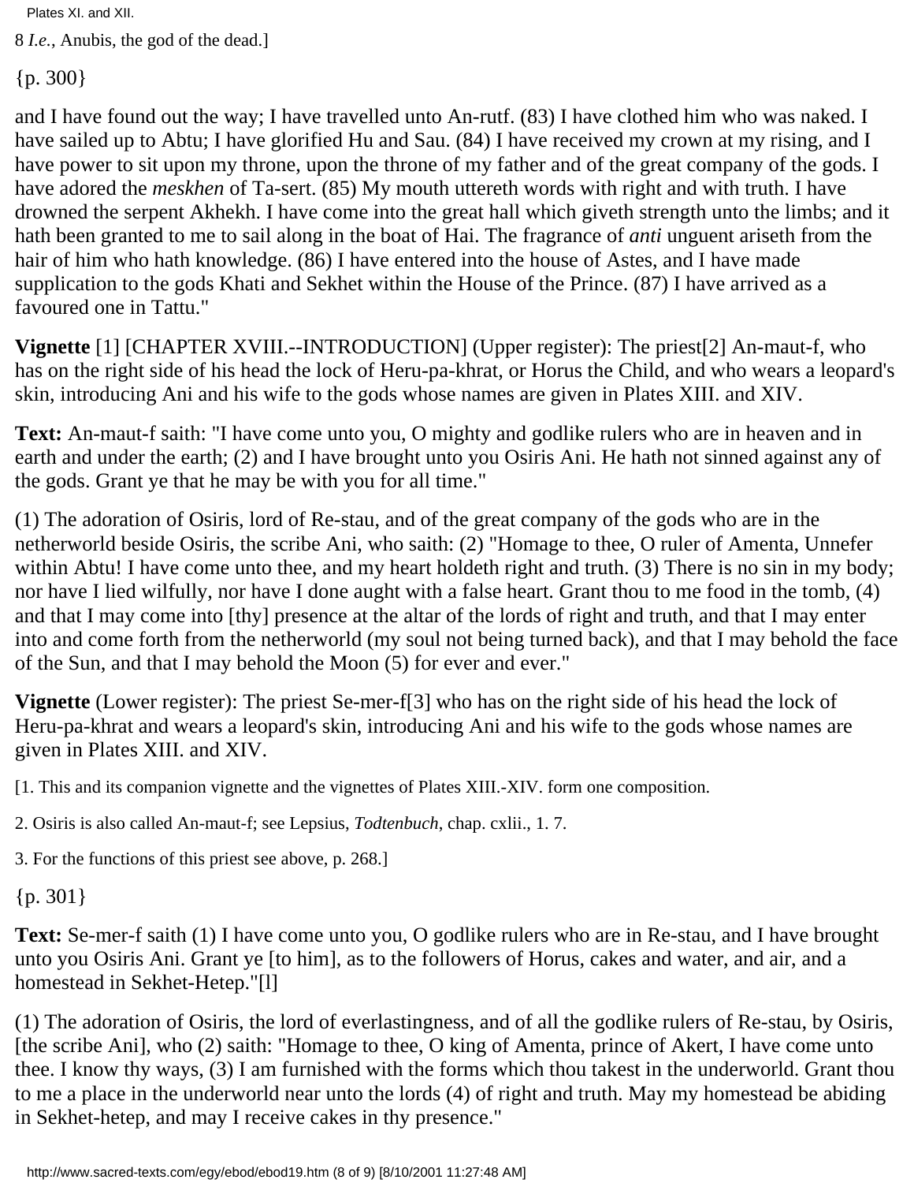Plates XI. and XII.

8 *I.e.*, Anubis, the god of the dead.]

{p. 300}

and I have found out the way; I have travelled unto An-rutf. (83) I have clothed him who was naked. I have sailed up to Abtu; I have glorified Hu and Sau. (84) I have received my crown at my rising, and I have power to sit upon my throne, upon the throne of my father and of the great company of the gods. I have adored the *meskhen* of Ta-sert. (85) My mouth uttereth words with right and with truth. I have drowned the serpent Akhekh. I have come into the great hall which giveth strength unto the limbs; and it hath been granted to me to sail along in the boat of Hai. The fragrance of *anti* unguent ariseth from the hair of him who hath knowledge. (86) I have entered into the house of Astes, and I have made supplication to the gods Khati and Sekhet within the House of the Prince. (87) I have arrived as a favoured one in Tattu."

**Vignette** [1] [CHAPTER XVIII.--INTRODUCTION] (Upper register): The priest[2] An-maut-f, who has on the right side of his head the lock of Heru-pa-khrat, or Horus the Child, and who wears a leopard's skin, introducing Ani and his wife to the gods whose names are given in Plates XIII. and XIV.

**Text:** An-maut-f saith: "I have come unto you, O mighty and godlike rulers who are in heaven and in earth and under the earth; (2) and I have brought unto you Osiris Ani. He hath not sinned against any of the gods. Grant ye that he may be with you for all time."

(1) The adoration of Osiris, lord of Re-stau, and of the great company of the gods who are in the netherworld beside Osiris, the scribe Ani, who saith: (2) "Homage to thee, O ruler of Amenta, Unnefer within Abtu! I have come unto thee, and my heart holdeth right and truth. (3) There is no sin in my body; nor have I lied wilfully, nor have I done aught with a false heart. Grant thou to me food in the tomb, (4) and that I may come into [thy] presence at the altar of the lords of right and truth, and that I may enter into and come forth from the netherworld (my soul not being turned back), and that I may behold the face of the Sun, and that I may behold the Moon (5) for ever and ever."

**Vignette** (Lower register): The priest Se-mer-f[3] who has on the right side of his head the lock of Heru-pa-khrat and wears a leopard's skin, introducing Ani and his wife to the gods whose names are given in Plates XIII. and XIV.

[1. This and its companion vignette and the vignettes of Plates XIII.-XIV. form one composition.

2. Osiris is also called An-maut-f; see Lepsius, *Todtenbuch*, chap. cxlii., 1. 7.

3. For the functions of this priest see above, p. 268.]

{p. 301}

**Text:** Se-mer-f saith (1) I have come unto you, O godlike rulers who are in Re-stau, and I have brought unto you Osiris Ani. Grant ye [to him], as to the followers of Horus, cakes and water, and air, and a homestead in Sekhet-Hetep."[l]

(1) The adoration of Osiris, the lord of everlastingness, and of all the godlike rulers of Re-stau, by Osiris, [the scribe Ani], who (2) saith: "Homage to thee, O king of Amenta, prince of Akert, I have come unto thee. I know thy ways, (3) I am furnished with the forms which thou takest in the underworld. Grant thou to me a place in the underworld near unto the lords (4) of right and truth. May my homestead be abiding in Sekhet-hetep, and may I receive cakes in thy presence."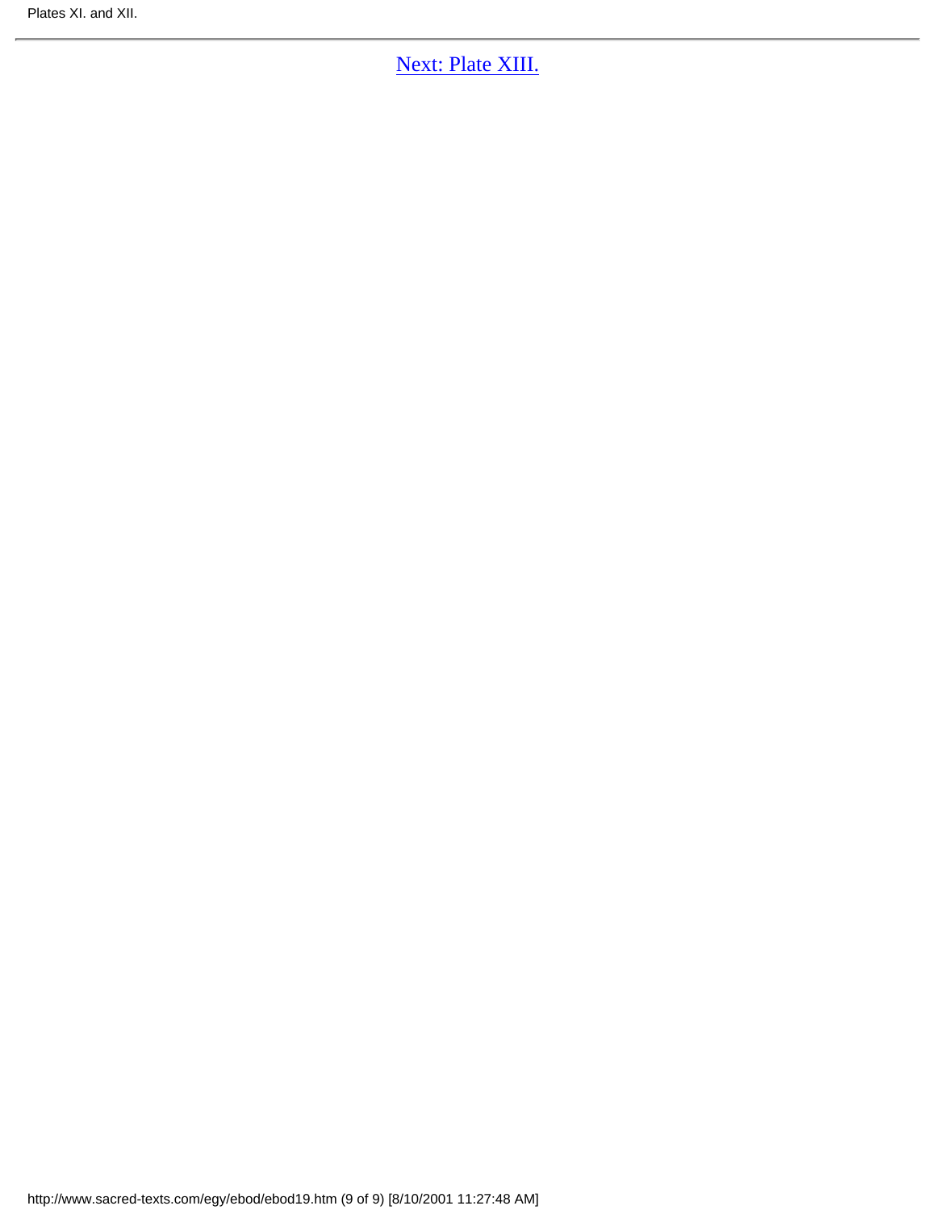Next: Plate XIII.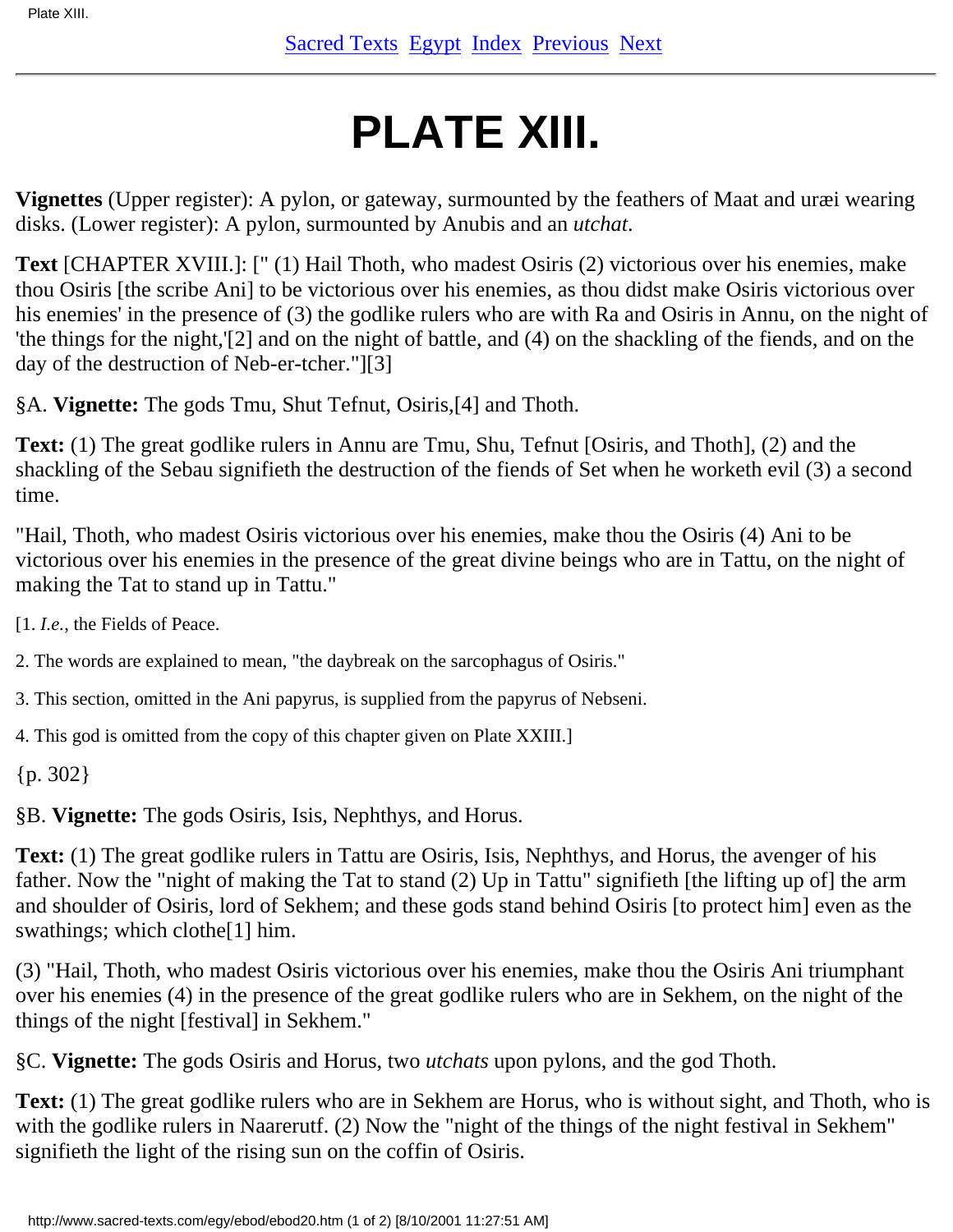# PLATE XIII.

**Vignettes** (Upper register): A pylon, or gateway, surmounted by the feathers of Maat and uræi wearing disks. (Lower register): A pylon, surmounted by Anubis and an *utchat*.

**Text** [CHAPTER XVIII.]: [" (1) Hail Thoth, who madest Osiris (2) victorious over his enemies, make thou Osiris [the scribe Ani] to be victorious over his enemies, as thou didst make Osiris victorious over his enemies' in the presence of (3) the godlike rulers who are with Ra and Osiris in Annu, on the night of 'the things for the night,'[2] and on the night of battle, and (4) on the shackling of the fiends, and on the day of the destruction of Neb-er-tcher."][3]

§A. **Vignette:** The gods Tmu, Shut Tefnut, Osiris,[4] and Thoth.

**Text:** (1) The great godlike rulers in Annu are Tmu, Shu, Tefnut [Osiris, and Thoth], (2) and the shackling of the Sebau signifieth the destruction of the fiends of Set when he worketh evil (3) a second time.

"Hail, Thoth, who madest Osiris victorious over his enemies, make thou the Osiris (4) Ani to be victorious over his enemies in the presence of the great divine beings who are in Tattu, on the night of making the Tat to stand up in Tattu."

[1. *I.e.*, the Fields of Peace.

2. The words are explained to mean, "the daybreak on the sarcophagus of Osiris."

3. This section, omitted in the Ani papyrus, is supplied from the papyrus of Nebseni.

4. This god is omitted from the copy of this chapter given on Plate XXIII.]

{p. 302}

§B. **Vignette:** The gods Osiris, Isis, Nephthys, and Horus.

**Text:** (1) The great godlike rulers in Tattu are Osiris, Isis, Nephthys, and Horus, the avenger of his father. Now the "night of making the Tat to stand (2) Up in Tattu" signifieth [the lifting up of] the arm and shoulder of Osiris, lord of Sekhem; and these gods stand behind Osiris [to protect him] even as the swathings; which clothe[1] him.

(3) "Hail, Thoth, who madest Osiris victorious over his enemies, make thou the Osiris Ani triumphant over his enemies (4) in the presence of the great godlike rulers who are in Sekhem, on the night of the things of the night [festival] in Sekhem."

§C. **Vignette:** The gods Osiris and Horus, two *utchats* upon pylons, and the god Thoth.

**Text:** (1) The great godlike rulers who are in Sekhem are Horus, who is without sight, and Thoth, who is with the godlike rulers in Naarerutf. (2) Now the "night of the things of the night festival in Sekhem" signifieth the light of the rising sun on the coffin of Osiris.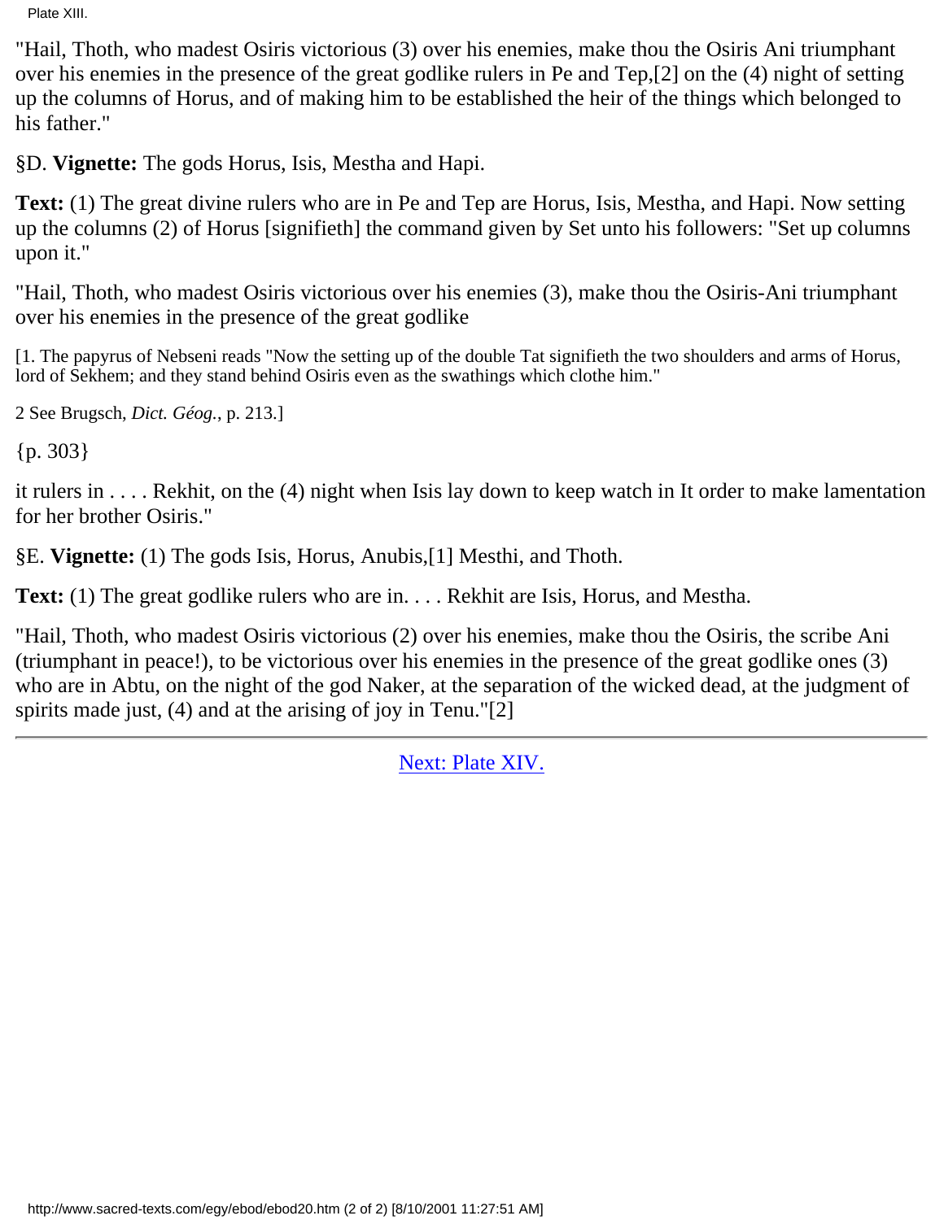"Hail, Thoth, who madest Osiris victorious (3) over his enemies, make thou the Osiris Ani triumphant over his enemies in the presence of the great godlike rulers in Pe and Tep,[2] on the (4) night of setting up the columns of Horus, and of making him to be established the heir of the things which belonged to his father."

§D. **Vignette:** The gods Horus, Isis, Mestha and Hapi.

**Text:** (1) The great divine rulers who are in Pe and Tep are Horus, Isis, Mestha, and Hapi. Now setting up the columns (2) of Horus [signifieth] the command given by Set unto his followers: "Set up columns upon it."

"Hail, Thoth, who madest Osiris victorious over his enemies (3), make thou the Osiris-Ani triumphant over his enemies in the presence of the great godlike

[1. The papyrus of Nebseni reads "Now the setting up of the double Tat signifieth the two shoulders and arms of Horus, lord of Sekhem; and they stand behind Osiris even as the swathings which clothe him."

2 See Brugsch, *Dict. Géog.*, p. 213.]

{p. 303}

it rulers in . . . . Rekhit, on the (4) night when Isis lay down to keep watch in It order to make lamentation for her brother Osiris."

§E. **Vignette:** (1) The gods Isis, Horus, Anubis,[1] Mesthi, and Thoth.

**Text:** (1) The great godlike rulers who are in. . . . Rekhit are Isis, Horus, and Mestha.

"Hail, Thoth, who madest Osiris victorious (2) over his enemies, make thou the Osiris, the scribe Ani (triumphant in peace!), to be victorious over his enemies in the presence of the great godlike ones (3) who are in Abtu, on the night of the god Naker, at the separation of the wicked dead, at the judgment of spirits made just, (4) and at the arising of joy in Tenu."[2]

---

Next: Plate XIV.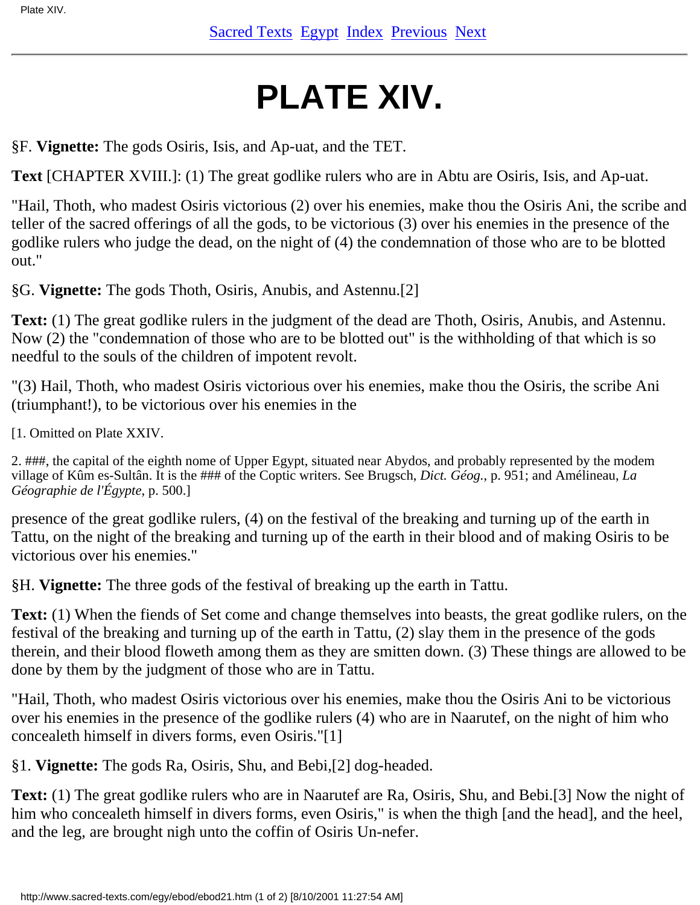# PLATE XIV.

§F. **Vignette:** The gods Osiris, Isis, and Ap-uat, and the TET.

**Text** [CHAPTER XVIII.]: (1) The great godlike rulers who are in Abtu are Osiris, Isis, and Ap-uat.

"Hail, Thoth, who madest Osiris victorious (2) over his enemies, make thou the Osiris Ani, the scribe and teller of the sacred offerings of all the gods, to be victorious (3) over his enemies in the presence of the godlike rulers who judge the dead, on the night of (4) the condemnation of those who are to be blotted out."

§G. **Vignette:** The gods Thoth, Osiris, Anubis, and Astennu.[2]

**Text:** (1) The great godlike rulers in the judgment of the dead are Thoth, Osiris, Anubis, and Astennu. Now (2) the "condemnation of those who are to be blotted out" is the withholding of that which is so needful to the souls of the children of impotent revolt.

"(3) Hail, Thoth, who madest Osiris victorious over his enemies, make thou the Osiris, the scribe Ani (triumphant!), to be victorious over his enemies in the presence of the great godlike rulers, (4) on the festival of the breaking and turning up of the earth in Tattu, on the night of the breaking and turning up of the earth in their blood and of making Osiris to be victorious over his enemies."

§H. **Vignette:** The three gods of the festival of breaking up the earth in Tattu.

**Text:** (1) When the fiends of Set come and change themselves into beasts, the great godlike rulers, on the festival of the breaking and turning up of the earth in Tattu, (2) slay them in the presence of the gods therein, and their blood floweth among them as they are smitten down. (3) These things are allowed to be done by them by the judgment of those who are in Tattu.

"Hail, Thoth, who madest Osiris victorious over his enemies, make thou the Osiris Ani to be victorious over his enemies in the presence of the godlike rulers (4) who are in Naarutef, on the night of him who concealeth himself in divers forms, even Osiris."[1]

§1. **Vignette:** The gods Ra, Osiris, Shu, and Bebi,[2] dog-headed.

**Text:** (1) The great godlike rulers who are in Naarutef are Ra, Osiris, Shu, and Bebi.[3] Now the night of him who concealeth himself in divers forms, even Osiris," is when the thigh [and the head], and the heel, and the leg, are brought nigh unto the coffin of Osiris Un-nefer.

[1. Omitted on Plate XXIV.

2. ###, the capital of the eighth nome of Upper Egypt, situated near Abydos, and probably represented by the modem village of Kûm es-Sultân. It is the ### of the Coptic writers. See Brugsch, *Dict. Géog.*, p. 951; and Amélineau, *La Géographie de l'Égypte*, p. 500.]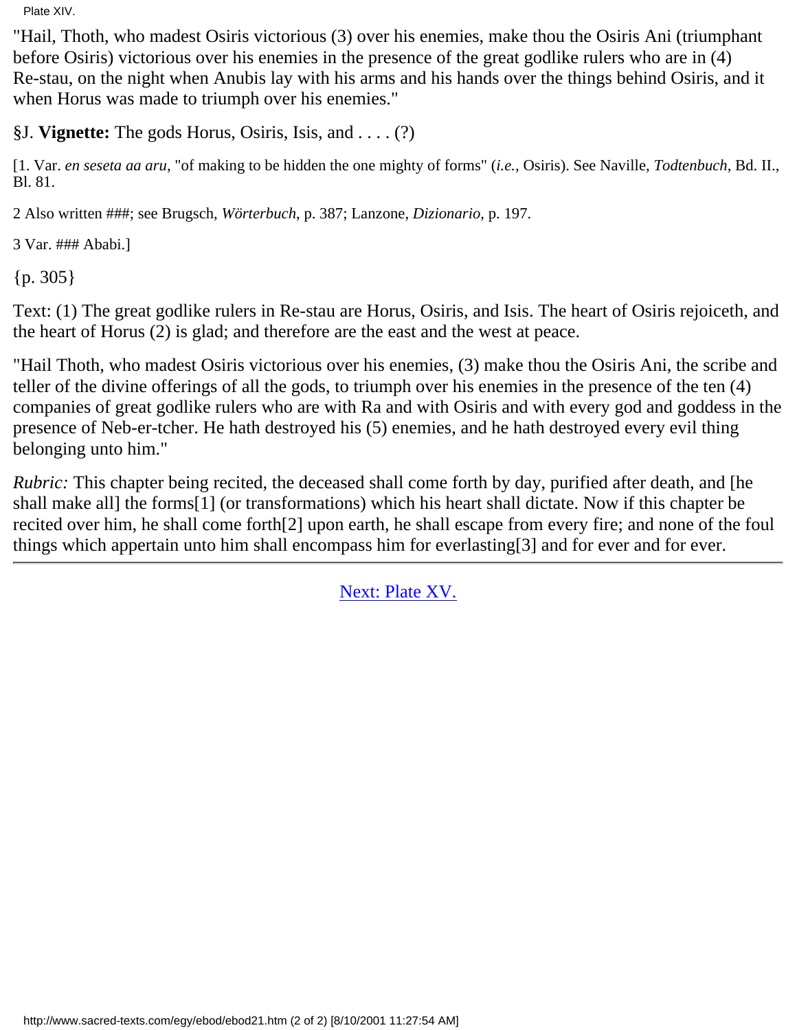"Hail, Thoth, who madest Osiris victorious (3) over his enemies, make thou the Osiris Ani (triumphant before Osiris) victorious over his enemies in the presence of the great godlike rulers who are in (4) Re-stau, on the night when Anubis lay with his arms and his hands over the things behind Osiris, and it when Horus was made to triumph over his enemies."

§J. **Vignette:** The gods Horus, Osiris, Isis, and . . . . (?)

[1. Var. *en seseta aa aru*, "of making to be hidden the one mighty of forms" (*i.e.*, Osiris). See Naville, *Todtenbuch*, Bd. II., Bl. 81.

2 Also written ###; see Brugsch, *Wörterbuch*, p. 387; Lanzone, *Dizionario*, p. 197.

3 Var. ### Ababi.]

{p. 305}

Text: (1) The great godlike rulers in Re-stau are Horus, Osiris, and Isis. The heart of Osiris rejoiceth, and the heart of Horus (2) is glad; and therefore are the east and the west at peace.

"Hail Thoth, who madest Osiris victorious over his enemies, (3) make thou the Osiris Ani, the scribe and teller of the divine offerings of all the gods, to triumph over his enemies in the presence of the ten (4) companies of great godlike rulers who are with Ra and with Osiris and with every god and goddess in the presence of Neb-er-tcher. He hath destroyed his (5) enemies, and he hath destroyed every evil thing belonging unto him."

*Rubric:* This chapter being recited, the deceased shall come forth by day, purified after death, and [he shall make all] the forms[1] (or transformations) which his heart shall dictate. Now if this chapter be recited over him, he shall come forth[2] upon earth, he shall escape from every fire; and none of the foul things which appertain unto him shall encompass him for everlasting[3] and for ever and for ever.

Next: Plate XV.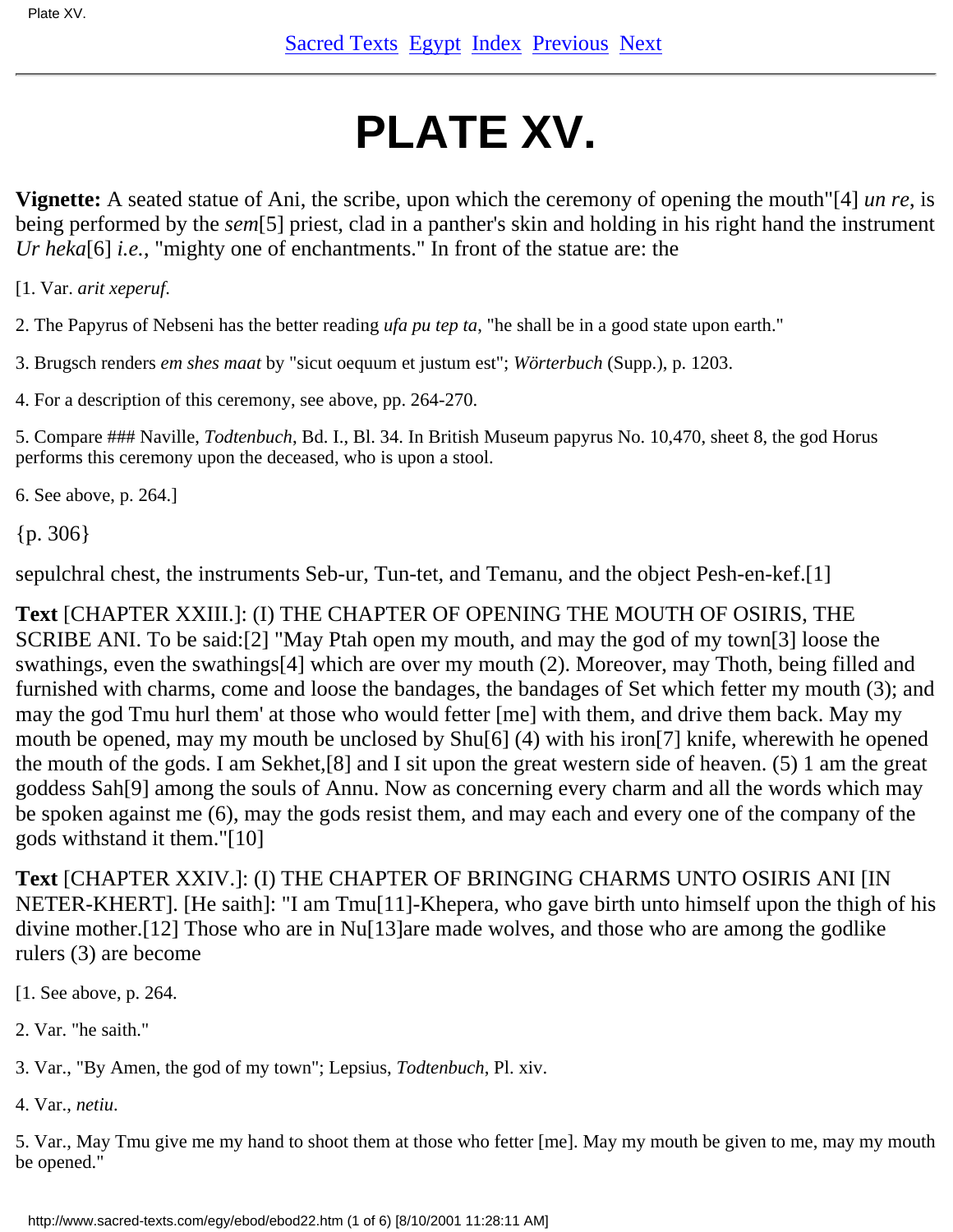# PLATE XV.

**Vignette:** A seated statue of Ani, the scribe, upon which the ceremony of opening the mouth"[4] *un re*, is being performed by the *sem*[5] priest, clad in a panther's skin and holding in his right hand the instrument *Ur heka*[6] *i.e.*, "mighty one of enchantments." In front of the statue are: the

[1. Var. *arit xeperuf*.

2. The Papyrus of Nebseni has the better reading *ufa pu tep ta*, "he shall be in a good state upon earth."

3. Brugsch renders *em shes maat* by "sicut oequum et justum est"; *Wörterbuch* (Supp.), p. 1203.

4. For a description of this ceremony, see above, pp. 264-270.

5. Compare ### Naville, *Todtenbuch*, Bd. I., Bl. 34. In British Museum papyrus No. 10,470, sheet 8, the god Horus performs this ceremony upon the deceased, who is upon a stool.

6. See above, p. 264.]

{p. 306}

sepulchral chest, the instruments Seb-ur, Tun-tet, and Temanu, and the object Pesh-en-kef.[1]

**Text** [CHAPTER XXIII.]: (I) THE CHAPTER OF OPENING THE MOUTH OF OSIRIS, THE SCRIBE ANI. To be said:[2] "May Ptah open my mouth, and may the god of my town[3] loose the swathings, even the swathings[4] which are over my mouth (2). Moreover, may Thoth, being filled and furnished with charms, come and loose the bandages, the bandages of Set which fetter my mouth (3); and may the god Tmu hurl them' at those who would fetter [me] with them, and drive them back. May my mouth be opened, may my mouth be unclosed by Shu[6] (4) with his iron[7] knife, wherewith he opened the mouth of the gods. I am Sekhet,[8] and I sit upon the great western side of heaven. (5) 1 am the great goddess Sah[9] among the souls of Annu. Now as concerning every charm and all the words which may be spoken against me (6), may the gods resist them, and may each and every one of the company of the gods withstand it them."[10]

**Text** [CHAPTER XXIV.]: (I) THE CHAPTER OF BRINGING CHARMS UNTO OSIRIS ANI [IN NETER-KHERT]. [He saith]: "I am Tmu[11]-Khepera, who gave birth unto himself upon the thigh of his divine mother.[12] Those who are in Nu[13]are made wolves, and those who are among the godlike rulers (3) are become

[1. See above, p. 264.

2. Var. "he saith."

3. Var., "By Amen, the god of my town"; Lepsius, *Todtenbuch*, Pl. xiv.

4. Var., *netiu*.

5. Var., May Tmu give me my hand to shoot them at those who fetter [me]. May my mouth be given to me, may my mouth be opened."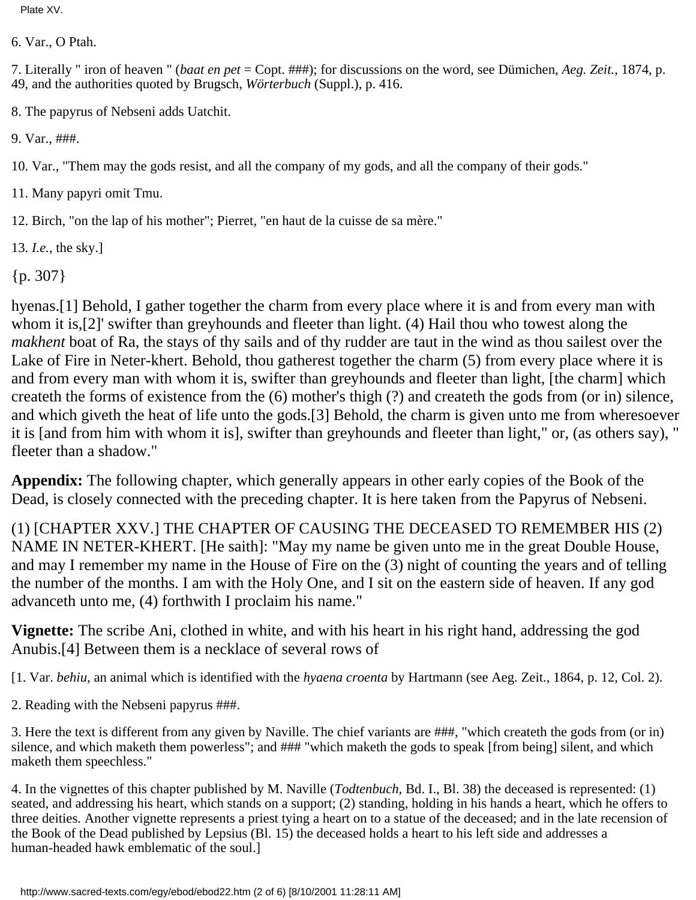6. Var., O Ptah.

7. Literally " iron of heaven " (*baat en pet* = Copt. ###); for discussions on the word, see Dümichen, *Aeg. Zeit.*, 1874, p. 49, and the authorities quoted by Brugsch, *Wörterbuch* (Suppl.), p. 416.

8. The papyrus of Nebseni adds Uatchit.

9. Var., ###.

10. Var., "Them may the gods resist, and all the company of my gods, and all the company of their gods."

11. Many papyri omit Tmu.

12. Birch, "on the lap of his mother"; Pierret, "en haut de la cuisse de sa mère."

13. *I.e.*, the sky.]

{p. 307}

hyenas.[1] Behold, I gather together the charm from every place where it is and from every man with whom it is,[2]' swifter than greyhounds and fleeter than light. (4) Hail thou who towest along the *makhent* boat of Ra, the stays of thy sails and of thy rudder are taut in the wind as thou sailest over the Lake of Fire in Neter-khert. Behold, thou gatherest together the charm (5) from every place where it is and from every man with whom it is, swifter than greyhounds and fleeter than light, [the charm] which createth the forms of existence from the (6) mother's thigh (?) and createth the gods from (or in) silence, and which giveth the heat of life unto the gods.[3] Behold, the charm is given unto me from wheresoever it is [and from him with whom it is], swifter than greyhounds and fleeter than light," or, (as others say), " fleeter than a shadow."

**Appendix:** The following chapter, which generally appears in other early copies of the Book of the Dead, is closely connected with the preceding chapter. It is here taken from the Papyrus of Nebseni.

(1) [CHAPTER XXV.] THE CHAPTER OF CAUSING THE DECEASED TO REMEMBER HIS (2) NAME IN NETER-KHERT. [He saith]: "May my name be given unto me in the great Double House, and may I remember my name in the House of Fire on the (3) night of counting the years and of telling the number of the months. I am with the Holy One, and I sit on the eastern side of heaven. If any god advanceth unto me, (4) forthwith I proclaim his name."

**Vignette:** The scribe Ani, clothed in white, and with his heart in his right hand, addressing the god Anubis.[4] Between them is a necklace of several rows of

[1. Var. *behiu*, an animal which is identified with the *hyaena croenta* by Hartmann (see Aeg. Zeit., 1864, p. 12, Col. 2).

2. Reading with the Nebseni papyrus ###.

3. Here the text is different from any given by Naville. The chief variants are ###, "which createth the gods from (or in) silence, and which maketh them powerless"; and ### "which maketh the gods to speak [from being] silent, and which maketh them speechless."

4. In the vignettes of this chapter published by M. Naville (*Todtenbuch*, Bd. I., Bl. 38) the deceased is represented: (1) seated, and addressing his heart, which stands on a support; (2) standing, holding in his hands a heart, which he offers to three deities. Another vignette represents a priest tying a heart on to a statue of the deceased; and in the late recension of the Book of the Dead published by Lepsius (Bl. 15) the deceased holds a heart to his left side and addresses a human-headed hawk emblematic of the soul.]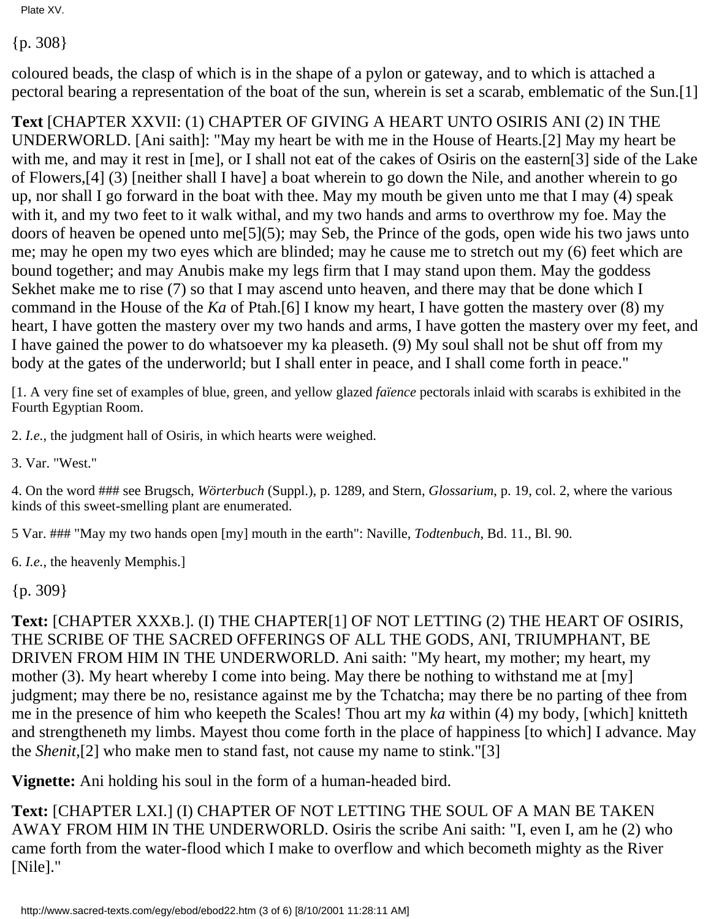{p. 308}

coloured beads, the clasp of which is in the shape of a pylon or gateway, and to which is attached a pectoral bearing a representation of the boat of the sun, wherein is set a scarab, emblematic of the Sun.[1]

**Text** [CHAPTER XXVII: (1) CHAPTER OF GIVING A HEART UNTO OSIRIS ANI (2) IN THE UNDERWORLD. [Ani saith]: "May my heart be with me in the House of Hearts.[2] May my heart be with me, and may it rest in [me], or I shall not eat of the cakes of Osiris on the eastern[3] side of the Lake of Flowers,[4] (3) [neither shall I have] a boat wherein to go down the Nile, and another wherein to go up, nor shall I go forward in the boat with thee. May my mouth be given unto me that I may (4) speak with it, and my two feet to it walk withal, and my two hands and arms to overthrow my foe. May the doors of heaven be opened unto me[5](5); may Seb, the Prince of the gods, open wide his two jaws unto me; may he open my two eyes which are blinded; may he cause me to stretch out my (6) feet which are bound together; and may Anubis make my legs firm that I may stand upon them. May the goddess Sekhet make me to rise (7) so that I may ascend unto heaven, and there may that be done which I command in the House of the *Ka* of Ptah.[6] I know my heart, I have gotten the mastery over (8) my heart, I have gotten the mastery over my two hands and arms, I have gotten the mastery over my feet, and I have gained the power to do whatsoever my ka pleaseth. (9) My soul shall not be shut off from my body at the gates of the underworld; but I shall enter in peace, and I shall come forth in peace."

[1. A very fine set of examples of blue, green, and yellow glazed *faïence* pectorals inlaid with scarabs is exhibited in the Fourth Egyptian Room.

2. *I.e.*, the judgment hall of Osiris, in which hearts were weighed.

3. Var. "West."

4. On the word ### see Brugsch, *Wörterbuch* (Suppl.), p. 1289, and Stern, *Glossarium*, p. 19, col. 2, where the various kinds of this sweet-smelling plant are enumerated.

5 Var. ### "May my two hands open [my] mouth in the earth": Naville, *Todtenbuch*, Bd. 11., Bl. 90.

6. *I.e.*, the heavenly Memphis.]

{p. 309}

**Text:** [CHAPTER XXXB.]. (I) THE CHAPTER[1] OF NOT LETTING (2) THE HEART OF OSIRIS, THE SCRIBE OF THE SACRED OFFERINGS OF ALL THE GODS, ANI, TRIUMPHANT, BE DRIVEN FROM HIM IN THE UNDERWORLD. Ani saith: "My heart, my mother; my heart, my mother (3). My heart whereby I come into being. May there be nothing to withstand me at [my] judgment; may there be no, resistance against me by the Tchatcha; may there be no parting of thee from me in the presence of him who keepeth the Scales! Thou art my *ka* within (4) my body, [which] knitteth and strengtheneth my limbs. Mayest thou come forth in the place of happiness [to which] I advance. May the *Shenit*,[2] who make men to stand fast, not cause my name to stink."[3]

**Vignette:** Ani holding his soul in the form of a human-headed bird.

**Text:** [CHAPTER LXI.] (I) CHAPTER OF NOT LETTING THE SOUL OF A MAN BE TAKEN AWAY FROM HIM IN THE UNDERWORLD. Osiris the scribe Ani saith: "I, even I, am he (2) who came forth from the water-flood which I make to overflow and which becometh mighty as the River [Nile]."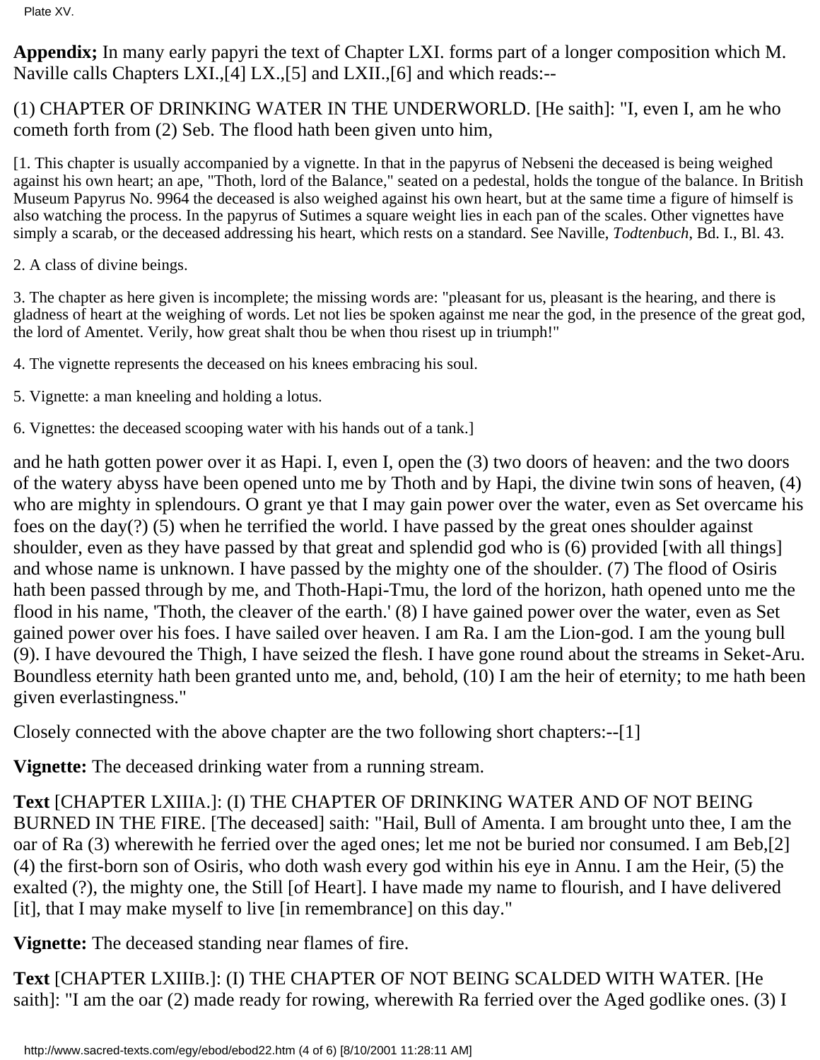**Appendix;** In many early papyri the text of Chapter LXI. forms part of a longer composition which M. Naville calls Chapters LXI.,[4] LX.,[5] and LXII.,[6] and which reads:--

(1) CHAPTER OF DRINKING WATER IN THE UNDERWORLD. [He saith]: "I, even I, am he who cometh forth from (2) Seb. The flood hath been given unto him,

[1. This chapter is usually accompanied by a vignette. In that in the papyrus of Nebseni the deceased is being weighed against his own heart; an ape, "Thoth, lord of the Balance," seated on a pedestal, holds the tongue of the balance. In British Museum Papyrus No. 9964 the deceased is also weighed against his own heart, but at the same time a figure of himself is also watching the process. In the papyrus of Sutimes a square weight lies in each pan of the scales. Other vignettes have simply a scarab, or the deceased addressing his heart, which rests on a standard. See Naville, *Todtenbuch*, Bd. I., Bl. 43.

2. A class of divine beings.

3. The chapter as here given is incomplete; the missing words are: "pleasant for us, pleasant is the hearing, and there is gladness of heart at the weighing of words. Let not lies be spoken against me near the god, in the presence of the great god, the lord of Amentet. Verily, how great shalt thou be when thou risest up in triumph!"

4. The vignette represents the deceased on his knees embracing his soul.

5. Vignette: a man kneeling and holding a lotus.

6. Vignettes: the deceased scooping water with his hands out of a tank.]

and he hath gotten power over it as Hapi. I, even I, open the (3) two doors of heaven: and the two doors of the watery abyss have been opened unto me by Thoth and by Hapi, the divine twin sons of heaven, (4) who are mighty in splendours. O grant ye that I may gain power over the water, even as Set overcame his foes on the day(?) (5) when he terrified the world. I have passed by the great ones shoulder against shoulder, even as they have passed by that great and splendid god who is (6) provided [with all things] and whose name is unknown. I have passed by the mighty one of the shoulder. (7) The flood of Osiris hath been passed through by me, and Thoth-Hapi-Tmu, the lord of the horizon, hath opened unto me the flood in his name, 'Thoth, the cleaver of the earth.' (8) I have gained power over the water, even as Set gained power over his foes. I have sailed over heaven. I am Ra. I am the Lion-god. I am the young bull (9). I have devoured the Thigh, I have seized the flesh. I have gone round about the streams in Seket-Aru. Boundless eternity hath been granted unto me, and, behold, (10) I am the heir of eternity; to me hath been given everlastingness."

Closely connected with the above chapter are the two following short chapters:--[1]

**Vignette:** The deceased drinking water from a running stream.

**Text** [CHAPTER LXIIIA.]: (I) THE CHAPTER OF DRINKING WATER AND OF NOT BEING BURNED IN THE FIRE. [The deceased] saith: "Hail, Bull of Amenta. I am brought unto thee, I am the oar of Ra (3) wherewith he ferried over the aged ones; let me not be buried nor consumed. I am Beb,[2] (4) the first-born son of Osiris, who doth wash every god within his eye in Annu. I am the Heir, (5) the exalted (?), the mighty one, the Still [of Heart]. I have made my name to flourish, and I have delivered [it], that I may make myself to live [in remembrance] on this day."

**Vignette:** The deceased standing near flames of fire.

**Text** [CHAPTER LXIIIB.]: (I) THE CHAPTER OF NOT BEING SCALDED WITH WATER. [He saith]: "I am the oar (2) made ready for rowing, wherewith Ra ferried over the Aged godlike ones. (3) I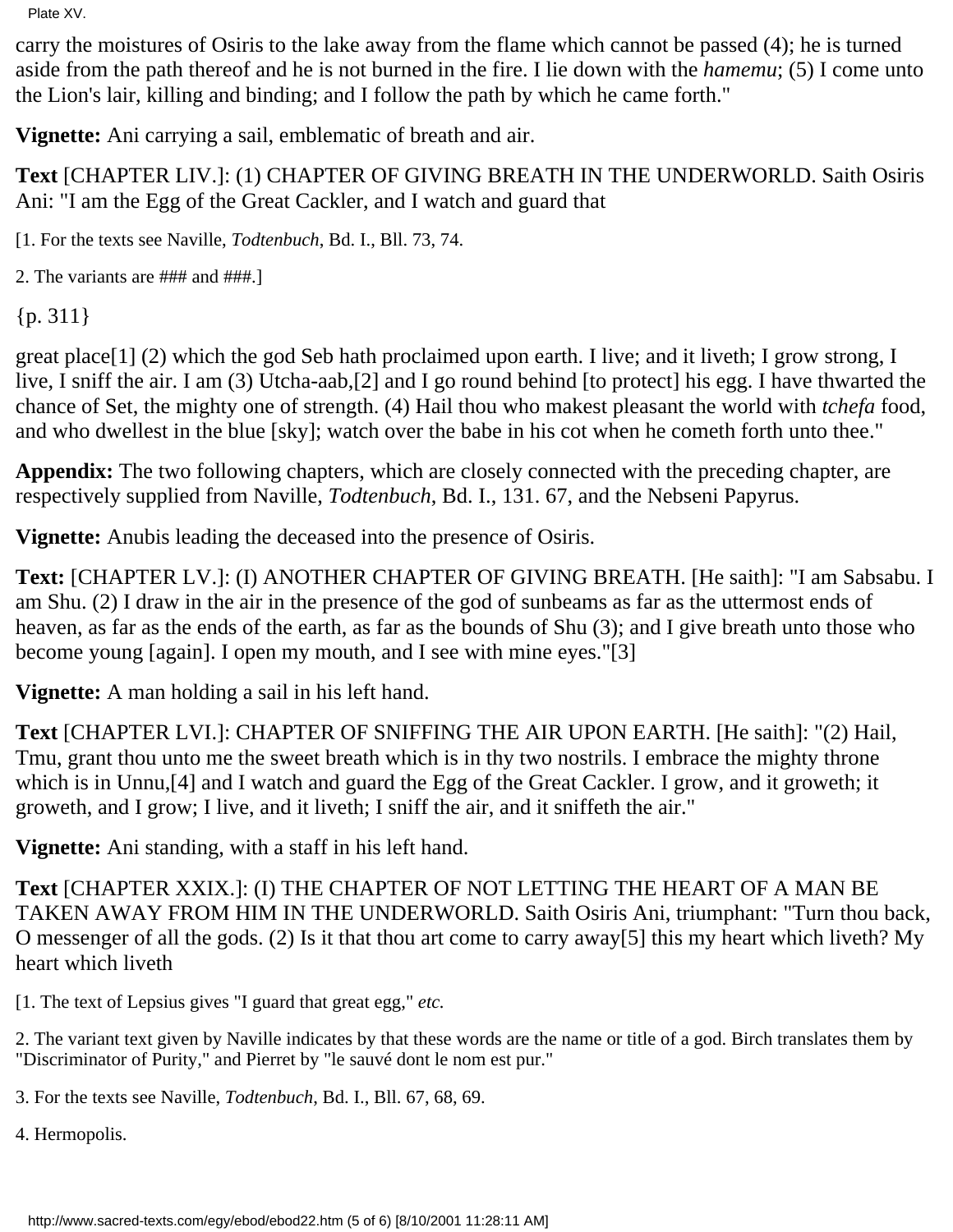carry the moistures of Osiris to the lake away from the flame which cannot be passed (4); he is turned aside from the path thereof and he is not burned in the fire. I lie down with the *hamemu*; (5) I come unto the Lion's lair, killing and binding; and I follow the path by which he came forth."

**Vignette:** Ani carrying a sail, emblematic of breath and air.

**Text** [CHAPTER LIV.]: (1) CHAPTER OF GIVING BREATH IN THE UNDERWORLD. Saith Osiris Ani: "I am the Egg of the Great Cackler, and I watch and guard that

[1. For the texts see Naville, *Todtenbuch*, Bd. I., Bll. 73, 74.

2. The variants are ### and ###.]

{p. 311}

great place[1] (2) which the god Seb hath proclaimed upon earth. I live; and it liveth; I grow strong, I live, I sniff the air. I am (3) Utcha-aab,[2] and I go round behind [to protect] his egg. I have thwarted the chance of Set, the mighty one of strength. (4) Hail thou who makest pleasant the world with *tchefa* food, and who dwellest in the blue [sky]; watch over the babe in his cot when he cometh forth unto thee."

**Appendix:** The two following chapters, which are closely connected with the preceding chapter, are respectively supplied from Naville, *Todtenbuch*, Bd. I., 131. 67, and the Nebseni Papyrus.

**Vignette:** Anubis leading the deceased into the presence of Osiris.

**Text:** [CHAPTER LV.]: (I) ANOTHER CHAPTER OF GIVING BREATH. [He saith]: "I am Sabsabu. I am Shu. (2) I draw in the air in the presence of the god of sunbeams as far as the uttermost ends of heaven, as far as the ends of the earth, as far as the bounds of Shu (3); and I give breath unto those who become young [again]. I open my mouth, and I see with mine eyes."[3]

**Vignette:** A man holding a sail in his left hand.

**Text** [CHAPTER LVI.]: CHAPTER OF SNIFFING THE AIR UPON EARTH. [He saith]: "(2) Hail, Tmu, grant thou unto me the sweet breath which is in thy two nostrils. I embrace the mighty throne which is in Unnu,[4] and I watch and guard the Egg of the Great Cackler. I grow, and it groweth; it groweth, and I grow; I live, and it liveth; I sniff the air, and it sniffeth the air."

**Vignette:** Ani standing, with a staff in his left hand.

**Text** [CHAPTER XXIX.]: (I) THE CHAPTER OF NOT LETTING THE HEART OF A MAN BE TAKEN AWAY FROM HIM IN THE UNDERWORLD. Saith Osiris Ani, triumphant: "Turn thou back, O messenger of all the gods. (2) Is it that thou art come to carry away[5] this my heart which liveth? My heart which liveth

[1. The text of Lepsius gives "I guard that great egg," *etc.*

2. The variant text given by Naville indicates by that these words are the name or title of a god. Birch translates them by "Discriminator of Purity," and Pierret by "le sauvé dont le nom est pur."

3. For the texts see Naville, *Todtenbuch*, Bd. I., Bll. 67, 68, 69.

4. Hermopolis.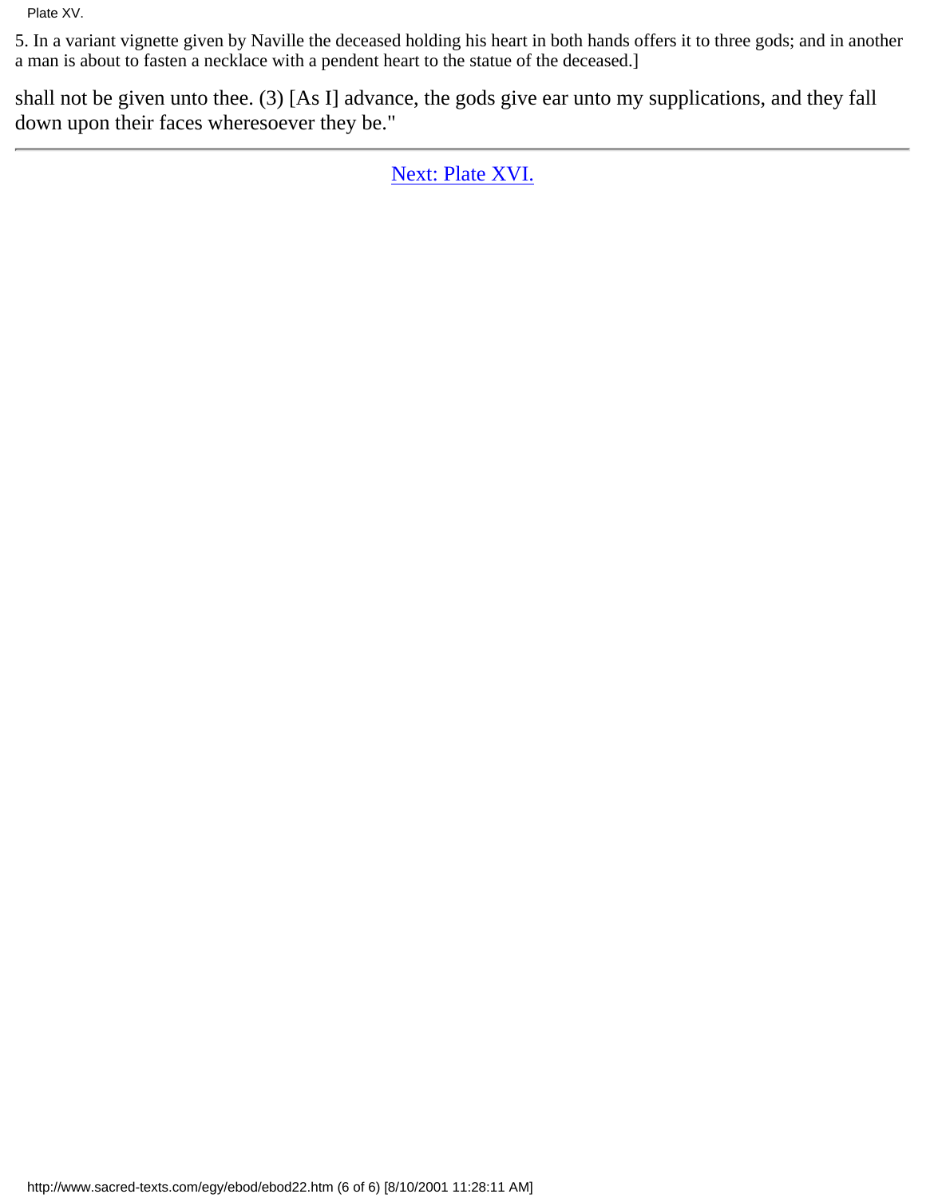Plate XV.

5. In a variant vignette given by Naville the deceased holding his heart in both hands offers it to three gods; and in another a man is about to fasten a necklace with a pendent heart to the statue of the deceased.]

shall not be given unto thee. (3) [As I] advance, the gods give ear unto my supplications, and they fall down upon their faces wheresoever they be."

---

Next: Plate XVI.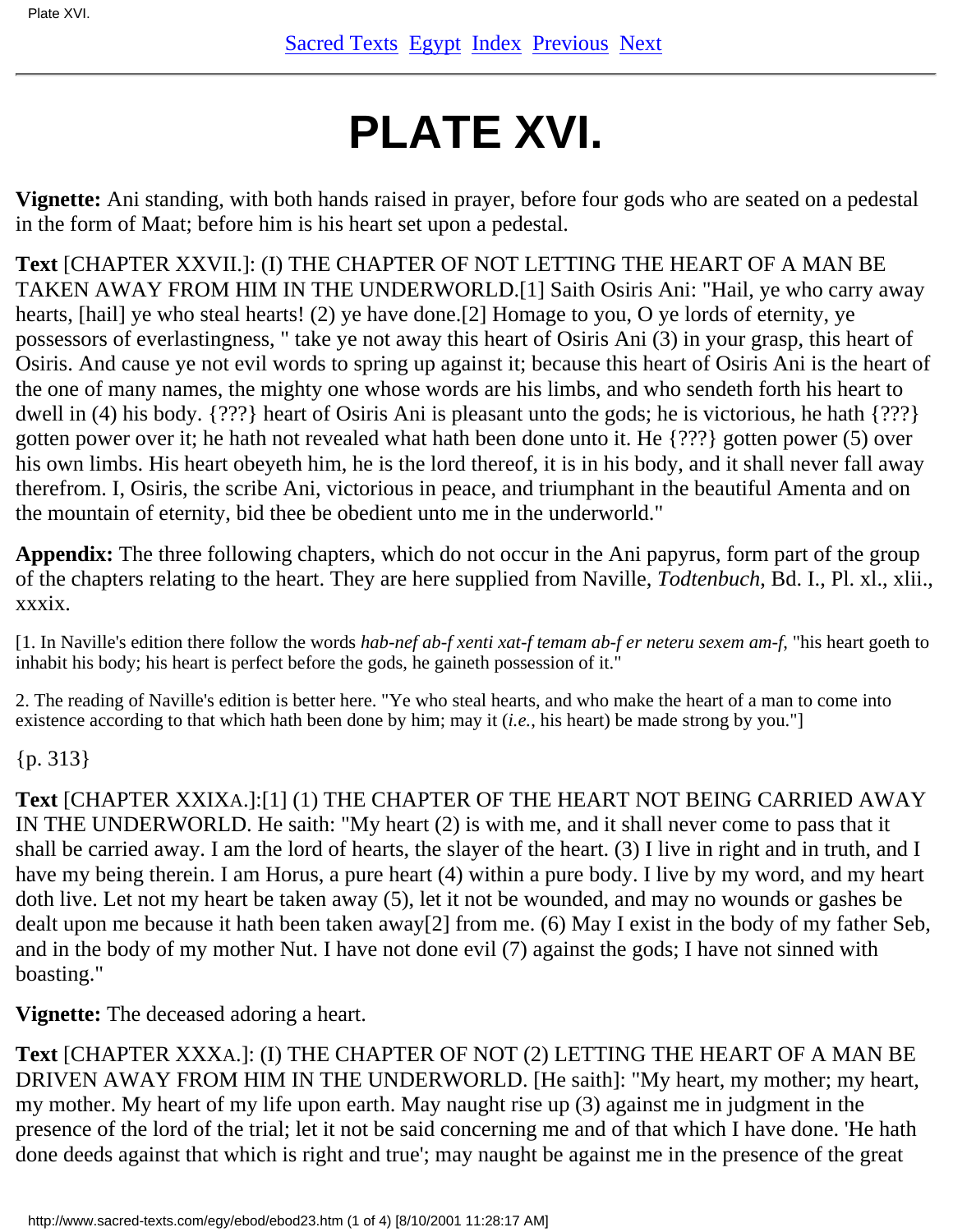# PLATE XVI.

**Vignette:** Ani standing, with both hands raised in prayer, before four gods who are seated on a pedestal in the form of Maat; before him is his heart set upon a pedestal.

**Text** [CHAPTER XXVII.]: (I) THE CHAPTER OF NOT LETTING THE HEART OF A MAN BE TAKEN AWAY FROM HIM IN THE UNDERWORLD.[1] Saith Osiris Ani: "Hail, ye who carry away hearts, [hail] ye who steal hearts! (2) ye have done.[2] Homage to you, O ye lords of eternity, ye possessors of everlastingness, " take ye not away this heart of Osiris Ani (3) in your grasp, this heart of Osiris. And cause ye not evil words to spring up against it; because this heart of Osiris Ani is the heart of the one of many names, the mighty one whose words are his limbs, and who sendeth forth his heart to dwell in (4) his body. {???} heart of Osiris Ani is pleasant unto the gods; he is victorious, he hath {???} gotten power over it; he hath not revealed what hath been done unto it. He {???} gotten power (5) over his own limbs. His heart obeyeth him, he is the lord thereof, it is in his body, and it shall never fall away therefrom. I, Osiris, the scribe Ani, victorious in peace, and triumphant in the beautiful Amenta and on the mountain of eternity, bid thee be obedient unto me in the underworld."

**Appendix:** The three following chapters, which do not occur in the Ani papyrus, form part of the group of the chapters relating to the heart. They are here supplied from Naville, *Todtenbuch*, Bd. I., Pl. xl., xlii., xxxix.

[1. In Naville's edition there follow the words *hab-nef ab-f xenti xat-f temam ab-f er neteru sexem am-f*, "his heart goeth to inhabit his body; his heart is perfect before the gods, he gaineth possession of it."

2. The reading of Naville's edition is better here. "Ye who steal hearts, and who make the heart of a man to come into existence according to that which hath been done by him; may it (*i.e.*, his heart) be made strong by you."]

{p. 313}

**Text** [CHAPTER XXIXA.]:[1] (1) THE CHAPTER OF THE HEART NOT BEING CARRIED AWAY IN THE UNDERWORLD. He saith: "My heart (2) is with me, and it shall never come to pass that it shall be carried away. I am the lord of hearts, the slayer of the heart. (3) I live in right and in truth, and I have my being therein. I am Horus, a pure heart (4) within a pure body. I live by my word, and my heart doth live. Let not my heart be taken away (5), let it not be wounded, and may no wounds or gashes be dealt upon me because it hath been taken away[2] from me. (6) May I exist in the body of my father Seb, and in the body of my mother Nut. I have not done evil (7) against the gods; I have not sinned with boasting."

**Vignette:** The deceased adoring a heart.

**Text** [CHAPTER XXXA.]: (I) THE CHAPTER OF NOT (2) LETTING THE HEART OF A MAN BE DRIVEN AWAY FROM HIM IN THE UNDERWORLD. [He saith]: "My heart, my mother; my heart, my mother. My heart of my life upon earth. May naught rise up (3) against me in judgment in the presence of the lord of the trial; let it not be said concerning me and of that which I have done. 'He hath done deeds against that which is right and true'; may naught be against me in the presence of the great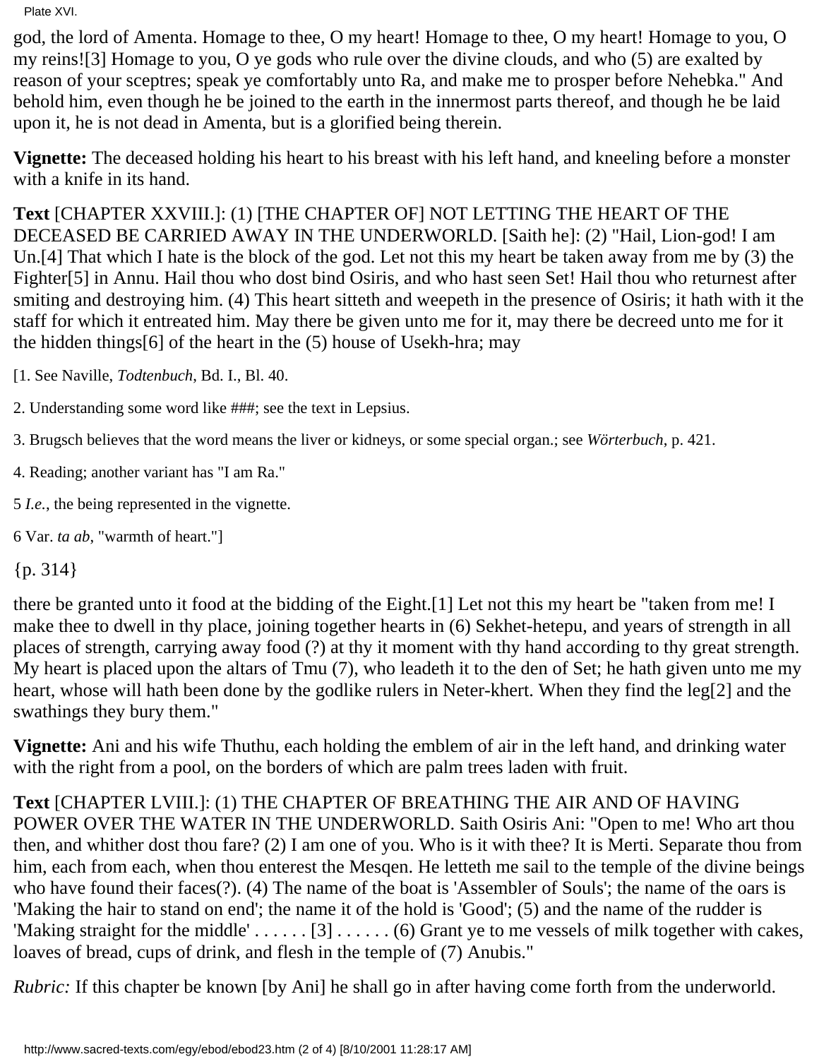god, the lord of Amenta. Homage to thee, O my heart! Homage to thee, O my heart! Homage to you, O my reins![3] Homage to you, O ye gods who rule over the divine clouds, and who (5) are exalted by reason of your sceptres; speak ye comfortably unto Ra, and make me to prosper before Nehebka." And behold him, even though he be joined to the earth in the innermost parts thereof, and though he be laid upon it, he is not dead in Amenta, but is a glorified being therein.

**Vignette:** The deceased holding his heart to his breast with his left hand, and kneeling before a monster with a knife in its hand.

**Text** [CHAPTER XXVIII.]: (1) [THE CHAPTER OF] NOT LETTING THE HEART OF THE DECEASED BE CARRIED AWAY IN THE UNDERWORLD. [Saith he]: (2) "Hail, Lion-god! I am Un.[4] That which I hate is the block of the god. Let not this my heart be taken away from me by (3) the Fighter[5] in Annu. Hail thou who dost bind Osiris, and who hast seen Set! Hail thou who returnest after smiting and destroying him. (4) This heart sitteth and weepeth in the presence of Osiris; it hath with it the staff for which it entreated him. May there be given unto me for it, may there be decreed unto me for it the hidden things[6] of the heart in the (5) house of Usekh-hra; may

[1. See Naville, *Todtenbuch*, Bd. I., Bl. 40.

2. Understanding some word like ###; see the text in Lepsius.

3. Brugsch believes that the word means the liver or kidneys, or some special organ.; see *Wörterbuch*, p. 421.

4. Reading; another variant has "I am Ra."

5 *I.e.*, the being represented in the vignette.

6 Var. *ta ab*, "warmth of heart."]

{p. 314}

there be granted unto it food at the bidding of the Eight.[1] Let not this my heart be "taken from me! I make thee to dwell in thy place, joining together hearts in (6) Sekhet-hetepu, and years of strength in all places of strength, carrying away food (?) at thy it moment with thy hand according to thy great strength. My heart is placed upon the altars of Tmu (7), who leadeth it to the den of Set; he hath given unto me my heart, whose will hath been done by the godlike rulers in Neter-khert. When they find the leg[2] and the swathings they bury them."

**Vignette:** Ani and his wife Thuthu, each holding the emblem of air in the left hand, and drinking water with the right from a pool, on the borders of which are palm trees laden with fruit.

**Text** [CHAPTER LVIII.]: (1) THE CHAPTER OF BREATHING THE AIR AND OF HAVING POWER OVER THE WATER IN THE UNDERWORLD. Saith Osiris Ani: "Open to me! Who art thou then, and whither dost thou fare? (2) I am one of you. Who is it with thee? It is Merti. Separate thou from him, each from each, when thou enterest the Mesqen. He letteth me sail to the temple of the divine beings who have found their faces(?). (4) The name of the boat is 'Assembler of Souls'; the name of the oars is 'Making the hair to stand on end'; the name it of the hold is 'Good'; (5) and the name of the rudder is 'Making straight for the middle' . . . . . . [3] . . . . . . (6) Grant ye to me vessels of milk together with cakes, loaves of bread, cups of drink, and flesh in the temple of (7) Anubis."

*Rubric:* If this chapter be known [by Ani] he shall go in after having come forth from the underworld.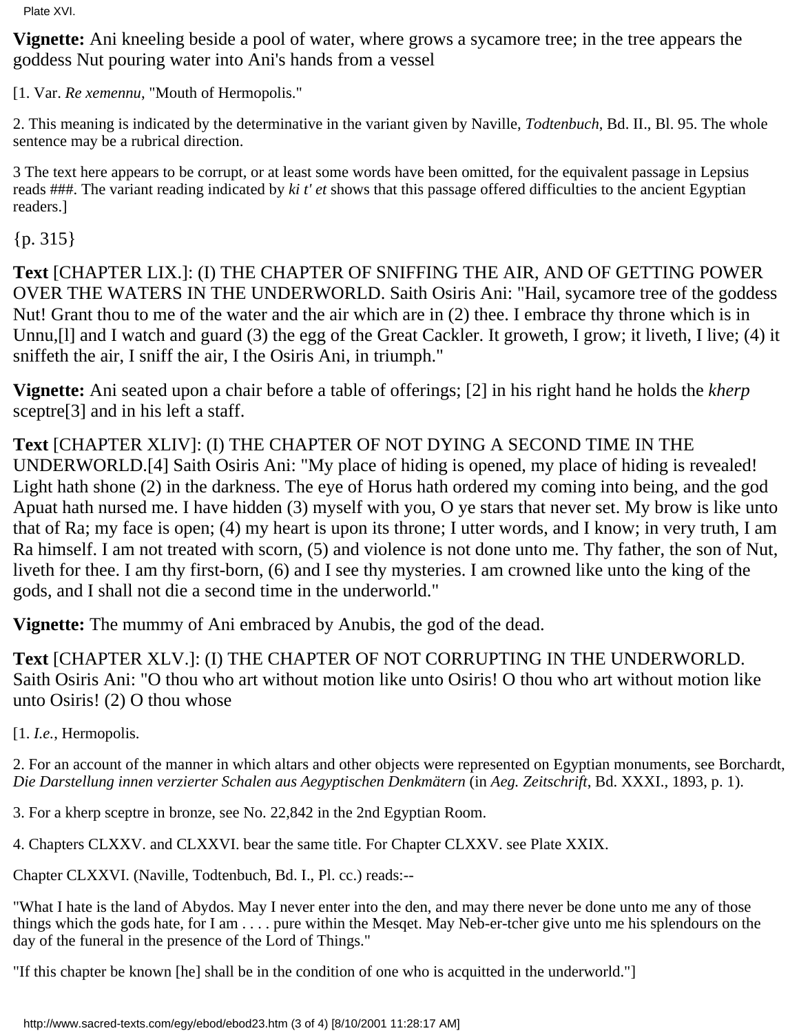**Vignette:** Ani kneeling beside a pool of water, where grows a sycamore tree; in the tree appears the goddess Nut pouring water into Ani's hands from a vessel

[1. Var. *Re xemennu*, "Mouth of Hermopolis."

2. This meaning is indicated by the determinative in the variant given by Naville, *Todtenbuch*, Bd. II., Bl. 95. The whole sentence may be a rubrical direction.

3 The text here appears to be corrupt, or at least some words have been omitted, for the equivalent passage in Lepsius reads ###. The variant reading indicated by *ki t' et* shows that this passage offered difficulties to the ancient Egyptian readers.]

{p. 315}

**Text** [CHAPTER LIX.]: (I) THE CHAPTER OF SNIFFING THE AIR, AND OF GETTING POWER OVER THE WATERS IN THE UNDERWORLD. Saith Osiris Ani: "Hail, sycamore tree of the goddess Nut! Grant thou to me of the water and the air which are in (2) thee. I embrace thy throne which is in Unnu,[l] and I watch and guard (3) the egg of the Great Cackler. It groweth, I grow; it liveth, I live; (4) it sniffeth the air, I sniff the air, I the Osiris Ani, in triumph."

**Vignette:** Ani seated upon a chair before a table of offerings; [2] in his right hand he holds the *kherp* sceptre[3] and in his left a staff.

**Text** [CHAPTER XLIV]: (I) THE CHAPTER OF NOT DYING A SECOND TIME IN THE UNDERWORLD.[4] Saith Osiris Ani: "My place of hiding is opened, my place of hiding is revealed! Light hath shone (2) in the darkness. The eye of Horus hath ordered my coming into being, and the god Apuat hath nursed me. I have hidden (3) myself with you, O ye stars that never set. My brow is like unto that of Ra; my face is open; (4) my heart is upon its throne; I utter words, and I know; in very truth, I am Ra himself. I am not treated with scorn, (5) and violence is not done unto me. Thy father, the son of Nut, liveth for thee. I am thy first-born, (6) and I see thy mysteries. I am crowned like unto the king of the gods, and I shall not die a second time in the underworld."

**Vignette:** The mummy of Ani embraced by Anubis, the god of the dead.

**Text** [CHAPTER XLV.]: (I) THE CHAPTER OF NOT CORRUPTING IN THE UNDERWORLD. Saith Osiris Ani: "O thou who art without motion like unto Osiris! O thou who art without motion like unto Osiris! (2) O thou whose

[1. *I.e.*, Hermopolis.

2. For an account of the manner in which altars and other objects were represented on Egyptian monuments, see Borchardt, *Die Darstellung innen verzierter Schalen aus Aegyptischen Denkmätern* (in *Aeg. Zeitschrift*, Bd. XXXI., 1893, p. 1).

3. For a kherp sceptre in bronze, see No. 22,842 in the 2nd Egyptian Room.

4. Chapters CLXXV. and CLXXVI. bear the same title. For Chapter CLXXV. see Plate XXIX.

Chapter CLXXVI. (Naville, Todtenbuch, Bd. I., Pl. cc.) reads:--

"What I hate is the land of Abydos. May I never enter into the den, and may there never be done unto me any of those things which the gods hate, for I am . . . . pure within the Mesqet. May Neb-er-tcher give unto me his splendours on the day of the funeral in the presence of the Lord of Things."

"If this chapter be known [he] shall be in the condition of one who is acquitted in the underworld."]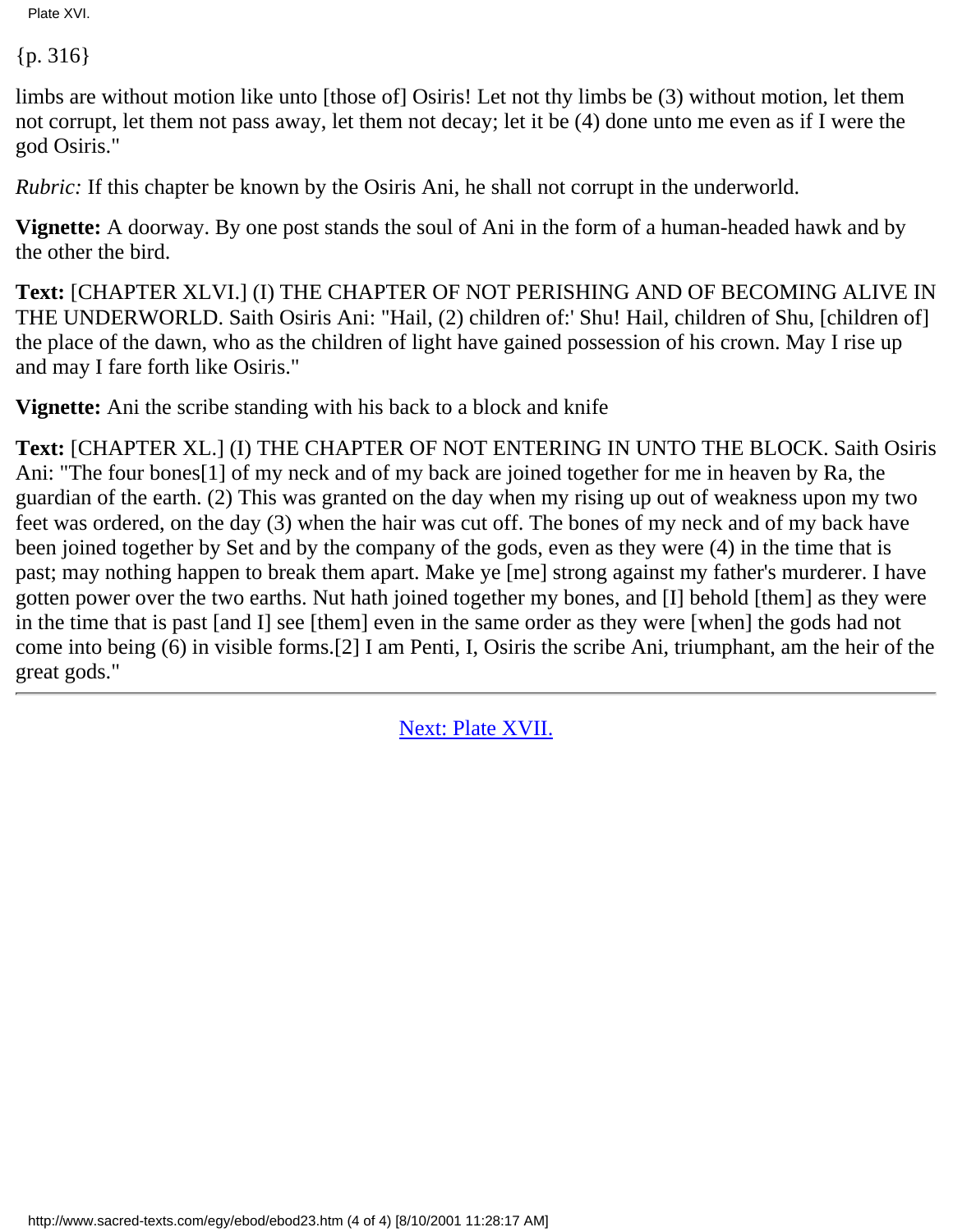{p. 316}

limbs are without motion like unto [those of] Osiris! Let not thy limbs be (3) without motion, let them not corrupt, let them not pass away, let them not decay; let it be (4) done unto me even as if I were the god Osiris."

*Rubric:* If this chapter be known by the Osiris Ani, he shall not corrupt in the underworld.

**Vignette:** A doorway. By one post stands the soul of Ani in the form of a human-headed hawk and by the other the bird.

**Text:** [CHAPTER XLVI.] (I) THE CHAPTER OF NOT PERISHING AND OF BECOMING ALIVE IN THE UNDERWORLD. Saith Osiris Ani: "Hail, (2) children of:' Shu! Hail, children of Shu, [children of] the place of the dawn, who as the children of light have gained possession of his crown. May I rise up and may I fare forth like Osiris."

**Vignette:** Ani the scribe standing with his back to a block and knife

**Text:** [CHAPTER XL.] (I) THE CHAPTER OF NOT ENTERING IN UNTO THE BLOCK. Saith Osiris Ani: "The four bones[1] of my neck and of my back are joined together for me in heaven by Ra, the guardian of the earth. (2) This was granted on the day when my rising up out of weakness upon my two feet was ordered, on the day (3) when the hair was cut off. The bones of my neck and of my back have been joined together by Set and by the company of the gods, even as they were (4) in the time that is past; may nothing happen to break them apart. Make ye [me] strong against my father's murderer. I have gotten power over the two earths. Nut hath joined together my bones, and [I] behold [them] as they were in the time that is past [and I] see [them] even in the same order as they were [when] the gods had not come into being (6) in visible forms.[2] I am Penti, I, Osiris the scribe Ani, triumphant, am the heir of the great gods."

---

Next: Plate XVII.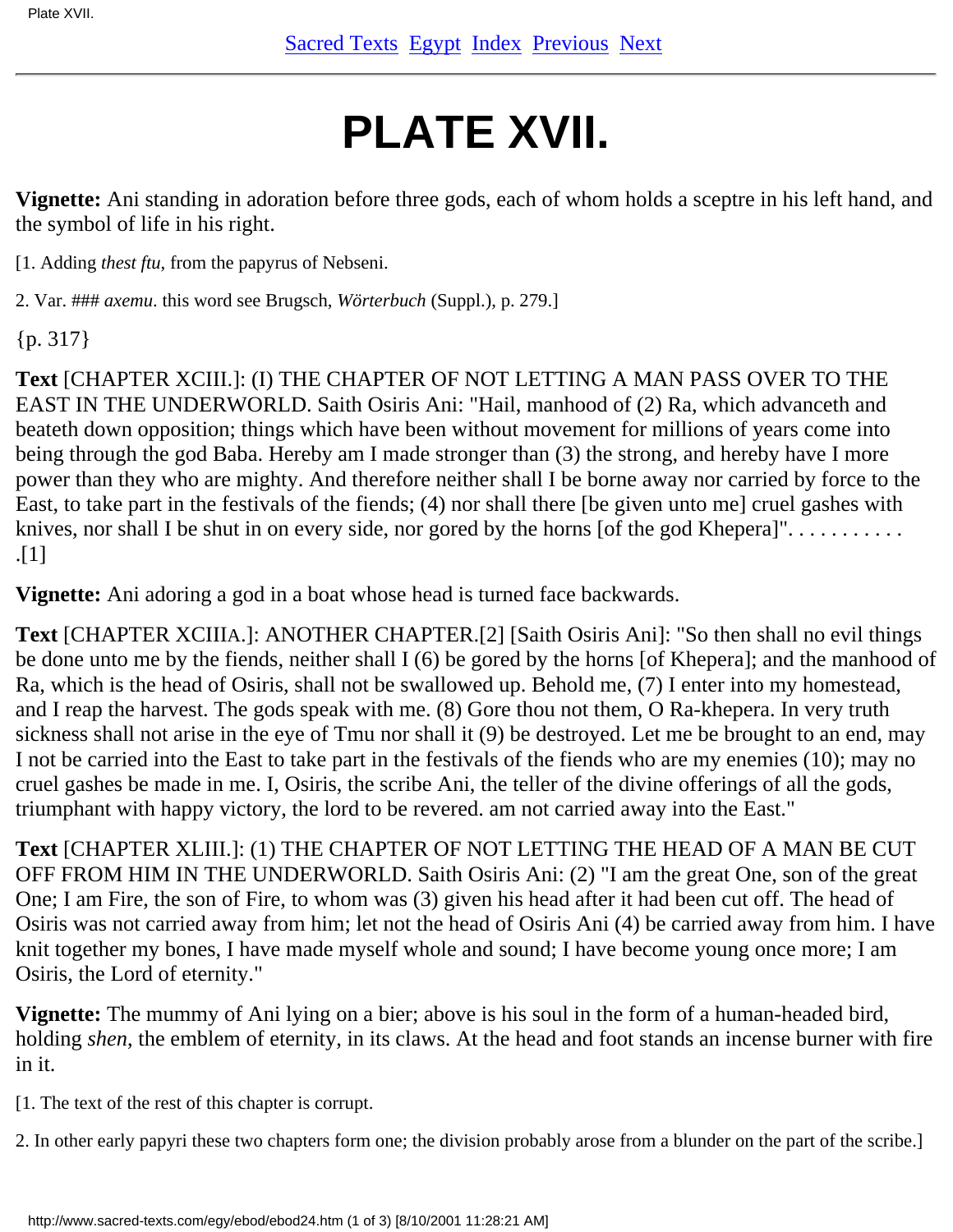# PLATE XVII.

**Vignette:** Ani standing in adoration before three gods, each of whom holds a sceptre in his left hand, and the symbol of life in his right.

[1. Adding *thest ftu*, from the papyrus of Nebseni.

2. Var. ### *axemu*. this word see Brugsch, *Wörterbuch* (Suppl.), p. 279.]

{p. 317}

**Text** [CHAPTER XCIII.]: (I) THE CHAPTER OF NOT LETTING A MAN PASS OVER TO THE EAST IN THE UNDERWORLD. Saith Osiris Ani: "Hail, manhood of (2) Ra, which advanceth and beateth down opposition; things which have been without movement for millions of years come into being through the god Baba. Hereby am I made stronger than (3) the strong, and hereby have I more power than they who are mighty. And therefore neither shall I be borne away nor carried by force to the East, to take part in the festivals of the fiends; (4) nor shall there [be given unto me] cruel gashes with knives, nor shall I be shut in on every side, nor gored by the horns [of the god Khepera]". . . . . . . . . . . .[1]

**Vignette:** Ani adoring a god in a boat whose head is turned face backwards.

**Text** [CHAPTER XCIIIA.]: ANOTHER CHAPTER.[2] [Saith Osiris Ani]: "So then shall no evil things be done unto me by the fiends, neither shall I (6) be gored by the horns [of Khepera]; and the manhood of Ra, which is the head of Osiris, shall not be swallowed up. Behold me, (7) I enter into my homestead, and I reap the harvest. The gods speak with me. (8) Gore thou not them, O Ra-khepera. In very truth sickness shall not arise in the eye of Tmu nor shall it (9) be destroyed. Let me be brought to an end, may I not be carried into the East to take part in the festivals of the fiends who are my enemies (10); may no cruel gashes be made in me. I, Osiris, the scribe Ani, the teller of the divine offerings of all the gods, triumphant with happy victory, the lord to be revered. am not carried away into the East."

**Text** [CHAPTER XLIII.]: (1) THE CHAPTER OF NOT LETTING THE HEAD OF A MAN BE CUT OFF FROM HIM IN THE UNDERWORLD. Saith Osiris Ani: (2) "I am the great One, son of the great One; I am Fire, the son of Fire, to whom was (3) given his head after it had been cut off. The head of Osiris was not carried away from him; let not the head of Osiris Ani (4) be carried away from him. I have knit together my bones, I have made myself whole and sound; I have become young once more; I am Osiris, the Lord of eternity."

**Vignette:** The mummy of Ani lying on a bier; above is his soul in the form of a human-headed bird, holding *shen*, the emblem of eternity, in its claws. At the head and foot stands an incense burner with fire in it.

[1. The text of the rest of this chapter is corrupt.

2. In other early papyri these two chapters form one; the division probably arose from a blunder on the part of the scribe.]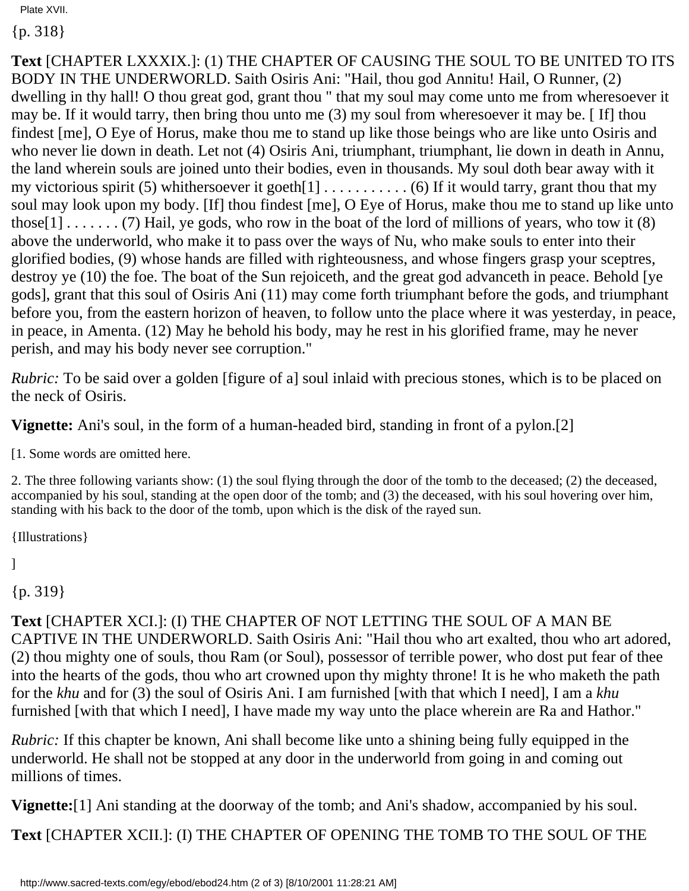Plate XVII.

{p. 318}

**Text** [CHAPTER LXXXIX.]: (1) THE CHAPTER OF CAUSING THE SOUL TO BE UNITED TO ITS BODY IN THE UNDERWORLD. Saith Osiris Ani: "Hail, thou god Annitu! Hail, O Runner, (2) dwelling in thy hall! O thou great god, grant thou " that my soul may come unto me from wheresoever it may be. If it would tarry, then bring thou unto me (3) my soul from wheresoever it may be. [ If] thou findest [me], O Eye of Horus, make thou me to stand up like those beings who are like unto Osiris and who never lie down in death. Let not (4) Osiris Ani, triumphant, triumphant, lie down in death in Annu, the land wherein souls are joined unto their bodies, even in thousands. My soul doth bear away with it my victorious spirit (5) whithersoever it goeth[1] . . . . . . . . . . . (6) If it would tarry, grant thou that my soul may look upon my body. [If] thou findest [me], O Eye of Horus, make thou me to stand up like unto those[1] . . . . . . . (7) Hail, ye gods, who row in the boat of the lord of millions of years, who tow it (8) above the underworld, who make it to pass over the ways of Nu, who make souls to enter into their glorified bodies, (9) whose hands are filled with righteousness, and whose fingers grasp your sceptres, destroy ye (10) the foe. The boat of the Sun rejoiceth, and the great god advanceth in peace. Behold [ye gods], grant that this soul of Osiris Ani (11) may come forth triumphant before the gods, and triumphant before you, from the eastern horizon of heaven, to follow unto the place where it was yesterday, in peace, in peace, in Amenta. (12) May he behold his body, may he rest in his glorified frame, may he never perish, and may his body never see corruption."

*Rubric:* To be said over a golden [figure of a] soul inlaid with precious stones, which is to be placed on the neck of Osiris.

**Vignette:** Ani's soul, in the form of a human-headed bird, standing in front of a pylon.[2]

[1. Some words are omitted here.

2. The three following variants show: (1) the soul flying through the door of the tomb to the deceased; (2) the deceased, accompanied by his soul, standing at the open door of the tomb; and (3) the deceased, with his soul hovering over him, standing with his back to the door of the tomb, upon which is the disk of the rayed sun.

{Illustrations}

]

{p. 319}

**Text** [CHAPTER XCI.]: (I) THE CHAPTER OF NOT LETTING THE SOUL OF A MAN BE CAPTIVE IN THE UNDERWORLD. Saith Osiris Ani: "Hail thou who art exalted, thou who art adored, (2) thou mighty one of souls, thou Ram (or Soul), possessor of terrible power, who dost put fear of thee into the hearts of the gods, thou who art crowned upon thy mighty throne! It is he who maketh the path for the *khu* and for (3) the soul of Osiris Ani. I am furnished [with that which I need], I am a *khu* furnished [with that which I need], I have made my way unto the place wherein are Ra and Hathor."

*Rubric:* If this chapter be known, Ani shall become like unto a shining being fully equipped in the underworld. He shall not be stopped at any door in the underworld from going in and coming out millions of times.

**Vignette:**[1] Ani standing at the doorway of the tomb; and Ani's shadow, accompanied by his soul.

**Text** [CHAPTER XCII.]: (I) THE CHAPTER OF OPENING THE TOMB TO THE SOUL OF THE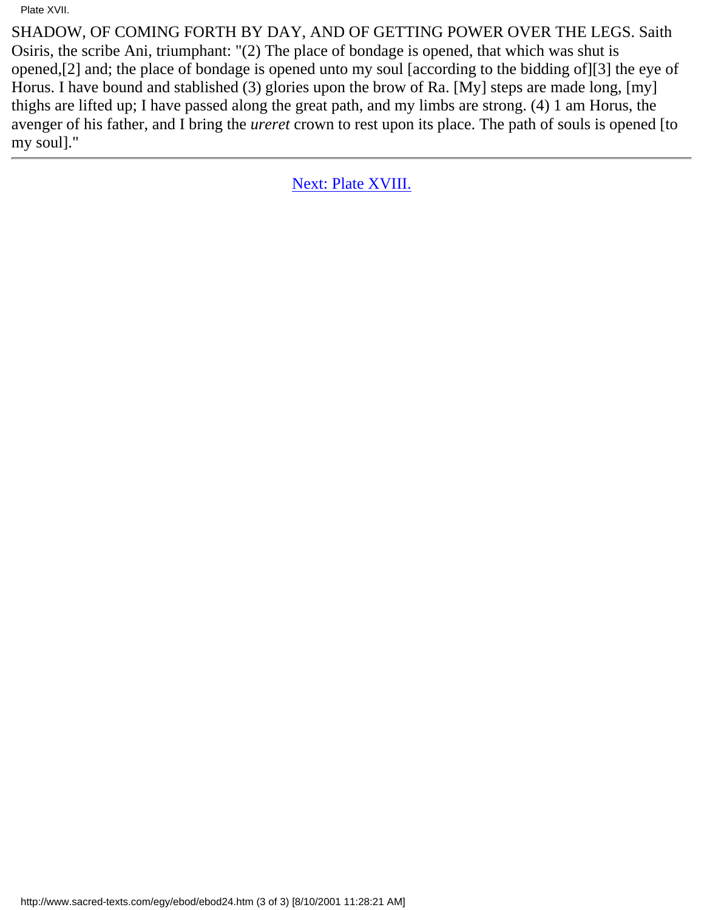SHADOW, OF COMING FORTH BY DAY, AND OF GETTING POWER OVER THE LEGS. Saith Osiris, the scribe Ani, triumphant: "(2) The place of bondage is opened, that which was shut is opened,[2] and; the place of bondage is opened unto my soul [according to the bidding of][3] the eye of Horus. I have bound and stablished (3) glories upon the brow of Ra. [My] steps are made long, [my] thighs are lifted up; I have passed along the great path, and my limbs are strong. (4) 1 am Horus, the avenger of his father, and I bring the *ureret* crown to rest upon its place. The path of souls is opened [to my soul]."

---

Next: Plate XVIII.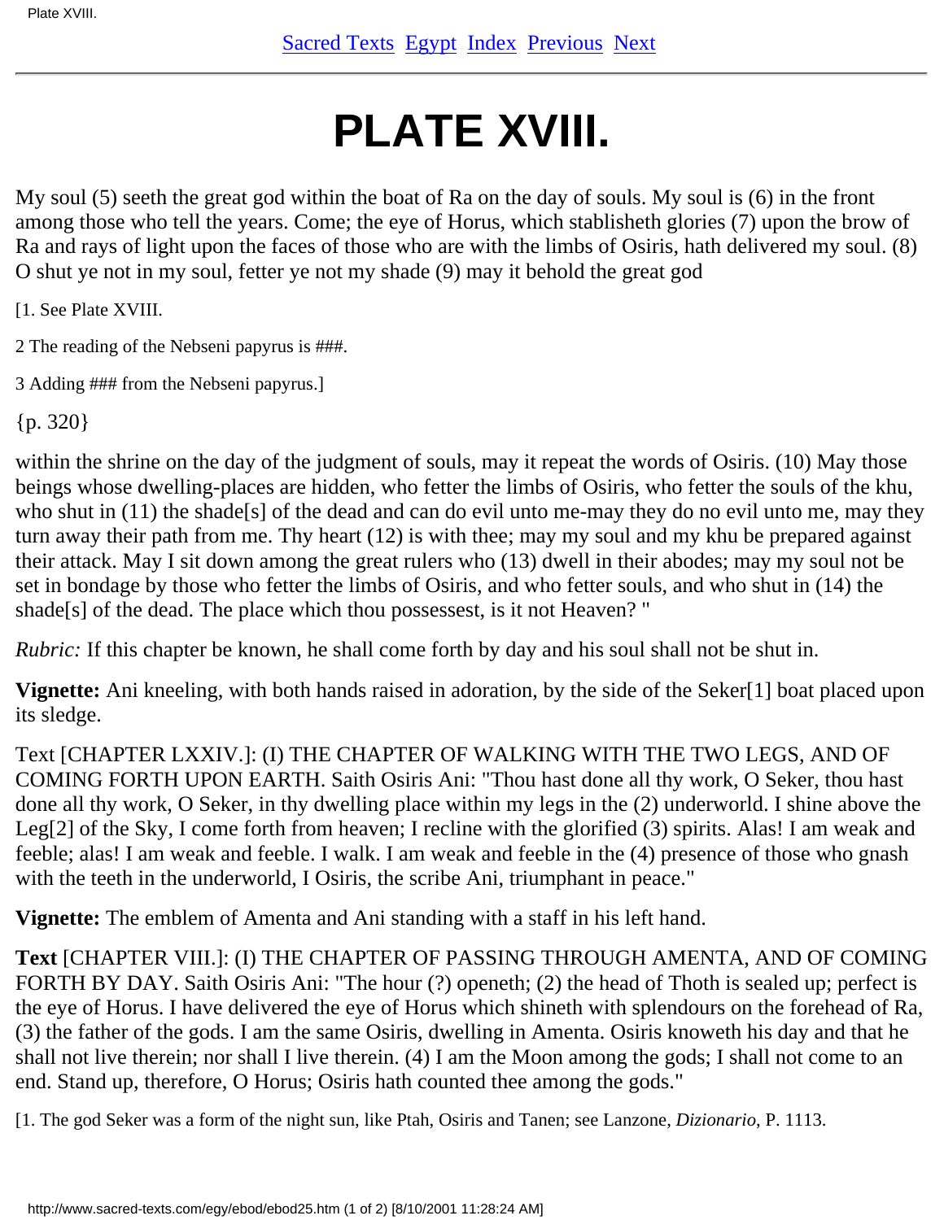# PLATE XVIII.

My soul (5) seeth the great god within the boat of Ra on the day of souls. My soul is (6) in the front among those who tell the years. Come; the eye of Horus, which stablisheth glories (7) upon the brow of Ra and rays of light upon the faces of those who are with the limbs of Osiris, hath delivered my soul. (8) O shut ye not in my soul, fetter ye not my shade (9) may it behold the great god

[1. See Plate XVIII.

2 The reading of the Nebseni papyrus is ###.

3 Adding ### from the Nebseni papyrus.]

{p. 320}

within the shrine on the day of the judgment of souls, may it repeat the words of Osiris. (10) May those beings whose dwelling-places are hidden, who fetter the limbs of Osiris, who fetter the souls of the khu, who shut in (11) the shade[s] of the dead and can do evil unto me-may they do no evil unto me, may they turn away their path from me. Thy heart (12) is with thee; may my soul and my khu be prepared against their attack. May I sit down among the great rulers who (13) dwell in their abodes; may my soul not be set in bondage by those who fetter the limbs of Osiris, and who fetter souls, and who shut in (14) the shade[s] of the dead. The place which thou possessest, is it not Heaven? "

*Rubric:* If this chapter be known, he shall come forth by day and his soul shall not be shut in.

**Vignette:** Ani kneeling, with both hands raised in adoration, by the side of the Seker[1] boat placed upon its sledge.

Text [CHAPTER LXXIV.]: (I) THE CHAPTER OF WALKING WITH THE TWO LEGS, AND OF COMING FORTH UPON EARTH. Saith Osiris Ani: "Thou hast done all thy work, O Seker, thou hast done all thy work, O Seker, in thy dwelling place within my legs in the (2) underworld. I shine above the Leg[2] of the Sky, I come forth from heaven; I recline with the glorified (3) spirits. Alas! I am weak and feeble; alas! I am weak and feeble. I walk. I am weak and feeble in the (4) presence of those who gnash with the teeth in the underworld, I Osiris, the scribe Ani, triumphant in peace."

**Vignette:** The emblem of Amenta and Ani standing with a staff in his left hand.

**Text** [CHAPTER VIII.]: (I) THE CHAPTER OF PASSING THROUGH AMENTA, AND OF COMING FORTH BY DAY. Saith Osiris Ani: "The hour (?) openeth; (2) the head of Thoth is sealed up; perfect is the eye of Horus. I have delivered the eye of Horus which shineth with splendours on the forehead of Ra, (3) the father of the gods. I am the same Osiris, dwelling in Amenta. Osiris knoweth his day and that he shall not live therein; nor shall I live therein. (4) I am the Moon among the gods; I shall not come to an end. Stand up, therefore, O Horus; Osiris hath counted thee among the gods."

[1. The god Seker was a form of the night sun, like Ptah, Osiris and Tanen; see Lanzone, *Dizionario*, P. 1113.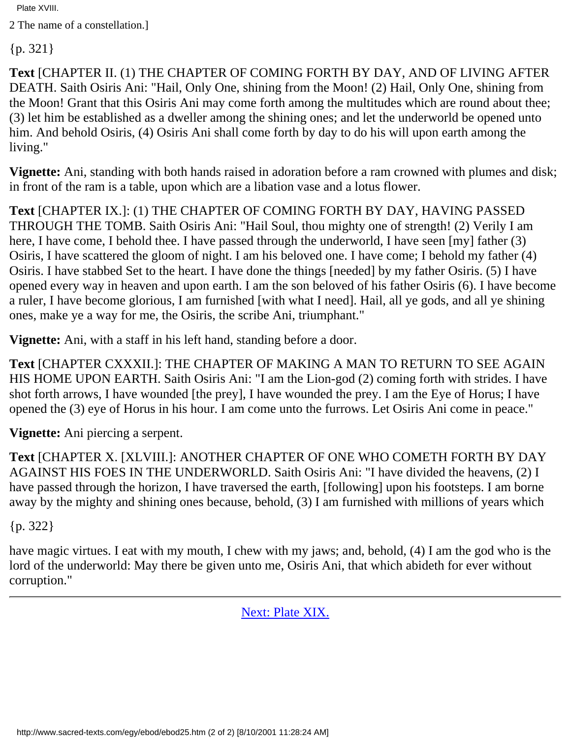2 The name of a constellation.]

{p. 321}

**Text** [CHAPTER II. (1) THE CHAPTER OF COMING FORTH BY DAY, AND OF LIVING AFTER DEATH. Saith Osiris Ani: "Hail, Only One, shining from the Moon! (2) Hail, Only One, shining from the Moon! Grant that this Osiris Ani may come forth among the multitudes which are round about thee; (3) let him be established as a dweller among the shining ones; and let the underworld be opened unto him. And behold Osiris, (4) Osiris Ani shall come forth by day to do his will upon earth among the living."

**Vignette:** Ani, standing with both hands raised in adoration before a ram crowned with plumes and disk; in front of the ram is a table, upon which are a libation vase and a lotus flower.

**Text** [CHAPTER IX.]: (1) THE CHAPTER OF COMING FORTH BY DAY, HAVING PASSED THROUGH THE TOMB. Saith Osiris Ani: "Hail Soul, thou mighty one of strength! (2) Verily I am here, I have come, I behold thee. I have passed through the underworld, I have seen [my] father (3) Osiris, I have scattered the gloom of night. I am his beloved one. I have come; I behold my father (4) Osiris. I have stabbed Set to the heart. I have done the things [needed] by my father Osiris. (5) I have opened every way in heaven and upon earth. I am the son beloved of his father Osiris (6). I have become a ruler, I have become glorious, I am furnished [with what I need]. Hail, all ye gods, and all ye shining ones, make ye a way for me, the Osiris, the scribe Ani, triumphant."

**Vignette:** Ani, with a staff in his left hand, standing before a door.

**Text** [CHAPTER CXXXII.]: THE CHAPTER OF MAKING A MAN TO RETURN TO SEE AGAIN HIS HOME UPON EARTH. Saith Osiris Ani: "I am the Lion-god (2) coming forth with strides. I have shot forth arrows, I have wounded [the prey], I have wounded the prey. I am the Eye of Horus; I have opened the (3) eye of Horus in his hour. I am come unto the furrows. Let Osiris Ani come in peace."

**Vignette:** Ani piercing a serpent.

**Text** [CHAPTER X. [XLVIII.]: ANOTHER CHAPTER OF ONE WHO COMETH FORTH BY DAY AGAINST HIS FOES IN THE UNDERWORLD. Saith Osiris Ani: "I have divided the heavens, (2) I have passed through the horizon, I have traversed the earth, [following] upon his footsteps. I am borne away by the mighty and shining ones because, behold, (3) I am furnished with millions of years which

{p. 322}

have magic virtues. I eat with my mouth, I chew with my jaws; and, behold, (4) I am the god who is the lord of the underworld: May there be given unto me, Osiris Ani, that which abideth for ever without corruption."

---

Next: Plate XIX.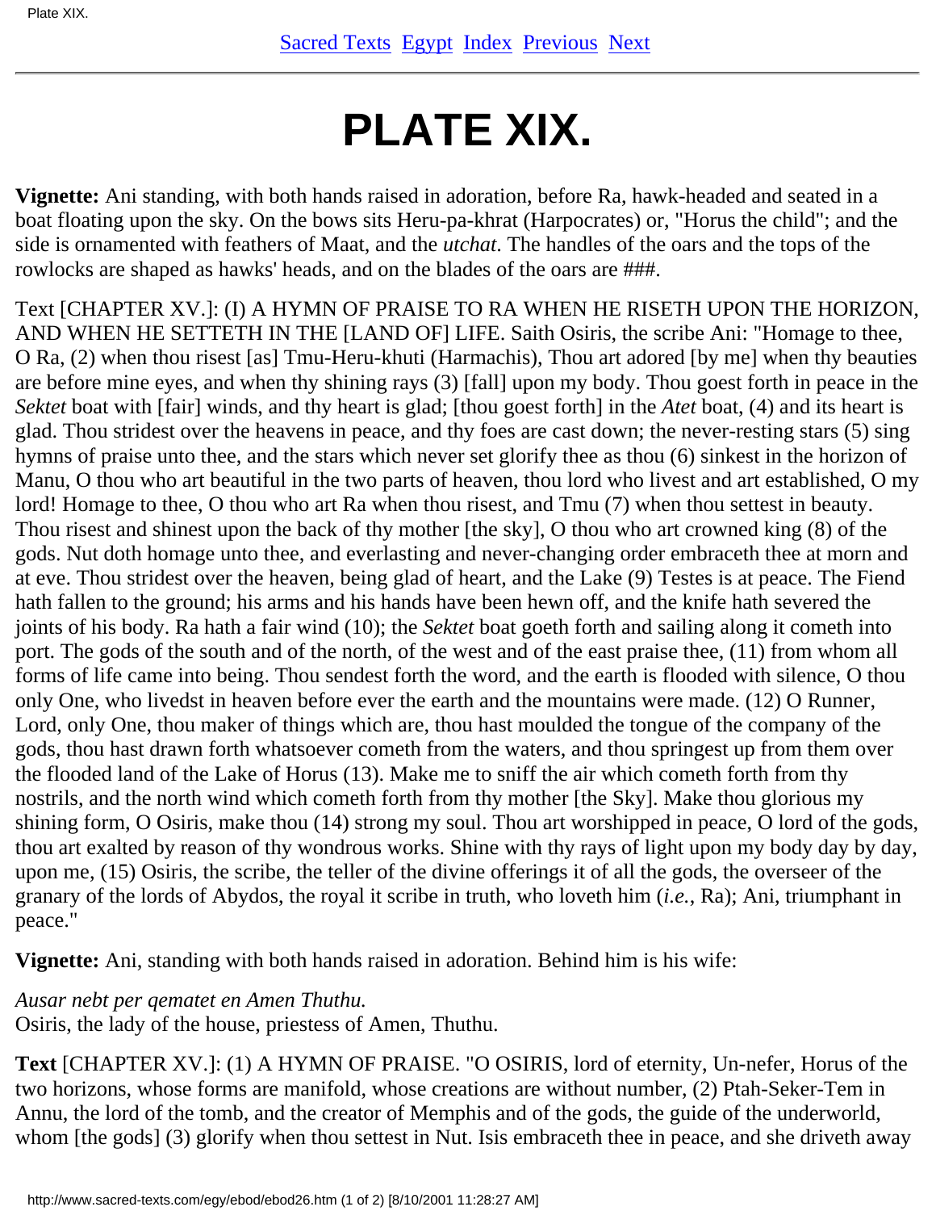# PLATE XIX.

**Vignette:** Ani standing, with both hands raised in adoration, before Ra, hawk-headed and seated in a boat floating upon the sky. On the bows sits Heru-pa-khrat (Harpocrates) or, "Horus the child"; and the side is ornamented with feathers of Maat, and the *utchat*. The handles of the oars and the tops of the rowlocks are shaped as hawks' heads, and on the blades of the oars are ###.

Text [CHAPTER XV.]: (I) A HYMN OF PRAISE TO RA WHEN HE RISETH UPON THE HORIZON, AND WHEN HE SETTETH IN THE [LAND OF] LIFE. Saith Osiris, the scribe Ani: "Homage to thee, O Ra, (2) when thou risest [as] Tmu-Heru-khuti (Harmachis), Thou art adored [by me] when thy beauties are before mine eyes, and when thy shining rays (3) [fall] upon my body. Thou goest forth in peace in the *Sektet* boat with [fair] winds, and thy heart is glad; [thou goest forth] in the *Atet* boat, (4) and its heart is glad. Thou stridest over the heavens in peace, and thy foes are cast down; the never-resting stars (5) sing hymns of praise unto thee, and the stars which never set glorify thee as thou (6) sinkest in the horizon of Manu, O thou who art beautiful in the two parts of heaven, thou lord who livest and art established, O my lord! Homage to thee, O thou who art Ra when thou risest, and Tmu (7) when thou settest in beauty. Thou risest and shinest upon the back of thy mother [the sky], O thou who art crowned king (8) of the gods. Nut doth homage unto thee, and everlasting and never-changing order embraceth thee at morn and at eve. Thou stridest over the heaven, being glad of heart, and the Lake (9) Testes is at peace. The Fiend hath fallen to the ground; his arms and his hands have been hewn off, and the knife hath severed the joints of his body. Ra hath a fair wind (10); the *Sektet* boat goeth forth and sailing along it cometh into port. The gods of the south and of the north, of the west and of the east praise thee, (11) from whom all forms of life came into being. Thou sendest forth the word, and the earth is flooded with silence, O thou only One, who livedst in heaven before ever the earth and the mountains were made. (12) O Runner, Lord, only One, thou maker of things which are, thou hast moulded the tongue of the company of the gods, thou hast drawn forth whatsoever cometh from the waters, and thou springest up from them over the flooded land of the Lake of Horus (13). Make me to sniff the air which cometh forth from thy nostrils, and the north wind which cometh forth from thy mother [the Sky]. Make thou glorious my shining form, O Osiris, make thou (14) strong my soul. Thou art worshipped in peace, O lord of the gods, thou art exalted by reason of thy wondrous works. Shine with thy rays of light upon my body day by day, upon me, (15) Osiris, the scribe, the teller of the divine offerings it of all the gods, the overseer of the granary of the lords of Abydos, the royal it scribe in truth, who loveth him (*i.e.*, Ra); Ani, triumphant in peace."

**Vignette:** Ani, standing with both hands raised in adoration. Behind him is his wife:

*Ausar nebt per qematet en Amen Thuthu.*
Osiris, the lady of the house, priestess of Amen, Thuthu.

**Text** [CHAPTER XV.]: (1) A HYMN OF PRAISE. "O OSIRIS, lord of eternity, Un-nefer, Horus of the two horizons, whose forms are manifold, whose creations are without number, (2) Ptah-Seker-Tem in Annu, the lord of the tomb, and the creator of Memphis and of the gods, the guide of the underworld, whom [the gods] (3) glorify when thou settest in Nut. Isis embraceth thee in peace, and she driveth away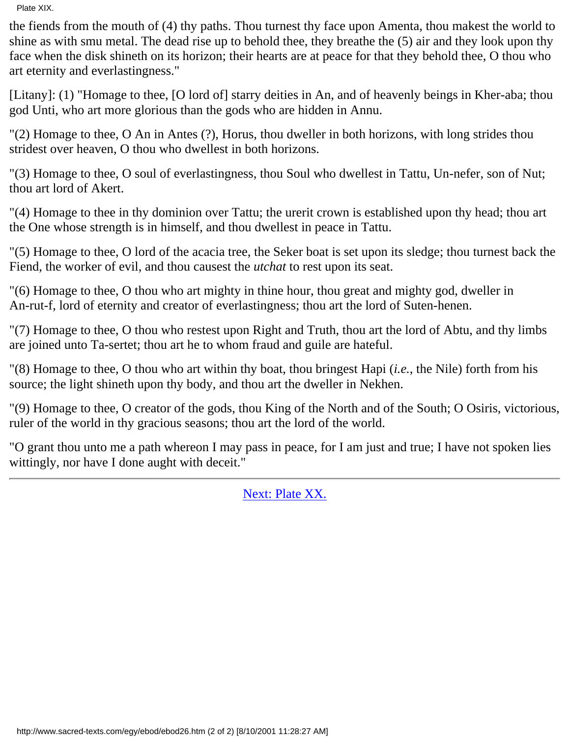the fiends from the mouth of (4) thy paths. Thou turnest thy face upon Amenta, thou makest the world to shine as with smu metal. The dead rise up to behold thee, they breathe the (5) air and they look upon thy face when the disk shineth on its horizon; their hearts are at peace for that they behold thee, O thou who art eternity and everlastingness."

[Litany]: (1) "Homage to thee, [O lord of] starry deities in An, and of heavenly beings in Kher-aba; thou god Unti, who art more glorious than the gods who are hidden in Annu.

"(2) Homage to thee, O An in Antes (?), Horus, thou dweller in both horizons, with long strides thou stridest over heaven, O thou who dwellest in both horizons.

"(3) Homage to thee, O soul of everlastingness, thou Soul who dwellest in Tattu, Un-nefer, son of Nut; thou art lord of Akert.

"(4) Homage to thee in thy dominion over Tattu; the urerit crown is established upon thy head; thou art the One whose strength is in himself, and thou dwellest in peace in Tattu.

"(5) Homage to thee, O lord of the acacia tree, the Seker boat is set upon its sledge; thou turnest back the Fiend, the worker of evil, and thou causest the *utchat* to rest upon its seat.

"(6) Homage to thee, O thou who art mighty in thine hour, thou great and mighty god, dweller in An-rut-f, lord of eternity and creator of everlastingness; thou art the lord of Suten-henen.

"(7) Homage to thee, O thou who restest upon Right and Truth, thou art the lord of Abtu, and thy limbs are joined unto Ta-sertet; thou art he to whom fraud and guile are hateful.

"(8) Homage to thee, O thou who art within thy boat, thou bringest Hapi (*i.e.*, the Nile) forth from his source; the light shineth upon thy body, and thou art the dweller in Nekhen.

"(9) Homage to thee, O creator of the gods, thou King of the North and of the South; O Osiris, victorious, ruler of the world in thy gracious seasons; thou art the lord of the world.

"O grant thou unto me a path whereon I may pass in peace, for I am just and true; I have not spoken lies wittingly, nor have I done aught with deceit."

---

Next: Plate XX.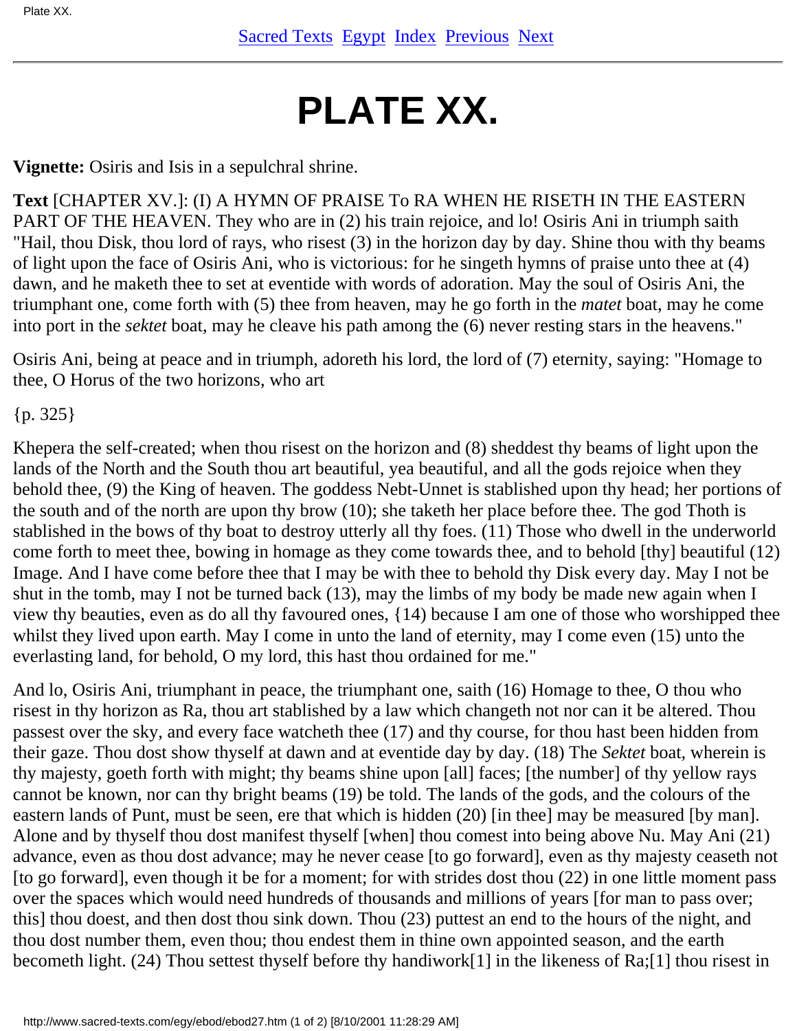# PLATE XX.

**Vignette:** Osiris and Isis in a sepulchral shrine.

**Text** [CHAPTER XV.]: (I) A HYMN OF PRAISE To RA WHEN HE RISETH IN THE EASTERN PART OF THE HEAVEN. They who are in (2) his train rejoice, and lo! Osiris Ani in triumph saith "Hail, thou Disk, thou lord of rays, who risest (3) in the horizon day by day. Shine thou with thy beams of light upon the face of Osiris Ani, who is victorious: for he singeth hymns of praise unto thee at (4) dawn, and he maketh thee to set at eventide with words of adoration. May the soul of Osiris Ani, the triumphant one, come forth with (5) thee from heaven, may he go forth in the *matet* boat, may he come into port in the *sektet* boat, may he cleave his path among the (6) never resting stars in the heavens."

Osiris Ani, being at peace and in triumph, adoreth his lord, the lord of (7) eternity, saying: "Homage to thee, O Horus of the two horizons, who art

{p. 325}

Khepera the self-created; when thou risest on the horizon and (8) sheddest thy beams of light upon the lands of the North and the South thou art beautiful, yea beautiful, and all the gods rejoice when they behold thee, (9) the King of heaven. The goddess Nebt-Unnet is stablished upon thy head; her portions of the south and of the north are upon thy brow (10); she taketh her place before thee. The god Thoth is stablished in the bows of thy boat to destroy utterly all thy foes. (11) Those who dwell in the underworld come forth to meet thee, bowing in homage as they come towards thee, and to behold [thy] beautiful (12) Image. And I have come before thee that I may be with thee to behold thy Disk every day. May I not be shut in the tomb, may I not be turned back (13), may the limbs of my body be made new again when I view thy beauties, even as do all thy favoured ones, {14) because I am one of those who worshipped thee whilst they lived upon earth. May I come in unto the land of eternity, may I come even (15) unto the everlasting land, for behold, O my lord, this hast thou ordained for me."

And lo, Osiris Ani, triumphant in peace, the triumphant one, saith (16) Homage to thee, O thou who risest in thy horizon as Ra, thou art stablished by a law which changeth not nor can it be altered. Thou passest over the sky, and every face watcheth thee (17) and thy course, for thou hast been hidden from their gaze. Thou dost show thyself at dawn and at eventide day by day. (18) The *Sektet* boat, wherein is thy majesty, goeth forth with might; thy beams shine upon [all] faces; [the number] of thy yellow rays cannot be known, nor can thy bright beams (19) be told. The lands of the gods, and the colours of the eastern lands of Punt, must be seen, ere that which is hidden (20) [in thee] may be measured [by man]. Alone and by thyself thou dost manifest thyself [when] thou comest into being above Nu. May Ani (21) advance, even as thou dost advance; may he never cease [to go forward], even as thy majesty ceaseth not [to go forward], even though it be for a moment; for with strides dost thou (22) in one little moment pass over the spaces which would need hundreds of thousands and millions of years [for man to pass over; this] thou doest, and then dost thou sink down. Thou (23) puttest an end to the hours of the night, and thou dost number them, even thou; thou endest them in thine own appointed season, and the earth becometh light. (24) Thou settest thyself before thy handiwork[1] in the likeness of Ra;[1] thou risest in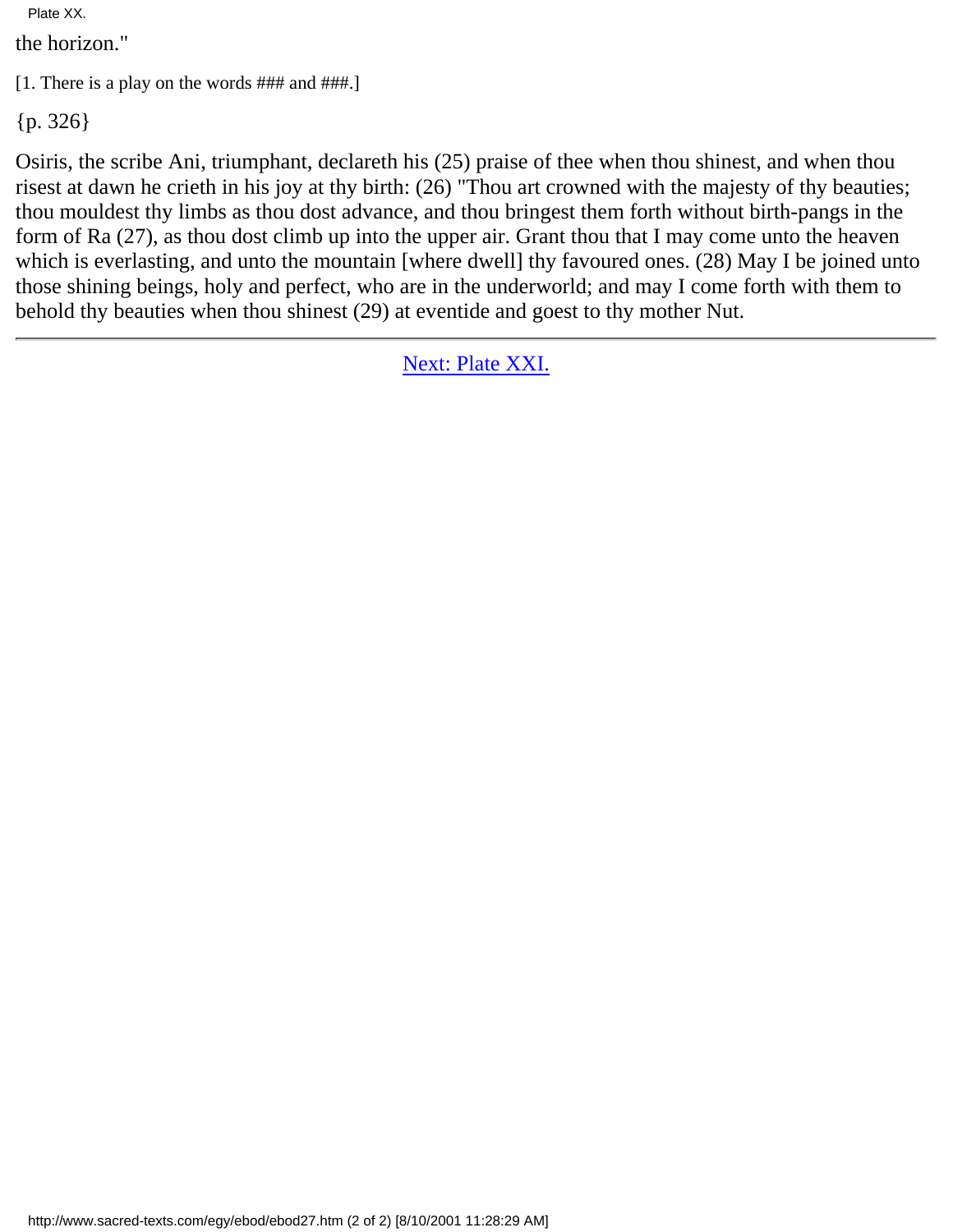the horizon."

[1. There is a play on the words ### and ###.]

{p. 326}

Osiris, the scribe Ani, triumphant, declareth his (25) praise of thee when thou shinest, and when thou risest at dawn he crieth in his joy at thy birth: (26) "Thou art crowned with the majesty of thy beauties; thou mouldest thy limbs as thou dost advance, and thou bringest them forth without birth-pangs in the form of Ra (27), as thou dost climb up into the upper air. Grant thou that I may come unto the heaven which is everlasting, and unto the mountain [where dwell] thy favoured ones. (28) May I be joined unto those shining beings, holy and perfect, who are in the underworld; and may I come forth with them to behold thy beauties when thou shinest (29) at eventide and goest to thy mother Nut.

---

Next: Plate XXI.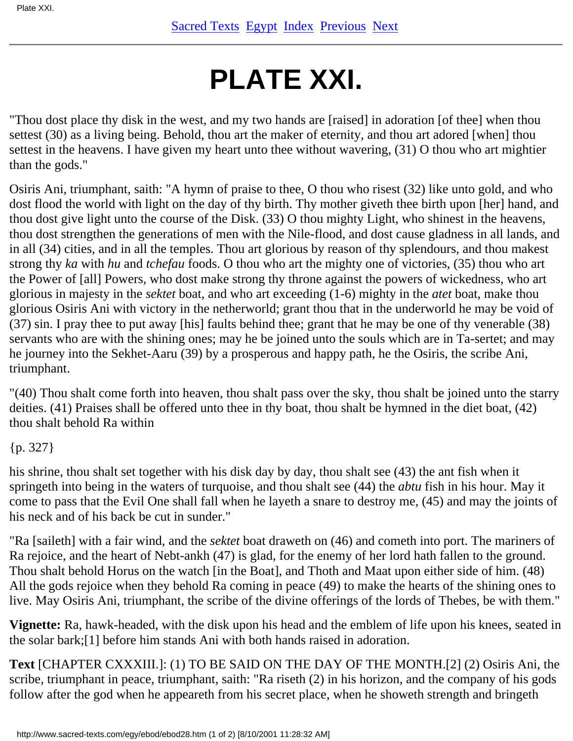# PLATE XXI.

"Thou dost place thy disk in the west, and my two hands are [raised] in adoration [of thee] when thou settest (30) as a living being. Behold, thou art the maker of eternity, and thou art adored [when] thou settest in the heavens. I have given my heart unto thee without wavering, (31) O thou who art mightier than the gods."

Osiris Ani, triumphant, saith: "A hymn of praise to thee, O thou who risest (32) like unto gold, and who dost flood the world with light on the day of thy birth. Thy mother giveth thee birth upon [her] hand, and thou dost give light unto the course of the Disk. (33) O thou mighty Light, who shinest in the heavens, thou dost strengthen the generations of men with the Nile-flood, and dost cause gladness in all lands, and in all (34) cities, and in all the temples. Thou art glorious by reason of thy splendours, and thou makest strong thy *ka* with *hu* and *tchefau* foods. O thou who art the mighty one of victories, (35) thou who art the Power of [all] Powers, who dost make strong thy throne against the powers of wickedness, who art glorious in majesty in the *sektet* boat, and who art exceeding (1-6) mighty in the *atet* boat, make thou glorious Osiris Ani with victory in the netherworld; grant thou that in the underworld he may be void of (37) sin. I pray thee to put away [his] faults behind thee; grant that he may be one of thy venerable (38) servants who are with the shining ones; may he be joined unto the souls which are in Ta-sertet; and may he journey into the Sekhet-Aaru (39) by a prosperous and happy path, he the Osiris, the scribe Ani, triumphant.

"(40) Thou shalt come forth into heaven, thou shalt pass over the sky, thou shalt be joined unto the starry deities. (41) Praises shall be offered unto thee in thy boat, thou shalt be hymned in the diet boat, (42) thou shalt behold Ra within

{p. 327}

his shrine, thou shalt set together with his disk day by day, thou shalt see (43) the ant fish when it springeth into being in the waters of turquoise, and thou shalt see (44) the *abtu* fish in his hour. May it come to pass that the Evil One shall fall when he layeth a snare to destroy me, (45) and may the joints of his neck and of his back be cut in sunder."

"Ra [saileth] with a fair wind, and the *sektet* boat draweth on (46) and cometh into port. The mariners of Ra rejoice, and the heart of Nebt-ankh (47) is glad, for the enemy of her lord hath fallen to the ground. Thou shalt behold Horus on the watch [in the Boat], and Thoth and Maat upon either side of him. (48) All the gods rejoice when they behold Ra coming in peace (49) to make the hearts of the shining ones to live. May Osiris Ani, triumphant, the scribe of the divine offerings of the lords of Thebes, be with them."

**Vignette:** Ra, hawk-headed, with the disk upon his head and the emblem of life upon his knees, seated in the solar bark;[1] before him stands Ani with both hands raised in adoration.

**Text** [CHAPTER CXXXIII.]: (1) TO BE SAID ON THE DAY OF THE MONTH.[2] (2) Osiris Ani, the scribe, triumphant in peace, triumphant, saith: "Ra riseth (2) in his horizon, and the company of his gods follow after the god when he appeareth from his secret place, when he showeth strength and bringeth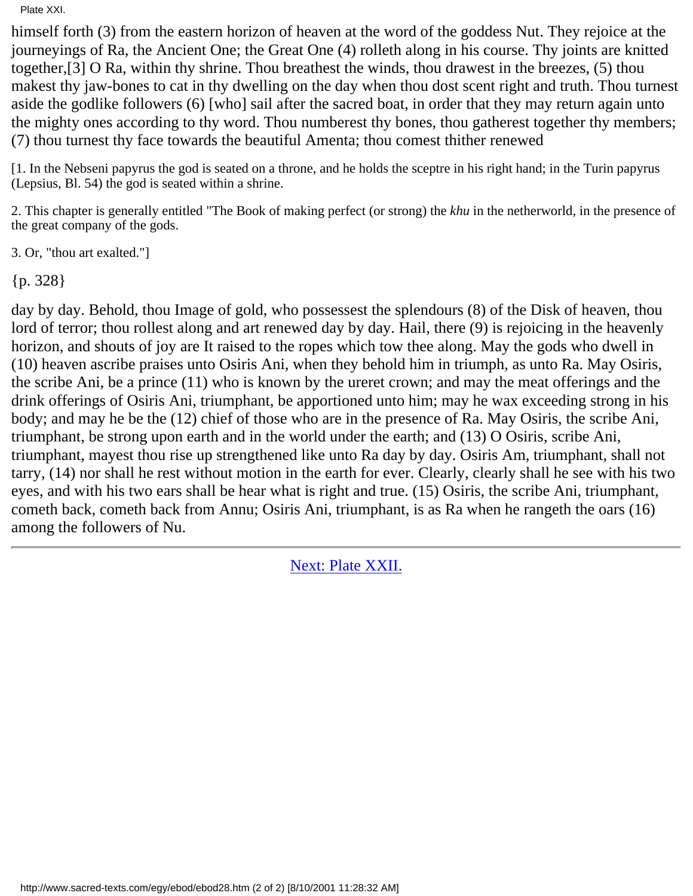himself forth (3) from the eastern horizon of heaven at the word of the goddess Nut. They rejoice at the journeyings of Ra, the Ancient One; the Great One (4) rolleth along in his course. Thy joints are knitted together,[3] O Ra, within thy shrine. Thou breathest the winds, thou drawest in the breezes, (5) thou makest thy jaw-bones to cat in thy dwelling on the day when thou dost scent right and truth. Thou turnest aside the godlike followers (6) [who] sail after the sacred boat, in order that they may return again unto the mighty ones according to thy word. Thou numberest thy bones, thou gatherest together thy members; (7) thou turnest thy face towards the beautiful Amenta; thou comest thither renewed

[1. In the Nebseni papyrus the god is seated on a throne, and he holds the sceptre in his right hand; in the Turin papyrus (Lepsius, Bl. 54) the god is seated within a shrine.

2. This chapter is generally entitled "The Book of making perfect (or strong) the *khu* in the netherworld, in the presence of the great company of the gods.

3. Or, "thou art exalted."]

{p. 328}

day by day. Behold, thou Image of gold, who possessest the splendours (8) of the Disk of heaven, thou lord of terror; thou rollest along and art renewed day by day. Hail, there (9) is rejoicing in the heavenly horizon, and shouts of joy are It raised to the ropes which tow thee along. May the gods who dwell in (10) heaven ascribe praises unto Osiris Ani, when they behold him in triumph, as unto Ra. May Osiris, the scribe Ani, be a prince (11) who is known by the ureret crown; and may the meat offerings and the drink offerings of Osiris Ani, triumphant, be apportioned unto him; may he wax exceeding strong in his body; and may he be the (12) chief of those who are in the presence of Ra. May Osiris, the scribe Ani, triumphant, be strong upon earth and in the world under the earth; and (13) O Osiris, scribe Ani, triumphant, mayest thou rise up strengthened like unto Ra day by day. Osiris Am, triumphant, shall not tarry, (14) nor shall he rest without motion in the earth for ever. Clearly, clearly shall he see with his two eyes, and with his two ears shall be hear what is right and true. (15) Osiris, the scribe Ani, triumphant, cometh back, cometh back from Annu; Osiris Ani, triumphant, is as Ra when he rangeth the oars (16) among the followers of Nu.

---

Next: Plate XXII.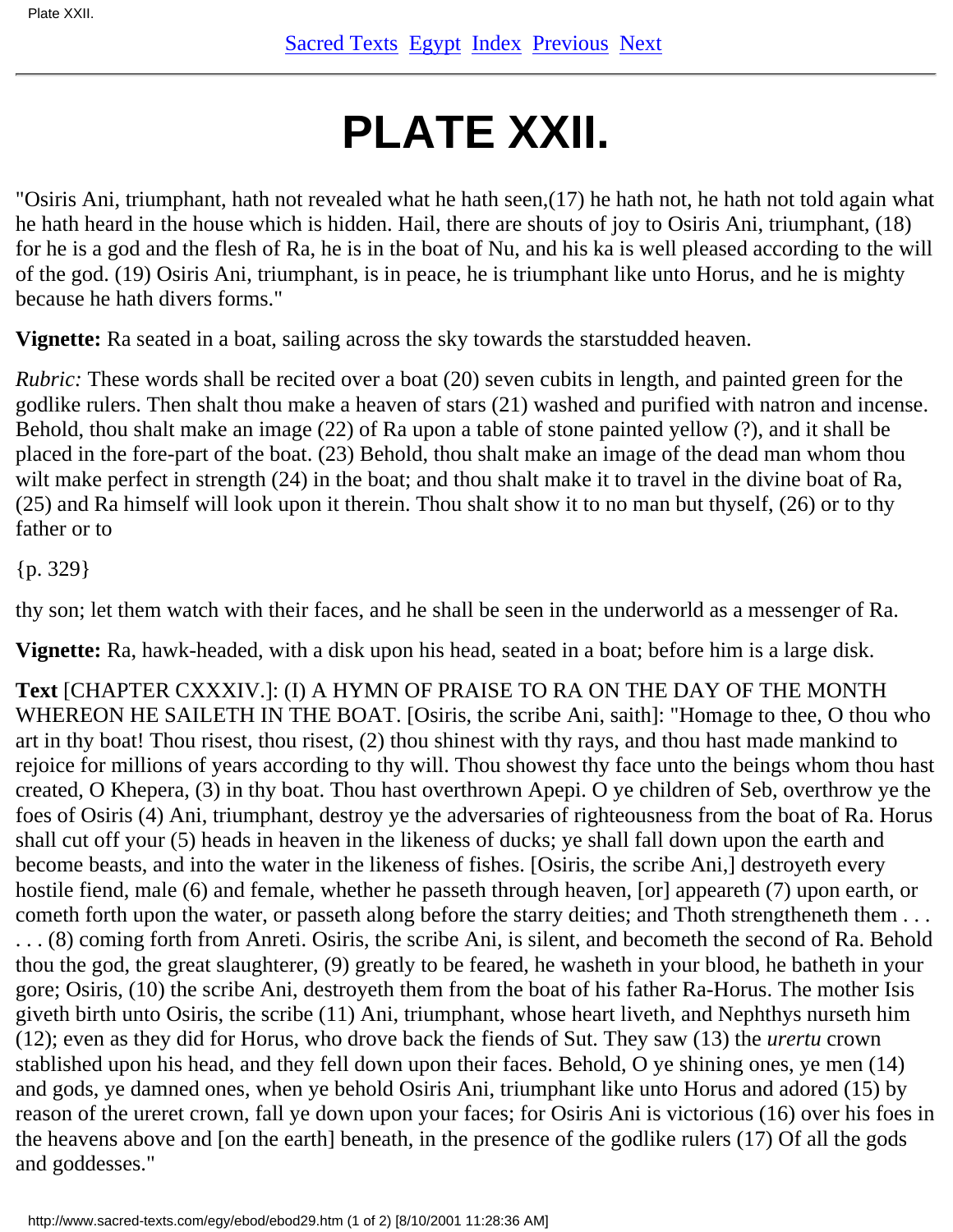# PLATE XXII.

"Osiris Ani, triumphant, hath not revealed what he hath seen,(17) he hath not, he hath not told again what he hath heard in the house which is hidden. Hail, there are shouts of joy to Osiris Ani, triumphant, (18) for he is a god and the flesh of Ra, he is in the boat of Nu, and his ka is well pleased according to the will of the god. (19) Osiris Ani, triumphant, is in peace, he is triumphant like unto Horus, and he is mighty because he hath divers forms."

**Vignette:** Ra seated in a boat, sailing across the sky towards the starstudded heaven.

*Rubric:* These words shall be recited over a boat (20) seven cubits in length, and painted green for the godlike rulers. Then shalt thou make a heaven of stars (21) washed and purified with natron and incense. Behold, thou shalt make an image (22) of Ra upon a table of stone painted yellow (?), and it shall be placed in the fore-part of the boat. (23) Behold, thou shalt make an image of the dead man whom thou wilt make perfect in strength (24) in the boat; and thou shalt make it to travel in the divine boat of Ra, (25) and Ra himself will look upon it therein. Thou shalt show it to no man but thyself, (26) or to thy father or to

{p. 329}

thy son; let them watch with their faces, and he shall be seen in the underworld as a messenger of Ra.

**Vignette:** Ra, hawk-headed, with a disk upon his head, seated in a boat; before him is a large disk.

**Text** [CHAPTER CXXXIV.]: (I) A HYMN OF PRAISE TO RA ON THE DAY OF THE MONTH WHEREON HE SAILETH IN THE BOAT. [Osiris, the scribe Ani, saith]: "Homage to thee, O thou who art in thy boat! Thou risest, thou risest, (2) thou shinest with thy rays, and thou hast made mankind to rejoice for millions of years according to thy will. Thou showest thy face unto the beings whom thou hast created, O Khepera, (3) in thy boat. Thou hast overthrown Apepi. O ye children of Seb, overthrow ye the foes of Osiris (4) Ani, triumphant, destroy ye the adversaries of righteousness from the boat of Ra. Horus shall cut off your (5) heads in heaven in the likeness of ducks; ye shall fall down upon the earth and become beasts, and into the water in the likeness of fishes. [Osiris, the scribe Ani,] destroyeth every hostile fiend, male (6) and female, whether he passeth through heaven, [or] appeareth (7) upon earth, or cometh forth upon the water, or passeth along before the starry deities; and Thoth strengtheneth them . . . . . . (8) coming forth from Anreti. Osiris, the scribe Ani, is silent, and becometh the second of Ra. Behold thou the god, the great slaughterer, (9) greatly to be feared, he washeth in your blood, he batheth in your gore; Osiris, (10) the scribe Ani, destroyeth them from the boat of his father Ra-Horus. The mother Isis giveth birth unto Osiris, the scribe (11) Ani, triumphant, whose heart liveth, and Nephthys nurseth him (12); even as they did for Horus, who drove back the fiends of Sut. They saw (13) the *urertu* crown stablished upon his head, and they fell down upon their faces. Behold, O ye shining ones, ye men (14) and gods, ye damned ones, when ye behold Osiris Ani, triumphant like unto Horus and adored (15) by reason of the ureret crown, fall ye down upon your faces; for Osiris Ani is victorious (16) over his foes in the heavens above and [on the earth] beneath, in the presence of the godlike rulers (17) Of all the gods and goddesses."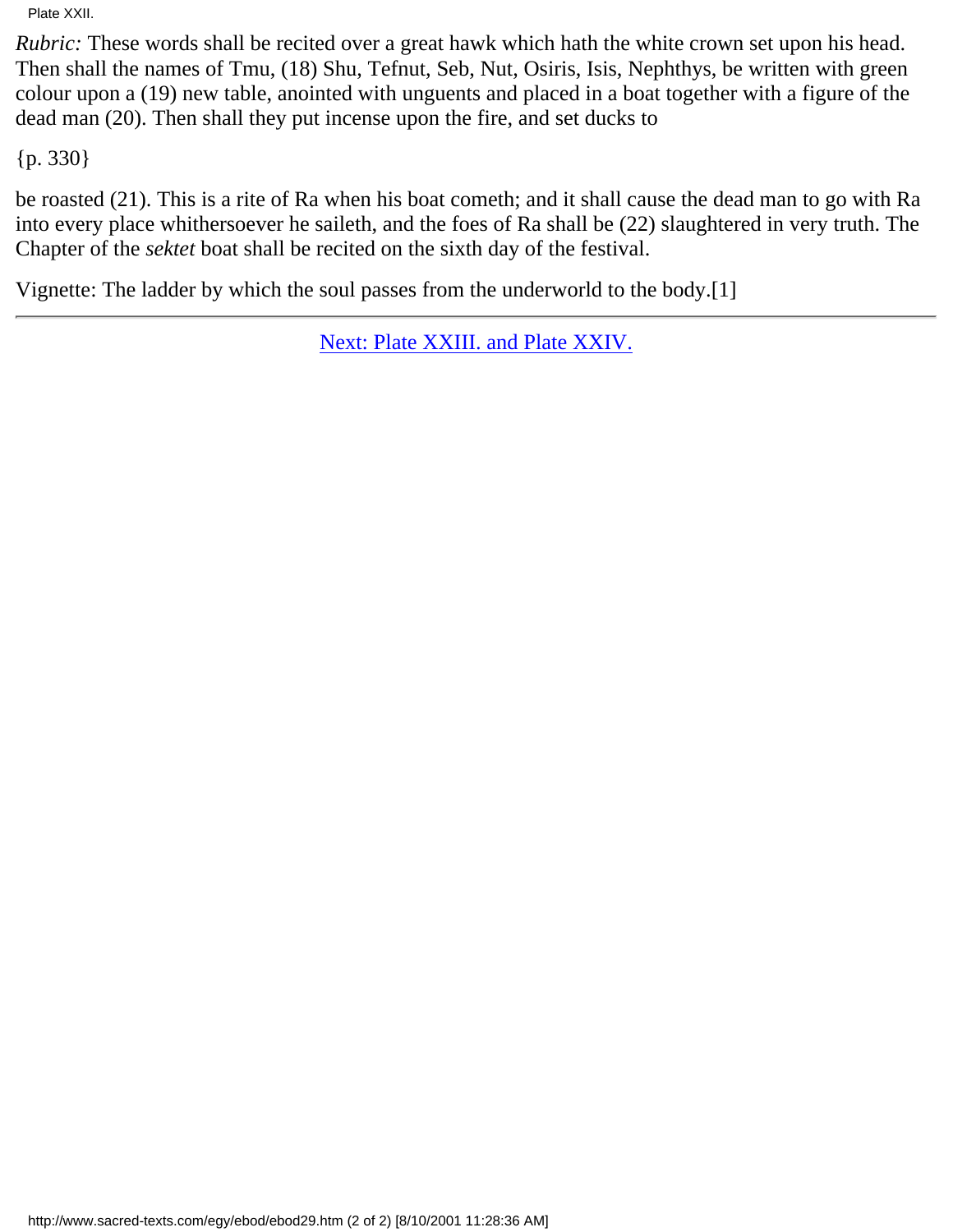*Rubric:* These words shall be recited over a great hawk which hath the white crown set upon his head. Then shall the names of Tmu, (18) Shu, Tefnut, Seb, Nut, Osiris, Isis, Nephthys, be written with green colour upon a (19) new table, anointed with unguents and placed in a boat together with a figure of the dead man (20). Then shall they put incense upon the fire, and set ducks to

{p. 330}

be roasted (21). This is a rite of Ra when his boat cometh; and it shall cause the dead man to go with Ra into every place whithersoever he saileth, and the foes of Ra shall be (22) slaughtered in very truth. The Chapter of the *sektet* boat shall be recited on the sixth day of the festival.

Vignette: The ladder by which the soul passes from the underworld to the body.[1]

---

Next: Plate XXIII. and Plate XXIV.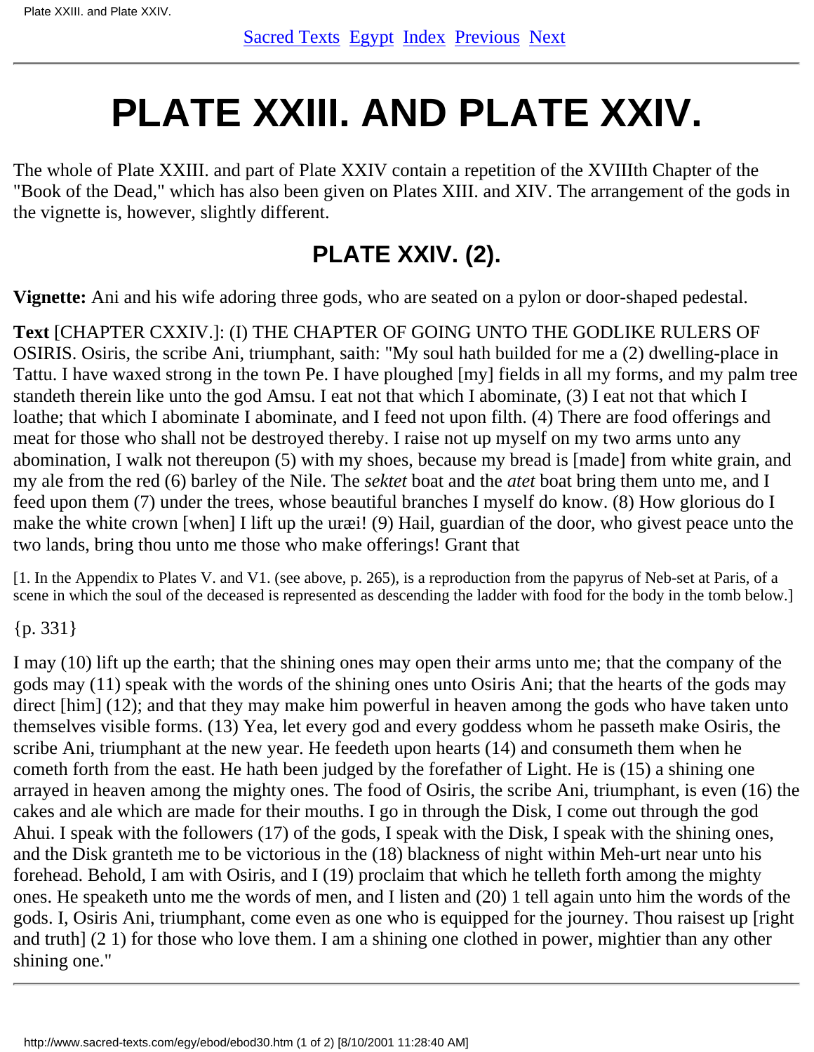# PLATE XXIII. AND PLATE XXIV.

The whole of Plate XXIII. and part of Plate XXIV contain a repetition of the XVIIIth Chapter of the "Book of the Dead," which has also been given on Plates XIII. and XIV. The arrangement of the gods in the vignette is, however, slightly different.

## PLATE XXIV. (2).

**Vignette:** Ani and his wife adoring three gods, who are seated on a pylon or door-shaped pedestal.

**Text** [CHAPTER CXXIV.]: (I) THE CHAPTER OF GOING UNTO THE GODLIKE RULERS OF OSIRIS. Osiris, the scribe Ani, triumphant, saith: "My soul hath builded for me a (2) dwelling-place in Tattu. I have waxed strong in the town Pe. I have ploughed [my] fields in all my forms, and my palm tree standeth therein like unto the god Amsu. I eat not that which I abominate, (3) I eat not that which I loathe; that which I abominate I abominate, and I feed not upon filth. (4) There are food offerings and meat for those who shall not be destroyed thereby. I raise not up myself on my two arms unto any abomination, I walk not thereupon (5) with my shoes, because my bread is [made] from white grain, and my ale from the red (6) barley of the Nile. The *sektet* boat and the *atet* boat bring them unto me, and I feed upon them (7) under the trees, whose beautiful branches I myself do know. (8) How glorious do I make the white crown [when] I lift up the uræi! (9) Hail, guardian of the door, who givest peace unto the two lands, bring thou unto me those who make offerings! Grant that

[1. In the Appendix to Plates V. and V1. (see above, p. 265), is a reproduction from the papyrus of Neb-set at Paris, of a scene in which the soul of the deceased is represented as descending the ladder with food for the body in the tomb below.]

{p. 331}

I may (10) lift up the earth; that the shining ones may open their arms unto me; that the company of the gods may (11) speak with the words of the shining ones unto Osiris Ani; that the hearts of the gods may direct [him] (12); and that they may make him powerful in heaven among the gods who have taken unto themselves visible forms. (13) Yea, let every god and every goddess whom he passeth make Osiris, the scribe Ani, triumphant at the new year. He feedeth upon hearts (14) and consumeth them when he cometh forth from the east. He hath been judged by the forefather of Light. He is (15) a shining one arrayed in heaven among the mighty ones. The food of Osiris, the scribe Ani, triumphant, is even (16) the cakes and ale which are made for their mouths. I go in through the Disk, I come out through the god Ahui. I speak with the followers (17) of the gods, I speak with the Disk, I speak with the shining ones, and the Disk granteth me to be victorious in the (18) blackness of night within Meh-urt near unto his forehead. Behold, I am with Osiris, and I (19) proclaim that which he telleth forth among the mighty ones. He speaketh unto me the words of men, and I listen and (20) 1 tell again unto him the words of the gods. I, Osiris Ani, triumphant, come even as one who is equipped for the journey. Thou raisest up [right and truth] (2 1) for those who love them. I am a shining one clothed in power, mightier than any other shining one."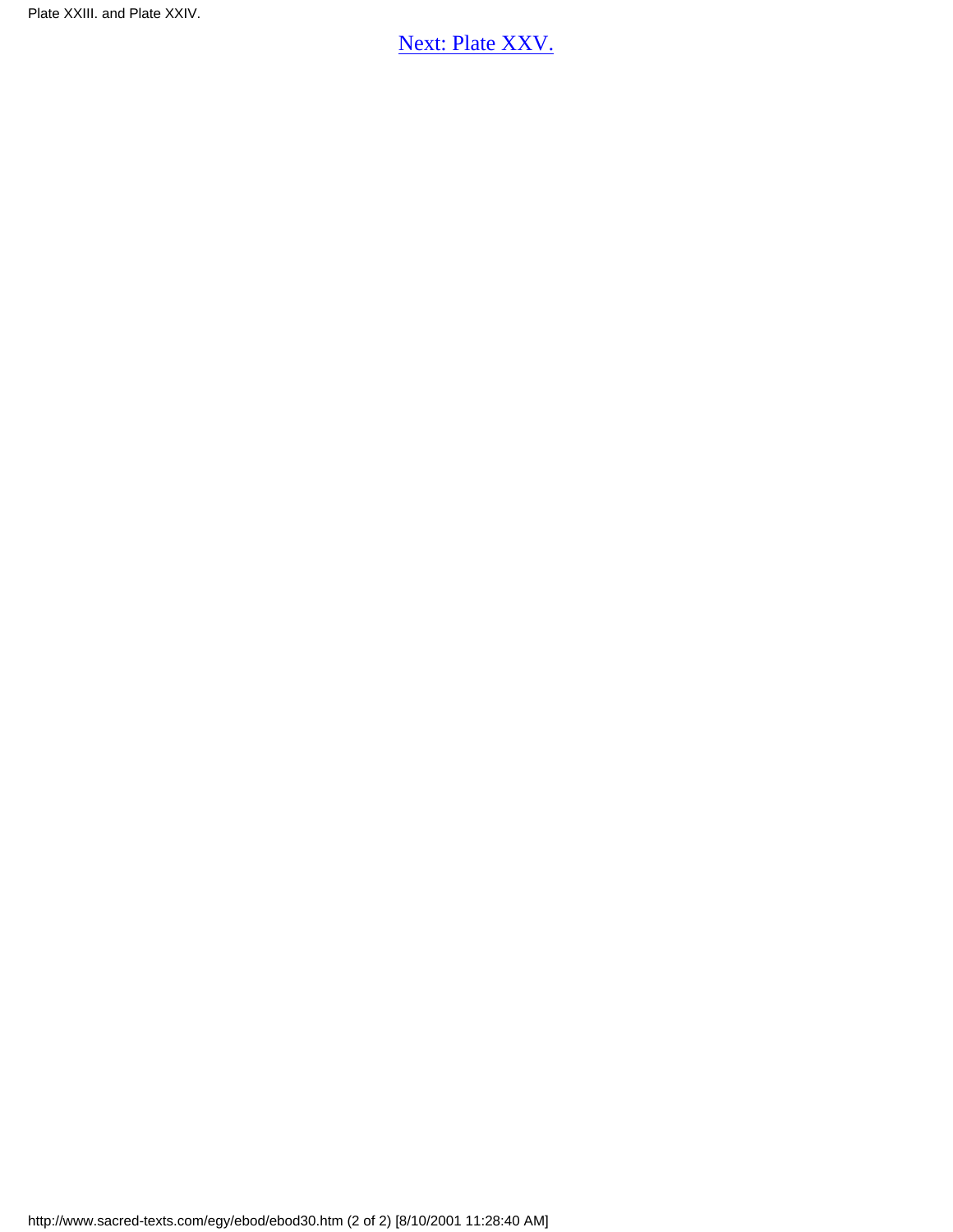[Next: Plate XXV.](http://www.sacred-texts.com/egy/ebod/ebod31.htm)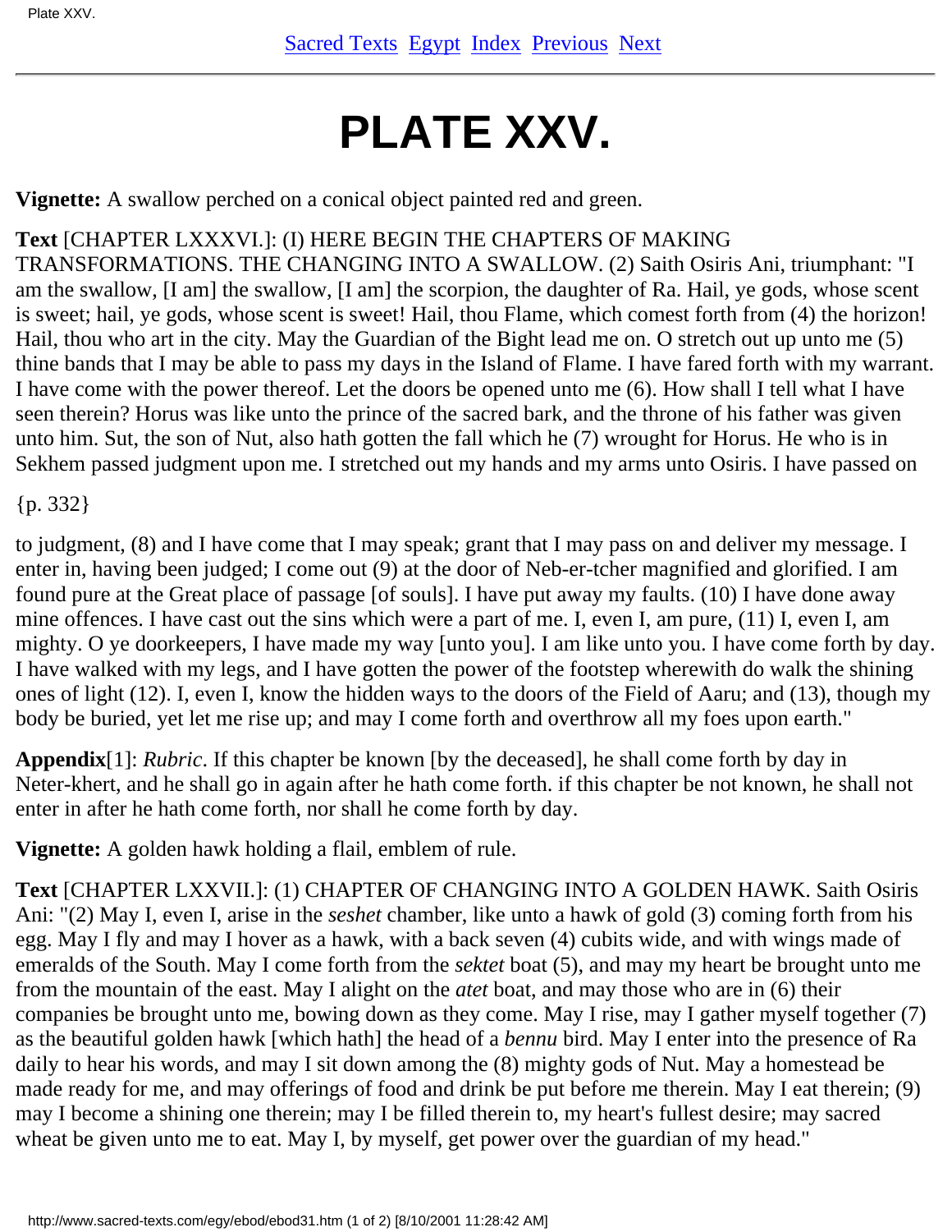# PLATE XXV.

**Vignette:** A swallow perched on a conical object painted red and green.

**Text** [CHAPTER LXXXVI.]: (I) HERE BEGIN THE CHAPTERS OF MAKING TRANSFORMATIONS. THE CHANGING INTO A SWALLOW. (2) Saith Osiris Ani, triumphant: "I am the swallow, [I am] the swallow, [I am] the scorpion, the daughter of Ra. Hail, ye gods, whose scent is sweet; hail, ye gods, whose scent is sweet! Hail, thou Flame, which comest forth from (4) the horizon! Hail, thou who art in the city. May the Guardian of the Bight lead me on. O stretch out up unto me (5) thine bands that I may be able to pass my days in the Island of Flame. I have fared forth with my warrant. I have come with the power thereof. Let the doors be opened unto me (6). How shall I tell what I have seen therein? Horus was like unto the prince of the sacred bark, and the throne of his father was given unto him. Sut, the son of Nut, also hath gotten the fall which he (7) wrought for Horus. He who is in Sekhem passed judgment upon me. I stretched out my hands and my arms unto Osiris. I have passed on

{p. 332}

to judgment, (8) and I have come that I may speak; grant that I may pass on and deliver my message. I enter in, having been judged; I come out (9) at the door of Neb-er-tcher magnified and glorified. I am found pure at the Great place of passage [of souls]. I have put away my faults. (10) I have done away mine offences. I have cast out the sins which were a part of me. I, even I, am pure, (11) I, even I, am mighty. O ye doorkeepers, I have made my way [unto you]. I am like unto you. I have come forth by day. I have walked with my legs, and I have gotten the power of the footstep wherewith do walk the shining ones of light (12). I, even I, know the hidden ways to the doors of the Field of Aaru; and (13), though my body be buried, yet let me rise up; and may I come forth and overthrow all my foes upon earth."

**Appendix**[1]: *Rubric*. If this chapter be known [by the deceased], he shall come forth by day in Neter-khert, and he shall go in again after he hath come forth. if this chapter be not known, he shall not enter in after he hath come forth, nor shall he come forth by day.

**Vignette:** A golden hawk holding a flail, emblem of rule.

**Text** [CHAPTER LXXVII.]: (1) CHAPTER OF CHANGING INTO A GOLDEN HAWK. Saith Osiris Ani: "(2) May I, even I, arise in the *seshet* chamber, like unto a hawk of gold (3) coming forth from his egg. May I fly and may I hover as a hawk, with a back seven (4) cubits wide, and with wings made of emeralds of the South. May I come forth from the *sektet* boat (5), and may my heart be brought unto me from the mountain of the east. May I alight on the *atet* boat, and may those who are in (6) their companies be brought unto me, bowing down as they come. May I rise, may I gather myself together (7) as the beautiful golden hawk [which hath] the head of a *bennu* bird. May I enter into the presence of Ra daily to hear his words, and may I sit down among the (8) mighty gods of Nut. May a homestead be made ready for me, and may offerings of food and drink be put before me therein. May I eat therein; (9) may I become a shining one therein; may I be filled therein to, my heart's fullest desire; may sacred wheat be given unto me to eat. May I, by myself, get power over the guardian of my head."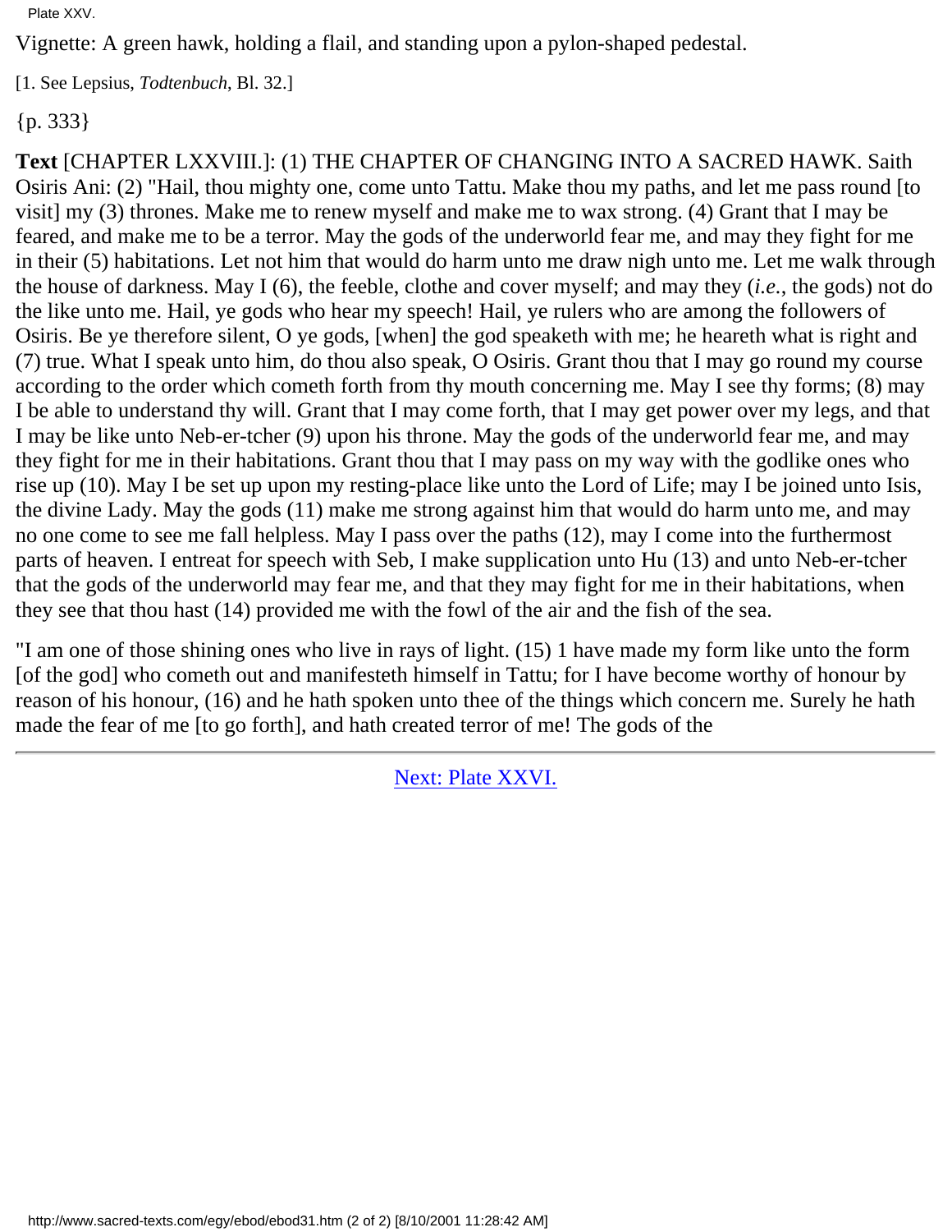Plate XXV.

Vignette: A green hawk, holding a flail, and standing upon a pylon-shaped pedestal.

[1. See Lepsius, *Todtenbuch*, Bl. 32.]

{p. 333}

**Text** [CHAPTER LXXVIII.]: (1) THE CHAPTER OF CHANGING INTO A SACRED HAWK. Saith Osiris Ani: (2) "Hail, thou mighty one, come unto Tattu. Make thou my paths, and let me pass round [to visit] my (3) thrones. Make me to renew myself and make me to wax strong. (4) Grant that I may be feared, and make me to be a terror. May the gods of the underworld fear me, and may they fight for me in their (5) habitations. Let not him that would do harm unto me draw nigh unto me. Let me walk through the house of darkness. May I (6), the feeble, clothe and cover myself; and may they (*i.e.*, the gods) not do the like unto me. Hail, ye gods who hear my speech! Hail, ye rulers who are among the followers of Osiris. Be ye therefore silent, O ye gods, [when] the god speaketh with me; he heareth what is right and (7) true. What I speak unto him, do thou also speak, O Osiris. Grant thou that I may go round my course according to the order which cometh forth from thy mouth concerning me. May I see thy forms; (8) may I be able to understand thy will. Grant that I may come forth, that I may get power over my legs, and that I may be like unto Neb-er-tcher (9) upon his throne. May the gods of the underworld fear me, and may they fight for me in their habitations. Grant thou that I may pass on my way with the godlike ones who rise up (10). May I be set up upon my resting-place like unto the Lord of Life; may I be joined unto Isis, the divine Lady. May the gods (11) make me strong against him that would do harm unto me, and may no one come to see me fall helpless. May I pass over the paths (12), may I come into the furthermost parts of heaven. I entreat for speech with Seb, I make supplication unto Hu (13) and unto Neb-er-tcher that the gods of the underworld may fear me, and that they may fight for me in their habitations, when they see that thou hast (14) provided me with the fowl of the air and the fish of the sea.

"I am one of those shining ones who live in rays of light. (15) 1 have made my form like unto the form [of the god] who cometh out and manifesteth himself in Tattu; for I have become worthy of honour by reason of his honour, (16) and he hath spoken unto thee of the things which concern me. Surely he hath made the fear of me [to go forth], and hath created terror of me! The gods of the

Next: Plate XXVI.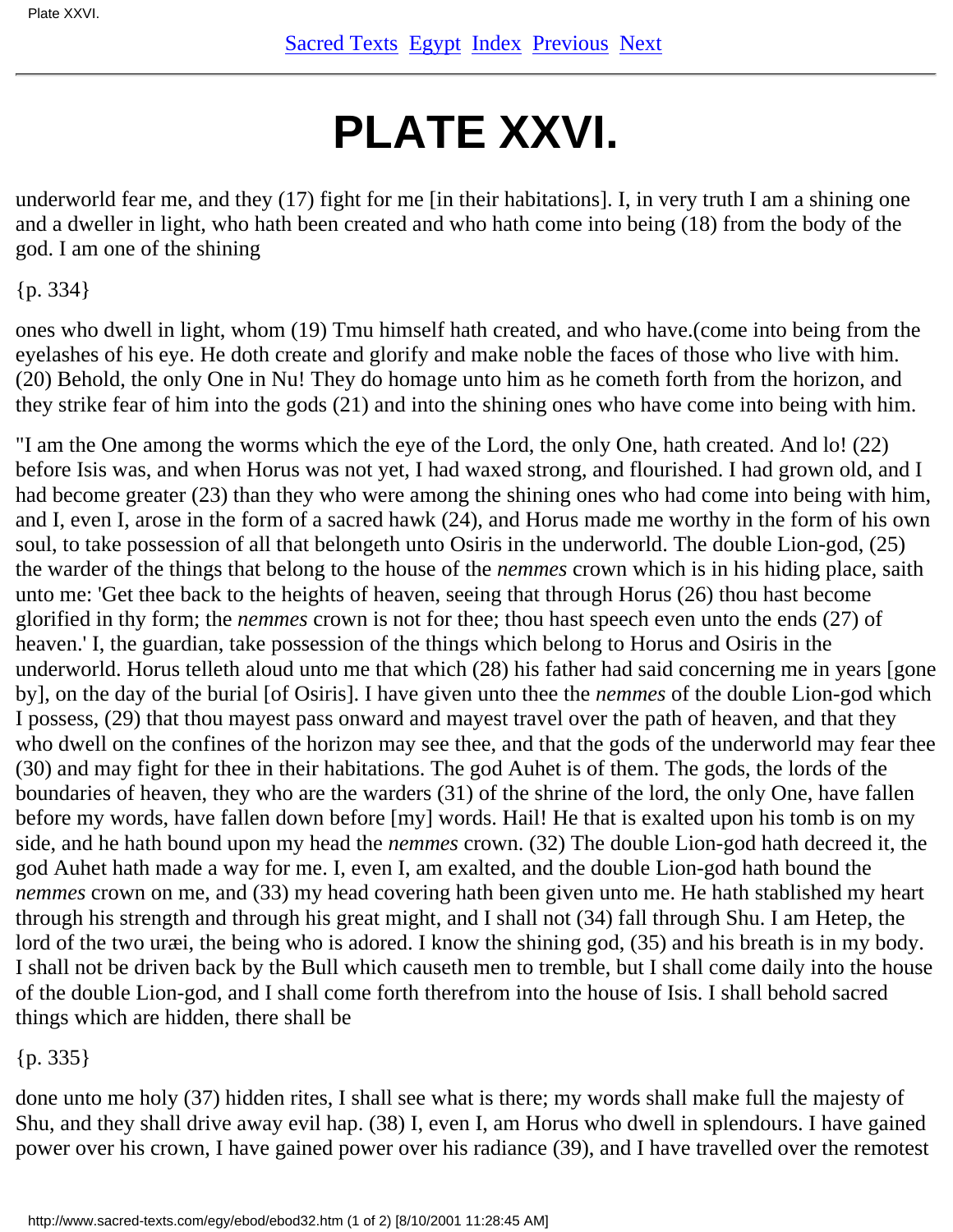# PLATE XXVI.

underworld fear me, and they (17) fight for me [in their habitations]. I, in very truth I am a shining one and a dweller in light, who hath been created and who hath come into being (18) from the body of the god. I am one of the shining

{p. 334}

ones who dwell in light, whom (19) Tmu himself hath created, and who have.(come into being from the eyelashes of his eye. He doth create and glorify and make noble the faces of those who live with him. (20) Behold, the only One in Nu! They do homage unto him as he cometh forth from the horizon, and they strike fear of him into the gods (21) and into the shining ones who have come into being with him.

"I am the One among the worms which the eye of the Lord, the only One, hath created. And lo! (22) before Isis was, and when Horus was not yet, I had waxed strong, and flourished. I had grown old, and I had become greater (23) than they who were among the shining ones who had come into being with him, and I, even I, arose in the form of a sacred hawk (24), and Horus made me worthy in the form of his own soul, to take possession of all that belongeth unto Osiris in the underworld. The double Lion-god, (25) the warder of the things that belong to the house of the *nemmes* crown which is in his hiding place, saith unto me: 'Get thee back to the heights of heaven, seeing that through Horus (26) thou hast become glorified in thy form; the *nemmes* crown is not for thee; thou hast speech even unto the ends (27) of heaven.' I, the guardian, take possession of the things which belong to Horus and Osiris in the underworld. Horus telleth aloud unto me that which (28) his father had said concerning me in years [gone by], on the day of the burial [of Osiris]. I have given unto thee the *nemmes* of the double Lion-god which I possess, (29) that thou mayest pass onward and mayest travel over the path of heaven, and that they who dwell on the confines of the horizon may see thee, and that the gods of the underworld may fear thee (30) and may fight for thee in their habitations. The god Auhet is of them. The gods, the lords of the boundaries of heaven, they who are the warders (31) of the shrine of the lord, the only One, have fallen before my words, have fallen down before [my] words. Hail! He that is exalted upon his tomb is on my side, and he hath bound upon my head the *nemmes* crown. (32) The double Lion-god hath decreed it, the god Auhet hath made a way for me. I, even I, am exalted, and the double Lion-god hath bound the *nemmes* crown on me, and (33) my head covering hath been given unto me. He hath stablished my heart through his strength and through his great might, and I shall not (34) fall through Shu. I am Hetep, the lord of the two uræi, the being who is adored. I know the shining god, (35) and his breath is in my body. I shall not be driven back by the Bull which causeth men to tremble, but I shall come daily into the house of the double Lion-god, and I shall come forth therefrom into the house of Isis. I shall behold sacred things which are hidden, there shall be

{p. 335}

done unto me holy (37) hidden rites, I shall see what is there; my words shall make full the majesty of Shu, and they shall drive away evil hap. (38) I, even I, am Horus who dwell in splendours. I have gained power over his crown, I have gained power over his radiance (39), and I have travelled over the remotest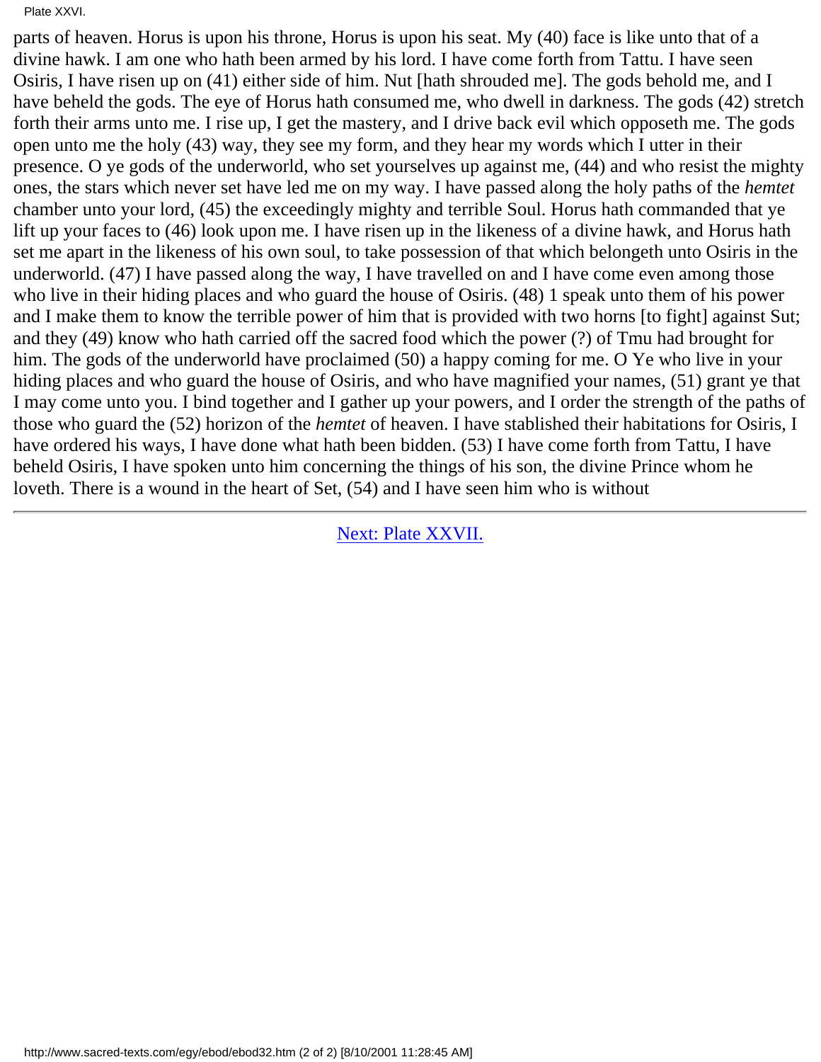parts of heaven. Horus is upon his throne, Horus is upon his seat. My (40) face is like unto that of a divine hawk. I am one who hath been armed by his lord. I have come forth from Tattu. I have seen Osiris, I have risen up on (41) either side of him. Nut [hath shrouded me]. The gods behold me, and I have beheld the gods. The eye of Horus hath consumed me, who dwell in darkness. The gods (42) stretch forth their arms unto me. I rise up, I get the mastery, and I drive back evil which opposeth me. The gods open unto me the holy (43) way, they see my form, and they hear my words which I utter in their presence. O ye gods of the underworld, who set yourselves up against me, (44) and who resist the mighty ones, the stars which never set have led me on my way. I have passed along the holy paths of the *hemtet* chamber unto your lord, (45) the exceedingly mighty and terrible Soul. Horus hath commanded that ye lift up your faces to (46) look upon me. I have risen up in the likeness of a divine hawk, and Horus hath set me apart in the likeness of his own soul, to take possession of that which belongeth unto Osiris in the underworld. (47) I have passed along the way, I have travelled on and I have come even among those who live in their hiding places and who guard the house of Osiris. (48) 1 speak unto them of his power and I make them to know the terrible power of him that is provided with two horns [to fight] against Sut; and they (49) know who hath carried off the sacred food which the power (?) of Tmu had brought for him. The gods of the underworld have proclaimed (50) a happy coming for me. O Ye who live in your hiding places and who guard the house of Osiris, and who have magnified your names, (51) grant ye that I may come unto you. I bind together and I gather up your powers, and I order the strength of the paths of those who guard the (52) horizon of the *hemtet* of heaven. I have stablished their habitations for Osiris, I have ordered his ways, I have done what hath been bidden. (53) I have come forth from Tattu, I have beheld Osiris, I have spoken unto him concerning the things of his son, the divine Prince whom he loveth. There is a wound in the heart of Set, (54) and I have seen him who is without

---

Next: Plate XXVII.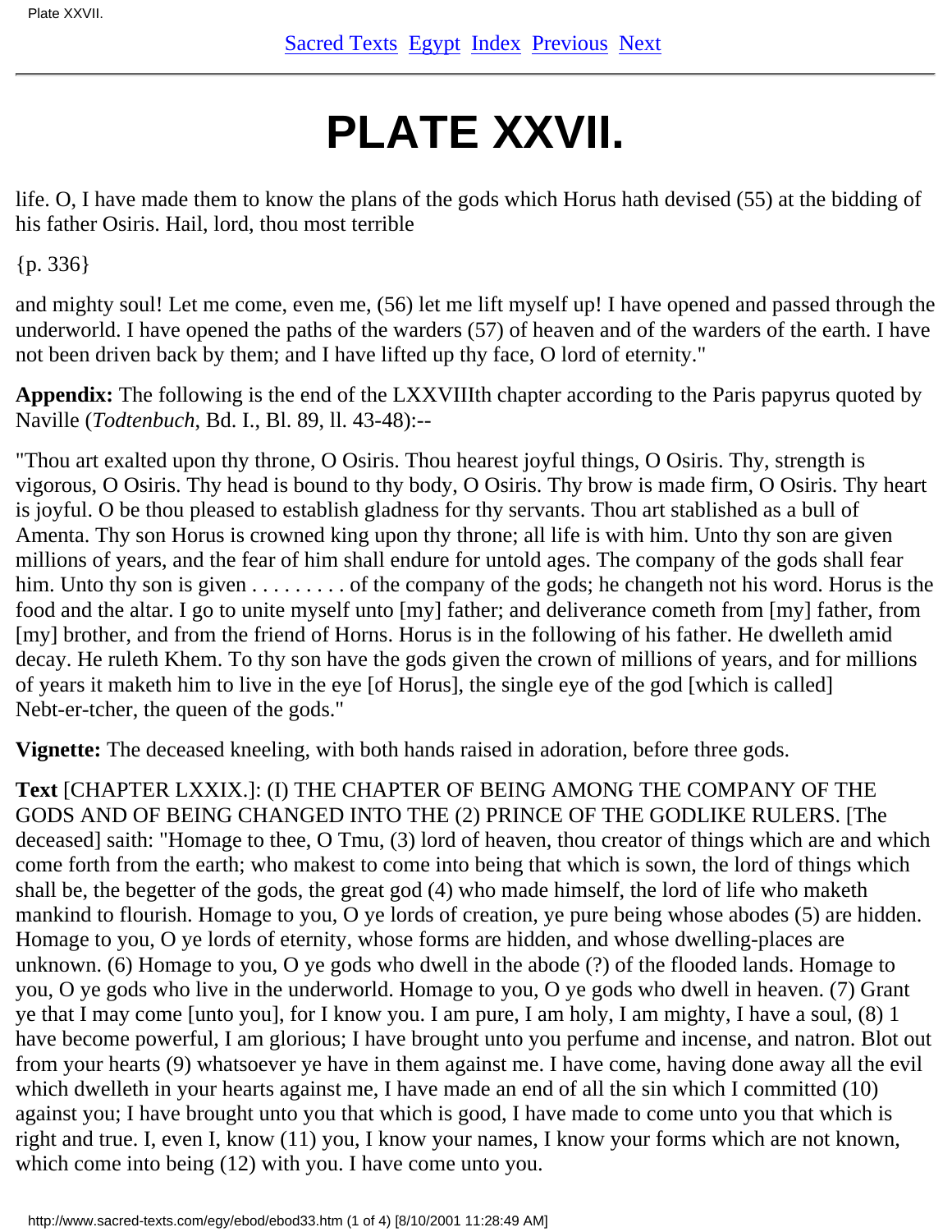# PLATE XXVII.

life. O, I have made them to know the plans of the gods which Horus hath devised (55) at the bidding of his father Osiris. Hail, lord, thou most terrible

{p. 336}

and mighty soul! Let me come, even me, (56) let me lift myself up! I have opened and passed through the underworld. I have opened the paths of the warders (57) of heaven and of the warders of the earth. I have not been driven back by them; and I have lifted up thy face, O lord of eternity."

**Appendix:** The following is the end of the LXXVIIIth chapter according to the Paris papyrus quoted by Naville (*Todtenbuch*, Bd. I., Bl. 89, ll. 43-48):--

"Thou art exalted upon thy throne, O Osiris. Thou hearest joyful things, O Osiris. Thy, strength is vigorous, O Osiris. Thy head is bound to thy body, O Osiris. Thy brow is made firm, O Osiris. Thy heart is joyful. O be thou pleased to establish gladness for thy servants. Thou art stablished as a bull of Amenta. Thy son Horus is crowned king upon thy throne; all life is with him. Unto thy son are given millions of years, and the fear of him shall endure for untold ages. The company of the gods shall fear him. Unto thy son is given . . . . . . . . . of the company of the gods; he changeth not his word. Horus is the food and the altar. I go to unite myself unto [my] father; and deliverance cometh from [my] father, from [my] brother, and from the friend of Horns. Horus is in the following of his father. He dwelleth amid decay. He ruleth Khem. To thy son have the gods given the crown of millions of years, and for millions of years it maketh him to live in the eye [of Horus], the single eye of the god [which is called] Nebt-er-tcher, the queen of the gods."

**Vignette:** The deceased kneeling, with both hands raised in adoration, before three gods.

**Text** [CHAPTER LXXIX.]: (I) THE CHAPTER OF BEING AMONG THE COMPANY OF THE GODS AND OF BEING CHANGED INTO THE (2) PRINCE OF THE GODLIKE RULERS. [The deceased] saith: "Homage to thee, O Tmu, (3) lord of heaven, thou creator of things which are and which come forth from the earth; who makest to come into being that which is sown, the lord of things which shall be, the begetter of the gods, the great god (4) who made himself, the lord of life who maketh mankind to flourish. Homage to you, O ye lords of creation, ye pure being whose abodes (5) are hidden. Homage to you, O ye lords of eternity, whose forms are hidden, and whose dwelling-places are unknown. (6) Homage to you, O ye gods who dwell in the abode (?) of the flooded lands. Homage to you, O ye gods who live in the underworld. Homage to you, O ye gods who dwell in heaven. (7) Grant ye that I may come [unto you], for I know you. I am pure, I am holy, I am mighty, I have a soul, (8) 1 have become powerful, I am glorious; I have brought unto you perfume and incense, and natron. Blot out from your hearts (9) whatsoever ye have in them against me. I have come, having done away all the evil which dwelleth in your hearts against me, I have made an end of all the sin which I committed (10) against you; I have brought unto you that which is good, I have made to come unto you that which is right and true. I, even I, know (11) you, I know your names, I know your forms which are not known, which come into being (12) with you. I have come unto you.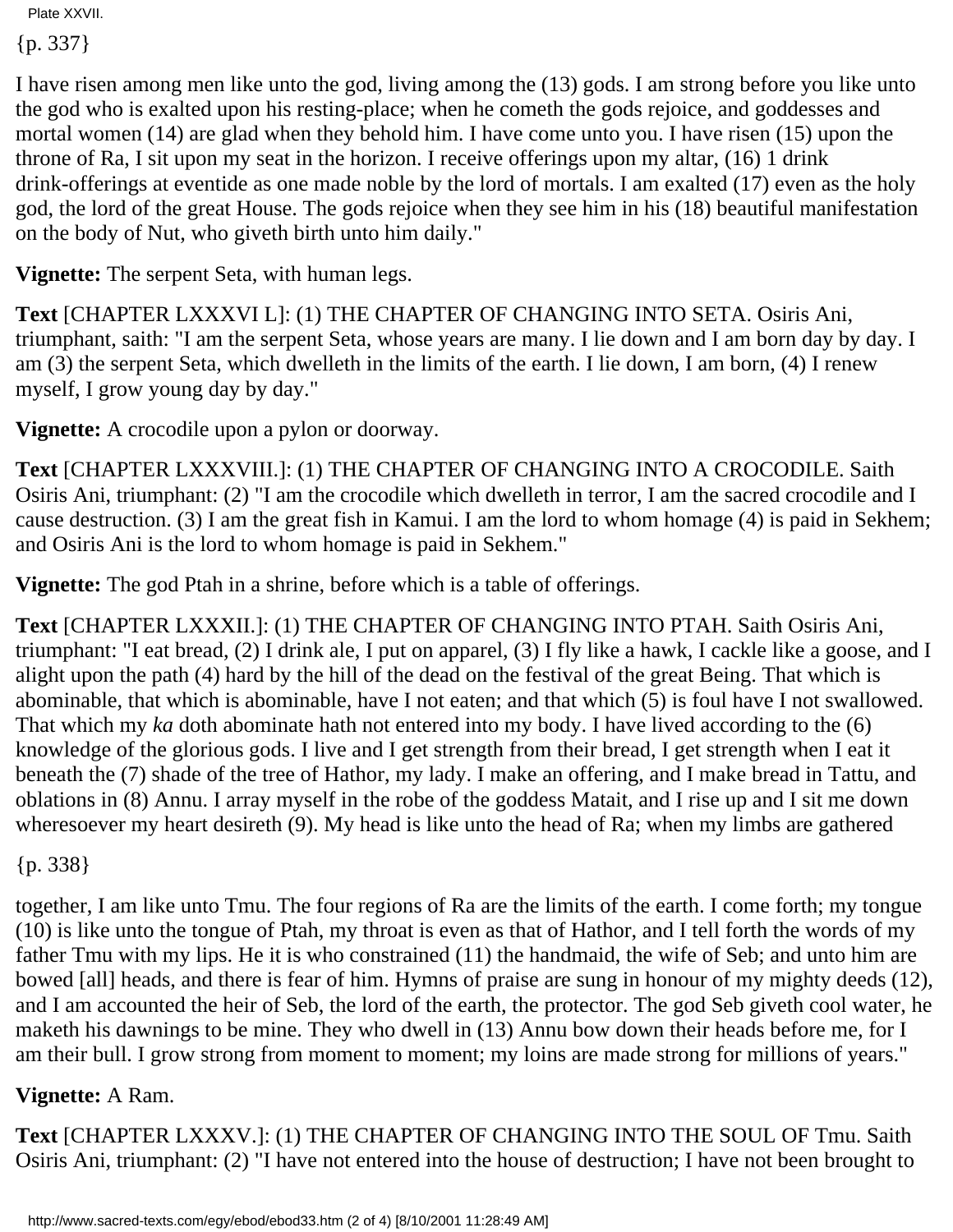Plate XXVII.

{p. 337}

I have risen among men like unto the god, living among the (13) gods. I am strong before you like unto the god who is exalted upon his resting-place; when he cometh the gods rejoice, and goddesses and mortal women (14) are glad when they behold him. I have come unto you. I have risen (15) upon the throne of Ra, I sit upon my seat in the horizon. I receive offerings upon my altar, (16) 1 drink drink-offerings at eventide as one made noble by the lord of mortals. I am exalted (17) even as the holy god, the lord of the great House. The gods rejoice when they see him in his (18) beautiful manifestation on the body of Nut, who giveth birth unto him daily."

**Vignette:** The serpent Seta, with human legs.

**Text** [CHAPTER LXXXVI L]: (1) THE CHAPTER OF CHANGING INTO SETA. Osiris Ani, triumphant, saith: "I am the serpent Seta, whose years are many. I lie down and I am born day by day. I am (3) the serpent Seta, which dwelleth in the limits of the earth. I lie down, I am born, (4) I renew myself, I grow young day by day."

**Vignette:** A crocodile upon a pylon or doorway.

**Text** [CHAPTER LXXXVIII.]: (1) THE CHAPTER OF CHANGING INTO A CROCODILE. Saith Osiris Ani, triumphant: (2) "I am the crocodile which dwelleth in terror, I am the sacred crocodile and I cause destruction. (3) I am the great fish in Kamui. I am the lord to whom homage (4) is paid in Sekhem; and Osiris Ani is the lord to whom homage is paid in Sekhem."

**Vignette:** The god Ptah in a shrine, before which is a table of offerings.

**Text** [CHAPTER LXXXII.]: (1) THE CHAPTER OF CHANGING INTO PTAH. Saith Osiris Ani, triumphant: "I eat bread, (2) I drink ale, I put on apparel, (3) I fly like a hawk, I cackle like a goose, and I alight upon the path (4) hard by the hill of the dead on the festival of the great Being. That which is abominable, that which is abominable, have I not eaten; and that which (5) is foul have I not swallowed. That which my *ka* doth abominate hath not entered into my body. I have lived according to the (6) knowledge of the glorious gods. I live and I get strength from their bread, I get strength when I eat it beneath the (7) shade of the tree of Hathor, my lady. I make an offering, and I make bread in Tattu, and oblations in (8) Annu. I array myself in the robe of the goddess Matait, and I rise up and I sit me down wheresoever my heart desireth (9). My head is like unto the head of Ra; when my limbs are gathered

{p. 338}

together, I am like unto Tmu. The four regions of Ra are the limits of the earth. I come forth; my tongue (10) is like unto the tongue of Ptah, my throat is even as that of Hathor, and I tell forth the words of my father Tmu with my lips. He it is who constrained (11) the handmaid, the wife of Seb; and unto him are bowed [all] heads, and there is fear of him. Hymns of praise are sung in honour of my mighty deeds (12), and I am accounted the heir of Seb, the lord of the earth, the protector. The god Seb giveth cool water, he maketh his dawnings to be mine. They who dwell in (13) Annu bow down their heads before me, for I am their bull. I grow strong from moment to moment; my loins are made strong for millions of years."

**Vignette:** A Ram.

**Text** [CHAPTER LXXXV.]: (1) THE CHAPTER OF CHANGING INTO THE SOUL OF Tmu. Saith Osiris Ani, triumphant: (2) "I have not entered into the house of destruction; I have not been brought to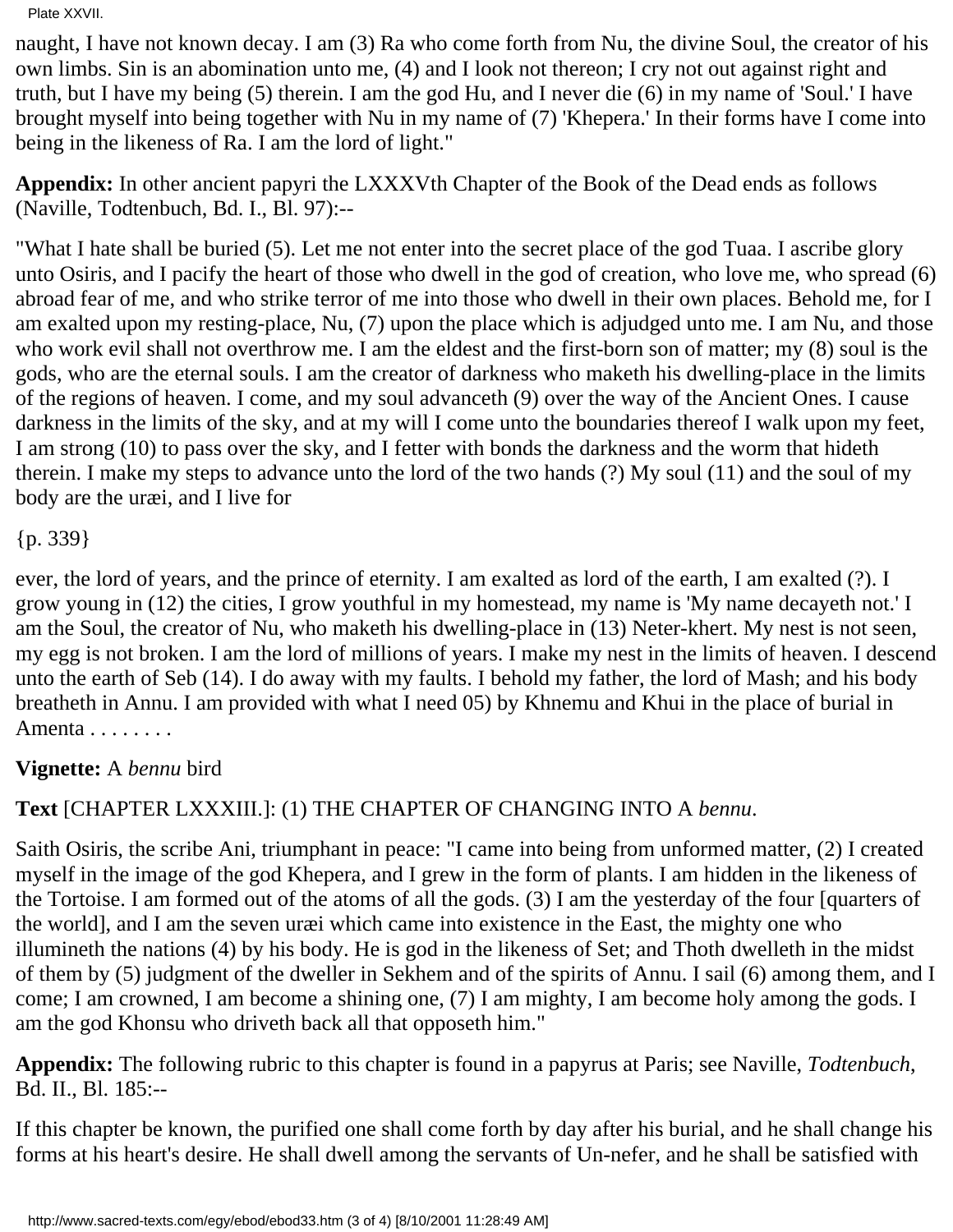naught, I have not known decay. I am (3) Ra who come forth from Nu, the divine Soul, the creator of his own limbs. Sin is an abomination unto me, (4) and I look not thereon; I cry not out against right and truth, but I have my being (5) therein. I am the god Hu, and I never die (6) in my name of 'Soul.' I have brought myself into being together with Nu in my name of (7) 'Khepera.' In their forms have I come into being in the likeness of Ra. I am the lord of light."

**Appendix:** In other ancient papyri the LXXXVth Chapter of the Book of the Dead ends as follows (Naville, Todtenbuch, Bd. I., Bl. 97):--

"What I hate shall be buried (5). Let me not enter into the secret place of the god Tuaa. I ascribe glory unto Osiris, and I pacify the heart of those who dwell in the god of creation, who love me, who spread (6) abroad fear of me, and who strike terror of me into those who dwell in their own places. Behold me, for I am exalted upon my resting-place, Nu, (7) upon the place which is adjudged unto me. I am Nu, and those who work evil shall not overthrow me. I am the eldest and the first-born son of matter; my (8) soul is the gods, who are the eternal souls. I am the creator of darkness who maketh his dwelling-place in the limits of the regions of heaven. I come, and my soul advanceth (9) over the way of the Ancient Ones. I cause darkness in the limits of the sky, and at my will I come unto the boundaries thereof I walk upon my feet, I am strong (10) to pass over the sky, and I fetter with bonds the darkness and the worm that hideth therein. I make my steps to advance unto the lord of the two hands (?) My soul (11) and the soul of my body are the uræi, and I live for

{p. 339}

ever, the lord of years, and the prince of eternity. I am exalted as lord of the earth, I am exalted (?). I grow young in (12) the cities, I grow youthful in my homestead, my name is 'My name decayeth not.' I am the Soul, the creator of Nu, who maketh his dwelling-place in (13) Neter-khert. My nest is not seen, my egg is not broken. I am the lord of millions of years. I make my nest in the limits of heaven. I descend unto the earth of Seb (14). I do away with my faults. I behold my father, the lord of Mash; and his body breatheth in Annu. I am provided with what I need 05) by Khnemu and Khui in the place of burial in Amenta . . . . . . . .

**Vignette:** A *bennu* bird

**Text** [CHAPTER LXXXIII.]: (1) THE CHAPTER OF CHANGING INTO A *bennu*.

Saith Osiris, the scribe Ani, triumphant in peace: "I came into being from unformed matter, (2) I created myself in the image of the god Khepera, and I grew in the form of plants. I am hidden in the likeness of the Tortoise. I am formed out of the atoms of all the gods. (3) I am the yesterday of the four [quarters of the world], and I am the seven uræi which came into existence in the East, the mighty one who illumineth the nations (4) by his body. He is god in the likeness of Set; and Thoth dwelleth in the midst of them by (5) judgment of the dweller in Sekhem and of the spirits of Annu. I sail (6) among them, and I come; I am crowned, I am become a shining one, (7) I am mighty, I am become holy among the gods. I am the god Khonsu who driveth back all that opposeth him."

**Appendix:** The following rubric to this chapter is found in a papyrus at Paris; see Naville, *Todtenbuch*, Bd. II., Bl. 185:--

If this chapter be known, the purified one shall come forth by day after his burial, and he shall change his forms at his heart's desire. He shall dwell among the servants of Un-nefer, and he shall be satisfied with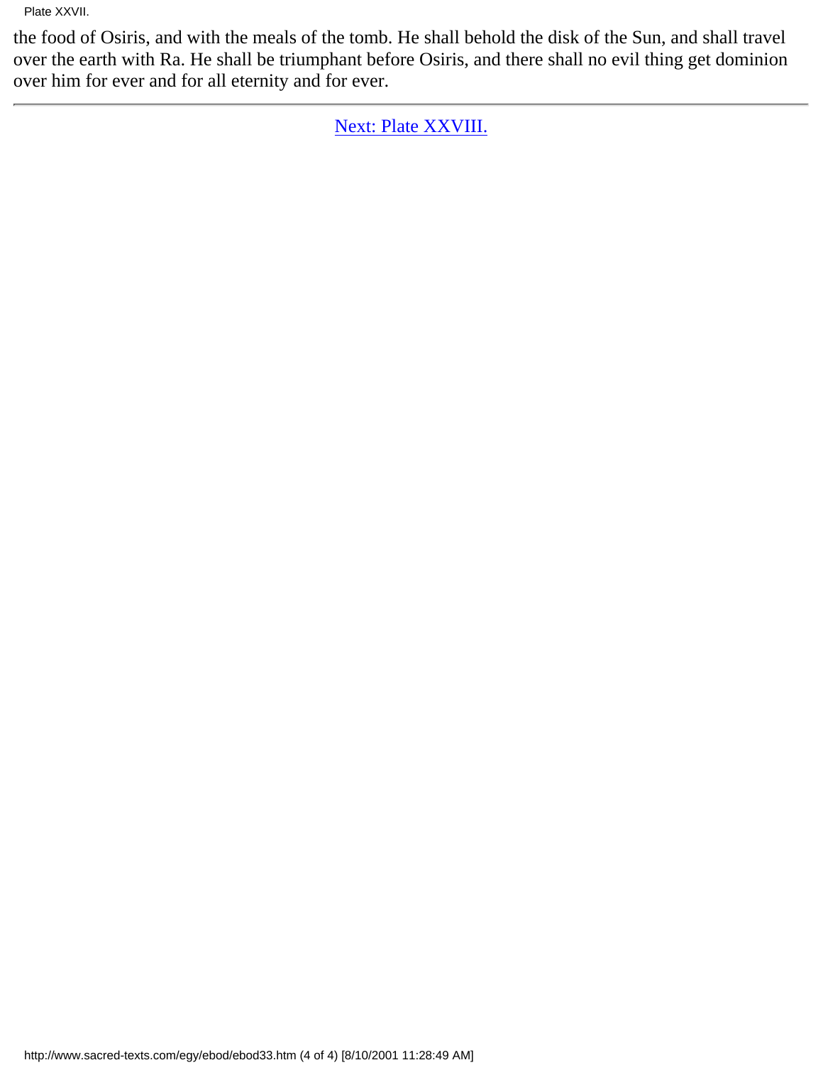the food of Osiris, and with the meals of the tomb. He shall behold the disk of the Sun, and shall travel over the earth with Ra. He shall be triumphant before Osiris, and there shall no evil thing get dominion over him for ever and for all eternity and for ever.

---

Next: Plate XXVIII.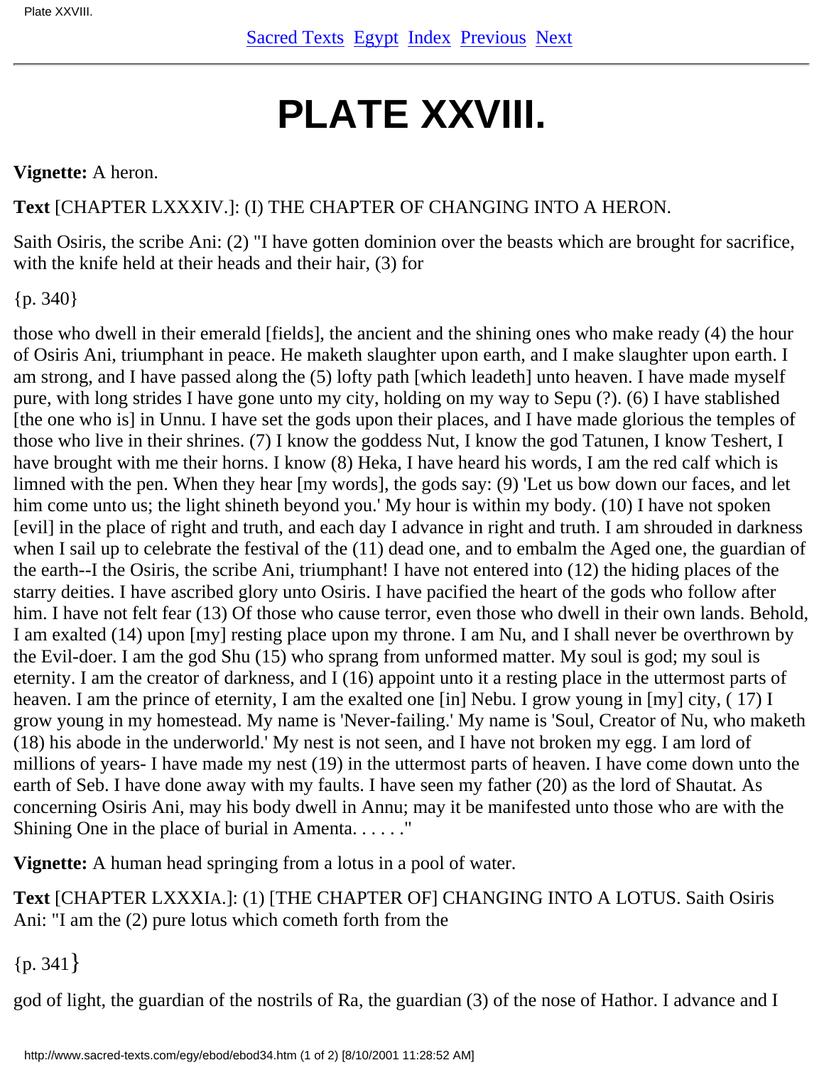# PLATE XXVIII.

**Vignette:** A heron.

**Text** [CHAPTER LXXXIV.]: (I) THE CHAPTER OF CHANGING INTO A HERON.

Saith Osiris, the scribe Ani: (2) "I have gotten dominion over the beasts which are brought for sacrifice, with the knife held at their heads and their hair, (3) for

{p. 340}

those who dwell in their emerald [fields], the ancient and the shining ones who make ready (4) the hour of Osiris Ani, triumphant in peace. He maketh slaughter upon earth, and I make slaughter upon earth. I am strong, and I have passed along the (5) lofty path [which leadeth] unto heaven. I have made myself pure, with long strides I have gone unto my city, holding on my way to Sepu (?). (6) I have stablished [the one who is] in Unnu. I have set the gods upon their places, and I have made glorious the temples of those who live in their shrines. (7) I know the goddess Nut, I know the god Tatunen, I know Teshert, I have brought with me their horns. I know (8) Heka, I have heard his words, I am the red calf which is limned with the pen. When they hear [my words], the gods say: (9) 'Let us bow down our faces, and let him come unto us; the light shineth beyond you.' My hour is within my body. (10) I have not spoken [evil] in the place of right and truth, and each day I advance in right and truth. I am shrouded in darkness when I sail up to celebrate the festival of the (11) dead one, and to embalm the Aged one, the guardian of the earth--I the Osiris, the scribe Ani, triumphant! I have not entered into (12) the hiding places of the starry deities. I have ascribed glory unto Osiris. I have pacified the heart of the gods who follow after him. I have not felt fear (13) Of those who cause terror, even those who dwell in their own lands. Behold, I am exalted (14) upon [my] resting place upon my throne. I am Nu, and I shall never be overthrown by the Evil-doer. I am the god Shu (15) who sprang from unformed matter. My soul is god; my soul is eternity. I am the creator of darkness, and I (16) appoint unto it a resting place in the uttermost parts of heaven. I am the prince of eternity, I am the exalted one [in] Nebu. I grow young in [my] city, ( 17) I grow young in my homestead. My name is 'Never-failing.' My name is 'Soul, Creator of Nu, who maketh (18) his abode in the underworld.' My nest is not seen, and I have not broken my egg. I am lord of millions of years- I have made my nest (19) in the uttermost parts of heaven. I have come down unto the earth of Seb. I have done away with my faults. I have seen my father (20) as the lord of Shautat. As concerning Osiris Ani, may his body dwell in Annu; may it be manifested unto those who are with the Shining One in the place of burial in Amenta. . . . . ."

**Vignette:** A human head springing from a lotus in a pool of water.

**Text** [CHAPTER LXXXIA.]: (1) [THE CHAPTER OF] CHANGING INTO A LOTUS. Saith Osiris Ani: "I am the (2) pure lotus which cometh forth from the

{p. 341}

god of light, the guardian of the nostrils of Ra, the guardian (3) of the nose of Hathor. I advance and I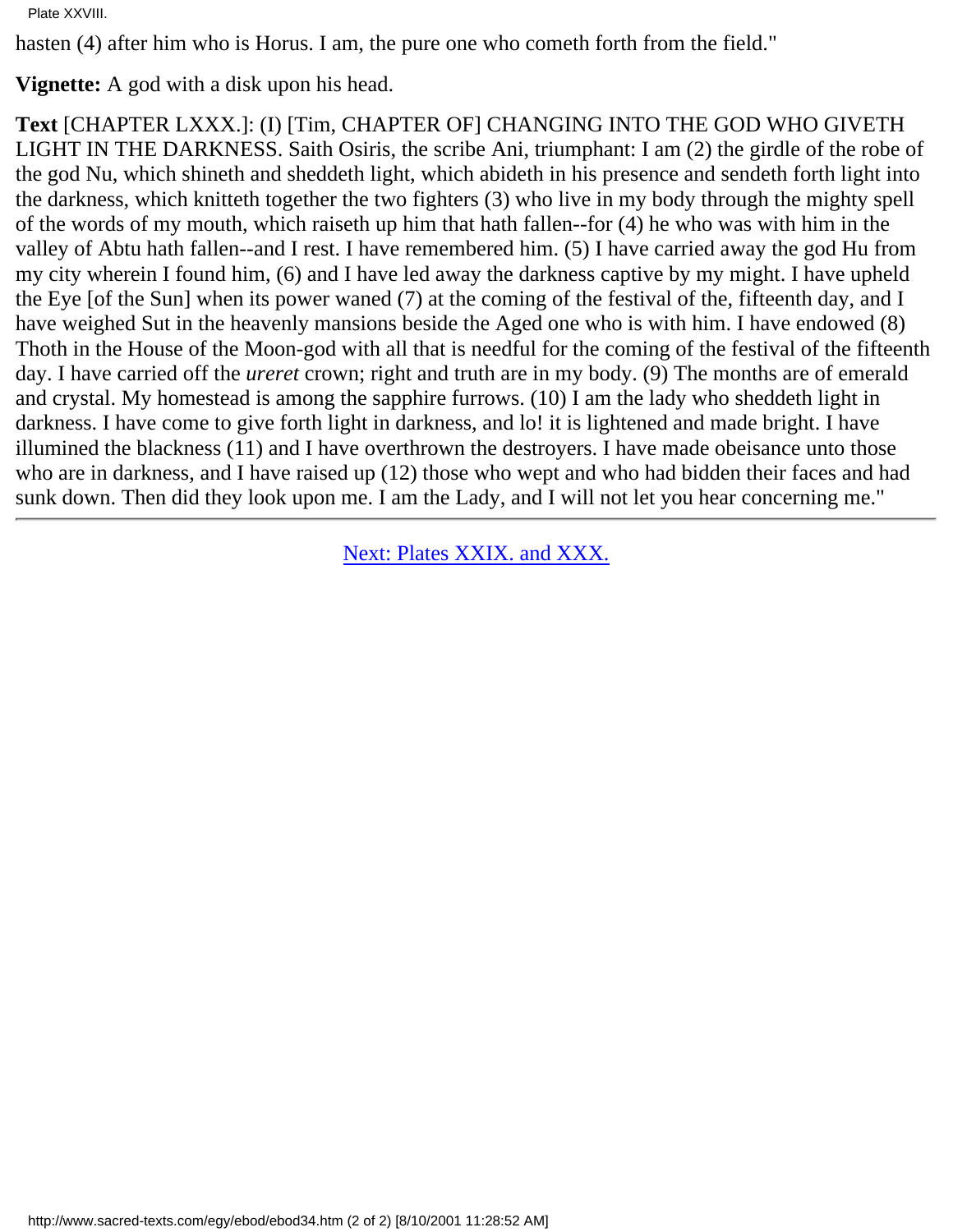hasten (4) after him who is Horus. I am, the pure one who cometh forth from the field."

**Vignette:** A god with a disk upon his head.

**Text** [CHAPTER LXXX.]: (I) [Tim, CHAPTER OF] CHANGING INTO THE GOD WHO GIVETH LIGHT IN THE DARKNESS. Saith Osiris, the scribe Ani, triumphant: I am (2) the girdle of the robe of the god Nu, which shineth and sheddeth light, which abideth in his presence and sendeth forth light into the darkness, which knitteth together the two fighters (3) who live in my body through the mighty spell of the words of my mouth, which raiseth up him that hath fallen--for (4) he who was with him in the valley of Abtu hath fallen--and I rest. I have remembered him. (5) I have carried away the god Hu from my city wherein I found him, (6) and I have led away the darkness captive by my might. I have upheld the Eye [of the Sun] when its power waned (7) at the coming of the festival of the, fifteenth day, and I have weighed Sut in the heavenly mansions beside the Aged one who is with him. I have endowed (8) Thoth in the House of the Moon-god with all that is needful for the coming of the festival of the fifteenth day. I have carried off the *ureret* crown; right and truth are in my body. (9) The months are of emerald and crystal. My homestead is among the sapphire furrows. (10) I am the lady who sheddeth light in darkness. I have come to give forth light in darkness, and lo! it is lightened and made bright. I have illumined the blackness (11) and I have overthrown the destroyers. I have made obeisance unto those who are in darkness, and I have raised up (12) those who wept and who had bidden their faces and had sunk down. Then did they look upon me. I am the Lady, and I will not let you hear concerning me."

---

Next: Plates XXIX. and XXX.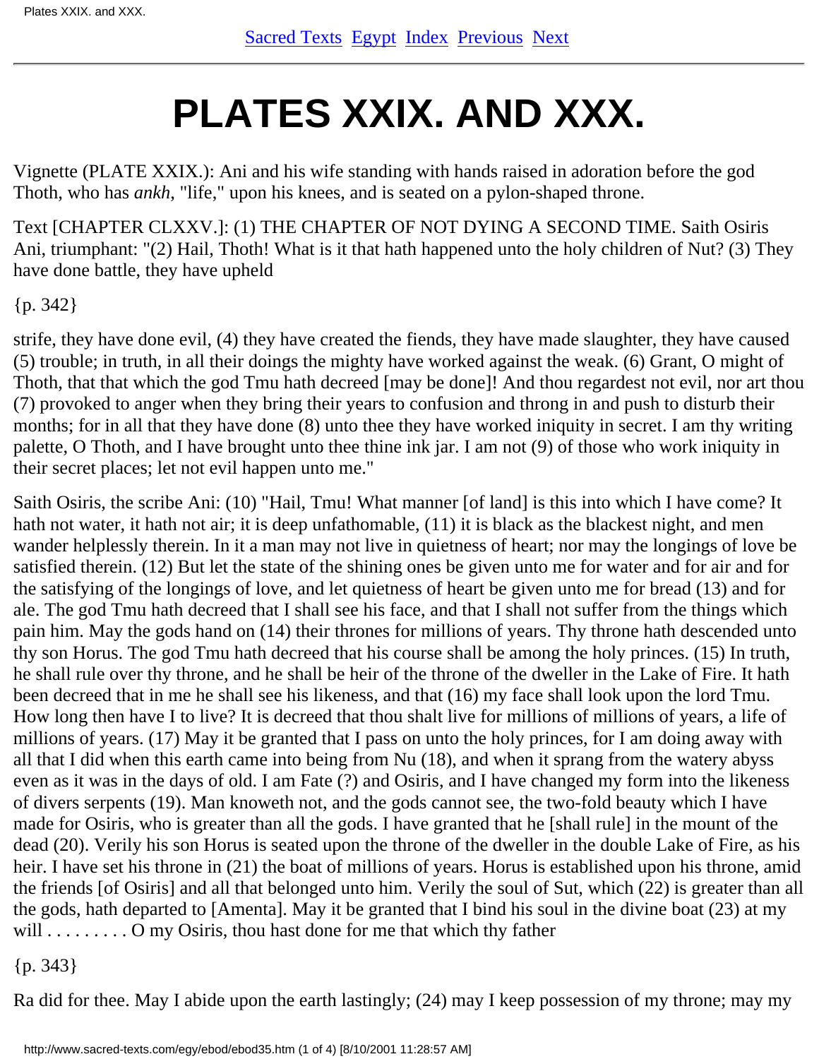# PLATES XXIX. AND XXX.

Vignette (PLATE XXIX.): Ani and his wife standing with hands raised in adoration before the god Thoth, who has *ankh*, "life," upon his knees, and is seated on a pylon-shaped throne.

Text [CHAPTER CLXXV.]: (1) THE CHAPTER OF NOT DYING A SECOND TIME. Saith Osiris Ani, triumphant: "(2) Hail, Thoth! What is it that hath happened unto the holy children of Nut? (3) They have done battle, they have upheld

{p. 342}

strife, they have done evil, (4) they have created the fiends, they have made slaughter, they have caused (5) trouble; in truth, in all their doings the mighty have worked against the weak. (6) Grant, O might of Thoth, that that which the god Tmu hath decreed [may be done]! And thou regardest not evil, nor art thou (7) provoked to anger when they bring their years to confusion and throng in and push to disturb their months; for in all that they have done (8) unto thee they have worked iniquity in secret. I am thy writing palette, O Thoth, and I have brought unto thee thine ink jar. I am not (9) of those who work iniquity in their secret places; let not evil happen unto me."

Saith Osiris, the scribe Ani: (10) "Hail, Tmu! What manner [of land] is this into which I have come? It hath not water, it hath not air; it is deep unfathomable, (11) it is black as the blackest night, and men wander helplessly therein. In it a man may not live in quietness of heart; nor may the longings of love be satisfied therein. (12) But let the state of the shining ones be given unto me for water and for air and for the satisfying of the longings of love, and let quietness of heart be given unto me for bread (13) and for ale. The god Tmu hath decreed that I shall see his face, and that I shall not suffer from the things which pain him. May the gods hand on (14) their thrones for millions of years. Thy throne hath descended unto thy son Horus. The god Tmu hath decreed that his course shall be among the holy princes. (15) In truth, he shall rule over thy throne, and he shall be heir of the throne of the dweller in the Lake of Fire. It hath been decreed that in me he shall see his likeness, and that (16) my face shall look upon the lord Tmu. How long then have I to live? It is decreed that thou shalt live for millions of millions of years, a life of millions of years. (17) May it be granted that I pass on unto the holy princes, for I am doing away with all that I did when this earth came into being from Nu (18), and when it sprang from the watery abyss even as it was in the days of old. I am Fate (?) and Osiris, and I have changed my form into the likeness of divers serpents (19). Man knoweth not, and the gods cannot see, the two-fold beauty which I have made for Osiris, who is greater than all the gods. I have granted that he [shall rule] in the mount of the dead (20). Verily his son Horus is seated upon the throne of the dweller in the double Lake of Fire, as his heir. I have set his throne in (21) the boat of millions of years. Horus is established upon his throne, amid the friends [of Osiris] and all that belonged unto him. Verily the soul of Sut, which (22) is greater than all the gods, hath departed to [Amenta]. May it be granted that I bind his soul in the divine boat (23) at my will . . . . . . . . . O my Osiris, thou hast done for me that which thy father

{p. 343}

Ra did for thee. May I abide upon the earth lastingly; (24) may I keep possession of my throne; may my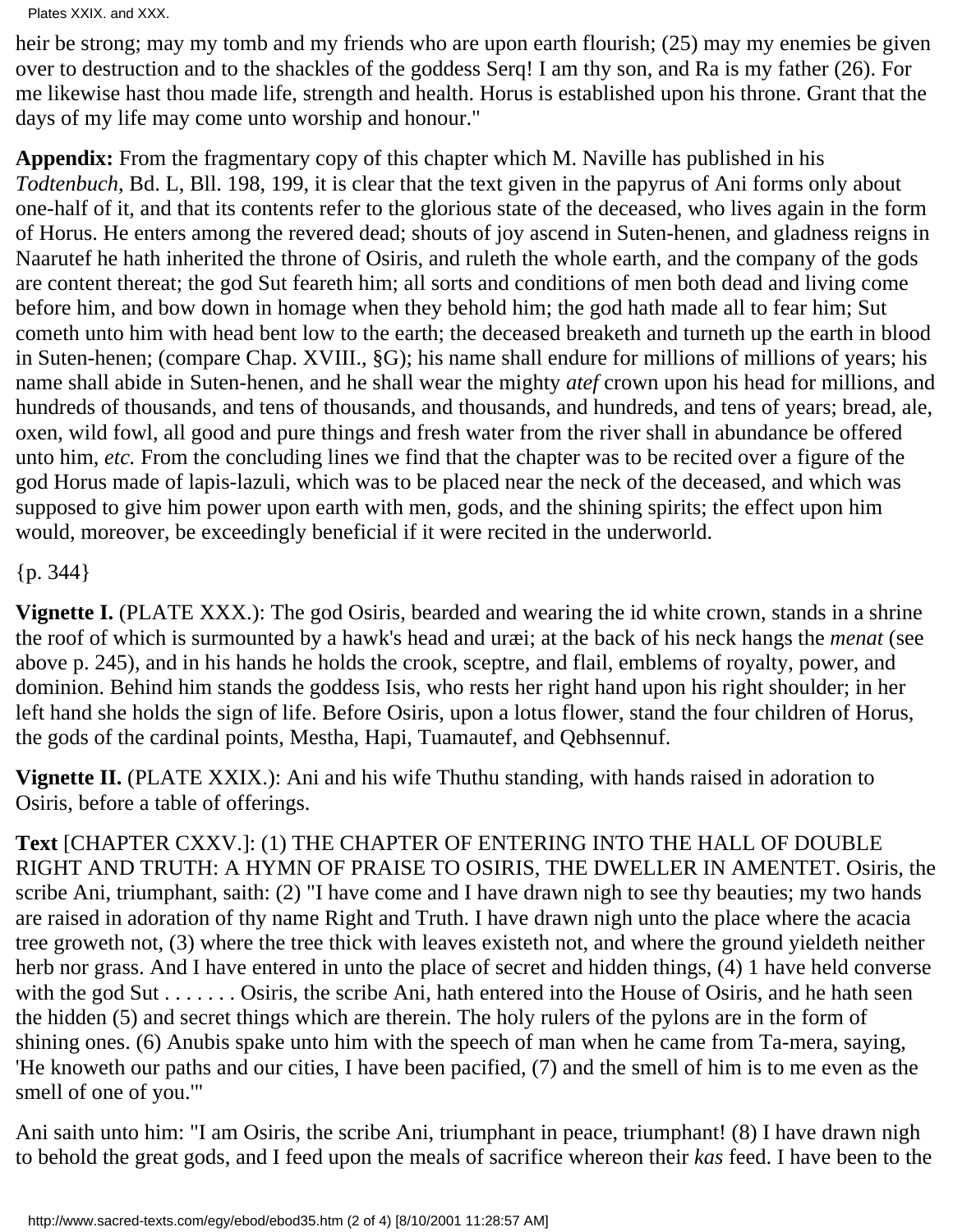heir be strong; may my tomb and my friends who are upon earth flourish; (25) may my enemies be given over to destruction and to the shackles of the goddess Serq! I am thy son, and Ra is my father (26). For me likewise hast thou made life, strength and health. Horus is established upon his throne. Grant that the days of my life may come unto worship and honour."

**Appendix:** From the fragmentary copy of this chapter which M. Naville has published in his *Todtenbuch*, Bd. L, Bll. 198, 199, it is clear that the text given in the papyrus of Ani forms only about one-half of it, and that its contents refer to the glorious state of the deceased, who lives again in the form of Horus. He enters among the revered dead; shouts of joy ascend in Suten-henen, and gladness reigns in Naarutef he hath inherited the throne of Osiris, and ruleth the whole earth, and the company of the gods are content thereat; the god Sut feareth him; all sorts and conditions of men both dead and living come before him, and bow down in homage when they behold him; the god hath made all to fear him; Sut cometh unto him with head bent low to the earth; the deceased breaketh and turneth up the earth in blood in Suten-henen; (compare Chap. XVIII., §G); his name shall endure for millions of millions of years; his name shall abide in Suten-henen, and he shall wear the mighty *atef* crown upon his head for millions, and hundreds of thousands, and tens of thousands, and thousands, and hundreds, and tens of years; bread, ale, oxen, wild fowl, all good and pure things and fresh water from the river shall in abundance be offered unto him, *etc.* From the concluding lines we find that the chapter was to be recited over a figure of the god Horus made of lapis-lazuli, which was to be placed near the neck of the deceased, and which was supposed to give him power upon earth with men, gods, and the shining spirits; the effect upon him would, moreover, be exceedingly beneficial if it were recited in the underworld.

{p. 344}

**Vignette I.** (PLATE XXX.): The god Osiris, bearded and wearing the id white crown, stands in a shrine the roof of which is surmounted by a hawk's head and uræi; at the back of his neck hangs the *menat* (see above p. 245), and in his hands he holds the crook, sceptre, and flail, emblems of royalty, power, and dominion. Behind him stands the goddess Isis, who rests her right hand upon his right shoulder; in her left hand she holds the sign of life. Before Osiris, upon a lotus flower, stand the four children of Horus, the gods of the cardinal points, Mestha, Hapi, Tuamautef, and Qebhsennuf.

**Vignette II.** (PLATE XXIX.): Ani and his wife Thuthu standing, with hands raised in adoration to Osiris, before a table of offerings.

**Text** [CHAPTER CXXV.]: (1) THE CHAPTER OF ENTERING INTO THE HALL OF DOUBLE RIGHT AND TRUTH: A HYMN OF PRAISE TO OSIRIS, THE DWELLER IN AMENTET. Osiris, the scribe Ani, triumphant, saith: (2) "I have come and I have drawn nigh to see thy beauties; my two hands are raised in adoration of thy name Right and Truth. I have drawn nigh unto the place where the acacia tree groweth not, (3) where the tree thick with leaves existeth not, and where the ground yieldeth neither herb nor grass. And I have entered in unto the place of secret and hidden things, (4) 1 have held converse with the god Sut . . . . . . . Osiris, the scribe Ani, hath entered into the House of Osiris, and he hath seen the hidden (5) and secret things which are therein. The holy rulers of the pylons are in the form of shining ones. (6) Anubis spake unto him with the speech of man when he came from Ta-mera, saying, 'He knoweth our paths and our cities, I have been pacified, (7) and the smell of him is to me even as the smell of one of you.'"

Ani saith unto him: "I am Osiris, the scribe Ani, triumphant in peace, triumphant! (8) I have drawn nigh to behold the great gods, and I feed upon the meals of sacrifice whereon their *kas* feed. I have been to the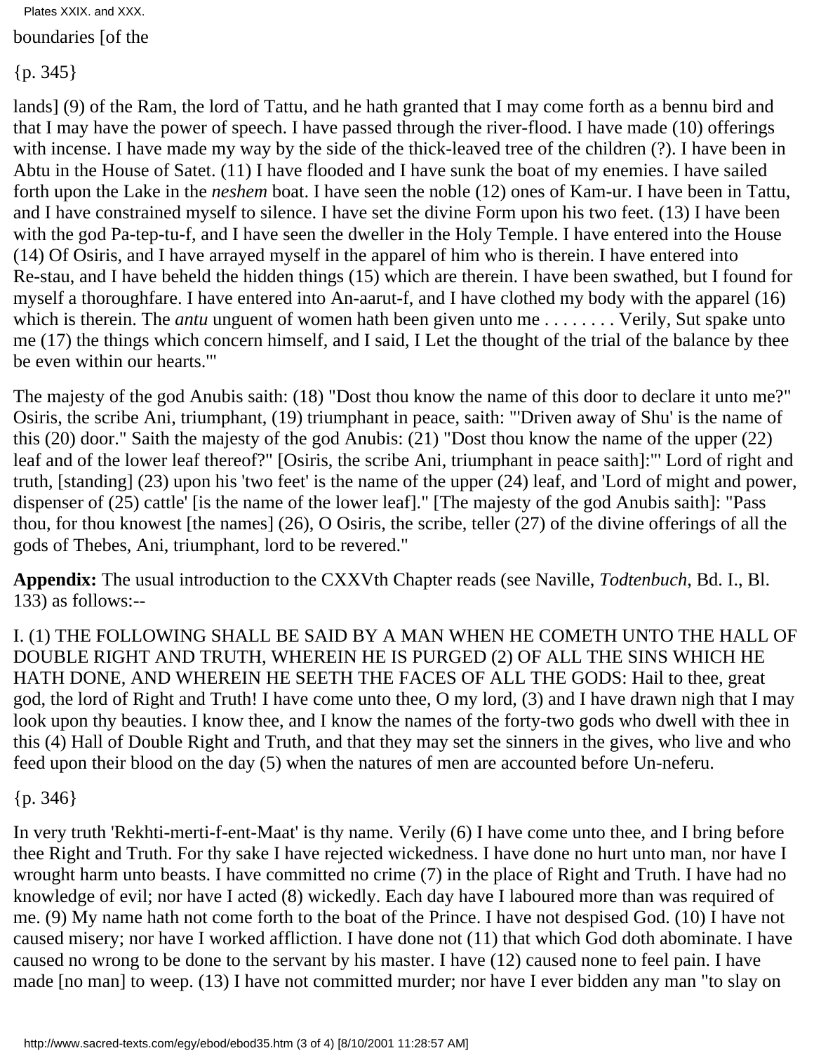boundaries [of the

{p. 345}

lands] (9) of the Ram, the lord of Tattu, and he hath granted that I may come forth as a bennu bird and that I may have the power of speech. I have passed through the river-flood. I have made (10) offerings with incense. I have made my way by the side of the thick-leaved tree of the children (?). I have been in Abtu in the House of Satet. (11) I have flooded and I have sunk the boat of my enemies. I have sailed forth upon the Lake in the *neshem* boat. I have seen the noble (12) ones of Kam-ur. I have been in Tattu, and I have constrained myself to silence. I have set the divine Form upon his two feet. (13) I have been with the god Pa-tep-tu-f, and I have seen the dweller in the Holy Temple. I have entered into the House (14) Of Osiris, and I have arrayed myself in the apparel of him who is therein. I have entered into Re-stau, and I have beheld the hidden things (15) which are therein. I have been swathed, but I found for myself a thoroughfare. I have entered into An-aarut-f, and I have clothed my body with the apparel (16) which is therein. The *antu* unguent of women hath been given unto me . . . . . . . . Verily, Sut spake unto me (17) the things which concern himself, and I said, I Let the thought of the trial of the balance by thee be even within our hearts.'"

The majesty of the god Anubis saith: (18) "Dost thou know the name of this door to declare it unto me?" Osiris, the scribe Ani, triumphant, (19) triumphant in peace, saith: "'Driven away of Shu' is the name of this (20) door." Saith the majesty of the god Anubis: (21) "Dost thou know the name of the upper (22) leaf and of the lower leaf thereof?" [Osiris, the scribe Ani, triumphant in peace saith]:"' Lord of right and truth, [standing] (23) upon his 'two feet' is the name of the upper (24) leaf, and 'Lord of might and power, dispenser of (25) cattle' [is the name of the lower leaf]." [The majesty of the god Anubis saith]: "Pass thou, for thou knowest [the names] (26), O Osiris, the scribe, teller (27) of the divine offerings of all the gods of Thebes, Ani, triumphant, lord to be revered."

**Appendix:** The usual introduction to the CXXVth Chapter reads (see Naville, *Todtenbuch*, Bd. I., Bl. 133) as follows:--

I. (1) THE FOLLOWING SHALL BE SAID BY A MAN WHEN HE COMETH UNTO THE HALL OF DOUBLE RIGHT AND TRUTH, WHEREIN HE IS PURGED (2) OF ALL THE SINS WHICH HE HATH DONE, AND WHEREIN HE SEETH THE FACES OF ALL THE GODS: Hail to thee, great god, the lord of Right and Truth! I have come unto thee, O my lord, (3) and I have drawn nigh that I may look upon thy beauties. I know thee, and I know the names of the forty-two gods who dwell with thee in this (4) Hall of Double Right and Truth, and that they may set the sinners in the gives, who live and who feed upon their blood on the day (5) when the natures of men are accounted before Un-neferu.

{p. 346}

In very truth 'Rekhti-merti-f-ent-Maat' is thy name. Verily (6) I have come unto thee, and I bring before thee Right and Truth. For thy sake I have rejected wickedness. I have done no hurt unto man, nor have I wrought harm unto beasts. I have committed no crime (7) in the place of Right and Truth. I have had no knowledge of evil; nor have I acted (8) wickedly. Each day have I laboured more than was required of me. (9) My name hath not come forth to the boat of the Prince. I have not despised God. (10) I have not caused misery; nor have I worked affliction. I have done not (11) that which God doth abominate. I have caused no wrong to be done to the servant by his master. I have (12) caused none to feel pain. I have made [no man] to weep. (13) I have not committed murder; nor have I ever bidden any man "to slay on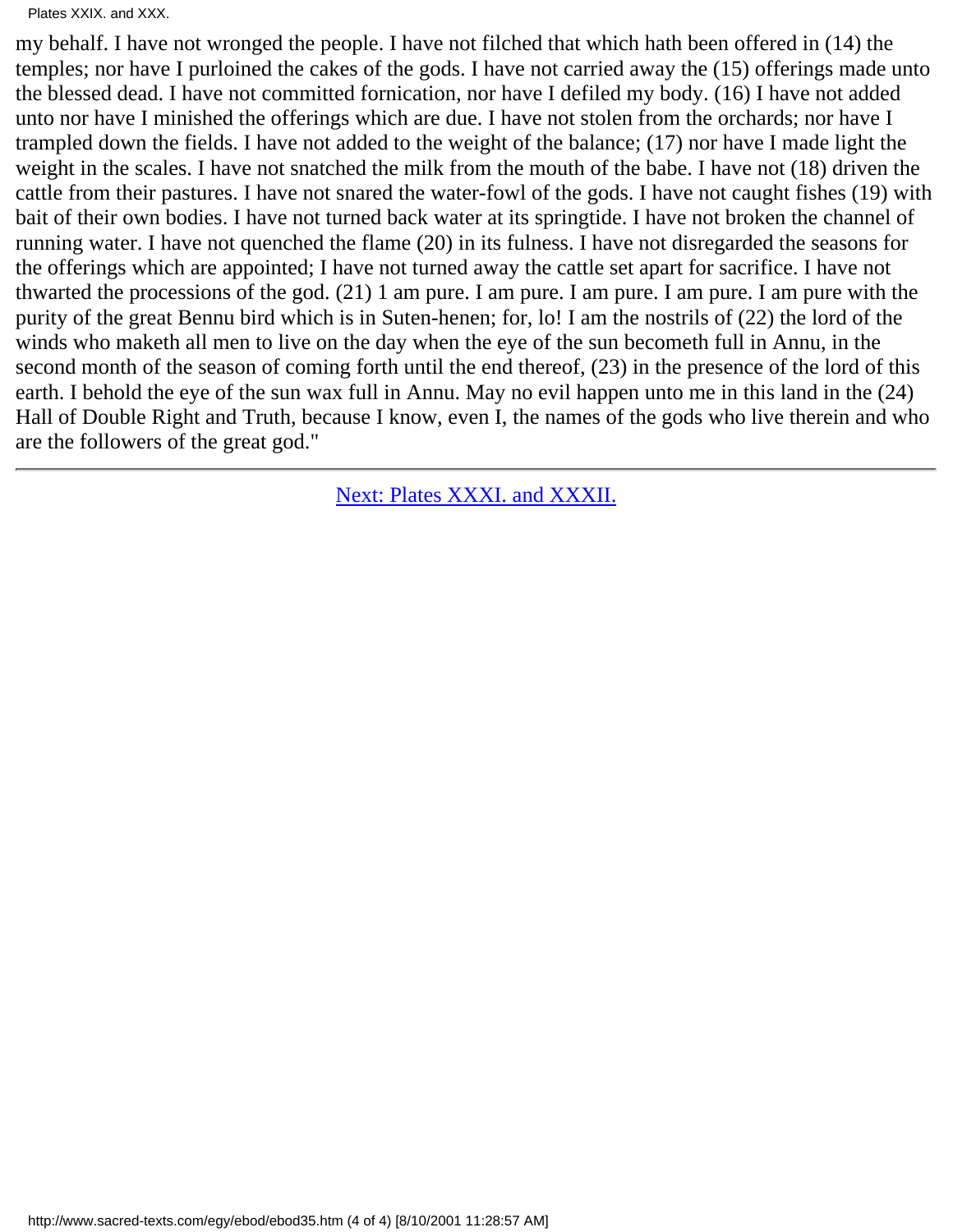my behalf. I have not wronged the people. I have not filched that which hath been offered in (14) the temples; nor have I purloined the cakes of the gods. I have not carried away the (15) offerings made unto the blessed dead. I have not committed fornication, nor have I defiled my body. (16) I have not added unto nor have I minished the offerings which are due. I have not stolen from the orchards; nor have I trampled down the fields. I have not added to the weight of the balance; (17) nor have I made light the weight in the scales. I have not snatched the milk from the mouth of the babe. I have not (18) driven the cattle from their pastures. I have not snared the water-fowl of the gods. I have not caught fishes (19) with bait of their own bodies. I have not turned back water at its springtide. I have not broken the channel of running water. I have not quenched the flame (20) in its fulness. I have not disregarded the seasons for the offerings which are appointed; I have not turned away the cattle set apart for sacrifice. I have not thwarted the processions of the god. (21) 1 am pure. I am pure. I am pure. I am pure. I am pure with the purity of the great Bennu bird which is in Suten-henen; for, lo! I am the nostrils of (22) the lord of the winds who maketh all men to live on the day when the eye of the sun becometh full in Annu, in the second month of the season of coming forth until the end thereof, (23) in the presence of the lord of this earth. I behold the eye of the sun wax full in Annu. May no evil happen unto me in this land in the (24) Hall of Double Right and Truth, because I know, even I, the names of the gods who live therein and who are the followers of the great god."

---

Next: Plates XXXI. and XXXII.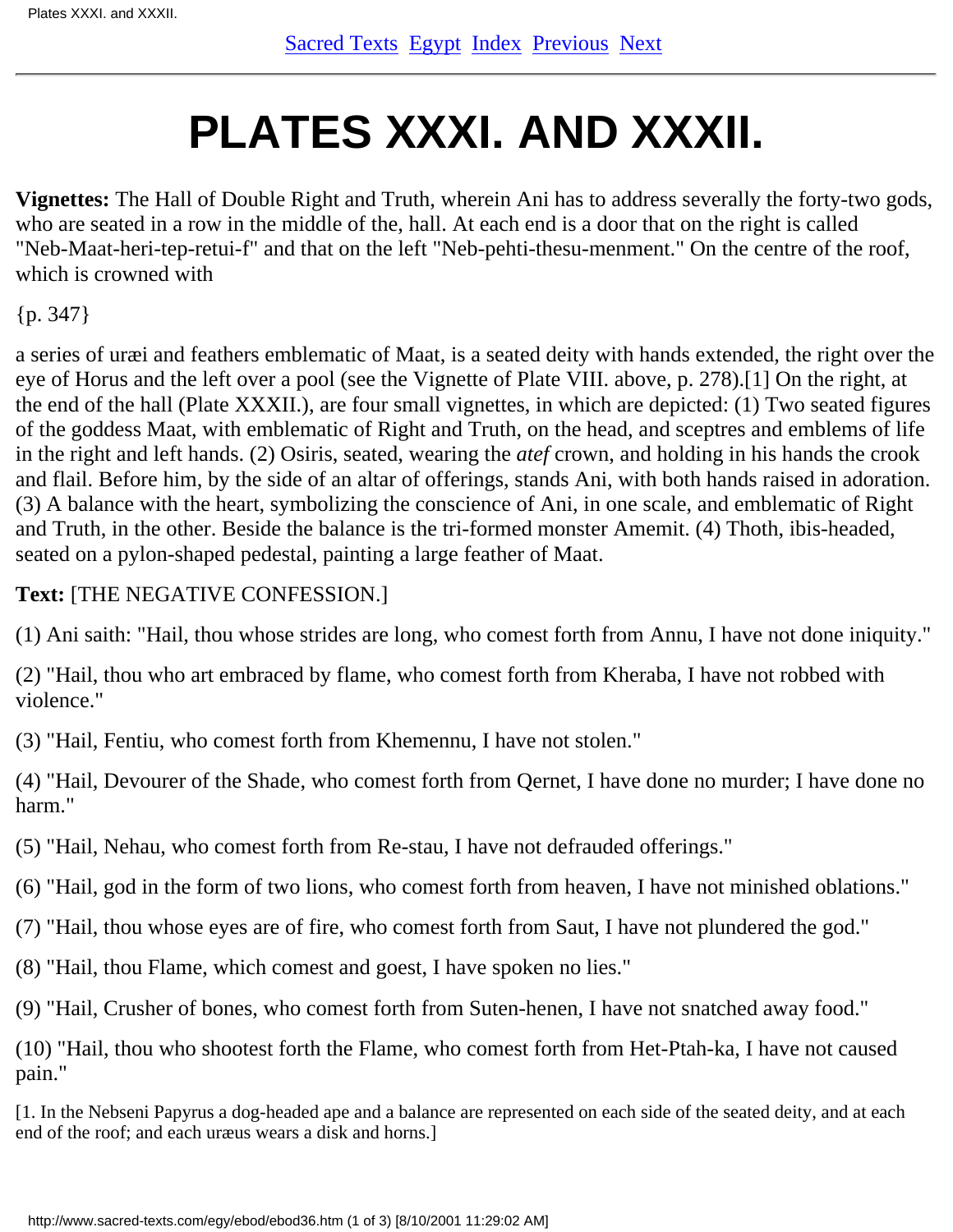# PLATES XXXI. AND XXXII.

**Vignettes:** The Hall of Double Right and Truth, wherein Ani has to address severally the forty-two gods, who are seated in a row in the middle of the, hall. At each end is a door that on the right is called "Neb-Maat-heri-tep-retui-f" and that on the left "Neb-pehti-thesu-menment." On the centre of the roof, which is crowned with

{p. 347}

a series of uræi and feathers emblematic of Maat, is a seated deity with hands extended, the right over the eye of Horus and the left over a pool (see the Vignette of Plate VIII. above, p. 278).[1] On the right, at the end of the hall (Plate XXXII.), are four small vignettes, in which are depicted: (1) Two seated figures of the goddess Maat, with emblematic of Right and Truth, on the head, and sceptres and emblems of life in the right and left hands. (2) Osiris, seated, wearing the *atef* crown, and holding in his hands the crook and flail. Before him, by the side of an altar of offerings, stands Ani, with both hands raised in adoration. (3) A balance with the heart, symbolizing the conscience of Ani, in one scale, and emblematic of Right and Truth, in the other. Beside the balance is the tri-formed monster Amemit. (4) Thoth, ibis-headed, seated on a pylon-shaped pedestal, painting a large feather of Maat.

**Text:** [THE NEGATIVE CONFESSION.]

(1) Ani saith: "Hail, thou whose strides are long, who comest forth from Annu, I have not done iniquity."

(2) "Hail, thou who art embraced by flame, who comest forth from Kheraba, I have not robbed with violence."

(3) "Hail, Fentiu, who comest forth from Khemennu, I have not stolen."

(4) "Hail, Devourer of the Shade, who comest forth from Qernet, I have done no murder; I have done no harm."

(5) "Hail, Nehau, who comest forth from Re-stau, I have not defrauded offerings."

(6) "Hail, god in the form of two lions, who comest forth from heaven, I have not minished oblations."

(7) "Hail, thou whose eyes are of fire, who comest forth from Saut, I have not plundered the god."

(8) "Hail, thou Flame, which comest and goest, I have spoken no lies."

(9) "Hail, Crusher of bones, who comest forth from Suten-henen, I have not snatched away food."

(10) "Hail, thou who shootest forth the Flame, who comest forth from Het-Ptah-ka, I have not caused pain."

[1. In the Nebseni Papyrus a dog-headed ape and a balance are represented on each side of the seated deity, and at each end of the roof; and each uræus wears a disk and horns.]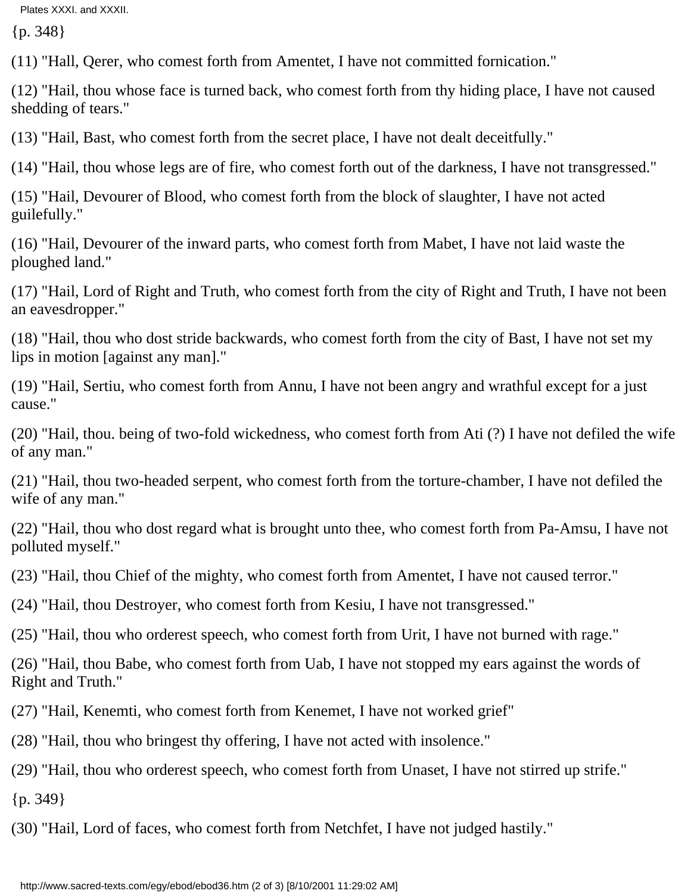{p. 348}

(11) "Hall, Qerer, who comest forth from Amentet, I have not committed fornication."

(12) "Hail, thou whose face is turned back, who comest forth from thy hiding place, I have not caused shedding of tears."

(13) "Hail, Bast, who comest forth from the secret place, I have not dealt deceitfully."

(14) "Hail, thou whose legs are of fire, who comest forth out of the darkness, I have not transgressed."

(15) "Hail, Devourer of Blood, who comest forth from the block of slaughter, I have not acted guilefully."

(16) "Hail, Devourer of the inward parts, who comest forth from Mabet, I have not laid waste the ploughed land."

(17) "Hail, Lord of Right and Truth, who comest forth from the city of Right and Truth, I have not been an eavesdropper."

(18) "Hail, thou who dost stride backwards, who comest forth from the city of Bast, I have not set my lips in motion [against any man]."

(19) "Hail, Sertiu, who comest forth from Annu, I have not been angry and wrathful except for a just cause."

(20) "Hail, thou. being of two-fold wickedness, who comest forth from Ati (?) I have not defiled the wife of any man."

(21) "Hail, thou two-headed serpent, who comest forth from the torture-chamber, I have not defiled the wife of any man."

(22) "Hail, thou who dost regard what is brought unto thee, who comest forth from Pa-Amsu, I have not polluted myself."

(23) "Hail, thou Chief of the mighty, who comest forth from Amentet, I have not caused terror."

(24) "Hail, thou Destroyer, who comest forth from Kesiu, I have not transgressed."

(25) "Hail, thou who orderest speech, who comest forth from Urit, I have not burned with rage."

(26) "Hail, thou Babe, who comest forth from Uab, I have not stopped my ears against the words of Right and Truth."

(27) "Hail, Kenemti, who comest forth from Kenemet, I have not worked grief"

(28) "Hail, thou who bringest thy offering, I have not acted with insolence."

(29) "Hail, thou who orderest speech, who comest forth from Unaset, I have not stirred up strife."

{p. 349}

(30) "Hail, Lord of faces, who comest forth from Netchfet, I have not judged hastily."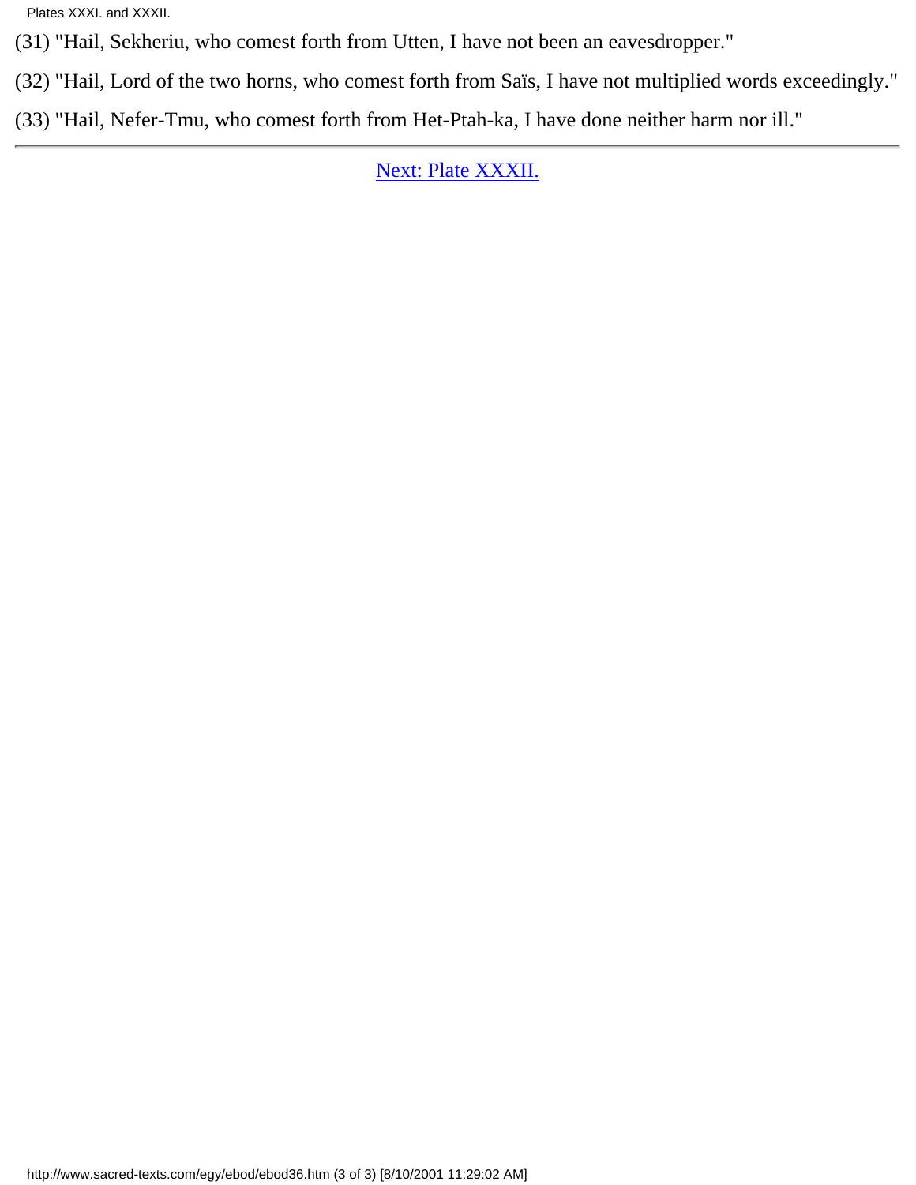(31) "Hail, Sekheriu, who comest forth from Utten, I have not been an eavesdropper."

(32) "Hail, Lord of the two horns, who comest forth from Saïs, I have not multiplied words exceedingly."

(33) "Hail, Nefer-Tmu, who comest forth from Het-Ptah-ka, I have done neither harm nor ill."

---

Next: Plate XXXII.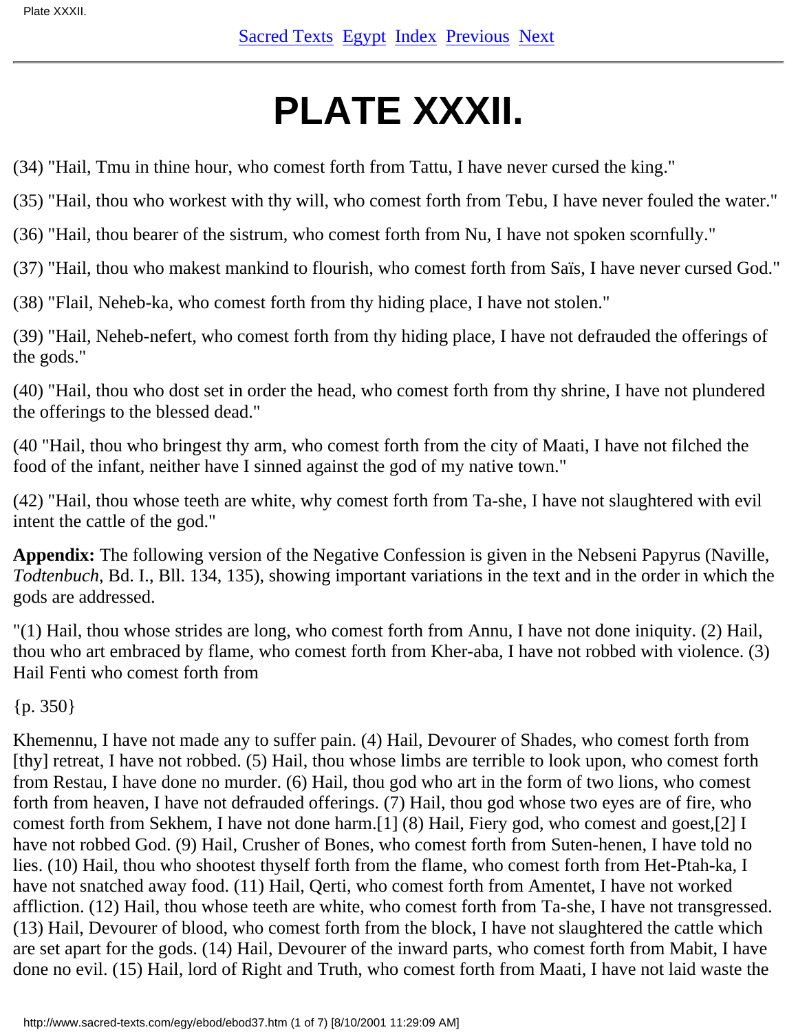# PLATE XXXII.

(34) "Hail, Tmu in thine hour, who comest forth from Tattu, I have never cursed the king."

(35) "Hail, thou who workest with thy will, who comest forth from Tebu, I have never fouled the water."

(36) "Hail, thou bearer of the sistrum, who comest forth from Nu, I have not spoken scornfully."

(37) "Hail, thou who makest mankind to flourish, who comest forth from Saïs, I have never cursed God."

(38) "Flail, Neheb-ka, who comest forth from thy hiding place, I have not stolen."

(39) "Hail, Neheb-nefert, who comest forth from thy hiding place, I have not defrauded the offerings of the gods."

(40) "Hail, thou who dost set in order the head, who comest forth from thy shrine, I have not plundered the offerings to the blessed dead."

(40 "Hail, thou who bringest thy arm, who comest forth from the city of Maati, I have not filched the food of the infant, neither have I sinned against the god of my native town."

(42) "Hail, thou whose teeth are white, why comest forth from Ta-she, I have not slaughtered with evil intent the cattle of the god."

**Appendix:** The following version of the Negative Confession is given in the Nebseni Papyrus (Naville, *Todtenbuch*, Bd. I., Bll. 134, 135), showing important variations in the text and in the order in which the gods are addressed.

"(1) Hail, thou whose strides are long, who comest forth from Annu, I have not done iniquity. (2) Hail, thou who art embraced by flame, who comest forth from Kher-aba, I have not robbed with violence. (3) Hail Fenti who comest forth from

{p. 350}

Khemennu, I have not made any to suffer pain. (4) Hail, Devourer of Shades, who comest forth from [thy] retreat, I have not robbed. (5) Hail, thou whose limbs are terrible to look upon, who comest forth from Restau, I have done no murder. (6) Hail, thou god who art in the form of two lions, who comest forth from heaven, I have not defrauded offerings. (7) Hail, thou god whose two eyes are of fire, who comest forth from Sekhem, I have not done harm.[1] (8) Hail, Fiery god, who comest and goest,[2] I have not robbed God. (9) Hail, Crusher of Bones, who comest forth from Suten-henen, I have told no lies. (10) Hail, thou who shootest thyself forth from the flame, who comest forth from Het-Ptah-ka, I have not snatched away food. (11) Hail, Qerti, who comest forth from Amentet, I have not worked affliction. (12) Hail, thou whose teeth are white, who comest forth from Ta-she, I have not transgressed. (13) Hail, Devourer of blood, who comest forth from the block, I have not slaughtered the cattle which are set apart for the gods. (14) Hail, Devourer of the inward parts, who comest forth from Mabit, I have done no evil. (15) Hail, lord of Right and Truth, who comest forth from Maati, I have not laid waste the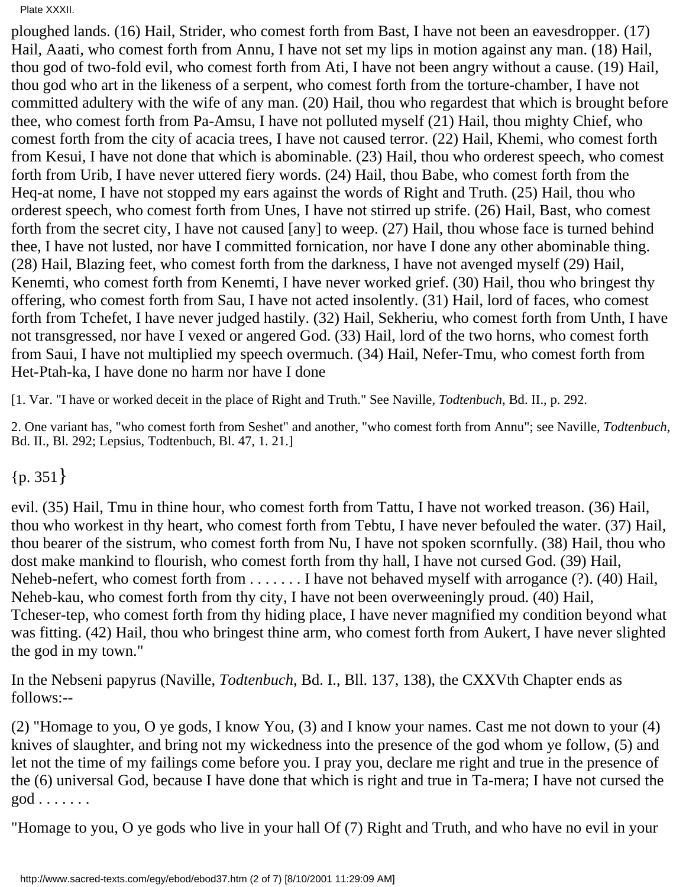ploughed lands. (16) Hail, Strider, who comest forth from Bast, I have not been an eavesdropper. (17) Hail, Aaati, who comest forth from Annu, I have not set my lips in motion against any man. (18) Hail, thou god of two-fold evil, who comest forth from Ati, I have not been angry without a cause. (19) Hail, thou god who art in the likeness of a serpent, who comest forth from the torture-chamber, I have not committed adultery with the wife of any man. (20) Hail, thou who regardest that which is brought before thee, who comest forth from Pa-Amsu, I have not polluted myself (21) Hail, thou mighty Chief, who comest forth from the city of acacia trees, I have not caused terror. (22) Hail, Khemi, who comest forth from Kesui, I have not done that which is abominable. (23) Hail, thou who orderest speech, who comest forth from Urib, I have never uttered fiery words. (24) Hail, thou Babe, who comest forth from the Heq-at nome, I have not stopped my ears against the words of Right and Truth. (25) Hail, thou who orderest speech, who comest forth from Unes, I have not stirred up strife. (26) Hail, Bast, who comest forth from the secret city, I have not caused [any] to weep. (27) Hail, thou whose face is turned behind thee, I have not lusted, nor have I committed fornication, nor have I done any other abominable thing. (28) Hail, Blazing feet, who comest forth from the darkness, I have not avenged myself (29) Hail, Kenemti, who comest forth from Kenemti, I have never worked grief. (30) Hail, thou who bringest thy offering, who comest forth from Sau, I have not acted insolently. (31) Hail, lord of faces, who comest forth from Tchefet, I have never judged hastily. (32) Hail, Sekheriu, who comest forth from Unth, I have not transgressed, nor have I vexed or angered God. (33) Hail, lord of the two horns, who comest forth from Saui, I have not multiplied my speech overmuch. (34) Hail, Nefer-Tmu, who comest forth from Het-Ptah-ka, I have done no harm nor have I done

[1. Var. "I have or worked deceit in the place of Right and Truth." See Naville, *Todtenbuch*, Bd. II., p. 292.

2. One variant has, "who comest forth from Seshet" and another, "who comest forth from Annu"; see Naville, *Todtenbuch*, Bd. II., Bl. 292; Lepsius, Todtenbuch, Bl. 47, 1. 21.]

{p. 351}

evil. (35) Hail, Tmu in thine hour, who comest forth from Tattu, I have not worked treason. (36) Hail, thou who workest in thy heart, who comest forth from Tebtu, I have never befouled the water. (37) Hail, thou bearer of the sistrum, who comest forth from Nu, I have not spoken scornfully. (38) Hail, thou who dost make mankind to flourish, who comest forth from thy hall, I have not cursed God. (39) Hail, Neheb-nefert, who comest forth from . . . . . . . I have not behaved myself with arrogance (?). (40) Hail, Neheb-kau, who comest forth from thy city, I have not been overweeningly proud. (40) Hail, Tcheser-tep, who comest forth from thy hiding place, I have never magnified my condition beyond what was fitting. (42) Hail, thou who bringest thine arm, who comest forth from Aukert, I have never slighted the god in my town."

In the Nebseni papyrus (Naville, *Todtenbuch*, Bd. I., Bll. 137, 138), the CXXVth Chapter ends as follows:--

(2) "Homage to you, O ye gods, I know You, (3) and I know your names. Cast me not down to your (4) knives of slaughter, and bring not my wickedness into the presence of the god whom ye follow, (5) and let not the time of my failings come before you. I pray you, declare me right and true in the presence of the (6) universal God, because I have done that which is right and true in Ta-mera; I have not cursed the god . . . . . . .

"Homage to you, O ye gods who live in your hall Of (7) Right and Truth, and who have no evil in your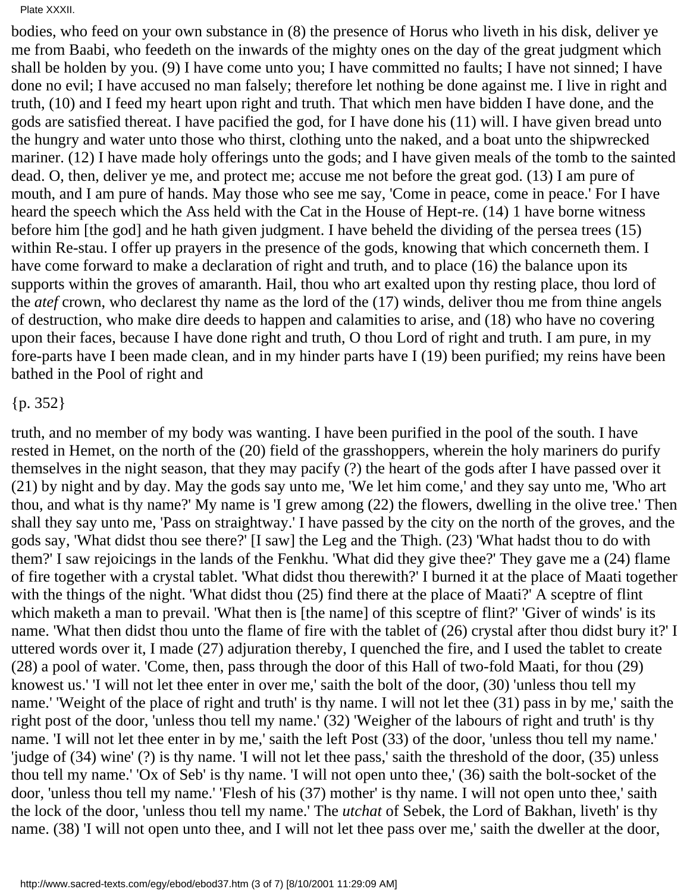bodies, who feed on your own substance in (8) the presence of Horus who liveth in his disk, deliver ye me from Baabi, who feedeth on the inwards of the mighty ones on the day of the great judgment which shall be holden by you. (9) I have come unto you; I have committed no faults; I have not sinned; I have done no evil; I have accused no man falsely; therefore let nothing be done against me. I live in right and truth, (10) and I feed my heart upon right and truth. That which men have bidden I have done, and the gods are satisfied thereat. I have pacified the god, for I have done his (11) will. I have given bread unto the hungry and water unto those who thirst, clothing unto the naked, and a boat unto the shipwrecked mariner. (12) I have made holy offerings unto the gods; and I have given meals of the tomb to the sainted dead. O, then, deliver ye me, and protect me; accuse me not before the great god. (13) I am pure of mouth, and I am pure of hands. May those who see me say, 'Come in peace, come in peace.' For I have heard the speech which the Ass held with the Cat in the House of Hept-re. (14) 1 have borne witness before him [the god] and he hath given judgment. I have beheld the dividing of the persea trees (15) within Re-stau. I offer up prayers in the presence of the gods, knowing that which concerneth them. I have come forward to make a declaration of right and truth, and to place (16) the balance upon its supports within the groves of amaranth. Hail, thou who art exalted upon thy resting place, thou lord of the *atef* crown, who declarest thy name as the lord of the (17) winds, deliver thou me from thine angels of destruction, who make dire deeds to happen and calamities to arise, and (18) who have no covering upon their faces, because I have done right and truth, O thou Lord of right and truth. I am pure, in my fore-parts have I been made clean, and in my hinder parts have I (19) been purified; my reins have been bathed in the Pool of right and

{p. 352}

truth, and no member of my body was wanting. I have been purified in the pool of the south. I have rested in Hemet, on the north of the (20) field of the grasshoppers, wherein the holy mariners do purify themselves in the night season, that they may pacify (?) the heart of the gods after I have passed over it (21) by night and by day. May the gods say unto me, 'We let him come,' and they say unto me, 'Who art thou, and what is thy name?' My name is 'I grew among (22) the flowers, dwelling in the olive tree.' Then shall they say unto me, 'Pass on straightway.' I have passed by the city on the north of the groves, and the gods say, 'What didst thou see there?' [I saw] the Leg and the Thigh. (23) 'What hadst thou to do with them?' I saw rejoicings in the lands of the Fenkhu. 'What did they give thee?' They gave me a (24) flame of fire together with a crystal tablet. 'What didst thou therewith?' I burned it at the place of Maati together with the things of the night. 'What didst thou (25) find there at the place of Maati?' A sceptre of flint which maketh a man to prevail. 'What then is [the name] of this sceptre of flint?' 'Giver of winds' is its name. 'What then didst thou unto the flame of fire with the tablet of (26) crystal after thou didst bury it?' I uttered words over it, I made (27) adjuration thereby, I quenched the fire, and I used the tablet to create (28) a pool of water. 'Come, then, pass through the door of this Hall of two-fold Maati, for thou (29) knowest us.' 'I will not let thee enter in over me,' saith the bolt of the door, (30) 'unless thou tell my name.' 'Weight of the place of right and truth' is thy name. I will not let thee (31) pass in by me,' saith the right post of the door, 'unless thou tell my name.' (32) 'Weigher of the labours of right and truth' is thy name. 'I will not let thee enter in by me,' saith the left Post (33) of the door, 'unless thou tell my name.' 'judge of (34) wine' (?) is thy name. 'I will not let thee pass,' saith the threshold of the door, (35) unless thou tell my name.' 'Ox of Seb' is thy name. 'I will not open unto thee,' (36) saith the bolt-socket of the door, 'unless thou tell my name.' 'Flesh of his (37) mother' is thy name. I will not open unto thee,' saith the lock of the door, 'unless thou tell my name.' The *utchat* of Sebek, the Lord of Bakhan, liveth' is thy name. (38) 'I will not open unto thee, and I will not let thee pass over me,' saith the dweller at the door,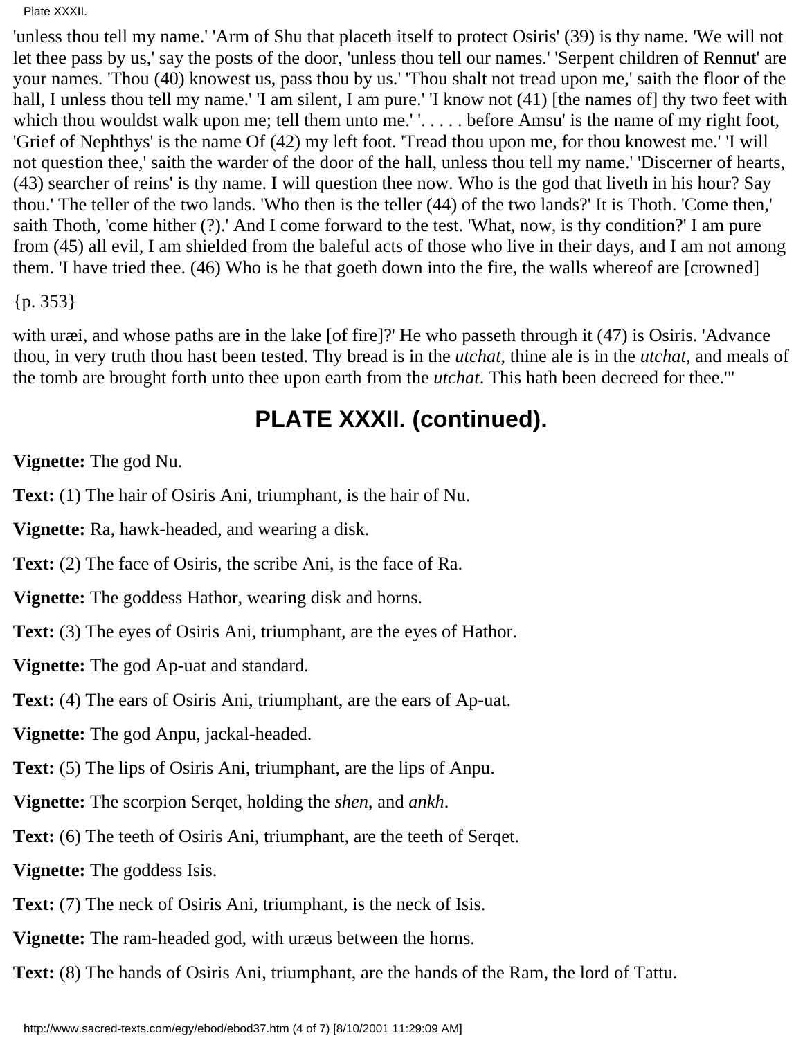'unless thou tell my name.' 'Arm of Shu that placeth itself to protect Osiris' (39) is thy name. 'We will not let thee pass by us,' say the posts of the door, 'unless thou tell our names.' 'Serpent children of Rennut' are your names. 'Thou (40) knowest us, pass thou by us.' 'Thou shalt not tread upon me,' saith the floor of the hall, I unless thou tell my name.' 'I am silent, I am pure.' 'I know not (41) [the names of] thy two feet with which thou wouldst walk upon me; tell them unto me.' '. . . . . before Amsu' is the name of my right foot, 'Grief of Nephthys' is the name Of (42) my left foot. 'Tread thou upon me, for thou knowest me.' 'I will not question thee,' saith the warder of the door of the hall, unless thou tell my name.' 'Discerner of hearts, (43) searcher of reins' is thy name. I will question thee now. Who is the god that liveth in his hour? Say thou.' The teller of the two lands. 'Who then is the teller (44) of the two lands?' It is Thoth. 'Come then,' saith Thoth, 'come hither (?).' And I come forward to the test. 'What, now, is thy condition?' I am pure from (45) all evil, I am shielded from the baleful acts of those who live in their days, and I am not among them. 'I have tried thee. (46) Who is he that goeth down into the fire, the walls whereof are [crowned]

{p. 353}

with uræi, and whose paths are in the lake [of fire]?' He who passeth through it (47) is Osiris. 'Advance thou, in very truth thou hast been tested. Thy bread is in the *utchat*, thine ale is in the *utchat*, and meals of the tomb are brought forth unto thee upon earth from the *utchat*. This hath been decreed for thee.'"

## PLATE XXXII. (continued).

**Vignette:** The god Nu.

**Text:** (1) The hair of Osiris Ani, triumphant, is the hair of Nu.

**Vignette:** Ra, hawk-headed, and wearing a disk.

**Text:** (2) The face of Osiris, the scribe Ani, is the face of Ra.

**Vignette:** The goddess Hathor, wearing disk and horns.

**Text:** (3) The eyes of Osiris Ani, triumphant, are the eyes of Hathor.

**Vignette:** The god Ap-uat and standard.

**Text:** (4) The ears of Osiris Ani, triumphant, are the ears of Ap-uat.

**Vignette:** The god Anpu, jackal-headed.

**Text:** (5) The lips of Osiris Ani, triumphant, are the lips of Anpu.

**Vignette:** The scorpion Serqet, holding the *shen*, and *ankh*.

**Text:** (6) The teeth of Osiris Ani, triumphant, are the teeth of Serqet.

**Vignette:** The goddess Isis.

**Text:** (7) The neck of Osiris Ani, triumphant, is the neck of Isis.

**Vignette:** The ram-headed god, with uræus between the horns.

**Text:** (8) The hands of Osiris Ani, triumphant, are the hands of the Ram, the lord of Tattu.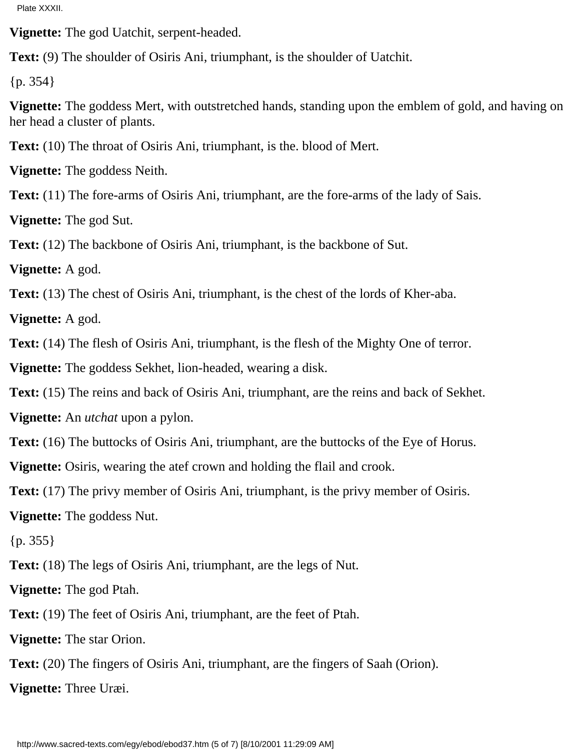**Vignette:** The god Uatchit, serpent-headed.

**Text:** (9) The shoulder of Osiris Ani, triumphant, is the shoulder of Uatchit.

{p. 354}

**Vignette:** The goddess Mert, with outstretched hands, standing upon the emblem of gold, and having on her head a cluster of plants.

**Text:** (10) The throat of Osiris Ani, triumphant, is the. blood of Mert.

**Vignette:** The goddess Neith.

**Text:** (11) The fore-arms of Osiris Ani, triumphant, are the fore-arms of the lady of Sais.

**Vignette:** The god Sut.

**Text:** (12) The backbone of Osiris Ani, triumphant, is the backbone of Sut.

**Vignette:** A god.

**Text:** (13) The chest of Osiris Ani, triumphant, is the chest of the lords of Kher-aba.

**Vignette:** A god.

**Text:** (14) The flesh of Osiris Ani, triumphant, is the flesh of the Mighty One of terror.

**Vignette:** The goddess Sekhet, lion-headed, wearing a disk.

**Text:** (15) The reins and back of Osiris Ani, triumphant, are the reins and back of Sekhet.

**Vignette:** An *utchat* upon a pylon.

**Text:** (16) The buttocks of Osiris Ani, triumphant, are the buttocks of the Eye of Horus.

**Vignette:** Osiris, wearing the atef crown and holding the flail and crook.

**Text:** (17) The privy member of Osiris Ani, triumphant, is the privy member of Osiris.

**Vignette:** The goddess Nut.

{p. 355}

**Text:** (18) The legs of Osiris Ani, triumphant, are the legs of Nut.

**Vignette:** The god Ptah.

**Text:** (19) The feet of Osiris Ani, triumphant, are the feet of Ptah.

**Vignette:** The star Orion.

**Text:** (20) The fingers of Osiris Ani, triumphant, are the fingers of Saah (Orion).

**Vignette:** Three Uræi.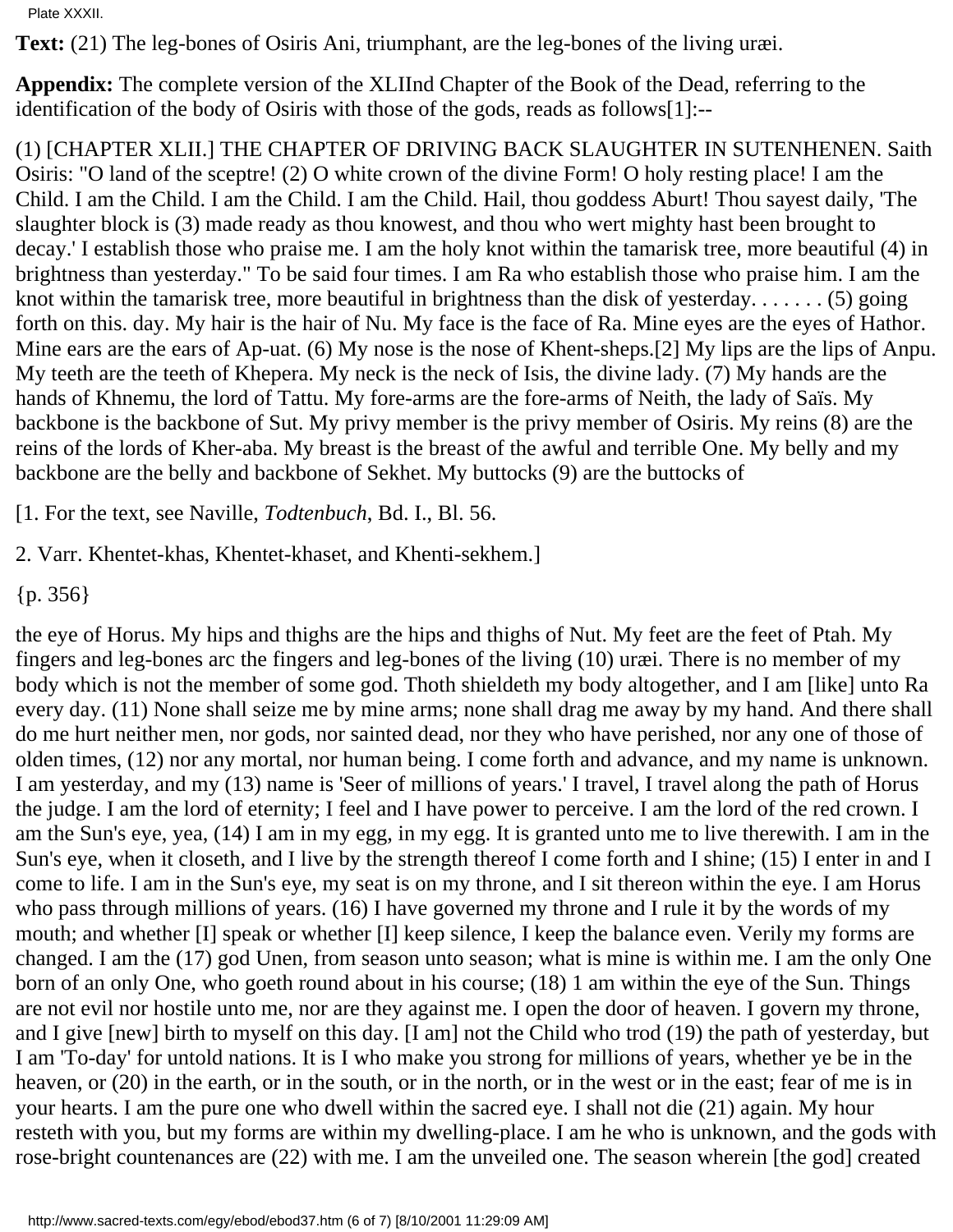Plate XXXII.

**Text:** (21) The leg-bones of Osiris Ani, triumphant, are the leg-bones of the living uræi.

**Appendix:** The complete version of the XLIInd Chapter of the Book of the Dead, referring to the identification of the body of Osiris with those of the gods, reads as follows[1]:--

(1) [CHAPTER XLII.] THE CHAPTER OF DRIVING BACK SLAUGHTER IN SUTENHENEN. Saith Osiris: "O land of the sceptre! (2) O white crown of the divine Form! O holy resting place! I am the Child. I am the Child. I am the Child. I am the Child. Hail, thou goddess Aburt! Thou sayest daily, 'The slaughter block is (3) made ready as thou knowest, and thou who wert mighty hast been brought to decay.' I establish those who praise me. I am the holy knot within the tamarisk tree, more beautiful (4) in brightness than yesterday." To be said four times. I am Ra who establish those who praise him. I am the knot within the tamarisk tree, more beautiful in brightness than the disk of yesterday. . . . . . . (5) going forth on this. day. My hair is the hair of Nu. My face is the face of Ra. Mine eyes are the eyes of Hathor. Mine ears are the ears of Ap-uat. (6) My nose is the nose of Khent-sheps.[2] My lips are the lips of Anpu. My teeth are the teeth of Khepera. My neck is the neck of Isis, the divine lady. (7) My hands are the hands of Khnemu, the lord of Tattu. My fore-arms are the fore-arms of Neith, the lady of Saïs. My backbone is the backbone of Sut. My privy member is the privy member of Osiris. My reins (8) are the reins of the lords of Kher-aba. My breast is the breast of the awful and terrible One. My belly and my backbone are the belly and backbone of Sekhet. My buttocks (9) are the buttocks of

[1. For the text, see Naville, *Todtenbuch*, Bd. I., Bl. 56.

2. Varr. Khentet-khas, Khentet-khaset, and Khenti-sekhem.]

{p. 356}

the eye of Horus. My hips and thighs are the hips and thighs of Nut. My feet are the feet of Ptah. My fingers and leg-bones arc the fingers and leg-bones of the living (10) uræi. There is no member of my body which is not the member of some god. Thoth shieldeth my body altogether, and I am [like] unto Ra every day. (11) None shall seize me by mine arms; none shall drag me away by my hand. And there shall do me hurt neither men, nor gods, nor sainted dead, nor they who have perished, nor any one of those of olden times, (12) nor any mortal, nor human being. I come forth and advance, and my name is unknown. I am yesterday, and my (13) name is 'Seer of millions of years.' I travel, I travel along the path of Horus the judge. I am the lord of eternity; I feel and I have power to perceive. I am the lord of the red crown. I am the Sun's eye, yea, (14) I am in my egg, in my egg. It is granted unto me to live therewith. I am in the Sun's eye, when it closeth, and I live by the strength thereof I come forth and I shine; (15) I enter in and I come to life. I am in the Sun's eye, my seat is on my throne, and I sit thereon within the eye. I am Horus who pass through millions of years. (16) I have governed my throne and I rule it by the words of my mouth; and whether [I] speak or whether [I] keep silence, I keep the balance even. Verily my forms are changed. I am the (17) god Unen, from season unto season; what is mine is within me. I am the only One born of an only One, who goeth round about in his course; (18) 1 am within the eye of the Sun. Things are not evil nor hostile unto me, nor are they against me. I open the door of heaven. I govern my throne, and I give [new] birth to myself on this day. [I am] not the Child who trod (19) the path of yesterday, but I am 'To-day' for untold nations. It is I who make you strong for millions of years, whether ye be in the heaven, or (20) in the earth, or in the south, or in the north, or in the west or in the east; fear of me is in your hearts. I am the pure one who dwell within the sacred eye. I shall not die (21) again. My hour resteth with you, but my forms are within my dwelling-place. I am he who is unknown, and the gods with rose-bright countenances are (22) with me. I am the unveiled one. The season wherein [the god] created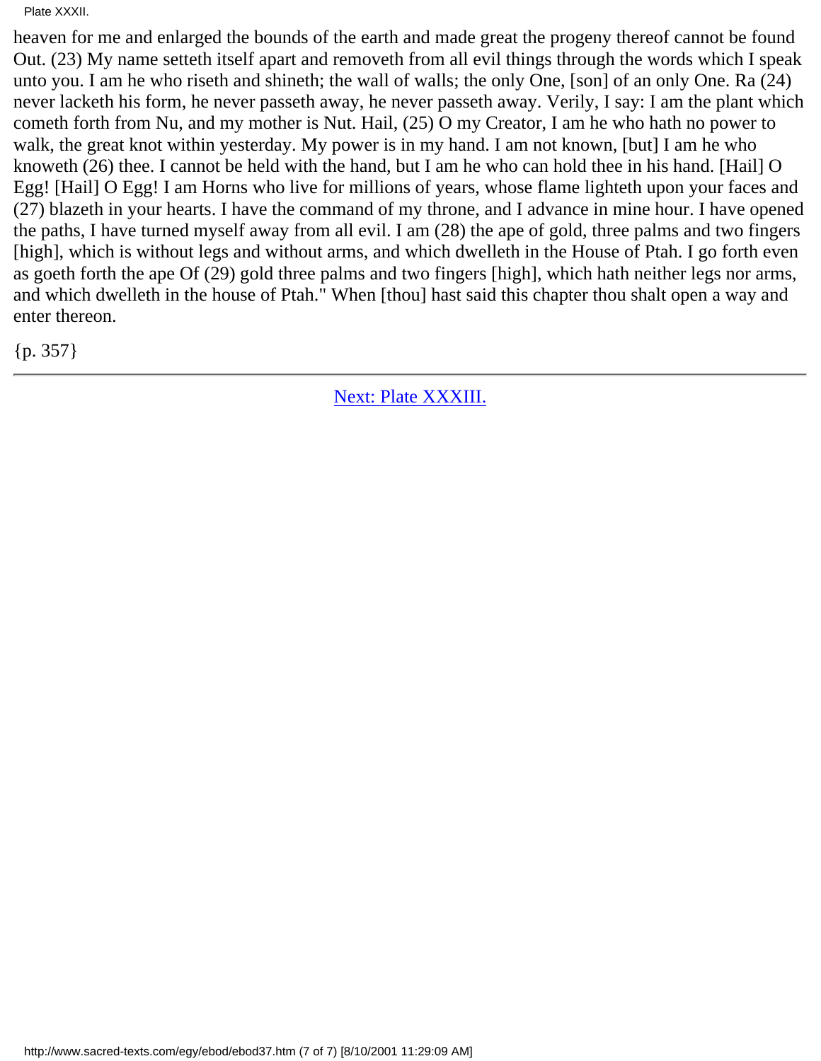heaven for me and enlarged the bounds of the earth and made great the progeny thereof cannot be found Out. (23) My name setteth itself apart and removeth from all evil things through the words which I speak unto you. I am he who riseth and shineth; the wall of walls; the only One, [son] of an only One. Ra (24) never lacketh his form, he never passeth away, he never passeth away. Verily, I say: I am the plant which cometh forth from Nu, and my mother is Nut. Hail, (25) O my Creator, I am he who hath no power to walk, the great knot within yesterday. My power is in my hand. I am not known, [but] I am he who knoweth (26) thee. I cannot be held with the hand, but I am he who can hold thee in his hand. [Hail] O Egg! [Hail] O Egg! I am Horns who live for millions of years, whose flame lighteth upon your faces and (27) blazeth in your hearts. I have the command of my throne, and I advance in mine hour. I have opened the paths, I have turned myself away from all evil. I am (28) the ape of gold, three palms and two fingers [high], which is without legs and without arms, and which dwelleth in the House of Ptah. I go forth even as goeth forth the ape Of (29) gold three palms and two fingers [high], which hath neither legs nor arms, and which dwelleth in the house of Ptah." When [thou] hast said this chapter thou shalt open a way and enter thereon.

{p. 357}

---

Next: Plate XXXIII.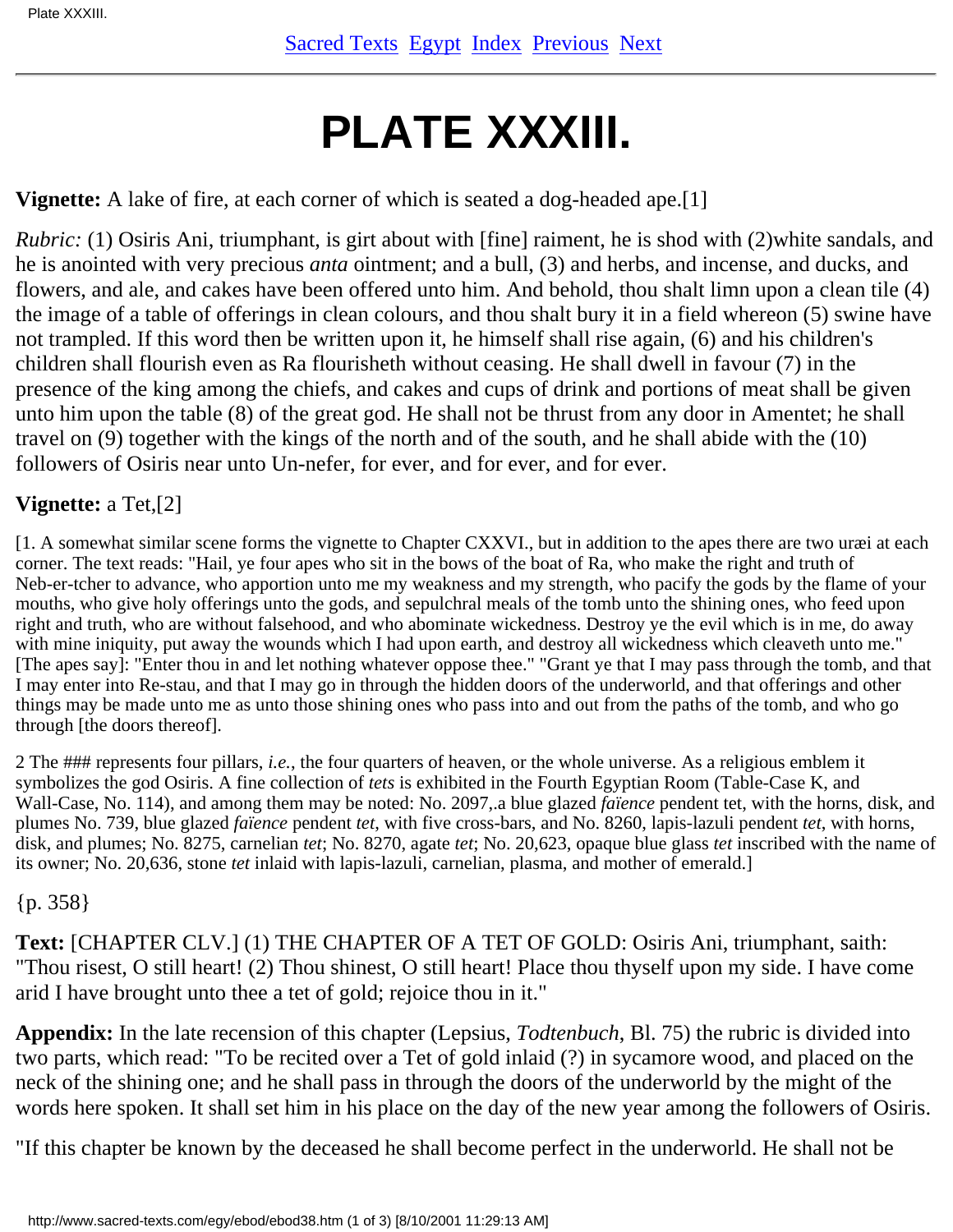# PLATE XXXIII.

**Vignette:** A lake of fire, at each corner of which is seated a dog-headed ape.[1]

*Rubric:* (1) Osiris Ani, triumphant, is girt about with [fine] raiment, he is shod with (2)white sandals, and he is anointed with very precious *anta* ointment; and a bull, (3) and herbs, and incense, and ducks, and flowers, and ale, and cakes have been offered unto him. And behold, thou shalt limn upon a clean tile (4) the image of a table of offerings in clean colours, and thou shalt bury it in a field whereon (5) swine have not trampled. If this word then be written upon it, he himself shall rise again, (6) and his children's children shall flourish even as Ra flourisheth without ceasing. He shall dwell in favour (7) in the presence of the king among the chiefs, and cakes and cups of drink and portions of meat shall be given unto him upon the table (8) of the great god. He shall not be thrust from any door in Amentet; he shall travel on (9) together with the kings of the north and of the south, and he shall abide with the (10) followers of Osiris near unto Un-nefer, for ever, and for ever, and for ever.

**Vignette:** a Tet,[2]

[1. A somewhat similar scene forms the vignette to Chapter CXXVI., but in addition to the apes there are two uræi at each corner. The text reads: "Hail, ye four apes who sit in the bows of the boat of Ra, who make the right and truth of Neb-er-tcher to advance, who apportion unto me my weakness and my strength, who pacify the gods by the flame of your mouths, who give holy offerings unto the gods, and sepulchral meals of the tomb unto the shining ones, who feed upon right and truth, who are without falsehood, and who abominate wickedness. Destroy ye the evil which is in me, do away with mine iniquity, put away the wounds which I had upon earth, and destroy all wickedness which cleaveth unto me." [The apes say]: "Enter thou in and let nothing whatever oppose thee." "Grant ye that I may pass through the tomb, and that I may enter into Re-stau, and that I may go in through the hidden doors of the underworld, and that offerings and other things may be made unto me as unto those shining ones who pass into and out from the paths of the tomb, and who go through [the doors thereof].

2 The ### represents four pillars, *i.e.*, the four quarters of heaven, or the whole universe. As a religious emblem it symbolizes the god Osiris. A fine collection of *tets* is exhibited in the Fourth Egyptian Room (Table-Case K, and Wall-Case, No. 114), and among them may be noted: No. 2097,.a blue glazed *faïence* pendent tet, with the horns, disk, and plumes No. 739, blue glazed *faïence* pendent *tet*, with five cross-bars, and No. 8260, lapis-lazuli pendent *tet*, with horns, disk, and plumes; No. 8275, carnelian *tet*; No. 8270, agate *tet*; No. 20,623, opaque blue glass *tet* inscribed with the name of its owner; No. 20,636, stone *tet* inlaid with lapis-lazuli, carnelian, plasma, and mother of emerald.]

{p. 358}

**Text:** [CHAPTER CLV.] (1) THE CHAPTER OF A TET OF GOLD: Osiris Ani, triumphant, saith: "Thou risest, O still heart! (2) Thou shinest, O still heart! Place thou thyself upon my side. I have come arid I have brought unto thee a tet of gold; rejoice thou in it."

**Appendix:** In the late recension of this chapter (Lepsius, *Todtenbuch*, Bl. 75) the rubric is divided into two parts, which read: "To be recited over a Tet of gold inlaid (?) in sycamore wood, and placed on the neck of the shining one; and he shall pass in through the doors of the underworld by the might of the words here spoken. It shall set him in his place on the day of the new year among the followers of Osiris.

"If this chapter be known by the deceased he shall become perfect in the underworld. He shall not be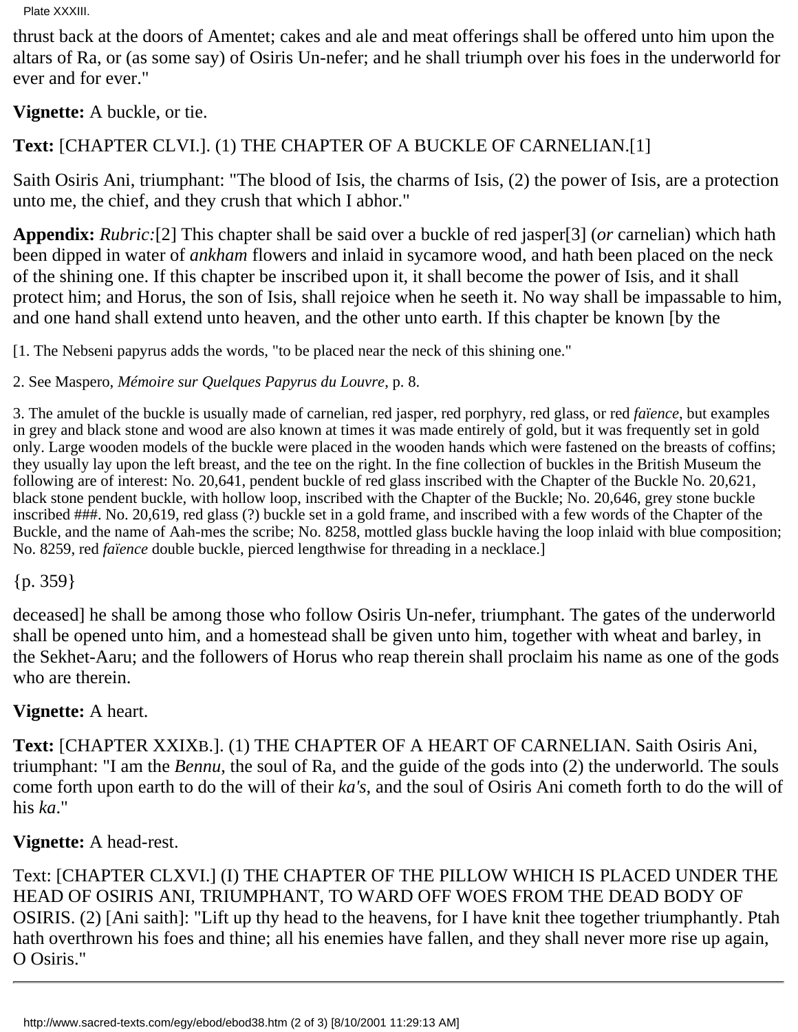thrust back at the doors of Amentet; cakes and ale and meat offerings shall be offered unto him upon the altars of Ra, or (as some say) of Osiris Un-nefer; and he shall triumph over his foes in the underworld for ever and for ever."

**Vignette:** A buckle, or tie.

**Text:** [CHAPTER CLVI.]. (1) THE CHAPTER OF A BUCKLE OF CARNELIAN.[1]

Saith Osiris Ani, triumphant: "The blood of Isis, the charms of Isis, (2) the power of Isis, are a protection unto me, the chief, and they crush that which I abhor."

**Appendix:** *Rubric:*[2] This chapter shall be said over a buckle of red jasper[3] (*or* carnelian) which hath been dipped in water of *ankham* flowers and inlaid in sycamore wood, and hath been placed on the neck of the shining one. If this chapter be inscribed upon it, it shall become the power of Isis, and it shall protect him; and Horus, the son of Isis, shall rejoice when he seeth it. No way shall be impassable to him, and one hand shall extend unto heaven, and the other unto earth. If this chapter be known [by the

[1. The Nebseni papyrus adds the words, "to be placed near the neck of this shining one."

2. See Maspero, *Mémoire sur Quelques Papyrus du Louvre*, p. 8.

3. The amulet of the buckle is usually made of carnelian, red jasper, red porphyry, red glass, or red *faïence*, but examples in grey and black stone and wood are also known at times it was made entirely of gold, but it was frequently set in gold only. Large wooden models of the buckle were placed in the wooden hands which were fastened on the breasts of coffins; they usually lay upon the left breast, and the tee on the right. In the fine collection of buckles in the British Museum the following are of interest: No. 20,641, pendent buckle of red glass inscribed with the Chapter of the Buckle No. 20,621, black stone pendent buckle, with hollow loop, inscribed with the Chapter of the Buckle; No. 20,646, grey stone buckle inscribed ###. No. 20,619, red glass (?) buckle set in a gold frame, and inscribed with a few words of the Chapter of the Buckle, and the name of Aah-mes the scribe; No. 8258, mottled glass buckle having the loop inlaid with blue composition; No. 8259, red *faïence* double buckle, pierced lengthwise for threading in a necklace.]

{p. 359}

deceased] he shall be among those who follow Osiris Un-nefer, triumphant. The gates of the underworld shall be opened unto him, and a homestead shall be given unto him, together with wheat and barley, in the Sekhet-Aaru; and the followers of Horus who reap therein shall proclaim his name as one of the gods who are therein.

**Vignette:** A heart.

**Text:** [CHAPTER XXIXB.]. (1) THE CHAPTER OF A HEART OF CARNELIAN. Saith Osiris Ani, triumphant: "I am the *Bennu*, the soul of Ra, and the guide of the gods into (2) the underworld. The souls come forth upon earth to do the will of their *ka's*, and the soul of Osiris Ani cometh forth to do the will of his *ka*."

**Vignette:** A head-rest.

Text: [CHAPTER CLXVI.] (I) THE CHAPTER OF THE PILLOW WHICH IS PLACED UNDER THE HEAD OF OSIRIS ANI, TRIUMPHANT, TO WARD OFF WOES FROM THE DEAD BODY OF OSIRIS. (2) [Ani saith]: "Lift up thy head to the heavens, for I have knit thee together triumphantly. Ptah hath overthrown his foes and thine; all his enemies have fallen, and they shall never more rise up again, O Osiris."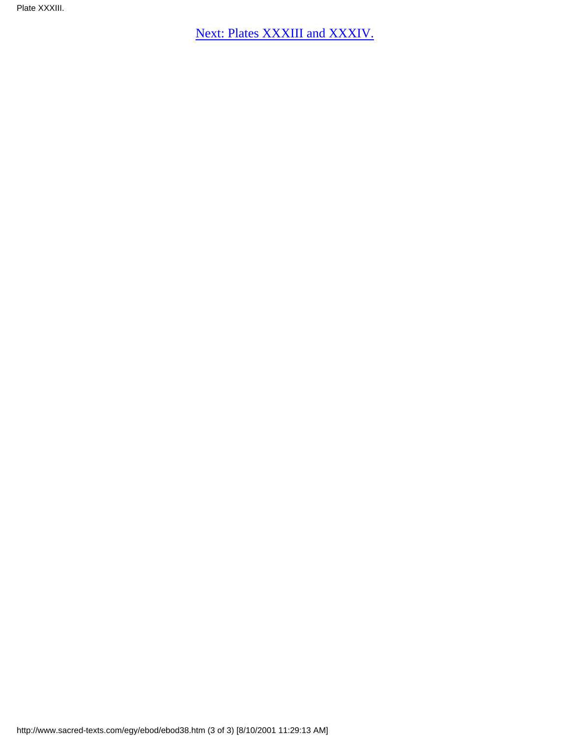[Next: Plates XXXIII and XXXIV.]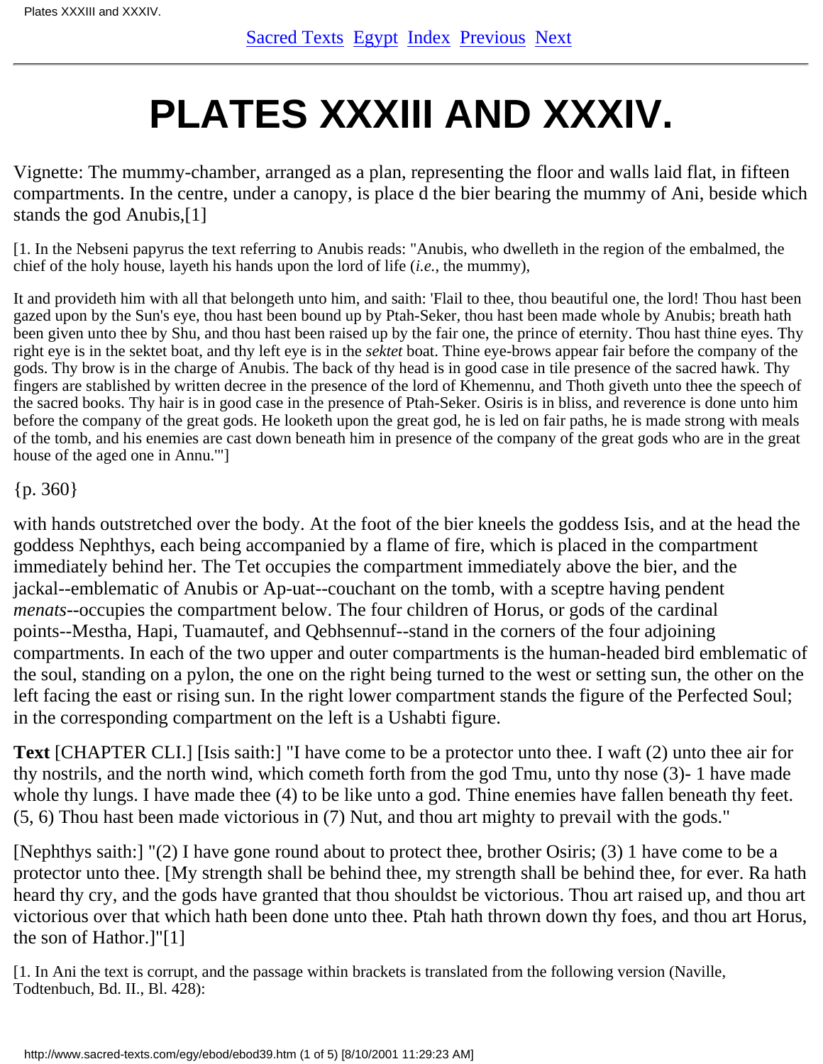# PLATES XXXIII AND XXXIV.

Vignette: The mummy-chamber, arranged as a plan, representing the floor and walls laid flat, in fifteen compartments. In the centre, under a canopy, is place d the bier bearing the mummy of Ani, beside which stands the god Anubis,[1]

[1. In the Nebseni papyrus the text referring to Anubis reads: "Anubis, who dwelleth in the region of the embalmed, the chief of the holy house, layeth his hands upon the lord of life (*i.e.*, the mummy),

It and provideth him with all that belongeth unto him, and saith: 'Flail to thee, thou beautiful one, the lord! Thou hast been gazed upon by the Sun's eye, thou hast been bound up by Ptah-Seker, thou hast been made whole by Anubis; breath hath been given unto thee by Shu, and thou hast been raised up by the fair one, the prince of eternity. Thou hast thine eyes. Thy right eye is in the sektet boat, and thy left eye is in the *sektet* boat. Thine eye-brows appear fair before the company of the gods. Thy brow is in the charge of Anubis. The back of thy head is in good case in tile presence of the sacred hawk. Thy fingers are stablished by written decree in the presence of the lord of Khemennu, and Thoth giveth unto thee the speech of the sacred books. Thy hair is in good case in the presence of Ptah-Seker. Osiris is in bliss, and reverence is done unto him before the company of the great gods. He looketh upon the great god, he is led on fair paths, he is made strong with meals of the tomb, and his enemies are cast down beneath him in presence of the company of the great gods who are in the great house of the aged one in Annu.'"]

{p. 360}

with hands outstretched over the body. At the foot of the bier kneels the goddess Isis, and at the head the goddess Nephthys, each being accompanied by a flame of fire, which is placed in the compartment immediately behind her. The Tet occupies the compartment immediately above the bier, and the jackal--emblematic of Anubis or Ap-uat--couchant on the tomb, with a sceptre having pendent *menats*--occupies the compartment below. The four children of Horus, or gods of the cardinal points--Mestha, Hapi, Tuamautef, and Qebhsennuf--stand in the corners of the four adjoining compartments. In each of the two upper and outer compartments is the human-headed bird emblematic of the soul, standing on a pylon, the one on the right being turned to the west or setting sun, the other on the left facing the east or rising sun. In the right lower compartment stands the figure of the Perfected Soul; in the corresponding compartment on the left is a Ushabti figure.

**Text** [CHAPTER CLI.] [Isis saith:] "I have come to be a protector unto thee. I waft (2) unto thee air for thy nostrils, and the north wind, which cometh forth from the god Tmu, unto thy nose (3)- 1 have made whole thy lungs. I have made thee (4) to be like unto a god. Thine enemies have fallen beneath thy feet. (5, 6) Thou hast been made victorious in (7) Nut, and thou art mighty to prevail with the gods."

[Nephthys saith:] "(2) I have gone round about to protect thee, brother Osiris; (3) 1 have come to be a protector unto thee. [My strength shall be behind thee, my strength shall be behind thee, for ever. Ra hath heard thy cry, and the gods have granted that thou shouldst be victorious. Thou art raised up, and thou art victorious over that which hath been done unto thee. Ptah hath thrown down thy foes, and thou art Horus, the son of Hathor.]"[1]

[1. In Ani the text is corrupt, and the passage within brackets is translated from the following version (Naville, Todtenbuch, Bd. II., Bl. 428):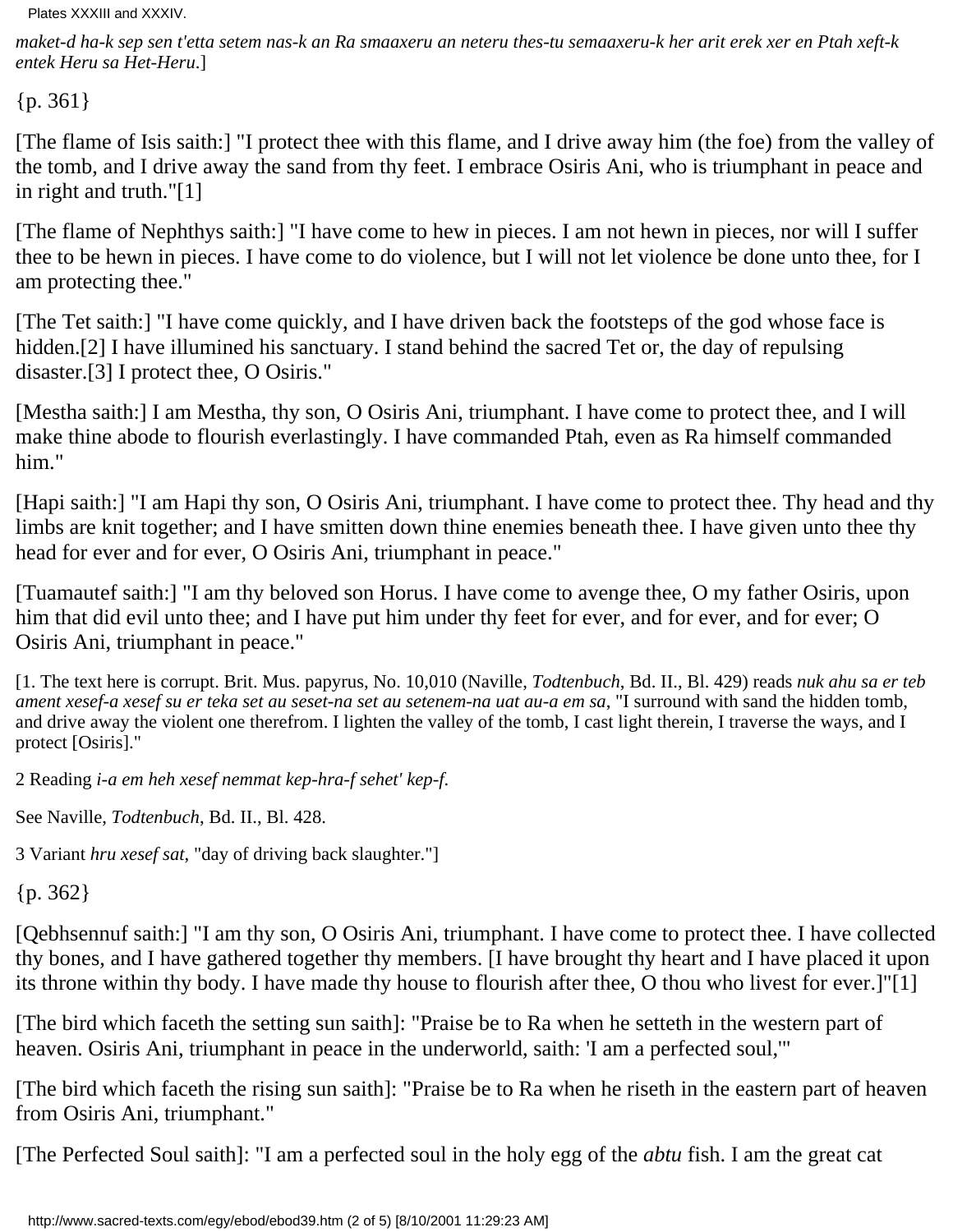*maket-d ha-k sep sen t'etta setem nas-k an Ra smaaxeru an neteru thes-tu semaaxeru-k her arit erek xer en Ptah xeft-k entek Heru sa Het-Heru*.]

{p. 361}

[The flame of Isis saith:] "I protect thee with this flame, and I drive away him (the foe) from the valley of the tomb, and I drive away the sand from thy feet. I embrace Osiris Ani, who is triumphant in peace and in right and truth."[1]

[The flame of Nephthys saith:] "I have come to hew in pieces. I am not hewn in pieces, nor will I suffer thee to be hewn in pieces. I have come to do violence, but I will not let violence be done unto thee, for I am protecting thee."

[The Tet saith:] "I have come quickly, and I have driven back the footsteps of the god whose face is hidden.[2] I have illumined his sanctuary. I stand behind the sacred Tet or, the day of repulsing disaster.[3] I protect thee, O Osiris."

[Mestha saith:] I am Mestha, thy son, O Osiris Ani, triumphant. I have come to protect thee, and I will make thine abode to flourish everlastingly. I have commanded Ptah, even as Ra himself commanded him."

[Hapi saith:] "I am Hapi thy son, O Osiris Ani, triumphant. I have come to protect thee. Thy head and thy limbs are knit together; and I have smitten down thine enemies beneath thee. I have given unto thee thy head for ever and for ever, O Osiris Ani, triumphant in peace."

[Tuamautef saith:] "I am thy beloved son Horus. I have come to avenge thee, O my father Osiris, upon him that did evil unto thee; and I have put him under thy feet for ever, and for ever, and for ever; O Osiris Ani, triumphant in peace."

[1. The text here is corrupt. Brit. Mus. papyrus, No. 10,010 (Naville, *Todtenbuch*, Bd. II., Bl. 429) reads *nuk ahu sa er teb ament xesef-a xesef su er teka set au seset-na set au setenem-na uat au-a em sa*, "I surround with sand the hidden tomb, and drive away the violent one therefrom. I lighten the valley of the tomb, I cast light therein, I traverse the ways, and I protect [Osiris]."

2 Reading *i-a em heh xesef nemmat kep-hra-f sehet' kep-f*.

See Naville, *Todtenbuch*, Bd. II., Bl. 428.

3 Variant *hru xesef sat*, "day of driving back slaughter."]

{p. 362}

[Qebhsennuf saith:] "I am thy son, O Osiris Ani, triumphant. I have come to protect thee. I have collected thy bones, and I have gathered together thy members. [I have brought thy heart and I have placed it upon its throne within thy body. I have made thy house to flourish after thee, O thou who livest for ever.]"[1]

[The bird which faceth the setting sun saith]: "Praise be to Ra when he setteth in the western part of heaven. Osiris Ani, triumphant in peace in the underworld, saith: 'I am a perfected soul,'"

[The bird which faceth the rising sun saith]: "Praise be to Ra when he riseth in the eastern part of heaven from Osiris Ani, triumphant."

[The Perfected Soul saith]: "I am a perfected soul in the holy egg of the *abtu* fish. I am the great cat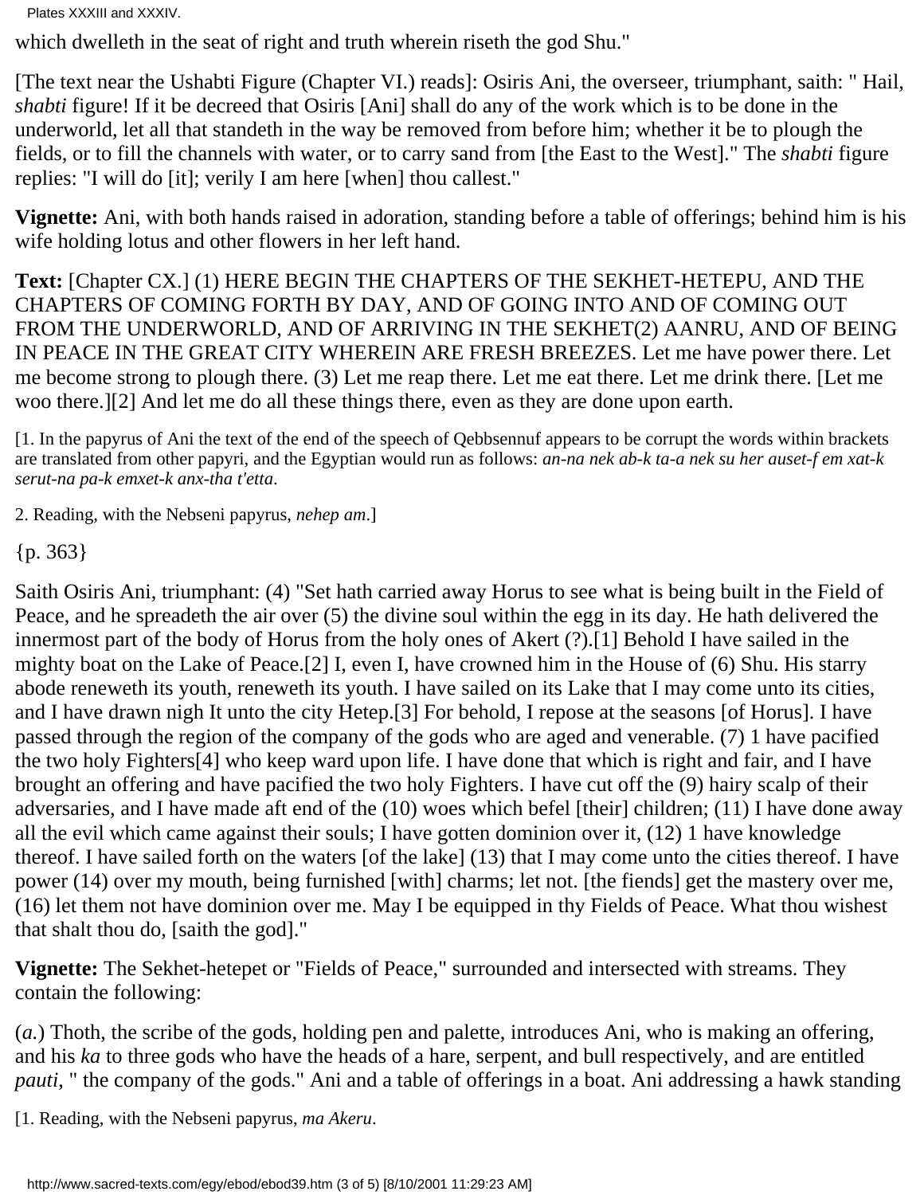which dwelleth in the seat of right and truth wherein riseth the god Shu."

[The text near the Ushabti Figure (Chapter VI.) reads]: Osiris Ani, the overseer, triumphant, saith: " Hail, *shabti* figure! If it be decreed that Osiris [Ani] shall do any of the work which is to be done in the underworld, let all that standeth in the way be removed from before him; whether it be to plough the fields, or to fill the channels with water, or to carry sand from [the East to the West]." The *shabti* figure replies: "I will do [it]; verily I am here [when] thou callest."

**Vignette:** Ani, with both hands raised in adoration, standing before a table of offerings; behind him is his wife holding lotus and other flowers in her left hand.

**Text:** [Chapter CX.] (1) HERE BEGIN THE CHAPTERS OF THE SEKHET-HETEPU, AND THE CHAPTERS OF COMING FORTH BY DAY, AND OF GOING INTO AND OF COMING OUT FROM THE UNDERWORLD, AND OF ARRIVING IN THE SEKHET(2) AANRU, AND OF BEING IN PEACE IN THE GREAT CITY WHEREIN ARE FRESH BREEZES. Let me have power there. Let me become strong to plough there. (3) Let me reap there. Let me eat there. Let me drink there. [Let me woo there.][2] And let me do all these things there, even as they are done upon earth.

[1. In the papyrus of Ani the text of the end of the speech of Qebbsennuf appears to be corrupt the words within brackets are translated from other papyri, and the Egyptian would run as follows: *an-na nek ab-k ta-a nek su her auset-f em xat-k serut-na pa-k emxet-k anx-tha t'etta*.

2. Reading, with the Nebseni papyrus, *nehep am*.]

{p. 363}

Saith Osiris Ani, triumphant: (4) "Set hath carried away Horus to see what is being built in the Field of Peace, and he spreadeth the air over (5) the divine soul within the egg in its day. He hath delivered the innermost part of the body of Horus from the holy ones of Akert (?).[1] Behold I have sailed in the mighty boat on the Lake of Peace.[2] I, even I, have crowned him in the House of (6) Shu. His starry abode reneweth its youth, reneweth its youth. I have sailed on its Lake that I may come unto its cities, and I have drawn nigh It unto the city Hetep.[3] For behold, I repose at the seasons [of Horus]. I have passed through the region of the company of the gods who are aged and venerable. (7) 1 have pacified the two holy Fighters[4] who keep ward upon life. I have done that which is right and fair, and I have brought an offering and have pacified the two holy Fighters. I have cut off the (9) hairy scalp of their adversaries, and I have made aft end of the (10) woes which befel [their] children; (11) I have done away all the evil which came against their souls; I have gotten dominion over it, (12) 1 have knowledge thereof. I have sailed forth on the waters [of the lake] (13) that I may come unto the cities thereof. I have power (14) over my mouth, being furnished [with] charms; let not. [the fiends] get the mastery over me, (16) let them not have dominion over me. May I be equipped in thy Fields of Peace. What thou wishest that shalt thou do, [saith the god]."

**Vignette:** The Sekhet-hetepet or "Fields of Peace," surrounded and intersected with streams. They contain the following:

(*a*.) Thoth, the scribe of the gods, holding pen and palette, introduces Ani, who is making an offering, and his *ka* to three gods who have the heads of a hare, serpent, and bull respectively, and are entitled *pauti*, " the company of the gods." Ani and a table of offerings in a boat. Ani addressing a hawk standing

[1. Reading, with the Nebseni papyrus, *ma Akeru*.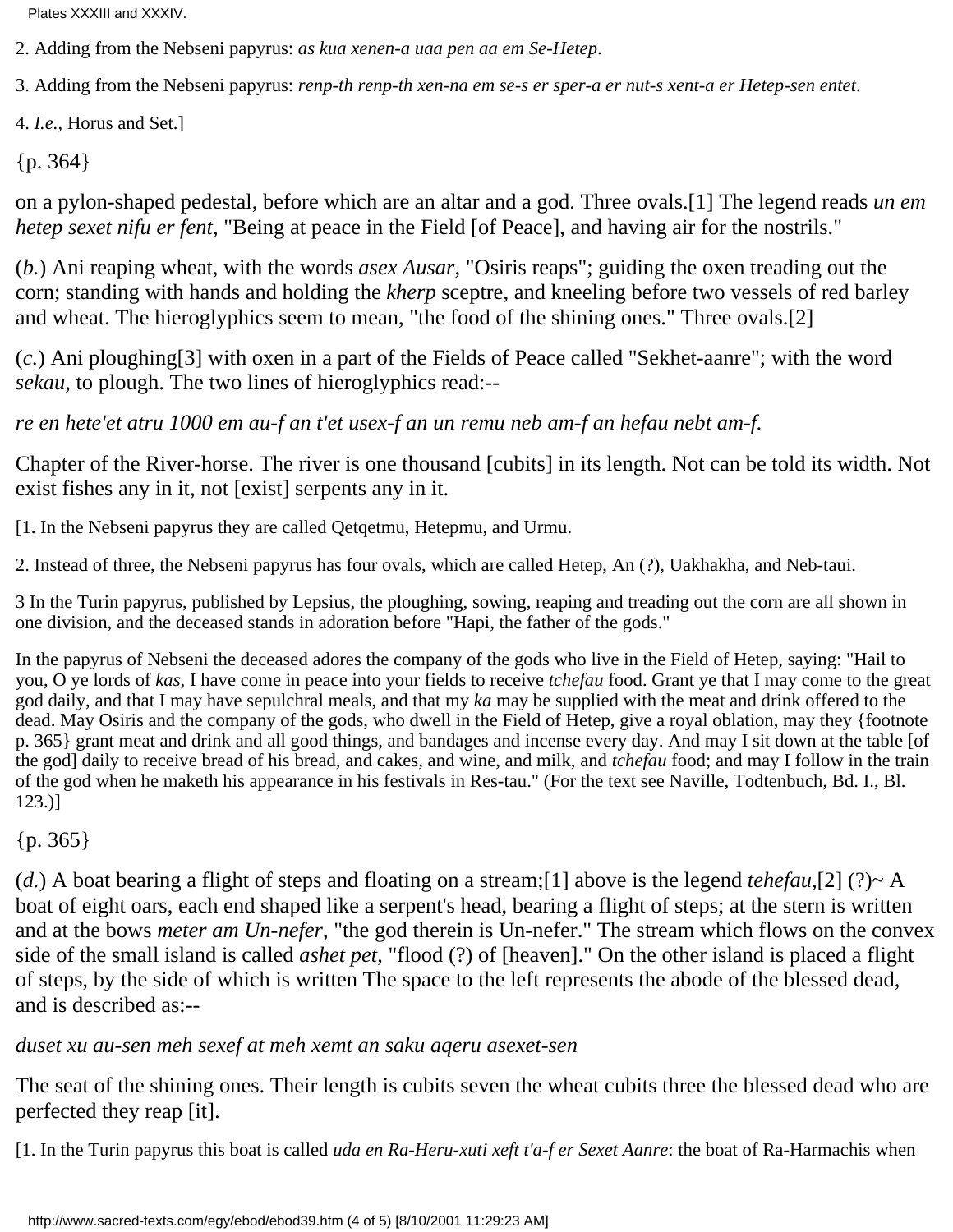2. Adding from the Nebseni papyrus: *as kua xenen-a uaa pen aa em Se-Hetep*.

3. Adding from the Nebseni papyrus: *renp-th renp-th xen-na em se-s er sper-a er nut-s xent-a er Hetep-sen entet*.

4. *I.e.*, Horus and Set.]

{p. 364}

on a pylon-shaped pedestal, before which are an altar and a god. Three ovals.[1] The legend reads *un em hetep sexet nifu er fent*, "Being at peace in the Field [of Peace], and having air for the nostrils."

(*b.*) Ani reaping wheat, with the words *asex Ausar*, "Osiris reaps"; guiding the oxen treading out the corn; standing with hands and holding the *kherp* sceptre, and kneeling before two vessels of red barley and wheat. The hieroglyphics seem to mean, "the food of the shining ones." Three ovals.[2]

(*c.*) Ani ploughing[3] with oxen in a part of the Fields of Peace called "Sekhet-aanre"; with the word *sekau*, to plough. The two lines of hieroglyphics read:--

*re en hete'et atru 1000 em au-f an t'et usex-f an un remu neb am-f an hefau nebt am-f.*

Chapter of the River-horse. The river is one thousand [cubits] in its length. Not can be told its width. Not exist fishes any in it, not [exist] serpents any in it.

[1. In the Nebseni papyrus they are called Qetqetmu, Hetepmu, and Urmu.

2. Instead of three, the Nebseni papyrus has four ovals, which are called Hetep, An (?), Uakhakha, and Neb-taui.

3 In the Turin papyrus, published by Lepsius, the ploughing, sowing, reaping and treading out the corn are all shown in one division, and the deceased stands in adoration before "Hapi, the father of the gods."

In the papyrus of Nebseni the deceased adores the company of the gods who live in the Field of Hetep, saying: "Hail to you, O ye lords of *kas*, I have come in peace into your fields to receive *tchefau* food. Grant ye that I may come to the great god daily, and that I may have sepulchral meals, and that my *ka* may be supplied with the meat and drink offered to the dead. May Osiris and the company of the gods, who dwell in the Field of Hetep, give a royal oblation, may they {footnote p. 365} grant meat and drink and all good things, and bandages and incense every day. And may I sit down at the table [of the god] daily to receive bread of his bread, and cakes, and wine, and milk, and *tchefau* food; and may I follow in the train of the god when he maketh his appearance in his festivals in Res-tau." (For the text see Naville, Todtenbuch, Bd. I., Bl. 123.)]

{p. 365}

(*d.*) A boat bearing a flight of steps and floating on a stream;[1] above is the legend *tehefau*,[2] (?)~ A boat of eight oars, each end shaped like a serpent's head, bearing a flight of steps; at the stern is written and at the bows *meter am Un-nefer*, "the god therein is Un-nefer." The stream which flows on the convex side of the small island is called *ashet pet*, "flood (?) of [heaven]." On the other island is placed a flight of steps, by the side of which is written The space to the left represents the abode of the blessed dead, and is described as:--

*duset xu au-sen meh sexef at meh xemt an saku aqeru asexet-sen*

The seat of the shining ones. Their length is cubits seven the wheat cubits three the blessed dead who are perfected they reap [it].

[1. In the Turin papyrus this boat is called *uda en Ra-Heru-xuti xeft t'a-f er Sexet Aanre*: the boat of Ra-Harmachis when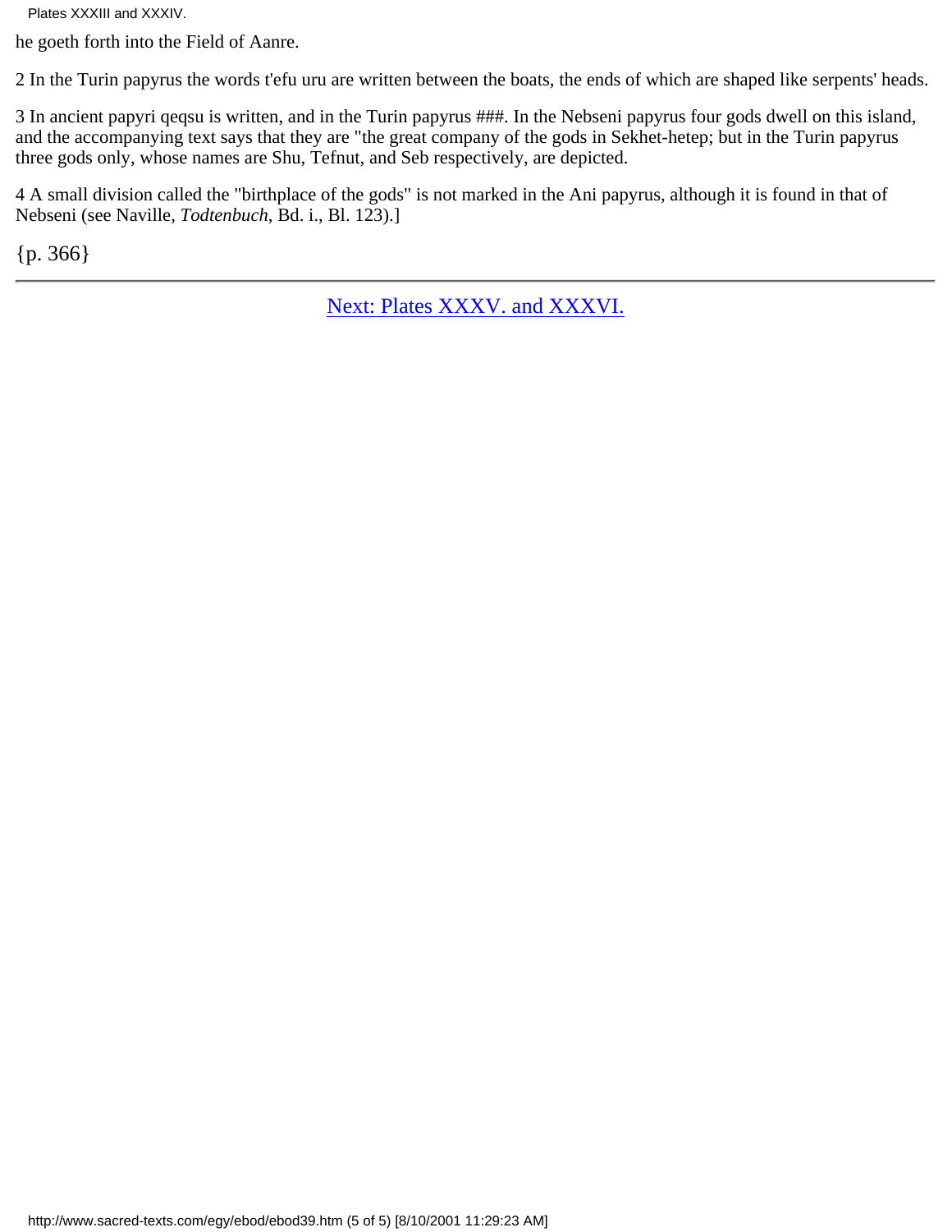he goeth forth into the Field of Aanre.

2 In the Turin papyrus the words t'efu uru are written between the boats, the ends of which are shaped like serpents' heads.

3 In ancient papyri qeqsu is written, and in the Turin papyrus ###. In the Nebseni papyrus four gods dwell on this island, and the accompanying text says that they are "the great company of the gods in Sekhet-hetep; but in the Turin papyrus three gods only, whose names are Shu, Tefnut, and Seb respectively, are depicted.

4 A small division called the "birthplace of the gods" is not marked in the Ani papyrus, although it is found in that of Nebseni (see Naville, *Todtenbuch*, Bd. i., Bl. 123).]

{p. 366}

---

Next: Plates XXXV. and XXXVI.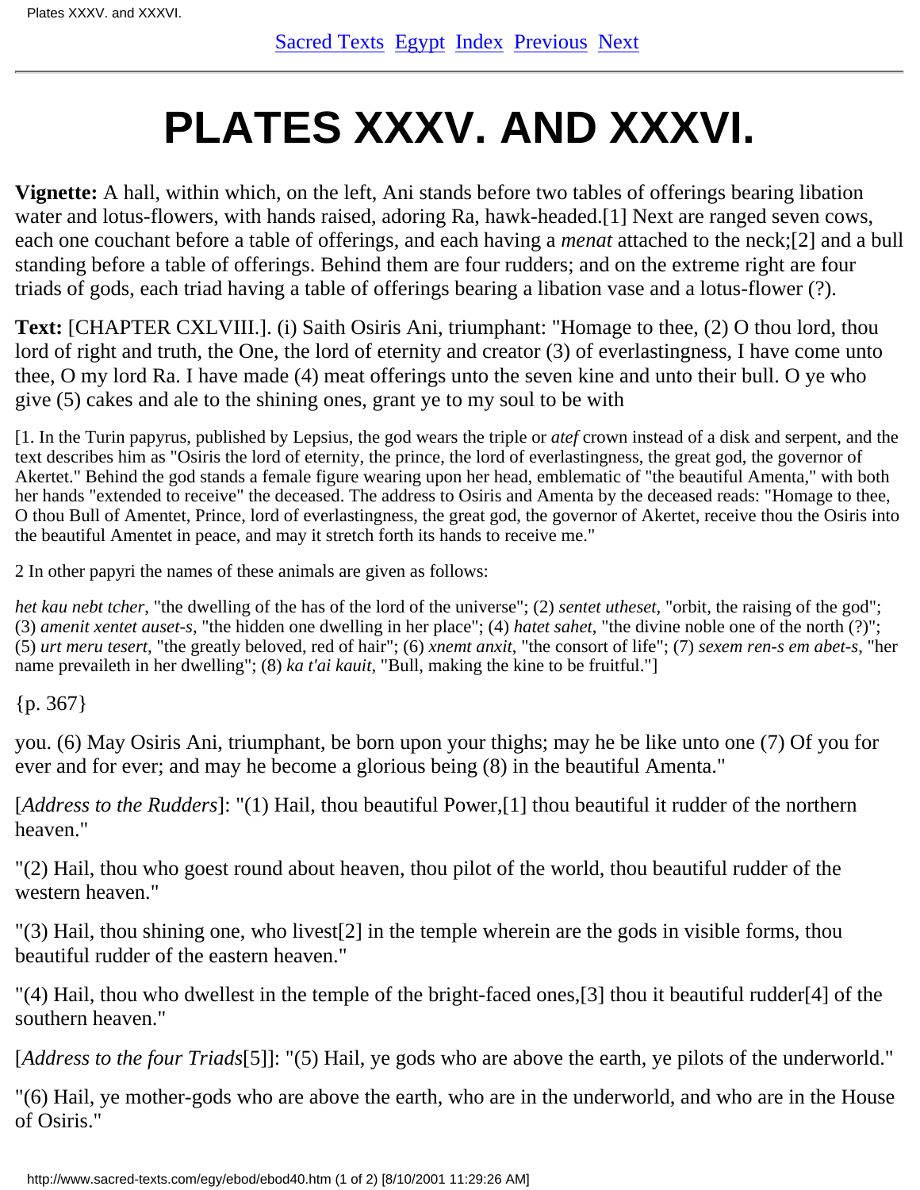Sacred Texts Egypt Index Previous Next

# PLATES XXXV. AND XXXVI.

**Vignette:** A hall, within which, on the left, Ani stands before two tables of offerings bearing libation water and lotus-flowers, with hands raised, adoring Ra, hawk-headed.[1] Next are ranged seven cows, each one couchant before a table of offerings, and each having a *menat* attached to the neck;[2] and a bull standing before a table of offerings. Behind them are four rudders; and on the extreme right are four triads of gods, each triad having a table of offerings bearing a libation vase and a lotus-flower (?).

**Text:** [CHAPTER CXLVIII.]. (i) Saith Osiris Ani, triumphant: "Homage to thee, (2) O thou lord, thou lord of right and truth, the One, the lord of eternity and creator (3) of everlastingness, I have come unto thee, O my lord Ra. I have made (4) meat offerings unto the seven kine and unto their bull. O ye who give (5) cakes and ale to the shining ones, grant ye to my soul to be with

[1. In the Turin papyrus, published by Lepsius, the god wears the triple or *atef* crown instead of a disk and serpent, and the text describes him as "Osiris the lord of eternity, the prince, the lord of everlastingness, the great god, the governor of Akertet." Behind the god stands a female figure wearing upon her head, emblematic of "the beautiful Amenta," with both her hands "extended to receive" the deceased. The address to Osiris and Amenta by the deceased reads: "Homage to thee, O thou Bull of Amentet, Prince, lord of everlastingness, the great god, the governor of Akertet, receive thou the Osiris into the beautiful Amentet in peace, and may it stretch forth its hands to receive me."

2 In other papyri the names of these animals are given as follows:

*het kau nebt tcher*, "the dwelling of the has of the lord of the universe"; (2) *sentet utheset*, "orbit, the raising of the god"; (3) *amenit xentet auset-s*, "the hidden one dwelling in her place"; (4) *hatet sahet*, "the divine noble one of the north (?)"; (5) *urt meru tesert*, "the greatly beloved, red of hair"; (6) *xnemt anxit*, "the consort of life"; (7) *sexem ren-s em abet-s*, "her name prevaileth in her dwelling"; (8) *ka t'ai kauit*, "Bull, making the kine to be fruitful."]

{p. 367}

you. (6) May Osiris Ani, triumphant, be born upon your thighs; may he be like unto one (7) Of you for ever and for ever; and may he become a glorious being (8) in the beautiful Amenta."

[*Address to the Rudders*]: "(1) Hail, thou beautiful Power,[1] thou beautiful it rudder of the northern heaven."

"(2) Hail, thou who goest round about heaven, thou pilot of the world, thou beautiful rudder of the western heaven."

"(3) Hail, thou shining one, who livest[2] in the temple wherein are the gods in visible forms, thou beautiful rudder of the eastern heaven."

"(4) Hail, thou who dwellest in the temple of the bright-faced ones,[3] thou it beautiful rudder[4] of the southern heaven."

[*Address to the four Triads*[5]]: "(5) Hail, ye gods who are above the earth, ye pilots of the underworld."

"(6) Hail, ye mother-gods who are above the earth, who are in the underworld, and who are in the House of Osiris."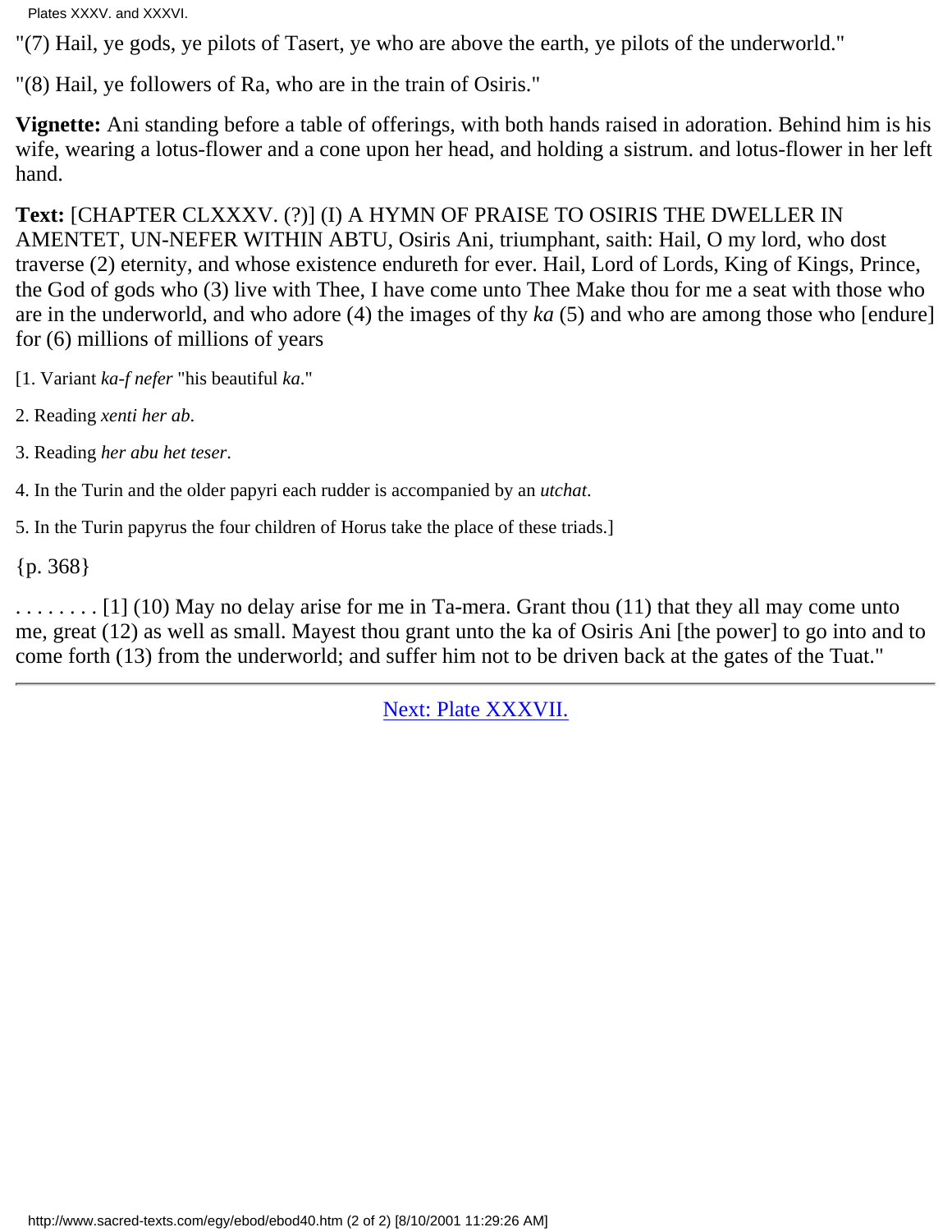"(7) Hail, ye gods, ye pilots of Tasert, ye who are above the earth, ye pilots of the underworld."

"(8) Hail, ye followers of Ra, who are in the train of Osiris."

**Vignette:** Ani standing before a table of offerings, with both hands raised in adoration. Behind him is his wife, wearing a lotus-flower and a cone upon her head, and holding a sistrum. and lotus-flower in her left hand.

**Text:** [CHAPTER CLXXXV. (?)] (I) A HYMN OF PRAISE TO OSIRIS THE DWELLER IN AMENTET, UN-NEFER WITHIN ABTU, Osiris Ani, triumphant, saith: Hail, O my lord, who dost traverse (2) eternity, and whose existence endureth for ever. Hail, Lord of Lords, King of Kings, Prince, the God of gods who (3) live with Thee, I have come unto Thee Make thou for me a seat with those who are in the underworld, and who adore (4) the images of thy *ka* (5) and who are among those who [endure] for (6) millions of millions of years

[1. Variant *ka-f nefer* "his beautiful *ka*."

2. Reading *xenti her ab*.

3. Reading *her abu het teser*.

4. In the Turin and the older papyri each rudder is accompanied by an *utchat*.

5. In the Turin papyrus the four children of Horus take the place of these triads.]

{p. 368}

. . . . . . . . [1] (10) May no delay arise for me in Ta-mera. Grant thou (11) that they all may come unto me, great (12) as well as small. Mayest thou grant unto the ka of Osiris Ani [the power] to go into and to come forth (13) from the underworld; and suffer him not to be driven back at the gates of the Tuat."

---

Next: Plate XXXVII.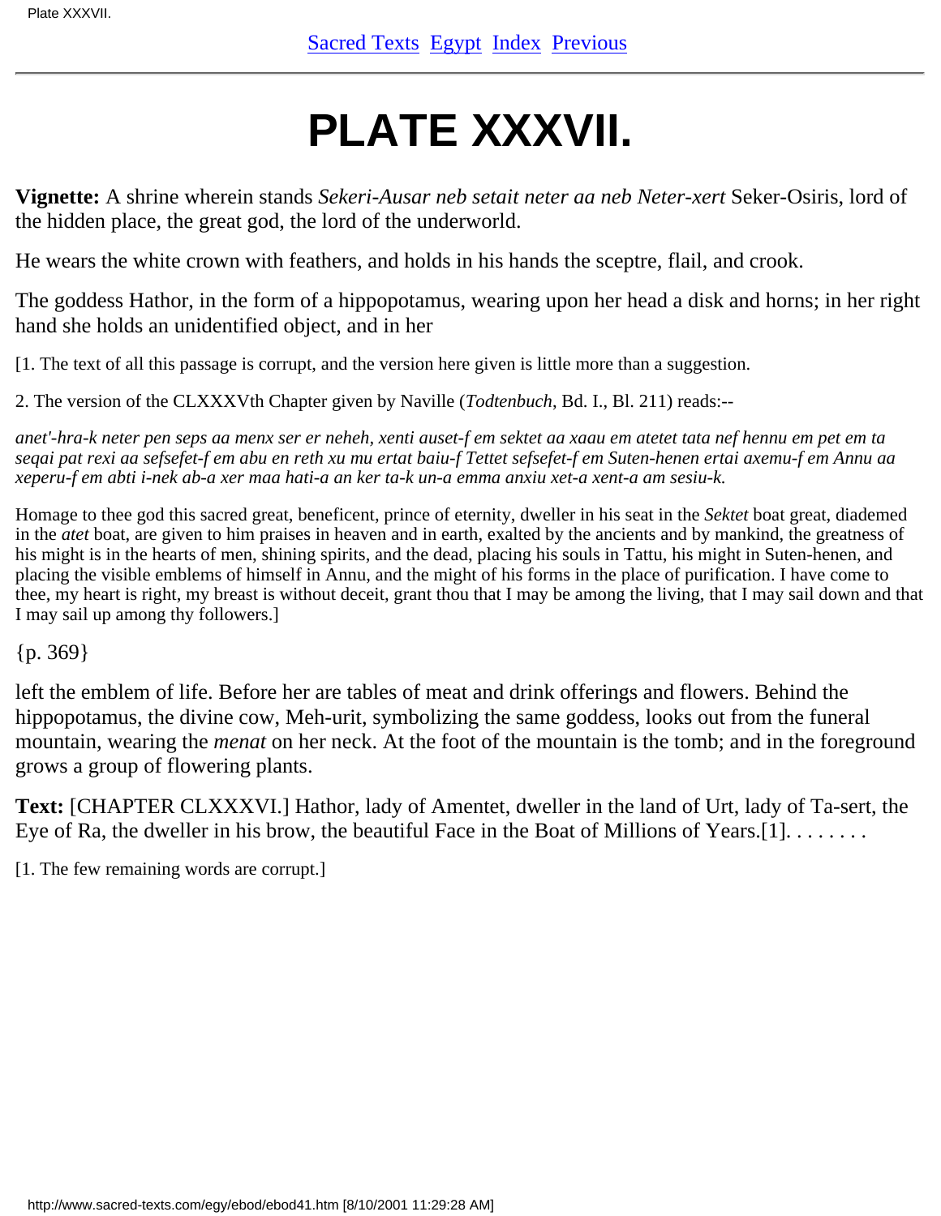# PLATE XXXVII.

**Vignette:** A shrine wherein stands *Sekeri-Ausar neb setait neter aa neb Neter-xert* Seker-Osiris, lord of the hidden place, the great god, the lord of the underworld.

He wears the white crown with feathers, and holds in his hands the sceptre, flail, and crook.

The goddess Hathor, in the form of a hippopotamus, wearing upon her head a disk and horns; in her right hand she holds an unidentified object, and in her

[1. The text of all this passage is corrupt, and the version here given is little more than a suggestion.

2. The version of the CLXXXVth Chapter given by Naville (*Todtenbuch*, Bd. I., Bl. 211) reads:--

*anet'-hra-k neter pen seps aa menx ser er neheh, xenti auset-f em sektet aa xaau em atetet tata nef hennu em pet em ta seqai pat rexi aa sefsefet-f em abu en reth xu mu ertat baiu-f Tettet sefsefet-f em Suten-henen ertai axemu-f em Annu aa xeperu-f em abti i-nek ab-a xer maa hati-a an ker ta-k un-a emma anxiu xet-a xent-a am sesiu-k.*

Homage to thee god this sacred great, beneficent, prince of eternity, dweller in his seat in the *Sektet* boat great, diademed in the *atet* boat, are given to him praises in heaven and in earth, exalted by the ancients and by mankind, the greatness of his might is in the hearts of men, shining spirits, and the dead, placing his souls in Tattu, his might in Suten-henen, and placing the visible emblems of himself in Annu, and the might of his forms in the place of purification. I have come to thee, my heart is right, my breast is without deceit, grant thou that I may be among the living, that I may sail down and that I may sail up among thy followers.]

{p. 369}

left the emblem of life. Before her are tables of meat and drink offerings and flowers. Behind the hippopotamus, the divine cow, Meh-urit, symbolizing the same goddess, looks out from the funeral mountain, wearing the *menat* on her neck. At the foot of the mountain is the tomb; and in the foreground grows a group of flowering plants.

**Text:** [CHAPTER CLXXXVI.] Hathor, lady of Amentet, dweller in the land of Urt, lady of Ta-sert, the Eye of Ra, the dweller in his brow, the beautiful Face in the Boat of Millions of Years.[1]. . . . . . . .

[1. The few remaining words are corrupt.]